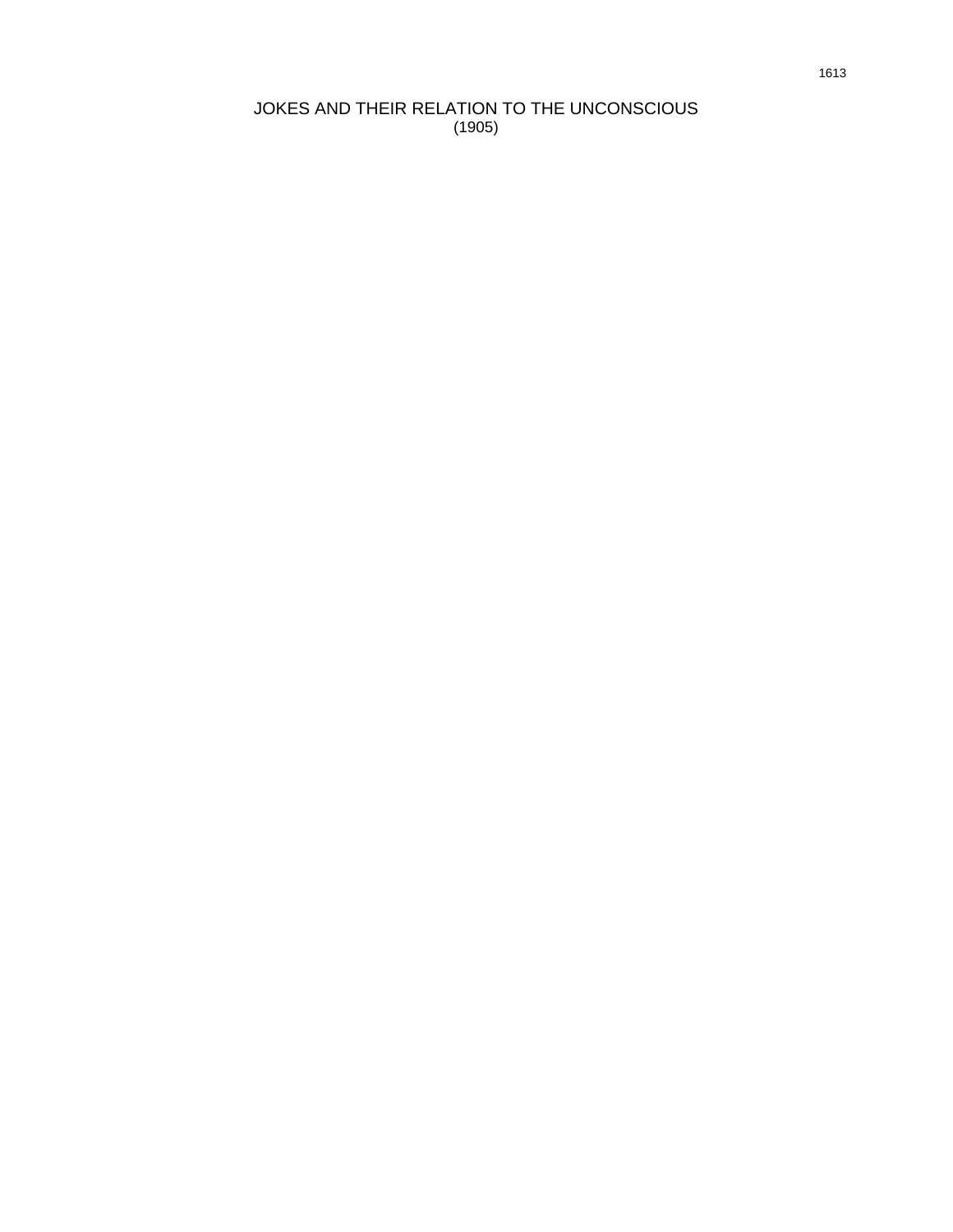# JOKES AND THEIR RELATION TO THE UNCONSCIOUS

(1905)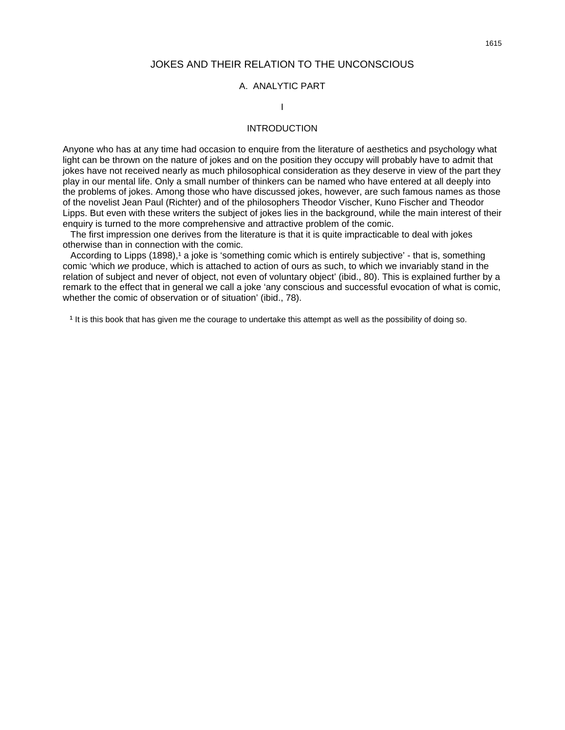# JOKES AND THEIR RELATION TO THE UNCONSCIOUS

## A. ANALYTIC PART

### I

### INTRODUCTION

Anyone who has at any time had occasion to enquire from the literature of aesthetics and psychology what light can be thrown on the nature of jokes and on the position they occupy will probably have to admit that jokes have not received nearly as much philosophical consideration as they deserve in view of the part they play in our mental life. Only a small number of thinkers can be named who have entered at all deeply into the problems of jokes. Among those who have discussed jokes, however, are such famous names as those of the novelist Jean Paul (Richter) and of the philosophers Theodor Vischer, Kuno Fischer and Theodor Lipps. But even with these writers the subject of jokes lies in the background, while the main interest of their enquiry is turned to the more comprehensive and attractive problem of the comic.

The first impression one derives from the literature is that it is quite impracticable to deal with jokes otherwise than in connection with the comic.

According to Lipps (1898),[1] a joke is 'something comic which is entirely subjective' - that is, something comic 'which *we* produce, which is attached to action of ours as such, to which we invariably stand in the relation of subject and never of object, not even of voluntary object' (ibid., 80). This is explained further by a remark to the effect that in general we call a joke 'any conscious and successful evocation of what is comic, whether the comic of observation or of situation' (ibid., 78).

[1] It is this book that has given me the courage to undertake this attempt as well as the possibility of doing so.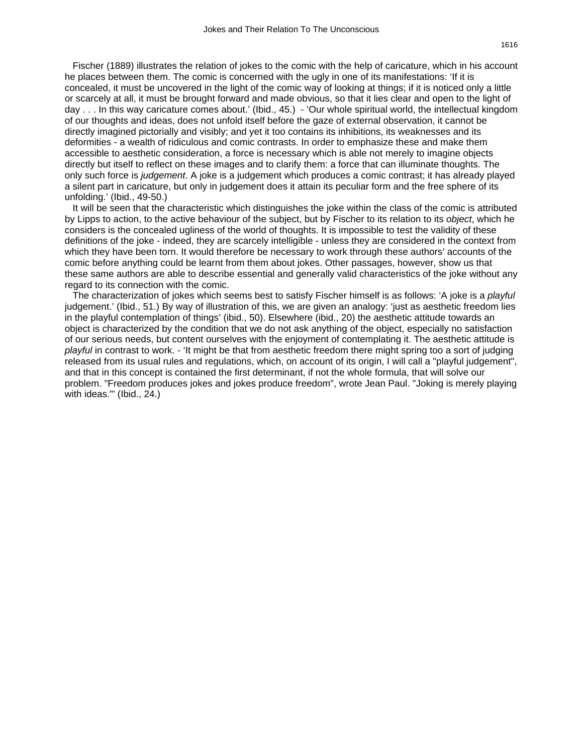Fischer (1889) illustrates the relation of jokes to the comic with the help of caricature, which in his account he places between them. The comic is concerned with the ugly in one of its manifestations: 'If it is concealed, it must be uncovered in the light of the comic way of looking at things; if it is noticed only a little or scarcely at all, it must be brought forward and made obvious, so that it lies clear and open to the light of day . . . In this way caricature comes about.' (Ibid., 45.) - 'Our whole spiritual world, the intellectual kingdom of our thoughts and ideas, does not unfold itself before the gaze of external observation, it cannot be directly imagined pictorially and visibly; and yet it too contains its inhibitions, its weaknesses and its deformities - a wealth of ridiculous and comic contrasts. In order to emphasize these and make them accessible to aesthetic consideration, a force is necessary which is able not merely to imagine objects directly but itself to reflect on these images and to clarify them: a force that can illuminate thoughts. The only such force is *judgement*. A joke is a judgement which produces a comic contrast; it has already played a silent part in caricature, but only in judgement does it attain its peculiar form and the free sphere of its unfolding.' (Ibid., 49-50.)

It will be seen that the characteristic which distinguishes the joke within the class of the comic is attributed by Lipps to action, to the active behaviour of the subject, but by Fischer to its relation to its *object*, which he considers is the concealed ugliness of the world of thoughts. It is impossible to test the validity of these definitions of the joke - indeed, they are scarcely intelligible - unless they are considered in the context from which they have been torn. It would therefore be necessary to work through these authors' accounts of the comic before anything could be learnt from them about jokes. Other passages, however, show us that these same authors are able to describe essential and generally valid characteristics of the joke without any regard to its connection with the comic.

The characterization of jokes which seems best to satisfy Fischer himself is as follows: 'A joke is a *playful* judgement.' (Ibid., 51.) By way of illustration of this, we are given an analogy: 'just as aesthetic freedom lies in the playful contemplation of things' (ibid., 50). Elsewhere (ibid., 20) the aesthetic attitude towards an object is characterized by the condition that we do not ask anything of the object, especially no satisfaction of our serious needs, but content ourselves with the enjoyment of contemplating it. The aesthetic attitude is *playful* in contrast to work. - 'It might be that from aesthetic freedom there might spring too a sort of judging released from its usual rules and regulations, which, on account of its origin, I will call a "playful judgement", and that in this concept is contained the first determinant, if not the whole formula, that will solve our problem. "Freedom produces jokes and jokes produce freedom", wrote Jean Paul. "Joking is merely playing with ideas."' (Ibid., 24.)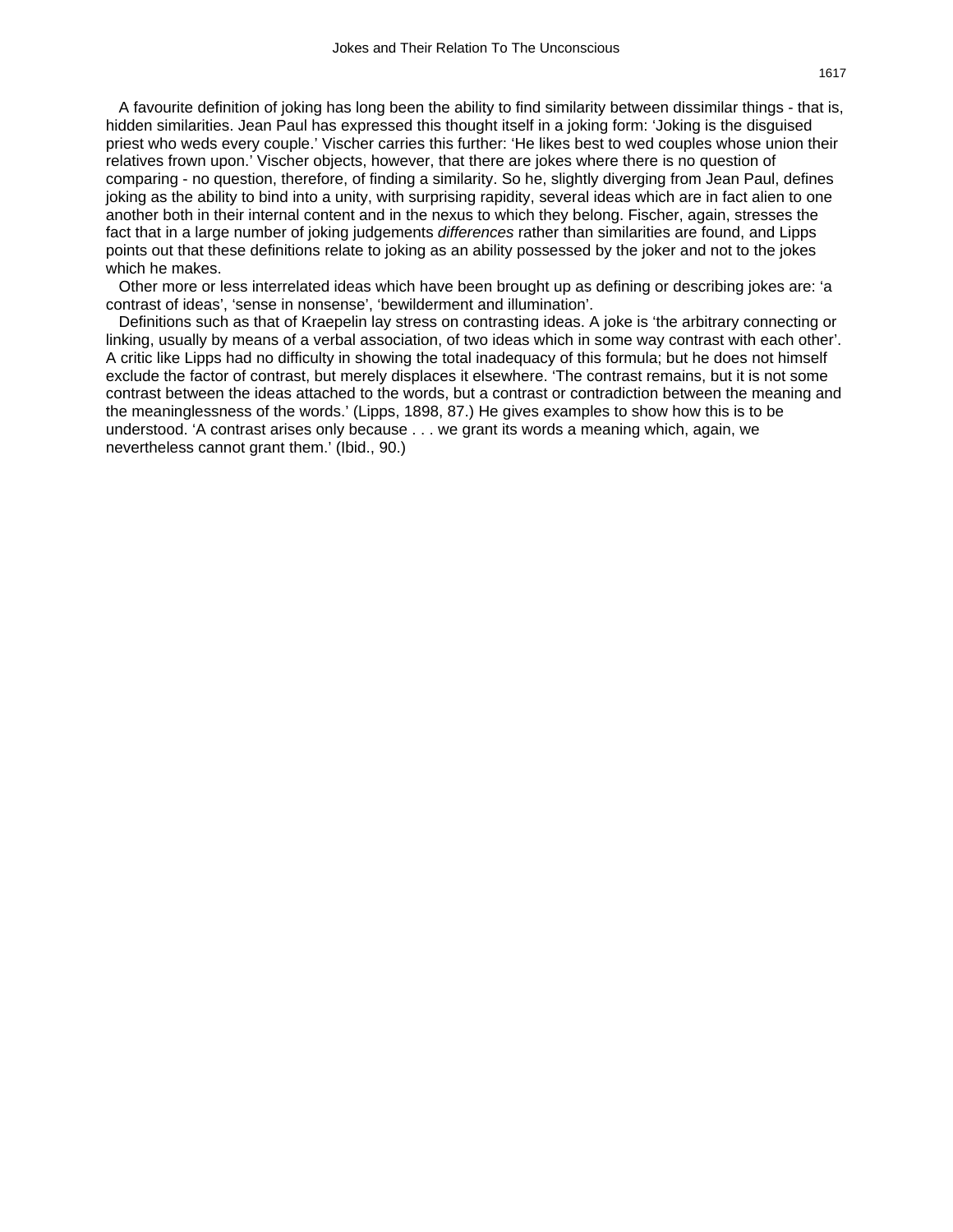A favourite definition of joking has long been the ability to find similarity between dissimilar things - that is, hidden similarities. Jean Paul has expressed this thought itself in a joking form: 'Joking is the disguised priest who weds every couple.' Vischer carries this further: 'He likes best to wed couples whose union their relatives frown upon.' Vischer objects, however, that there are jokes where there is no question of comparing - no question, therefore, of finding a similarity. So he, slightly diverging from Jean Paul, defines joking as the ability to bind into a unity, with surprising rapidity, several ideas which are in fact alien to one another both in their internal content and in the nexus to which they belong. Fischer, again, stresses the fact that in a large number of joking judgements *differences* rather than similarities are found, and Lipps points out that these definitions relate to joking as an ability possessed by the joker and not to the jokes which he makes.

Other more or less interrelated ideas which have been brought up as defining or describing jokes are: 'a contrast of ideas', 'sense in nonsense', 'bewilderment and illumination'.

Definitions such as that of Kraepelin lay stress on contrasting ideas. A joke is 'the arbitrary connecting or linking, usually by means of a verbal association, of two ideas which in some way contrast with each other'. A critic like Lipps had no difficulty in showing the total inadequacy of this formula; but he does not himself exclude the factor of contrast, but merely displaces it elsewhere. 'The contrast remains, but it is not some contrast between the ideas attached to the words, but a contrast or contradiction between the meaning and the meaninglessness of the words.' (Lipps, 1898, 87.) He gives examples to show how this is to be understood. 'A contrast arises only because . . . we grant its words a meaning which, again, we nevertheless cannot grant them.' (Ibid., 90.)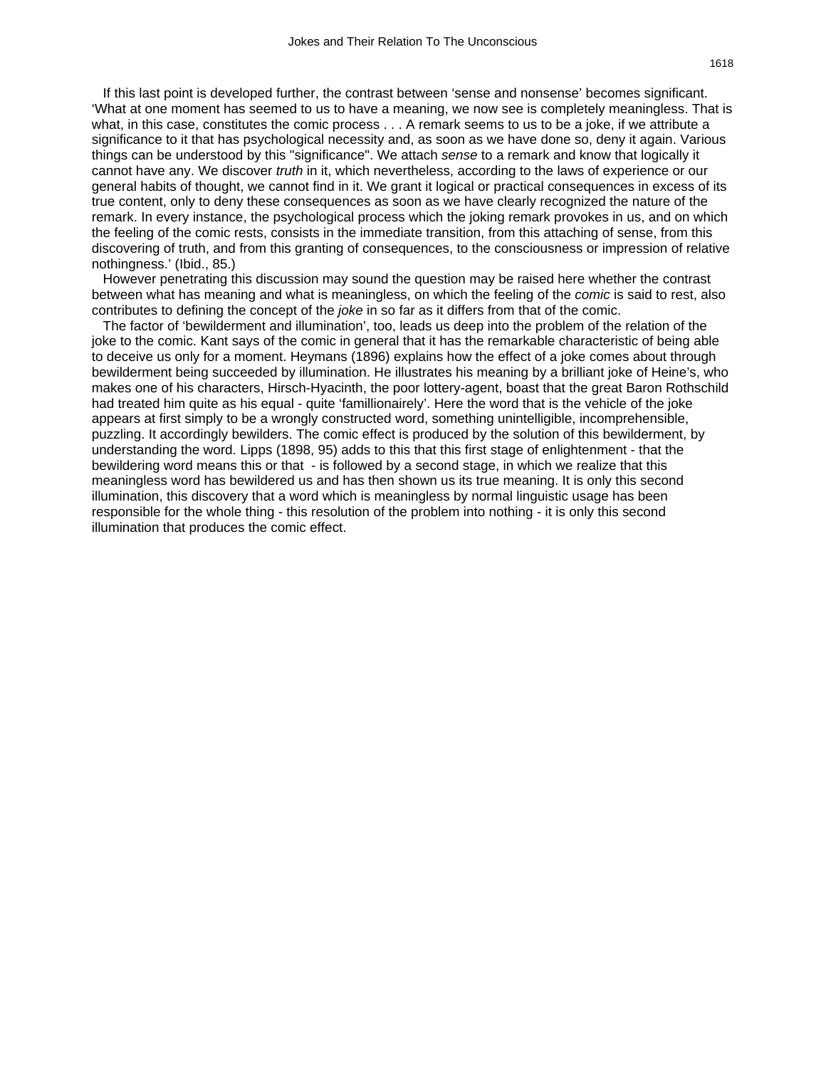If this last point is developed further, the contrast between 'sense and nonsense' becomes significant. 'What at one moment has seemed to us to have a meaning, we now see is completely meaningless. That is what, in this case, constitutes the comic process . . . A remark seems to us to be a joke, if we attribute a significance to it that has psychological necessity and, as soon as we have done so, deny it again. Various things can be understood by this "significance". We attach *sense* to a remark and know that logically it cannot have any. We discover *truth* in it, which nevertheless, according to the laws of experience or our general habits of thought, we cannot find in it. We grant it logical or practical consequences in excess of its true content, only to deny these consequences as soon as we have clearly recognized the nature of the remark. In every instance, the psychological process which the joking remark provokes in us, and on which the feeling of the comic rests, consists in the immediate transition, from this attaching of sense, from this discovering of truth, and from this granting of consequences, to the consciousness or impression of relative nothingness.' (Ibid., 85.)

However penetrating this discussion may sound the question may be raised here whether the contrast between what has meaning and what is meaningless, on which the feeling of the *comic* is said to rest, also contributes to defining the concept of the *joke* in so far as it differs from that of the comic.

The factor of 'bewilderment and illumination', too, leads us deep into the problem of the relation of the joke to the comic. Kant says of the comic in general that it has the remarkable characteristic of being able to deceive us only for a moment. Heymans (1896) explains how the effect of a joke comes about through bewilderment being succeeded by illumination. He illustrates his meaning by a brilliant joke of Heine's, who makes one of his characters, Hirsch-Hyacinth, the poor lottery-agent, boast that the great Baron Rothschild had treated him quite as his equal - quite 'famillionairely'. Here the word that is the vehicle of the joke appears at first simply to be a wrongly constructed word, something unintelligible, incomprehensible, puzzling. It accordingly bewilders. The comic effect is produced by the solution of this bewilderment, by understanding the word. Lipps (1898, 95) adds to this that this first stage of enlightenment - that the bewildering word means this or that - is followed by a second stage, in which we realize that this meaningless word has bewildered us and has then shown us its true meaning. It is only this second illumination, this discovery that a word which is meaningless by normal linguistic usage has been responsible for the whole thing - this resolution of the problem into nothing - it is only this second illumination that produces the comic effect.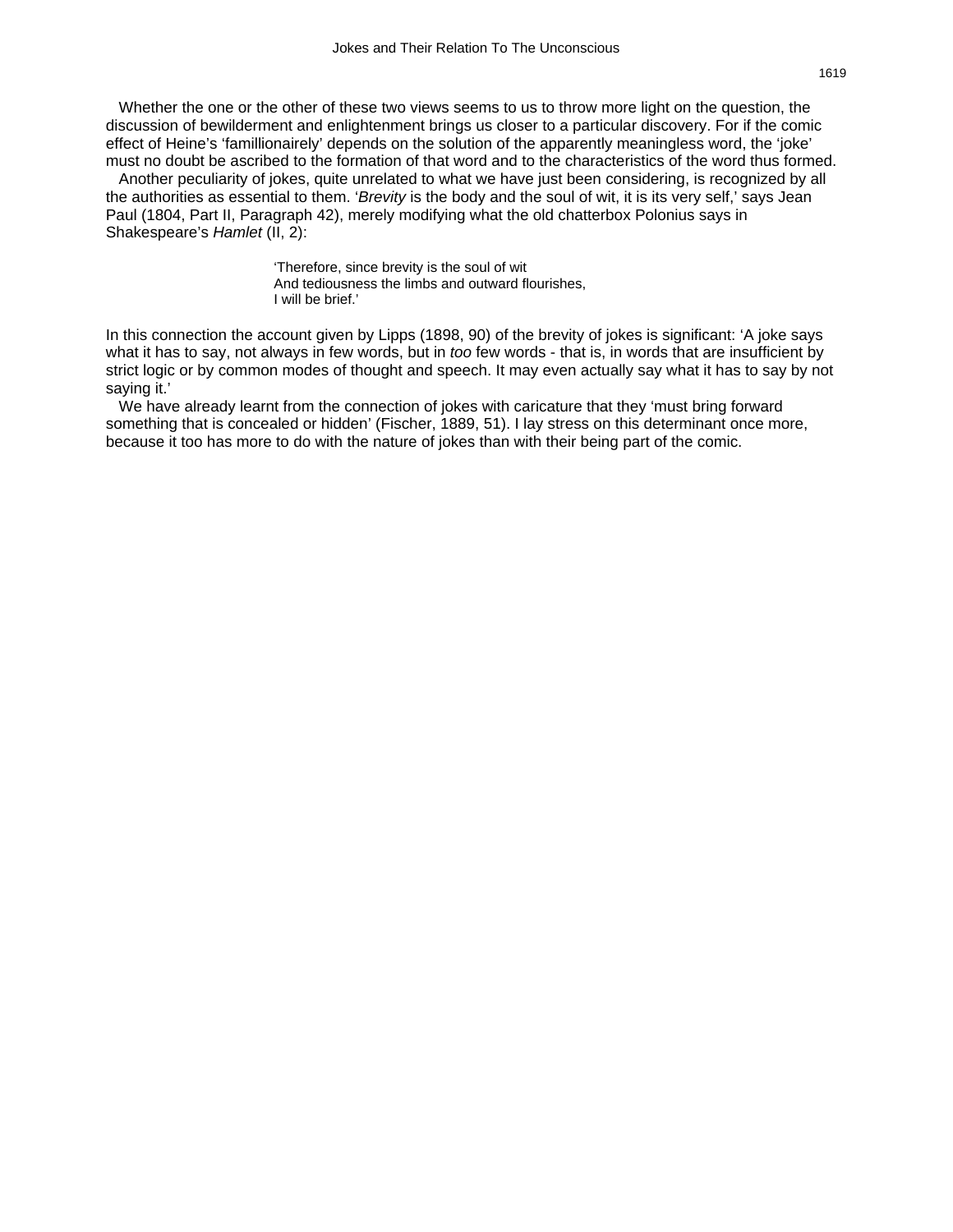Whether the one or the other of these two views seems to us to throw more light on the question, the discussion of bewilderment and enlightenment brings us closer to a particular discovery. For if the comic effect of Heine's 'famillionairely' depends on the solution of the apparently meaningless word, the 'joke' must no doubt be ascribed to the formation of that word and to the characteristics of the word thus formed.

Another peculiarity of jokes, quite unrelated to what we have just been considering, is recognized by all the authorities as essential to them. '*Brevity* is the body and the soul of wit, it is its very self,' says Jean Paul (1804, Part II, Paragraph 42), merely modifying what the old chatterbox Polonius says in Shakespeare's *Hamlet* (II, 2):

> 'Therefore, since brevity is the soul of wit
> And tediousness the limbs and outward flourishes,
> I will be brief.'

In this connection the account given by Lipps (1898, 90) of the brevity of jokes is significant: 'A joke says what it has to say, not always in few words, but in *too* few words - that is, in words that are insufficient by strict logic or by common modes of thought and speech. It may even actually say what it has to say by not saying it.'

We have already learnt from the connection of jokes with caricature that they 'must bring forward something that is concealed or hidden' (Fischer, 1889, 51). I lay stress on this determinant once more, because it too has more to do with the nature of jokes than with their being part of the comic.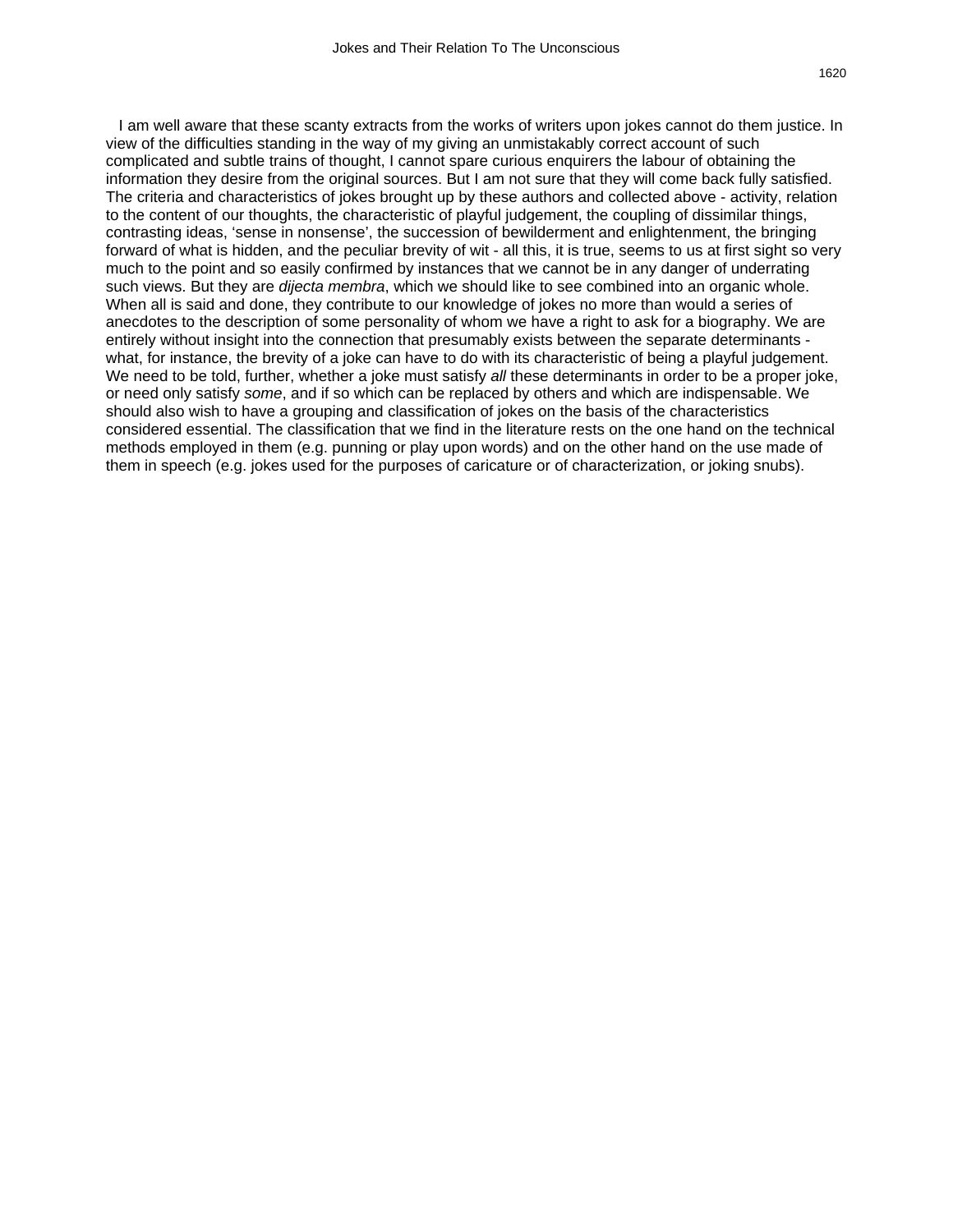I am well aware that these scanty extracts from the works of writers upon jokes cannot do them justice. In view of the difficulties standing in the way of my giving an unmistakably correct account of such complicated and subtle trains of thought, I cannot spare curious enquirers the labour of obtaining the information they desire from the original sources. But I am not sure that they will come back fully satisfied. The criteria and characteristics of jokes brought up by these authors and collected above - activity, relation to the content of our thoughts, the characteristic of playful judgement, the coupling of dissimilar things, contrasting ideas, 'sense in nonsense', the succession of bewilderment and enlightenment, the bringing forward of what is hidden, and the peculiar brevity of wit - all this, it is true, seems to us at first sight so very much to the point and so easily confirmed by instances that we cannot be in any danger of underrating such views. But they are *disjecta membra*, which we should like to see combined into an organic whole. When all is said and done, they contribute to our knowledge of jokes no more than would a series of anecdotes to the description of some personality of whom we have a right to ask for a biography. We are entirely without insight into the connection that presumably exists between the separate determinants - what, for instance, the brevity of a joke can have to do with its characteristic of being a playful judgement. We need to be told, further, whether a joke must satisfy *all* these determinants in order to be a proper joke, or need only satisfy *some*, and if so which can be replaced by others and which are indispensable. We should also wish to have a grouping and classification of jokes on the basis of the characteristics considered essential. The classification that we find in the literature rests on the one hand on the technical methods employed in them (e.g. punning or play upon words) and on the other hand on the use made of them in speech (e.g. jokes used for the purposes of caricature or of characterization, or joking snubs).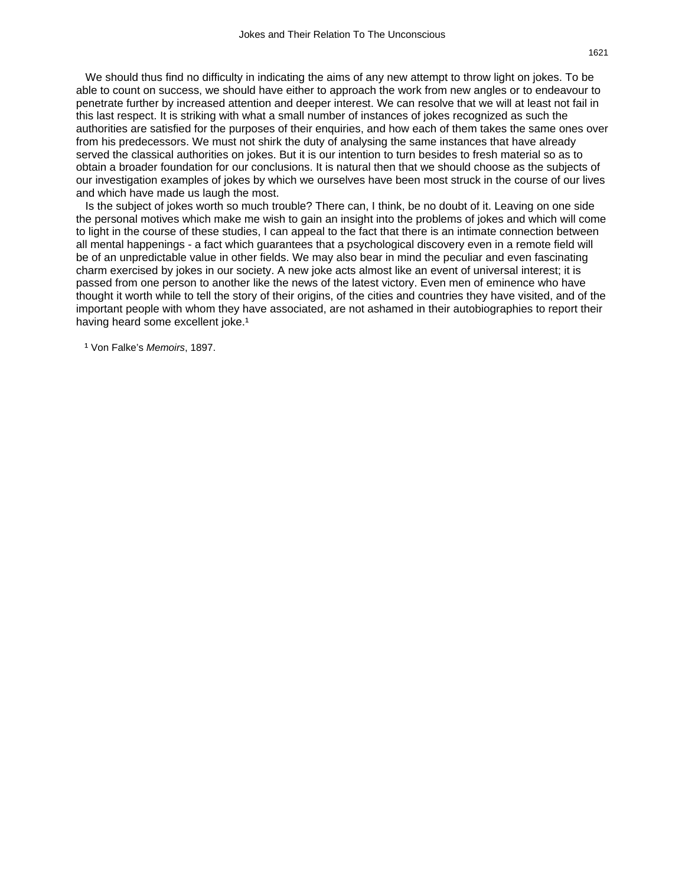We should thus find no difficulty in indicating the aims of any new attempt to throw light on jokes. To be able to count on success, we should have either to approach the work from new angles or to endeavour to penetrate further by increased attention and deeper interest. We can resolve that we will at least not fail in this last respect. It is striking with what a small number of instances of jokes recognized as such the authorities are satisfied for the purposes of their enquiries, and how each of them takes the same ones over from his predecessors. We must not shirk the duty of analysing the same instances that have already served the classical authorities on jokes. But it is our intention to turn besides to fresh material so as to obtain a broader foundation for our conclusions. It is natural then that we should choose as the subjects of our investigation examples of jokes by which we ourselves have been most struck in the course of our lives and which have made us laugh the most.

Is the subject of jokes worth so much trouble? There can, I think, be no doubt of it. Leaving on one side the personal motives which make me wish to gain an insight into the problems of jokes and which will come to light in the course of these studies, I can appeal to the fact that there is an intimate connection between all mental happenings - a fact which guarantees that a psychological discovery even in a remote field will be of an unpredictable value in other fields. We may also bear in mind the peculiar and even fascinating charm exercised by jokes in our society. A new joke acts almost like an event of universal interest; it is passed from one person to another like the news of the latest victory. Even men of eminence who have thought it worth while to tell the story of their origins, of the cities and countries they have visited, and of the important people with whom they have associated, are not ashamed in their autobiographies to report their having heard some excellent joke.[1]

[1] Von Falke's *Memoirs*, 1897.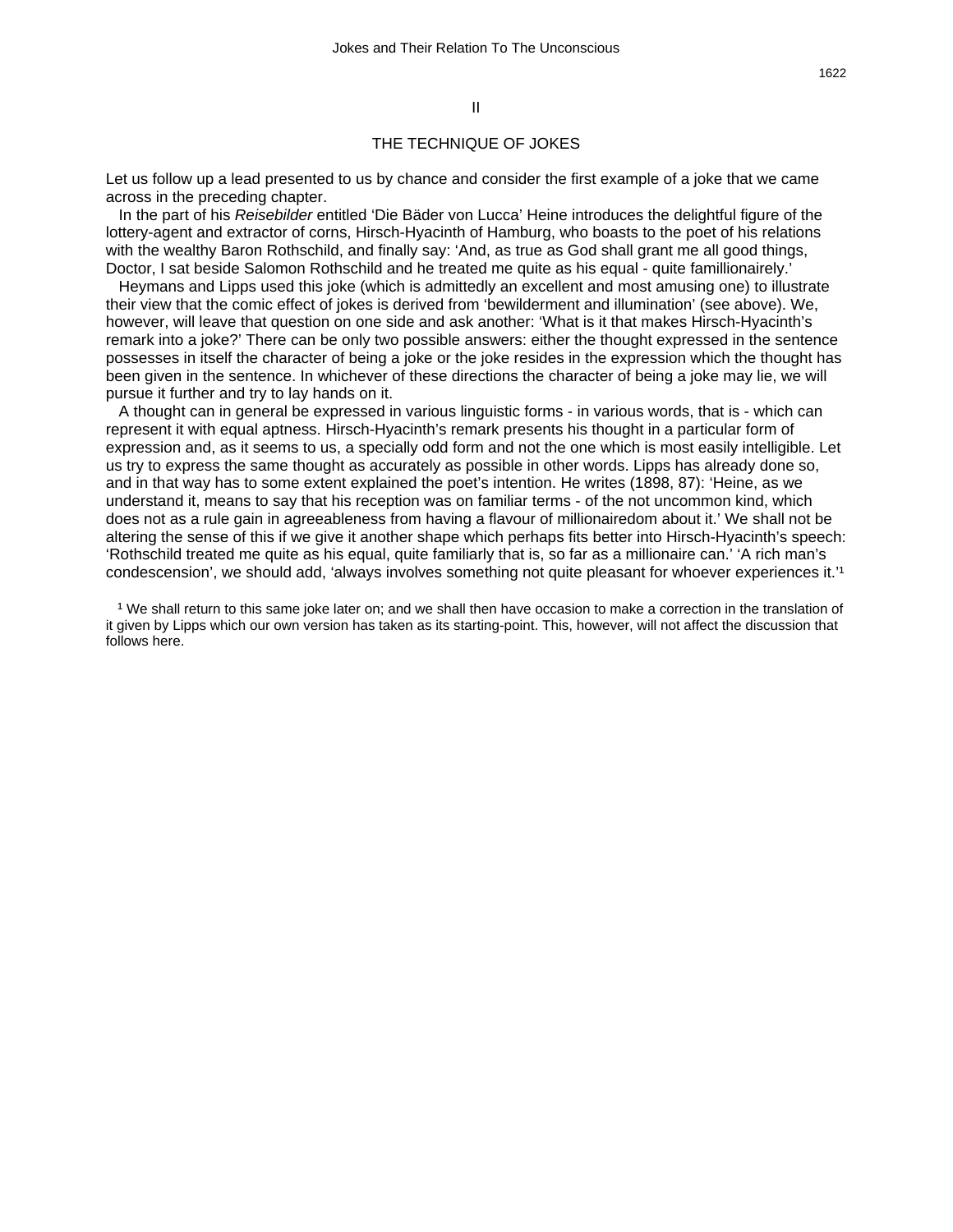## II

## THE TECHNIQUE OF JOKES

Let us follow up a lead presented to us by chance and consider the first example of a joke that we came across in the preceding chapter.

In the part of his *Reisebilder* entitled 'Die Bäder von Lucca' Heine introduces the delightful figure of the lottery-agent and extractor of corns, Hirsch-Hyacinth of Hamburg, who boasts to the poet of his relations with the wealthy Baron Rothschild, and finally say: 'And, as true as God shall grant me all good things, Doctor, I sat beside Salomon Rothschild and he treated me quite as his equal - quite famillionairely.'

Heymans and Lipps used this joke (which is admittedly an excellent and most amusing one) to illustrate their view that the comic effect of jokes is derived from 'bewilderment and illumination' (see above). We, however, will leave that question on one side and ask another: 'What is it that makes Hirsch-Hyacinth's remark into a joke?' There can be only two possible answers: either the thought expressed in the sentence possesses in itself the character of being a joke or the joke resides in the expression which the thought has been given in the sentence. In whichever of these directions the character of being a joke may lie, we will pursue it further and try to lay hands on it.

A thought can in general be expressed in various linguistic forms - in various words, that is - which can represent it with equal aptness. Hirsch-Hyacinth's remark presents his thought in a particular form of expression and, as it seems to us, a specially odd form and not the one which is most easily intelligible. Let us try to express the same thought as accurately as possible in other words. Lipps has already done so, and in that way has to some extent explained the poet's intention. He writes (1898, 87): 'Heine, as we understand it, means to say that his reception was on familiar terms - of the not uncommon kind, which does not as a rule gain in agreeableness from having a flavour of millionairedom about it.' We shall not be altering the sense of this if we give it another shape which perhaps fits better into Hirsch-Hyacinth's speech: 'Rothschild treated me quite as his equal, quite familiarly that is, so far as a millionaire can.' 'A rich man's condescension', we should add, 'always involves something not quite pleasant for whoever experiences it.'[1]

[1] We shall return to this same joke later on; and we shall then have occasion to make a correction in the translation of it given by Lipps which our own version has taken as its starting-point. This, however, will not affect the discussion that follows here.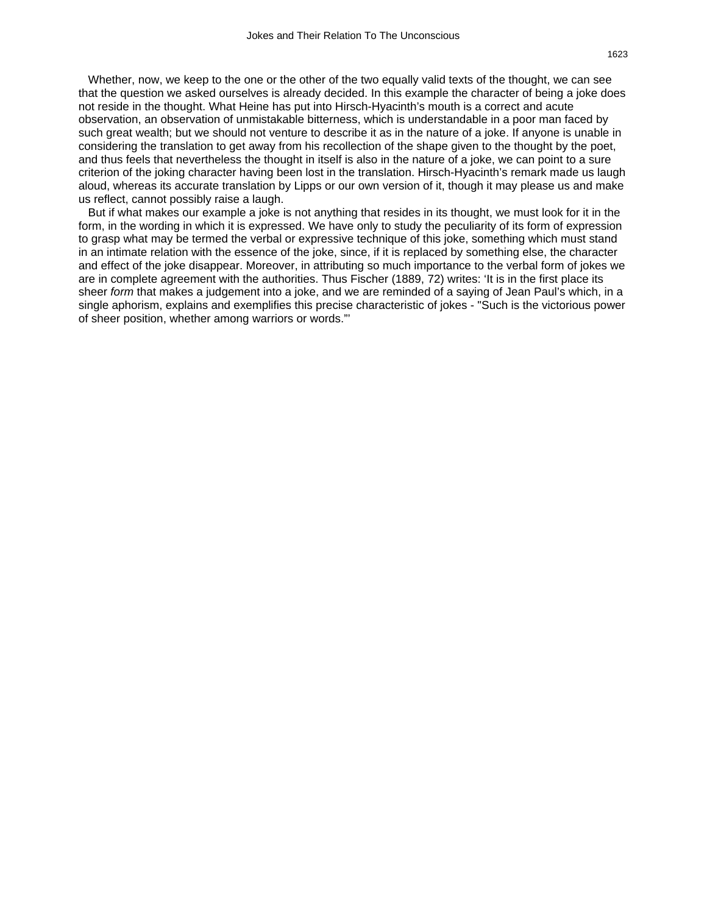Whether, now, we keep to the one or the other of the two equally valid texts of the thought, we can see that the question we asked ourselves is already decided. In this example the character of being a joke does not reside in the thought. What Heine has put into Hirsch-Hyacinth's mouth is a correct and acute observation, an observation of unmistakable bitterness, which is understandable in a poor man faced by such great wealth; but we should not venture to describe it as in the nature of a joke. If anyone is unable in considering the translation to get away from his recollection of the shape given to the thought by the poet, and thus feels that nevertheless the thought in itself is also in the nature of a joke, we can point to a sure criterion of the joking character having been lost in the translation. Hirsch-Hyacinth's remark made us laugh aloud, whereas its accurate translation by Lipps or our own version of it, though it may please us and make us reflect, cannot possibly raise a laugh.

But if what makes our example a joke is not anything that resides in its thought, we must look for it in the form, in the wording in which it is expressed. We have only to study the peculiarity of its form of expression to grasp what may be termed the verbal or expressive technique of this joke, something which must stand in an intimate relation with the essence of the joke, since, if it is replaced by something else, the character and effect of the joke disappear. Moreover, in attributing so much importance to the verbal form of jokes we are in complete agreement with the authorities. Thus Fischer (1889, 72) writes: 'It is in the first place its sheer *form* that makes a judgement into a joke, and we are reminded of a saying of Jean Paul's which, in a single aphorism, explains and exemplifies this precise characteristic of jokes - "Such is the victorious power of sheer position, whether among warriors or words."'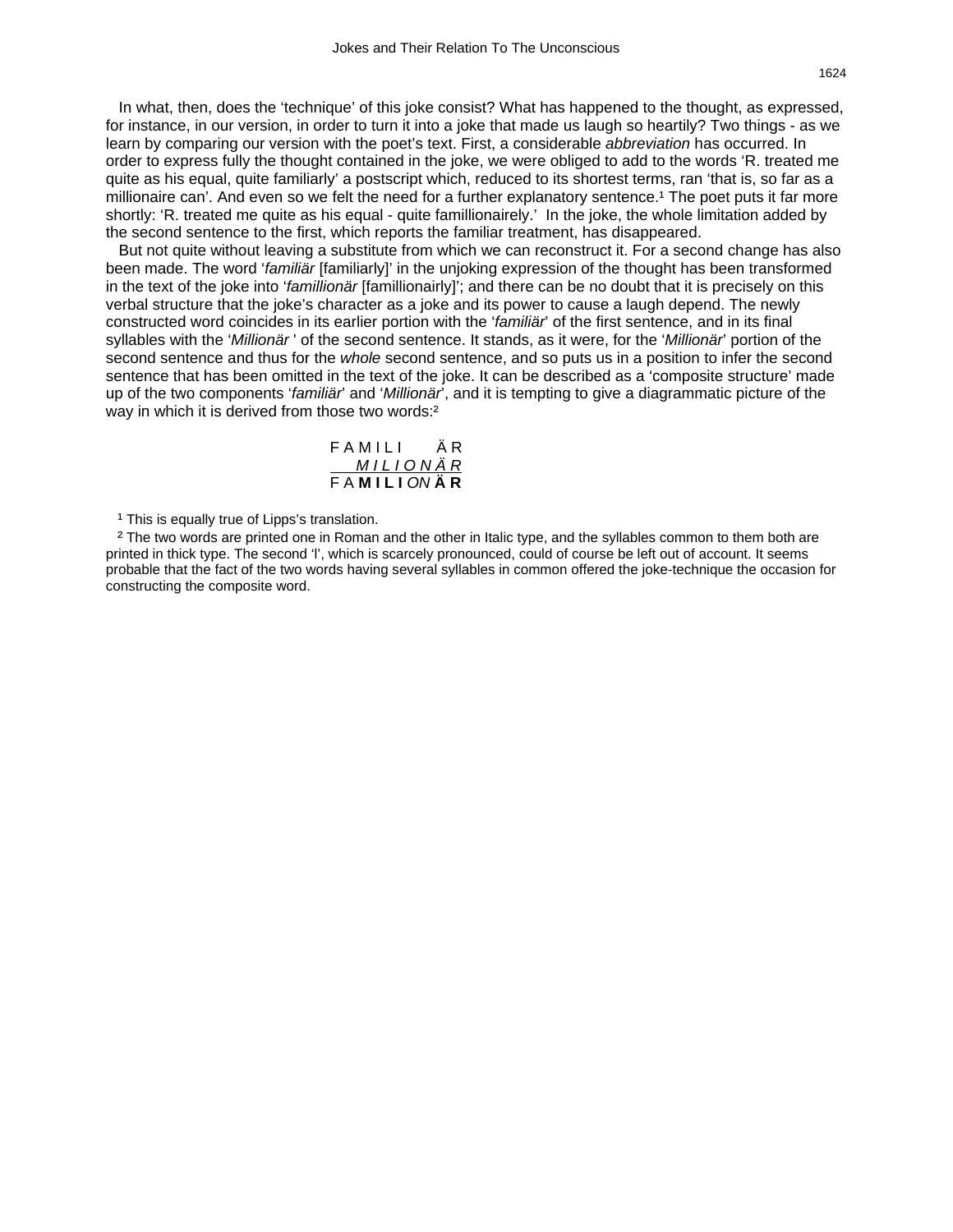In what, then, does the 'technique' of this joke consist? What has happened to the thought, as expressed, for instance, in our version, in order to turn it into a joke that made us laugh so heartily? Two things - as we learn by comparing our version with the poet's text. First, a considerable *abbreviation* has occurred. In order to express fully the thought contained in the joke, we were obliged to add to the words 'R. treated me quite as his equal, quite familiarly' a postscript which, reduced to its shortest terms, ran 'that is, so far as a millionaire can'. And even so we felt the need for a further explanatory sentence.[1] The poet puts it far more shortly: 'R. treated me quite as his equal - quite famillionairely.' In the joke, the whole limitation added by the second sentence to the first, which reports the familiar treatment, has disappeared.

But not quite without leaving a substitute from which we can reconstruct it. For a second change has also been made. The word '*familiär* [familiarly]' in the unjoking expression of the thought has been transformed in the text of the joke into '*famillionär* [famillionairly]'; and there can be no doubt that it is precisely on this verbal structure that the joke's character as a joke and its power to cause a laugh depend. The newly constructed word coincides in its earlier portion with the '*familiär*' of the first sentence, and in its final syllables with the '*Millionär* ' of the second sentence. It stands, as it were, for the '*Millionär*' portion of the second sentence and thus for the *whole* second sentence, and so puts us in a position to infer the second sentence that has been omitted in the text of the joke. It can be described as a 'composite structure' made up of the two components '*familiär*' and '*Millionär*', and it is tempting to give a diagrammatic picture of the way in which it is derived from those two words:[2]

F A M I L I &nbsp;&nbsp;&nbsp;&nbsp; Ä R
&nbsp;&nbsp;&nbsp;&nbsp;&nbsp;*M I L I O N Ä R*
F A **M I L I** *ON* **Ä R**

[1] This is equally true of Lipps's translation.

[2] The two words are printed one in Roman and the other in Italic type, and the syllables common to them both are printed in thick type. The second 'l', which is scarcely pronounced, could of course be left out of account. It seems probable that the fact of the two words having several syllables in common offered the joke-technique the occasion for constructing the composite word.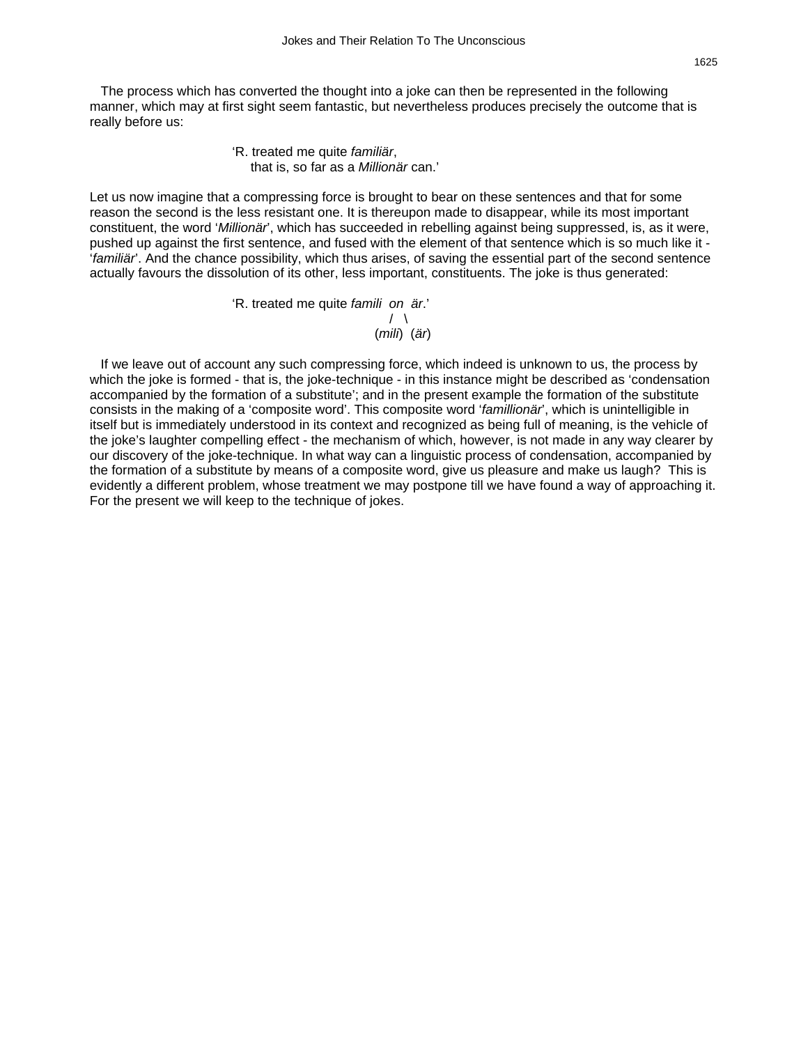The process which has converted the thought into a joke can then be represented in the following manner, which may at first sight seem fantastic, but nevertheless produces precisely the outcome that is really before us:

> 'R. treated me quite *familiär*,
> that is, so far as a *Millionär* can.'

Let us now imagine that a compressing force is brought to bear on these sentences and that for some reason the second is the less resistant one. It is thereupon made to disappear, while its most important constituent, the word '*Millionär*', which has succeeded in rebelling against being suppressed, is, as it were, pushed up against the first sentence, and fused with the element of that sentence which is so much like it - '*familiär*'. And the chance possibility, which thus arises, of saving the essential part of the second sentence actually favours the dissolution of its other, less important, constituents. The joke is thus generated:

```
'R. treated me quite famili  on  är.'
                              /   \
                          (mili)  (är)
```

If we leave out of account any such compressing force, which indeed is unknown to us, the process by which the joke is formed - that is, the joke-technique - in this instance might be described as 'condensation accompanied by the formation of a substitute'; and in the present example the formation of the substitute consists in the making of a 'composite word'. This composite word '*famillionär*', which is unintelligible in itself but is immediately understood in its context and recognized as being full of meaning, is the vehicle of the joke's laughter compelling effect - the mechanism of which, however, is not made in any way clearer by our discovery of the joke-technique. In what way can a linguistic process of condensation, accompanied by the formation of a substitute by means of a composite word, give us pleasure and make us laugh? This is evidently a different problem, whose treatment we may postpone till we have found a way of approaching it. For the present we will keep to the technique of jokes.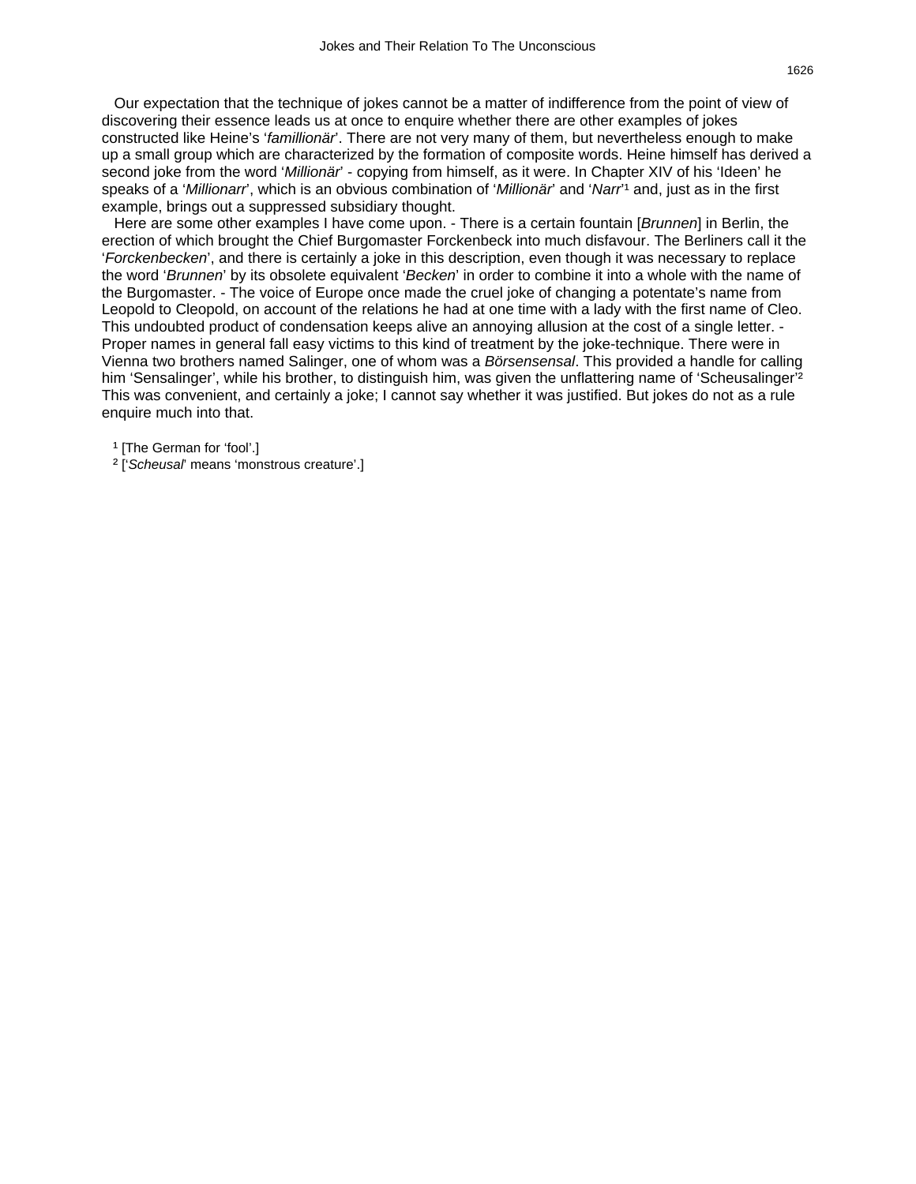Our expectation that the technique of jokes cannot be a matter of indifference from the point of view of discovering their essence leads us at once to enquire whether there are other examples of jokes constructed like Heine's '*famillionär*'. There are not very many of them, but nevertheless enough to make up a small group which are characterized by the formation of composite words. Heine himself has derived a second joke from the word '*Millionär*' - copying from himself, as it were. In Chapter XIV of his 'Ideen' he speaks of a '*Millionarr*', which is an obvious combination of '*Millionär*' and '*Narr*'[1] and, just as in the first example, brings out a suppressed subsidiary thought.

Here are some other examples I have come upon. - There is a certain fountain [*Brunnen*] in Berlin, the erection of which brought the Chief Burgomaster Forckenbeck into much disfavour. The Berliners call it the '*Forckenbecken*', and there is certainly a joke in this description, even though it was necessary to replace the word '*Brunnen*' by its obsolete equivalent '*Becken*' in order to combine it into a whole with the name of the Burgomaster. - The voice of Europe once made the cruel joke of changing a potentate's name from Leopold to Cleopold, on account of the relations he had at one time with a lady with the first name of Cleo. This undoubted product of condensation keeps alive an annoying allusion at the cost of a single letter. - Proper names in general fall easy victims to this kind of treatment by the joke-technique. There were in Vienna two brothers named Salinger, one of whom was a *Börsensensal*. This provided a handle for calling him 'Sensalinger', while his brother, to distinguish him, was given the unflattering name of 'Scheusalinger'[2] This was convenient, and certainly a joke; I cannot say whether it was justified. But jokes do not as a rule enquire much into that.

[1] [The German for 'fool'.]

[2] ['*Scheusal*' means 'monstrous creature'.]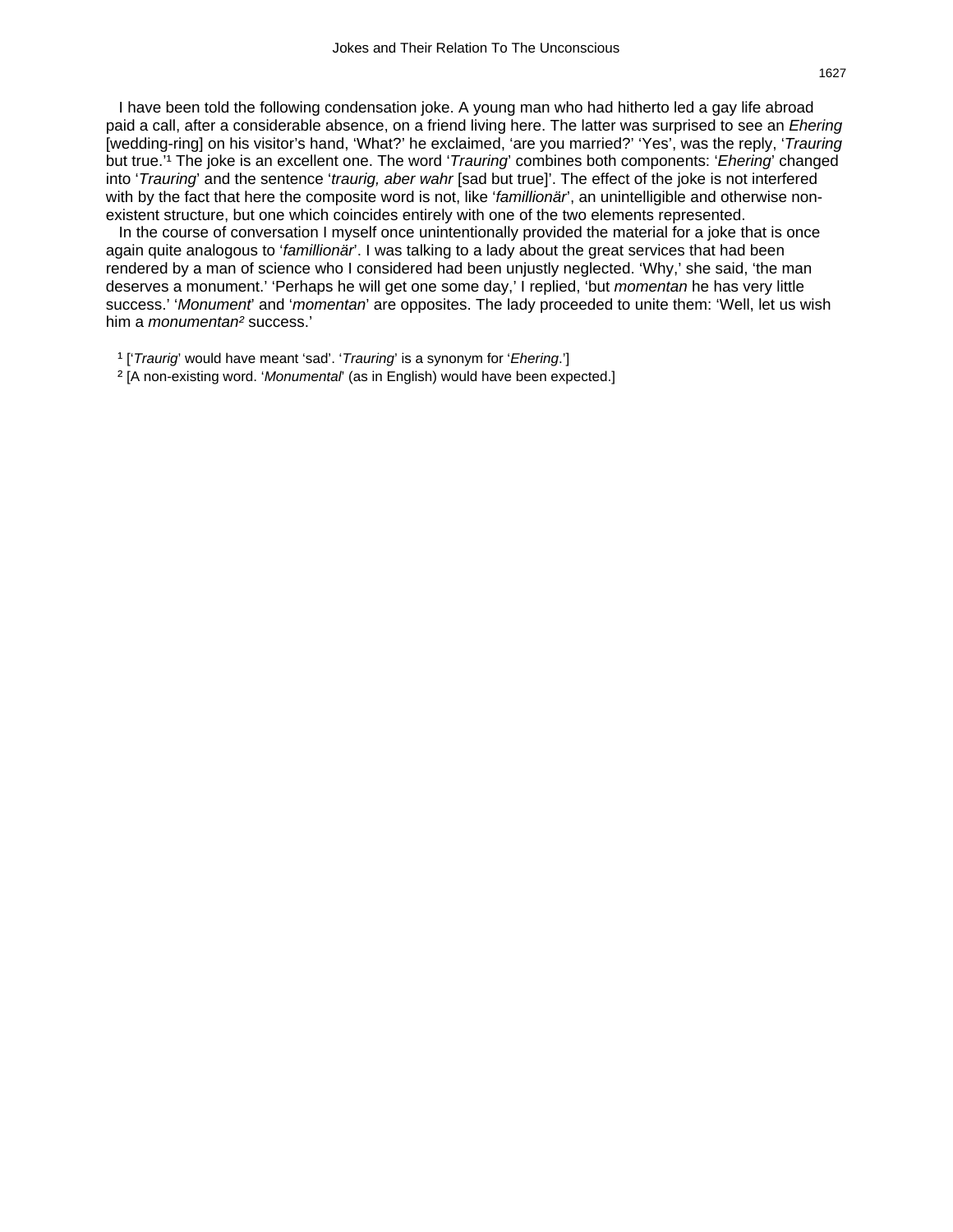I have been told the following condensation joke. A young man who had hitherto led a gay life abroad paid a call, after a considerable absence, on a friend living here. The latter was surprised to see an *Ehering* [wedding-ring] on his visitor's hand, 'What?' he exclaimed, 'are you married?' 'Yes', was the reply, '*Trauring* but true.'[1] The joke is an excellent one. The word '*Trauring*' combines both components: '*Ehering*' changed into '*Trauring*' and the sentence '*traurig, aber wahr* [sad but true]'. The effect of the joke is not interfered with by the fact that here the composite word is not, like '*famillionär*', an unintelligible and otherwise non-existent structure, but one which coincides entirely with one of the two elements represented.

In the course of conversation I myself once unintentionally provided the material for a joke that is once again quite analogous to '*famillionär*'. I was talking to a lady about the great services that had been rendered by a man of science who I considered had been unjustly neglected. 'Why,' she said, 'the man deserves a monument.' 'Perhaps he will get one some day,' I replied, 'but *momentan* he has very little success.' '*Monument*' and '*momentan*' are opposites. The lady proceeded to unite them: 'Well, let us wish him a *monumentan*[2] success.'

[1] ['*Traurig*' would have meant 'sad'. '*Trauring*' is a synonym for '*Ehering*.']

[2] [A non-existing word. '*Monumental*' (as in English) would have been expected.]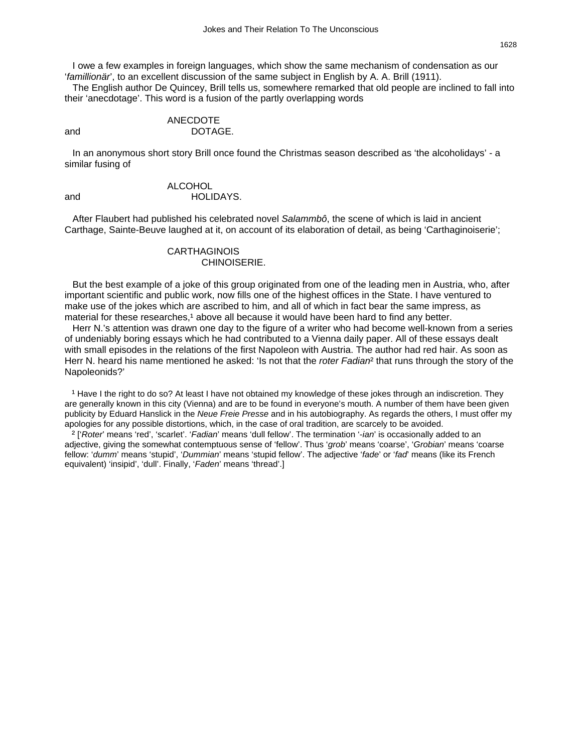I owe a few examples in foreign languages, which show the same mechanism of condensation as our '*famillionär*', to an excellent discussion of the same subject in English by A. A. Brill (1911).

The English author De Quincey, Brill tells us, somewhere remarked that old people are inclined to fall into their 'anecdotage'. This word is a fusion of the partly overlapping words

ANECDOTE
and DOTAGE.

In an anonymous short story Brill once found the Christmas season described as 'the alcoholidays' - a similar fusing of

ALCOHOL
and HOLIDAYS.

After Flaubert had published his celebrated novel *Salammbô*, the scene of which is laid in ancient Carthage, Sainte-Beuve laughed at it, on account of its elaboration of detail, as being 'Carthaginoiserie';

CARTHAGINOIS
CHINOISERIE.

But the best example of a joke of this group originated from one of the leading men in Austria, who, after important scientific and public work, now fills one of the highest offices in the State. I have ventured to make use of the jokes which are ascribed to him, and all of which in fact bear the same impress, as material for these researches,[1] above all because it would have been hard to find any better.

Herr N.'s attention was drawn one day to the figure of a writer who had become well-known from a series of undeniably boring essays which he had contributed to a Vienna daily paper. All of these essays dealt with small episodes in the relations of the first Napoleon with Austria. The author had red hair. As soon as Herr N. heard his name mentioned he asked: 'Is not that the *roter Fadian*[2] that runs through the story of the Napoleonids?'

[1] Have I the right to do so? At least I have not obtained my knowledge of these jokes through an indiscretion. They are generally known in this city (Vienna) and are to be found in everyone's mouth. A number of them have been given publicity by Eduard Hanslick in the *Neue Freie Presse* and in his autobiography. As regards the others, I must offer my apologies for any possible distortions, which, in the case of oral tradition, are scarcely to be avoided.

[2] ['*Roter*' means 'red', 'scarlet'. '*Fadian*' means 'dull fellow'. The termination '*-ian*' is occasionally added to an adjective, giving the somewhat contemptuous sense of 'fellow'. Thus '*grob*' means 'coarse', '*Grobian*' means 'coarse fellow: '*dumm*' means 'stupid', '*Dummian*' means 'stupid fellow'. The adjective '*fade*' or '*fad*' means (like its French equivalent) 'insipid', 'dull'. Finally, '*Faden*' means 'thread'.]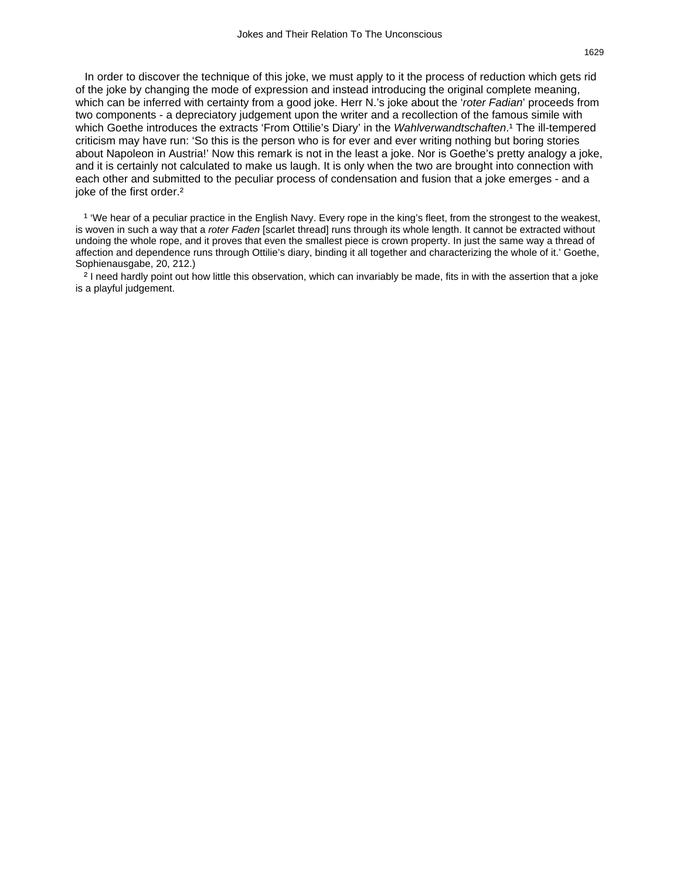In order to discover the technique of this joke, we must apply to it the process of reduction which gets rid of the joke by changing the mode of expression and instead introducing the original complete meaning, which can be inferred with certainty from a good joke. Herr N.'s joke about the '*roter Fadian*' proceeds from two components - a depreciatory judgement upon the writer and a recollection of the famous simile with which Goethe introduces the extracts 'From Ottilie's Diary' in the *Wahlverwandtschaften*.[1] The ill-tempered criticism may have run: 'So this is the person who is for ever and ever writing nothing but boring stories about Napoleon in Austria!' Now this remark is not in the least a joke. Nor is Goethe's pretty analogy a joke, and it is certainly not calculated to make us laugh. It is only when the two are brought into connection with each other and submitted to the peculiar process of condensation and fusion that a joke emerges - and a joke of the first order.[2]

[1] 'We hear of a peculiar practice in the English Navy. Every rope in the king's fleet, from the strongest to the weakest, is woven in such a way that a *roter Faden* [scarlet thread] runs through its whole length. It cannot be extracted without undoing the whole rope, and it proves that even the smallest piece is crown property. In just the same way a thread of affection and dependence runs through Ottilie's diary, binding it all together and characterizing the whole of it.' Goethe, Sophienausgabe, 20, 212.)

[2] I need hardly point out how little this observation, which can invariably be made, fits in with the assertion that a joke is a playful judgement.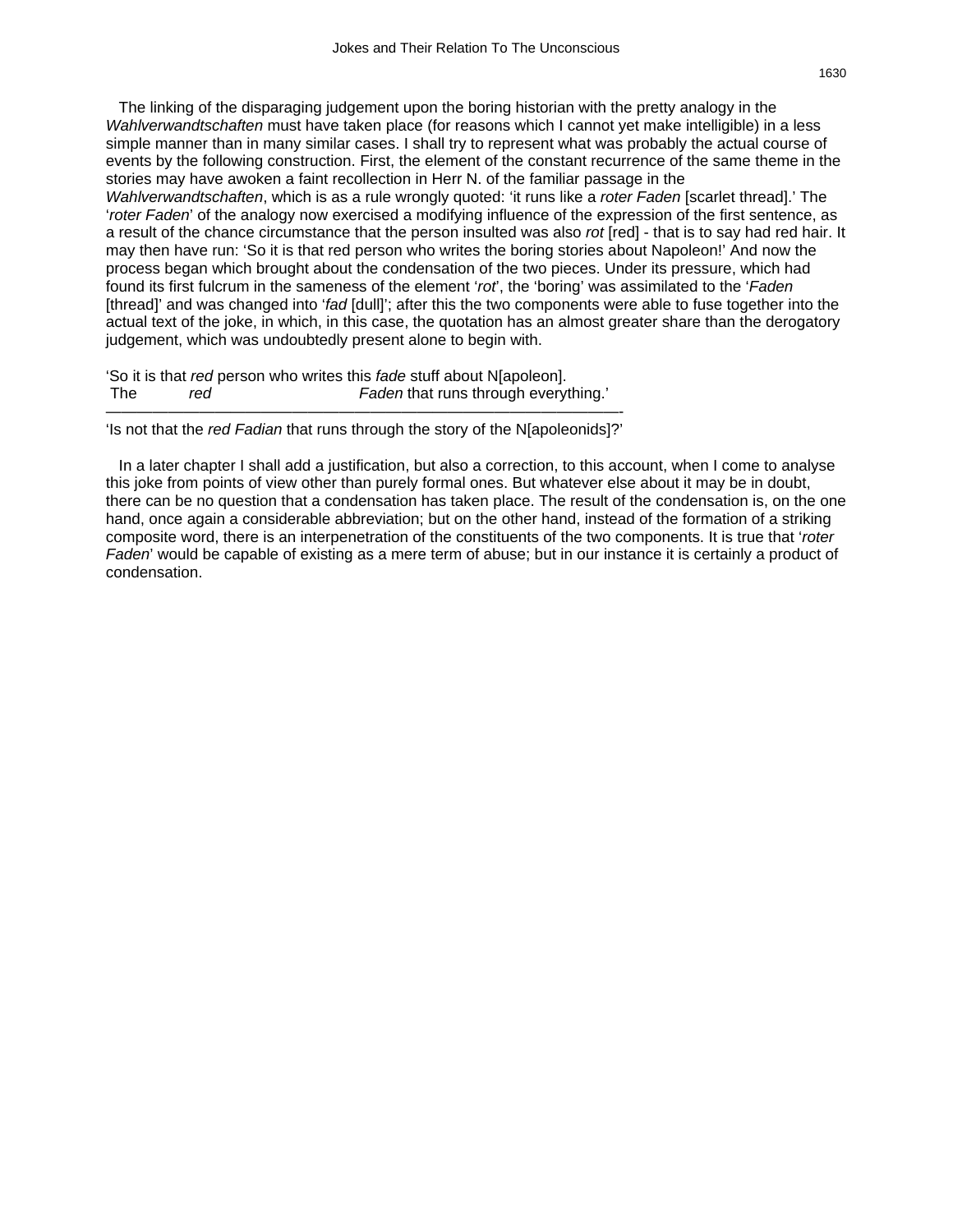The linking of the disparaging judgement upon the boring historian with the pretty analogy in the *Wahlverwandtschaften* must have taken place (for reasons which I cannot yet make intelligible) in a less simple manner than in many similar cases. I shall try to represent what was probably the actual course of events by the following construction. First, the element of the constant recurrence of the same theme in the stories may have awoken a faint recollection in Herr N. of the familiar passage in the *Wahlverwandtschaften*, which is as a rule wrongly quoted: 'it runs like a *roter Faden* [scarlet thread].' The '*roter Faden*' of the analogy now exercised a modifying influence of the expression of the first sentence, as a result of the chance circumstance that the person insulted was also *rot* [red] - that is to say had red hair. It may then have run: 'So it is that red person who writes the boring stories about Napoleon!' And now the process began which brought about the condensation of the two pieces. Under its pressure, which had found its first fulcrum in the sameness of the element '*rot*', the 'boring' was assimilated to the '*Faden* [thread]' and was changed into '*fad* [dull]'; after this the two components were able to fuse together into the actual text of the joke, in which, in this case, the quotation has an almost greater share than the derogatory judgement, which was undoubtedly present alone to begin with.

'So it is that *red* person who writes this *fade* stuff about N[apoleon].
The *red* *Faden* that runs through everything.'
———————————————————————————————————
'Is not that the *red Fadian* that runs through the story of the N[apoleonids]?'

In a later chapter I shall add a justification, but also a correction, to this account, when I come to analyse this joke from points of view other than purely formal ones. But whatever else about it may be in doubt, there can be no question that a condensation has taken place. The result of the condensation is, on the one hand, once again a considerable abbreviation; but on the other hand, instead of the formation of a striking composite word, there is an interpenetration of the constituents of the two components. It is true that '*roter Faden*' would be capable of existing as a mere term of abuse; but in our instance it is certainly a product of condensation.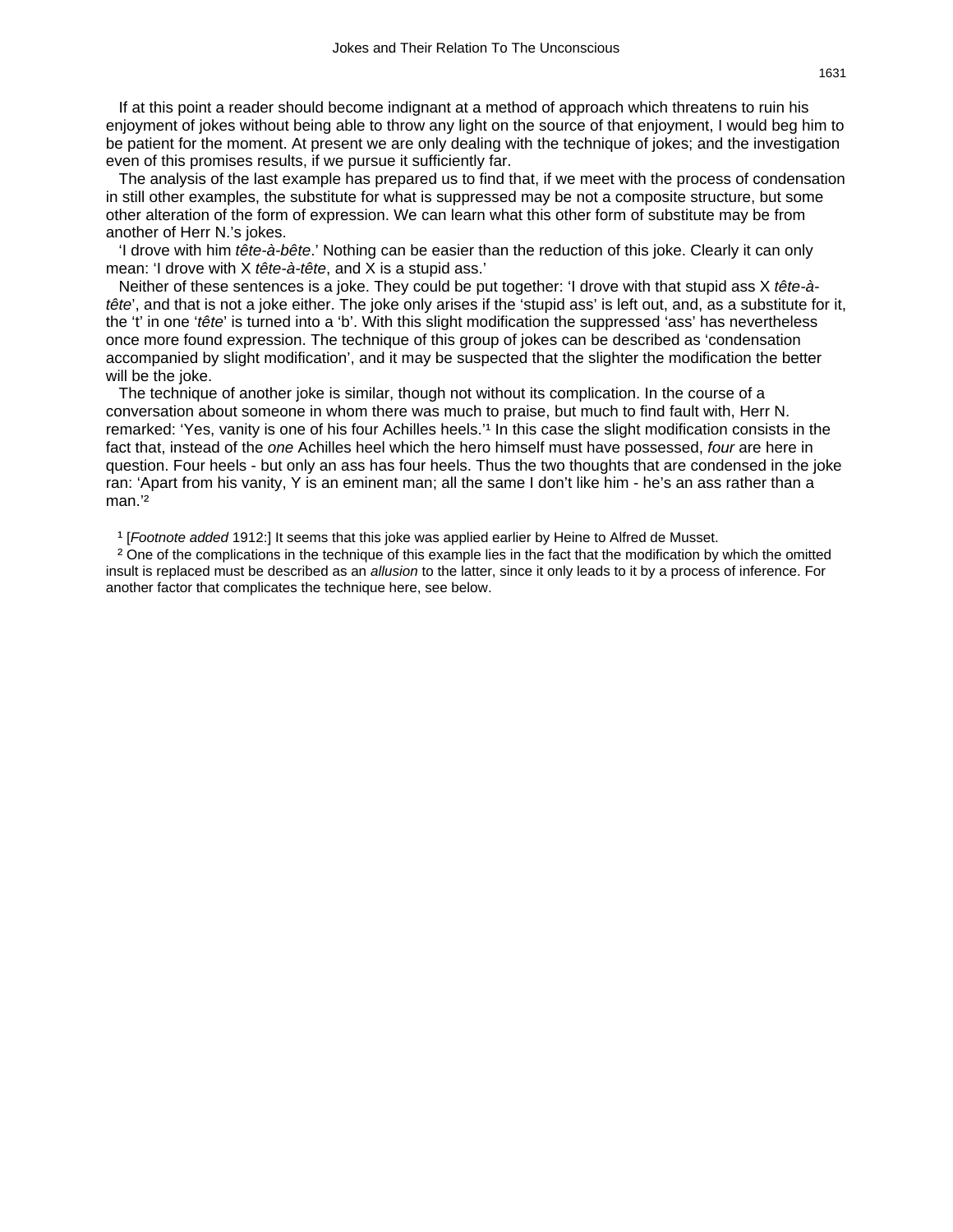If at this point a reader should become indignant at a method of approach which threatens to ruin his enjoyment of jokes without being able to throw any light on the source of that enjoyment, I would beg him to be patient for the moment. At present we are only dealing with the technique of jokes; and the investigation even of this promises results, if we pursue it sufficiently far.

The analysis of the last example has prepared us to find that, if we meet with the process of condensation in still other examples, the substitute for what is suppressed may be not a composite structure, but some other alteration of the form of expression. We can learn what this other form of substitute may be from another of Herr N.'s jokes.

'I drove with him *tête-à-bête*.' Nothing can be easier than the reduction of this joke. Clearly it can only mean: 'I drove with X *tête-à-tête*, and X is a stupid ass.'

Neither of these sentences is a joke. They could be put together: 'I drove with that stupid ass X *tête-à-tête*', and that is not a joke either. The joke only arises if the 'stupid ass' is left out, and, as a substitute for it, the 't' in one '*tête*' is turned into a 'b'. With this slight modification the suppressed 'ass' has nevertheless once more found expression. The technique of this group of jokes can be described as 'condensation accompanied by slight modification', and it may be suspected that the slighter the modification the better will be the joke.

The technique of another joke is similar, though not without its complication. In the course of a conversation about someone in whom there was much to praise, but much to find fault with, Herr N. remarked: 'Yes, vanity is one of his four Achilles heels.'[1] In this case the slight modification consists in the fact that, instead of the *one* Achilles heel which the hero himself must have possessed, *four* are here in question. Four heels - but only an ass has four heels. Thus the two thoughts that are condensed in the joke ran: 'Apart from his vanity, Y is an eminent man; all the same I don't like him - he's an ass rather than a man.'[2]

[1] [*Footnote added* 1912:] It seems that this joke was applied earlier by Heine to Alfred de Musset.

[2] One of the complications in the technique of this example lies in the fact that the modification by which the omitted insult is replaced must be described as an *allusion* to the latter, since it only leads to it by a process of inference. For another factor that complicates the technique here, see below.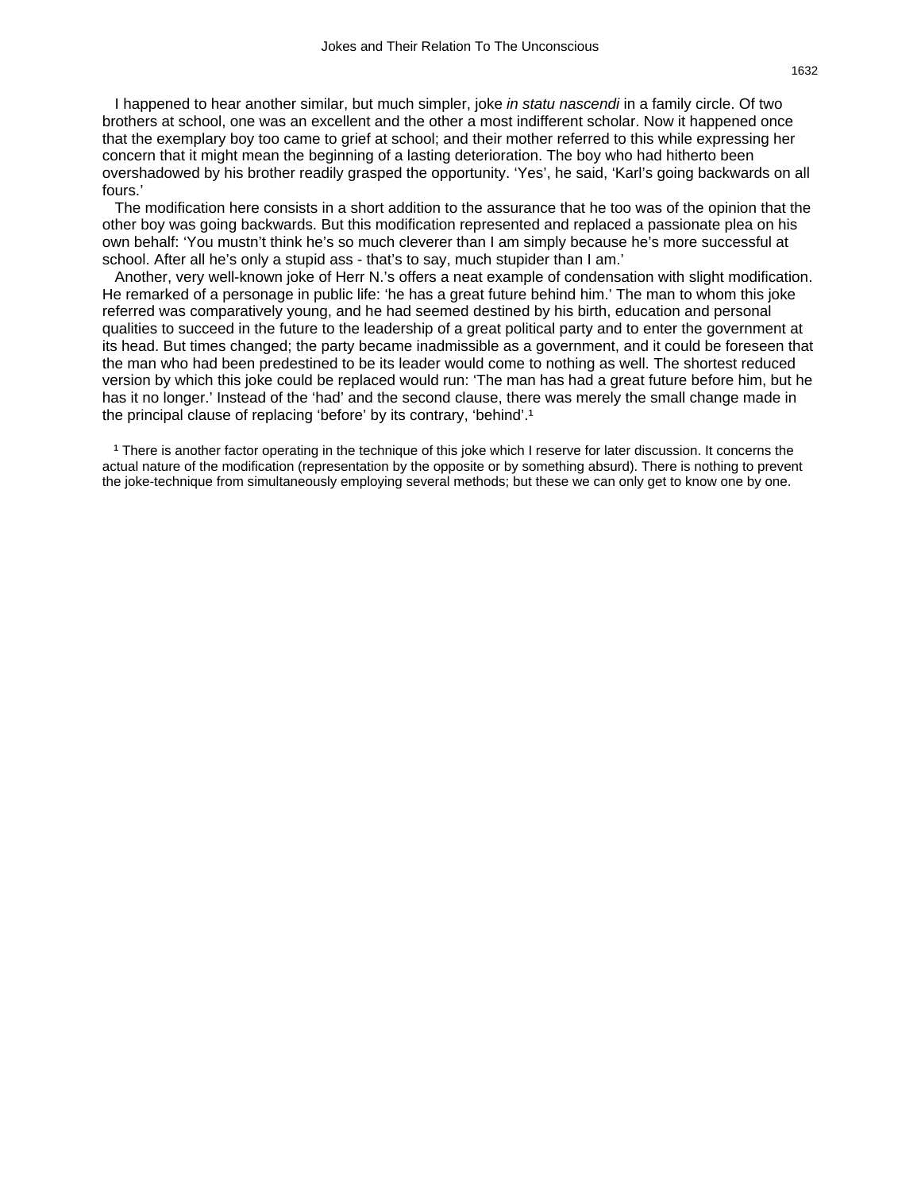I happened to hear another similar, but much simpler, joke *in statu nascendi* in a family circle. Of two brothers at school, one was an excellent and the other a most indifferent scholar. Now it happened once that the exemplary boy too came to grief at school; and their mother referred to this while expressing her concern that it might mean the beginning of a lasting deterioration. The boy who had hitherto been overshadowed by his brother readily grasped the opportunity. 'Yes', he said, 'Karl's going backwards on all fours.'

The modification here consists in a short addition to the assurance that he too was of the opinion that the other boy was going backwards. But this modification represented and replaced a passionate plea on his own behalf: 'You mustn't think he's so much cleverer than I am simply because he's more successful at school. After all he's only a stupid ass - that's to say, much stupider than I am.'

Another, very well-known joke of Herr N.'s offers a neat example of condensation with slight modification. He remarked of a personage in public life: 'he has a great future behind him.' The man to whom this joke referred was comparatively young, and he had seemed destined by his birth, education and personal qualities to succeed in the future to the leadership of a great political party and to enter the government at its head. But times changed; the party became inadmissible as a government, and it could be foreseen that the man who had been predestined to be its leader would come to nothing as well. The shortest reduced version by which this joke could be replaced would run: 'The man has had a great future before him, but he has it no longer.' Instead of the 'had' and the second clause, there was merely the small change made in the principal clause of replacing 'before' by its contrary, 'behind'.[1]

[1] There is another factor operating in the technique of this joke which I reserve for later discussion. It concerns the actual nature of the modification (representation by the opposite or by something absurd). There is nothing to prevent the joke-technique from simultaneously employing several methods; but these we can only get to know one by one.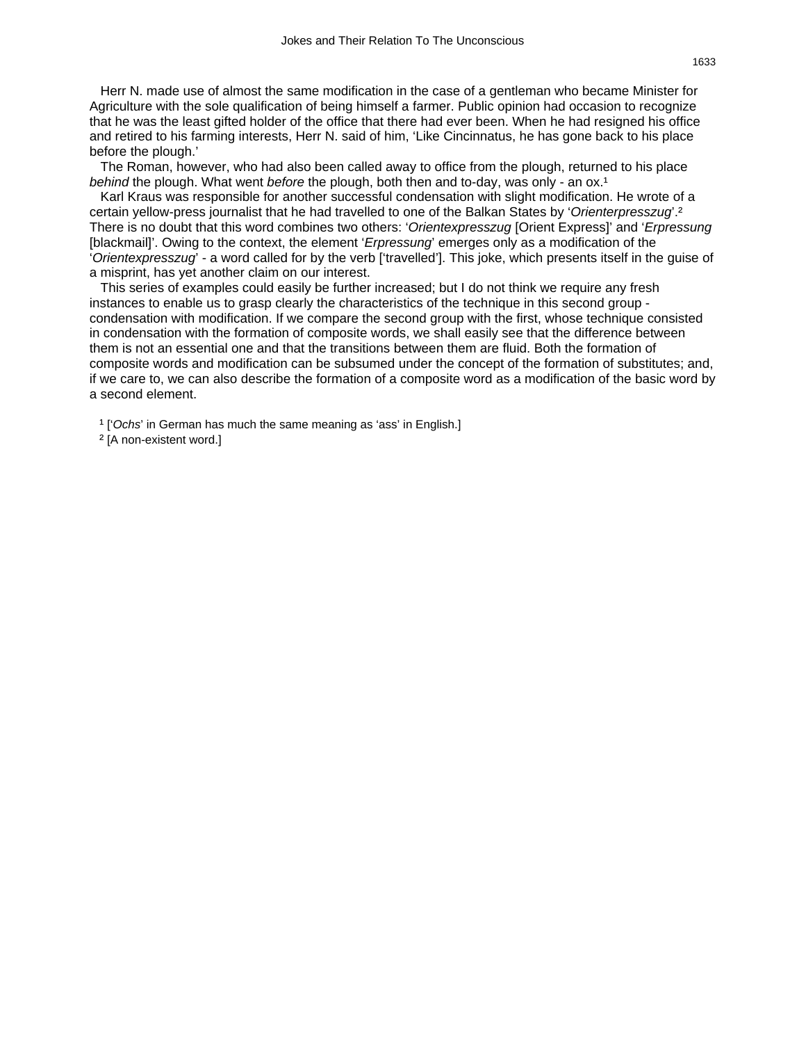Herr N. made use of almost the same modification in the case of a gentleman who became Minister for Agriculture with the sole qualification of being himself a farmer. Public opinion had occasion to recognize that he was the least gifted holder of the office that there had ever been. When he had resigned his office and retired to his farming interests, Herr N. said of him, 'Like Cincinnatus, he has gone back to his place before the plough.'

The Roman, however, who had also been called away to office from the plough, returned to his place *behind* the plough. What went *before* the plough, both then and to-day, was only - an ox.[1]

Karl Kraus was responsible for another successful condensation with slight modification. He wrote of a certain yellow-press journalist that he had travelled to one of the Balkan States by '*Orienterpresszug*'.[2] There is no doubt that this word combines two others: '*Orientexpresszug* [Orient Express]' and '*Erpressung* [blackmail]'. Owing to the context, the element '*Erpressung*' emerges only as a modification of the '*Orientexpresszug*' - a word called for by the verb ['travelled']. This joke, which presents itself in the guise of a misprint, has yet another claim on our interest.

This series of examples could easily be further increased; but I do not think we require any fresh instances to enable us to grasp clearly the characteristics of the technique in this second group - condensation with modification. If we compare the second group with the first, whose technique consisted in condensation with the formation of composite words, we shall easily see that the difference between them is not an essential one and that the transitions between them are fluid. Both the formation of composite words and modification can be subsumed under the concept of the formation of substitutes; and, if we care to, we can also describe the formation of a composite word as a modification of the basic word by a second element.

[1] ['*Ochs*' in German has much the same meaning as 'ass' in English.]

[2] [A non-existent word.]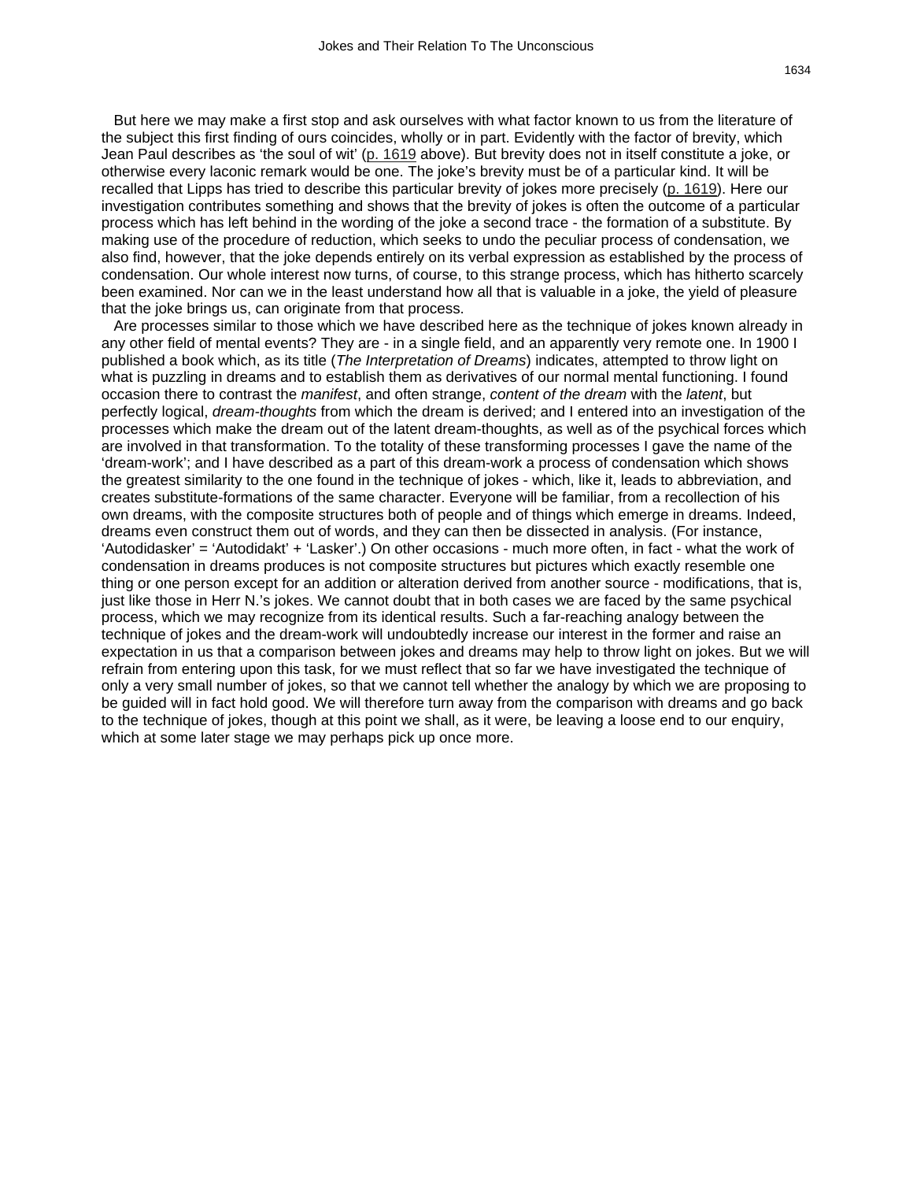But here we may make a first stop and ask ourselves with what factor known to us from the literature of the subject this first finding of ours coincides, wholly or in part. Evidently with the factor of brevity, which Jean Paul describes as 'the soul of wit' (p. 1619 above). But brevity does not in itself constitute a joke, or otherwise every laconic remark would be one. The joke's brevity must be of a particular kind. It will be recalled that Lipps has tried to describe this particular brevity of jokes more precisely (p. 1619). Here our investigation contributes something and shows that the brevity of jokes is often the outcome of a particular process which has left behind in the wording of the joke a second trace - the formation of a substitute. By making use of the procedure of reduction, which seeks to undo the peculiar process of condensation, we also find, however, that the joke depends entirely on its verbal expression as established by the process of condensation. Our whole interest now turns, of course, to this strange process, which has hitherto scarcely been examined. Nor can we in the least understand how all that is valuable in a joke, the yield of pleasure that the joke brings us, can originate from that process.

Are processes similar to those which we have described here as the technique of jokes known already in any other field of mental events? They are - in a single field, and an apparently very remote one. In 1900 I published a book which, as its title (*The Interpretation of Dreams*) indicates, attempted to throw light on what is puzzling in dreams and to establish them as derivatives of our normal mental functioning. I found occasion there to contrast the *manifest*, and often strange, *content of the dream* with the *latent*, but perfectly logical, *dream-thoughts* from which the dream is derived; and I entered into an investigation of the processes which make the dream out of the latent dream-thoughts, as well as of the psychical forces which are involved in that transformation. To the totality of these transforming processes I gave the name of the 'dream-work'; and I have described as a part of this dream-work a process of condensation which shows the greatest similarity to the one found in the technique of jokes - which, like it, leads to abbreviation, and creates substitute-formations of the same character. Everyone will be familiar, from a recollection of his own dreams, with the composite structures both of people and of things which emerge in dreams. Indeed, dreams even construct them out of words, and they can then be dissected in analysis. (For instance, 'Autodidasker' = 'Autodidakt' + 'Lasker'.) On other occasions - much more often, in fact - what the work of condensation in dreams produces is not composite structures but pictures which exactly resemble one thing or one person except for an addition or alteration derived from another source - modifications, that is, just like those in Herr N.'s jokes. We cannot doubt that in both cases we are faced by the same psychical process, which we may recognize from its identical results. Such a far-reaching analogy between the technique of jokes and the dream-work will undoubtedly increase our interest in the former and raise an expectation in us that a comparison between jokes and dreams may help to throw light on jokes. But we will refrain from entering upon this task, for we must reflect that so far we have investigated the technique of only a very small number of jokes, so that we cannot tell whether the analogy by which we are proposing to be guided will in fact hold good. We will therefore turn away from the comparison with dreams and go back to the technique of jokes, though at this point we shall, as it were, be leaving a loose end to our enquiry, which at some later stage we may perhaps pick up once more.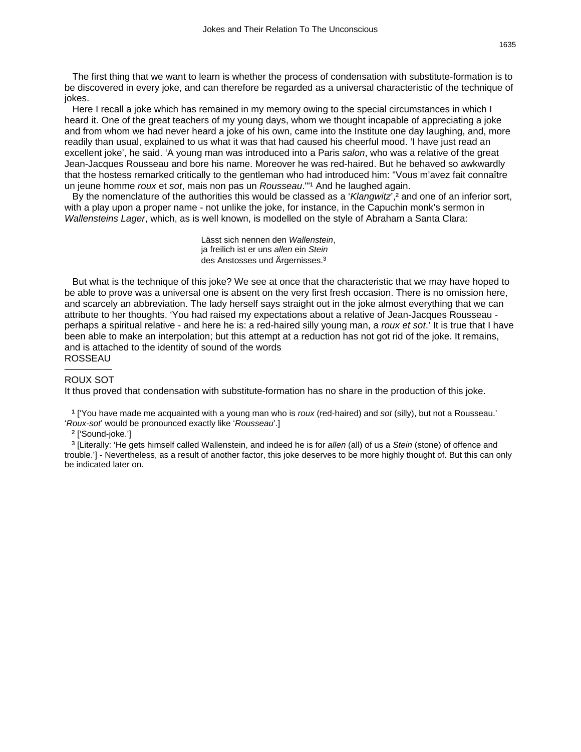The first thing that we want to learn is whether the process of condensation with substitute-formation is to be discovered in every joke, and can therefore be regarded as a universal characteristic of the technique of jokes.

Here I recall a joke which has remained in my memory owing to the special circumstances in which I heard it. One of the great teachers of my young days, whom we thought incapable of appreciating a joke and from whom we had never heard a joke of his own, came into the Institute one day laughing, and, more readily than usual, explained to us what it was that had caused his cheerful mood. 'I have just read an excellent joke', he said. 'A young man was introduced into a Paris *salon*, who was a relative of the great Jean-Jacques Rousseau and bore his name. Moreover he was red-haired. But he behaved so awkwardly that the hostess remarked critically to the gentleman who had introduced him: "Vous m'avez fait connaître un jeune homme *roux* et *sot*, mais non pas un *Rousseau*."'[1] And he laughed again.

By the nomenclature of the authorities this would be classed as a '*Klangwitz*',[2] and one of an inferior sort, with a play upon a proper name - not unlike the joke, for instance, in the Capuchin monk's sermon in *Wallensteins Lager*, which, as is well known, is modelled on the style of Abraham a Santa Clara:

> Lässt sich nennen den *Wallenstein*,
> ja freilich ist er uns *allen* ein *Stein*
> des Anstosses und Ärgernisses.[3]

But what is the technique of this joke? We see at once that the characteristic that we may have hoped to be able to prove was a universal one is absent on the very first fresh occasion. There is no omission here, and scarcely an abbreviation. The lady herself says straight out in the joke almost everything that we can attribute to her thoughts. 'You had raised my expectations about a relative of Jean-Jacques Rousseau - perhaps a spiritual relative - and here he is: a red-haired silly young man, a *roux et sot*.' It is true that I have been able to make an interpolation; but this attempt at a reduction has not got rid of the joke. It remains, and is attached to the identity of sound of the words

ROSSEAU
―――――
ROUX SOT

It thus proved that condensation with substitute-formation has no share in the production of this joke.

[1] ['You have made me acquainted with a young man who is *roux* (red-haired) and *sot* (silly), but not a Rousseau.' '*Roux-sot*' would be pronounced exactly like '*Rousseau*'.]

[2] ['Sound-joke.']

[3] [Literally: 'He gets himself called Wallenstein, and indeed he is for *allen* (all) of us a *Stein* (stone) of offence and trouble.'] - Nevertheless, as a result of another factor, this joke deserves to be more highly thought of. But this can only be indicated later on.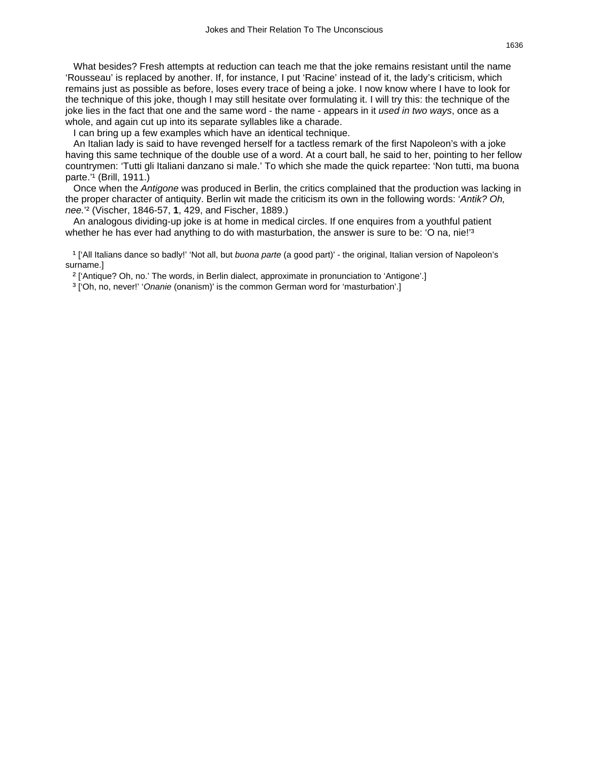What besides? Fresh attempts at reduction can teach me that the joke remains resistant until the name 'Rousseau' is replaced by another. If, for instance, I put 'Racine' instead of it, the lady's criticism, which remains just as possible as before, loses every trace of being a joke. I now know where I have to look for the technique of this joke, though I may still hesitate over formulating it. I will try this: the technique of the joke lies in the fact that one and the same word - the name - appears in it *used in two ways*, once as a whole, and again cut up into its separate syllables like a charade.

I can bring up a few examples which have an identical technique.

An Italian lady is said to have revenged herself for a tactless remark of the first Napoleon's with a joke having this same technique of the double use of a word. At a court ball, he said to her, pointing to her fellow countrymen: 'Tutti gli Italiani danzano si male.' To which she made the quick repartee: 'Non tutti, ma buona parte.'[1] (Brill, 1911.)

Once when the *Antigone* was produced in Berlin, the critics complained that the production was lacking in the proper character of antiquity. Berlin wit made the criticism its own in the following words: '*Antik? Oh, nee.*'[2] (Vischer, 1846-57, **1**, 429, and Fischer, 1889.)

An analogous dividing-up joke is at home in medical circles. If one enquires from a youthful patient whether he has ever had anything to do with masturbation, the answer is sure to be: 'O na, nie!'[3]

[1] ['All Italians dance so badly!' 'Not all, but *buona parte* (a good part)' - the original, Italian version of Napoleon's surname.]

[2] ['Antique? Oh, no.' The words, in Berlin dialect, approximate in pronunciation to 'Antigone'.]

[3] ['Oh, no, never!' '*Onanie* (onanism)' is the common German word for 'masturbation'.]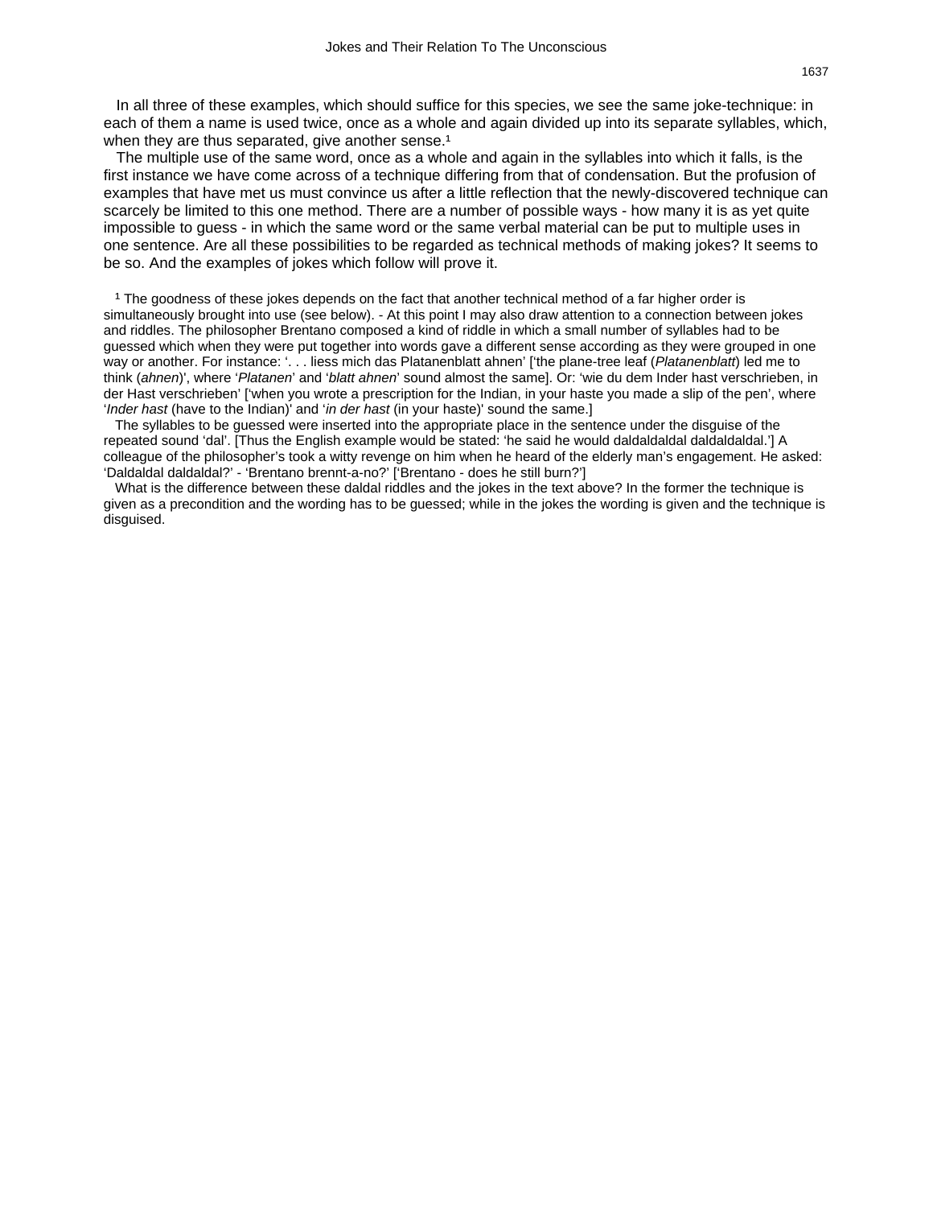In all three of these examples, which should suffice for this species, we see the same joke-technique: in each of them a name is used twice, once as a whole and again divided up into its separate syllables, which, when they are thus separated, give another sense.[1]

The multiple use of the same word, once as a whole and again in the syllables into which it falls, is the first instance we have come across of a technique differing from that of condensation. But the profusion of examples that have met us must convince us after a little reflection that the newly-discovered technique can scarcely be limited to this one method. There are a number of possible ways - how many it is as yet quite impossible to guess - in which the same word or the same verbal material can be put to multiple uses in one sentence. Are all these possibilities to be regarded as technical methods of making jokes? It seems to be so. And the examples of jokes which follow will prove it.

[1] The goodness of these jokes depends on the fact that another technical method of a far higher order is simultaneously brought into use (see below). - At this point I may also draw attention to a connection between jokes and riddles. The philosopher Brentano composed a kind of riddle in which a small number of syllables had to be guessed which when they were put together into words gave a different sense according as they were grouped in one way or another. For instance: '. . . liess mich das Platanenblatt ahnen' ['the plane-tree leaf (*Platanenblatt*) led me to think (*ahnen*)', where '*Platanen*' and '*blatt ahnen*' sound almost the same]. Or: 'wie du dem Inder hast verschrieben, in der Hast verschrieben' ['when you wrote a prescription for the Indian, in your haste you made a slip of the pen', where '*Inder hast* (have to the Indian)' and '*in der hast* (in your haste)' sound the same.]

The syllables to be guessed were inserted into the appropriate place in the sentence under the disguise of the repeated sound 'dal'. [Thus the English example would be stated: 'he said he would daldaldaldal daldaldaldal.'] A colleague of the philosopher's took a witty revenge on him when he heard of the elderly man's engagement. He asked: 'Daldaldal daldaldal?' - 'Brentano brennt-a-no?' ['Brentano - does he still burn?']

What is the difference between these daldal riddles and the jokes in the text above? In the former the technique is given as a precondition and the wording has to be guessed; while in the jokes the wording is given and the technique is disguised.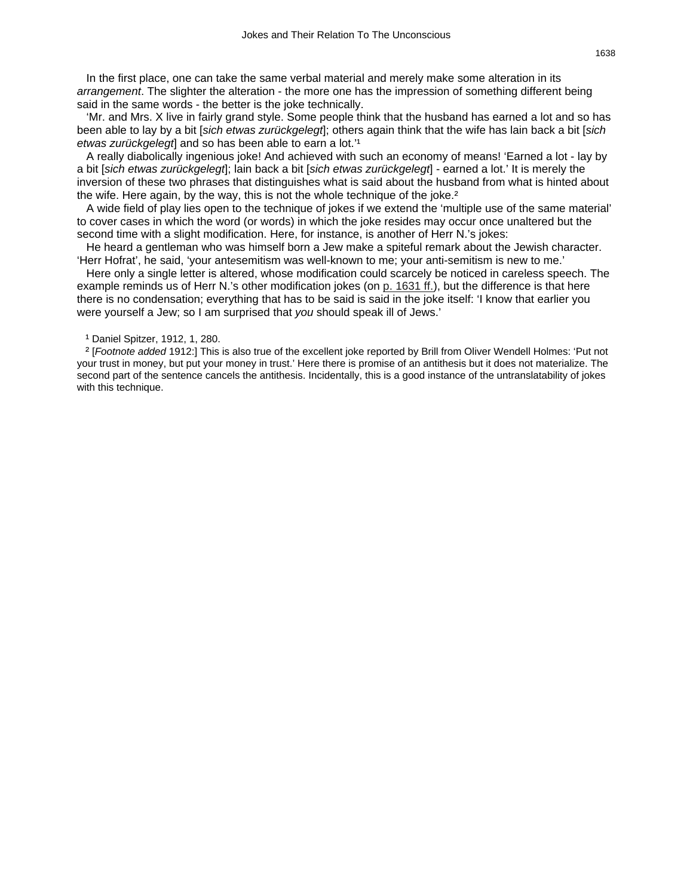In the first place, one can take the same verbal material and merely make some alteration in its *arrangement*. The slighter the alteration - the more one has the impression of something different being said in the same words - the better is the joke technically.

'Mr. and Mrs. X live in fairly grand style. Some people think that the husband has earned a lot and so has been able to lay by a bit [*sich etwas zurückgelegt*]; others again think that the wife has lain back a bit [*sich etwas zurückgelegt*] and so has been able to earn a lot.'[1]

A really diabolically ingenious joke! And achieved with such an economy of means! 'Earned a lot - lay by a bit [*sich etwas zurückgelegt*]; lain back a bit [*sich etwas zurückgelegt*] - earned a lot.' It is merely the inversion of these two phrases that distinguishes what is said about the husband from what is hinted about the wife. Here again, by the way, this is not the whole technique of the joke.[2]

A wide field of play lies open to the technique of jokes if we extend the 'multiple use of the same material' to cover cases in which the word (or words) in which the joke resides may occur once unaltered but the second time with a slight modification. Here, for instance, is another of Herr N.'s jokes:

He heard a gentleman who was himself born a Jew make a spiteful remark about the Jewish character. 'Herr Hofrat', he said, 'your antesemitism was well-known to me; your anti-semitism is new to me.'

Here only a single letter is altered, whose modification could scarcely be noticed in careless speech. The example reminds us of Herr N.'s other modification jokes (on p. 1631 ff.), but the difference is that here there is no condensation; everything that has to be said is said in the joke itself: 'I know that earlier you were yourself a Jew; so I am surprised that *you* should speak ill of Jews.'

[1] Daniel Spitzer, 1912, 1, 280.

[2] [*Footnote added* 1912:] This is also true of the excellent joke reported by Brill from Oliver Wendell Holmes: 'Put not your trust in money, but put your money in trust.' Here there is promise of an antithesis but it does not materialize. The second part of the sentence cancels the antithesis. Incidentally, this is a good instance of the untranslatability of jokes with this technique.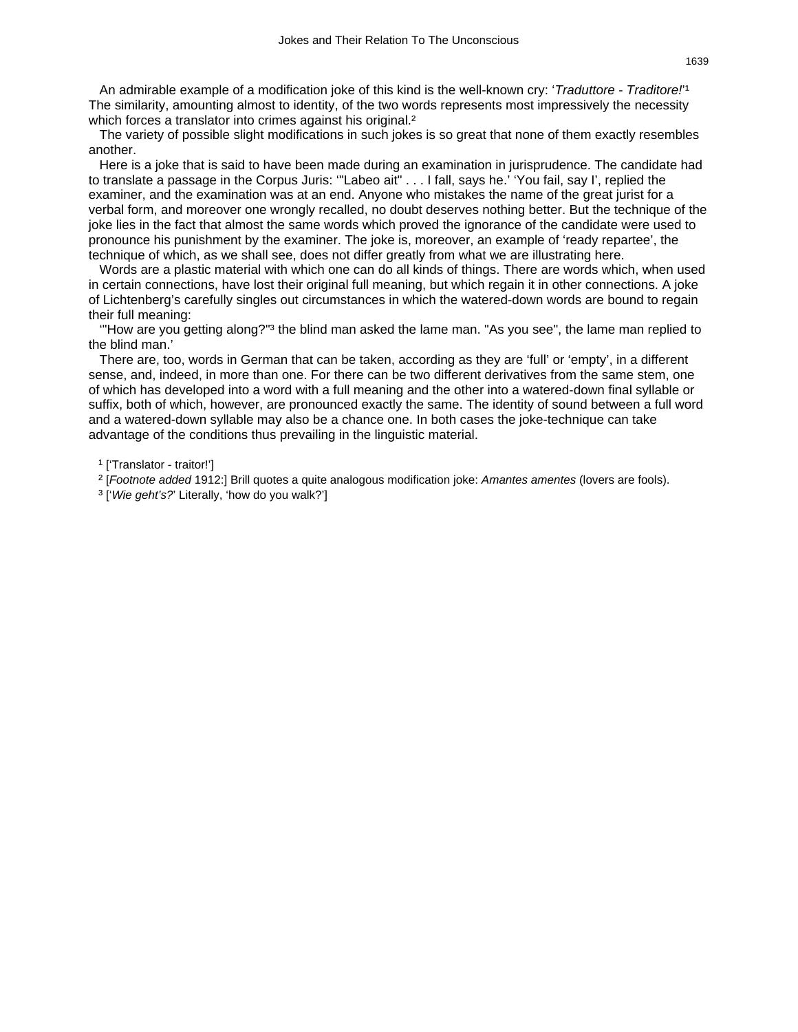An admirable example of a modification joke of this kind is the well-known cry: '*Traduttore - Traditore!*'[1] The similarity, amounting almost to identity, of the two words represents most impressively the necessity which forces a translator into crimes against his original.[2]

The variety of possible slight modifications in such jokes is so great that none of them exactly resembles another.

Here is a joke that is said to have been made during an examination in jurisprudence. The candidate had to translate a passage in the Corpus Juris: '"Labeo ait" . . . I fall, says he.' 'You fail, say I', replied the examiner, and the examination was at an end. Anyone who mistakes the name of the great jurist for a verbal form, and moreover one wrongly recalled, no doubt deserves nothing better. But the technique of the joke lies in the fact that almost the same words which proved the ignorance of the candidate were used to pronounce his punishment by the examiner. The joke is, moreover, an example of 'ready repartee', the technique of which, as we shall see, does not differ greatly from what we are illustrating here.

Words are a plastic material with which one can do all kinds of things. There are words which, when used in certain connections, have lost their original full meaning, but which regain it in other connections. A joke of Lichtenberg's carefully singles out circumstances in which the watered-down words are bound to regain their full meaning:

'"How are you getting along?"[3] the blind man asked the lame man. "As you see", the lame man replied to the blind man.'

There are, too, words in German that can be taken, according as they are 'full' or 'empty', in a different sense, and, indeed, in more than one. For there can be two different derivatives from the same stem, one of which has developed into a word with a full meaning and the other into a watered-down final syllable or suffix, both of which, however, are pronounced exactly the same. The identity of sound between a full word and a watered-down syllable may also be a chance one. In both cases the joke-technique can take advantage of the conditions thus prevailing in the linguistic material.

[1] ['Translator - traitor!']

[2] [*Footnote added* 1912:] Brill quotes a quite analogous modification joke: *Amantes amentes* (lovers are fools).

[3] ['*Wie geht's?*' Literally, 'how do you walk?']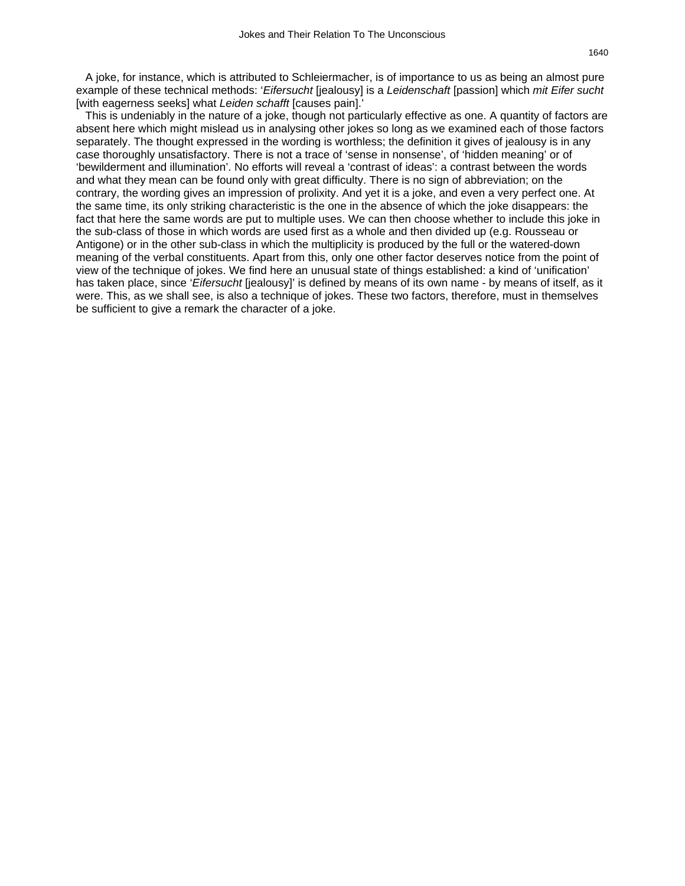A joke, for instance, which is attributed to Schleiermacher, is of importance to us as being an almost pure example of these technical methods: '*Eifersucht* [jealousy] is a *Leidenschaft* [passion] which *mit Eifer sucht* [with eagerness seeks] what *Leiden schafft* [causes pain].'

This is undeniably in the nature of a joke, though not particularly effective as one. A quantity of factors are absent here which might mislead us in analysing other jokes so long as we examined each of those factors separately. The thought expressed in the wording is worthless; the definition it gives of jealousy is in any case thoroughly unsatisfactory. There is not a trace of 'sense in nonsense', of 'hidden meaning' or of 'bewilderment and illumination'. No efforts will reveal a 'contrast of ideas': a contrast between the words and what they mean can be found only with great difficulty. There is no sign of abbreviation; on the contrary, the wording gives an impression of prolixity. And yet it is a joke, and even a very perfect one. At the same time, its only striking characteristic is the one in the absence of which the joke disappears: the fact that here the same words are put to multiple uses. We can then choose whether to include this joke in the sub-class of those in which words are used first as a whole and then divided up (e.g. Rousseau or Antigone) or in the other sub-class in which the multiplicity is produced by the full or the watered-down meaning of the verbal constituents. Apart from this, only one other factor deserves notice from the point of view of the technique of jokes. We find here an unusual state of things established: a kind of 'unification' has taken place, since '*Eifersucht* [jealousy]' is defined by means of its own name - by means of itself, as it were. This, as we shall see, is also a technique of jokes. These two factors, therefore, must in themselves be sufficient to give a remark the character of a joke.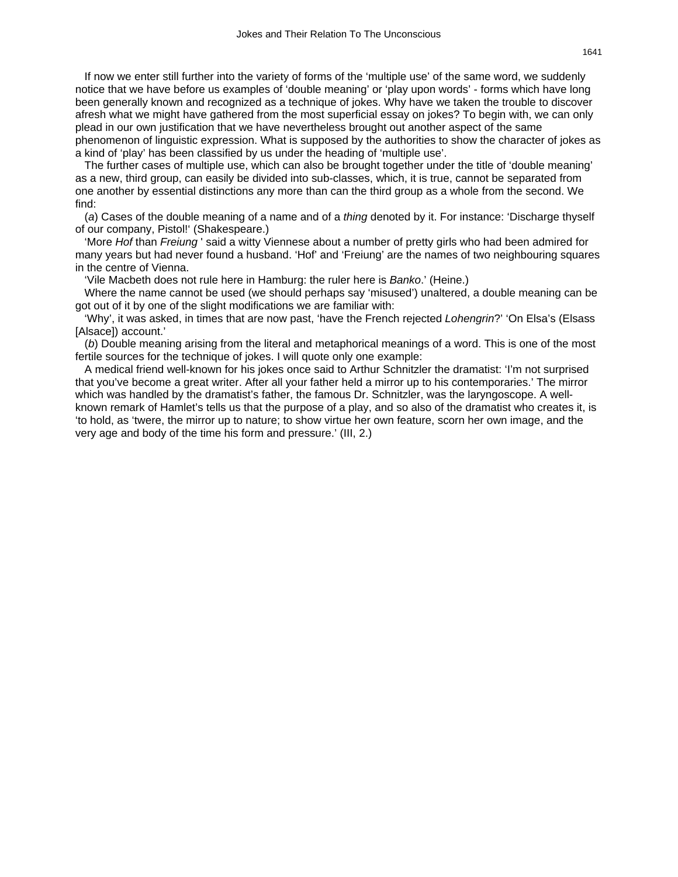If now we enter still further into the variety of forms of the 'multiple use' of the same word, we suddenly notice that we have before us examples of 'double meaning' or 'play upon words' - forms which have long been generally known and recognized as a technique of jokes. Why have we taken the trouble to discover afresh what we might have gathered from the most superficial essay on jokes? To begin with, we can only plead in our own justification that we have nevertheless brought out another aspect of the same phenomenon of linguistic expression. What is supposed by the authorities to show the character of jokes as a kind of 'play' has been classified by us under the heading of 'multiple use'.

The further cases of multiple use, which can also be brought together under the title of 'double meaning' as a new, third group, can easily be divided into sub-classes, which, it is true, cannot be separated from one another by essential distinctions any more than can the third group as a whole from the second. We find:

(*a*) Cases of the double meaning of a name and of a *thing* denoted by it. For instance: 'Discharge thyself of our company, Pistol!' (Shakespeare.)

'More *Hof* than *Freiung* ' said a witty Viennese about a number of pretty girls who had been admired for many years but had never found a husband. 'Hof' and 'Freiung' are the names of two neighbouring squares in the centre of Vienna.

'Vile Macbeth does not rule here in Hamburg: the ruler here is *Banko*.' (Heine.)

Where the name cannot be used (we should perhaps say 'misused') unaltered, a double meaning can be got out of it by one of the slight modifications we are familiar with:

'Why', it was asked, in times that are now past, 'have the French rejected *Lohengrin*?' 'On Elsa's (Elsass [Alsace]) account.'

(*b*) Double meaning arising from the literal and metaphorical meanings of a word. This is one of the most fertile sources for the technique of jokes. I will quote only one example:

A medical friend well-known for his jokes once said to Arthur Schnitzler the dramatist: 'I'm not surprised that you've become a great writer. After all your father held a mirror up to his contemporaries.' The mirror which was handled by the dramatist's father, the famous Dr. Schnitzler, was the laryngoscope. A well-known remark of Hamlet's tells us that the purpose of a play, and so also of the dramatist who creates it, is 'to hold, as 'twere, the mirror up to nature; to show virtue her own feature, scorn her own image, and the very age and body of the time his form and pressure.' (III, 2.)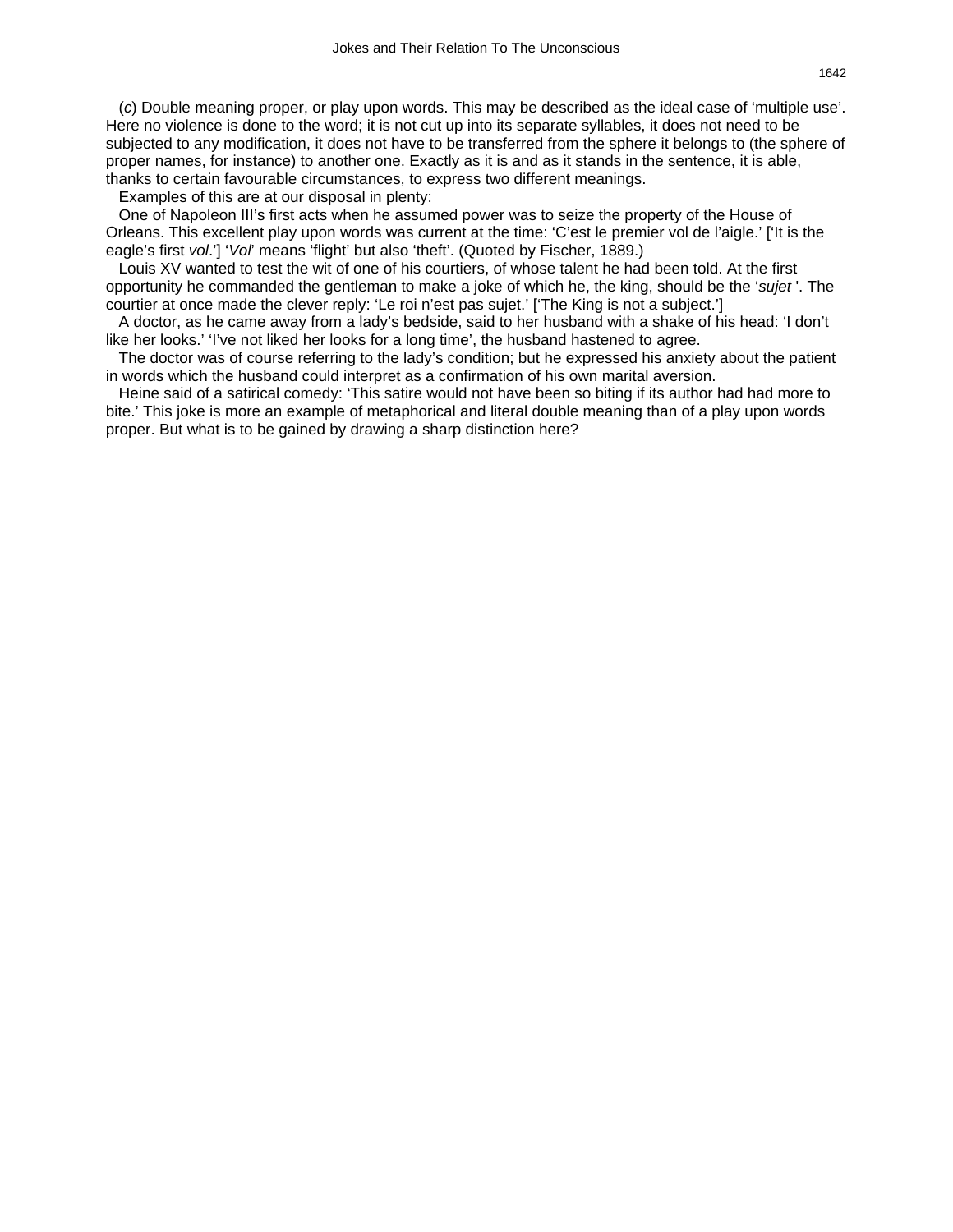(*c*) Double meaning proper, or play upon words. This may be described as the ideal case of ‘multiple use’. Here no violence is done to the word; it is not cut up into its separate syllables, it does not need to be subjected to any modification, it does not have to be transferred from the sphere it belongs to (the sphere of proper names, for instance) to another one. Exactly as it is and as it stands in the sentence, it is able, thanks to certain favourable circumstances, to express two different meanings.

Examples of this are at our disposal in plenty:

One of Napoleon III’s first acts when he assumed power was to seize the property of the House of Orleans. This excellent play upon words was current at the time: ‘C’est le premier vol de l’aigle.’ [‘It is the eagle’s first *vol*.’] ‘*Vol*’ means ‘flight’ but also ‘theft’. (Quoted by Fischer, 1889.)

Louis XV wanted to test the wit of one of his courtiers, of whose talent he had been told. At the first opportunity he commanded the gentleman to make a joke of which he, the king, should be the ‘*sujet* ’. The courtier at once made the clever reply: ‘Le roi n’est pas sujet.’ [‘The King is not a subject.’]

A doctor, as he came away from a lady’s bedside, said to her husband with a shake of his head: ‘I don’t like her looks.’ ‘I’ve not liked her looks for a long time’, the husband hastened to agree.

The doctor was of course referring to the lady’s condition; but he expressed his anxiety about the patient in words which the husband could interpret as a confirmation of his own marital aversion.

Heine said of a satirical comedy: ‘This satire would not have been so biting if its author had had more to bite.’ This joke is more an example of metaphorical and literal double meaning than of a play upon words proper. But what is to be gained by drawing a sharp distinction here?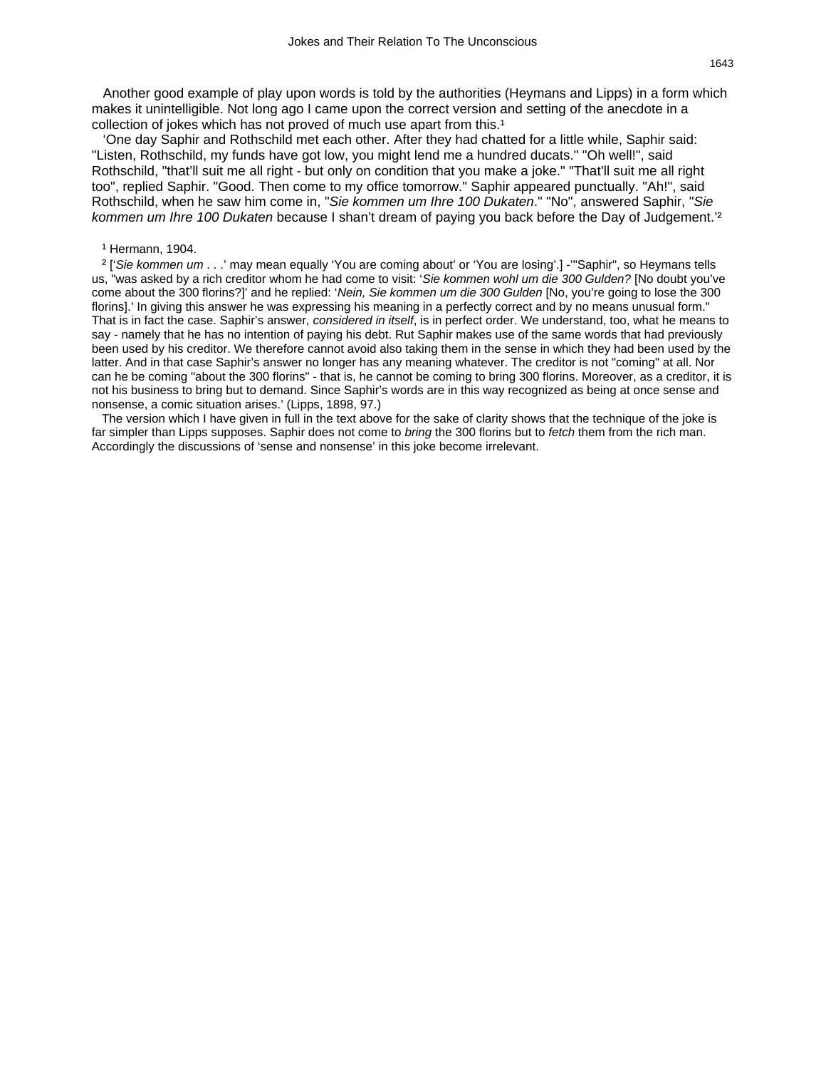Another good example of play upon words is told by the authorities (Heymans and Lipps) in a form which makes it unintelligible. Not long ago I came upon the correct version and setting of the anecdote in a collection of jokes which has not proved of much use apart from this.[1]

'One day Saphir and Rothschild met each other. After they had chatted for a little while, Saphir said: "Listen, Rothschild, my funds have got low, you might lend me a hundred ducats." "Oh well!", said Rothschild, "that'll suit me all right - but only on condition that you make a joke." "That'll suit me all right too", replied Saphir. "Good. Then come to my office tomorrow." Saphir appeared punctually. "Ah!", said Rothschild, when he saw him come in, "*Sie kommen um Ihre 100 Dukaten*." "No", answered Saphir, "*Sie kommen um Ihre 100 Dukaten* because I shan't dream of paying you back before the Day of Judgement.'[2]

[1] Hermann, 1904.

[2] ['*Sie kommen um* . . .' may mean equally 'You are coming about' or 'You are losing'.] -'"Saphir", so Heymans tells us, "was asked by a rich creditor whom he had come to visit: '*Sie kommen wohl um die 300 Gulden?* [No doubt you've come about the 300 florins?]' and he replied: '*Nein, Sie kommen um die 300 Gulden* [No, you're going to lose the 300 florins].' In giving this answer he was expressing his meaning in a perfectly correct and by no means unusual form." That is in fact the case. Saphir's answer, *considered in itself*, is in perfect order. We understand, too, what he means to say - namely that he has no intention of paying his debt. Rut Saphir makes use of the same words that had previously been used by his creditor. We therefore cannot avoid also taking them in the sense in which they had been used by the latter. And in that case Saphir's answer no longer has any meaning whatever. The creditor is not "coming" at all. Nor can he be coming "about the 300 florins" - that is, he cannot be coming to bring 300 florins. Moreover, as a creditor, it is not his business to bring but to demand. Since Saphir's words are in this way recognized as being at once sense and nonsense, a comic situation arises.' (Lipps, 1898, 97.)

The version which I have given in full in the text above for the sake of clarity shows that the technique of the joke is far simpler than Lipps supposes. Saphir does not come to *bring* the 300 florins but to *fetch* them from the rich man. Accordingly the discussions of 'sense and nonsense' in this joke become irrelevant.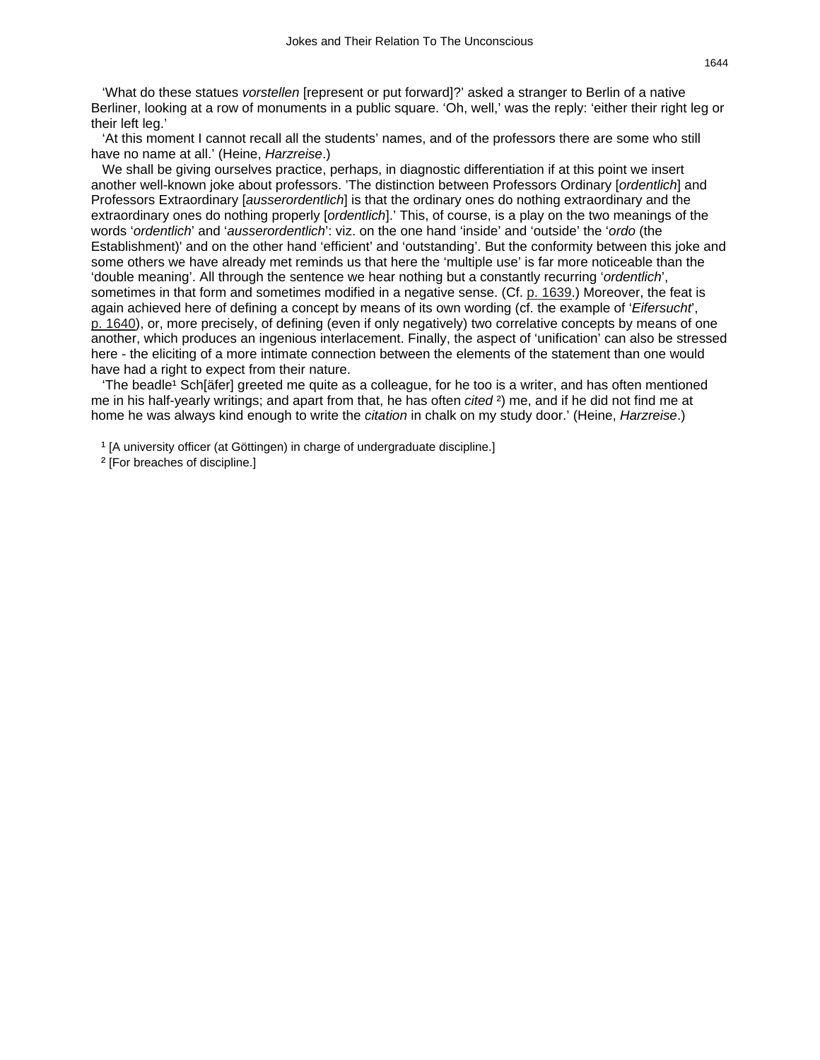'What do these statues *vorstellen* [represent or put forward]?' asked a stranger to Berlin of a native Berliner, looking at a row of monuments in a public square. 'Oh, well,' was the reply: 'either their right leg or their left leg.'

'At this moment I cannot recall all the students' names, and of the professors there are some who still have no name at all.' (Heine, *Harzreise*.)

We shall be giving ourselves practice, perhaps, in diagnostic differentiation if at this point we insert another well-known joke about professors. 'The distinction between Professors Ordinary [*ordentlich*] and Professors Extraordinary [*ausserordentlich*] is that the ordinary ones do nothing extraordinary and the extraordinary ones do nothing properly [*ordentlich*].' This, of course, is a play on the two meanings of the words '*ordentlich*' and '*ausserordentlich*': viz. on the one hand 'inside' and 'outside' the '*ordo* (the Establishment)' and on the other hand 'efficient' and 'outstanding'. But the conformity between this joke and some others we have already met reminds us that here the 'multiple use' is far more noticeable than the 'double meaning'. All through the sentence we hear nothing but a constantly recurring '*ordentlich*', sometimes in that form and sometimes modified in a negative sense. (Cf. p. 1639.) Moreover, the feat is again achieved here of defining a concept by means of its own wording (cf. the example of '*Eifersucht*', p. 1640), or, more precisely, of defining (even if only negatively) two correlative concepts by means of one another, which produces an ingenious interlacement. Finally, the aspect of 'unification' can also be stressed here - the eliciting of a more intimate connection between the elements of the statement than one would have had a right to expect from their nature.

'The beadle[1] Sch[äfer] greeted me quite as a colleague, for he too is a writer, and has often mentioned me in his half-yearly writings; and apart from that, he has often *cited* [2]) me, and if he did not find me at home he was always kind enough to write the *citation* in chalk on my study door.' (Heine, *Harzreise*.)

[1] [A university officer (at Göttingen) in charge of undergraduate discipline.]

[2] [For breaches of discipline.]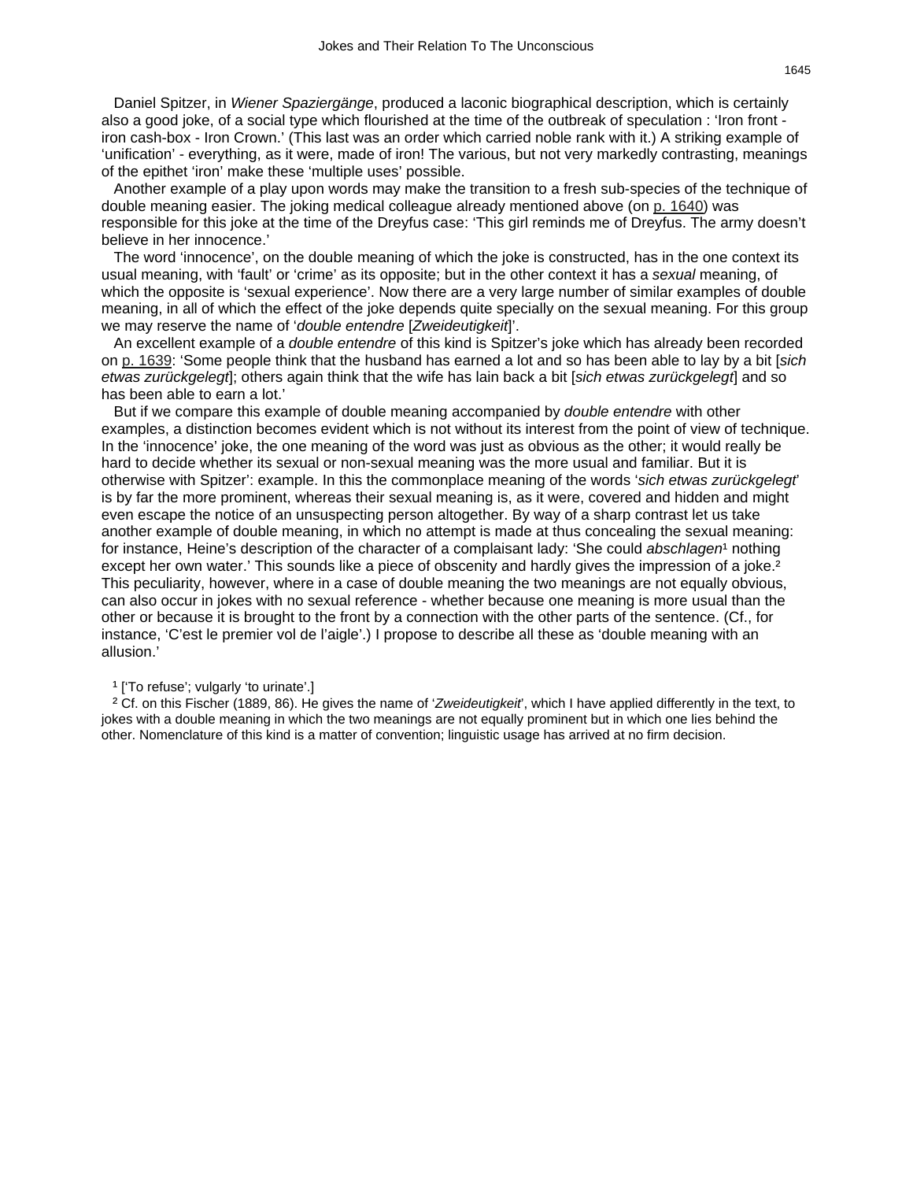Daniel Spitzer, in *Wiener Spaziergänge*, produced a laconic biographical description, which is certainly also a good joke, of a social type which flourished at the time of the outbreak of speculation : 'Iron front - iron cash-box - Iron Crown.' (This last was an order which carried noble rank with it.) A striking example of 'unification' - everything, as it were, made of iron! The various, but not very markedly contrasting, meanings of the epithet 'iron' make these 'multiple uses' possible.

Another example of a play upon words may make the transition to a fresh sub-species of the technique of double meaning easier. The joking medical colleague already mentioned above (on p. 1640) was responsible for this joke at the time of the Dreyfus case: 'This girl reminds me of Dreyfus. The army doesn't believe in her innocence.'

The word 'innocence', on the double meaning of which the joke is constructed, has in the one context its usual meaning, with 'fault' or 'crime' as its opposite; but in the other context it has a *sexual* meaning, of which the opposite is 'sexual experience'. Now there are a very large number of similar examples of double meaning, in all of which the effect of the joke depends quite specially on the sexual meaning. For this group we may reserve the name of '*double entendre* [*Zweideutigkeit*]'.

An excellent example of a *double entendre* of this kind is Spitzer's joke which has already been recorded on p. 1639: 'Some people think that the husband has earned a lot and so has been able to lay by a bit [*sich etwas zurückgelegt*]; others again think that the wife has lain back a bit [*sich etwas zurückgelegt*] and so has been able to earn a lot.'

But if we compare this example of double meaning accompanied by *double entendre* with other examples, a distinction becomes evident which is not without its interest from the point of view of technique. In the 'innocence' joke, the one meaning of the word was just as obvious as the other; it would really be hard to decide whether its sexual or non-sexual meaning was the more usual and familiar. But it is otherwise with Spitzer': example. In this the commonplace meaning of the words '*sich etwas zurückgelegt*' is by far the more prominent, whereas their sexual meaning is, as it were, covered and hidden and might even escape the notice of an unsuspecting person altogether. By way of a sharp contrast let us take another example of double meaning, in which no attempt is made at thus concealing the sexual meaning: for instance, Heine's description of the character of a complaisant lady: 'She could *abschlagen*[1] nothing except her own water.' This sounds like a piece of obscenity and hardly gives the impression of a joke.[2] This peculiarity, however, where in a case of double meaning the two meanings are not equally obvious, can also occur in jokes with no sexual reference - whether because one meaning is more usual than the other or because it is brought to the front by a connection with the other parts of the sentence. (Cf., for instance, 'C'est le premier vol de l'aigle'.) I propose to describe all these as 'double meaning with an allusion.'

[1] ['To refuse'; vulgarly 'to urinate'.]

[2] Cf. on this Fischer (1889, 86). He gives the name of '*Zweideutigkeit*', which I have applied differently in the text, to jokes with a double meaning in which the two meanings are not equally prominent but in which one lies behind the other. Nomenclature of this kind is a matter of convention; linguistic usage has arrived at no firm decision.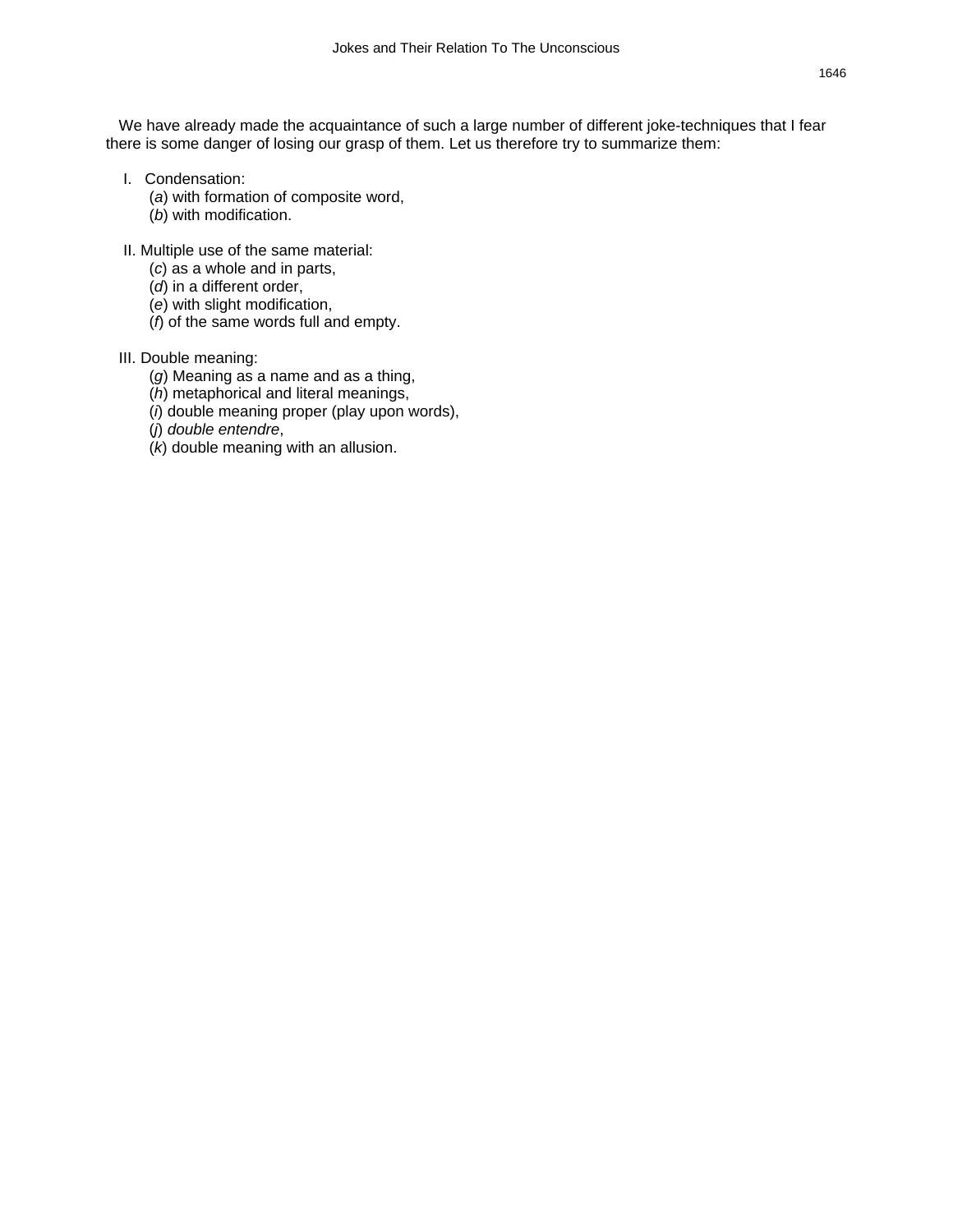We have already made the acquaintance of such a large number of different joke-techniques that I fear there is some danger of losing our grasp of them. Let us therefore try to summarize them:

I. Condensation:
  (*a*) with formation of composite word,
  (*b*) with modification.

II. Multiple use of the same material:
  (*c*) as a whole and in parts,
  (*d*) in a different order,
  (*e*) with slight modification,
  (*f*) of the same words full and empty.

III. Double meaning:
  (*g*) Meaning as a name and as a thing,
  (*h*) metaphorical and literal meanings,
  (*i*) double meaning proper (play upon words),
  (*j*) *double entendre*,
  (*k*) double meaning with an allusion.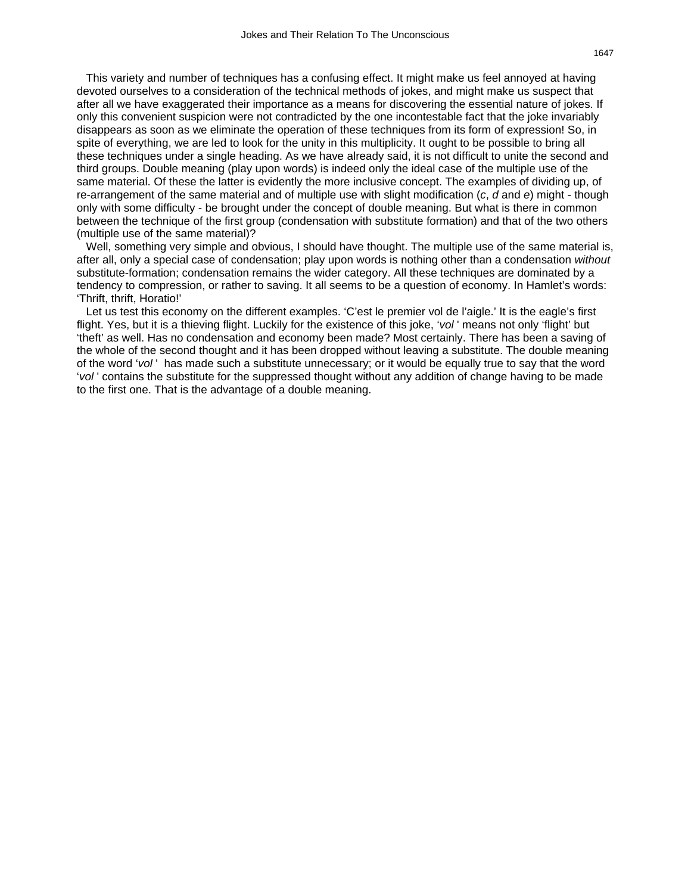This variety and number of techniques has a confusing effect. It might make us feel annoyed at having devoted ourselves to a consideration of the technical methods of jokes, and might make us suspect that after all we have exaggerated their importance as a means for discovering the essential nature of jokes. If only this convenient suspicion were not contradicted by the one incontestable fact that the joke invariably disappears as soon as we eliminate the operation of these techniques from its form of expression! So, in spite of everything, we are led to look for the unity in this multiplicity. It ought to be possible to bring all these techniques under a single heading. As we have already said, it is not difficult to unite the second and third groups. Double meaning (play upon words) is indeed only the ideal case of the multiple use of the same material. Of these the latter is evidently the more inclusive concept. The examples of dividing up, of re-arrangement of the same material and of multiple use with slight modification (*c*, *d* and *e*) might - though only with some difficulty - be brought under the concept of double meaning. But what is there in common between the technique of the first group (condensation with substitute formation) and that of the two others (multiple use of the same material)?

Well, something very simple and obvious, I should have thought. The multiple use of the same material is, after all, only a special case of condensation; play upon words is nothing other than a condensation *without* substitute-formation; condensation remains the wider category. All these techniques are dominated by a tendency to compression, or rather to saving. It all seems to be a question of economy. In Hamlet's words: 'Thrift, thrift, Horatio!'

Let us test this economy on the different examples. 'C'est le premier vol de l'aigle.' It is the eagle's first flight. Yes, but it is a thieving flight. Luckily for the existence of this joke, '*vol*' means not only 'flight' but 'theft' as well. Has no condensation and economy been made? Most certainly. There has been a saving of the whole of the second thought and it has been dropped without leaving a substitute. The double meaning of the word '*vol*' has made such a substitute unnecessary; or it would be equally true to say that the word '*vol*' contains the substitute for the suppressed thought without any addition of change having to be made to the first one. That is the advantage of a double meaning.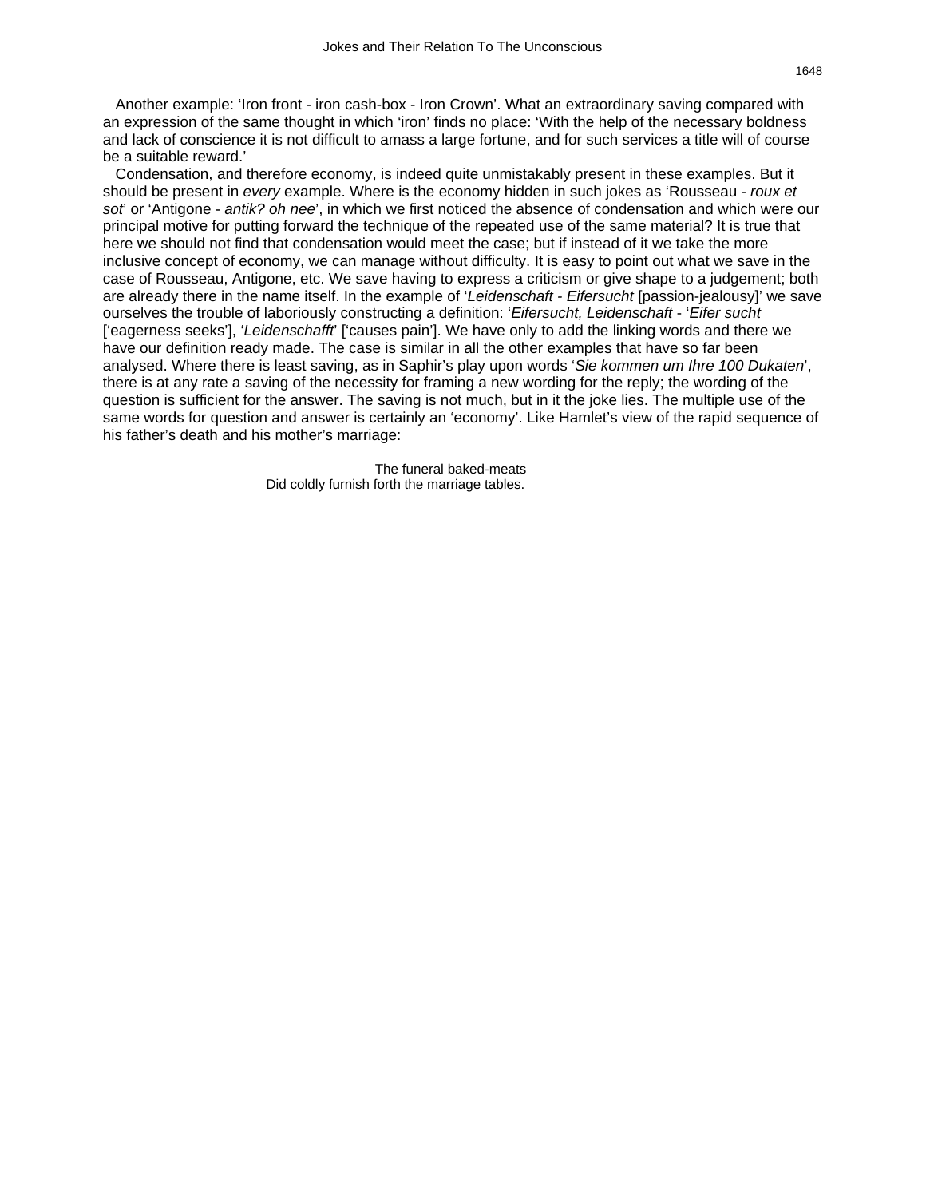Another example: 'Iron front - iron cash-box - Iron Crown'. What an extraordinary saving compared with an expression of the same thought in which 'iron' finds no place: 'With the help of the necessary boldness and lack of conscience it is not difficult to amass a large fortune, and for such services a title will of course be a suitable reward.'

Condensation, and therefore economy, is indeed quite unmistakably present in these examples. But it should be present in *every* example. Where is the economy hidden in such jokes as 'Rousseau - *roux et sot*' or 'Antigone - *antik? oh nee*', in which we first noticed the absence of condensation and which were our principal motive for putting forward the technique of the repeated use of the same material? It is true that here we should not find that condensation would meet the case; but if instead of it we take the more inclusive concept of economy, we can manage without difficulty. It is easy to point out what we save in the case of Rousseau, Antigone, etc. We save having to express a criticism or give shape to a judgement; both are already there in the name itself. In the example of '*Leidenschaft - Eifersucht* [passion-jealousy]' we save ourselves the trouble of laboriously constructing a definition: '*Eifersucht, Leidenschaft* - '*Eifer sucht* ['eagerness seeks'], '*Leidenschafft*' ['causes pain']. We have only to add the linking words and there we have our definition ready made. The case is similar in all the other examples that have so far been analysed. Where there is least saving, as in Saphir's play upon words '*Sie kommen um Ihre 100 Dukaten*', there is at any rate a saving of the necessity for framing a new wording for the reply; the wording of the question is sufficient for the answer. The saving is not much, but in it the joke lies. The multiple use of the same words for question and answer is certainly an 'economy'. Like Hamlet's view of the rapid sequence of his father's death and his mother's marriage:

> The funeral baked-meats
> Did coldly furnish forth the marriage tables.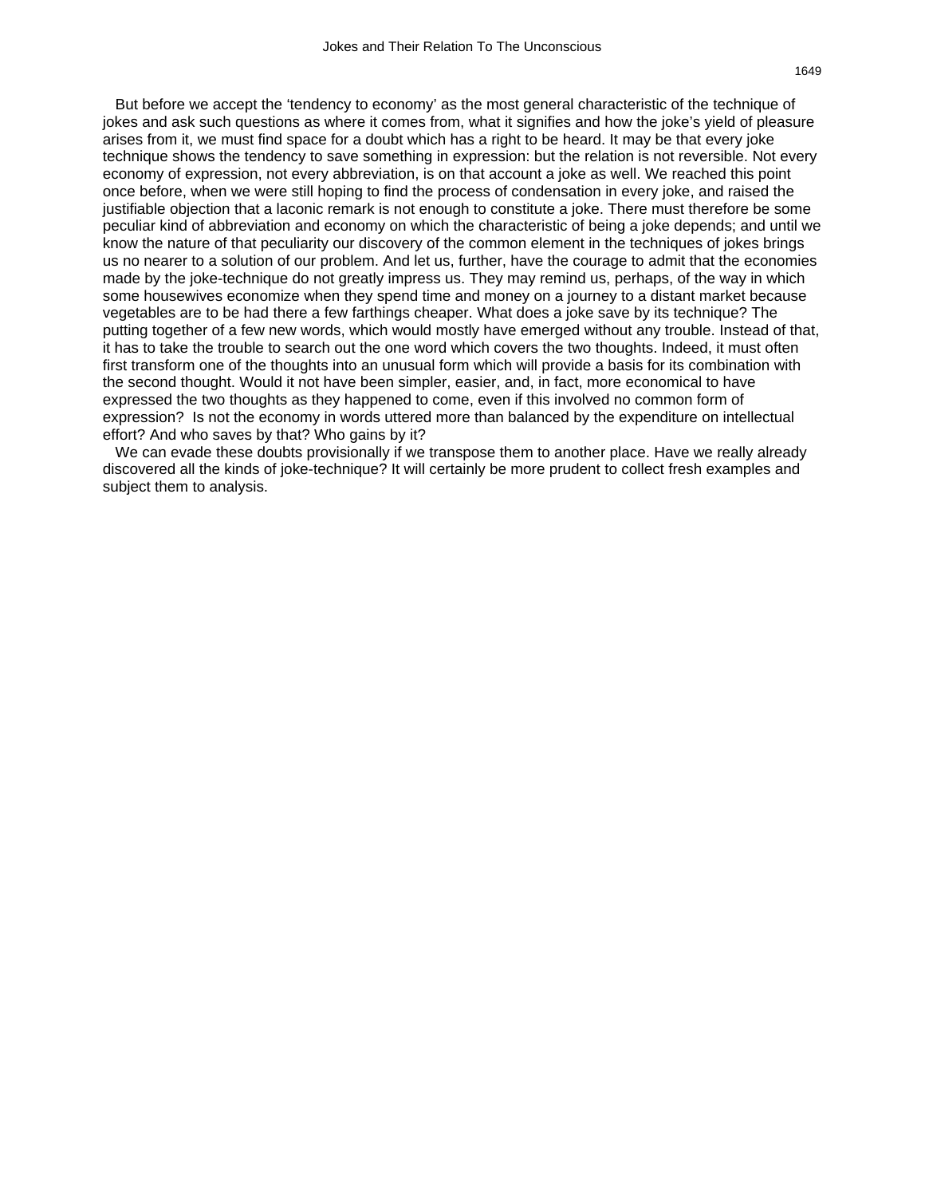But before we accept the ‘tendency to economy’ as the most general characteristic of the technique of jokes and ask such questions as where it comes from, what it signifies and how the joke’s yield of pleasure arises from it, we must find space for a doubt which has a right to be heard. It may be that every joke technique shows the tendency to save something in expression: but the relation is not reversible. Not every economy of expression, not every abbreviation, is on that account a joke as well. We reached this point once before, when we were still hoping to find the process of condensation in every joke, and raised the justifiable objection that a laconic remark is not enough to constitute a joke. There must therefore be some peculiar kind of abbreviation and economy on which the characteristic of being a joke depends; and until we know the nature of that peculiarity our discovery of the common element in the techniques of jokes brings us no nearer to a solution of our problem. And let us, further, have the courage to admit that the economies made by the joke-technique do not greatly impress us. They may remind us, perhaps, of the way in which some housewives economize when they spend time and money on a journey to a distant market because vegetables are to be had there a few farthings cheaper. What does a joke save by its technique? The putting together of a few new words, which would mostly have emerged without any trouble. Instead of that, it has to take the trouble to search out the one word which covers the two thoughts. Indeed, it must often first transform one of the thoughts into an unusual form which will provide a basis for its combination with the second thought. Would it not have been simpler, easier, and, in fact, more economical to have expressed the two thoughts as they happened to come, even if this involved no common form of expression? Is not the economy in words uttered more than balanced by the expenditure on intellectual effort? And who saves by that? Who gains by it?

We can evade these doubts provisionally if we transpose them to another place. Have we really already discovered all the kinds of joke-technique? It will certainly be more prudent to collect fresh examples and subject them to analysis.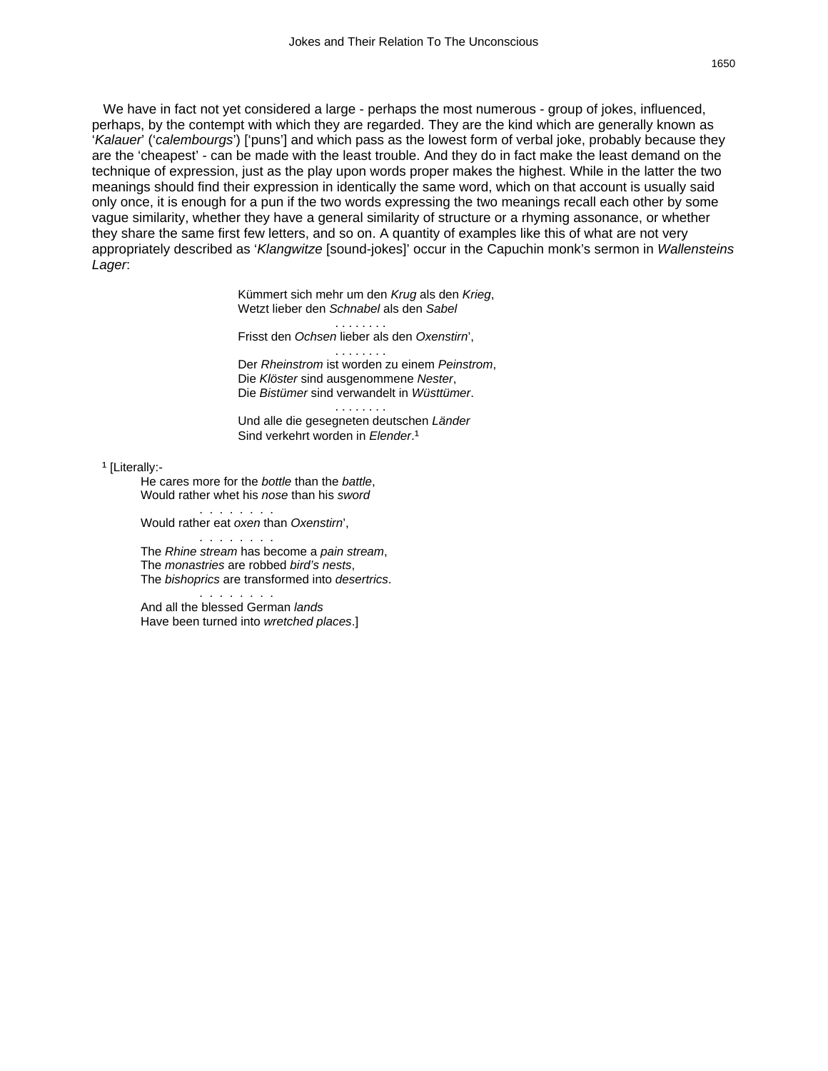We have in fact not yet considered a large - perhaps the most numerous - group of jokes, influenced, perhaps, by the contempt with which they are regarded. They are the kind which are generally known as '*Kalauer*' ('*calembourgs*') ['puns'] and which pass as the lowest form of verbal joke, probably because they are the 'cheapest' - can be made with the least trouble. And they do in fact make the least demand on the technique of expression, just as the play upon words proper makes the highest. While in the latter the two meanings should find their expression in identically the same word, which on that account is usually said only once, it is enough for a pun if the two words expressing the two meanings recall each other by some vague similarity, whether they have a general similarity of structure or a rhyming assonance, or whether they share the same first few letters, and so on. A quantity of examples like this of what are not very appropriately described as '*Klangwitze* [sound-jokes]' occur in the Capuchin monk's sermon in *Wallensteins Lager*:

> Kümmert sich mehr um den *Krug* als den *Krieg*,
> Wetzt lieber den *Schnabel* als den *Sabel*
> . . . . . . . .
> Frisst den *Ochsen* lieber als den *Oxenstirn*',
> . . . . . . . .
> Der *Rheinstrom* ist worden zu einem *Peinstrom*,
> Die *Klöster* sind ausgenommene *Nester*,
> Die *Bistümer* sind verwandelt in *Wüsttümer*.
> . . . . . . . .
> Und alle die gesegneten deutschen *Länder*
> Sind verkehrt worden in *Elender*.[1]

[1] [Literally:-

> He cares more for the *bottle* than the *battle*,
> Would rather whet his *nose* than his *sword*
> . . . . . . . .
> Would rather eat *oxen* than *Oxenstirn*',
> . . . . . . . .
> The *Rhine stream* has become a *pain stream*,
> The *monastries* are robbed *bird's nests*,
> The *bishoprics* are transformed into *desertrics*.
> . . . . . . . .
> And all the blessed German *lands*
> Have been turned into *wretched places*.]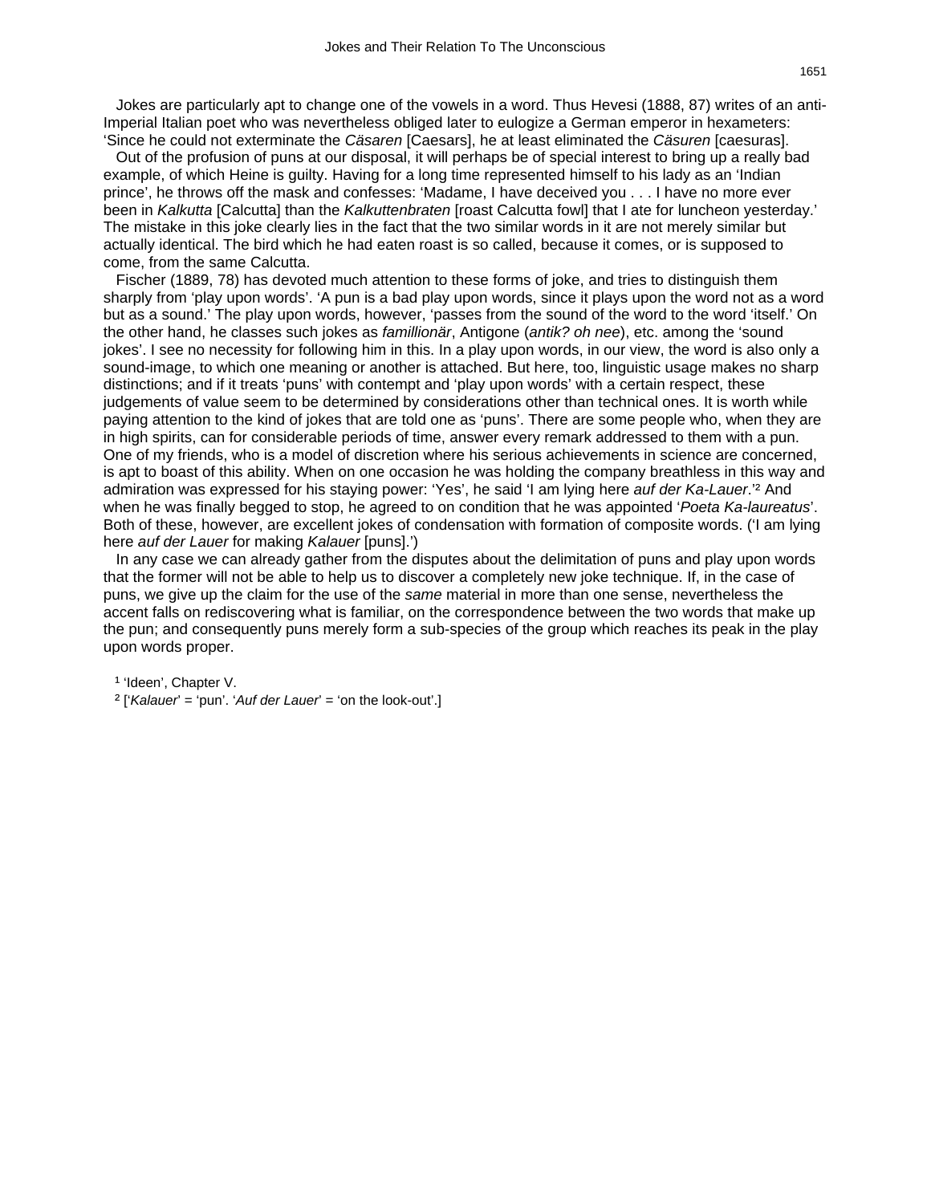Jokes are particularly apt to change one of the vowels in a word. Thus Hevesi (1888, 87) writes of an anti-Imperial Italian poet who was nevertheless obliged later to eulogize a German emperor in hexameters: 'Since he could not exterminate the *Cäsaren* [Caesars], he at least eliminated the *Cäsuren* [caesuras].

Out of the profusion of puns at our disposal, it will perhaps be of special interest to bring up a really bad example, of which Heine is guilty. Having for a long time represented himself to his lady as an 'Indian prince', he throws off the mask and confesses: 'Madame, I have deceived you . . . I have no more ever been in *Kalkutta* [Calcutta] than the *Kalkuttenbraten* [roast Calcutta fowl] that I ate for luncheon yesterday.' The mistake in this joke clearly lies in the fact that the two similar words in it are not merely similar but actually identical. The bird which he had eaten roast is so called, because it comes, or is supposed to come, from the same Calcutta.

Fischer (1889, 78) has devoted much attention to these forms of joke, and tries to distinguish them sharply from 'play upon words'. 'A pun is a bad play upon words, since it plays upon the word not as a word but as a sound.' The play upon words, however, 'passes from the sound of the word to the word 'itself.' On the other hand, he classes such jokes as *famillionär*, Antigone (*antik? oh nee*), etc. among the 'sound jokes'. I see no necessity for following him in this. In a play upon words, in our view, the word is also only a sound-image, to which one meaning or another is attached. But here, too, linguistic usage makes no sharp distinctions; and if it treats 'puns' with contempt and 'play upon words' with a certain respect, these judgements of value seem to be determined by considerations other than technical ones. It is worth while paying attention to the kind of jokes that are told one as 'puns'. There are some people who, when they are in high spirits, can for considerable periods of time, answer every remark addressed to them with a pun. One of my friends, who is a model of discretion where his serious achievements in science are concerned, is apt to boast of this ability. When on one occasion he was holding the company breathless in this way and admiration was expressed for his staying power: 'Yes', he said 'I am lying here *auf der Ka-Lauer*.'[2] And when he was finally begged to stop, he agreed to on condition that he was appointed '*Poeta Ka-laureatus*'. Both of these, however, are excellent jokes of condensation with formation of composite words. ('I am lying here *auf der Lauer* for making *Kalauer* [puns].')

In any case we can already gather from the disputes about the delimitation of puns and play upon words that the former will not be able to help us to discover a completely new joke technique. If, in the case of puns, we give up the claim for the use of the *same* material in more than one sense, nevertheless the accent falls on rediscovering what is familiar, on the correspondence between the two words that make up the pun; and consequently puns merely form a sub-species of the group which reaches its peak in the play upon words proper.

[1] 'Ideen', Chapter V.

[2] ['*Kalauer*' = 'pun'. '*Auf der Lauer*' = 'on the look-out'.]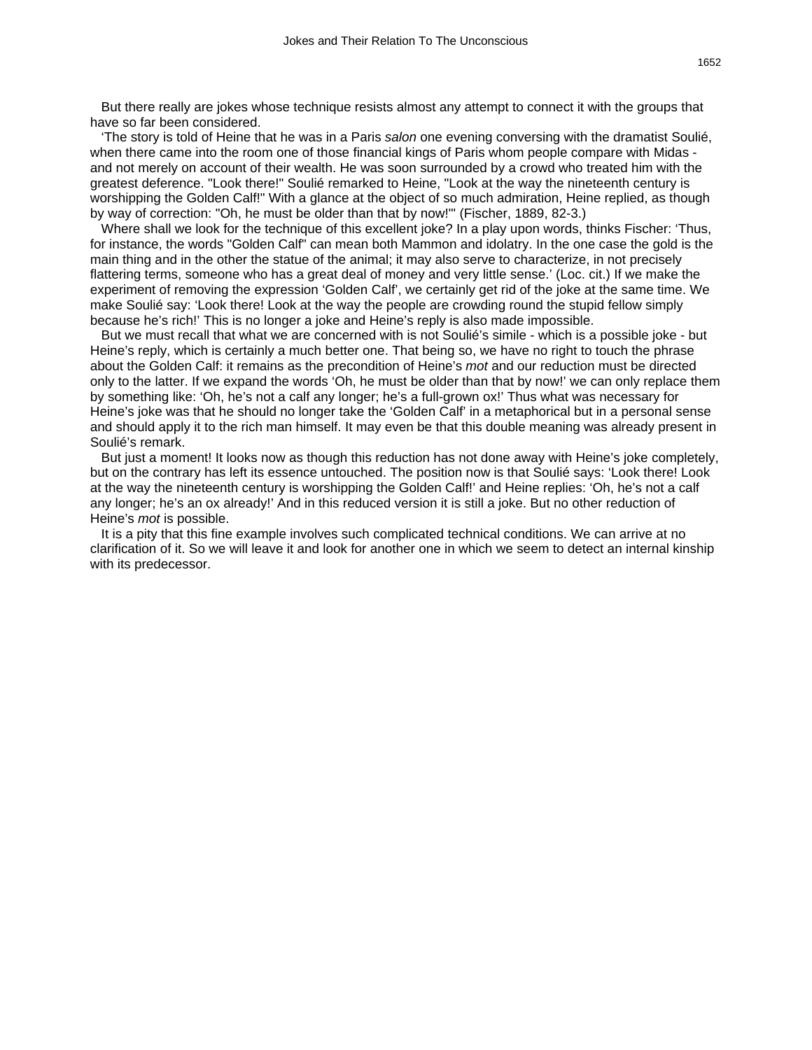But there really are jokes whose technique resists almost any attempt to connect it with the groups that have so far been considered.

‘The story is told of Heine that he was in a Paris *salon* one evening conversing with the dramatist Soulié, when there came into the room one of those financial kings of Paris whom people compare with Midas - and not merely on account of their wealth. He was soon surrounded by a crowd who treated him with the greatest deference. "Look there!" Soulié remarked to Heine, "Look at the way the nineteenth century is worshipping the Golden Calf!" With a glance at the object of so much admiration, Heine replied, as though by way of correction: "Oh, he must be older than that by now!"’ (Fischer, 1889, 82-3.)

Where shall we look for the technique of this excellent joke? In a play upon words, thinks Fischer: ‘Thus, for instance, the words "Golden Calf" can mean both Mammon and idolatry. In the one case the gold is the main thing and in the other the statue of the animal; it may also serve to characterize, in not precisely flattering terms, someone who has a great deal of money and very little sense.’ (Loc. cit.) If we make the experiment of removing the expression ‘Golden Calf’, we certainly get rid of the joke at the same time. We make Soulié say: ‘Look there! Look at the way the people are crowding round the stupid fellow simply because he’s rich!’ This is no longer a joke and Heine’s reply is also made impossible.

But we must recall that what we are concerned with is not Soulié’s simile - which is a possible joke - but Heine’s reply, which is certainly a much better one. That being so, we have no right to touch the phrase about the Golden Calf: it remains as the precondition of Heine’s *mot* and our reduction must be directed only to the latter. If we expand the words ‘Oh, he must be older than that by now!’ we can only replace them by something like: ‘Oh, he’s not a calf any longer; he’s a full-grown ox!’ Thus what was necessary for Heine’s joke was that he should no longer take the ‘Golden Calf’ in a metaphorical but in a personal sense and should apply it to the rich man himself. It may even be that this double meaning was already present in Soulié’s remark.

But just a moment! It looks now as though this reduction has not done away with Heine’s joke completely, but on the contrary has left its essence untouched. The position now is that Soulié says: ‘Look there! Look at the way the nineteenth century is worshipping the Golden Calf!’ and Heine replies: ‘Oh, he’s not a calf any longer; he’s an ox already!’ And in this reduced version it is still a joke. But no other reduction of Heine’s *mot* is possible.

It is a pity that this fine example involves such complicated technical conditions. We can arrive at no clarification of it. So we will leave it and look for another one in which we seem to detect an internal kinship with its predecessor.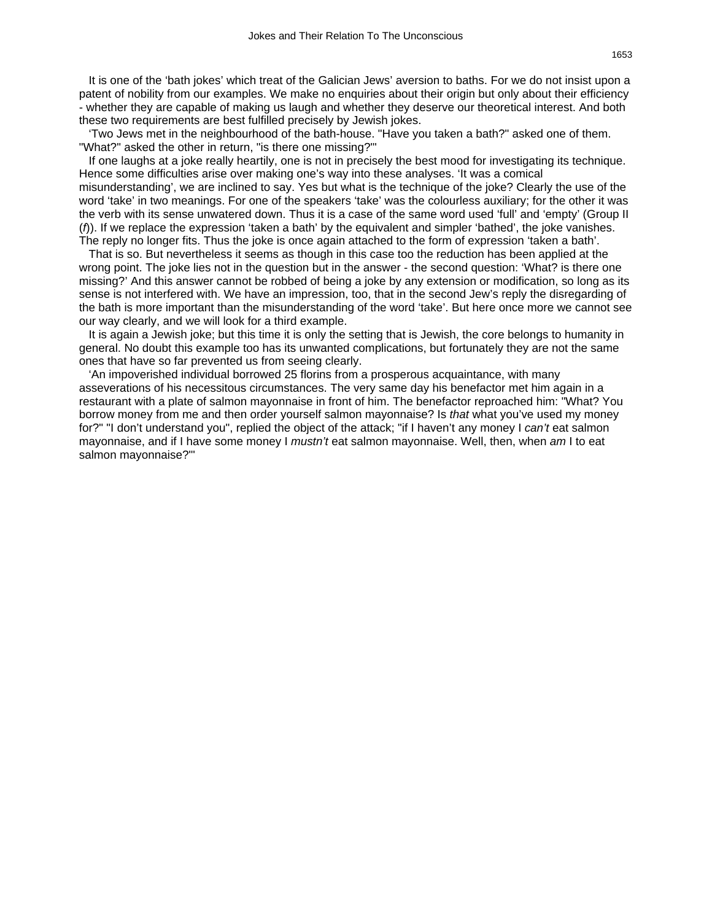It is one of the 'bath jokes' which treat of the Galician Jews' aversion to baths. For we do not insist upon a patent of nobility from our examples. We make no enquiries about their origin but only about their efficiency - whether they are capable of making us laugh and whether they deserve our theoretical interest. And both these two requirements are best fulfilled precisely by Jewish jokes.

'Two Jews met in the neighbourhood of the bath-house. "Have you taken a bath?" asked one of them. "What?" asked the other in return, "is there one missing?"'

If one laughs at a joke really heartily, one is not in precisely the best mood for investigating its technique. Hence some difficulties arise over making one's way into these analyses. 'It was a comical misunderstanding', we are inclined to say. Yes but what is the technique of the joke? Clearly the use of the word 'take' in two meanings. For one of the speakers 'take' was the colourless auxiliary; for the other it was the verb with its sense unwatered down. Thus it is a case of the same word used 'full' and 'empty' (Group II (*f*)). If we replace the expression 'taken a bath' by the equivalent and simpler 'bathed', the joke vanishes. The reply no longer fits. Thus the joke is once again attached to the form of expression 'taken a bath'.

That is so. But nevertheless it seems as though in this case too the reduction has been applied at the wrong point. The joke lies not in the question but in the answer - the second question: 'What? is there one missing?' And this answer cannot be robbed of being a joke by any extension or modification, so long as its sense is not interfered with. We have an impression, too, that in the second Jew's reply the disregarding of the bath is more important than the misunderstanding of the word 'take'. But here once more we cannot see our way clearly, and we will look for a third example.

It is again a Jewish joke; but this time it is only the setting that is Jewish, the core belongs to humanity in general. No doubt this example too has its unwanted complications, but fortunately they are not the same ones that have so far prevented us from seeing clearly.

'An impoverished individual borrowed 25 florins from a prosperous acquaintance, with many asseverations of his necessitous circumstances. The very same day his benefactor met him again in a restaurant with a plate of salmon mayonnaise in front of him. The benefactor reproached him: "What? You borrow money from me and then order yourself salmon mayonnaise? Is *that* what you've used my money for?" "I don't understand you", replied the object of the attack; "if I haven't any money I *can't* eat salmon mayonnaise, and if I have some money I *mustn't* eat salmon mayonnaise. Well, then, when *am* I to eat salmon mayonnaise?"'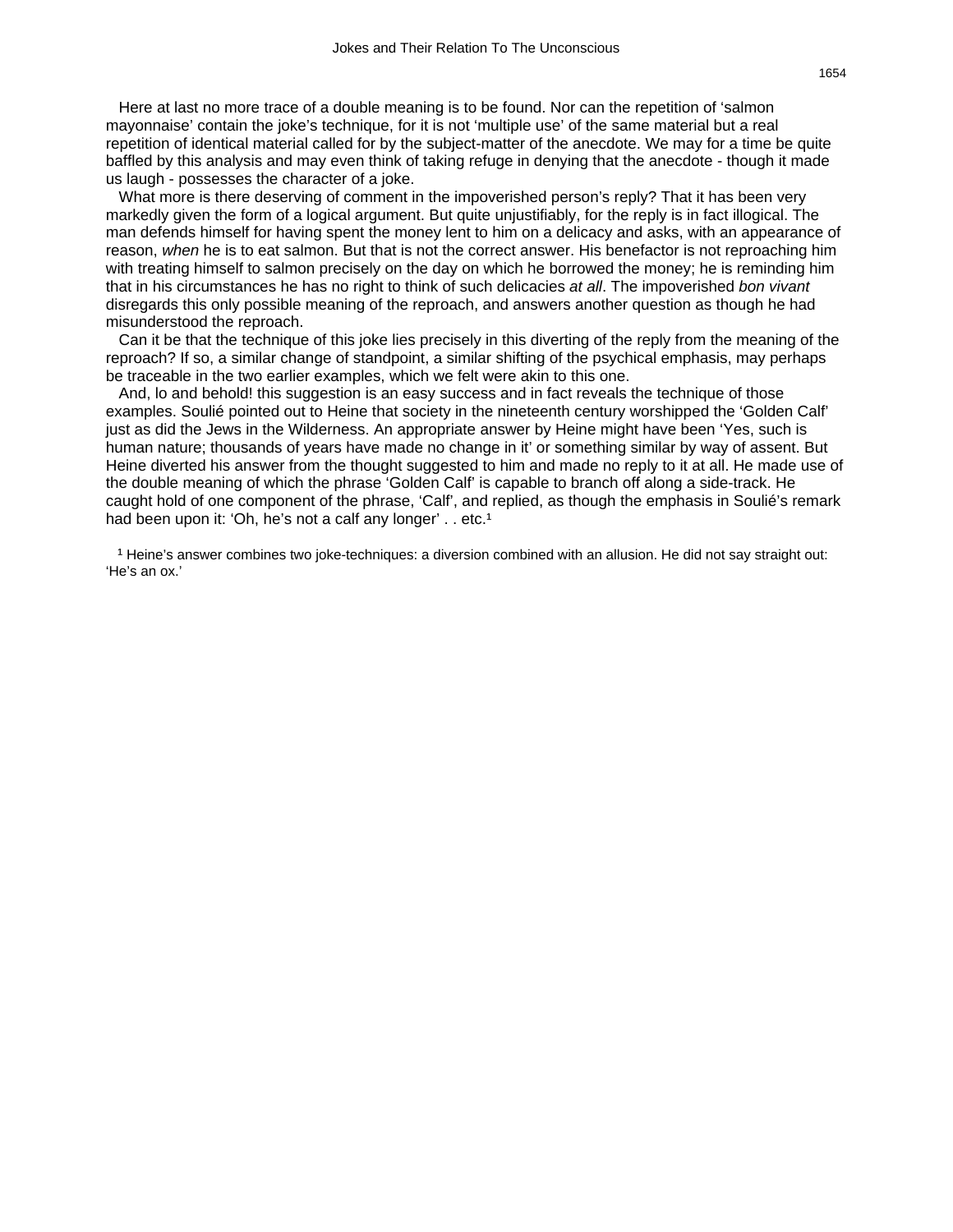Here at last no more trace of a double meaning is to be found. Nor can the repetition of 'salmon mayonnaise' contain the joke's technique, for it is not 'multiple use' of the same material but a real repetition of identical material called for by the subject-matter of the anecdote. We may for a time be quite baffled by this analysis and may even think of taking refuge in denying that the anecdote - though it made us laugh - possesses the character of a joke.

What more is there deserving of comment in the impoverished person's reply? That it has been very markedly given the form of a logical argument. But quite unjustifiably, for the reply is in fact illogical. The man defends himself for having spent the money lent to him on a delicacy and asks, with an appearance of reason, *when* he is to eat salmon. But that is not the correct answer. His benefactor is not reproaching him with treating himself to salmon precisely on the day on which he borrowed the money; he is reminding him that in his circumstances he has no right to think of such delicacies *at all*. The impoverished *bon vivant* disregards this only possible meaning of the reproach, and answers another question as though he had misunderstood the reproach.

Can it be that the technique of this joke lies precisely in this diverting of the reply from the meaning of the reproach? If so, a similar change of standpoint, a similar shifting of the psychical emphasis, may perhaps be traceable in the two earlier examples, which we felt were akin to this one.

And, lo and behold! this suggestion is an easy success and in fact reveals the technique of those examples. Soulié pointed out to Heine that society in the nineteenth century worshipped the 'Golden Calf' just as did the Jews in the Wilderness. An appropriate answer by Heine might have been 'Yes, such is human nature; thousands of years have made no change in it' or something similar by way of assent. But Heine diverted his answer from the thought suggested to him and made no reply to it at all. He made use of the double meaning of which the phrase 'Golden Calf' is capable to branch off along a side-track. He caught hold of one component of the phrase, 'Calf', and replied, as though the emphasis in Soulié's remark had been upon it: 'Oh, he's not a calf any longer' . . etc.[1]

[1] Heine's answer combines two joke-techniques: a diversion combined with an allusion. He did not say straight out: 'He's an ox.'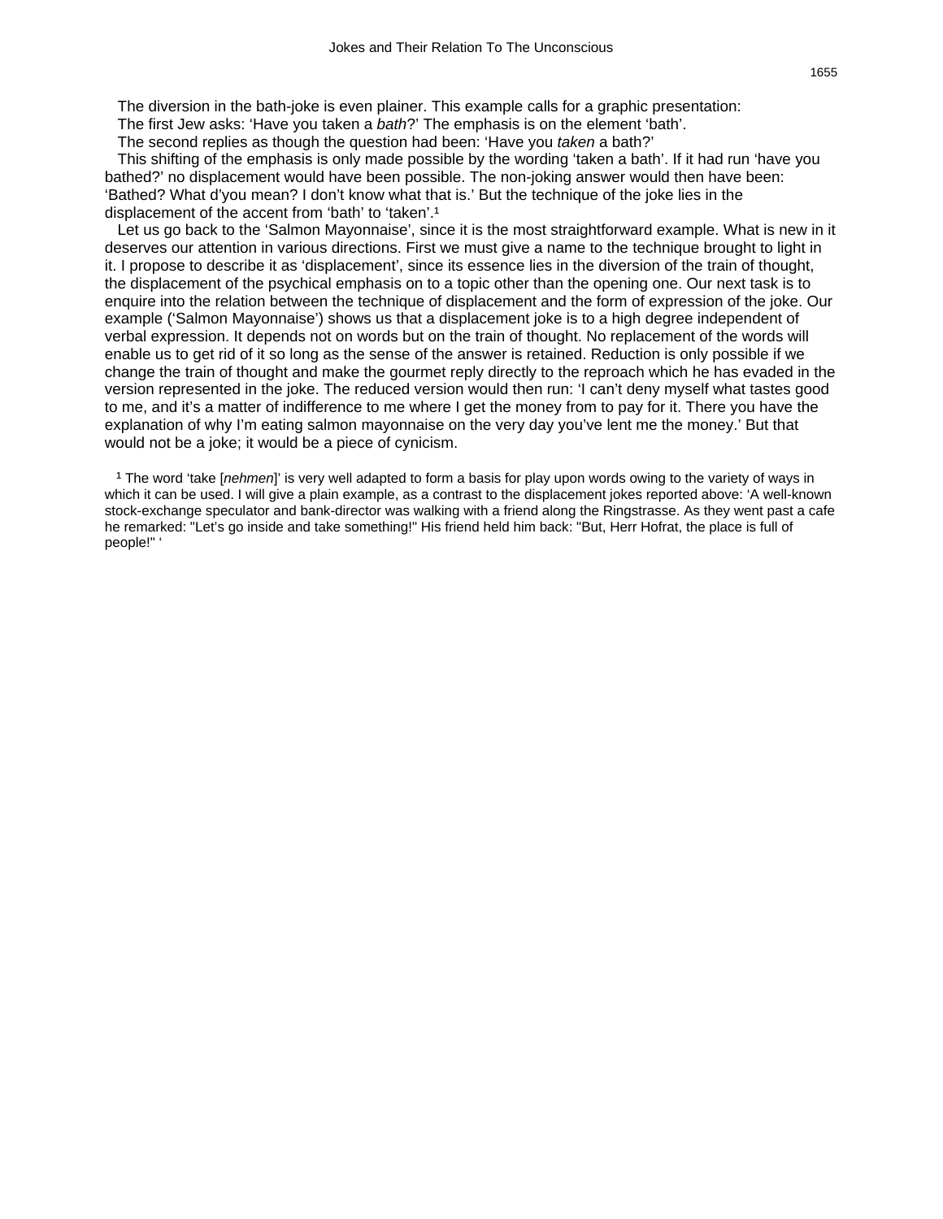The diversion in the bath-joke is even plainer. This example calls for a graphic presentation:

The first Jew asks: ‘Have you taken a *bath*?’ The emphasis is on the element ‘bath’.

The second replies as though the question had been: ‘Have you *taken* a bath?’

This shifting of the emphasis is only made possible by the wording ‘taken a bath’. If it had run ‘have you bathed?’ no displacement would have been possible. The non-joking answer would then have been: ‘Bathed? What d’you mean? I don’t know what that is.’ But the technique of the joke lies in the displacement of the accent from ‘bath’ to ‘taken’.[1]

Let us go back to the ‘Salmon Mayonnaise’, since it is the most straightforward example. What is new in it deserves our attention in various directions. First we must give a name to the technique brought to light in it. I propose to describe it as ‘displacement’, since its essence lies in the diversion of the train of thought, the displacement of the psychical emphasis on to a topic other than the opening one. Our next task is to enquire into the relation between the technique of displacement and the form of expression of the joke. Our example (‘Salmon Mayonnaise’) shows us that a displacement joke is to a high degree independent of verbal expression. It depends not on words but on the train of thought. No replacement of the words will enable us to get rid of it so long as the sense of the answer is retained. Reduction is only possible if we change the train of thought and make the gourmet reply directly to the reproach which he has evaded in the version represented in the joke. The reduced version would then run: ‘I can’t deny myself what tastes good to me, and it’s a matter of indifference to me where I get the money from to pay for it. There you have the explanation of why I’m eating salmon mayonnaise on the very day you’ve lent me the money.’ But that would not be a joke; it would be a piece of cynicism.

[1] The word ‘take [*nehmen*]’ is very well adapted to form a basis for play upon words owing to the variety of ways in which it can be used. I will give a plain example, as a contrast to the displacement jokes reported above: ‘A well-known stock-exchange speculator and bank-director was walking with a friend along the Ringstrasse. As they went past a cafe he remarked: "Let’s go inside and take something!" His friend held him back: "But, Herr Hofrat, the place is full of people!" ‘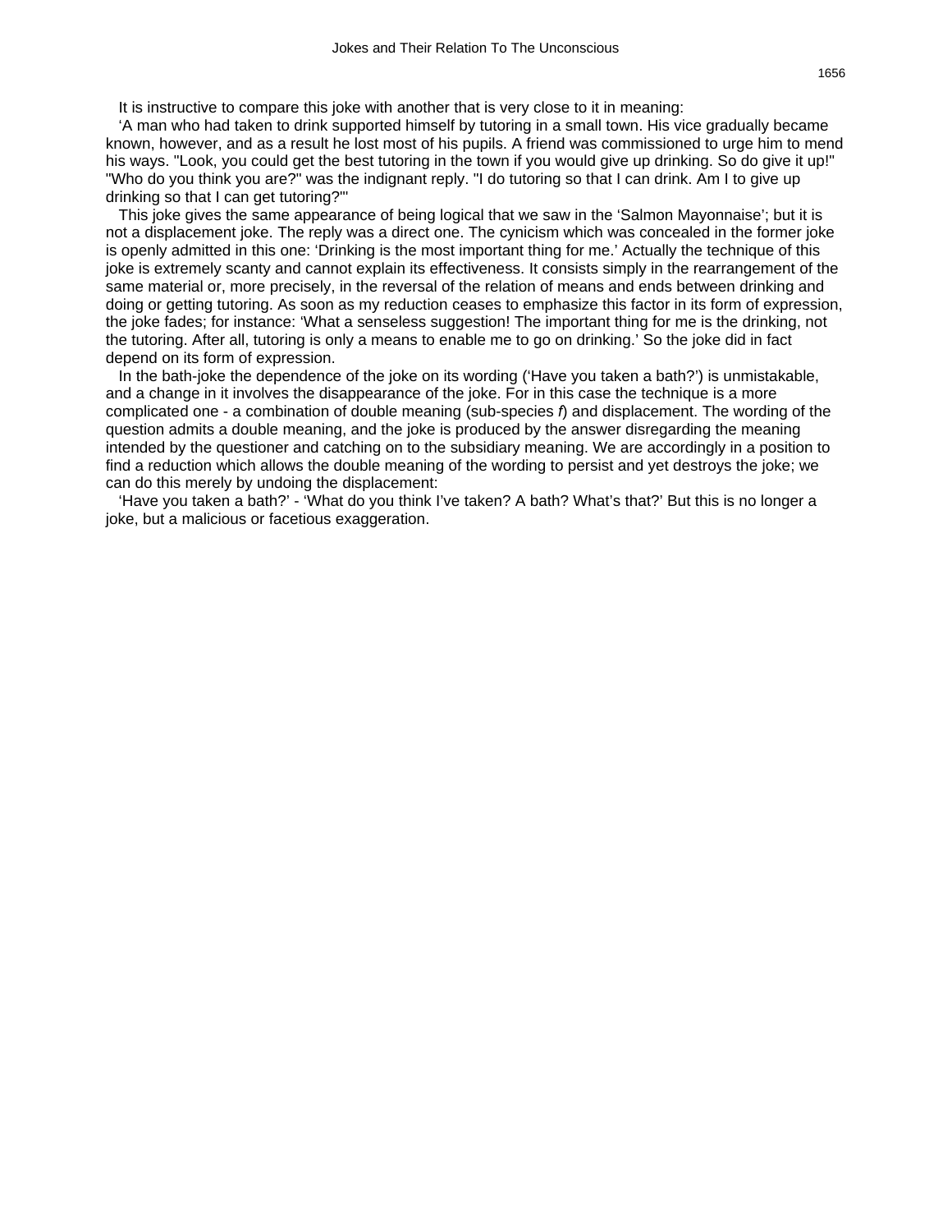It is instructive to compare this joke with another that is very close to it in meaning:

'A man who had taken to drink supported himself by tutoring in a small town. His vice gradually became known, however, and as a result he lost most of his pupils. A friend was commissioned to urge him to mend his ways. "Look, you could get the best tutoring in the town if you would give up drinking. So do give it up!" "Who do you think you are?" was the indignant reply. "I do tutoring so that I can drink. Am I to give up drinking so that I can get tutoring?"'

This joke gives the same appearance of being logical that we saw in the 'Salmon Mayonnaise'; but it is not a displacement joke. The reply was a direct one. The cynicism which was concealed in the former joke is openly admitted in this one: 'Drinking is the most important thing for me.' Actually the technique of this joke is extremely scanty and cannot explain its effectiveness. It consists simply in the rearrangement of the same material or, more precisely, in the reversal of the relation of means and ends between drinking and doing or getting tutoring. As soon as my reduction ceases to emphasize this factor in its form of expression, the joke fades; for instance: 'What a senseless suggestion! The important thing for me is the drinking, not the tutoring. After all, tutoring is only a means to enable me to go on drinking.' So the joke did in fact depend on its form of expression.

In the bath-joke the dependence of the joke on its wording ('Have you taken a bath?') is unmistakable, and a change in it involves the disappearance of the joke. For in this case the technique is a more complicated one - a combination of double meaning (sub-species *f*) and displacement. The wording of the question admits a double meaning, and the joke is produced by the answer disregarding the meaning intended by the questioner and catching on to the subsidiary meaning. We are accordingly in a position to find a reduction which allows the double meaning of the wording to persist and yet destroys the joke; we can do this merely by undoing the displacement:

'Have you taken a bath?' - 'What do you think I've taken? A bath? What's that?' But this is no longer a joke, but a malicious or facetious exaggeration.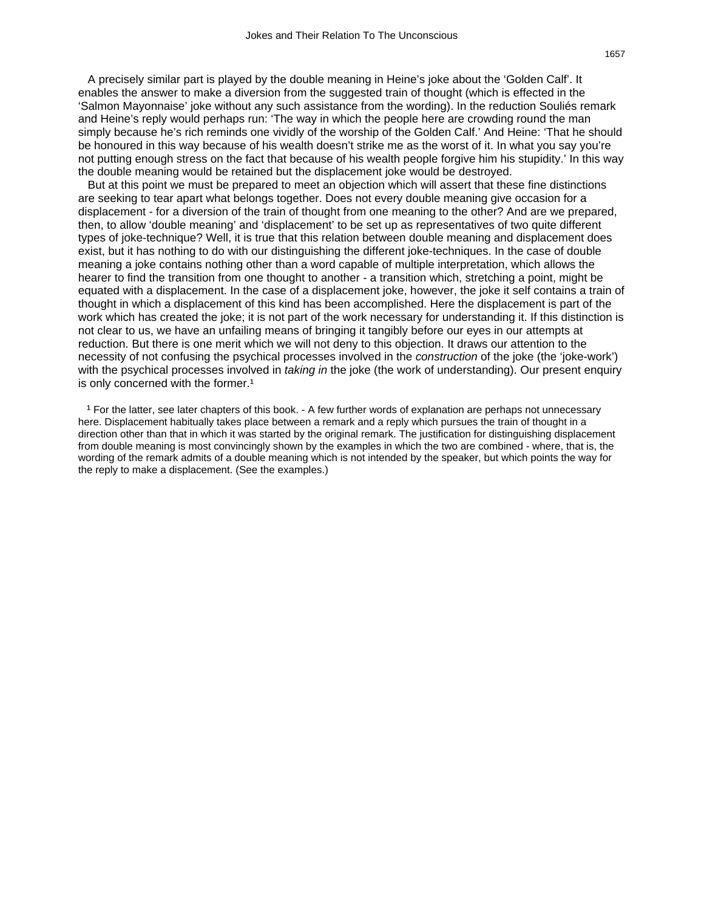A precisely similar part is played by the double meaning in Heine's joke about the 'Golden Calf'. It enables the answer to make a diversion from the suggested train of thought (which is effected in the 'Salmon Mayonnaise' joke without any such assistance from the wording). In the reduction Souliés remark and Heine's reply would perhaps run: 'The way in which the people here are crowding round the man simply because he's rich reminds one vividly of the worship of the Golden Calf.' And Heine: 'That he should be honoured in this way because of his wealth doesn't strike me as the worst of it. In what you say you're not putting enough stress on the fact that because of his wealth people forgive him his stupidity.' In this way the double meaning would be retained but the displacement joke would be destroyed.

But at this point we must be prepared to meet an objection which will assert that these fine distinctions are seeking to tear apart what belongs together. Does not every double meaning give occasion for a displacement - for a diversion of the train of thought from one meaning to the other? And are we prepared, then, to allow 'double meaning' and 'displacement' to be set up as representatives of two quite different types of joke-technique? Well, it is true that this relation between double meaning and displacement does exist, but it has nothing to do with our distinguishing the different joke-techniques. In the case of double meaning a joke contains nothing other than a word capable of multiple interpretation, which allows the hearer to find the transition from one thought to another - a transition which, stretching a point, might be equated with a displacement. In the case of a displacement joke, however, the joke it self contains a train of thought in which a displacement of this kind has been accomplished. Here the displacement is part of the work which has created the joke; it is not part of the work necessary for understanding it. If this distinction is not clear to us, we have an unfailing means of bringing it tangibly before our eyes in our attempts at reduction. But there is one merit which we will not deny to this objection. It draws our attention to the necessity of not confusing the psychical processes involved in the *construction* of the joke (the 'joke-work') with the psychical processes involved in *taking in* the joke (the work of understanding). Our present enquiry is only concerned with the former.[1]

[1] For the latter, see later chapters of this book. - A few further words of explanation are perhaps not unnecessary here. Displacement habitually takes place between a remark and a reply which pursues the train of thought in a direction other than that in which it was started by the original remark. The justification for distinguishing displacement from double meaning is most convincingly shown by the examples in which the two are combined - where, that is, the wording of the remark admits of a double meaning which is not intended by the speaker, but which points the way for the reply to make a displacement. (See the examples.)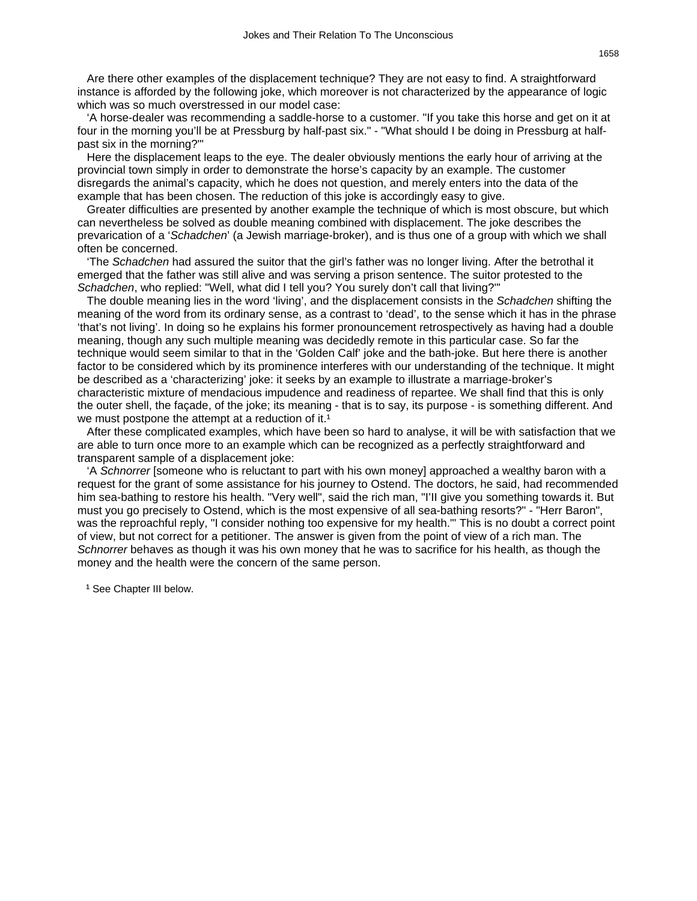Are there other examples of the displacement technique? They are not easy to find. A straightforward instance is afforded by the following joke, which moreover is not characterized by the appearance of logic which was so much overstressed in our model case:

'A horse-dealer was recommending a saddle-horse to a customer. "If you take this horse and get on it at four in the morning you'll be at Pressburg by half-past six." - "What should I be doing in Pressburg at half-past six in the morning?"'

Here the displacement leaps to the eye. The dealer obviously mentions the early hour of arriving at the provincial town simply in order to demonstrate the horse's capacity by an example. The customer disregards the animal's capacity, which he does not question, and merely enters into the data of the example that has been chosen. The reduction of this joke is accordingly easy to give.

Greater difficulties are presented by another example the technique of which is most obscure, but which can nevertheless be solved as double meaning combined with displacement. The joke describes the prevarication of a '*Schadchen*' (a Jewish marriage-broker), and is thus one of a group with which we shall often be concerned.

'The *Schadchen* had assured the suitor that the girl's father was no longer living. After the betrothal it emerged that the father was still alive and was serving a prison sentence. The suitor protested to the *Schadchen*, who replied: "Well, what did I tell you? You surely don't call that living?"'

The double meaning lies in the word 'living', and the displacement consists in the *Schadchen* shifting the meaning of the word from its ordinary sense, as a contrast to 'dead', to the sense which it has in the phrase 'that's not living'. In doing so he explains his former pronouncement retrospectively as having had a double meaning, though any such multiple meaning was decidedly remote in this particular case. So far the technique would seem similar to that in the 'Golden Calf' joke and the bath-joke. But here there is another factor to be considered which by its prominence interferes with our understanding of the technique. It might be described as a 'characterizing' joke: it seeks by an example to illustrate a marriage-broker's characteristic mixture of mendacious impudence and readiness of repartee. We shall find that this is only the outer shell, the façade, of the joke; its meaning - that is to say, its purpose - is something different. And we must postpone the attempt at a reduction of it.[1]

After these complicated examples, which have been so hard to analyse, it will be with satisfaction that we are able to turn once more to an example which can be recognized as a perfectly straightforward and transparent sample of a displacement joke:

'A *Schnorrer* [someone who is reluctant to part with his own money] approached a wealthy baron with a request for the grant of some assistance for his journey to Ostend. The doctors, he said, had recommended him sea-bathing to restore his health. "Very well", said the rich man, "I'll give you something towards it. But must you go precisely to Ostend, which is the most expensive of all sea-bathing resorts?" - "Herr Baron", was the reproachful reply, "I consider nothing too expensive for my health."' This is no doubt a correct point of view, but not correct for a petitioner. The answer is given from the point of view of a rich man. The *Schnorrer* behaves as though it was his own money that he was to sacrifice for his health, as though the money and the health were the concern of the same person.

[1] See Chapter III below.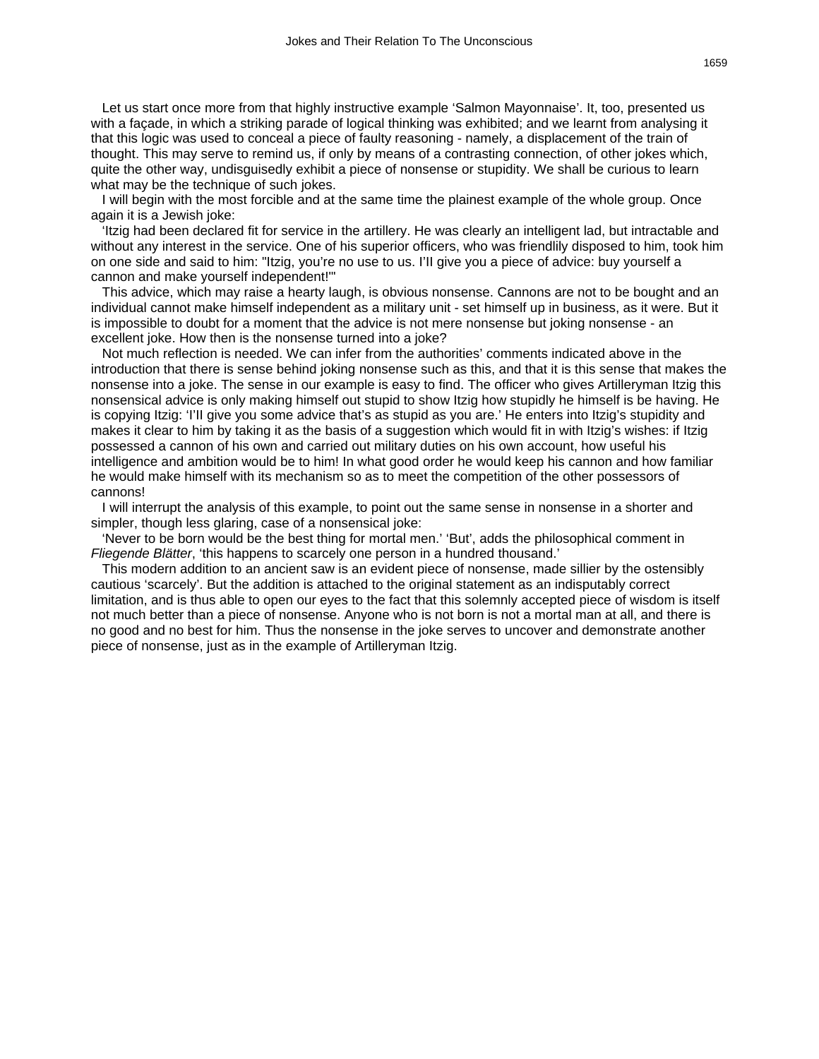Let us start once more from that highly instructive example 'Salmon Mayonnaise'. It, too, presented us with a façade, in which a striking parade of logical thinking was exhibited; and we learnt from analysing it that this logic was used to conceal a piece of faulty reasoning - namely, a displacement of the train of thought. This may serve to remind us, if only by means of a contrasting connection, of other jokes which, quite the other way, undisguisedly exhibit a piece of nonsense or stupidity. We shall be curious to learn what may be the technique of such jokes.

I will begin with the most forcible and at the same time the plainest example of the whole group. Once again it is a Jewish joke:

'Itzig had been declared fit for service in the artillery. He was clearly an intelligent lad, but intractable and without any interest in the service. One of his superior officers, who was friendlily disposed to him, took him on one side and said to him: "Itzig, you're no use to us. I'll give you a piece of advice: buy yourself a cannon and make yourself independent!"'

This advice, which may raise a hearty laugh, is obvious nonsense. Cannons are not to be bought and an individual cannot make himself independent as a military unit - set himself up in business, as it were. But it is impossible to doubt for a moment that the advice is not mere nonsense but joking nonsense - an excellent joke. How then is the nonsense turned into a joke?

Not much reflection is needed. We can infer from the authorities' comments indicated above in the introduction that there is sense behind joking nonsense such as this, and that it is this sense that makes the nonsense into a joke. The sense in our example is easy to find. The officer who gives Artilleryman Itzig this nonsensical advice is only making himself out stupid to show Itzig how stupidly he himself is be having. He is copying Itzig: 'I'll give you some advice that's as stupid as you are.' He enters into Itzig's stupidity and makes it clear to him by taking it as the basis of a suggestion which would fit in with Itzig's wishes: if Itzig possessed a cannon of his own and carried out military duties on his own account, how useful his intelligence and ambition would be to him! In what good order he would keep his cannon and how familiar he would make himself with its mechanism so as to meet the competition of the other possessors of cannons!

I will interrupt the analysis of this example, to point out the same sense in nonsense in a shorter and simpler, though less glaring, case of a nonsensical joke:

'Never to be born would be the best thing for mortal men.' 'But', adds the philosophical comment in *Fliegende Blätter*, 'this happens to scarcely one person in a hundred thousand.'

This modern addition to an ancient saw is an evident piece of nonsense, made sillier by the ostensibly cautious 'scarcely'. But the addition is attached to the original statement as an indisputably correct limitation, and is thus able to open our eyes to the fact that this solemnly accepted piece of wisdom is itself not much better than a piece of nonsense. Anyone who is not born is not a mortal man at all, and there is no good and no best for him. Thus the nonsense in the joke serves to uncover and demonstrate another piece of nonsense, just as in the example of Artilleryman Itzig.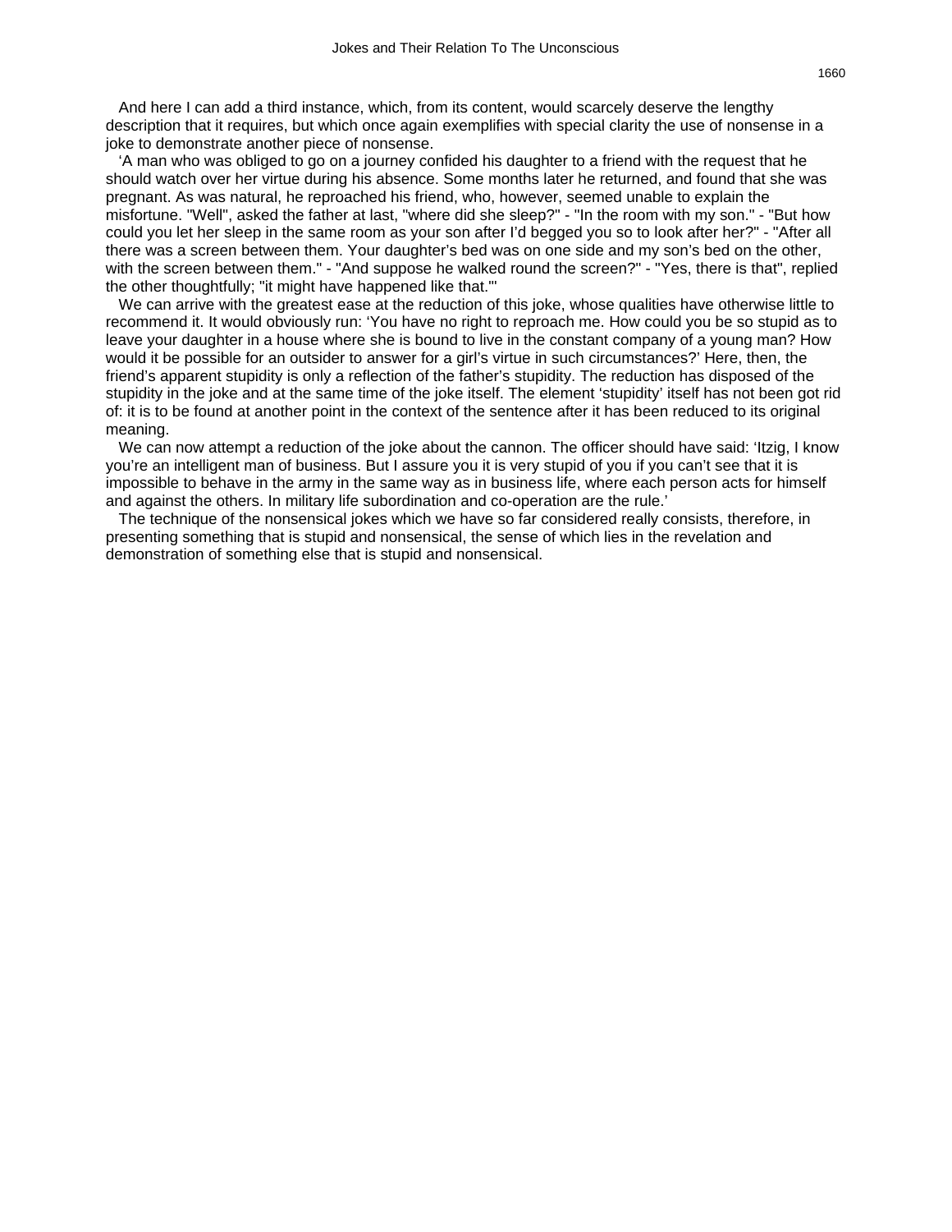And here I can add a third instance, which, from its content, would scarcely deserve the lengthy description that it requires, but which once again exemplifies with special clarity the use of nonsense in a joke to demonstrate another piece of nonsense.

‘A man who was obliged to go on a journey confided his daughter to a friend with the request that he should watch over her virtue during his absence. Some months later he returned, and found that she was pregnant. As was natural, he reproached his friend, who, however, seemed unable to explain the misfortune. "Well", asked the father at last, "where did she sleep?" - "In the room with my son." - "But how could you let her sleep in the same room as your son after I’d begged you so to look after her?" - "After all there was a screen between them. Your daughter’s bed was on one side and my son’s bed on the other, with the screen between them." - "And suppose he walked round the screen?" - "Yes, there is that", replied the other thoughtfully; "it might have happened like that."'

We can arrive with the greatest ease at the reduction of this joke, whose qualities have otherwise little to recommend it. It would obviously run: ‘You have no right to reproach me. How could you be so stupid as to leave your daughter in a house where she is bound to live in the constant company of a young man? How would it be possible for an outsider to answer for a girl’s virtue in such circumstances?’ Here, then, the friend’s apparent stupidity is only a reflection of the father’s stupidity. The reduction has disposed of the stupidity in the joke and at the same time of the joke itself. The element ‘stupidity’ itself has not been got rid of: it is to be found at another point in the context of the sentence after it has been reduced to its original meaning.

We can now attempt a reduction of the joke about the cannon. The officer should have said: ‘Itzig, I know you’re an intelligent man of business. But I assure you it is very stupid of you if you can’t see that it is impossible to behave in the army in the same way as in business life, where each person acts for himself and against the others. In military life subordination and co-operation are the rule.’

The technique of the nonsensical jokes which we have so far considered really consists, therefore, in presenting something that is stupid and nonsensical, the sense of which lies in the revelation and demonstration of something else that is stupid and nonsensical.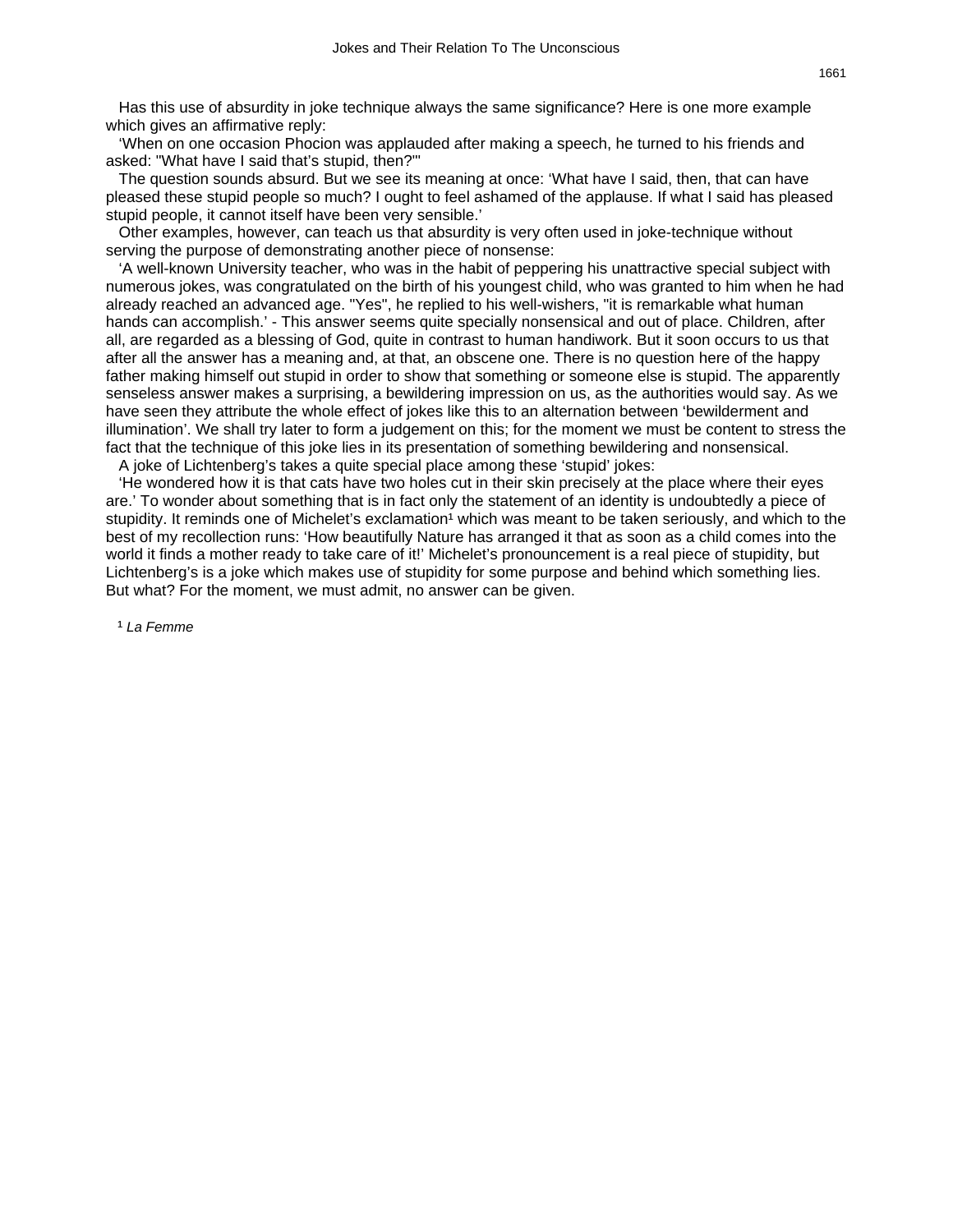Has this use of absurdity in joke technique always the same significance? Here is one more example which gives an affirmative reply:

'When on one occasion Phocion was applauded after making a speech, he turned to his friends and asked: "What have I said that's stupid, then?"'

The question sounds absurd. But we see its meaning at once: 'What have I said, then, that can have pleased these stupid people so much? I ought to feel ashamed of the applause. If what I said has pleased stupid people, it cannot itself have been very sensible.'

Other examples, however, can teach us that absurdity is very often used in joke-technique without serving the purpose of demonstrating another piece of nonsense:

'A well-known University teacher, who was in the habit of peppering his unattractive special subject with numerous jokes, was congratulated on the birth of his youngest child, who was granted to him when he had already reached an advanced age. "Yes", he replied to his well-wishers, "it is remarkable what human hands can accomplish.' - This answer seems quite specially nonsensical and out of place. Children, after all, are regarded as a blessing of God, quite in contrast to human handiwork. But it soon occurs to us that after all the answer has a meaning and, at that, an obscene one. There is no question here of the happy father making himself out stupid in order to show that something or someone else is stupid. The apparently senseless answer makes a surprising, a bewildering impression on us, as the authorities would say. As we have seen they attribute the whole effect of jokes like this to an alternation between 'bewilderment and illumination'. We shall try later to form a judgement on this; for the moment we must be content to stress the fact that the technique of this joke lies in its presentation of something bewildering and nonsensical.

A joke of Lichtenberg's takes a quite special place among these 'stupid' jokes:

'He wondered how it is that cats have two holes cut in their skin precisely at the place where their eyes are.' To wonder about something that is in fact only the statement of an identity is undoubtedly a piece of stupidity. It reminds one of Michelet's exclamation[1] which was meant to be taken seriously, and which to the best of my recollection runs: 'How beautifully Nature has arranged it that as soon as a child comes into the world it finds a mother ready to take care of it!' Michelet's pronouncement is a real piece of stupidity, but Lichtenberg's is a joke which makes use of stupidity for some purpose and behind which something lies. But what? For the moment, we must admit, no answer can be given.

[1] *La Femme*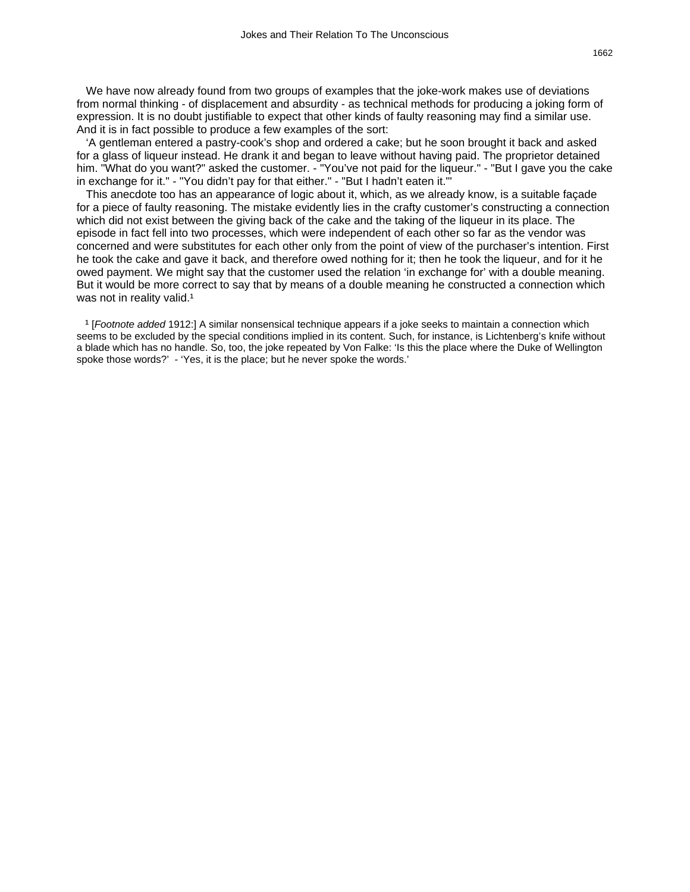We have now already found from two groups of examples that the joke-work makes use of deviations from normal thinking - of displacement and absurdity - as technical methods for producing a joking form of expression. It is no doubt justifiable to expect that other kinds of faulty reasoning may find a similar use. And it is in fact possible to produce a few examples of the sort:

'A gentleman entered a pastry-cook's shop and ordered a cake; but he soon brought it back and asked for a glass of liqueur instead. He drank it and began to leave without having paid. The proprietor detained him. "What do you want?" asked the customer. - "You've not paid for the liqueur." - "But I gave you the cake in exchange for it." - "You didn't pay for that either." - "But I hadn't eaten it."'

This anecdote too has an appearance of logic about it, which, as we already know, is a suitable façade for a piece of faulty reasoning. The mistake evidently lies in the crafty customer's constructing a connection which did not exist between the giving back of the cake and the taking of the liqueur in its place. The episode in fact fell into two processes, which were independent of each other so far as the vendor was concerned and were substitutes for each other only from the point of view of the purchaser's intention. First he took the cake and gave it back, and therefore owed nothing for it; then he took the liqueur, and for it he owed payment. We might say that the customer used the relation 'in exchange for' with a double meaning. But it would be more correct to say that by means of a double meaning he constructed a connection which was not in reality valid.[1]

[1] [*Footnote added* 1912:] A similar nonsensical technique appears if a joke seeks to maintain a connection which seems to be excluded by the special conditions implied in its content. Such, for instance, is Lichtenberg's knife without a blade which has no handle. So, too, the joke repeated by Von Falke: 'Is this the place where the Duke of Wellington spoke those words?' - 'Yes, it is the place; but he never spoke the words.'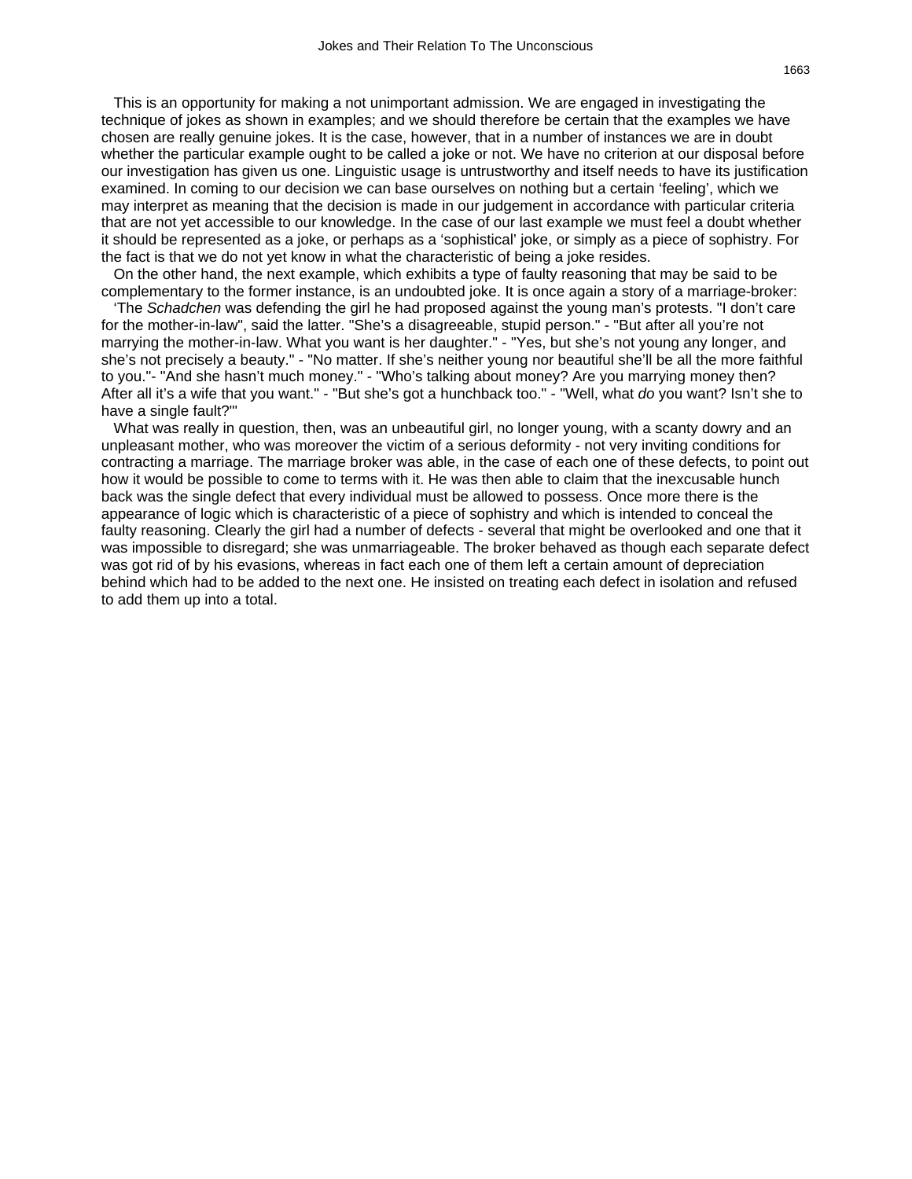This is an opportunity for making a not unimportant admission. We are engaged in investigating the technique of jokes as shown in examples; and we should therefore be certain that the examples we have chosen are really genuine jokes. It is the case, however, that in a number of instances we are in doubt whether the particular example ought to be called a joke or not. We have no criterion at our disposal before our investigation has given us one. Linguistic usage is untrustworthy and itself needs to have its justification examined. In coming to our decision we can base ourselves on nothing but a certain 'feeling', which we may interpret as meaning that the decision is made in our judgement in accordance with particular criteria that are not yet accessible to our knowledge. In the case of our last example we must feel a doubt whether it should be represented as a joke, or perhaps as a 'sophistical' joke, or simply as a piece of sophistry. For the fact is that we do not yet know in what the characteristic of being a joke resides.

On the other hand, the next example, which exhibits a type of faulty reasoning that may be said to be complementary to the former instance, is an undoubted joke. It is once again a story of a marriage-broker:

'The *Schadchen* was defending the girl he had proposed against the young man's protests. "I don't care for the mother-in-law", said the latter. "She's a disagreeable, stupid person." - "But after all you're not marrying the mother-in-law. What you want is her daughter." - "Yes, but she's not young any longer, and she's not precisely a beauty." - "No matter. If she's neither young nor beautiful she'll be all the more faithful to you."- "And she hasn't much money." - "Who's talking about money? Are you marrying money then? After all it's a wife that you want." - "But she's got a hunchback too." - "Well, what *do* you want? Isn't she to have a single fault?"'

What was really in question, then, was an unbeautiful girl, no longer young, with a scanty dowry and an unpleasant mother, who was moreover the victim of a serious deformity - not very inviting conditions for contracting a marriage. The marriage broker was able, in the case of each one of these defects, to point out how it would be possible to come to terms with it. He was then able to claim that the inexcusable hunch back was the single defect that every individual must be allowed to possess. Once more there is the appearance of logic which is characteristic of a piece of sophistry and which is intended to conceal the faulty reasoning. Clearly the girl had a number of defects - several that might be overlooked and one that it was impossible to disregard; she was unmarriageable. The broker behaved as though each separate defect was got rid of by his evasions, whereas in fact each one of them left a certain amount of depreciation behind which had to be added to the next one. He insisted on treating each defect in isolation and refused to add them up into a total.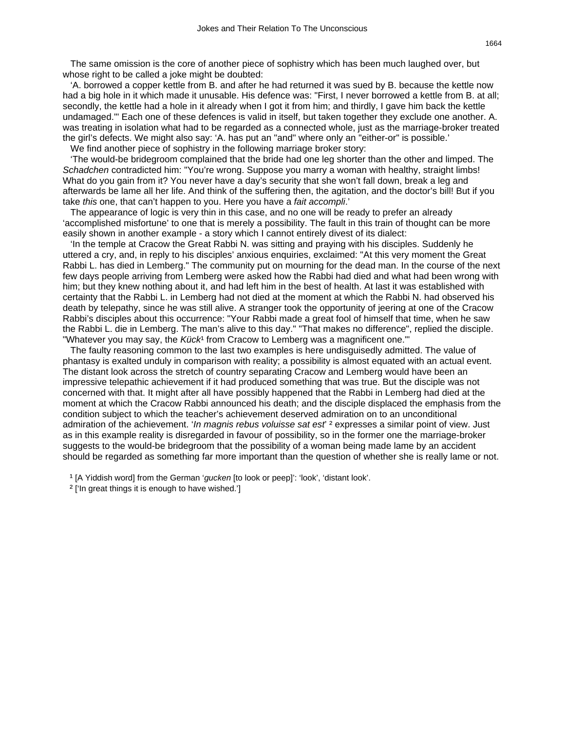The same omission is the core of another piece of sophistry which has been much laughed over, but whose right to be called a joke might be doubted:

'A. borrowed a copper kettle from B. and after he had returned it was sued by B. because the kettle now had a big hole in it which made it unusable. His defence was: "First, I never borrowed a kettle from B. at all; secondly, the kettle had a hole in it already when I got it from him; and thirdly, I gave him back the kettle undamaged."' Each one of these defences is valid in itself, but taken together they exclude one another. A. was treating in isolation what had to be regarded as a connected whole, just as the marriage-broker treated the girl's defects. We might also say: 'A. has put an "and" where only an "either-or" is possible.'

We find another piece of sophistry in the following marriage broker story:

'The would-be bridegroom complained that the bride had one leg shorter than the other and limped. The *Schadchen* contradicted him: "You're wrong. Suppose you marry a woman with healthy, straight limbs! What do you gain from it? You never have a day's security that she won't fall down, break a leg and afterwards be lame all her life. And think of the suffering then, the agitation, and the doctor's bill! But if you take *this* one, that can't happen to you. Here you have a *fait accompli*.'

The appearance of logic is very thin in this case, and no one will be ready to prefer an already 'accomplished misfortune' to one that is merely a possibility. The fault in this train of thought can be more easily shown in another example - a story which I cannot entirely divest of its dialect:

'In the temple at Cracow the Great Rabbi N. was sitting and praying with his disciples. Suddenly he uttered a cry, and, in reply to his disciples' anxious enquiries, exclaimed: "At this very moment the Great Rabbi L. has died in Lemberg." The community put on mourning for the dead man. In the course of the next few days people arriving from Lemberg were asked how the Rabbi had died and what had been wrong with him; but they knew nothing about it, and had left him in the best of health. At last it was established with certainty that the Rabbi L. in Lemberg had not died at the moment at which the Rabbi N. had observed his death by telepathy, since he was still alive. A stranger took the opportunity of jeering at one of the Cracow Rabbi's disciples about this occurrence: "Your Rabbi made a great fool of himself that time, when he saw the Rabbi L. die in Lemberg. The man's alive to this day." "That makes no difference", replied the disciple. "Whatever you may say, the *Kück*[1] from Cracow to Lemberg was a magnificent one."'

The faulty reasoning common to the last two examples is here undisguisedly admitted. The value of phantasy is exalted unduly in comparison with reality; a possibility is almost equated with an actual event. The distant look across the stretch of country separating Cracow and Lemberg would have been an impressive telepathic achievement if it had produced something that was true. But the disciple was not concerned with that. It might after all have possibly happened that the Rabbi in Lemberg had died at the moment at which the Cracow Rabbi announced his death; and the disciple displaced the emphasis from the condition subject to which the teacher's achievement deserved admiration on to an unconditional admiration of the achievement. '*In magnis rebus voluisse sat est*' [2] expresses a similar point of view. Just as in this example reality is disregarded in favour of possibility, so in the former one the marriage-broker suggests to the would-be bridegroom that the possibility of a woman being made lame by an accident should be regarded as something far more important than the question of whether she is really lame or not.

[1] [A Yiddish word] from the German '*gucken* [to look or peep]': 'look', 'distant look'.

[2] ['In great things it is enough to have wished.']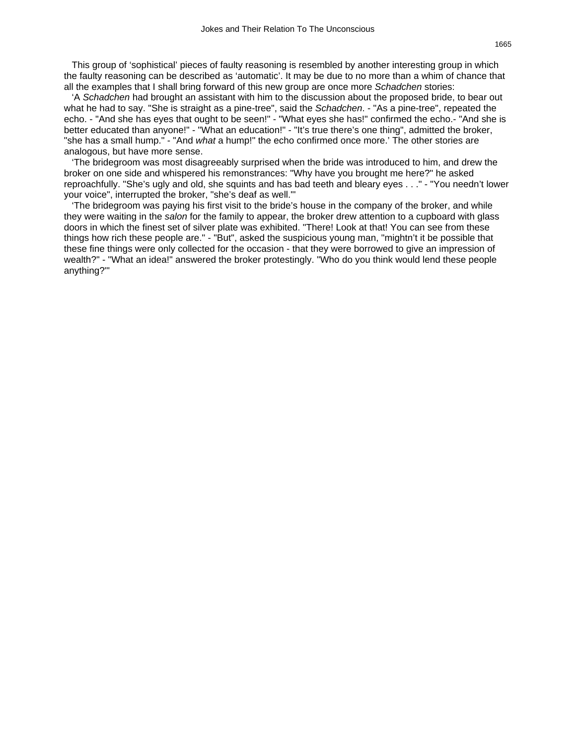This group of 'sophistical' pieces of faulty reasoning is resembled by another interesting group in which the faulty reasoning can be described as 'automatic'. It may be due to no more than a whim of chance that all the examples that I shall bring forward of this new group are once more *Schadchen* stories:

'A *Schadchen* had brought an assistant with him to the discussion about the proposed bride, to bear out what he had to say. "She is straight as a pine-tree", said the *Schadchen*. - "As a pine-tree", repeated the echo. - "And she has eyes that ought to be seen!" - "What eyes she has!" confirmed the echo.- "And she is better educated than anyone!" - "What an education!" - "It's true there's one thing", admitted the broker, "she has a small hump." - "And *what* a hump!" the echo confirmed once more.' The other stories are analogous, but have more sense.

'The bridegroom was most disagreeably surprised when the bride was introduced to him, and drew the broker on one side and whispered his remonstrances: "Why have you brought me here?" he asked reproachfully. "She's ugly and old, she squints and has bad teeth and bleary eyes . . ." - "You needn't lower your voice", interrupted the broker, "she's deaf as well."'

'The bridegroom was paying his first visit to the bride's house in the company of the broker, and while they were waiting in the *salon* for the family to appear, the broker drew attention to a cupboard with glass doors in which the finest set of silver plate was exhibited. "There! Look at that! You can see from these things how rich these people are." - "But", asked the suspicious young man, "mightn't it be possible that these fine things were only collected for the occasion - that they were borrowed to give an impression of wealth?" - "What an idea!" answered the broker protestingly. "Who do you think would lend these people anything?"'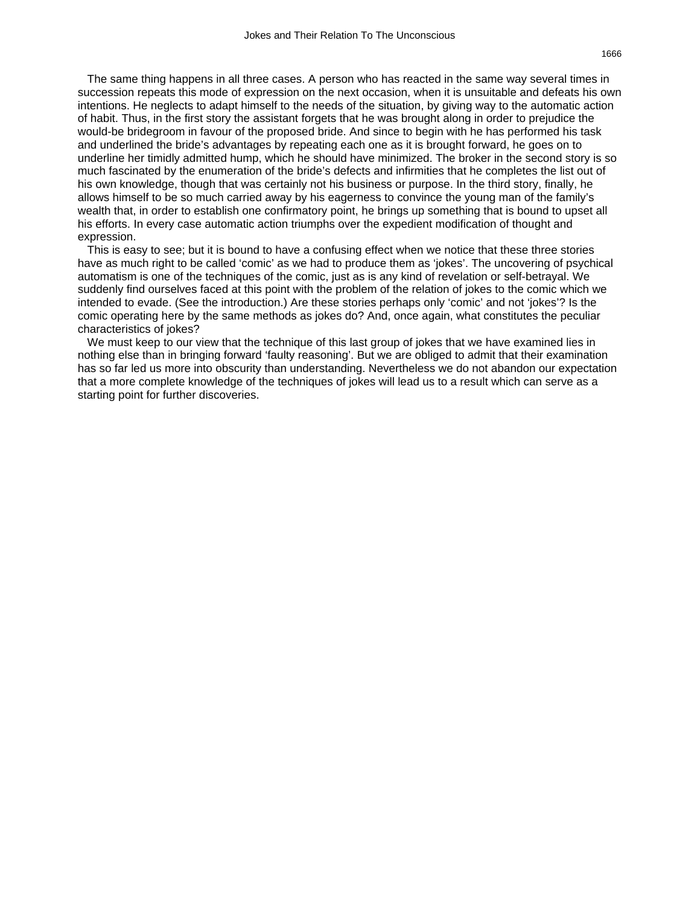The same thing happens in all three cases. A person who has reacted in the same way several times in succession repeats this mode of expression on the next occasion, when it is unsuitable and defeats his own intentions. He neglects to adapt himself to the needs of the situation, by giving way to the automatic action of habit. Thus, in the first story the assistant forgets that he was brought along in order to prejudice the would-be bridegroom in favour of the proposed bride. And since to begin with he has performed his task and underlined the bride's advantages by repeating each one as it is brought forward, he goes on to underline her timidly admitted hump, which he should have minimized. The broker in the second story is so much fascinated by the enumeration of the bride's defects and infirmities that he completes the list out of his own knowledge, though that was certainly not his business or purpose. In the third story, finally, he allows himself to be so much carried away by his eagerness to convince the young man of the family's wealth that, in order to establish one confirmatory point, he brings up something that is bound to upset all his efforts. In every case automatic action triumphs over the expedient modification of thought and expression.

This is easy to see; but it is bound to have a confusing effect when we notice that these three stories have as much right to be called 'comic' as we had to produce them as 'jokes'. The uncovering of psychical automatism is one of the techniques of the comic, just as is any kind of revelation or self-betrayal. We suddenly find ourselves faced at this point with the problem of the relation of jokes to the comic which we intended to evade. (See the introduction.) Are these stories perhaps only 'comic' and not 'jokes'? Is the comic operating here by the same methods as jokes do? And, once again, what constitutes the peculiar characteristics of jokes?

We must keep to our view that the technique of this last group of jokes that we have examined lies in nothing else than in bringing forward 'faulty reasoning'. But we are obliged to admit that their examination has so far led us more into obscurity than understanding. Nevertheless we do not abandon our expectation that a more complete knowledge of the techniques of jokes will lead us to a result which can serve as a starting point for further discoveries.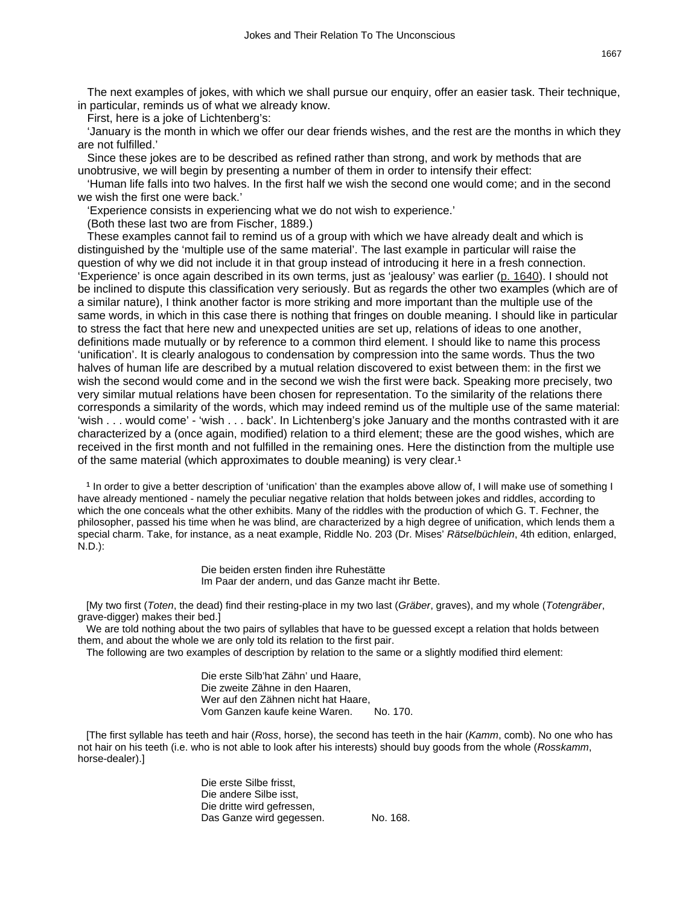The next examples of jokes, with which we shall pursue our enquiry, offer an easier task. Their technique, in particular, reminds us of what we already know.

First, here is a joke of Lichtenberg's:

'January is the month in which we offer our dear friends wishes, and the rest are the months in which they are not fulfilled.'

Since these jokes are to be described as refined rather than strong, and work by methods that are unobtrusive, we will begin by presenting a number of them in order to intensify their effect:

'Human life falls into two halves. In the first half we wish the second one would come; and in the second we wish the first one were back.'

'Experience consists in experiencing what we do not wish to experience.'

(Both these last two are from Fischer, 1889.)

These examples cannot fail to remind us of a group with which we have already dealt and which is distinguished by the 'multiple use of the same material'. The last example in particular will raise the question of why we did not include it in that group instead of introducing it here in a fresh connection. 'Experience' is once again described in its own terms, just as 'jealousy' was earlier (p. 1640). I should not be inclined to dispute this classification very seriously. But as regards the other two examples (which are of a similar nature), I think another factor is more striking and more important than the multiple use of the same words, in which in this case there is nothing that fringes on double meaning. I should like in particular to stress the fact that here new and unexpected unities are set up, relations of ideas to one another, definitions made mutually or by reference to a common third element. I should like to name this process 'unification'. It is clearly analogous to condensation by compression into the same words. Thus the two halves of human life are described by a mutual relation discovered to exist between them: in the first we wish the second would come and in the second we wish the first were back. Speaking more precisely, two very similar mutual relations have been chosen for representation. To the similarity of the relations there corresponds a similarity of the words, which may indeed remind us of the multiple use of the same material: 'wish . . . would come' - 'wish . . . back'. In Lichtenberg's joke January and the months contrasted with it are characterized by a (once again, modified) relation to a third element; these are the good wishes, which are received in the first month and not fulfilled in the remaining ones. Here the distinction from the multiple use of the same material (which approximates to double meaning) is very clear.[1]

[1] In order to give a better description of 'unification' than the examples above allow of, I will make use of something I have already mentioned - namely the peculiar negative relation that holds between jokes and riddles, according to which the one conceals what the other exhibits. Many of the riddles with the production of which G. T. Fechner, the philosopher, passed his time when he was blind, are characterized by a high degree of unification, which lends them a special charm. Take, for instance, as a neat example, Riddle No. 203 (Dr. Mises' *Rätselbüchlein*, 4th edition, enlarged, N.D.):

> Die beiden ersten finden ihre Ruhestätte
> Im Paar der andern, und das Ganze macht ihr Bette.

[My two first (*Toten*, the dead) find their resting-place in my two last (*Gräber*, graves), and my whole (*Totengräber*, grave-digger) makes their bed.]

We are told nothing about the two pairs of syllables that have to be guessed except a relation that holds between them, and about the whole we are only told its relation to the first pair.

The following are two examples of description by relation to the same or a slightly modified third element:

> Die erste Silb'hat Zähn' und Haare,
> Die zweite Zähne in den Haaren,
> Wer auf den Zähnen nicht hat Haare,
> Vom Ganzen kaufe keine Waren. No. 170.

[The first syllable has teeth and hair (*Ross*, horse), the second has teeth in the hair (*Kamm*, comb). No one who has not hair on his teeth (i.e. who is not able to look after his interests) should buy goods from the whole (*Rosskamm*, horse-dealer).]

> Die erste Silbe frisst,
> Die andere Silbe isst,
> Die dritte wird gefressen,
> Das Ganze wird gegessen. No. 168.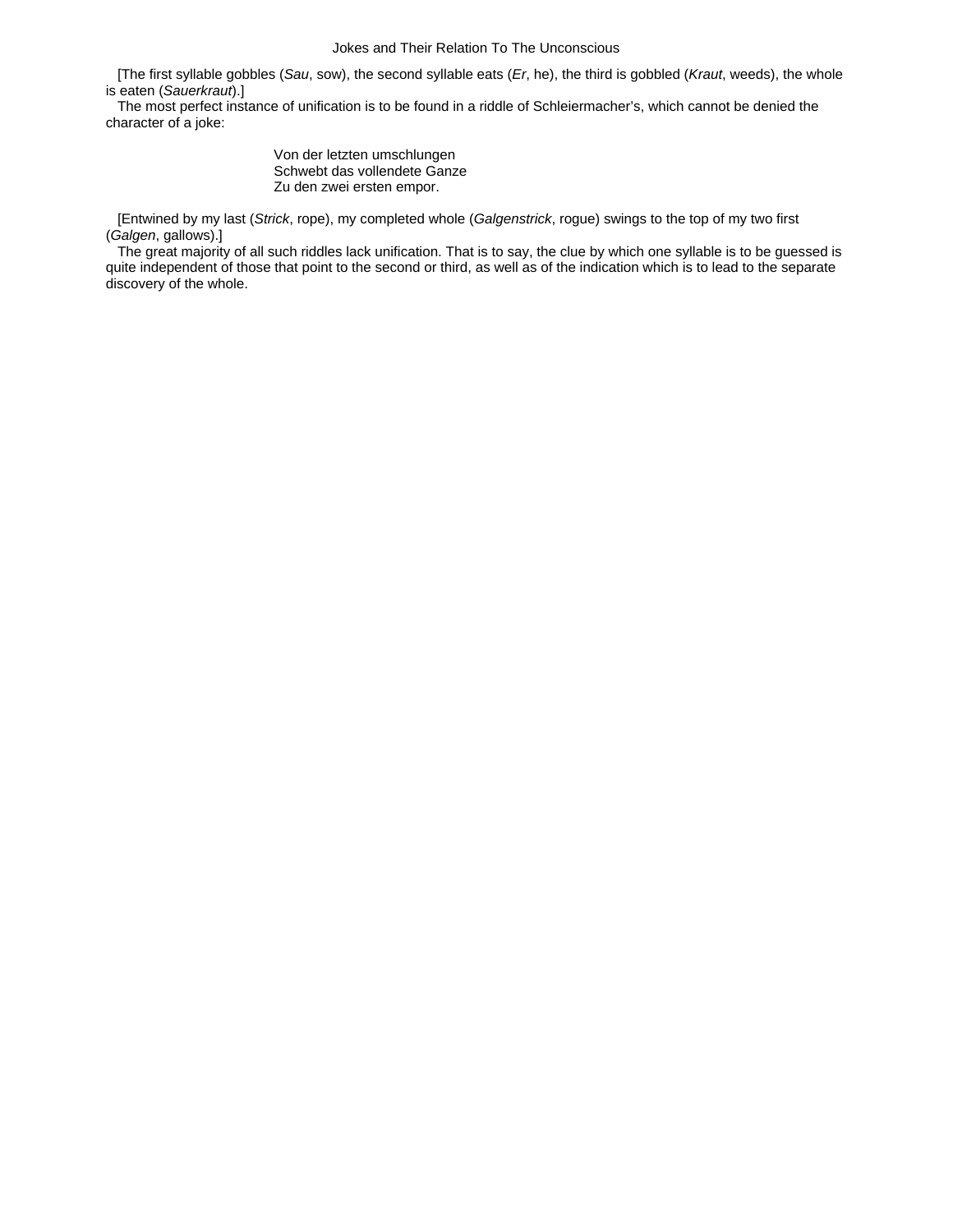[The first syllable gobbles (*Sau*, sow), the second syllable eats (*Er*, he), the third is gobbled (*Kraut*, weeds), the whole is eaten (*Sauerkraut*).]

The most perfect instance of unification is to be found in a riddle of Schleiermacher's, which cannot be denied the character of a joke:

> Von der letzten umschlungen
> Schwebt das vollendete Ganze
> Zu den zwei ersten empor.

[Entwined by my last (*Strick*, rope), my completed whole (*Galgenstrick*, rogue) swings to the top of my two first (*Galgen*, gallows).]

The great majority of all such riddles lack unification. That is to say, the clue by which one syllable is to be guessed is quite independent of those that point to the second or third, as well as of the indication which is to lead to the separate discovery of the whole.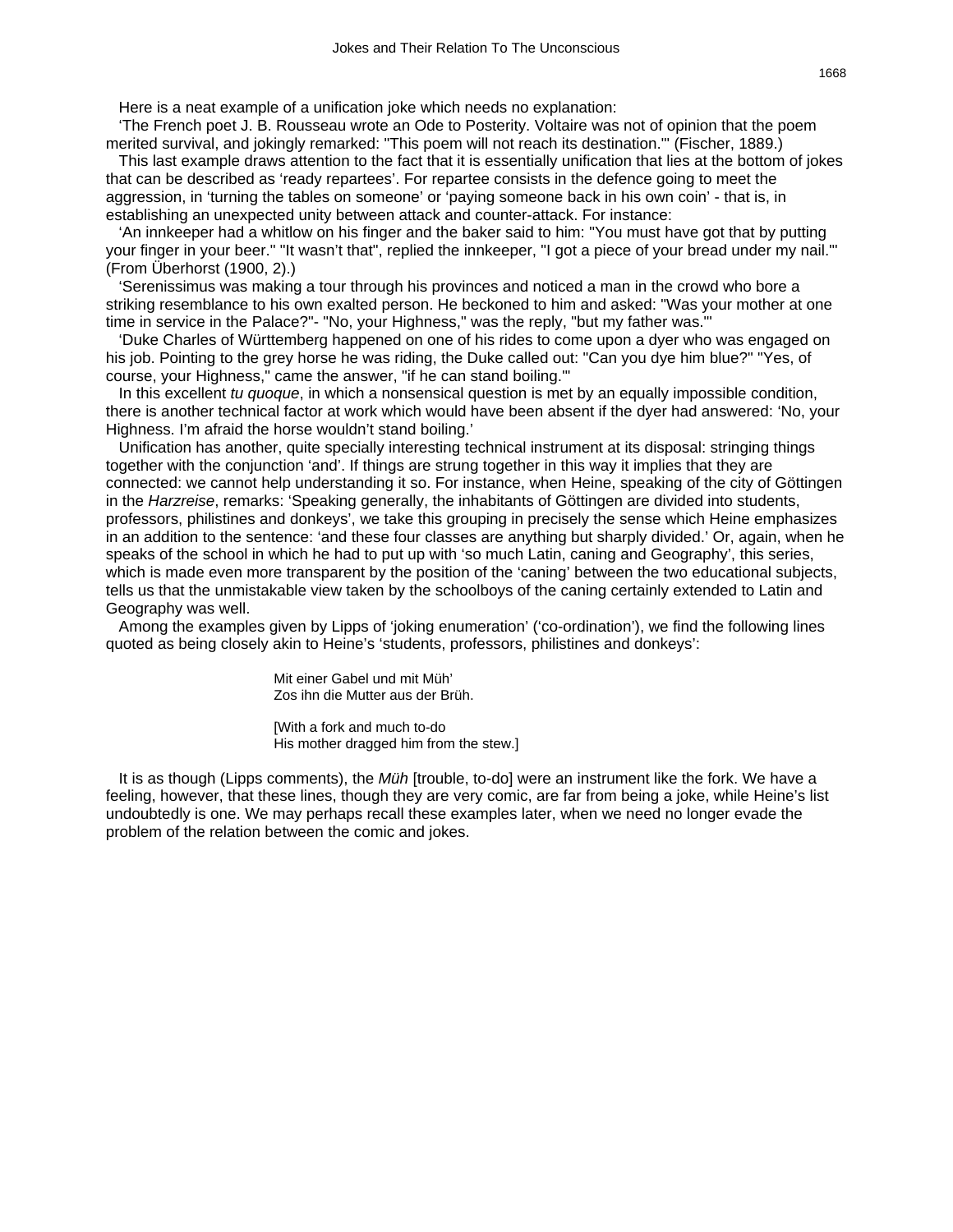Here is a neat example of a unification joke which needs no explanation:

'The French poet J. B. Rousseau wrote an Ode to Posterity. Voltaire was not of opinion that the poem merited survival, and jokingly remarked: "This poem will not reach its destination."' (Fischer, 1889.)

This last example draws attention to the fact that it is essentially unification that lies at the bottom of jokes that can be described as 'ready repartees'. For repartee consists in the defence going to meet the aggression, in 'turning the tables on someone' or 'paying someone back in his own coin' - that is, in establishing an unexpected unity between attack and counter-attack. For instance:

'An innkeeper had a whitlow on his finger and the baker said to him: "You must have got that by putting your finger in your beer." "It wasn't that", replied the innkeeper, "I got a piece of your bread under my nail."' (From Überhorst (1900, 2).)

'Serenissimus was making a tour through his provinces and noticed a man in the crowd who bore a striking resemblance to his own exalted person. He beckoned to him and asked: "Was your mother at one time in service in the Palace?"- "No, your Highness," was the reply, "but my father was."'

'Duke Charles of Württemberg happened on one of his rides to come upon a dyer who was engaged on his job. Pointing to the grey horse he was riding, the Duke called out: "Can you dye him blue?" "Yes, of course, your Highness," came the answer, "if he can stand boiling."'

In this excellent *tu quoque*, in which a nonsensical question is met by an equally impossible condition, there is another technical factor at work which would have been absent if the dyer had answered: 'No, your Highness. I'm afraid the horse wouldn't stand boiling.'

Unification has another, quite specially interesting technical instrument at its disposal: stringing things together with the conjunction 'and'. If things are strung together in this way it implies that they are connected: we cannot help understanding it so. For instance, when Heine, speaking of the city of Göttingen in the *Harzreise*, remarks: 'Speaking generally, the inhabitants of Göttingen are divided into students, professors, philistines and donkeys', we take this grouping in precisely the sense which Heine emphasizes in an addition to the sentence: 'and these four classes are anything but sharply divided.' Or, again, when he speaks of the school in which he had to put up with 'so much Latin, caning and Geography', this series, which is made even more transparent by the position of the 'caning' between the two educational subjects, tells us that the unmistakable view taken by the schoolboys of the caning certainly extended to Latin and Geography was well.

Among the examples given by Lipps of 'joking enumeration' ('co-ordination'), we find the following lines quoted as being closely akin to Heine's 'students, professors, philistines and donkeys':

> Mit einer Gabel und mit Müh'
> Zos ihn die Mutter aus der Brüh.
>
> [With a fork and much to-do
> His mother dragged him from the stew.]

It is as though (Lipps comments), the *Müh* [trouble, to-do] were an instrument like the fork. We have a feeling, however, that these lines, though they are very comic, are far from being a joke, while Heine's list undoubtedly is one. We may perhaps recall these examples later, when we need no longer evade the problem of the relation between the comic and jokes.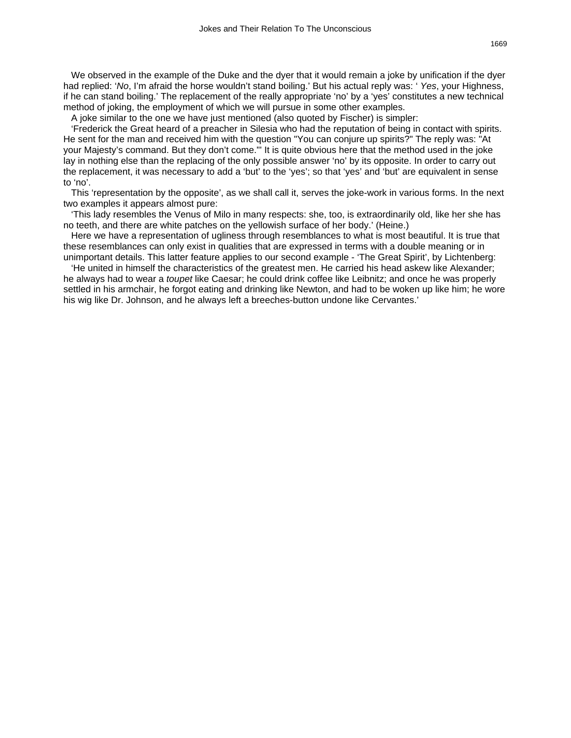We observed in the example of the Duke and the dyer that it would remain a joke by unification if the dyer had replied: '*No*, I'm afraid the horse wouldn't stand boiling.' But his actual reply was: ' *Yes*, your Highness, if he can stand boiling.' The replacement of the really appropriate 'no' by a 'yes' constitutes a new technical method of joking, the employment of which we will pursue in some other examples.

A joke similar to the one we have just mentioned (also quoted by Fischer) is simpler:

'Frederick the Great heard of a preacher in Silesia who had the reputation of being in contact with spirits. He sent for the man and received him with the question "You can conjure up spirits?" The reply was: "At your Majesty's command. But they don't come."' It is quite obvious here that the method used in the joke lay in nothing else than the replacing of the only possible answer 'no' by its opposite. In order to carry out the replacement, it was necessary to add a 'but' to the 'yes'; so that 'yes' and 'but' are equivalent in sense to 'no'.

This 'representation by the opposite', as we shall call it, serves the joke-work in various forms. In the next two examples it appears almost pure:

'This lady resembles the Venus of Milo in many respects: she, too, is extraordinarily old, like her she has no teeth, and there are white patches on the yellowish surface of her body.' (Heine.)

Here we have a representation of ugliness through resemblances to what is most beautiful. It is true that these resemblances can only exist in qualities that are expressed in terms with a double meaning or in unimportant details. This latter feature applies to our second example - 'The Great Spirit', by Lichtenberg:

'He united in himself the characteristics of the greatest men. He carried his head askew like Alexander; he always had to wear a *toupet* like Caesar; he could drink coffee like Leibnitz; and once he was properly settled in his armchair, he forgot eating and drinking like Newton, and had to be woken up like him; he wore his wig like Dr. Johnson, and he always left a breeches-button undone like Cervantes.'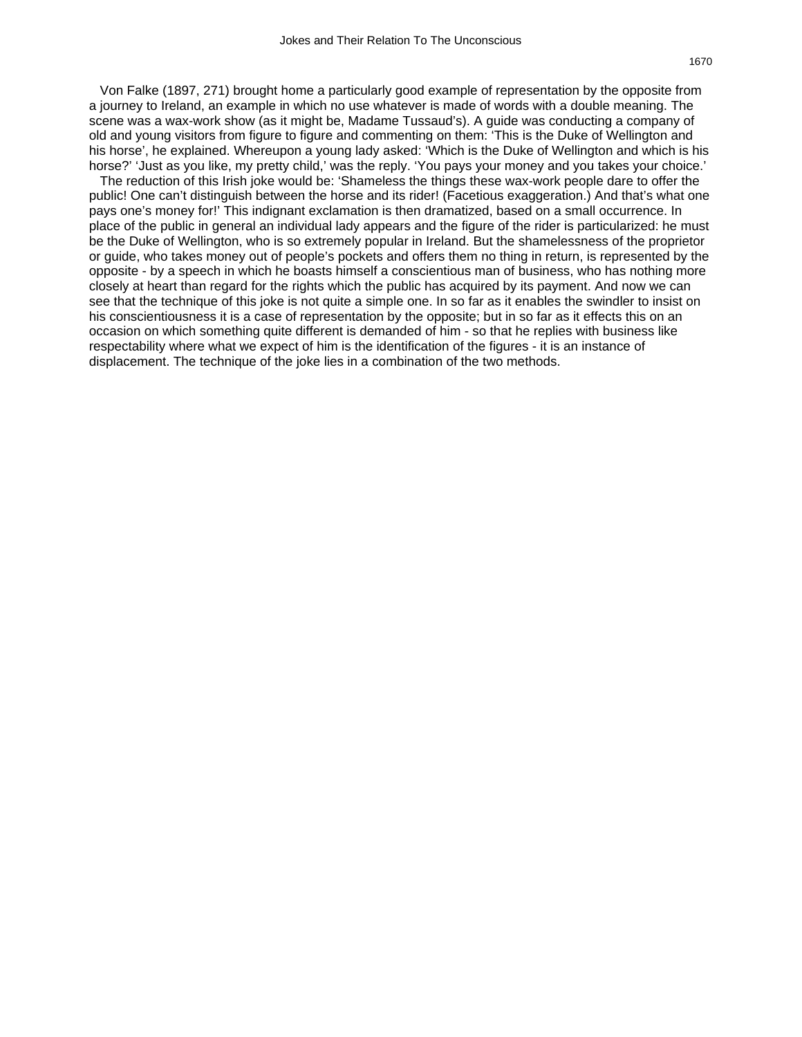Von Falke (1897, 271) brought home a particularly good example of representation by the opposite from a journey to Ireland, an example in which no use whatever is made of words with a double meaning. The scene was a wax-work show (as it might be, Madame Tussaud's). A guide was conducting a company of old and young visitors from figure to figure and commenting on them: 'This is the Duke of Wellington and his horse', he explained. Whereupon a young lady asked: 'Which is the Duke of Wellington and which is his horse?' 'Just as you like, my pretty child,' was the reply. 'You pays your money and you takes your choice.'

The reduction of this Irish joke would be: 'Shameless the things these wax-work people dare to offer the public! One can't distinguish between the horse and its rider! (Facetious exaggeration.) And that's what one pays one's money for!' This indignant exclamation is then dramatized, based on a small occurrence. In place of the public in general an individual lady appears and the figure of the rider is particularized: he must be the Duke of Wellington, who is so extremely popular in Ireland. But the shamelessness of the proprietor or guide, who takes money out of people's pockets and offers them no thing in return, is represented by the opposite - by a speech in which he boasts himself a conscientious man of business, who has nothing more closely at heart than regard for the rights which the public has acquired by its payment. And now we can see that the technique of this joke is not quite a simple one. In so far as it enables the swindler to insist on his conscientiousness it is a case of representation by the opposite; but in so far as it effects this on an occasion on which something quite different is demanded of him - so that he replies with business like respectability where what we expect of him is the identification of the figures - it is an instance of displacement. The technique of the joke lies in a combination of the two methods.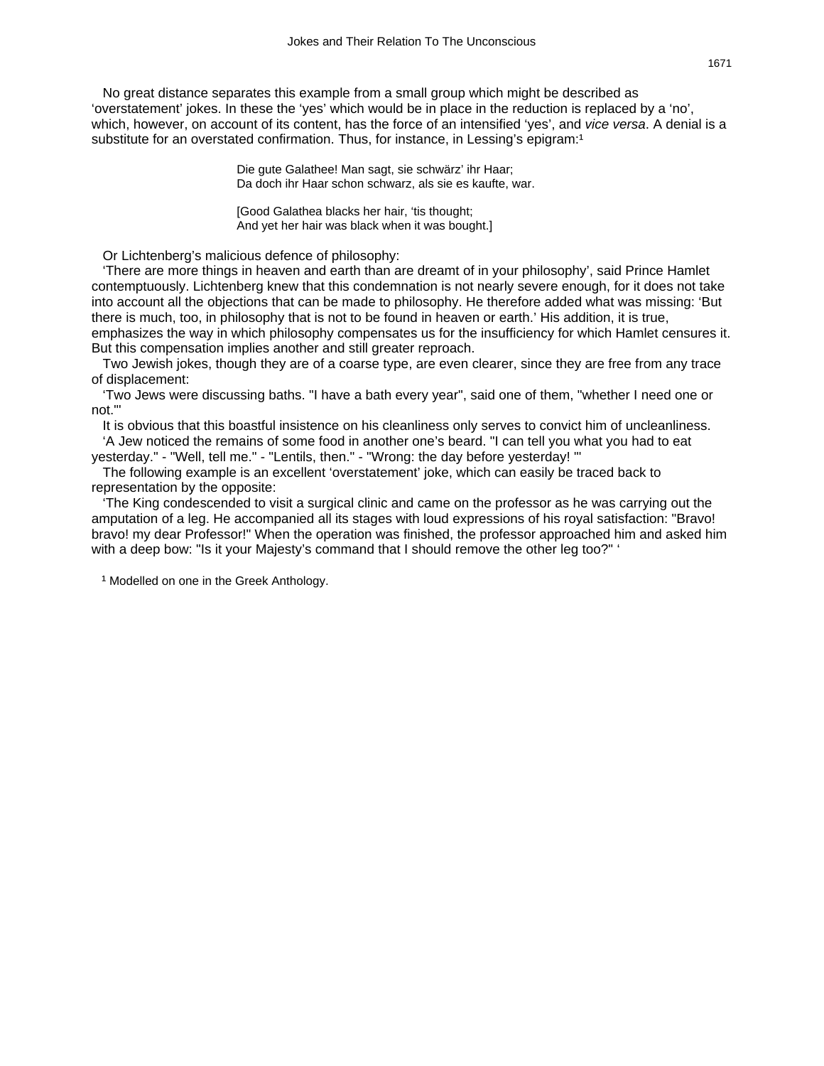No great distance separates this example from a small group which might be described as ‘overstatement’ jokes. In these the ‘yes’ which would be in place in the reduction is replaced by a ‘no’, which, however, on account of its content, has the force of an intensified ‘yes’, and *vice versa*. A denial is a substitute for an overstated confirmation. Thus, for instance, in Lessing’s epigram:[1]

> Die gute Galathee! Man sagt, sie schwärz’ ihr Haar;
> Da doch ihr Haar schon schwarz, als sie es kaufte, war.
>
> [Good Galathea blacks her hair, ‘tis thought;
> And yet her hair was black when it was bought.]

Or Lichtenberg’s malicious defence of philosophy:

‘There are more things in heaven and earth than are dreamt of in your philosophy’, said Prince Hamlet contemptuously. Lichtenberg knew that this condemnation is not nearly severe enough, for it does not take into account all the objections that can be made to philosophy. He therefore added what was missing: ‘But there is much, too, in philosophy that is not to be found in heaven or earth.’ His addition, it is true, emphasizes the way in which philosophy compensates us for the insufficiency for which Hamlet censures it. But this compensation implies another and still greater reproach.

Two Jewish jokes, though they are of a coarse type, are even clearer, since they are free from any trace of displacement:

‘Two Jews were discussing baths. "I have a bath every year", said one of them, "whether I need one or not."'

It is obvious that this boastful insistence on his cleanliness only serves to convict him of uncleanliness.

‘A Jew noticed the remains of some food in another one’s beard. "I can tell you what you had to eat yesterday." - "Well, tell me." - "Lentils, then." - "Wrong: the day before yesterday! "'

The following example is an excellent ‘overstatement’ joke, which can easily be traced back to representation by the opposite:

‘The King condescended to visit a surgical clinic and came on the professor as he was carrying out the amputation of a leg. He accompanied all its stages with loud expressions of his royal satisfaction: "Bravo! bravo! my dear Professor!" When the operation was finished, the professor approached him and asked him with a deep bow: "Is it your Majesty’s command that I should remove the other leg too?" ‘

[1] Modelled on one in the Greek Anthology.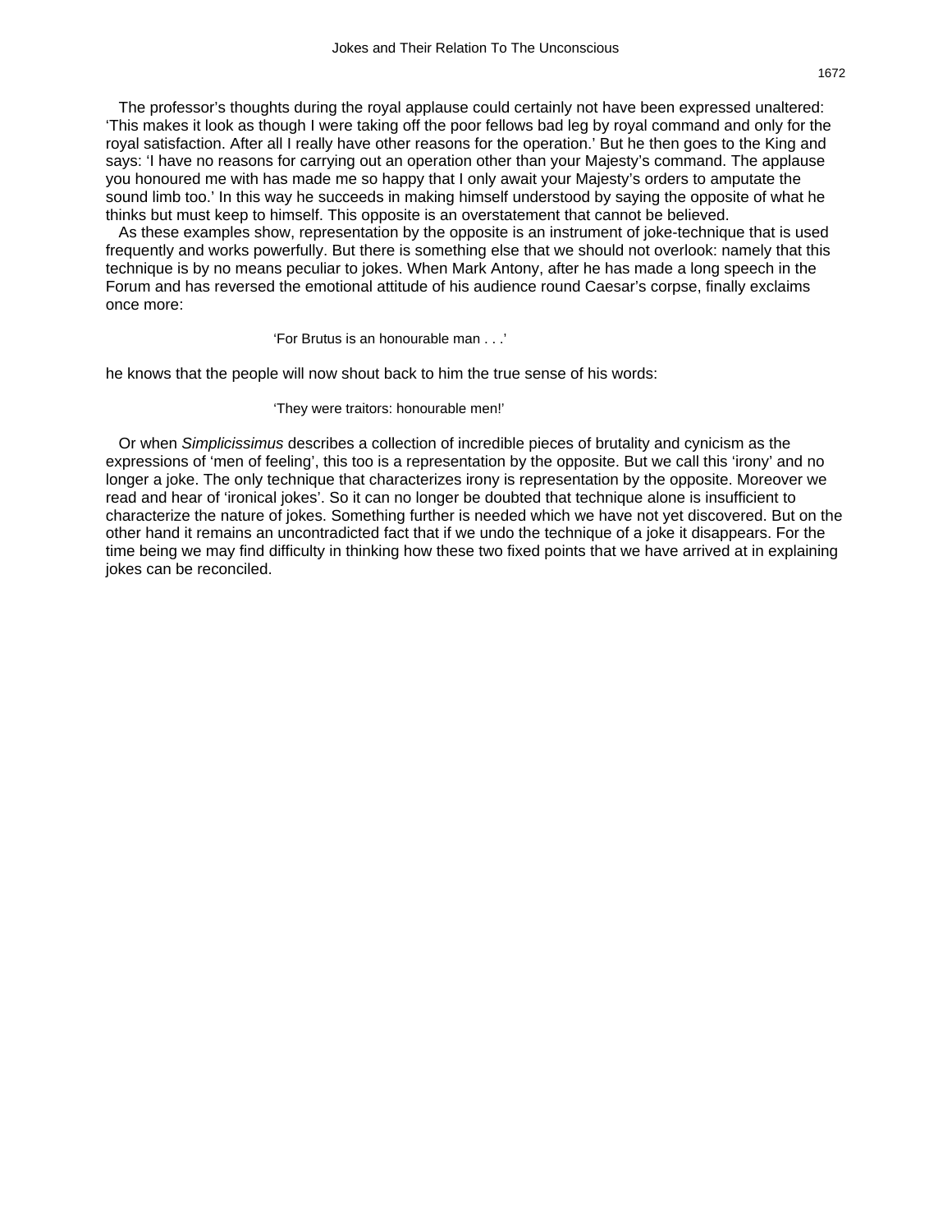The professor's thoughts during the royal applause could certainly not have been expressed unaltered: 'This makes it look as though I were taking off the poor fellows bad leg by royal command and only for the royal satisfaction. After all I really have other reasons for the operation.' But he then goes to the King and says: 'I have no reasons for carrying out an operation other than your Majesty's command. The applause you honoured me with has made me so happy that I only await your Majesty's orders to amputate the sound limb too.' In this way he succeeds in making himself understood by saying the opposite of what he thinks but must keep to himself. This opposite is an overstatement that cannot be believed.

As these examples show, representation by the opposite is an instrument of joke-technique that is used frequently and works powerfully. But there is something else that we should not overlook: namely that this technique is by no means peculiar to jokes. When Mark Antony, after he has made a long speech in the Forum and has reversed the emotional attitude of his audience round Caesar's corpse, finally exclaims once more:

> 'For Brutus is an honourable man . . .'

he knows that the people will now shout back to him the true sense of his words:

> 'They were traitors: honourable men!'

Or when *Simplicissimus* describes a collection of incredible pieces of brutality and cynicism as the expressions of 'men of feeling', this too is a representation by the opposite. But we call this 'irony' and no longer a joke. The only technique that characterizes irony is representation by the opposite. Moreover we read and hear of 'ironical jokes'. So it can no longer be doubted that technique alone is insufficient to characterize the nature of jokes. Something further is needed which we have not yet discovered. But on the other hand it remains an uncontradicted fact that if we undo the technique of a joke it disappears. For the time being we may find difficulty in thinking how these two fixed points that we have arrived at in explaining jokes can be reconciled.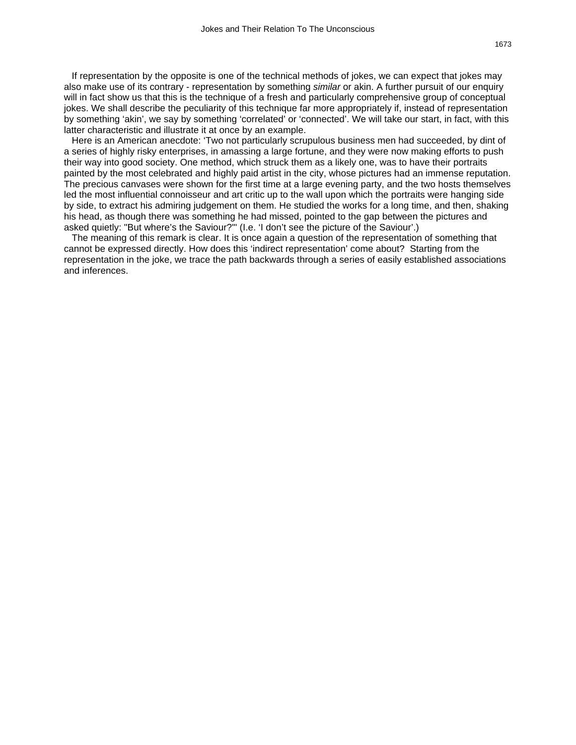If representation by the opposite is one of the technical methods of jokes, we can expect that jokes may also make use of its contrary - representation by something *similar* or akin. A further pursuit of our enquiry will in fact show us that this is the technique of a fresh and particularly comprehensive group of conceptual jokes. We shall describe the peculiarity of this technique far more appropriately if, instead of representation by something 'akin', we say by something 'correlated' or 'connected'. We will take our start, in fact, with this latter characteristic and illustrate it at once by an example.

Here is an American anecdote: 'Two not particularly scrupulous business men had succeeded, by dint of a series of highly risky enterprises, in amassing a large fortune, and they were now making efforts to push their way into good society. One method, which struck them as a likely one, was to have their portraits painted by the most celebrated and highly paid artist in the city, whose pictures had an immense reputation. The precious canvases were shown for the first time at a large evening party, and the two hosts themselves led the most influential connoisseur and art critic up to the wall upon which the portraits were hanging side by side, to extract his admiring judgement on them. He studied the works for a long time, and then, shaking his head, as though there was something he had missed, pointed to the gap between the pictures and asked quietly: "But where's the Saviour?"' (I.e. 'I don't see the picture of the Saviour'.)

The meaning of this remark is clear. It is once again a question of the representation of something that cannot be expressed directly. How does this 'indirect representation' come about? Starting from the representation in the joke, we trace the path backwards through a series of easily established associations and inferences.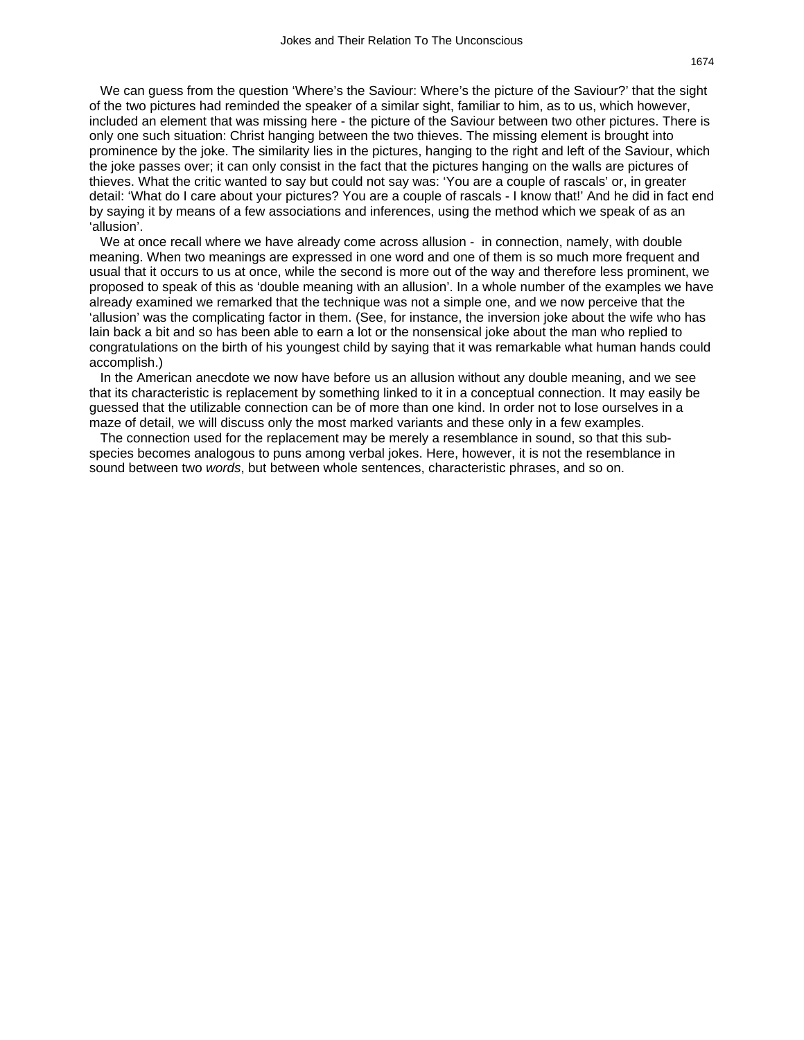We can guess from the question 'Where's the Saviour: Where's the picture of the Saviour?' that the sight of the two pictures had reminded the speaker of a similar sight, familiar to him, as to us, which however, included an element that was missing here - the picture of the Saviour between two other pictures. There is only one such situation: Christ hanging between the two thieves. The missing element is brought into prominence by the joke. The similarity lies in the pictures, hanging to the right and left of the Saviour, which the joke passes over; it can only consist in the fact that the pictures hanging on the walls are pictures of thieves. What the critic wanted to say but could not say was: 'You are a couple of rascals' or, in greater detail: 'What do I care about your pictures? You are a couple of rascals - I know that!' And he did in fact end by saying it by means of a few associations and inferences, using the method which we speak of as an 'allusion'.

We at once recall where we have already come across allusion - in connection, namely, with double meaning. When two meanings are expressed in one word and one of them is so much more frequent and usual that it occurs to us at once, while the second is more out of the way and therefore less prominent, we proposed to speak of this as 'double meaning with an allusion'. In a whole number of the examples we have already examined we remarked that the technique was not a simple one, and we now perceive that the 'allusion' was the complicating factor in them. (See, for instance, the inversion joke about the wife who has lain back a bit and so has been able to earn a lot or the nonsensical joke about the man who replied to congratulations on the birth of his youngest child by saying that it was remarkable what human hands could accomplish.)

In the American anecdote we now have before us an allusion without any double meaning, and we see that its characteristic is replacement by something linked to it in a conceptual connection. It may easily be guessed that the utilizable connection can be of more than one kind. In order not to lose ourselves in a maze of detail, we will discuss only the most marked variants and these only in a few examples.

The connection used for the replacement may be merely a resemblance in sound, so that this sub-species becomes analogous to puns among verbal jokes. Here, however, it is not the resemblance in sound between two *words*, but between whole sentences, characteristic phrases, and so on.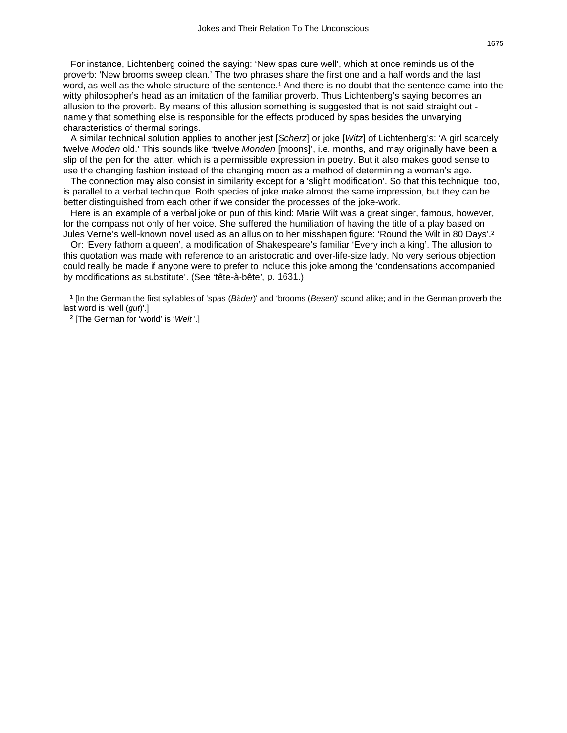For instance, Lichtenberg coined the saying: 'New spas cure well', which at once reminds us of the proverb: 'New brooms sweep clean.' The two phrases share the first one and a half words and the last word, as well as the whole structure of the sentence.[1] And there is no doubt that the sentence came into the witty philosopher's head as an imitation of the familiar proverb. Thus Lichtenberg's saying becomes an allusion to the proverb. By means of this allusion something is suggested that is not said straight out - namely that something else is responsible for the effects produced by spas besides the unvarying characteristics of thermal springs.

A similar technical solution applies to another jest [*Scherz*] or joke [*Witz*] of Lichtenberg's: 'A girl scarcely twelve *Moden* old.' This sounds like 'twelve *Monden* [moons]', i.e. months, and may originally have been a slip of the pen for the latter, which is a permissible expression in poetry. But it also makes good sense to use the changing fashion instead of the changing moon as a method of determining a woman's age.

The connection may also consist in similarity except for a 'slight modification'. So that this technique, too, is parallel to a verbal technique. Both species of joke make almost the same impression, but they can be better distinguished from each other if we consider the processes of the joke-work.

Here is an example of a verbal joke or pun of this kind: Marie Wilt was a great singer, famous, however, for the compass not only of her voice. She suffered the humiliation of having the title of a play based on Jules Verne's well-known novel used as an allusion to her misshapen figure: 'Round the Wilt in 80 Days'.[2]

Or: 'Every fathom a queen', a modification of Shakespeare's familiar 'Every inch a king'. The allusion to this quotation was made with reference to an aristocratic and over-life-size lady. No very serious objection could really be made if anyone were to prefer to include this joke among the 'condensations accompanied by modifications as substitute'. (See 'tête-à-bête', p. 1631.)

[1] [In the German the first syllables of 'spas (*Bäder*)' and 'brooms (*Besen*)' sound alike; and in the German proverb the last word is 'well (*gut*)'.]

[2] [The German for 'world' is '*Welt* '.]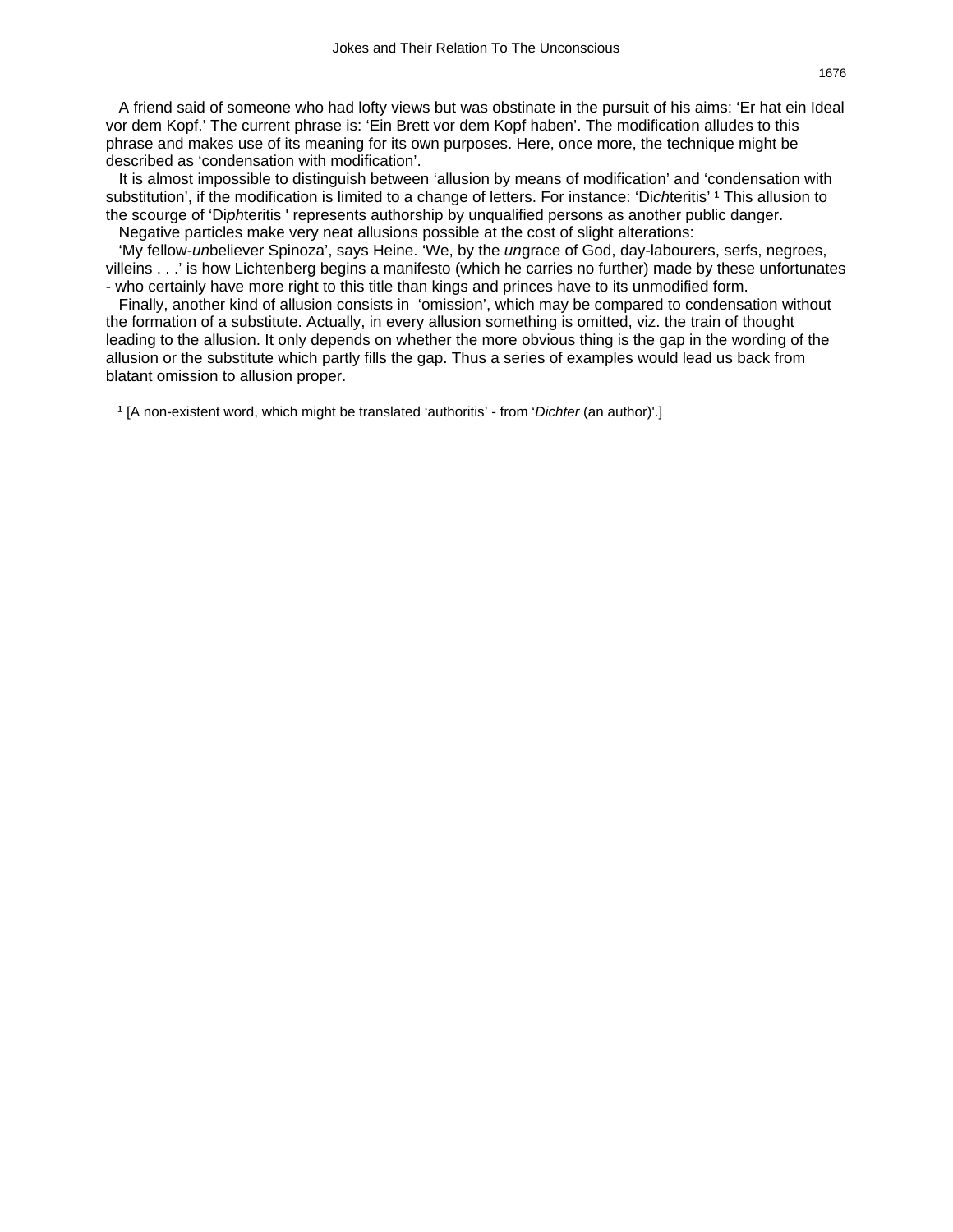A friend said of someone who had lofty views but was obstinate in the pursuit of his aims: 'Er hat ein Ideal vor dem Kopf.' The current phrase is: 'Ein Brett vor dem Kopf haben'. The modification alludes to this phrase and makes use of its meaning for its own purposes. Here, once more, the technique might be described as 'condensation with modification'.

It is almost impossible to distinguish between 'allusion by means of modification' and 'condensation with substitution', if the modification is limited to a change of letters. For instance: 'Di*ch*teritis' [1] This allusion to the scourge of 'Di*ph*teritis ' represents authorship by unqualified persons as another public danger.

Negative particles make very neat allusions possible at the cost of slight alterations:

'My fellow-*un*believer Spinoza', says Heine. 'We, by the *un*grace of God, day-labourers, serfs, negroes, villeins . . .' is how Lichtenberg begins a manifesto (which he carries no further) made by these unfortunates - who certainly have more right to this title than kings and princes have to its unmodified form.

Finally, another kind of allusion consists in 'omission', which may be compared to condensation without the formation of a substitute. Actually, in every allusion something is omitted, viz. the train of thought leading to the allusion. It only depends on whether the more obvious thing is the gap in the wording of the allusion or the substitute which partly fills the gap. Thus a series of examples would lead us back from blatant omission to allusion proper.

[1] [A non-existent word, which might be translated 'authoritis' - from '*Dichter* (an author)'.]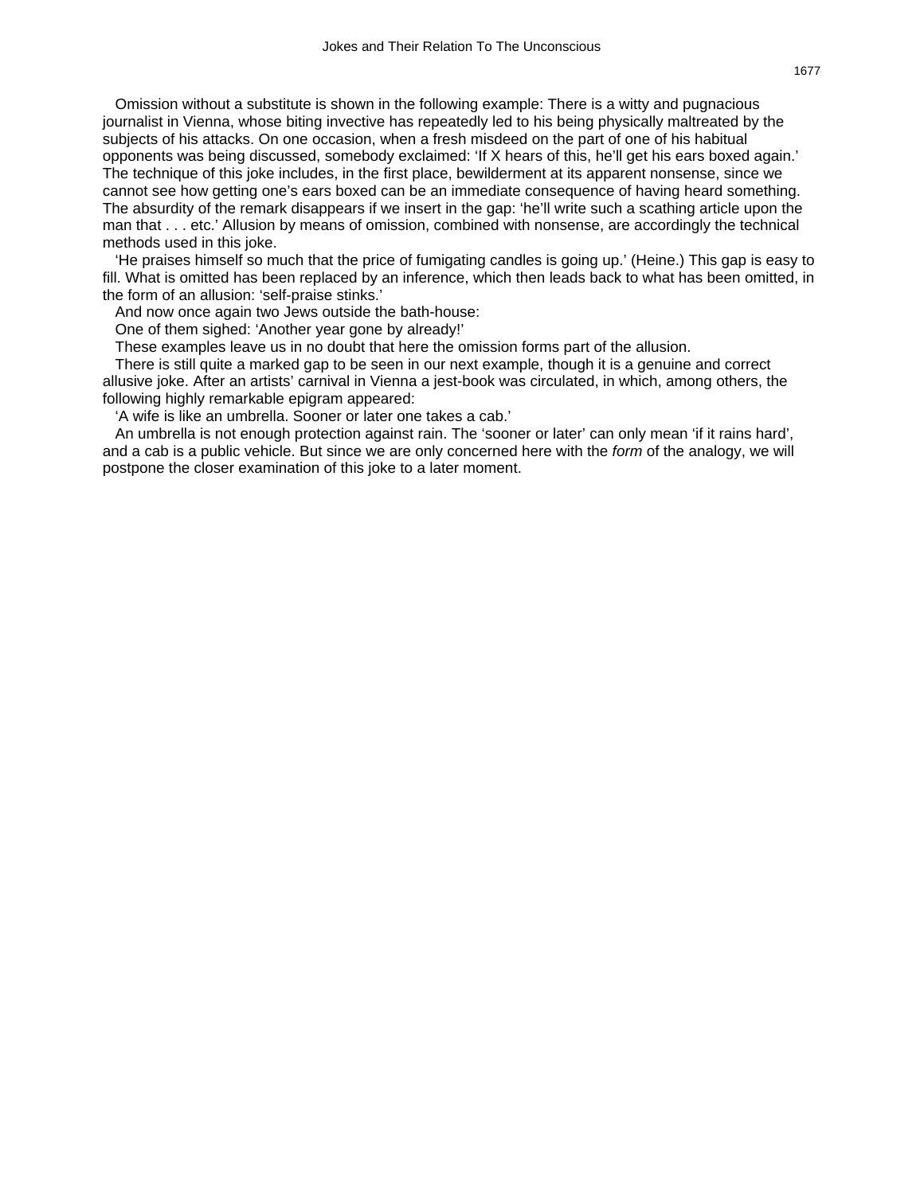Omission without a substitute is shown in the following example: There is a witty and pugnacious journalist in Vienna, whose biting invective has repeatedly led to his being physically maltreated by the subjects of his attacks. On one occasion, when a fresh misdeed on the part of one of his habitual opponents was being discussed, somebody exclaimed: ‘If X hears of this, he’ll get his ears boxed again.’ The technique of this joke includes, in the first place, bewilderment at its apparent nonsense, since we cannot see how getting one’s ears boxed can be an immediate consequence of having heard something. The absurdity of the remark disappears if we insert in the gap: ‘he’ll write such a scathing article upon the man that . . . etc.’ Allusion by means of omission, combined with nonsense, are accordingly the technical methods used in this joke.

‘He praises himself so much that the price of fumigating candles is going up.’ (Heine.) This gap is easy to fill. What is omitted has been replaced by an inference, which then leads back to what has been omitted, in the form of an allusion: ‘self-praise stinks.’

And now once again two Jews outside the bath-house:

One of them sighed: ‘Another year gone by already!’

These examples leave us in no doubt that here the omission forms part of the allusion.

There is still quite a marked gap to be seen in our next example, though it is a genuine and correct allusive joke. After an artists’ carnival in Vienna a jest-book was circulated, in which, among others, the following highly remarkable epigram appeared:

‘A wife is like an umbrella. Sooner or later one takes a cab.’

An umbrella is not enough protection against rain. The ‘sooner or later’ can only mean ‘if it rains hard’, and a cab is a public vehicle. But since we are only concerned here with the *form* of the analogy, we will postpone the closer examination of this joke to a later moment.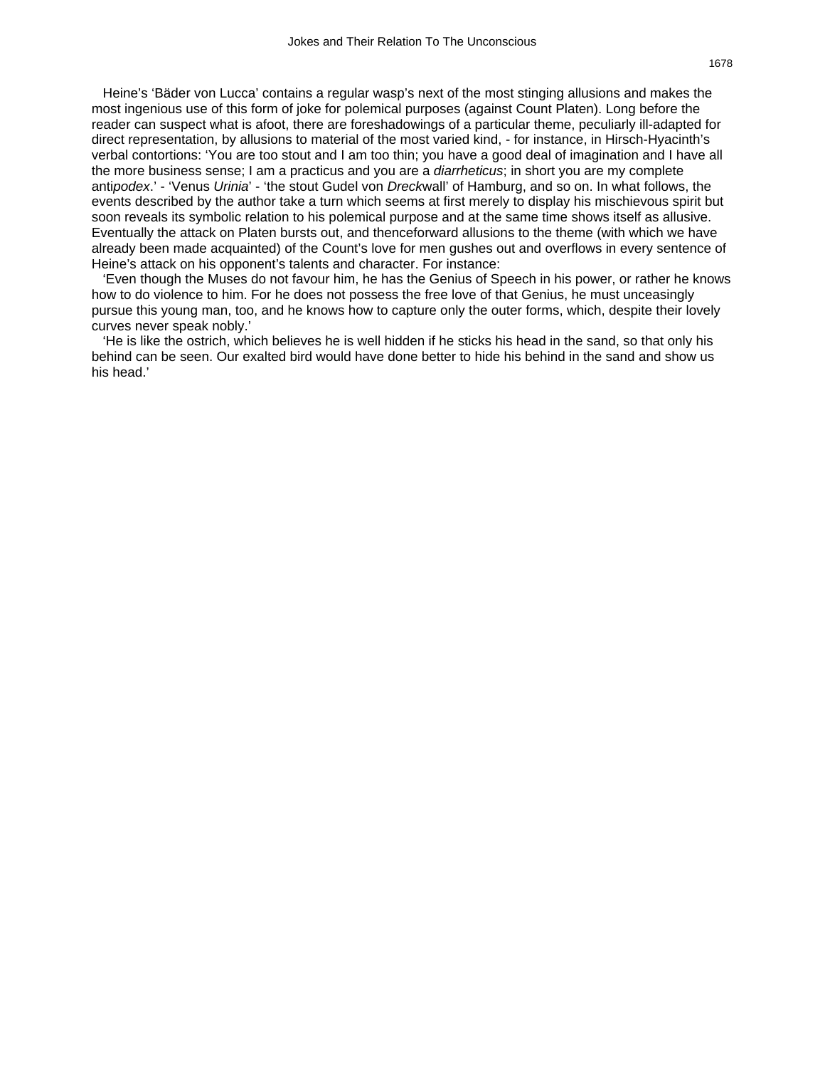Heine's 'Bäder von Lucca' contains a regular wasp's next of the most stinging allusions and makes the most ingenious use of this form of joke for polemical purposes (against Count Platen). Long before the reader can suspect what is afoot, there are foreshadowings of a particular theme, peculiarly ill-adapted for direct representation, by allusions to material of the most varied kind, - for instance, in Hirsch-Hyacinth's verbal contortions: 'You are too stout and I am too thin; you have a good deal of imagination and I have all the more business sense; I am a practicus and you are a *diarrheticus*; in short you are my complete anti*podex*.' - 'Venus *Urinia*' - 'the stout Gudel von *Dreck*wall' of Hamburg, and so on. In what follows, the events described by the author take a turn which seems at first merely to display his mischievous spirit but soon reveals its symbolic relation to his polemical purpose and at the same time shows itself as allusive. Eventually the attack on Platen bursts out, and thenceforward allusions to the theme (with which we have already been made acquainted) of the Count's love for men gushes out and overflows in every sentence of Heine's attack on his opponent's talents and character. For instance:

'Even though the Muses do not favour him, he has the Genius of Speech in his power, or rather he knows how to do violence to him. For he does not possess the free love of that Genius, he must unceasingly pursue this young man, too, and he knows how to capture only the outer forms, which, despite their lovely curves never speak nobly.'

'He is like the ostrich, which believes he is well hidden if he sticks his head in the sand, so that only his behind can be seen. Our exalted bird would have done better to hide his behind in the sand and show us his head.'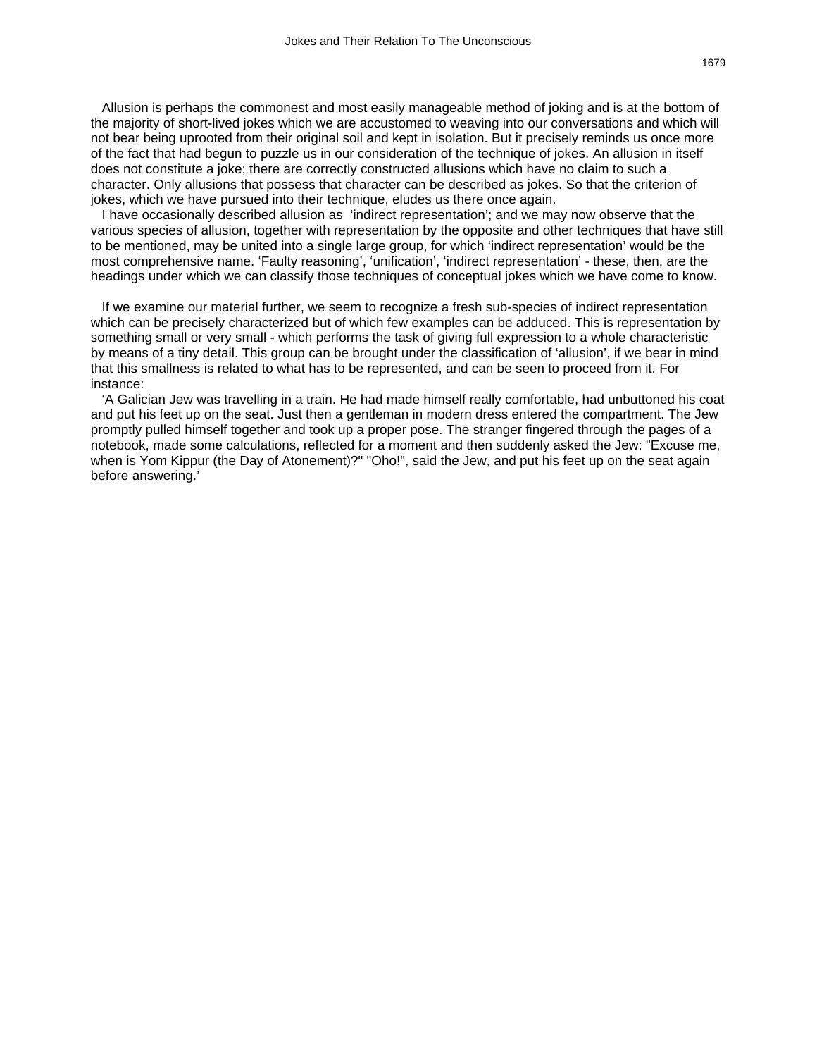Allusion is perhaps the commonest and most easily manageable method of joking and is at the bottom of the majority of short-lived jokes which we are accustomed to weaving into our conversations and which will not bear being uprooted from their original soil and kept in isolation. But it precisely reminds us once more of the fact that had begun to puzzle us in our consideration of the technique of jokes. An allusion in itself does not constitute a joke; there are correctly constructed allusions which have no claim to such a character. Only allusions that possess that character can be described as jokes. So that the criterion of jokes, which we have pursued into their technique, eludes us there once again.

I have occasionally described allusion as 'indirect representation'; and we may now observe that the various species of allusion, together with representation by the opposite and other techniques that have still to be mentioned, may be united into a single large group, for which 'indirect representation' would be the most comprehensive name. 'Faulty reasoning', 'unification', 'indirect representation' - these, then, are the headings under which we can classify those techniques of conceptual jokes which we have come to know.

If we examine our material further, we seem to recognize a fresh sub-species of indirect representation which can be precisely characterized but of which few examples can be adduced. This is representation by something small or very small - which performs the task of giving full expression to a whole characteristic by means of a tiny detail. This group can be brought under the classification of 'allusion', if we bear in mind that this smallness is related to what has to be represented, and can be seen to proceed from it. For instance:

'A Galician Jew was travelling in a train. He had made himself really comfortable, had unbuttoned his coat and put his feet up on the seat. Just then a gentleman in modern dress entered the compartment. The Jew promptly pulled himself together and took up a proper pose. The stranger fingered through the pages of a notebook, made some calculations, reflected for a moment and then suddenly asked the Jew: "Excuse me, when is Yom Kippur (the Day of Atonement)?" "Oho!", said the Jew, and put his feet up on the seat again before answering.'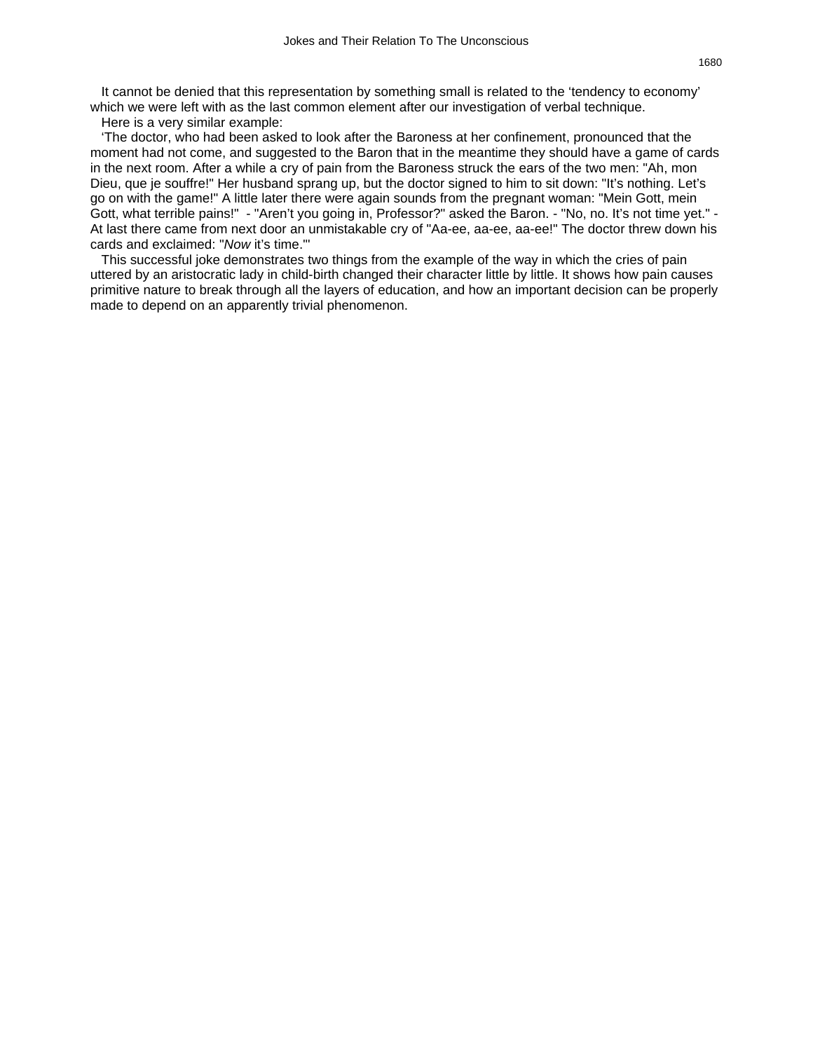It cannot be denied that this representation by something small is related to the ‘tendency to economy’ which we were left with as the last common element after our investigation of verbal technique.

Here is a very similar example:

‘The doctor, who had been asked to look after the Baroness at her confinement, pronounced that the moment had not come, and suggested to the Baron that in the meantime they should have a game of cards in the next room. After a while a cry of pain from the Baroness struck the ears of the two men: "Ah, mon Dieu, que je souffre!" Her husband sprang up, but the doctor signed to him to sit down: "It’s nothing. Let’s go on with the game!" A little later there were again sounds from the pregnant woman: "Mein Gott, mein Gott, what terrible pains!" - "Aren’t you going in, Professor?" asked the Baron. - "No, no. It’s not time yet." - At last there came from next door an unmistakable cry of "Aa-ee, aa-ee, aa-ee!" The doctor threw down his cards and exclaimed: "*Now* it’s time."’

This successful joke demonstrates two things from the example of the way in which the cries of pain uttered by an aristocratic lady in child-birth changed their character little by little. It shows how pain causes primitive nature to break through all the layers of education, and how an important decision can be properly made to depend on an apparently trivial phenomenon.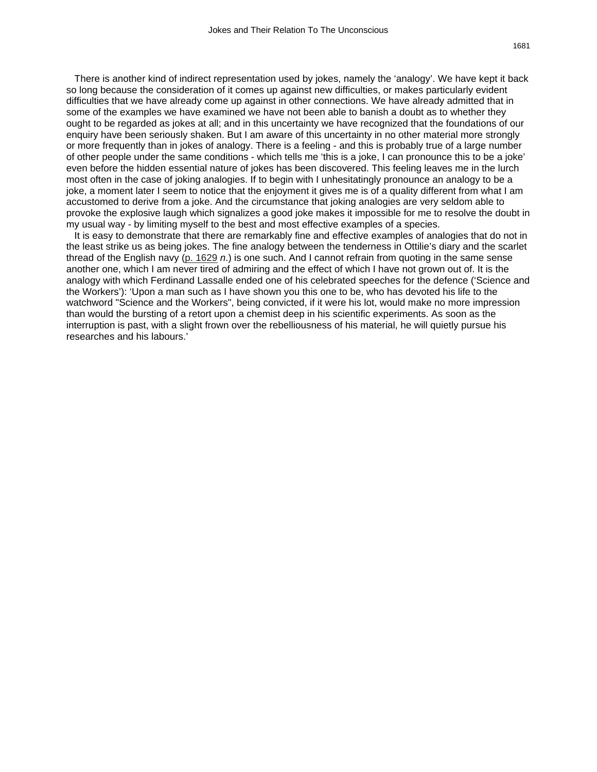There is another kind of indirect representation used by jokes, namely the 'analogy'. We have kept it back so long because the consideration of it comes up against new difficulties, or makes particularly evident difficulties that we have already come up against in other connections. We have already admitted that in some of the examples we have examined we have not been able to banish a doubt as to whether they ought to be regarded as jokes at all; and in this uncertainty we have recognized that the foundations of our enquiry have been seriously shaken. But I am aware of this uncertainty in no other material more strongly or more frequently than in jokes of analogy. There is a feeling - and this is probably true of a large number of other people under the same conditions - which tells me 'this is a joke, I can pronounce this to be a joke' even before the hidden essential nature of jokes has been discovered. This feeling leaves me in the lurch most often in the case of joking analogies. If to begin with I unhesitatingly pronounce an analogy to be a joke, a moment later I seem to notice that the enjoyment it gives me is of a quality different from what I am accustomed to derive from a joke. And the circumstance that joking analogies are very seldom able to provoke the explosive laugh which signalizes a good joke makes it impossible for me to resolve the doubt in my usual way - by limiting myself to the best and most effective examples of a species.

It is easy to demonstrate that there are remarkably fine and effective examples of analogies that do not in the least strike us as being jokes. The fine analogy between the tenderness in Ottilie's diary and the scarlet thread of the English navy (p. 1629 *n*.) is one such. And I cannot refrain from quoting in the same sense another one, which I am never tired of admiring and the effect of which I have not grown out of. It is the analogy with which Ferdinand Lassalle ended one of his celebrated speeches for the defence ('Science and the Workers'): 'Upon a man such as I have shown you this one to be, who has devoted his life to the watchword "Science and the Workers", being convicted, if it were his lot, would make no more impression than would the bursting of a retort upon a chemist deep in his scientific experiments. As soon as the interruption is past, with a slight frown over the rebelliousness of his material, he will quietly pursue his researches and his labours.'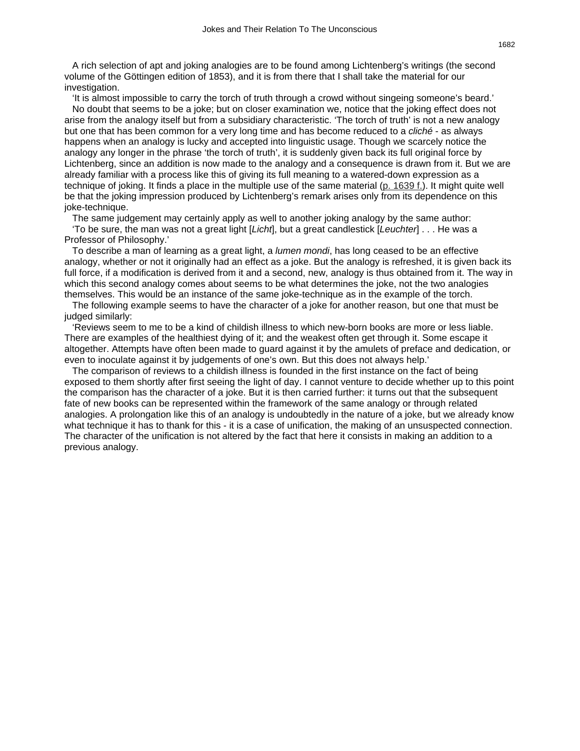A rich selection of apt and joking analogies are to be found among Lichtenberg's writings (the second volume of the Göttingen edition of 1853), and it is from there that I shall take the material for our investigation.

'It is almost impossible to carry the torch of truth through a crowd without singeing someone's beard.'

No doubt that seems to be a joke; but on closer examination we, notice that the joking effect does not arise from the analogy itself but from a subsidiary characteristic. 'The torch of truth' is not a new analogy but one that has been common for a very long time and has become reduced to a *cliché* - as always happens when an analogy is lucky and accepted into linguistic usage. Though we scarcely notice the analogy any longer in the phrase 'the torch of truth', it is suddenly given back its full original force by Lichtenberg, since an addition is now made to the analogy and a consequence is drawn from it. But we are already familiar with a process like this of giving its full meaning to a watered-down expression as a technique of joking. It finds a place in the multiple use of the same material (p. 1639 f.). It might quite well be that the joking impression produced by Lichtenberg's remark arises only from its dependence on this joke-technique.

The same judgement may certainly apply as well to another joking analogy by the same author:

'To be sure, the man was not a great light [*Licht*], but a great candlestick [*Leuchter*] . . . He was a Professor of Philosophy.'

To describe a man of learning as a great light, a *lumen mondi*, has long ceased to be an effective analogy, whether or not it originally had an effect as a joke. But the analogy is refreshed, it is given back its full force, if a modification is derived from it and a second, new, analogy is thus obtained from it. The way in which this second analogy comes about seems to be what determines the joke, not the two analogies themselves. This would be an instance of the same joke-technique as in the example of the torch.

The following example seems to have the character of a joke for another reason, but one that must be judged similarly:

'Reviews seem to me to be a kind of childish illness to which new-born books are more or less liable. There are examples of the healthiest dying of it; and the weakest often get through it. Some escape it altogether. Attempts have often been made to guard against it by the amulets of preface and dedication, or even to inoculate against it by judgements of one's own. But this does not always help.'

The comparison of reviews to a childish illness is founded in the first instance on the fact of being exposed to them shortly after first seeing the light of day. I cannot venture to decide whether up to this point the comparison has the character of a joke. But it is then carried further: it turns out that the subsequent fate of new books can be represented within the framework of the same analogy or through related analogies. A prolongation like this of an analogy is undoubtedly in the nature of a joke, but we already know what technique it has to thank for this - it is a case of unification, the making of an unsuspected connection. The character of the unification is not altered by the fact that here it consists in making an addition to a previous analogy.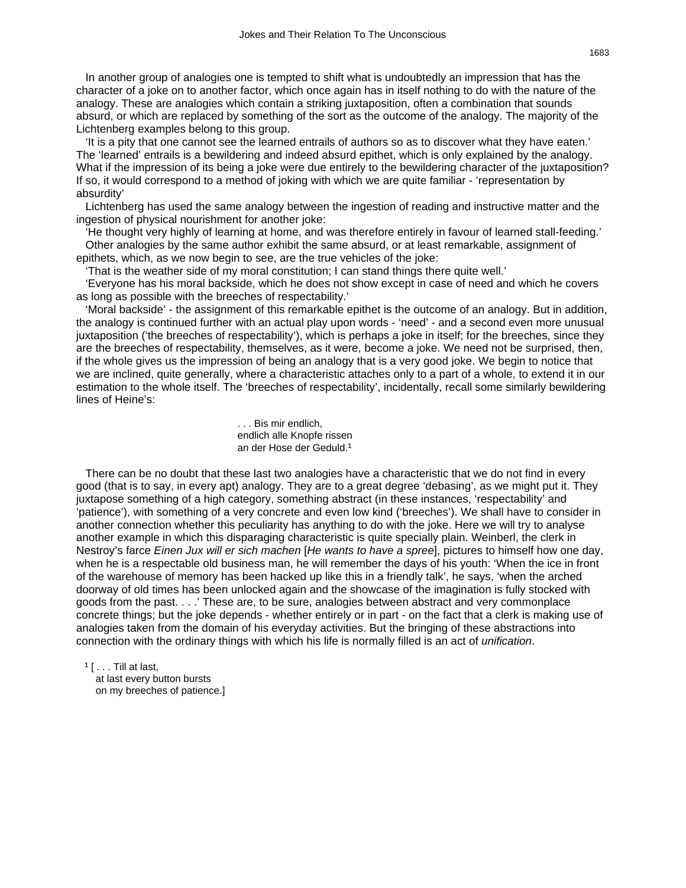In another group of analogies one is tempted to shift what is undoubtedly an impression that has the character of a joke on to another factor, which once again has in itself nothing to do with the nature of the analogy. These are analogies which contain a striking juxtaposition, often a combination that sounds absurd, or which are replaced by something of the sort as the outcome of the analogy. The majority of the Lichtenberg examples belong to this group.

‘It is a pity that one cannot see the learned entrails of authors so as to discover what they have eaten.’ The ‘learned’ entrails is a bewildering and indeed absurd epithet, which is only explained by the analogy. What if the impression of its being a joke were due entirely to the bewildering character of the juxtaposition? If so, it would correspond to a method of joking with which we are quite familiar - ‘representation by absurdity’

Lichtenberg has used the same analogy between the ingestion of reading and instructive matter and the ingestion of physical nourishment for another joke:

‘He thought very highly of learning at home, and was therefore entirely in favour of learned stall-feeding.’

Other analogies by the same author exhibit the same absurd, or at least remarkable, assignment of epithets, which, as we now begin to see, are the true vehicles of the joke:

‘That is the weather side of my moral constitution; I can stand things there quite well.’

‘Everyone has his moral backside, which he does not show except in case of need and which he covers as long as possible with the breeches of respectability.’

‘Moral backside’ - the assignment of this remarkable epithet is the outcome of an analogy. But in addition, the analogy is continued further with an actual play upon words - ‘need’ - and a second even more unusual juxtaposition (‘the breeches of respectability’), which is perhaps a joke in itself; for the breeches, since they are the breeches of respectability, themselves, as it were, become a joke. We need not be surprised, then, if the whole gives us the impression of being an analogy that is a very good joke. We begin to notice that we are inclined, quite generally, where a characteristic attaches only to a part of a whole, to extend it in our estimation to the whole itself. The ‘breeches of respectability’, incidentally, recall some similarly bewildering lines of Heine’s:

> . . . Bis mir endlich,
> endlich alle Knopfe rissen
> an der Hose der Geduld.[1]

There can be no doubt that these last two analogies have a characteristic that we do not find in every good (that is to say, in every apt) analogy. They are to a great degree ‘debasing’, as we might put it. They juxtapose something of a high category, something abstract (in these instances, ‘respectability’ and ‘patience’), with something of a very concrete and even low kind (‘breeches’). We shall have to consider in another connection whether this peculiarity has anything to do with the joke. Here we will try to analyse another example in which this disparaging characteristic is quite specially plain. Weinberl, the clerk in Nestroy’s farce *Einen Jux will er sich machen* [*He wants to have a spree*], pictures to himself how one day, when he is a respectable old business man, he will remember the days of his youth: ‘When the ice in front of the warehouse of memory has been hacked up like this in a friendly talk’, he says, ‘when the arched doorway of old times has been unlocked again and the showcase of the imagination is fully stocked with goods from the past. . . .’ These are, to be sure, analogies between abstract and very commonplace concrete things; but the joke depends - whether entirely or in part - on the fact that a clerk is making use of analogies taken from the domain of his everyday activities. But the bringing of these abstractions into connection with the ordinary things with which his life is normally filled is an act of *unification*.

[1] [ . . . Till at last,
at last every button bursts
on my breeches of patience.]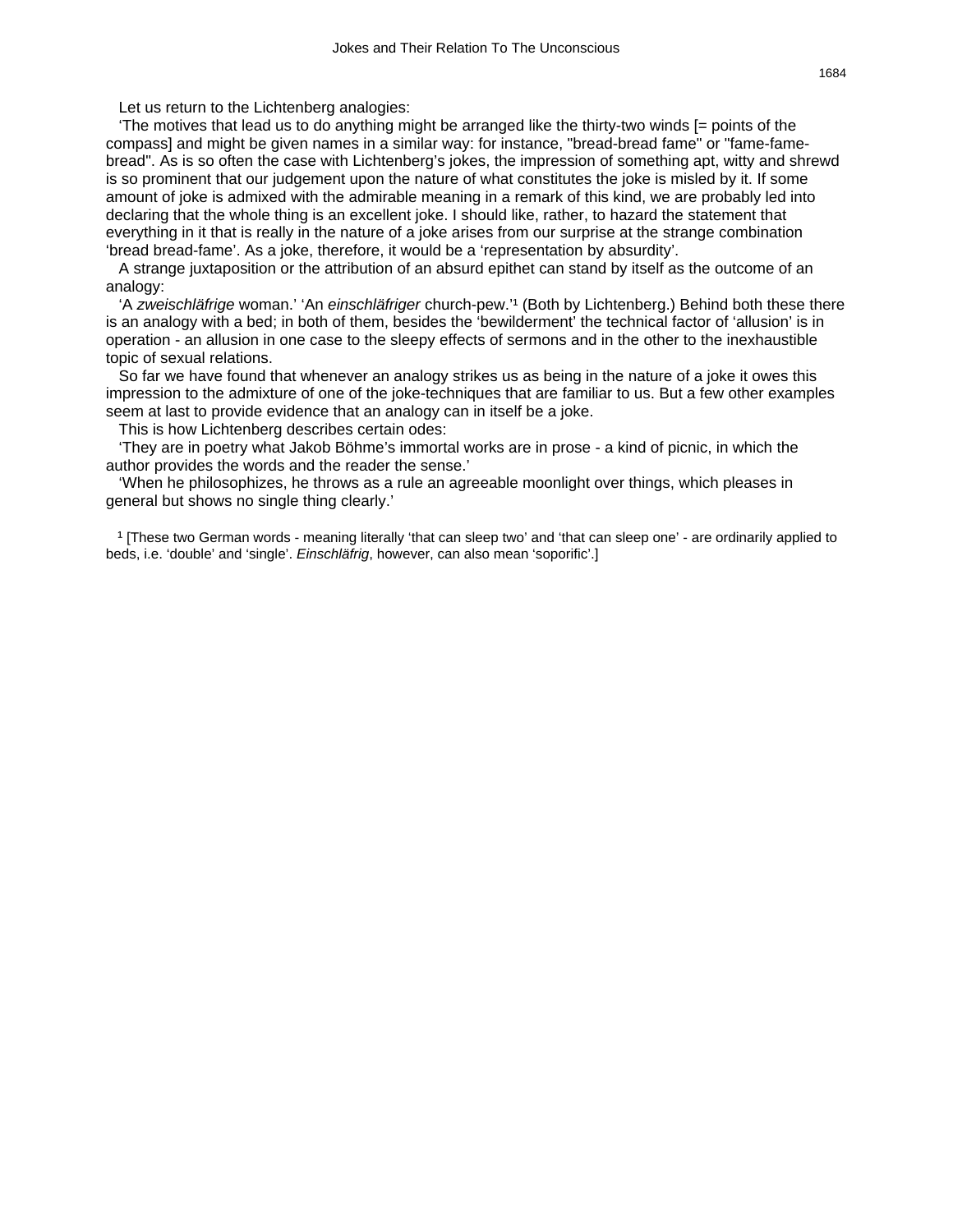Let us return to the Lichtenberg analogies:

'The motives that lead us to do anything might be arranged like the thirty-two winds [= points of the compass] and might be given names in a similar way: for instance, "bread-bread fame" or "fame-fame-bread". As is so often the case with Lichtenberg's jokes, the impression of something apt, witty and shrewd is so prominent that our judgement upon the nature of what constitutes the joke is misled by it. If some amount of joke is admixed with the admirable meaning in a remark of this kind, we are probably led into declaring that the whole thing is an excellent joke. I should like, rather, to hazard the statement that everything in it that is really in the nature of a joke arises from our surprise at the strange combination 'bread bread-fame'. As a joke, therefore, it would be a 'representation by absurdity'.

A strange juxtaposition or the attribution of an absurd epithet can stand by itself as the outcome of an analogy:

'A *zweischläfrige* woman.' 'An *einschläfriger* church-pew.'[1] (Both by Lichtenberg.) Behind both these there is an analogy with a bed; in both of them, besides the 'bewilderment' the technical factor of 'allusion' is in operation - an allusion in one case to the sleepy effects of sermons and in the other to the inexhaustible topic of sexual relations.

So far we have found that whenever an analogy strikes us as being in the nature of a joke it owes this impression to the admixture of one of the joke-techniques that are familiar to us. But a few other examples seem at last to provide evidence that an analogy can in itself be a joke.

This is how Lichtenberg describes certain odes:

'They are in poetry what Jakob Böhme's immortal works are in prose - a kind of picnic, in which the author provides the words and the reader the sense.'

'When he philosophizes, he throws as a rule an agreeable moonlight over things, which pleases in general but shows no single thing clearly.'

[1] [These two German words - meaning literally 'that can sleep two' and 'that can sleep one' - are ordinarily applied to beds, i.e. 'double' and 'single'. *Einschläfrig*, however, can also mean 'soporific'.]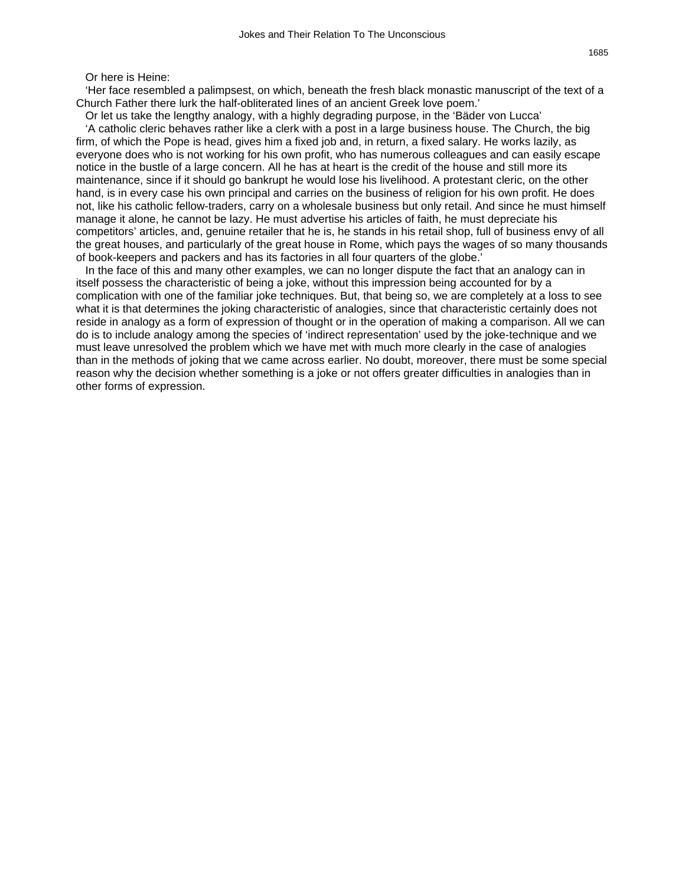Or here is Heine:

‘Her face resembled a palimpsest, on which, beneath the fresh black monastic manuscript of the text of a Church Father there lurk the half-obliterated lines of an ancient Greek love poem.’

Or let us take the lengthy analogy, with a highly degrading purpose, in the ‘Bäder von Lucca’

‘A catholic cleric behaves rather like a clerk with a post in a large business house. The Church, the big firm, of which the Pope is head, gives him a fixed job and, in return, a fixed salary. He works lazily, as everyone does who is not working for his own profit, who has numerous colleagues and can easily escape notice in the bustle of a large concern. All he has at heart is the credit of the house and still more its maintenance, since if it should go bankrupt he would lose his livelihood. A protestant cleric, on the other hand, is in every case his own principal and carries on the business of religion for his own profit. He does not, like his catholic fellow-traders, carry on a wholesale business but only retail. And since he must himself manage it alone, he cannot be lazy. He must advertise his articles of faith, he must depreciate his competitors’ articles, and, genuine retailer that he is, he stands in his retail shop, full of business envy of all the great houses, and particularly of the great house in Rome, which pays the wages of so many thousands of book-keepers and packers and has its factories in all four quarters of the globe.’

In the face of this and many other examples, we can no longer dispute the fact that an analogy can in itself possess the characteristic of being a joke, without this impression being accounted for by a complication with one of the familiar joke techniques. But, that being so, we are completely at a loss to see what it is that determines the joking characteristic of analogies, since that characteristic certainly does not reside in analogy as a form of expression of thought or in the operation of making a comparison. All we can do is to include analogy among the species of ‘indirect representation’ used by the joke-technique and we must leave unresolved the problem which we have met with much more clearly in the case of analogies than in the methods of joking that we came across earlier. No doubt, moreover, there must be some special reason why the decision whether something is a joke or not offers greater difficulties in analogies than in other forms of expression.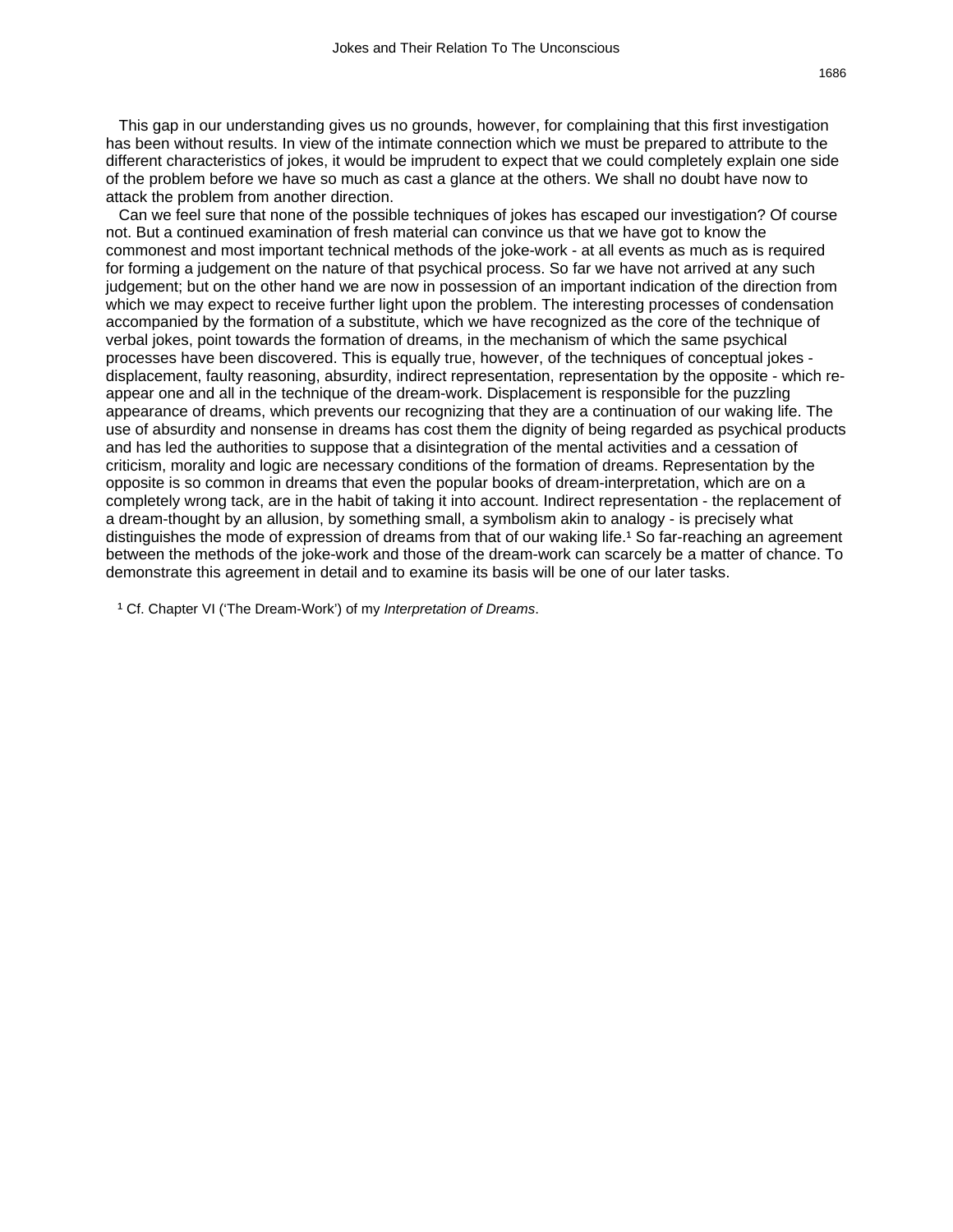This gap in our understanding gives us no grounds, however, for complaining that this first investigation has been without results. In view of the intimate connection which we must be prepared to attribute to the different characteristics of jokes, it would be imprudent to expect that we could completely explain one side of the problem before we have so much as cast a glance at the others. We shall no doubt have now to attack the problem from another direction.

Can we feel sure that none of the possible techniques of jokes has escaped our investigation? Of course not. But a continued examination of fresh material can convince us that we have got to know the commonest and most important technical methods of the joke-work - at all events as much as is required for forming a judgement on the nature of that psychical process. So far we have not arrived at any such judgement; but on the other hand we are now in possession of an important indication of the direction from which we may expect to receive further light upon the problem. The interesting processes of condensation accompanied by the formation of a substitute, which we have recognized as the core of the technique of verbal jokes, point towards the formation of dreams, in the mechanism of which the same psychical processes have been discovered. This is equally true, however, of the techniques of conceptual jokes - displacement, faulty reasoning, absurdity, indirect representation, representation by the opposite - which re-appear one and all in the technique of the dream-work. Displacement is responsible for the puzzling appearance of dreams, which prevents our recognizing that they are a continuation of our waking life. The use of absurdity and nonsense in dreams has cost them the dignity of being regarded as psychical products and has led the authorities to suppose that a disintegration of the mental activities and a cessation of criticism, morality and logic are necessary conditions of the formation of dreams. Representation by the opposite is so common in dreams that even the popular books of dream-interpretation, which are on a completely wrong tack, are in the habit of taking it into account. Indirect representation - the replacement of a dream-thought by an allusion, by something small, a symbolism akin to analogy - is precisely what distinguishes the mode of expression of dreams from that of our waking life.[1] So far-reaching an agreement between the methods of the joke-work and those of the dream-work can scarcely be a matter of chance. To demonstrate this agreement in detail and to examine its basis will be one of our later tasks.

[1] Cf. Chapter VI ('The Dream-Work') of my *Interpretation of Dreams*.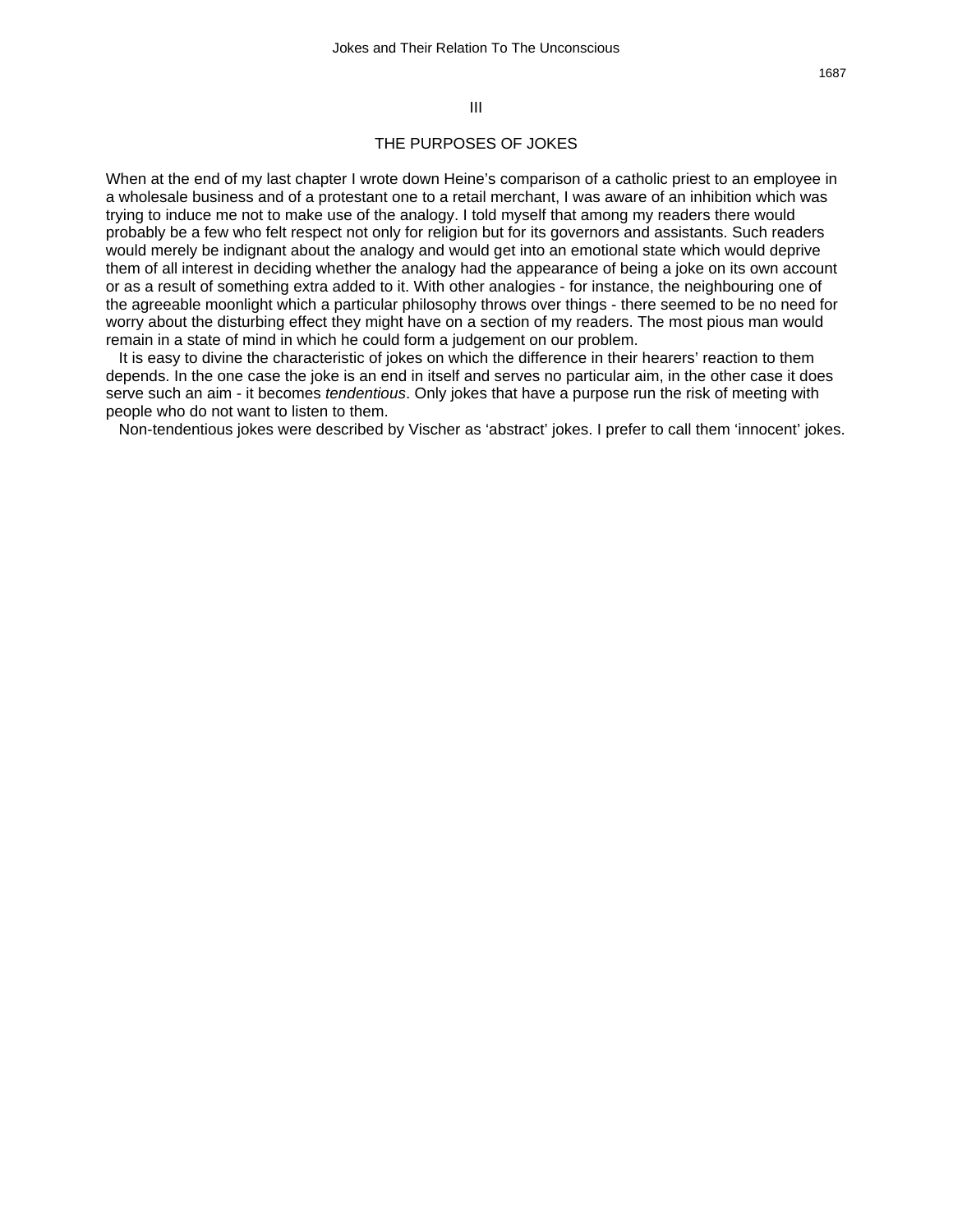# III

## THE PURPOSES OF JOKES

When at the end of my last chapter I wrote down Heine's comparison of a catholic priest to an employee in a wholesale business and of a protestant one to a retail merchant, I was aware of an inhibition which was trying to induce me not to make use of the analogy. I told myself that among my readers there would probably be a few who felt respect not only for religion but for its governors and assistants. Such readers would merely be indignant about the analogy and would get into an emotional state which would deprive them of all interest in deciding whether the analogy had the appearance of being a joke on its own account or as a result of something extra added to it. With other analogies - for instance, the neighbouring one of the agreeable moonlight which a particular philosophy throws over things - there seemed to be no need for worry about the disturbing effect they might have on a section of my readers. The most pious man would remain in a state of mind in which he could form a judgement on our problem.

It is easy to divine the characteristic of jokes on which the difference in their hearers' reaction to them depends. In the one case the joke is an end in itself and serves no particular aim, in the other case it does serve such an aim - it becomes *tendentious*. Only jokes that have a purpose run the risk of meeting with people who do not want to listen to them.

Non-tendentious jokes were described by Vischer as 'abstract' jokes. I prefer to call them 'innocent' jokes.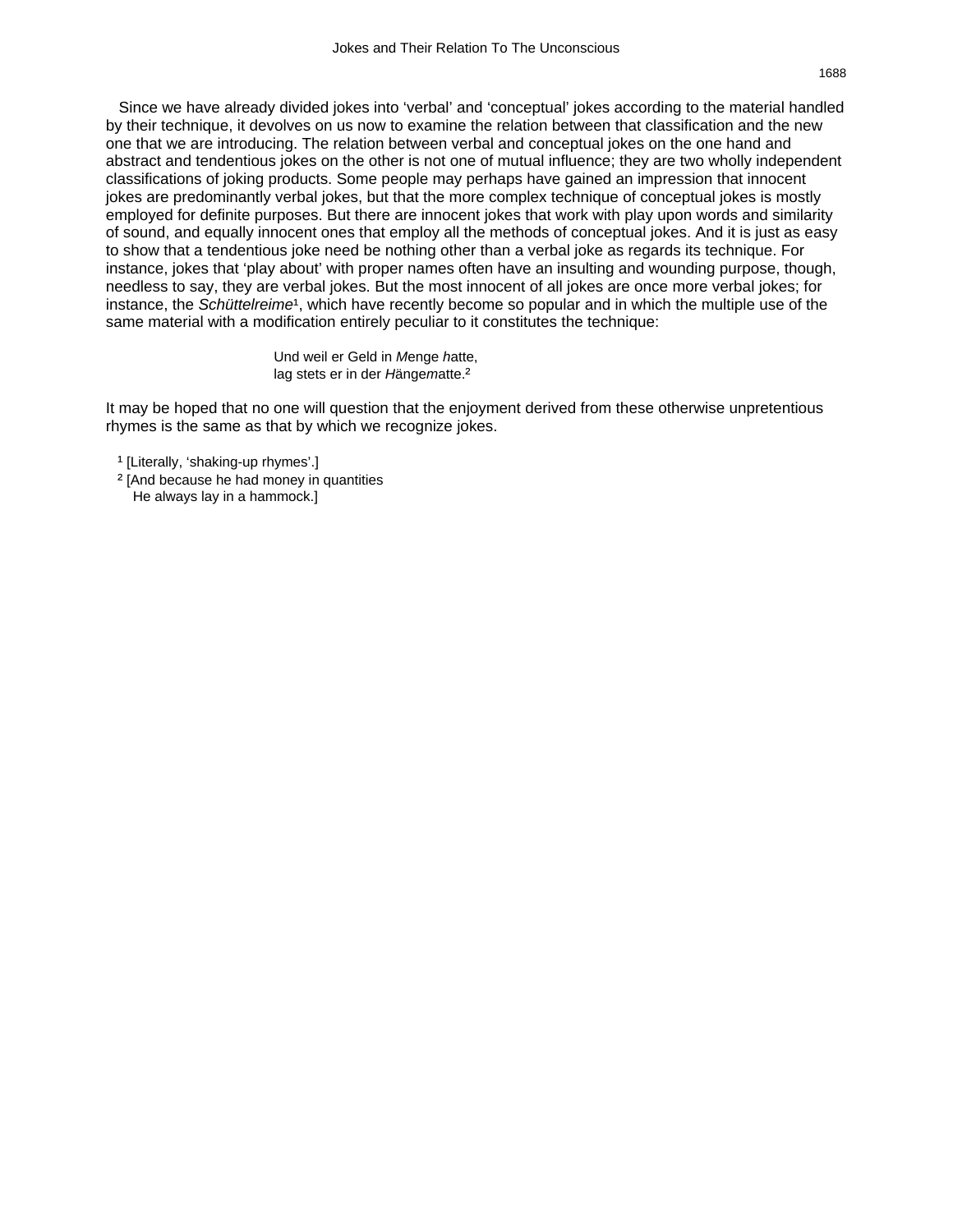Since we have already divided jokes into 'verbal' and 'conceptual' jokes according to the material handled by their technique, it devolves on us now to examine the relation between that classification and the new one that we are introducing. The relation between verbal and conceptual jokes on the one hand and abstract and tendentious jokes on the other is not one of mutual influence; they are two wholly independent classifications of joking products. Some people may perhaps have gained an impression that innocent jokes are predominantly verbal jokes, but that the more complex technique of conceptual jokes is mostly employed for definite purposes. But there are innocent jokes that work with play upon words and similarity of sound, and equally innocent ones that employ all the methods of conceptual jokes. And it is just as easy to show that a tendentious joke need be nothing other than a verbal joke as regards its technique. For instance, jokes that 'play about' with proper names often have an insulting and wounding purpose, though, needless to say, they are verbal jokes. But the most innocent of all jokes are once more verbal jokes; for instance, the *Schüttelreime*[1], which have recently become so popular and in which the multiple use of the same material with a modification entirely peculiar to it constitutes the technique:

> Und weil er Geld in *M*enge *h*atte,
> lag stets er in der *H*änge*m*atte.[2]

It may be hoped that no one will question that the enjoyment derived from these otherwise unpretentious rhymes is the same as that by which we recognize jokes.

[1] [Literally, 'shaking-up rhymes'.]

[2] [And because he had money in quantities
He always lay in a hammock.]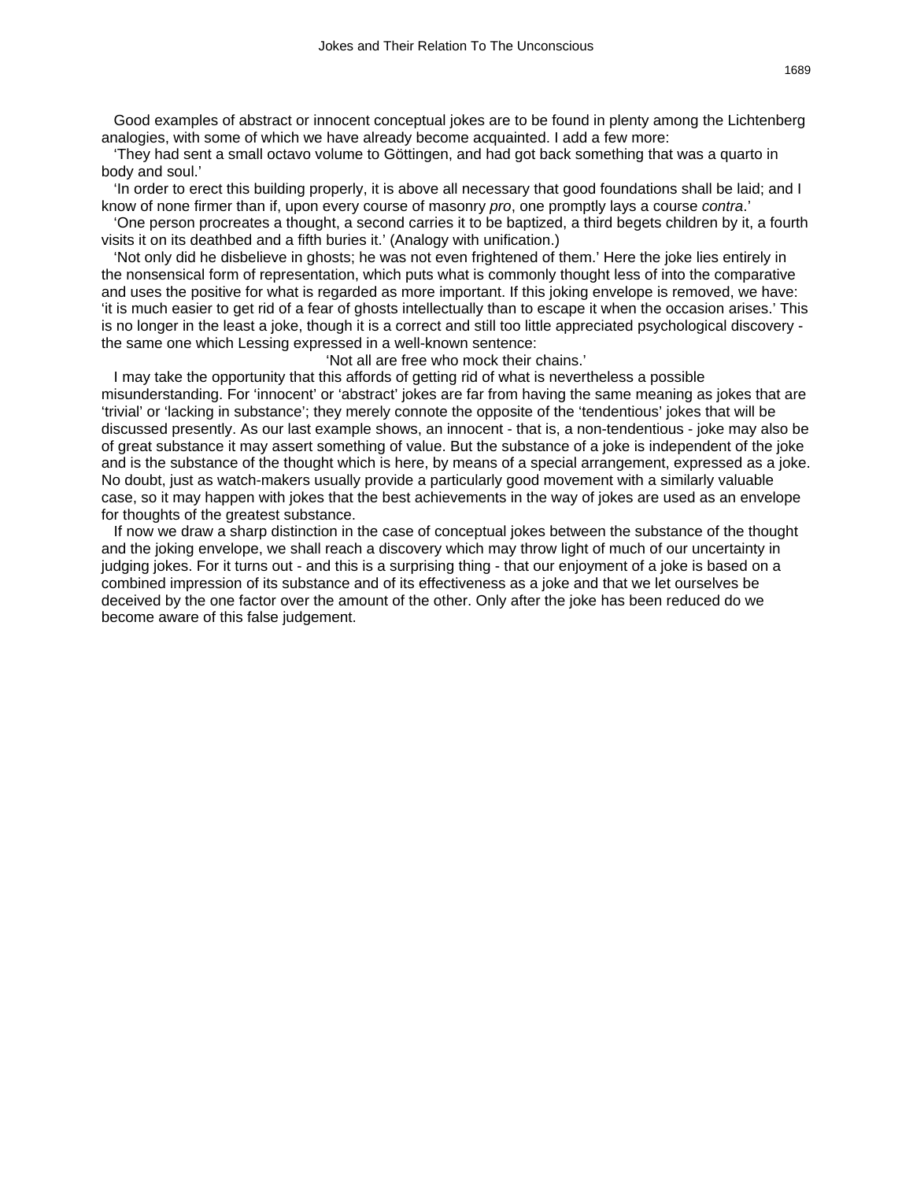Good examples of abstract or innocent conceptual jokes are to be found in plenty among the Lichtenberg analogies, with some of which we have already become acquainted. I add a few more:

'They had sent a small octavo volume to Göttingen, and had got back something that was a quarto in body and soul.'

'In order to erect this building properly, it is above all necessary that good foundations shall be laid; and I know of none firmer than if, upon every course of masonry *pro*, one promptly lays a course *contra*.'

'One person procreates a thought, a second carries it to be baptized, a third begets children by it, a fourth visits it on its deathbed and a fifth buries it.' (Analogy with unification.)

'Not only did he disbelieve in ghosts; he was not even frightened of them.' Here the joke lies entirely in the nonsensical form of representation, which puts what is commonly thought less of into the comparative and uses the positive for what is regarded as more important. If this joking envelope is removed, we have: 'it is much easier to get rid of a fear of ghosts intellectually than to escape it when the occasion arises.' This is no longer in the least a joke, though it is a correct and still too little appreciated psychological discovery - the same one which Lessing expressed in a well-known sentence:

'Not all are free who mock their chains.'

I may take the opportunity that this affords of getting rid of what is nevertheless a possible misunderstanding. For 'innocent' or 'abstract' jokes are far from having the same meaning as jokes that are 'trivial' or 'lacking in substance'; they merely connote the opposite of the 'tendentious' jokes that will be discussed presently. As our last example shows, an innocent - that is, a non-tendentious - joke may also be of great substance it may assert something of value. But the substance of a joke is independent of the joke and is the substance of the thought which is here, by means of a special arrangement, expressed as a joke. No doubt, just as watch-makers usually provide a particularly good movement with a similarly valuable case, so it may happen with jokes that the best achievements in the way of jokes are used as an envelope for thoughts of the greatest substance.

If now we draw a sharp distinction in the case of conceptual jokes between the substance of the thought and the joking envelope, we shall reach a discovery which may throw light of much of our uncertainty in judging jokes. For it turns out - and this is a surprising thing - that our enjoyment of a joke is based on a combined impression of its substance and of its effectiveness as a joke and that we let ourselves be deceived by the one factor over the amount of the other. Only after the joke has been reduced do we become aware of this false judgement.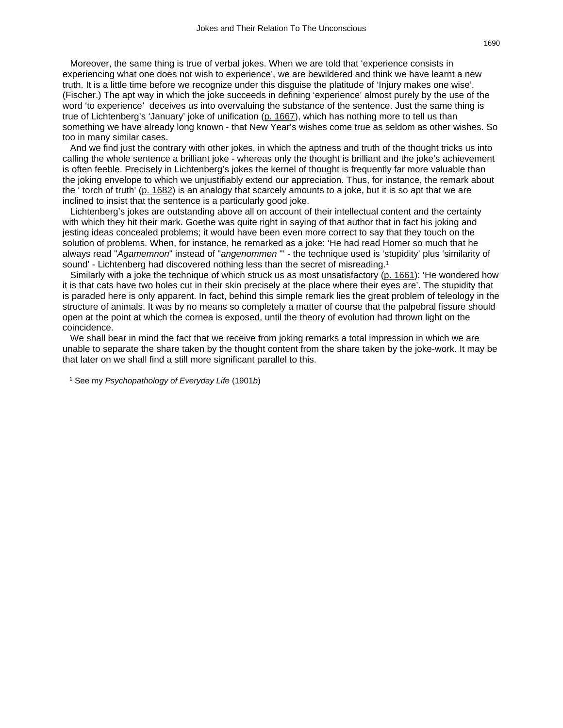Moreover, the same thing is true of verbal jokes. When we are told that 'experience consists in experiencing what one does not wish to experience', we are bewildered and think we have learnt a new truth. It is a little time before we recognize under this disguise the platitude of 'Injury makes one wise'. (Fischer.) The apt way in which the joke succeeds in defining 'experience' almost purely by the use of the word 'to experience' deceives us into overvaluing the substance of the sentence. Just the same thing is true of Lichtenberg's 'January' joke of unification (p. 1667), which has nothing more to tell us than something we have already long known - that New Year's wishes come true as seldom as other wishes. So too in many similar cases.

And we find just the contrary with other jokes, in which the aptness and truth of the thought tricks us into calling the whole sentence a brilliant joke - whereas only the thought is brilliant and the joke's achievement is often feeble. Precisely in Lichtenberg's jokes the kernel of thought is frequently far more valuable than the joking envelope to which we unjustifiably extend our appreciation. Thus, for instance, the remark about the ' torch of truth' (p. 1682) is an analogy that scarcely amounts to a joke, but it is so apt that we are inclined to insist that the sentence is a particularly good joke.

Lichtenberg's jokes are outstanding above all on account of their intellectual content and the certainty with which they hit their mark. Goethe was quite right in saying of that author that in fact his joking and jesting ideas concealed problems; it would have been even more correct to say that they touch on the solution of problems. When, for instance, he remarked as a joke: 'He had read Homer so much that he always read "*Agamemnon*" instead of "*angenommen* "' - the technique used is 'stupidity' plus 'similarity of sound' - Lichtenberg had discovered nothing less than the secret of misreading.[1]

Similarly with a joke the technique of which struck us as most unsatisfactory (p. 1661): 'He wondered how it is that cats have two holes cut in their skin precisely at the place where their eyes are'. The stupidity that is paraded here is only apparent. In fact, behind this simple remark lies the great problem of teleology in the structure of animals. It was by no means so completely a matter of course that the palpebral fissure should open at the point at which the cornea is exposed, until the theory of evolution had thrown light on the coincidence.

We shall bear in mind the fact that we receive from joking remarks a total impression in which we are unable to separate the share taken by the thought content from the share taken by the joke-work. It may be that later on we shall find a still more significant parallel to this.

[1] See my *Psychopathology of Everyday Life* (1901*b*)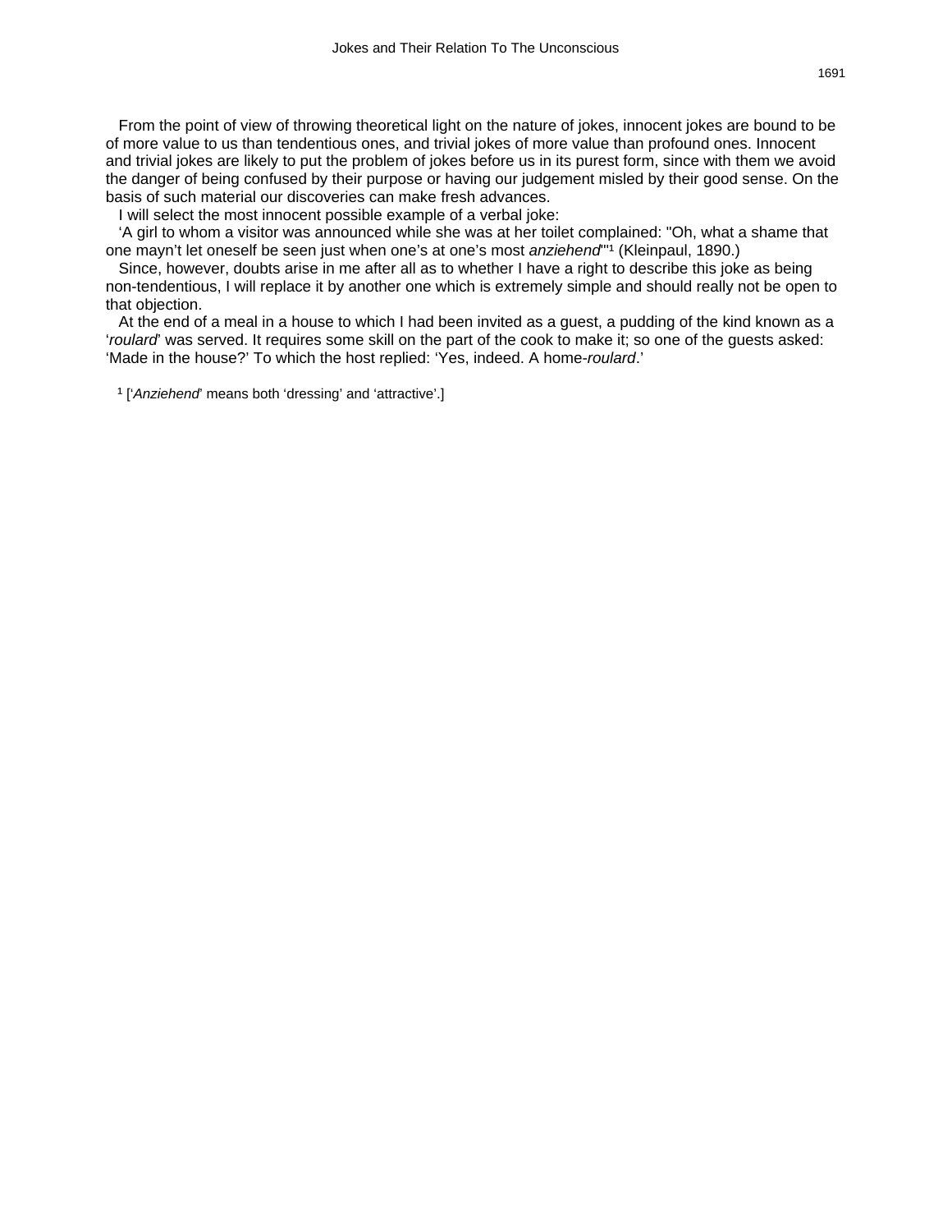From the point of view of throwing theoretical light on the nature of jokes, innocent jokes are bound to be of more value to us than tendentious ones, and trivial jokes of more value than profound ones. Innocent and trivial jokes are likely to put the problem of jokes before us in its purest form, since with them we avoid the danger of being confused by their purpose or having our judgement misled by their good sense. On the basis of such material our discoveries can make fresh advances.

I will select the most innocent possible example of a verbal joke:

'A girl to whom a visitor was announced while she was at her toilet complained: "Oh, what a shame that one mayn't let oneself be seen just when one's at one's most *anziehend*"'[1] (Kleinpaul, 1890.)

Since, however, doubts arise in me after all as to whether I have a right to describe this joke as being non-tendentious, I will replace it by another one which is extremely simple and should really not be open to that objection.

At the end of a meal in a house to which I had been invited as a guest, a pudding of the kind known as a '*roulard*' was served. It requires some skill on the part of the cook to make it; so one of the guests asked: 'Made in the house?' To which the host replied: 'Yes, indeed. A home-*roulard*.'

[1] ['*Anziehend*' means both 'dressing' and 'attractive'.]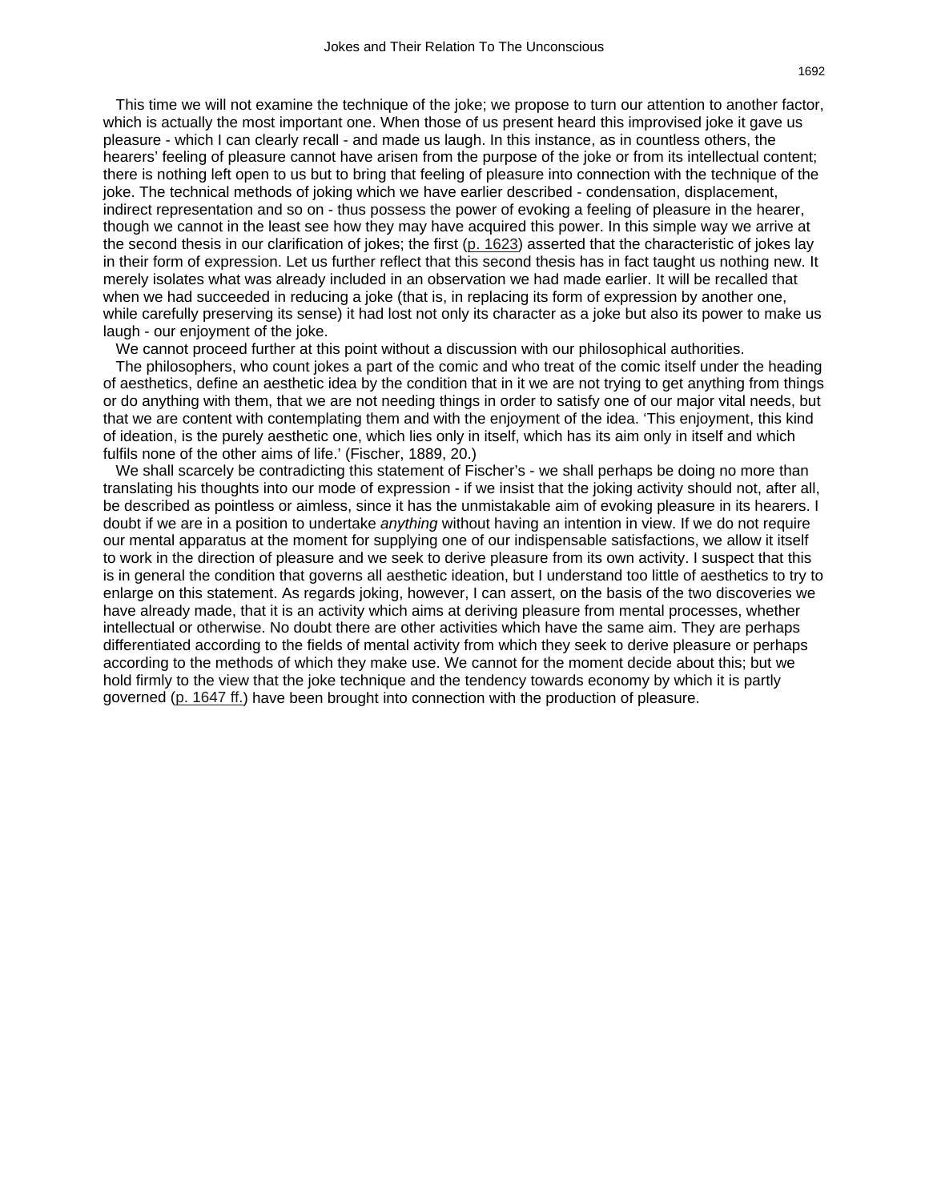This time we will not examine the technique of the joke; we propose to turn our attention to another factor, which is actually the most important one. When those of us present heard this improvised joke it gave us pleasure - which I can clearly recall - and made us laugh. In this instance, as in countless others, the hearers' feeling of pleasure cannot have arisen from the purpose of the joke or from its intellectual content; there is nothing left open to us but to bring that feeling of pleasure into connection with the technique of the joke. The technical methods of joking which we have earlier described - condensation, displacement, indirect representation and so on - thus possess the power of evoking a feeling of pleasure in the hearer, though we cannot in the least see how they may have acquired this power. In this simple way we arrive at the second thesis in our clarification of jokes; the first (p. 1623) asserted that the characteristic of jokes lay in their form of expression. Let us further reflect that this second thesis has in fact taught us nothing new. It merely isolates what was already included in an observation we had made earlier. It will be recalled that when we had succeeded in reducing a joke (that is, in replacing its form of expression by another one, while carefully preserving its sense) it had lost not only its character as a joke but also its power to make us laugh - our enjoyment of the joke.

We cannot proceed further at this point without a discussion with our philosophical authorities.

The philosophers, who count jokes a part of the comic and who treat of the comic itself under the heading of aesthetics, define an aesthetic idea by the condition that in it we are not trying to get anything from things or do anything with them, that we are not needing things in order to satisfy one of our major vital needs, but that we are content with contemplating them and with the enjoyment of the idea. 'This enjoyment, this kind of ideation, is the purely aesthetic one, which lies only in itself, which has its aim only in itself and which fulfils none of the other aims of life.' (Fischer, 1889, 20.)

We shall scarcely be contradicting this statement of Fischer's - we shall perhaps be doing no more than translating his thoughts into our mode of expression - if we insist that the joking activity should not, after all, be described as pointless or aimless, since it has the unmistakable aim of evoking pleasure in its hearers. I doubt if we are in a position to undertake *anything* without having an intention in view. If we do not require our mental apparatus at the moment for supplying one of our indispensable satisfactions, we allow it itself to work in the direction of pleasure and we seek to derive pleasure from its own activity. I suspect that this is in general the condition that governs all aesthetic ideation, but I understand too little of aesthetics to try to enlarge on this statement. As regards joking, however, I can assert, on the basis of the two discoveries we have already made, that it is an activity which aims at deriving pleasure from mental processes, whether intellectual or otherwise. No doubt there are other activities which have the same aim. They are perhaps differentiated according to the fields of mental activity from which they seek to derive pleasure or perhaps according to the methods of which they make use. We cannot for the moment decide about this; but we hold firmly to the view that the joke technique and the tendency towards economy by which it is partly governed (p. 1647 ff.) have been brought into connection with the production of pleasure.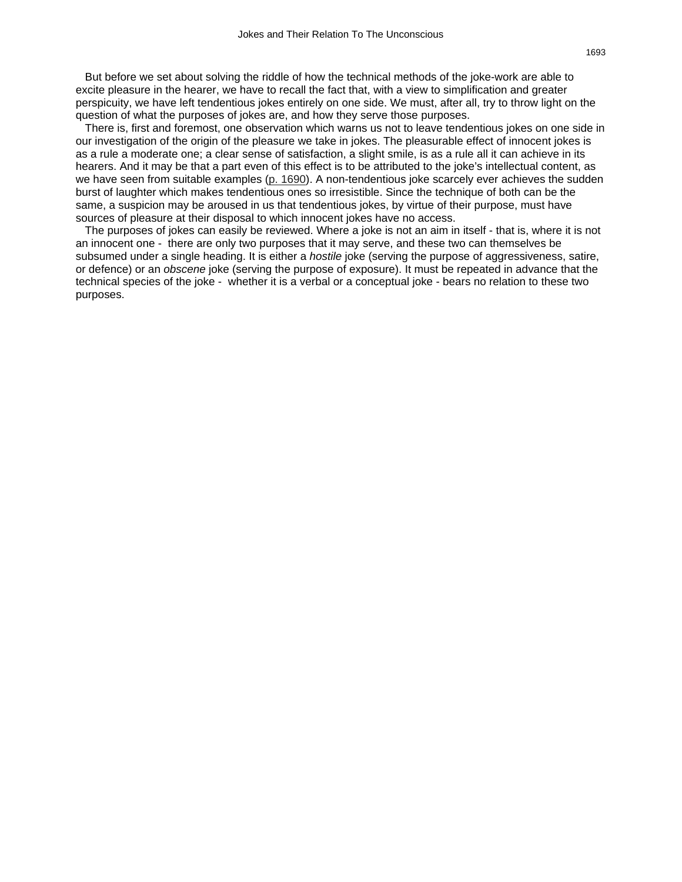But before we set about solving the riddle of how the technical methods of the joke-work are able to excite pleasure in the hearer, we have to recall the fact that, with a view to simplification and greater perspicuity, we have left tendentious jokes entirely on one side. We must, after all, try to throw light on the question of what the purposes of jokes are, and how they serve those purposes.

There is, first and foremost, one observation which warns us not to leave tendentious jokes on one side in our investigation of the origin of the pleasure we take in jokes. The pleasurable effect of innocent jokes is as a rule a moderate one; a clear sense of satisfaction, a slight smile, is as a rule all it can achieve in its hearers. And it may be that a part even of this effect is to be attributed to the joke's intellectual content, as we have seen from suitable examples (p. 1690). A non-tendentious joke scarcely ever achieves the sudden burst of laughter which makes tendentious ones so irresistible. Since the technique of both can be the same, a suspicion may be aroused in us that tendentious jokes, by virtue of their purpose, must have sources of pleasure at their disposal to which innocent jokes have no access.

The purposes of jokes can easily be reviewed. Where a joke is not an aim in itself - that is, where it is not an innocent one - there are only two purposes that it may serve, and these two can themselves be subsumed under a single heading. It is either a *hostile* joke (serving the purpose of aggressiveness, satire, or defence) or an *obscene* joke (serving the purpose of exposure). It must be repeated in advance that the technical species of the joke - whether it is a verbal or a conceptual joke - bears no relation to these two purposes.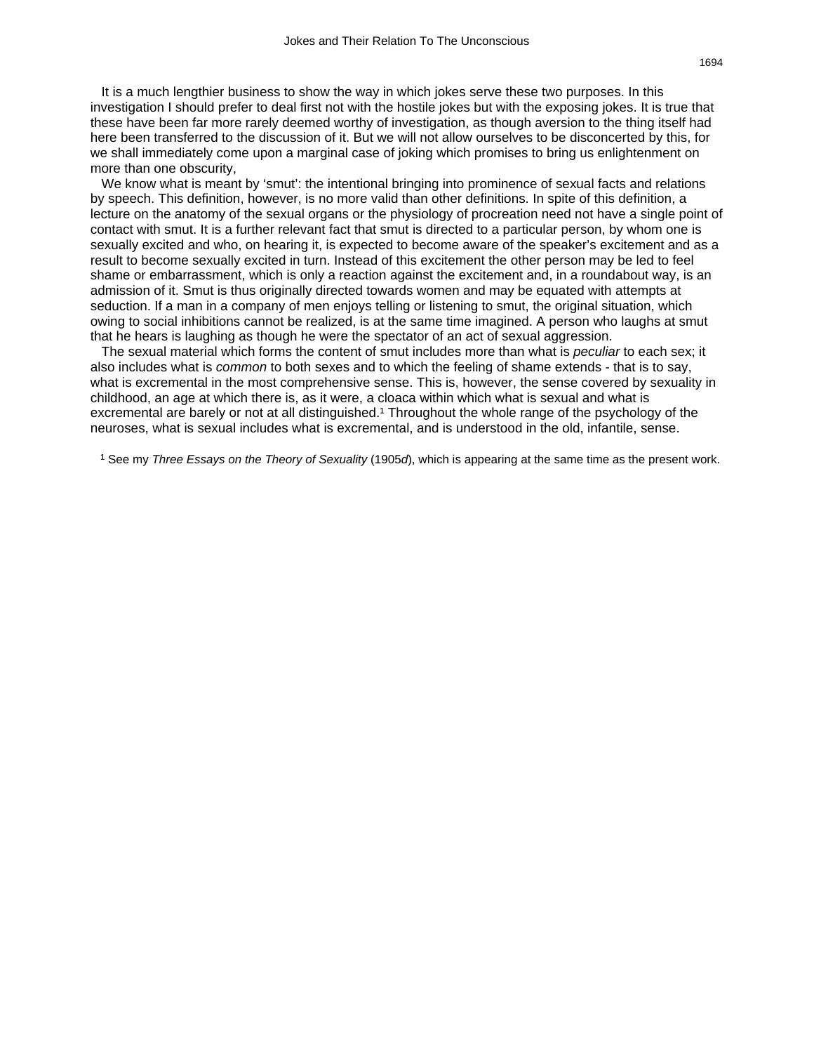It is a much lengthier business to show the way in which jokes serve these two purposes. In this investigation I should prefer to deal first not with the hostile jokes but with the exposing jokes. It is true that these have been far more rarely deemed worthy of investigation, as though aversion to the thing itself had here been transferred to the discussion of it. But we will not allow ourselves to be disconcerted by this, for we shall immediately come upon a marginal case of joking which promises to bring us enlightenment on more than one obscurity,

We know what is meant by 'smut': the intentional bringing into prominence of sexual facts and relations by speech. This definition, however, is no more valid than other definitions. In spite of this definition, a lecture on the anatomy of the sexual organs or the physiology of procreation need not have a single point of contact with smut. It is a further relevant fact that smut is directed to a particular person, by whom one is sexually excited and who, on hearing it, is expected to become aware of the speaker's excitement and as a result to become sexually excited in turn. Instead of this excitement the other person may be led to feel shame or embarrassment, which is only a reaction against the excitement and, in a roundabout way, is an admission of it. Smut is thus originally directed towards women and may be equated with attempts at seduction. If a man in a company of men enjoys telling or listening to smut, the original situation, which owing to social inhibitions cannot be realized, is at the same time imagined. A person who laughs at smut that he hears is laughing as though he were the spectator of an act of sexual aggression.

The sexual material which forms the content of smut includes more than what is *peculiar* to each sex; it also includes what is *common* to both sexes and to which the feeling of shame extends - that is to say, what is excremental in the most comprehensive sense. This is, however, the sense covered by sexuality in childhood, an age at which there is, as it were, a cloaca within which what is sexual and what is excremental are barely or not at all distinguished.[1] Throughout the whole range of the psychology of the neuroses, what is sexual includes what is excremental, and is understood in the old, infantile, sense.

[1] See my *Three Essays on the Theory of Sexuality* (1905*d*), which is appearing at the same time as the present work.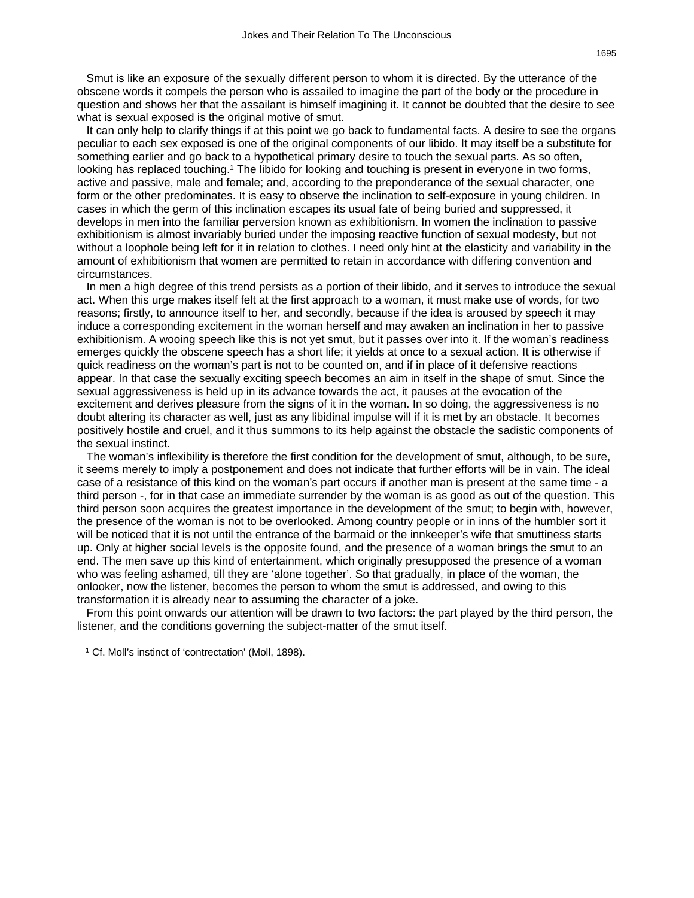Smut is like an exposure of the sexually different person to whom it is directed. By the utterance of the obscene words it compels the person who is assailed to imagine the part of the body or the procedure in question and shows her that the assailant is himself imagining it. It cannot be doubted that the desire to see what is sexual exposed is the original motive of smut.

It can only help to clarify things if at this point we go back to fundamental facts. A desire to see the organs peculiar to each sex exposed is one of the original components of our libido. It may itself be a substitute for something earlier and go back to a hypothetical primary desire to touch the sexual parts. As so often, looking has replaced touching.[1] The libido for looking and touching is present in everyone in two forms, active and passive, male and female; and, according to the preponderance of the sexual character, one form or the other predominates. It is easy to observe the inclination to self-exposure in young children. In cases in which the germ of this inclination escapes its usual fate of being buried and suppressed, it develops in men into the familiar perversion known as exhibitionism. In women the inclination to passive exhibitionism is almost invariably buried under the imposing reactive function of sexual modesty, but not without a loophole being left for it in relation to clothes. I need only hint at the elasticity and variability in the amount of exhibitionism that women are permitted to retain in accordance with differing convention and circumstances.

In men a high degree of this trend persists as a portion of their libido, and it serves to introduce the sexual act. When this urge makes itself felt at the first approach to a woman, it must make use of words, for two reasons; firstly, to announce itself to her, and secondly, because if the idea is aroused by speech it may induce a corresponding excitement in the woman herself and may awaken an inclination in her to passive exhibitionism. A wooing speech like this is not yet smut, but it passes over into it. If the woman's readiness emerges quickly the obscene speech has a short life; it yields at once to a sexual action. It is otherwise if quick readiness on the woman's part is not to be counted on, and if in place of it defensive reactions appear. In that case the sexually exciting speech becomes an aim in itself in the shape of smut. Since the sexual aggressiveness is held up in its advance towards the act, it pauses at the evocation of the excitement and derives pleasure from the signs of it in the woman. In so doing, the aggressiveness is no doubt altering its character as well, just as any libidinal impulse will if it is met by an obstacle. It becomes positively hostile and cruel, and it thus summons to its help against the obstacle the sadistic components of the sexual instinct.

The woman's inflexibility is therefore the first condition for the development of smut, although, to be sure, it seems merely to imply a postponement and does not indicate that further efforts will be in vain. The ideal case of a resistance of this kind on the woman's part occurs if another man is present at the same time - a third person -, for in that case an immediate surrender by the woman is as good as out of the question. This third person soon acquires the greatest importance in the development of the smut; to begin with, however, the presence of the woman is not to be overlooked. Among country people or in inns of the humbler sort it will be noticed that it is not until the entrance of the barmaid or the innkeeper's wife that smuttiness starts up. Only at higher social levels is the opposite found, and the presence of a woman brings the smut to an end. The men save up this kind of entertainment, which originally presupposed the presence of a woman who was feeling ashamed, till they are 'alone together'. So that gradually, in place of the woman, the onlooker, now the listener, becomes the person to whom the smut is addressed, and owing to this transformation it is already near to assuming the character of a joke.

From this point onwards our attention will be drawn to two factors: the part played by the third person, the listener, and the conditions governing the subject-matter of the smut itself.

[1] Cf. Moll's instinct of 'contrectation' (Moll, 1898).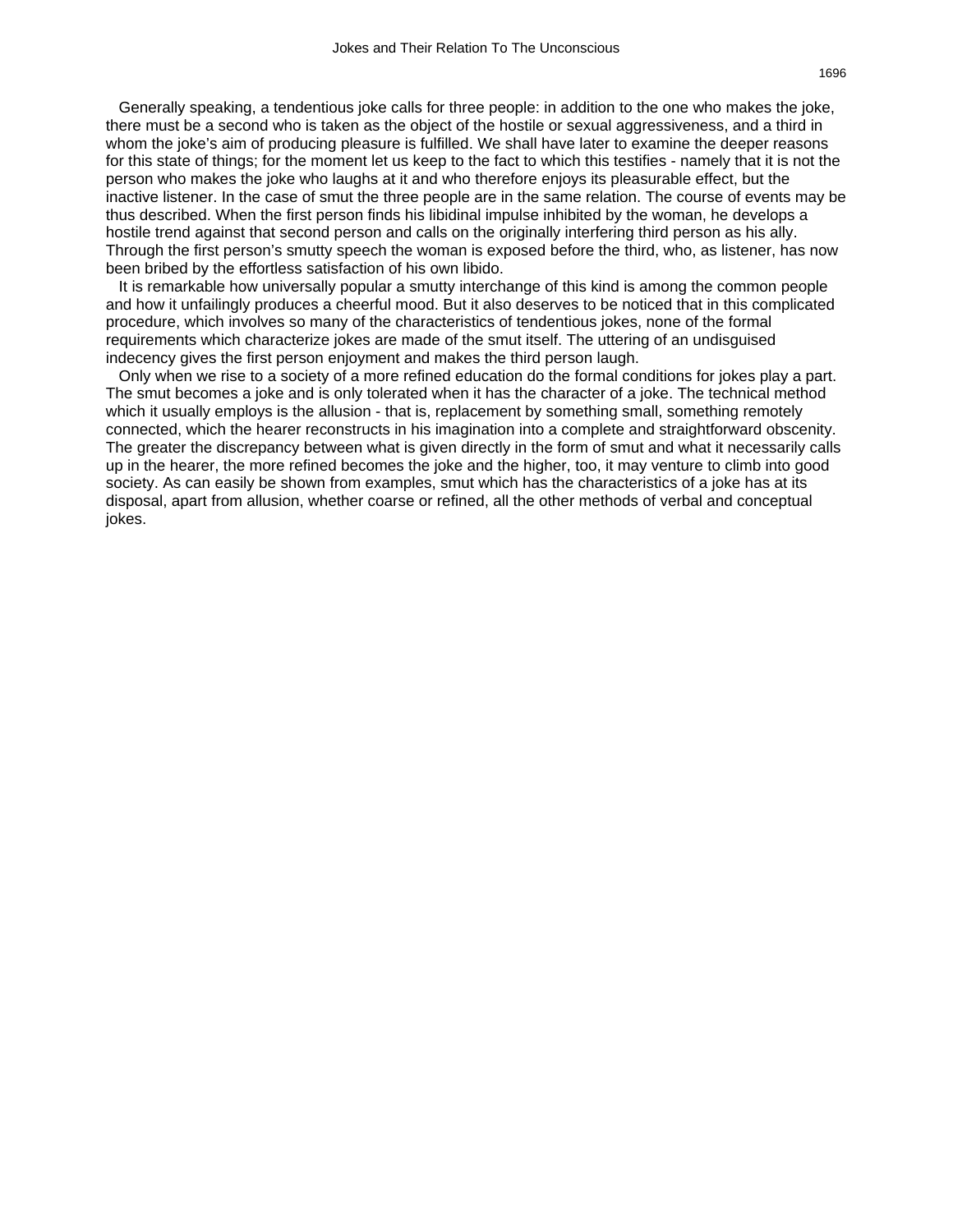Generally speaking, a tendentious joke calls for three people: in addition to the one who makes the joke, there must be a second who is taken as the object of the hostile or sexual aggressiveness, and a third in whom the joke's aim of producing pleasure is fulfilled. We shall have later to examine the deeper reasons for this state of things; for the moment let us keep to the fact to which this testifies - namely that it is not the person who makes the joke who laughs at it and who therefore enjoys its pleasurable effect, but the inactive listener. In the case of smut the three people are in the same relation. The course of events may be thus described. When the first person finds his libidinal impulse inhibited by the woman, he develops a hostile trend against that second person and calls on the originally interfering third person as his ally. Through the first person's smutty speech the woman is exposed before the third, who, as listener, has now been bribed by the effortless satisfaction of his own libido.

It is remarkable how universally popular a smutty interchange of this kind is among the common people and how it unfailingly produces a cheerful mood. But it also deserves to be noticed that in this complicated procedure, which involves so many of the characteristics of tendentious jokes, none of the formal requirements which characterize jokes are made of the smut itself. The uttering of an undisguised indecency gives the first person enjoyment and makes the third person laugh.

Only when we rise to a society of a more refined education do the formal conditions for jokes play a part. The smut becomes a joke and is only tolerated when it has the character of a joke. The technical method which it usually employs is the allusion - that is, replacement by something small, something remotely connected, which the hearer reconstructs in his imagination into a complete and straightforward obscenity. The greater the discrepancy between what is given directly in the form of smut and what it necessarily calls up in the hearer, the more refined becomes the joke and the higher, too, it may venture to climb into good society. As can easily be shown from examples, smut which has the characteristics of a joke has at its disposal, apart from allusion, whether coarse or refined, all the other methods of verbal and conceptual jokes.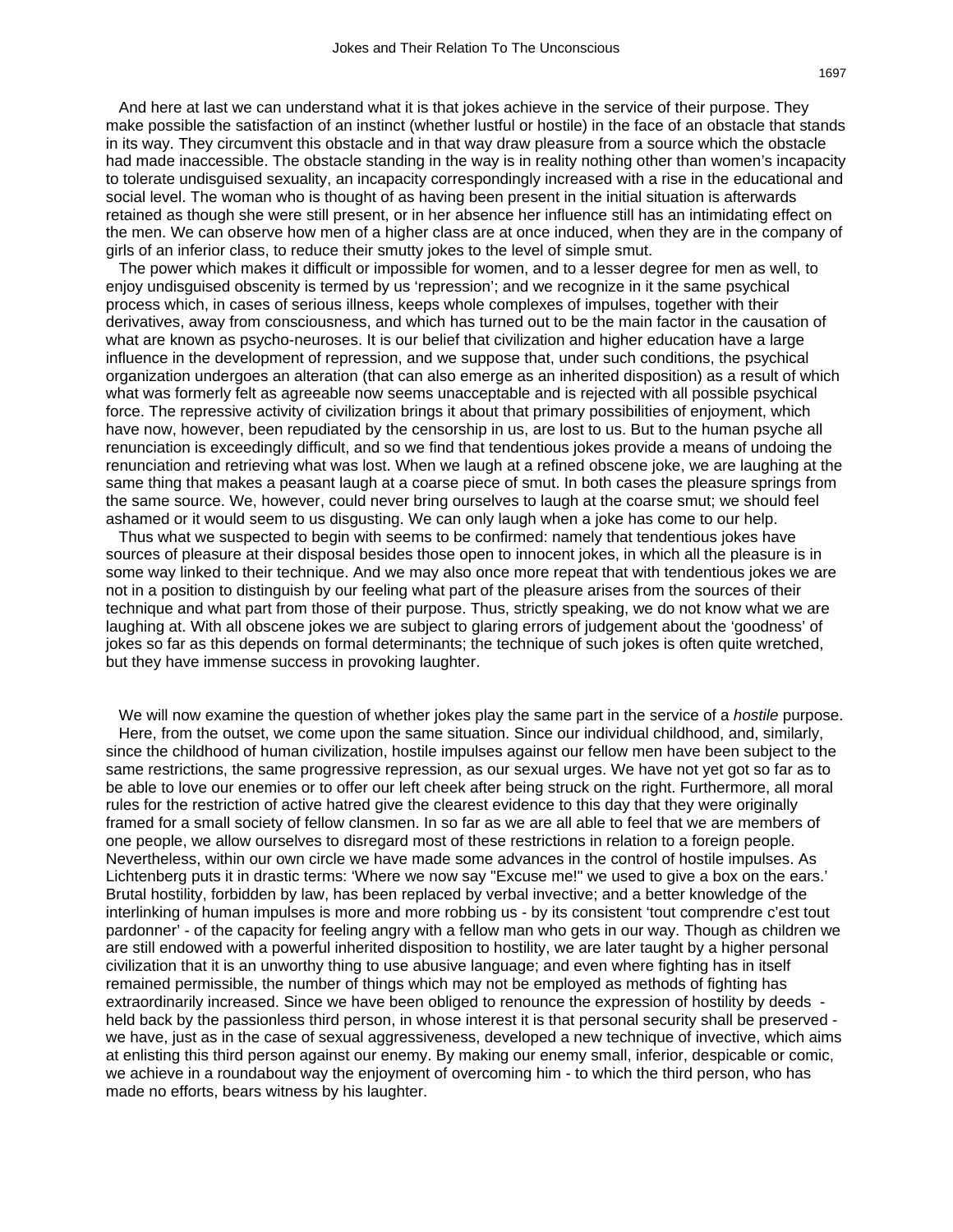And here at last we can understand what it is that jokes achieve in the service of their purpose. They make possible the satisfaction of an instinct (whether lustful or hostile) in the face of an obstacle that stands in its way. They circumvent this obstacle and in that way draw pleasure from a source which the obstacle had made inaccessible. The obstacle standing in the way is in reality nothing other than women's incapacity to tolerate undisguised sexuality, an incapacity correspondingly increased with a rise in the educational and social level. The woman who is thought of as having been present in the initial situation is afterwards retained as though she were still present, or in her absence her influence still has an intimidating effect on the men. We can observe how men of a higher class are at once induced, when they are in the company of girls of an inferior class, to reduce their smutty jokes to the level of simple smut.

The power which makes it difficult or impossible for women, and to a lesser degree for men as well, to enjoy undisguised obscenity is termed by us 'repression'; and we recognize in it the same psychical process which, in cases of serious illness, keeps whole complexes of impulses, together with their derivatives, away from consciousness, and which has turned out to be the main factor in the causation of what are known as psycho-neuroses. It is our belief that civilization and higher education have a large influence in the development of repression, and we suppose that, under such conditions, the psychical organization undergoes an alteration (that can also emerge as an inherited disposition) as a result of which what was formerly felt as agreeable now seems unacceptable and is rejected with all possible psychical force. The repressive activity of civilization brings it about that primary possibilities of enjoyment, which have now, however, been repudiated by the censorship in us, are lost to us. But to the human psyche all renunciation is exceedingly difficult, and so we find that tendentious jokes provide a means of undoing the renunciation and retrieving what was lost. When we laugh at a refined obscene joke, we are laughing at the same thing that makes a peasant laugh at a coarse piece of smut. In both cases the pleasure springs from the same source. We, however, could never bring ourselves to laugh at the coarse smut; we should feel ashamed or it would seem to us disgusting. We can only laugh when a joke has come to our help.

Thus what we suspected to begin with seems to be confirmed: namely that tendentious jokes have sources of pleasure at their disposal besides those open to innocent jokes, in which all the pleasure is in some way linked to their technique. And we may also once more repeat that with tendentious jokes we are not in a position to distinguish by our feeling what part of the pleasure arises from the sources of their technique and what part from those of their purpose. Thus, strictly speaking, we do not know what we are laughing at. With all obscene jokes we are subject to glaring errors of judgement about the 'goodness' of jokes so far as this depends on formal determinants; the technique of such jokes is often quite wretched, but they have immense success in provoking laughter.

We will now examine the question of whether jokes play the same part in the service of a *hostile* purpose.

Here, from the outset, we come upon the same situation. Since our individual childhood, and, similarly, since the childhood of human civilization, hostile impulses against our fellow men have been subject to the same restrictions, the same progressive repression, as our sexual urges. We have not yet got so far as to be able to love our enemies or to offer our left cheek after being struck on the right. Furthermore, all moral rules for the restriction of active hatred give the clearest evidence to this day that they were originally framed for a small society of fellow clansmen. In so far as we are all able to feel that we are members of one people, we allow ourselves to disregard most of these restrictions in relation to a foreign people. Nevertheless, within our own circle we have made some advances in the control of hostile impulses. As Lichtenberg puts it in drastic terms: 'Where we now say "Excuse me!" we used to give a box on the ears.' Brutal hostility, forbidden by law, has been replaced by verbal invective; and a better knowledge of the interlinking of human impulses is more and more robbing us - by its consistent 'tout comprendre c'est tout pardonner' - of the capacity for feeling angry with a fellow man who gets in our way. Though as children we are still endowed with a powerful inherited disposition to hostility, we are later taught by a higher personal civilization that it is an unworthy thing to use abusive language; and even where fighting has in itself remained permissible, the number of things which may not be employed as methods of fighting has extraordinarily increased. Since we have been obliged to renounce the expression of hostility by deeds - held back by the passionless third person, in whose interest it is that personal security shall be preserved - we have, just as in the case of sexual aggressiveness, developed a new technique of invective, which aims at enlisting this third person against our enemy. By making our enemy small, inferior, despicable or comic, we achieve in a roundabout way the enjoyment of overcoming him - to which the third person, who has made no efforts, bears witness by his laughter.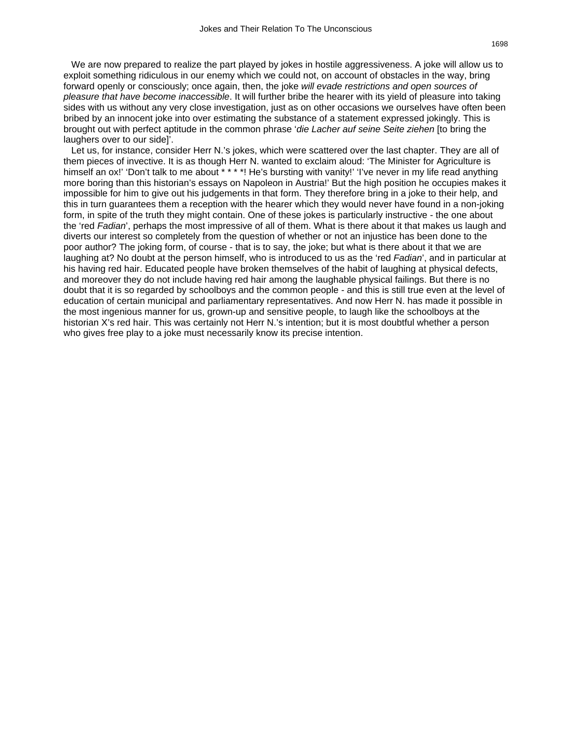We are now prepared to realize the part played by jokes in hostile aggressiveness. A joke will allow us to exploit something ridiculous in our enemy which we could not, on account of obstacles in the way, bring forward openly or consciously; once again, then, the joke *will evade restrictions and open sources of pleasure that have become inaccessible*. It will further bribe the hearer with its yield of pleasure into taking sides with us without any very close investigation, just as on other occasions we ourselves have often been bribed by an innocent joke into over estimating the substance of a statement expressed jokingly. This is brought out with perfect aptitude in the common phrase '*die Lacher auf seine Seite ziehen* [to bring the laughers over to our side]'.

Let us, for instance, consider Herr N.'s jokes, which were scattered over the last chapter. They are all of them pieces of invective. It is as though Herr N. wanted to exclaim aloud: 'The Minister for Agriculture is himself an ox!' 'Don't talk to me about * * * *! He's bursting with vanity!' 'I've never in my life read anything more boring than this historian's essays on Napoleon in Austria!' But the high position he occupies makes it impossible for him to give out his judgements in that form. They therefore bring in a joke to their help, and this in turn guarantees them a reception with the hearer which they would never have found in a non-joking form, in spite of the truth they might contain. One of these jokes is particularly instructive - the one about the 'red *Fadian*', perhaps the most impressive of all of them. What is there about it that makes us laugh and diverts our interest so completely from the question of whether or not an injustice has been done to the poor author? The joking form, of course - that is to say, the joke; but what is there about it that we are laughing at? No doubt at the person himself, who is introduced to us as the 'red *Fadian*', and in particular at his having red hair. Educated people have broken themselves of the habit of laughing at physical defects, and moreover they do not include having red hair among the laughable physical failings. But there is no doubt that it is so regarded by schoolboys and the common people - and this is still true even at the level of education of certain municipal and parliamentary representatives. And now Herr N. has made it possible in the most ingenious manner for us, grown-up and sensitive people, to laugh like the schoolboys at the historian X's red hair. This was certainly not Herr N.'s intention; but it is most doubtful whether a person who gives free play to a joke must necessarily know its precise intention.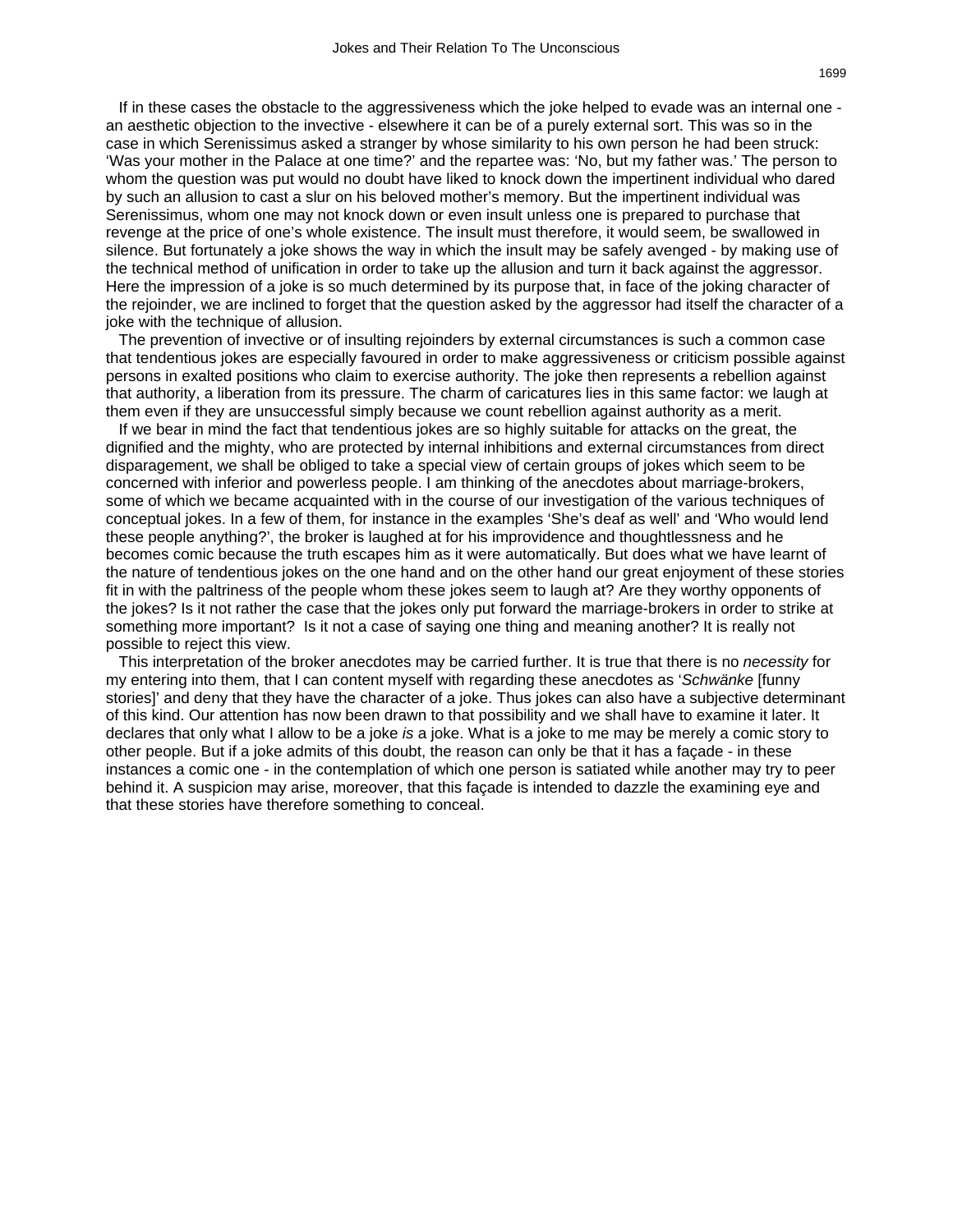If in these cases the obstacle to the aggressiveness which the joke helped to evade was an internal one - an aesthetic objection to the invective - elsewhere it can be of a purely external sort. This was so in the case in which Serenissimus asked a stranger by whose similarity to his own person he had been struck: 'Was your mother in the Palace at one time?' and the repartee was: 'No, but my father was.' The person to whom the question was put would no doubt have liked to knock down the impertinent individual who dared by such an allusion to cast a slur on his beloved mother's memory. But the impertinent individual was Serenissimus, whom one may not knock down or even insult unless one is prepared to purchase that revenge at the price of one's whole existence. The insult must therefore, it would seem, be swallowed in silence. But fortunately a joke shows the way in which the insult may be safely avenged - by making use of the technical method of unification in order to take up the allusion and turn it back against the aggressor. Here the impression of a joke is so much determined by its purpose that, in face of the joking character of the rejoinder, we are inclined to forget that the question asked by the aggressor had itself the character of a joke with the technique of allusion.

The prevention of invective or of insulting rejoinders by external circumstances is such a common case that tendentious jokes are especially favoured in order to make aggressiveness or criticism possible against persons in exalted positions who claim to exercise authority. The joke then represents a rebellion against that authority, a liberation from its pressure. The charm of caricatures lies in this same factor: we laugh at them even if they are unsuccessful simply because we count rebellion against authority as a merit.

If we bear in mind the fact that tendentious jokes are so highly suitable for attacks on the great, the dignified and the mighty, who are protected by internal inhibitions and external circumstances from direct disparagement, we shall be obliged to take a special view of certain groups of jokes which seem to be concerned with inferior and powerless people. I am thinking of the anecdotes about marriage-brokers, some of which we became acquainted with in the course of our investigation of the various techniques of conceptual jokes. In a few of them, for instance in the examples 'She's deaf as well' and 'Who would lend these people anything?', the broker is laughed at for his improvidence and thoughtlessness and he becomes comic because the truth escapes him as it were automatically. But does what we have learnt of the nature of tendentious jokes on the one hand and on the other hand our great enjoyment of these stories fit in with the paltriness of the people whom these jokes seem to laugh at? Are they worthy opponents of the jokes? Is it not rather the case that the jokes only put forward the marriage-brokers in order to strike at something more important?  Is it not a case of saying one thing and meaning another? It is really not possible to reject this view.

This interpretation of the broker anecdotes may be carried further. It is true that there is no *necessity* for my entering into them, that I can content myself with regarding these anecdotes as '*Schwänke* [funny stories]' and deny that they have the character of a joke. Thus jokes can also have a subjective determinant of this kind. Our attention has now been drawn to that possibility and we shall have to examine it later. It declares that only what I allow to be a joke *is* a joke. What is a joke to me may be merely a comic story to other people. But if a joke admits of this doubt, the reason can only be that it has a façade - in these instances a comic one - in the contemplation of which one person is satiated while another may try to peer behind it. A suspicion may arise, moreover, that this façade is intended to dazzle the examining eye and that these stories have therefore something to conceal.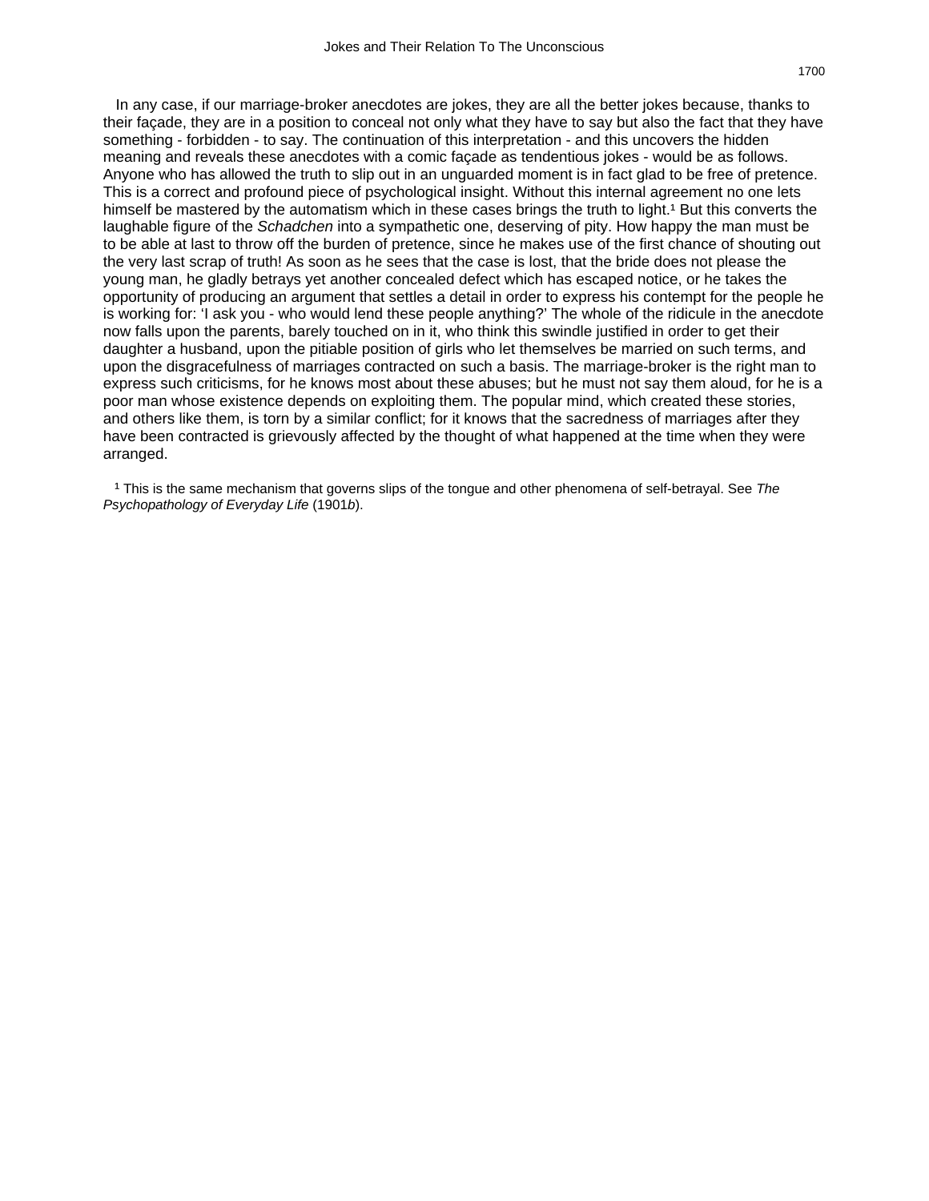In any case, if our marriage-broker anecdotes are jokes, they are all the better jokes because, thanks to their façade, they are in a position to conceal not only what they have to say but also the fact that they have something - forbidden - to say. The continuation of this interpretation - and this uncovers the hidden meaning and reveals these anecdotes with a comic façade as tendentious jokes - would be as follows. Anyone who has allowed the truth to slip out in an unguarded moment is in fact glad to be free of pretence. This is a correct and profound piece of psychological insight. Without this internal agreement no one lets himself be mastered by the automatism which in these cases brings the truth to light.[1] But this converts the laughable figure of the *Schadchen* into a sympathetic one, deserving of pity. How happy the man must be to be able at last to throw off the burden of pretence, since he makes use of the first chance of shouting out the very last scrap of truth! As soon as he sees that the case is lost, that the bride does not please the young man, he gladly betrays yet another concealed defect which has escaped notice, or he takes the opportunity of producing an argument that settles a detail in order to express his contempt for the people he is working for: 'I ask you - who would lend these people anything?' The whole of the ridicule in the anecdote now falls upon the parents, barely touched on in it, who think this swindle justified in order to get their daughter a husband, upon the pitiable position of girls who let themselves be married on such terms, and upon the disgracefulness of marriages contracted on such a basis. The marriage-broker is the right man to express such criticisms, for he knows most about these abuses; but he must not say them aloud, for he is a poor man whose existence depends on exploiting them. The popular mind, which created these stories, and others like them, is torn by a similar conflict; for it knows that the sacredness of marriages after they have been contracted is grievously affected by the thought of what happened at the time when they were arranged.

[1] This is the same mechanism that governs slips of the tongue and other phenomena of self-betrayal. See *The Psychopathology of Everyday Life* (1901*b*).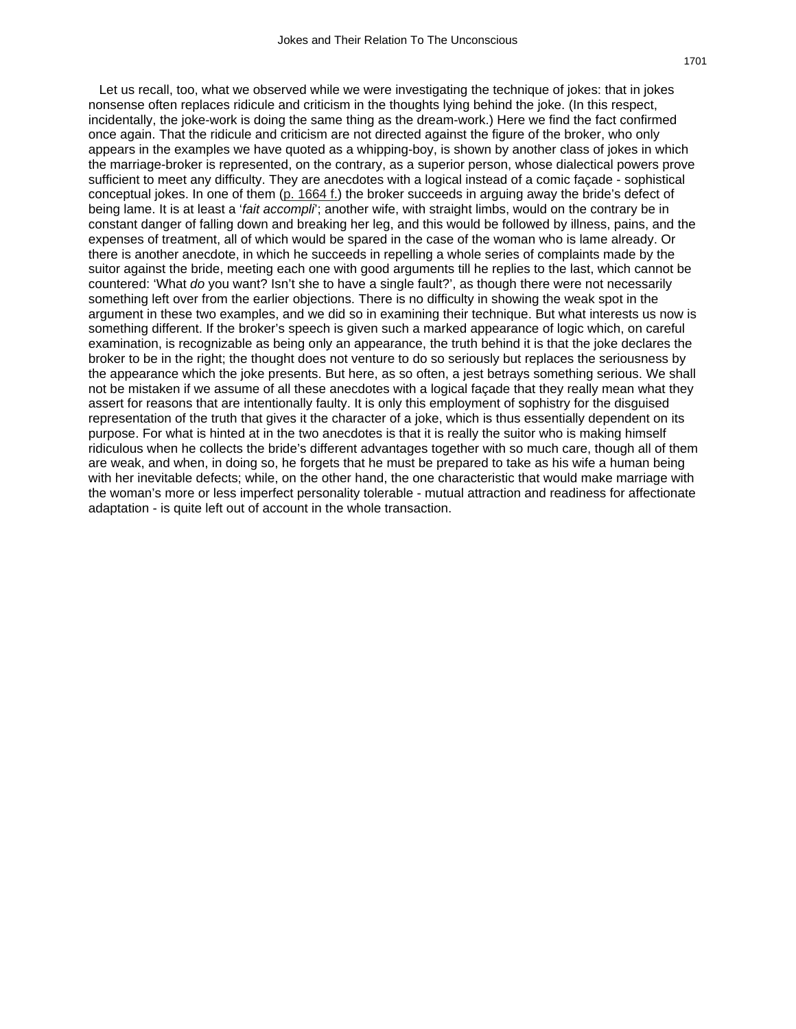Let us recall, too, what we observed while we were investigating the technique of jokes: that in jokes nonsense often replaces ridicule and criticism in the thoughts lying behind the joke. (In this respect, incidentally, the joke-work is doing the same thing as the dream-work.) Here we find the fact confirmed once again. That the ridicule and criticism are not directed against the figure of the broker, who only appears in the examples we have quoted as a whipping-boy, is shown by another class of jokes in which the marriage-broker is represented, on the contrary, as a superior person, whose dialectical powers prove sufficient to meet any difficulty. They are anecdotes with a logical instead of a comic façade - sophistical conceptual jokes. In one of them (p. 1664 f.) the broker succeeds in arguing away the bride's defect of being lame. It is at least a '*fait accompli*'; another wife, with straight limbs, would on the contrary be in constant danger of falling down and breaking her leg, and this would be followed by illness, pains, and the expenses of treatment, all of which would be spared in the case of the woman who is lame already. Or there is another anecdote, in which he succeeds in repelling a whole series of complaints made by the suitor against the bride, meeting each one with good arguments till he replies to the last, which cannot be countered: 'What *do* you want? Isn't she to have a single fault?', as though there were not necessarily something left over from the earlier objections. There is no difficulty in showing the weak spot in the argument in these two examples, and we did so in examining their technique. But what interests us now is something different. If the broker's speech is given such a marked appearance of logic which, on careful examination, is recognizable as being only an appearance, the truth behind it is that the joke declares the broker to be in the right; the thought does not venture to do so seriously but replaces the seriousness by the appearance which the joke presents. But here, as so often, a jest betrays something serious. We shall not be mistaken if we assume of all these anecdotes with a logical façade that they really mean what they assert for reasons that are intentionally faulty. It is only this employment of sophistry for the disguised representation of the truth that gives it the character of a joke, which is thus essentially dependent on its purpose. For what is hinted at in the two anecdotes is that it is really the suitor who is making himself ridiculous when he collects the bride's different advantages together with so much care, though all of them are weak, and when, in doing so, he forgets that he must be prepared to take as his wife a human being with her inevitable defects; while, on the other hand, the one characteristic that would make marriage with the woman's more or less imperfect personality tolerable - mutual attraction and readiness for affectionate adaptation - is quite left out of account in the whole transaction.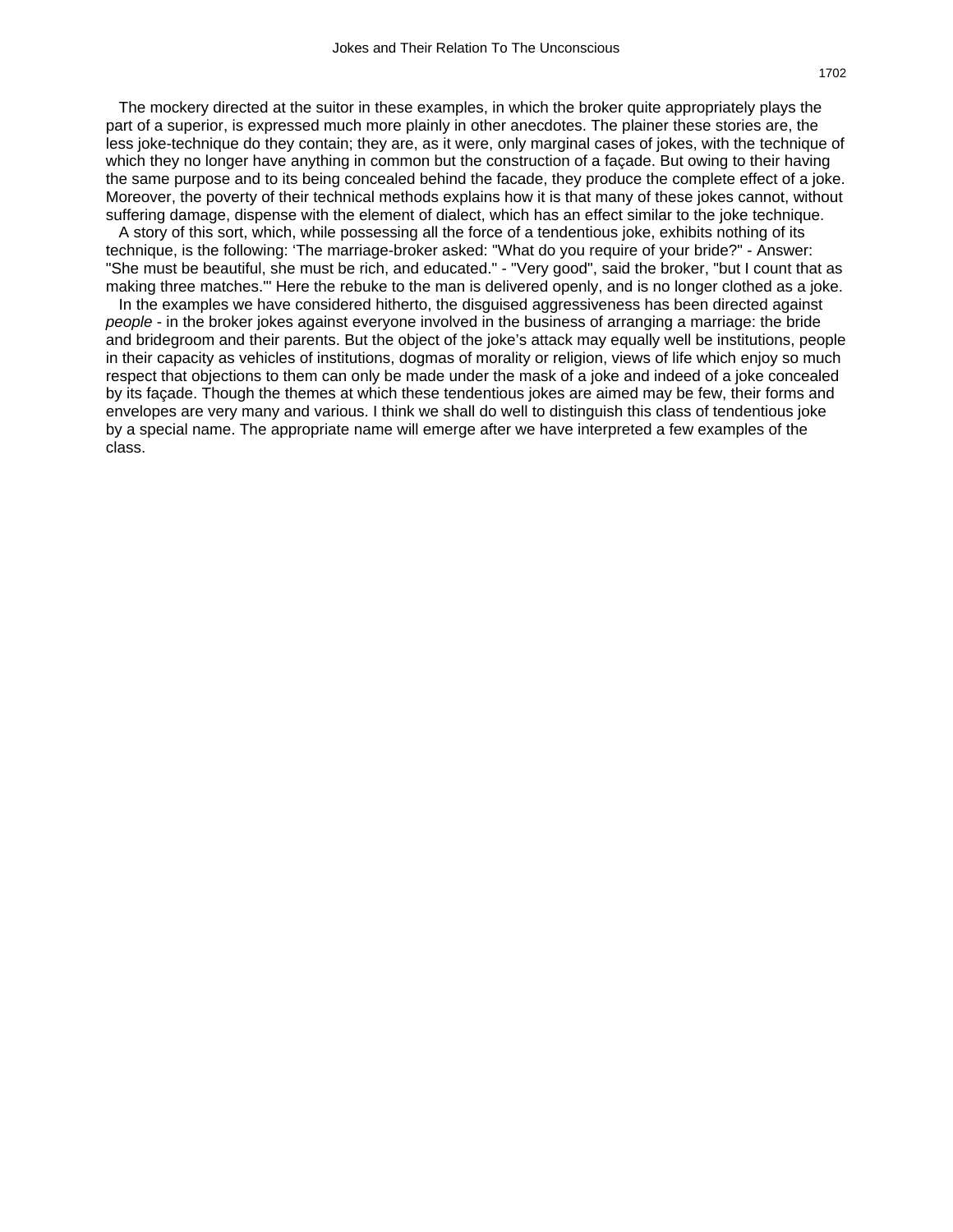The mockery directed at the suitor in these examples, in which the broker quite appropriately plays the part of a superior, is expressed much more plainly in other anecdotes. The plainer these stories are, the less joke-technique do they contain; they are, as it were, only marginal cases of jokes, with the technique of which they no longer have anything in common but the construction of a façade. But owing to their having the same purpose and to its being concealed behind the facade, they produce the complete effect of a joke. Moreover, the poverty of their technical methods explains how it is that many of these jokes cannot, without suffering damage, dispense with the element of dialect, which has an effect similar to the joke technique.

A story of this sort, which, while possessing all the force of a tendentious joke, exhibits nothing of its technique, is the following: 'The marriage-broker asked: "What do you require of your bride?" - Answer: "She must be beautiful, she must be rich, and educated." - "Very good", said the broker, "but I count that as making three matches."' Here the rebuke to the man is delivered openly, and is no longer clothed as a joke.

In the examples we have considered hitherto, the disguised aggressiveness has been directed against *people* - in the broker jokes against everyone involved in the business of arranging a marriage: the bride and bridegroom and their parents. But the object of the joke's attack may equally well be institutions, people in their capacity as vehicles of institutions, dogmas of morality or religion, views of life which enjoy so much respect that objections to them can only be made under the mask of a joke and indeed of a joke concealed by its façade. Though the themes at which these tendentious jokes are aimed may be few, their forms and envelopes are very many and various. I think we shall do well to distinguish this class of tendentious joke by a special name. The appropriate name will emerge after we have interpreted a few examples of the class.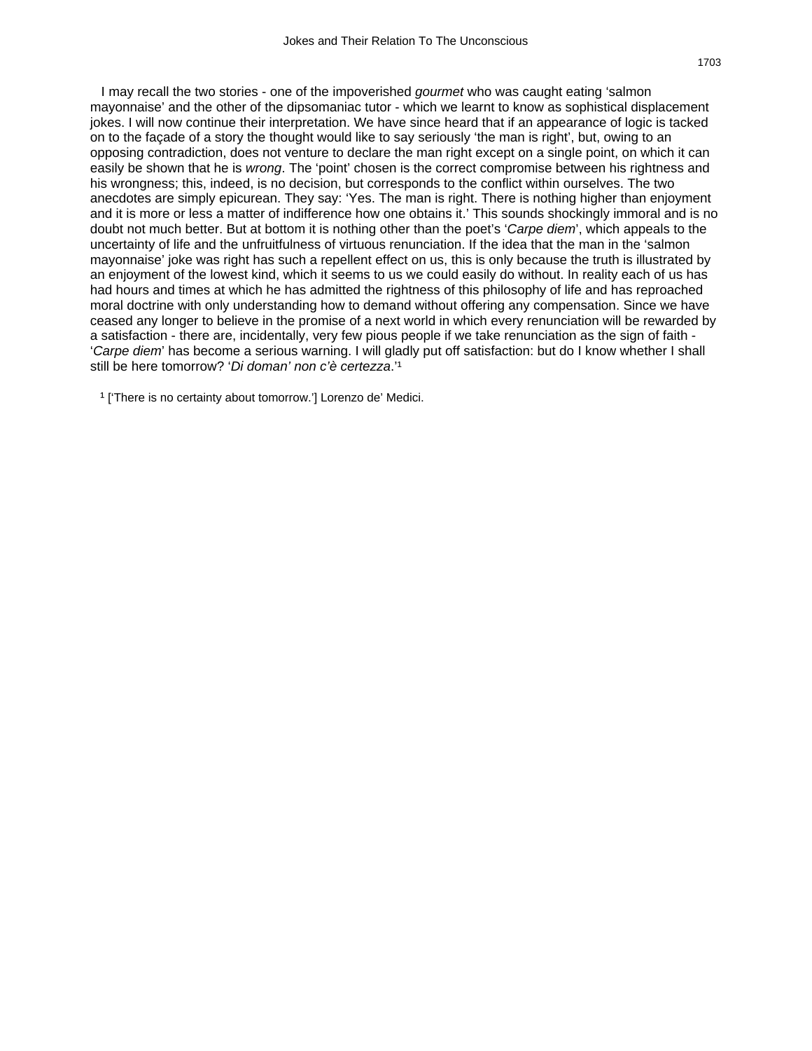I may recall the two stories - one of the impoverished *gourmet* who was caught eating 'salmon mayonnaise' and the other of the dipsomaniac tutor - which we learnt to know as sophistical displacement jokes. I will now continue their interpretation. We have since heard that if an appearance of logic is tacked on to the façade of a story the thought would like to say seriously 'the man is right', but, owing to an opposing contradiction, does not venture to declare the man right except on a single point, on which it can easily be shown that he is *wrong*. The 'point' chosen is the correct compromise between his rightness and his wrongness; this, indeed, is no decision, but corresponds to the conflict within ourselves. The two anecdotes are simply epicurean. They say: 'Yes. The man is right. There is nothing higher than enjoyment and it is more or less a matter of indifference how one obtains it.' This sounds shockingly immoral and is no doubt not much better. But at bottom it is nothing other than the poet's '*Carpe diem*', which appeals to the uncertainty of life and the unfruitfulness of virtuous renunciation. If the idea that the man in the 'salmon mayonnaise' joke was right has such a repellent effect on us, this is only because the truth is illustrated by an enjoyment of the lowest kind, which it seems to us we could easily do without. In reality each of us has had hours and times at which he has admitted the rightness of this philosophy of life and has reproached moral doctrine with only understanding how to demand without offering any compensation. Since we have ceased any longer to believe in the promise of a next world in which every renunciation will be rewarded by a satisfaction - there are, incidentally, very few pious people if we take renunciation as the sign of faith - '*Carpe diem*' has become a serious warning. I will gladly put off satisfaction: but do I know whether I shall still be here tomorrow? '*Di doman' non c'è certezza*.'[1]

[1] ['There is no certainty about tomorrow.'] Lorenzo de' Medici.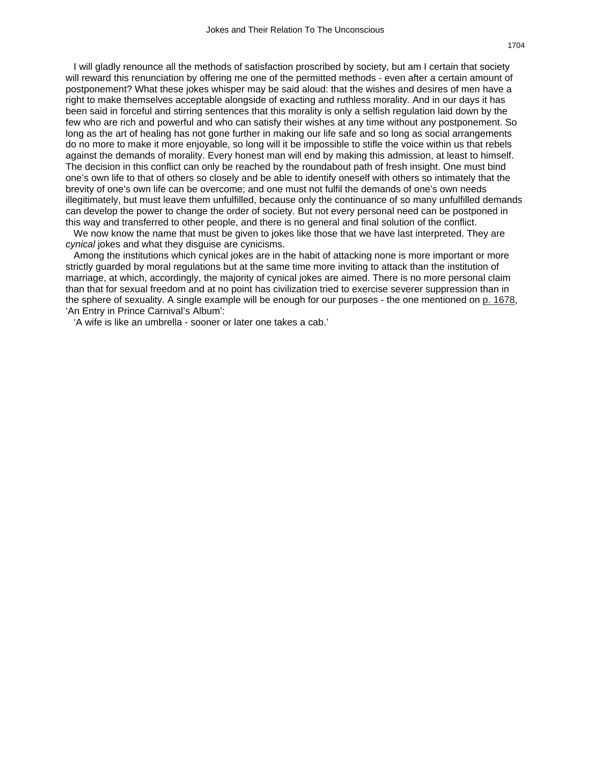I will gladly renounce all the methods of satisfaction proscribed by society, but am I certain that society will reward this renunciation by offering me one of the permitted methods - even after a certain amount of postponement? What these jokes whisper may be said aloud: that the wishes and desires of men have a right to make themselves acceptable alongside of exacting and ruthless morality. And in our days it has been said in forceful and stirring sentences that this morality is only a selfish regulation laid down by the few who are rich and powerful and who can satisfy their wishes at any time without any postponement. So long as the art of healing has not gone further in making our life safe and so long as social arrangements do no more to make it more enjoyable, so long will it be impossible to stifle the voice within us that rebels against the demands of morality. Every honest man will end by making this admission, at least to himself. The decision in this conflict can only be reached by the roundabout path of fresh insight. One must bind one's own life to that of others so closely and be able to identify oneself with others so intimately that the brevity of one's own life can be overcome; and one must not fulfil the demands of one's own needs illegitimately, but must leave them unfulfilled, because only the continuance of so many unfulfilled demands can develop the power to change the order of society. But not every personal need can be postponed in this way and transferred to other people, and there is no general and final solution of the conflict.

We now know the name that must be given to jokes like those that we have last interpreted. They are *cynical* jokes and what they disguise are cynicisms.

Among the institutions which cynical jokes are in the habit of attacking none is more important or more strictly guarded by moral regulations but at the same time more inviting to attack than the institution of marriage, at which, accordingly, the majority of cynical jokes are aimed. There is no more personal claim than that for sexual freedom and at no point has civilization tried to exercise severer suppression than in the sphere of sexuality. A single example will be enough for our purposes - the one mentioned on p. 1678, 'An Entry in Prince Carnival's Album':

'A wife is like an umbrella - sooner or later one takes a cab.'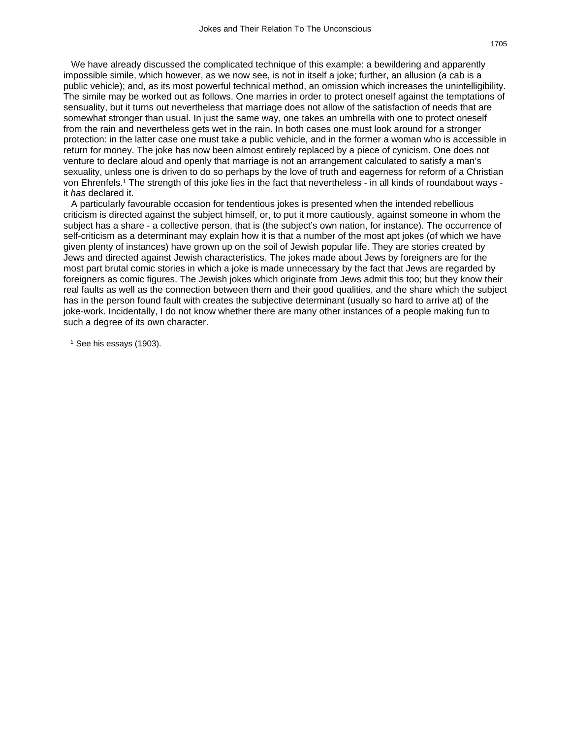We have already discussed the complicated technique of this example: a bewildering and apparently impossible simile, which however, as we now see, is not in itself a joke; further, an allusion (a cab is a public vehicle); and, as its most powerful technical method, an omission which increases the unintelligibility. The simile may be worked out as follows. One marries in order to protect oneself against the temptations of sensuality, but it turns out nevertheless that marriage does not allow of the satisfaction of needs that are somewhat stronger than usual. In just the same way, one takes an umbrella with one to protect oneself from the rain and nevertheless gets wet in the rain. In both cases one must look around for a stronger protection: in the latter case one must take a public vehicle, and in the former a woman who is accessible in return for money. The joke has now been almost entirely replaced by a piece of cynicism. One does not venture to declare aloud and openly that marriage is not an arrangement calculated to satisfy a man's sexuality, unless one is driven to do so perhaps by the love of truth and eagerness for reform of a Christian von Ehrenfels.[1] The strength of this joke lies in the fact that nevertheless - in all kinds of roundabout ways - it *has* declared it.

A particularly favourable occasion for tendentious jokes is presented when the intended rebellious criticism is directed against the subject himself, or, to put it more cautiously, against someone in whom the subject has a share - a collective person, that is (the subject's own nation, for instance). The occurrence of self-criticism as a determinant may explain how it is that a number of the most apt jokes (of which we have given plenty of instances) have grown up on the soil of Jewish popular life. They are stories created by Jews and directed against Jewish characteristics. The jokes made about Jews by foreigners are for the most part brutal comic stories in which a joke is made unnecessary by the fact that Jews are regarded by foreigners as comic figures. The Jewish jokes which originate from Jews admit this too; but they know their real faults as well as the connection between them and their good qualities, and the share which the subject has in the person found fault with creates the subjective determinant (usually so hard to arrive at) of the joke-work. Incidentally, I do not know whether there are many other instances of a people making fun to such a degree of its own character.

[1] See his essays (1903).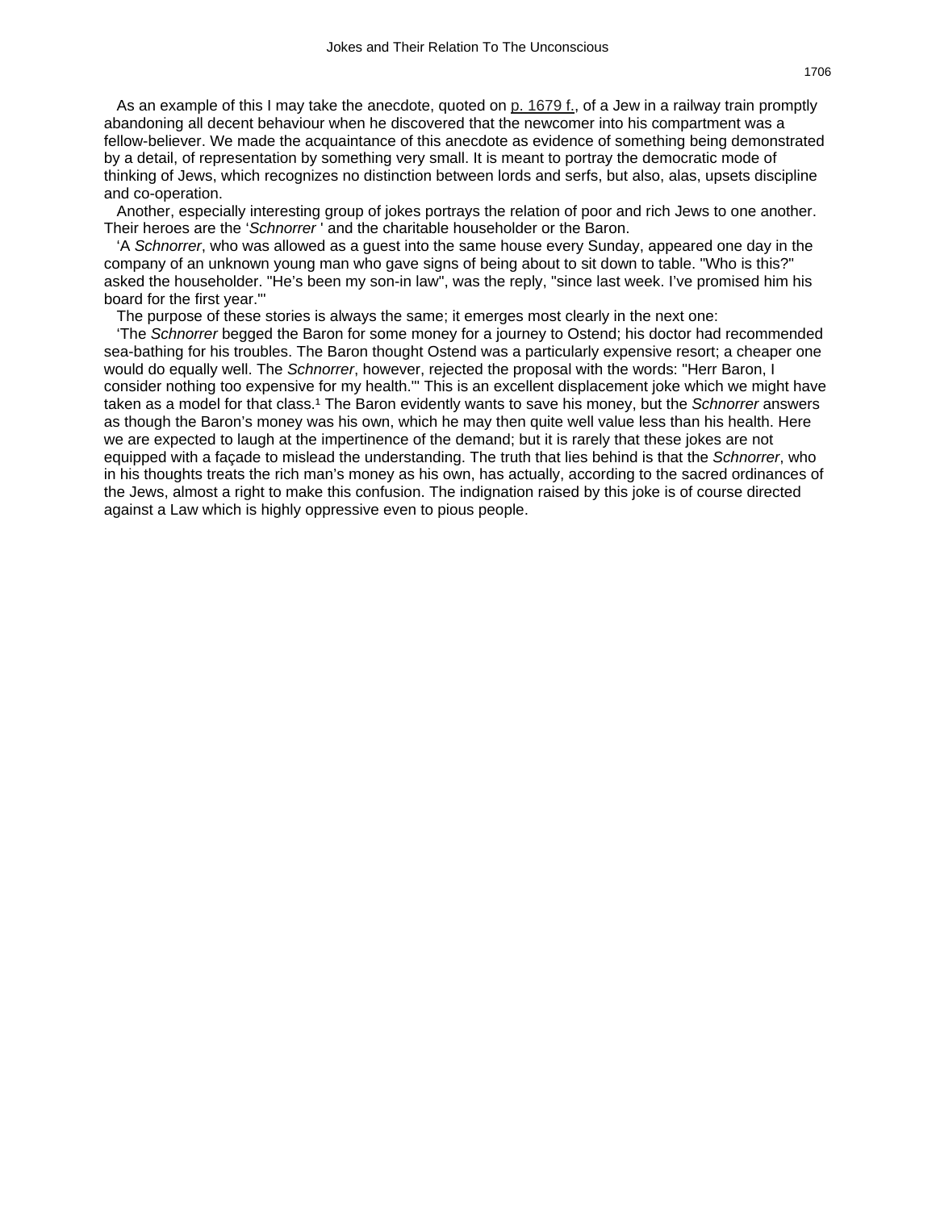As an example of this I may take the anecdote, quoted on p. 1679 f., of a Jew in a railway train promptly abandoning all decent behaviour when he discovered that the newcomer into his compartment was a fellow-believer. We made the acquaintance of this anecdote as evidence of something being demonstrated by a detail, of representation by something very small. It is meant to portray the democratic mode of thinking of Jews, which recognizes no distinction between lords and serfs, but also, alas, upsets discipline and co-operation.

Another, especially interesting group of jokes portrays the relation of poor and rich Jews to one another. Their heroes are the '*Schnorrer* ' and the charitable householder or the Baron.

'A *Schnorrer*, who was allowed as a guest into the same house every Sunday, appeared one day in the company of an unknown young man who gave signs of being about to sit down to table. "Who is this?" asked the householder. "He's been my son-in law", was the reply, "since last week. I've promised him his board for the first year."'

The purpose of these stories is always the same; it emerges most clearly in the next one:

'The *Schnorrer* begged the Baron for some money for a journey to Ostend; his doctor had recommended sea-bathing for his troubles. The Baron thought Ostend was a particularly expensive resort; a cheaper one would do equally well. The *Schnorrer*, however, rejected the proposal with the words: "Herr Baron, I consider nothing too expensive for my health."' This is an excellent displacement joke which we might have taken as a model for that class.[1] The Baron evidently wants to save his money, but the *Schnorrer* answers as though the Baron's money was his own, which he may then quite well value less than his health. Here we are expected to laugh at the impertinence of the demand; but it is rarely that these jokes are not equipped with a façade to mislead the understanding. The truth that lies behind is that the *Schnorrer*, who in his thoughts treats the rich man's money as his own, has actually, according to the sacred ordinances of the Jews, almost a right to make this confusion. The indignation raised by this joke is of course directed against a Law which is highly oppressive even to pious people.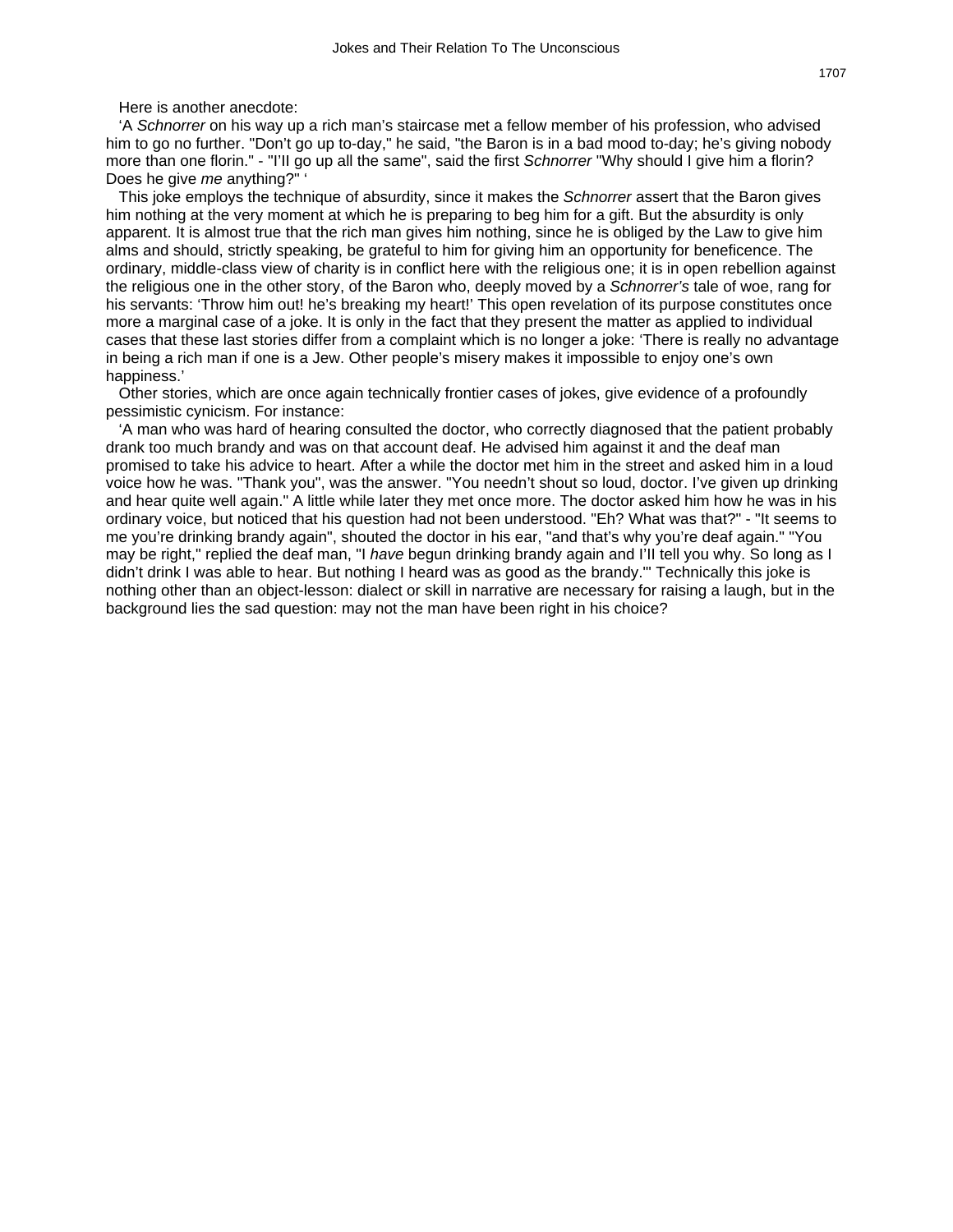Here is another anecdote:

'A *Schnorrer* on his way up a rich man's staircase met a fellow member of his profession, who advised him to go no further. "Don't go up to-day," he said, "the Baron is in a bad mood to-day; he's giving nobody more than one florin." - "I'll go up all the same", said the first *Schnorrer* "Why should I give him a florin? Does he give *me* anything?" '

This joke employs the technique of absurdity, since it makes the *Schnorrer* assert that the Baron gives him nothing at the very moment at which he is preparing to beg him for a gift. But the absurdity is only apparent. It is almost true that the rich man gives him nothing, since he is obliged by the Law to give him alms and should, strictly speaking, be grateful to him for giving him an opportunity for beneficence. The ordinary, middle-class view of charity is in conflict here with the religious one; it is in open rebellion against the religious one in the other story, of the Baron who, deeply moved by a *Schnorrer's* tale of woe, rang for his servants: 'Throw him out! he's breaking my heart!' This open revelation of its purpose constitutes once more a marginal case of a joke. It is only in the fact that they present the matter as applied to individual cases that these last stories differ from a complaint which is no longer a joke: 'There is really no advantage in being a rich man if one is a Jew. Other people's misery makes it impossible to enjoy one's own happiness.'

Other stories, which are once again technically frontier cases of jokes, give evidence of a profoundly pessimistic cynicism. For instance:

'A man who was hard of hearing consulted the doctor, who correctly diagnosed that the patient probably drank too much brandy and was on that account deaf. He advised him against it and the deaf man promised to take his advice to heart. After a while the doctor met him in the street and asked him in a loud voice how he was. "Thank you", was the answer. "You needn't shout so loud, doctor. I've given up drinking and hear quite well again." A little while later they met once more. The doctor asked him how he was in his ordinary voice, but noticed that his question had not been understood. "Eh? What was that?" - "It seems to me you're drinking brandy again", shouted the doctor in his ear, "and that's why you're deaf again." "You may be right," replied the deaf man, "I *have* begun drinking brandy again and I'll tell you why. So long as I didn't drink I was able to hear. But nothing I heard was as good as the brandy."' Technically this joke is nothing other than an object-lesson: dialect or skill in narrative are necessary for raising a laugh, but in the background lies the sad question: may not the man have been right in his choice?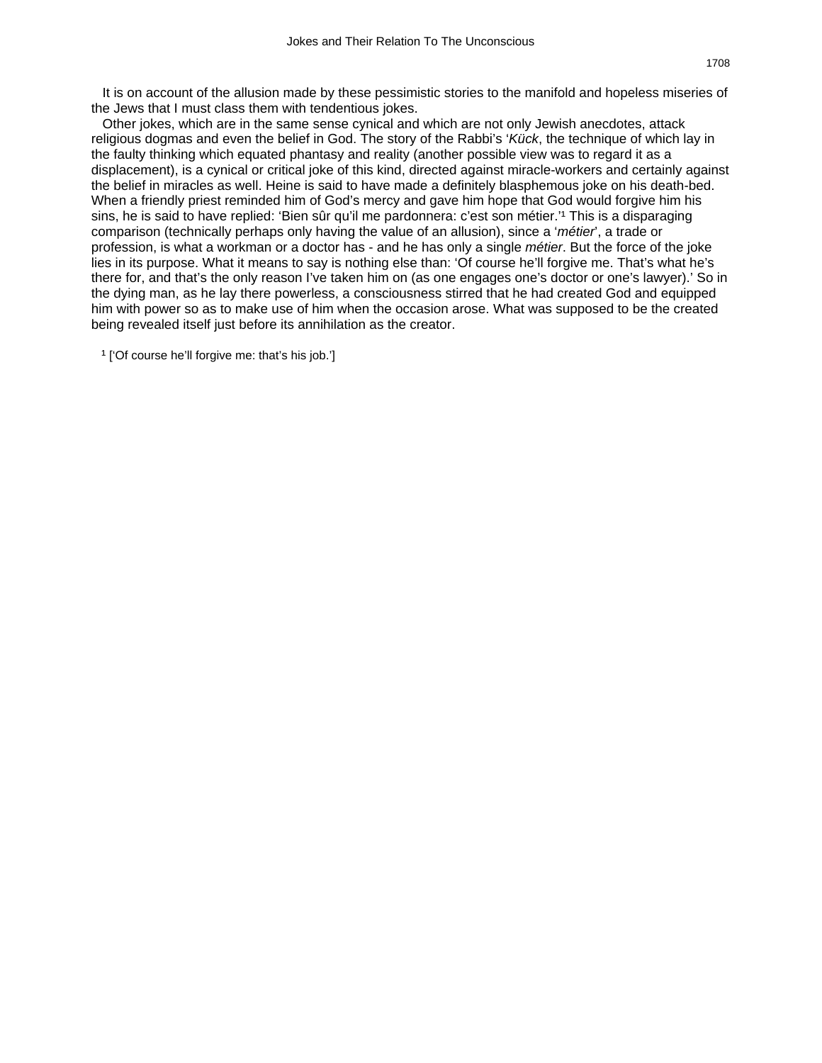It is on account of the allusion made by these pessimistic stories to the manifold and hopeless miseries of the Jews that I must class them with tendentious jokes.

Other jokes, which are in the same sense cynical and which are not only Jewish anecdotes, attack religious dogmas and even the belief in God. The story of the Rabbi's '*Kück*, the technique of which lay in the faulty thinking which equated phantasy and reality (another possible view was to regard it as a displacement), is a cynical or critical joke of this kind, directed against miracle-workers and certainly against the belief in miracles as well. Heine is said to have made a definitely blasphemous joke on his death-bed. When a friendly priest reminded him of God's mercy and gave him hope that God would forgive him his sins, he is said to have replied: 'Bien sûr qu'il me pardonnera: c'est son métier.'[1] This is a disparaging comparison (technically perhaps only having the value of an allusion), since a '*métier*', a trade or profession, is what a workman or a doctor has - and he has only a single *métier*. But the force of the joke lies in its purpose. What it means to say is nothing else than: 'Of course he'll forgive me. That's what he's there for, and that's the only reason I've taken him on (as one engages one's doctor or one's lawyer).' So in the dying man, as he lay there powerless, a consciousness stirred that he had created God and equipped him with power so as to make use of him when the occasion arose. What was supposed to be the created being revealed itself just before its annihilation as the creator.

[1] ['Of course he'll forgive me: that's his job.']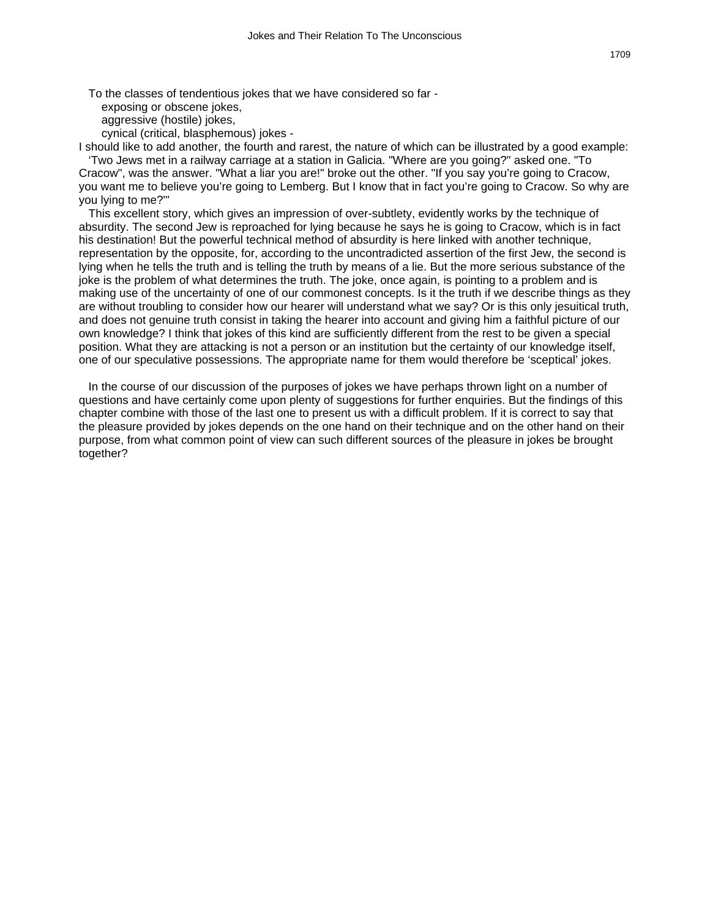To the classes of tendentious jokes that we have considered so far -

exposing or obscene jokes,
aggressive (hostile) jokes,
cynical (critical, blasphemous) jokes -

I should like to add another, the fourth and rarest, the nature of which can be illustrated by a good example:

'Two Jews met in a railway carriage at a station in Galicia. "Where are you going?" asked one. "To Cracow", was the answer. "What a liar you are!" broke out the other. "If you say you're going to Cracow, you want me to believe you're going to Lemberg. But I know that in fact you're going to Cracow. So why are you lying to me?"'

This excellent story, which gives an impression of over-subtlety, evidently works by the technique of absurdity. The second Jew is reproached for lying because he says he is going to Cracow, which is in fact his destination! But the powerful technical method of absurdity is here linked with another technique, representation by the opposite, for, according to the uncontradicted assertion of the first Jew, the second is lying when he tells the truth and is telling the truth by means of a lie. But the more serious substance of the joke is the problem of what determines the truth. The joke, once again, is pointing to a problem and is making use of the uncertainty of one of our commonest concepts. Is it the truth if we describe things as they are without troubling to consider how our hearer will understand what we say? Or is this only jesuitical truth, and does not genuine truth consist in taking the hearer into account and giving him a faithful picture of our own knowledge? I think that jokes of this kind are sufficiently different from the rest to be given a special position. What they are attacking is not a person or an institution but the certainty of our knowledge itself, one of our speculative possessions. The appropriate name for them would therefore be 'sceptical' jokes.

In the course of our discussion of the purposes of jokes we have perhaps thrown light on a number of questions and have certainly come upon plenty of suggestions for further enquiries. But the findings of this chapter combine with those of the last one to present us with a difficult problem. If it is correct to say that the pleasure provided by jokes depends on the one hand on their technique and on the other hand on their purpose, from what common point of view can such different sources of the pleasure in jokes be brought together?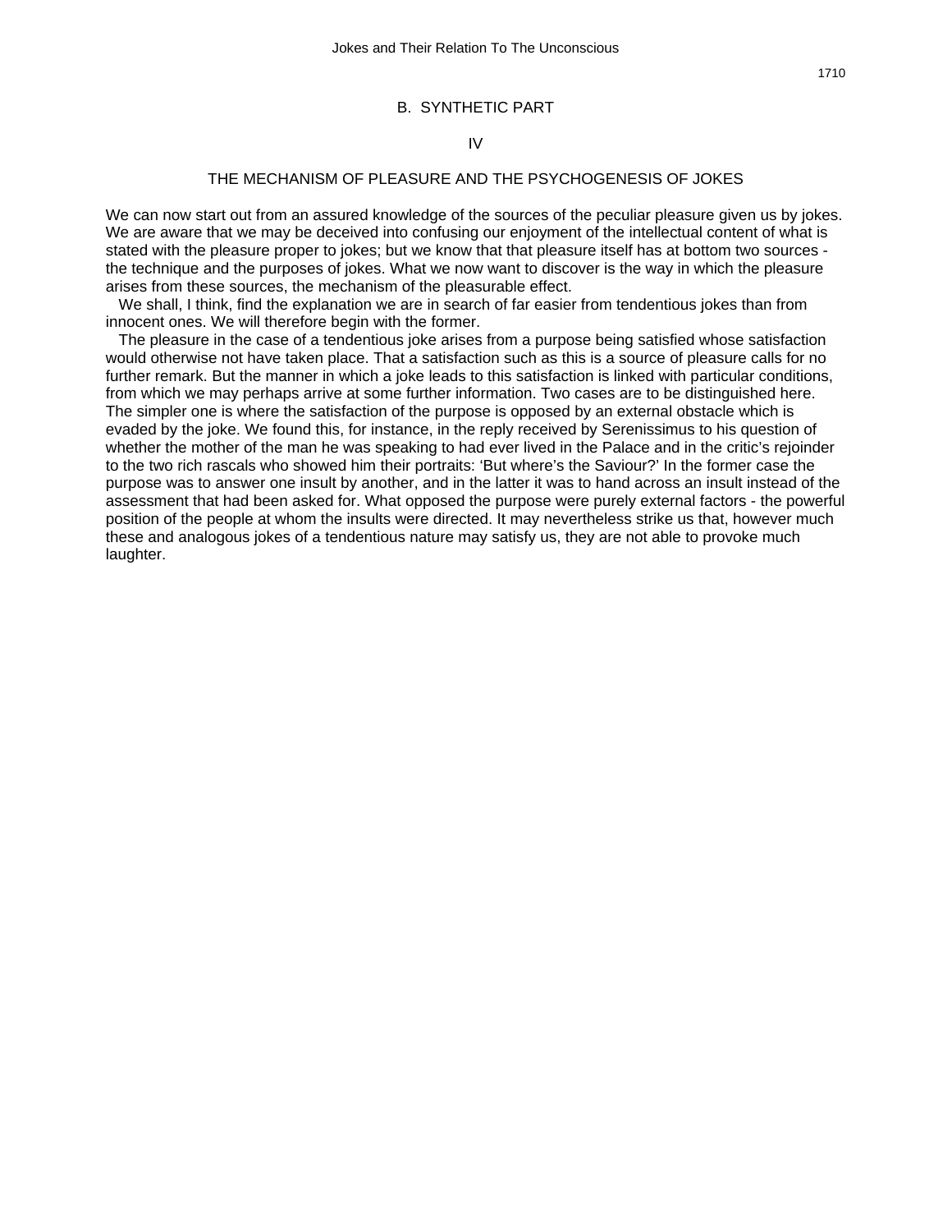## B. SYNTHETIC PART

### IV

### THE MECHANISM OF PLEASURE AND THE PSYCHOGENESIS OF JOKES

We can now start out from an assured knowledge of the sources of the peculiar pleasure given us by jokes. We are aware that we may be deceived into confusing our enjoyment of the intellectual content of what is stated with the pleasure proper to jokes; but we know that that pleasure itself has at bottom two sources - the technique and the purposes of jokes. What we now want to discover is the way in which the pleasure arises from these sources, the mechanism of the pleasurable effect.

We shall, I think, find the explanation we are in search of far easier from tendentious jokes than from innocent ones. We will therefore begin with the former.

The pleasure in the case of a tendentious joke arises from a purpose being satisfied whose satisfaction would otherwise not have taken place. That a satisfaction such as this is a source of pleasure calls for no further remark. But the manner in which a joke leads to this satisfaction is linked with particular conditions, from which we may perhaps arrive at some further information. Two cases are to be distinguished here. The simpler one is where the satisfaction of the purpose is opposed by an external obstacle which is evaded by the joke. We found this, for instance, in the reply received by Serenissimus to his question of whether the mother of the man he was speaking to had ever lived in the Palace and in the critic's rejoinder to the two rich rascals who showed him their portraits: 'But where's the Saviour?' In the former case the purpose was to answer one insult by another, and in the latter it was to hand across an insult instead of the assessment that had been asked for. What opposed the purpose were purely external factors - the powerful position of the people at whom the insults were directed. It may nevertheless strike us that, however much these and analogous jokes of a tendentious nature may satisfy us, they are not able to provoke much laughter.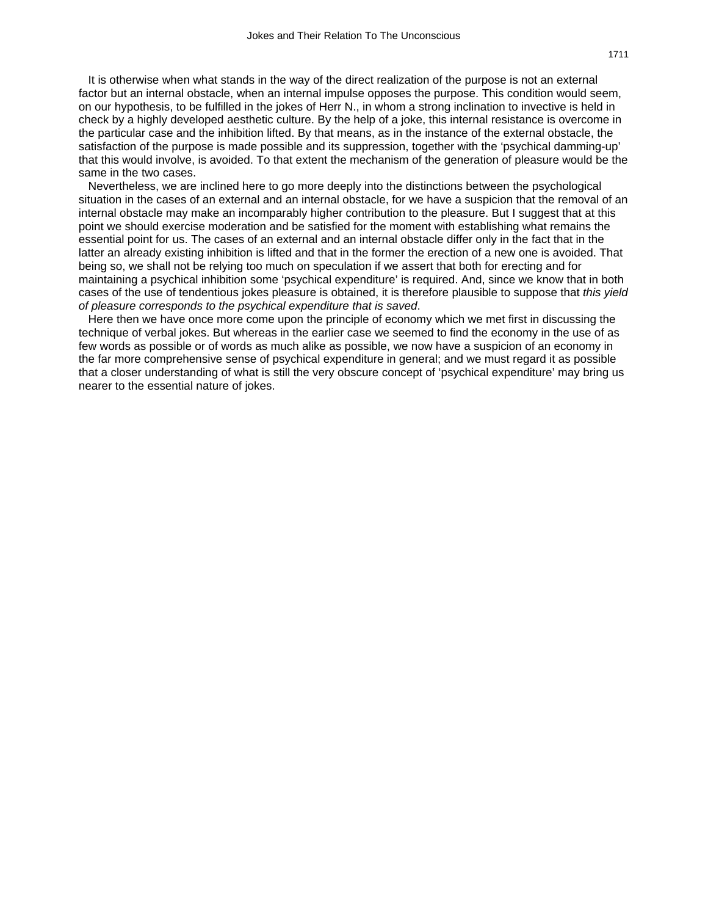It is otherwise when what stands in the way of the direct realization of the purpose is not an external factor but an internal obstacle, when an internal impulse opposes the purpose. This condition would seem, on our hypothesis, to be fulfilled in the jokes of Herr N., in whom a strong inclination to invective is held in check by a highly developed aesthetic culture. By the help of a joke, this internal resistance is overcome in the particular case and the inhibition lifted. By that means, as in the instance of the external obstacle, the satisfaction of the purpose is made possible and its suppression, together with the 'psychical damming-up' that this would involve, is avoided. To that extent the mechanism of the generation of pleasure would be the same in the two cases.

Nevertheless, we are inclined here to go more deeply into the distinctions between the psychological situation in the cases of an external and an internal obstacle, for we have a suspicion that the removal of an internal obstacle may make an incomparably higher contribution to the pleasure. But I suggest that at this point we should exercise moderation and be satisfied for the moment with establishing what remains the essential point for us. The cases of an external and an internal obstacle differ only in the fact that in the latter an already existing inhibition is lifted and that in the former the erection of a new one is avoided. That being so, we shall not be relying too much on speculation if we assert that both for erecting and for maintaining a psychical inhibition some 'psychical expenditure' is required. And, since we know that in both cases of the use of tendentious jokes pleasure is obtained, it is therefore plausible to suppose that *this yield of pleasure corresponds to the psychical expenditure that is saved*.

Here then we have once more come upon the principle of economy which we met first in discussing the technique of verbal jokes. But whereas in the earlier case we seemed to find the economy in the use of as few words as possible or of words as much alike as possible, we now have a suspicion of an economy in the far more comprehensive sense of psychical expenditure in general; and we must regard it as possible that a closer understanding of what is still the very obscure concept of 'psychical expenditure' may bring us nearer to the essential nature of jokes.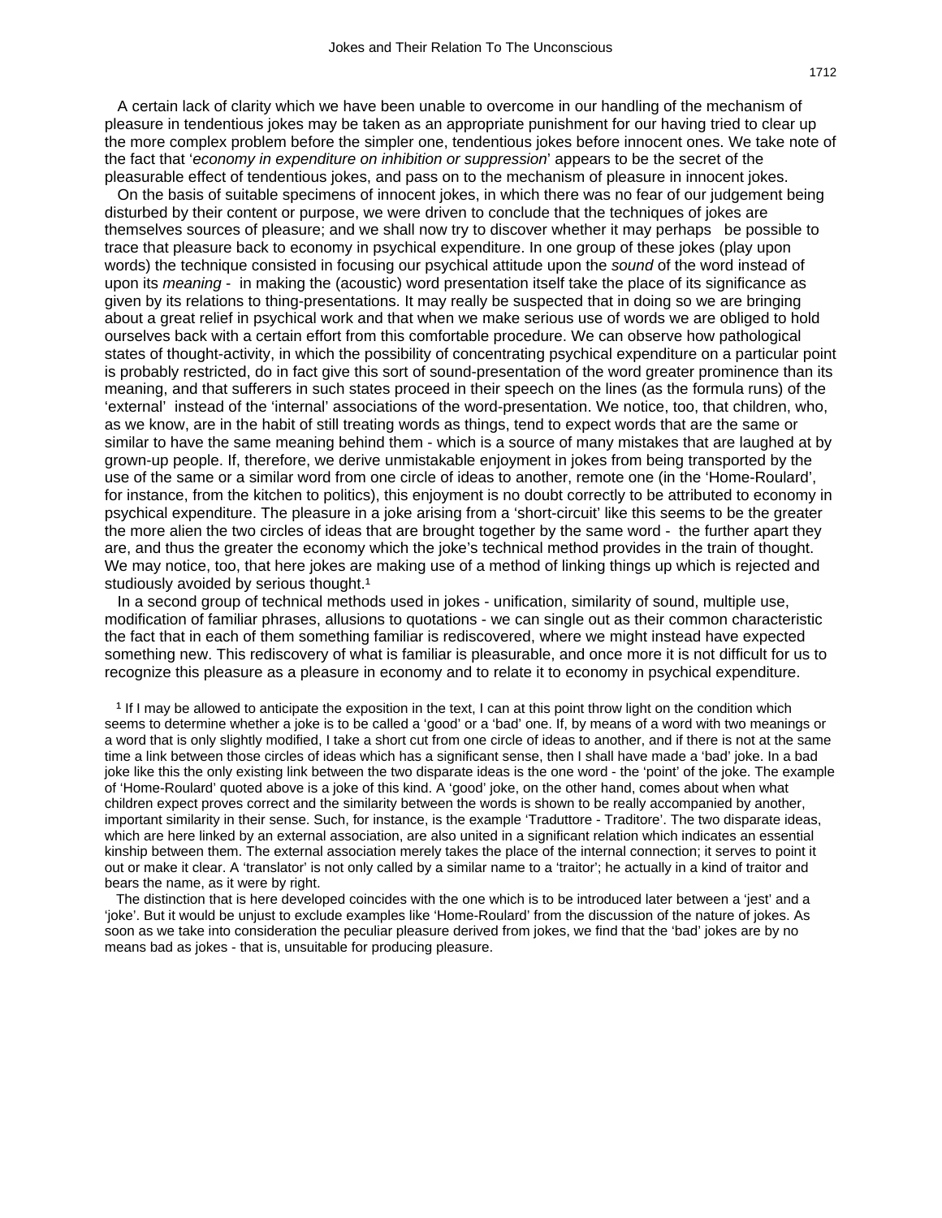A certain lack of clarity which we have been unable to overcome in our handling of the mechanism of pleasure in tendentious jokes may be taken as an appropriate punishment for our having tried to clear up the more complex problem before the simpler one, tendentious jokes before innocent ones. We take note of the fact that '*economy in expenditure on inhibition or suppression*' appears to be the secret of the pleasurable effect of tendentious jokes, and pass on to the mechanism of pleasure in innocent jokes.

On the basis of suitable specimens of innocent jokes, in which there was no fear of our judgement being disturbed by their content or purpose, we were driven to conclude that the techniques of jokes are themselves sources of pleasure; and we shall now try to discover whether it may perhaps be possible to trace that pleasure back to economy in psychical expenditure. In one group of these jokes (play upon words) the technique consisted in focusing our psychical attitude upon the *sound* of the word instead of upon its *meaning* - in making the (acoustic) word presentation itself take the place of its significance as given by its relations to thing-presentations. It may really be suspected that in doing so we are bringing about a great relief in psychical work and that when we make serious use of words we are obliged to hold ourselves back with a certain effort from this comfortable procedure. We can observe how pathological states of thought-activity, in which the possibility of concentrating psychical expenditure on a particular point is probably restricted, do in fact give this sort of sound-presentation of the word greater prominence than its meaning, and that sufferers in such states proceed in their speech on the lines (as the formula runs) of the 'external' instead of the 'internal' associations of the word-presentation. We notice, too, that children, who, as we know, are in the habit of still treating words as things, tend to expect words that are the same or similar to have the same meaning behind them - which is a source of many mistakes that are laughed at by grown-up people. If, therefore, we derive unmistakable enjoyment in jokes from being transported by the use of the same or a similar word from one circle of ideas to another, remote one (in the 'Home-Roulard', for instance, from the kitchen to politics), this enjoyment is no doubt correctly to be attributed to economy in psychical expenditure. The pleasure in a joke arising from a 'short-circuit' like this seems to be the greater the more alien the two circles of ideas that are brought together by the same word - the further apart they are, and thus the greater the economy which the joke's technical method provides in the train of thought. We may notice, too, that here jokes are making use of a method of linking things up which is rejected and studiously avoided by serious thought.[1]

In a second group of technical methods used in jokes - unification, similarity of sound, multiple use, modification of familiar phrases, allusions to quotations - we can single out as their common characteristic the fact that in each of them something familiar is rediscovered, where we might instead have expected something new. This rediscovery of what is familiar is pleasurable, and once more it is not difficult for us to recognize this pleasure as a pleasure in economy and to relate it to economy in psychical expenditure.

[1] If I may be allowed to anticipate the exposition in the text, I can at this point throw light on the condition which seems to determine whether a joke is to be called a 'good' or a 'bad' one. If, by means of a word with two meanings or a word that is only slightly modified, I take a short cut from one circle of ideas to another, and if there is not at the same time a link between those circles of ideas which has a significant sense, then I shall have made a 'bad' joke. In a bad joke like this the only existing link between the two disparate ideas is the one word - the 'point' of the joke. The example of 'Home-Roulard' quoted above is a joke of this kind. A 'good' joke, on the other hand, comes about when what children expect proves correct and the similarity between the words is shown to be really accompanied by another, important similarity in their sense. Such, for instance, is the example 'Traduttore - Traditore'. The two disparate ideas, which are here linked by an external association, are also united in a significant relation which indicates an essential kinship between them. The external association merely takes the place of the internal connection; it serves to point it out or make it clear. A 'translator' is not only called by a similar name to a 'traitor'; he actually in a kind of traitor and bears the name, as it were by right.

The distinction that is here developed coincides with the one which is to be introduced later between a 'jest' and a 'joke'. But it would be unjust to exclude examples like 'Home-Roulard' from the discussion of the nature of jokes. As soon as we take into consideration the peculiar pleasure derived from jokes, we find that the 'bad' jokes are by no means bad as jokes - that is, unsuitable for producing pleasure.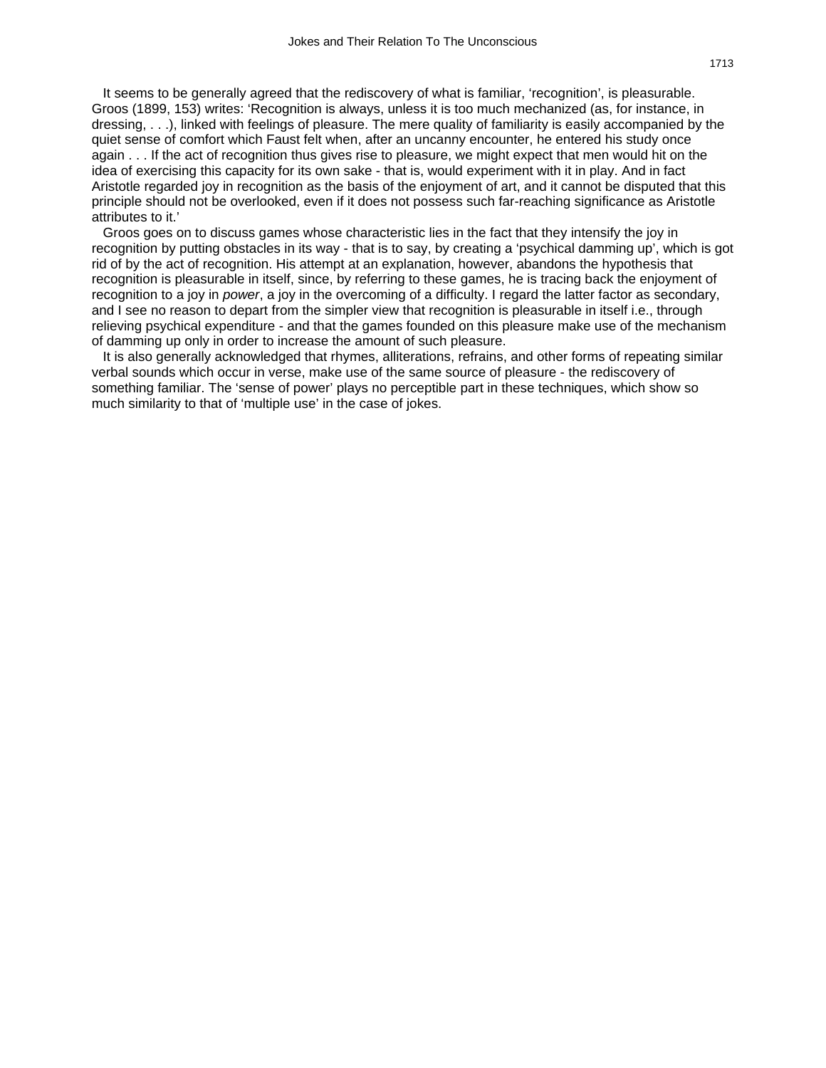It seems to be generally agreed that the rediscovery of what is familiar, ‘recognition’, is pleasurable. Groos (1899, 153) writes: ‘Recognition is always, unless it is too much mechanized (as, for instance, in dressing, . . .), linked with feelings of pleasure. The mere quality of familiarity is easily accompanied by the quiet sense of comfort which Faust felt when, after an uncanny encounter, he entered his study once again . . . If the act of recognition thus gives rise to pleasure, we might expect that men would hit on the idea of exercising this capacity for its own sake - that is, would experiment with it in play. And in fact Aristotle regarded joy in recognition as the basis of the enjoyment of art, and it cannot be disputed that this principle should not be overlooked, even if it does not possess such far-reaching significance as Aristotle attributes to it.’

Groos goes on to discuss games whose characteristic lies in the fact that they intensify the joy in recognition by putting obstacles in its way - that is to say, by creating a ‘psychical damming up’, which is got rid of by the act of recognition. His attempt at an explanation, however, abandons the hypothesis that recognition is pleasurable in itself, since, by referring to these games, he is tracing back the enjoyment of recognition to a joy in *power*, a joy in the overcoming of a difficulty. I regard the latter factor as secondary, and I see no reason to depart from the simpler view that recognition is pleasurable in itself i.e., through relieving psychical expenditure - and that the games founded on this pleasure make use of the mechanism of damming up only in order to increase the amount of such pleasure.

It is also generally acknowledged that rhymes, alliterations, refrains, and other forms of repeating similar verbal sounds which occur in verse, make use of the same source of pleasure - the rediscovery of something familiar. The ‘sense of power’ plays no perceptible part in these techniques, which show so much similarity to that of ‘multiple use’ in the case of jokes.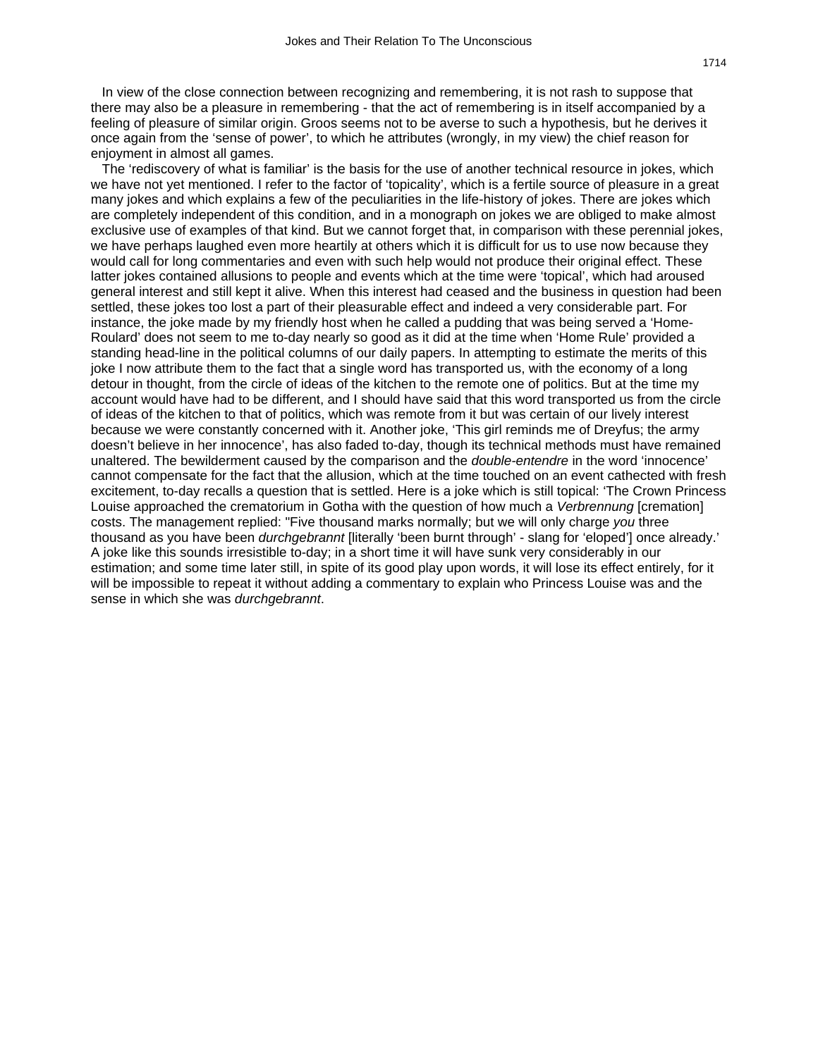In view of the close connection between recognizing and remembering, it is not rash to suppose that there may also be a pleasure in remembering - that the act of remembering is in itself accompanied by a feeling of pleasure of similar origin. Groos seems not to be averse to such a hypothesis, but he derives it once again from the 'sense of power', to which he attributes (wrongly, in my view) the chief reason for enjoyment in almost all games.

The 'rediscovery of what is familiar' is the basis for the use of another technical resource in jokes, which we have not yet mentioned. I refer to the factor of 'topicality', which is a fertile source of pleasure in a great many jokes and which explains a few of the peculiarities in the life-history of jokes. There are jokes which are completely independent of this condition, and in a monograph on jokes we are obliged to make almost exclusive use of examples of that kind. But we cannot forget that, in comparison with these perennial jokes, we have perhaps laughed even more heartily at others which it is difficult for us to use now because they would call for long commentaries and even with such help would not produce their original effect. These latter jokes contained allusions to people and events which at the time were 'topical', which had aroused general interest and still kept it alive. When this interest had ceased and the business in question had been settled, these jokes too lost a part of their pleasurable effect and indeed a very considerable part. For instance, the joke made by my friendly host when he called a pudding that was being served a 'Home-Roulard' does not seem to me to-day nearly so good as it did at the time when 'Home Rule' provided a standing head-line in the political columns of our daily papers. In attempting to estimate the merits of this joke I now attribute them to the fact that a single word has transported us, with the economy of a long detour in thought, from the circle of ideas of the kitchen to the remote one of politics. But at the time my account would have had to be different, and I should have said that this word transported us from the circle of ideas of the kitchen to that of politics, which was remote from it but was certain of our lively interest because we were constantly concerned with it. Another joke, 'This girl reminds me of Dreyfus; the army doesn't believe in her innocence', has also faded to-day, though its technical methods must have remained unaltered. The bewilderment caused by the comparison and the *double-entendre* in the word 'innocence' cannot compensate for the fact that the allusion, which at the time touched on an event cathected with fresh excitement, to-day recalls a question that is settled. Here is a joke which is still topical: 'The Crown Princess Louise approached the crematorium in Gotha with the question of how much a *Verbrennung* [cremation] costs. The management replied: "Five thousand marks normally; but we will only charge *you* three thousand as you have been *durchgebrannt* [literally 'been burnt through' - slang for 'eloped'] once already.' A joke like this sounds irresistible to-day; in a short time it will have sunk very considerably in our estimation; and some time later still, in spite of its good play upon words, it will lose its effect entirely, for it will be impossible to repeat it without adding a commentary to explain who Princess Louise was and the sense in which she was *durchgebrannt*.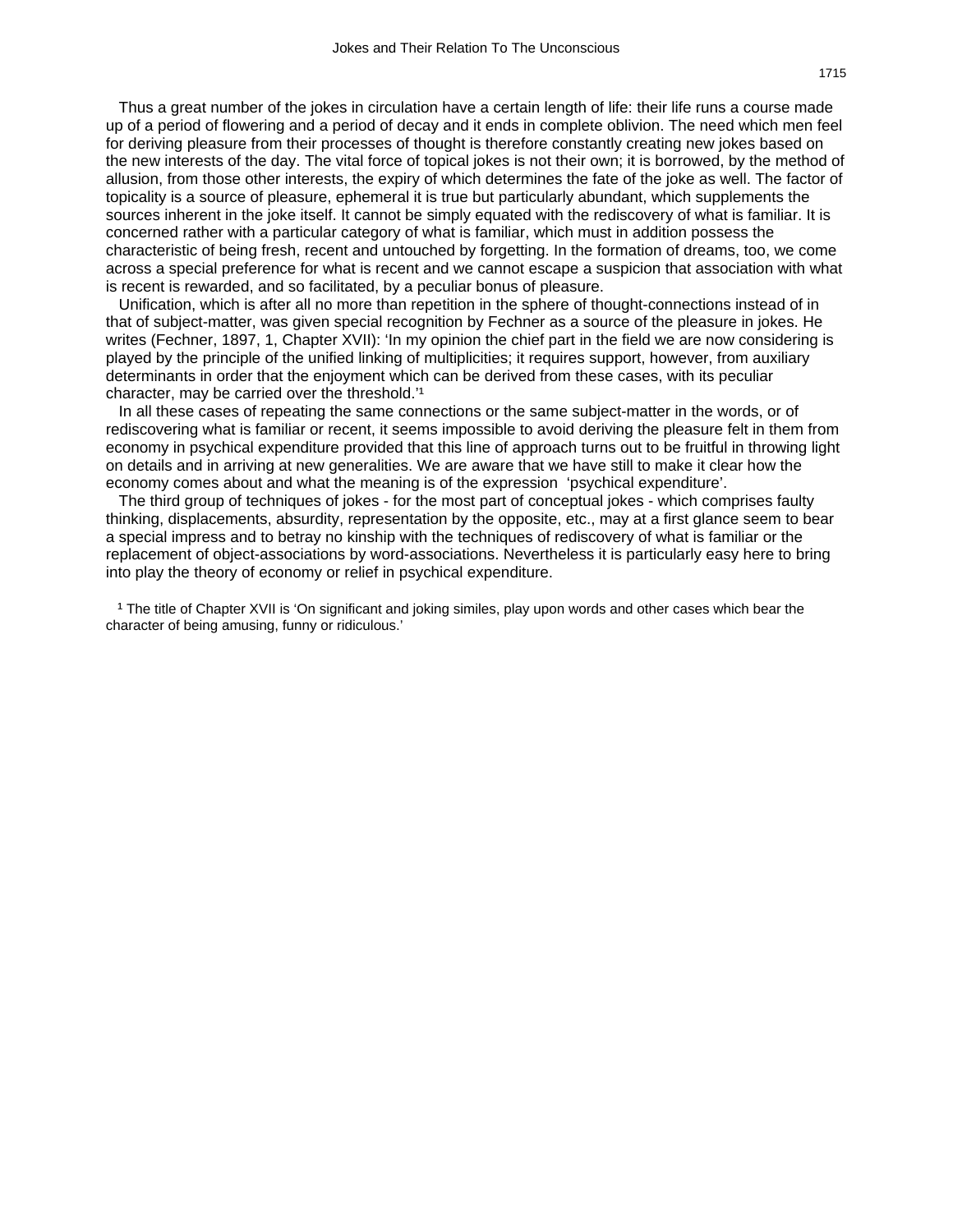Thus a great number of the jokes in circulation have a certain length of life: their life runs a course made up of a period of flowering and a period of decay and it ends in complete oblivion. The need which men feel for deriving pleasure from their processes of thought is therefore constantly creating new jokes based on the new interests of the day. The vital force of topical jokes is not their own; it is borrowed, by the method of allusion, from those other interests, the expiry of which determines the fate of the joke as well. The factor of topicality is a source of pleasure, ephemeral it is true but particularly abundant, which supplements the sources inherent in the joke itself. It cannot be simply equated with the rediscovery of what is familiar. It is concerned rather with a particular category of what is familiar, which must in addition possess the characteristic of being fresh, recent and untouched by forgetting. In the formation of dreams, too, we come across a special preference for what is recent and we cannot escape a suspicion that association with what is recent is rewarded, and so facilitated, by a peculiar bonus of pleasure.

Unification, which is after all no more than repetition in the sphere of thought-connections instead of in that of subject-matter, was given special recognition by Fechner as a source of the pleasure in jokes. He writes (Fechner, 1897, 1, Chapter XVII): 'In my opinion the chief part in the field we are now considering is played by the principle of the unified linking of multiplicities; it requires support, however, from auxiliary determinants in order that the enjoyment which can be derived from these cases, with its peculiar character, may be carried over the threshold.'[1]

In all these cases of repeating the same connections or the same subject-matter in the words, or of rediscovering what is familiar or recent, it seems impossible to avoid deriving the pleasure felt in them from economy in psychical expenditure provided that this line of approach turns out to be fruitful in throwing light on details and in arriving at new generalities. We are aware that we have still to make it clear how the economy comes about and what the meaning is of the expression 'psychical expenditure'.

The third group of techniques of jokes - for the most part of conceptual jokes - which comprises faulty thinking, displacements, absurdity, representation by the opposite, etc., may at a first glance seem to bear a special impress and to betray no kinship with the techniques of rediscovery of what is familiar or the replacement of object-associations by word-associations. Nevertheless it is particularly easy here to bring into play the theory of economy or relief in psychical expenditure.

[1] The title of Chapter XVII is 'On significant and joking similes, play upon words and other cases which bear the character of being amusing, funny or ridiculous.'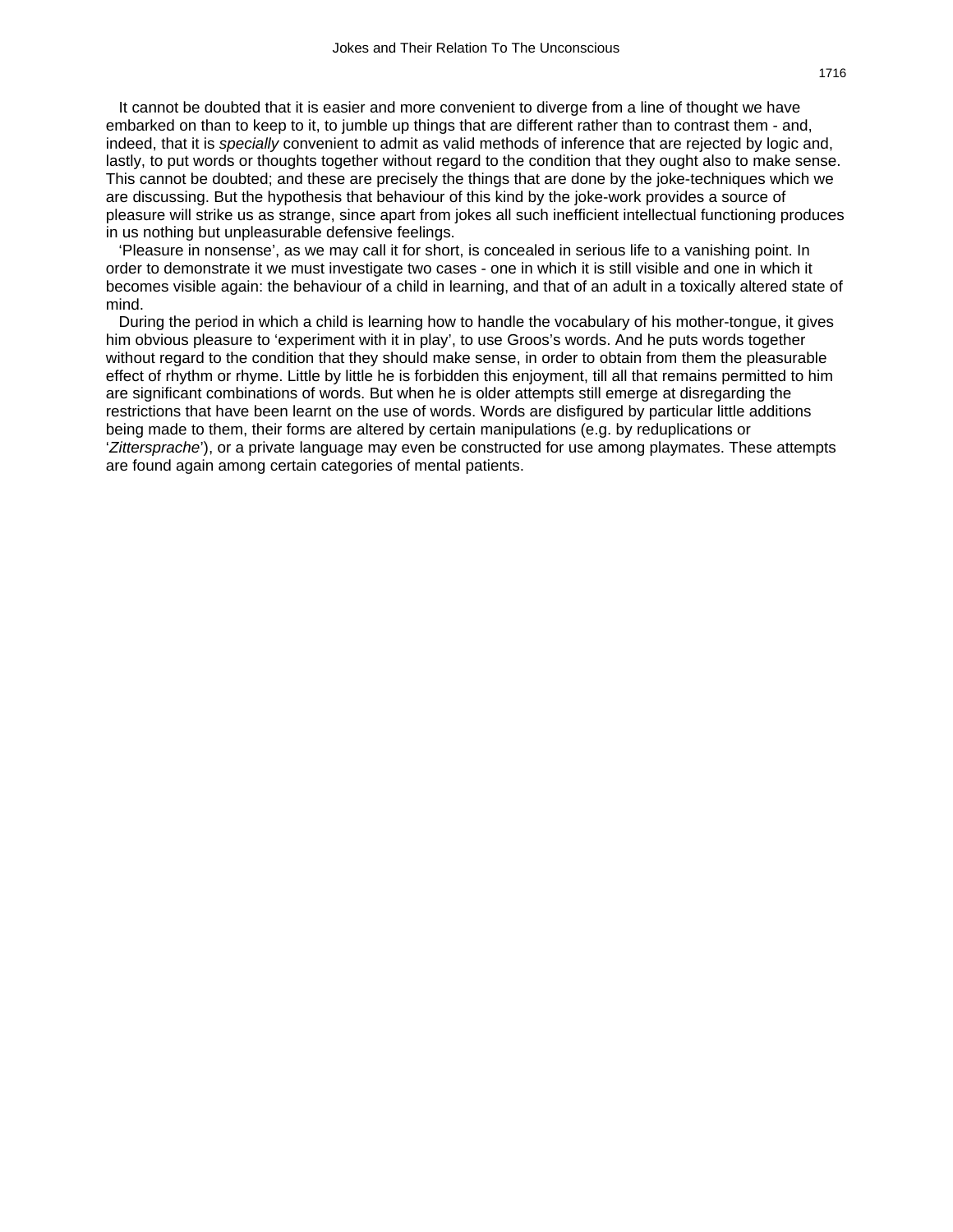It cannot be doubted that it is easier and more convenient to diverge from a line of thought we have embarked on than to keep to it, to jumble up things that are different rather than to contrast them - and, indeed, that it is *specially* convenient to admit as valid methods of inference that are rejected by logic and, lastly, to put words or thoughts together without regard to the condition that they ought also to make sense. This cannot be doubted; and these are precisely the things that are done by the joke-techniques which we are discussing. But the hypothesis that behaviour of this kind by the joke-work provides a source of pleasure will strike us as strange, since apart from jokes all such inefficient intellectual functioning produces in us nothing but unpleasurable defensive feelings.

'Pleasure in nonsense', as we may call it for short, is concealed in serious life to a vanishing point. In order to demonstrate it we must investigate two cases - one in which it is still visible and one in which it becomes visible again: the behaviour of a child in learning, and that of an adult in a toxically altered state of mind.

During the period in which a child is learning how to handle the vocabulary of his mother-tongue, it gives him obvious pleasure to 'experiment with it in play', to use Groos's words. And he puts words together without regard to the condition that they should make sense, in order to obtain from them the pleasurable effect of rhythm or rhyme. Little by little he is forbidden this enjoyment, till all that remains permitted to him are significant combinations of words. But when he is older attempts still emerge at disregarding the restrictions that have been learnt on the use of words. Words are disfigured by particular little additions being made to them, their forms are altered by certain manipulations (e.g. by reduplications or '*Zittersprache*'), or a private language may even be constructed for use among playmates. These attempts are found again among certain categories of mental patients.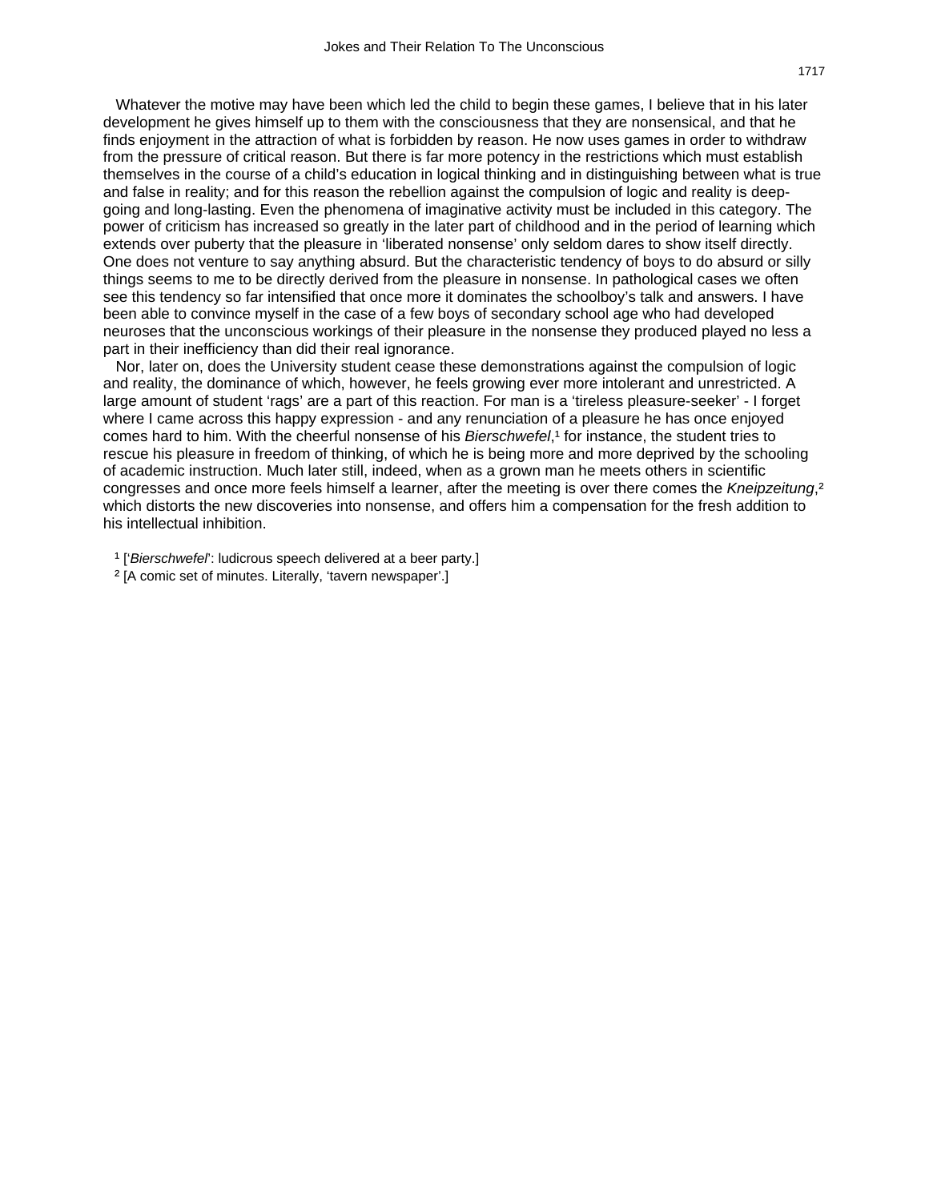Whatever the motive may have been which led the child to begin these games, I believe that in his later development he gives himself up to them with the consciousness that they are nonsensical, and that he finds enjoyment in the attraction of what is forbidden by reason. He now uses games in order to withdraw from the pressure of critical reason. But there is far more potency in the restrictions which must establish themselves in the course of a child's education in logical thinking and in distinguishing between what is true and false in reality; and for this reason the rebellion against the compulsion of logic and reality is deep-going and long-lasting. Even the phenomena of imaginative activity must be included in this category. The power of criticism has increased so greatly in the later part of childhood and in the period of learning which extends over puberty that the pleasure in 'liberated nonsense' only seldom dares to show itself directly. One does not venture to say anything absurd. But the characteristic tendency of boys to do absurd or silly things seems to me to be directly derived from the pleasure in nonsense. In pathological cases we often see this tendency so far intensified that once more it dominates the schoolboy's talk and answers. I have been able to convince myself in the case of a few boys of secondary school age who had developed neuroses that the unconscious workings of their pleasure in the nonsense they produced played no less a part in their inefficiency than did their real ignorance.

Nor, later on, does the University student cease these demonstrations against the compulsion of logic and reality, the dominance of which, however, he feels growing ever more intolerant and unrestricted. A large amount of student 'rags' are a part of this reaction. For man is a 'tireless pleasure-seeker' - I forget where I came across this happy expression - and any renunciation of a pleasure he has once enjoyed comes hard to him. With the cheerful nonsense of his *Bierschwefel*,[1] for instance, the student tries to rescue his pleasure in freedom of thinking, of which he is being more and more deprived by the schooling of academic instruction. Much later still, indeed, when as a grown man he meets others in scientific congresses and once more feels himself a learner, after the meeting is over there comes the *Kneipzeitung*,[2] which distorts the new discoveries into nonsense, and offers him a compensation for the fresh addition to his intellectual inhibition.

[1] ['*Bierschwefel*': ludicrous speech delivered at a beer party.]

[2] [A comic set of minutes. Literally, 'tavern newspaper'.]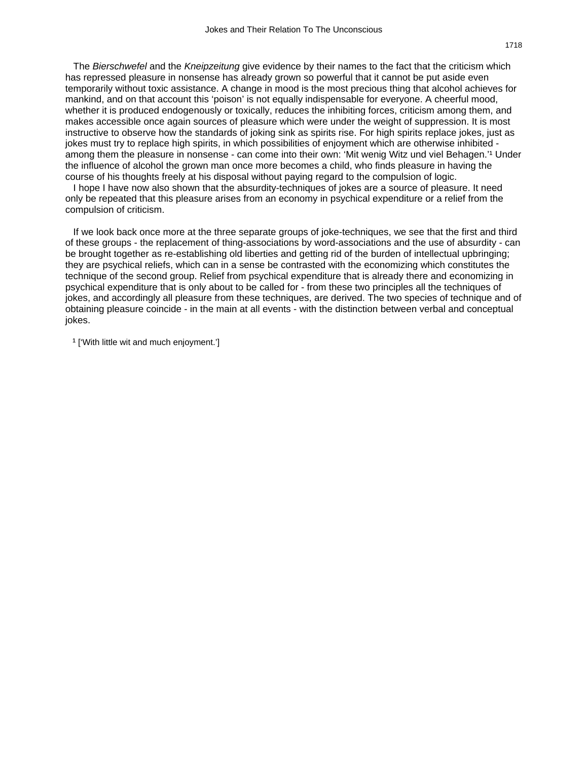The *Bierschwefel* and the *Kneipzeitung* give evidence by their names to the fact that the criticism which has repressed pleasure in nonsense has already grown so powerful that it cannot be put aside even temporarily without toxic assistance. A change in mood is the most precious thing that alcohol achieves for mankind, and on that account this 'poison' is not equally indispensable for everyone. A cheerful mood, whether it is produced endogenously or toxically, reduces the inhibiting forces, criticism among them, and makes accessible once again sources of pleasure which were under the weight of suppression. It is most instructive to observe how the standards of joking sink as spirits rise. For high spirits replace jokes, just as jokes must try to replace high spirits, in which possibilities of enjoyment which are otherwise inhibited - among them the pleasure in nonsense - can come into their own: 'Mit wenig Witz und viel Behagen.'[1] Under the influence of alcohol the grown man once more becomes a child, who finds pleasure in having the course of his thoughts freely at his disposal without paying regard to the compulsion of logic.

I hope I have now also shown that the absurdity-techniques of jokes are a source of pleasure. It need only be repeated that this pleasure arises from an economy in psychical expenditure or a relief from the compulsion of criticism.

If we look back once more at the three separate groups of joke-techniques, we see that the first and third of these groups - the replacement of thing-associations by word-associations and the use of absurdity - can be brought together as re-establishing old liberties and getting rid of the burden of intellectual upbringing; they are psychical reliefs, which can in a sense be contrasted with the economizing which constitutes the technique of the second group. Relief from psychical expenditure that is already there and economizing in psychical expenditure that is only about to be called for - from these two principles all the techniques of jokes, and accordingly all pleasure from these techniques, are derived. The two species of technique and of obtaining pleasure coincide - in the main at all events - with the distinction between verbal and conceptual jokes.

[1] ['With little wit and much enjoyment.']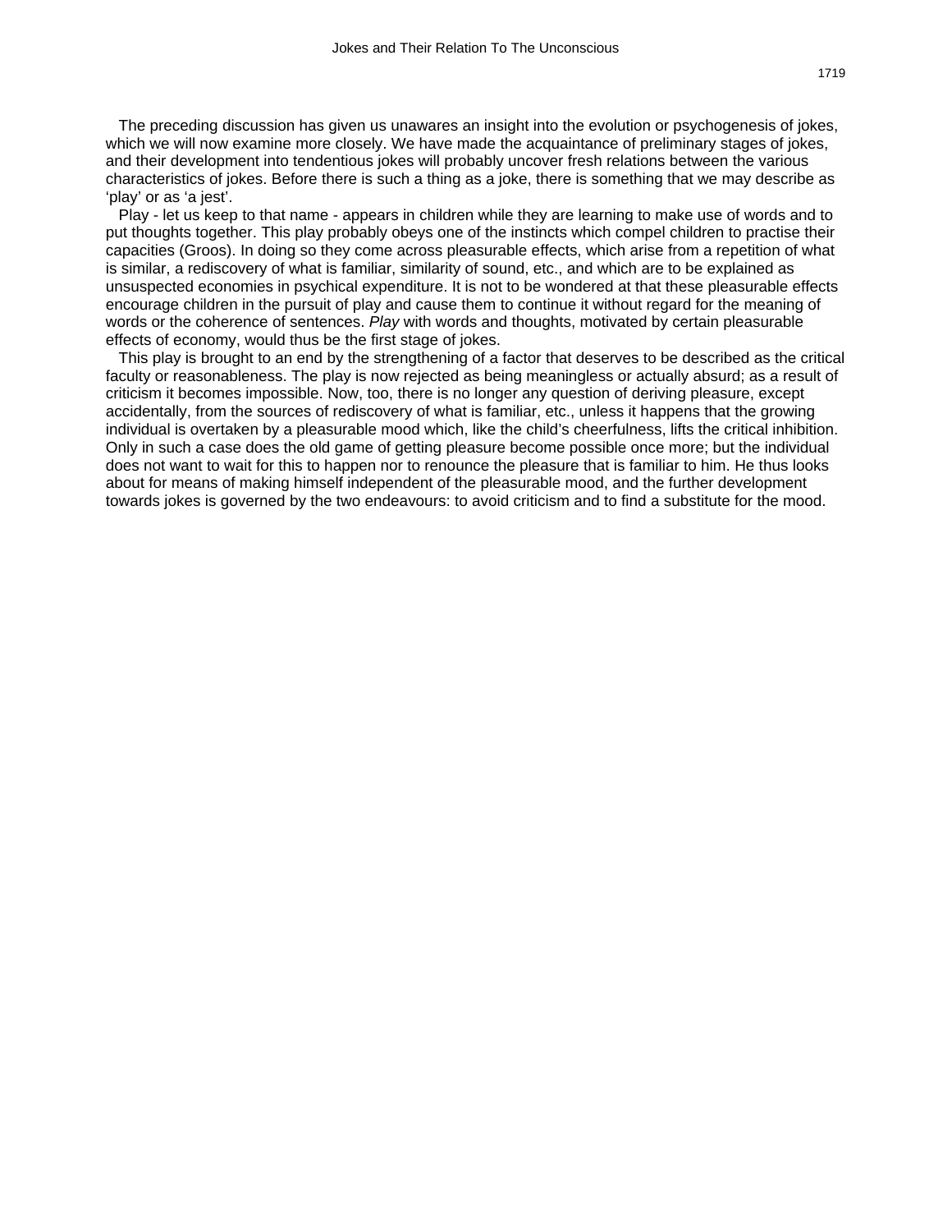The preceding discussion has given us unawares an insight into the evolution or psychogenesis of jokes, which we will now examine more closely. We have made the acquaintance of preliminary stages of jokes, and their development into tendentious jokes will probably uncover fresh relations between the various characteristics of jokes. Before there is such a thing as a joke, there is something that we may describe as ‘play’ or as ‘a jest’.

Play - let us keep to that name - appears in children while they are learning to make use of words and to put thoughts together. This play probably obeys one of the instincts which compel children to practise their capacities (Groos). In doing so they come across pleasurable effects, which arise from a repetition of what is similar, a rediscovery of what is familiar, similarity of sound, etc., and which are to be explained as unsuspected economies in psychical expenditure. It is not to be wondered at that these pleasurable effects encourage children in the pursuit of play and cause them to continue it without regard for the meaning of words or the coherence of sentences. *Play* with words and thoughts, motivated by certain pleasurable effects of economy, would thus be the first stage of jokes.

This play is brought to an end by the strengthening of a factor that deserves to be described as the critical faculty or reasonableness. The play is now rejected as being meaningless or actually absurd; as a result of criticism it becomes impossible. Now, too, there is no longer any question of deriving pleasure, except accidentally, from the sources of rediscovery of what is familiar, etc., unless it happens that the growing individual is overtaken by a pleasurable mood which, like the child’s cheerfulness, lifts the critical inhibition. Only in such a case does the old game of getting pleasure become possible once more; but the individual does not want to wait for this to happen nor to renounce the pleasure that is familiar to him. He thus looks about for means of making himself independent of the pleasurable mood, and the further development towards jokes is governed by the two endeavours: to avoid criticism and to find a substitute for the mood.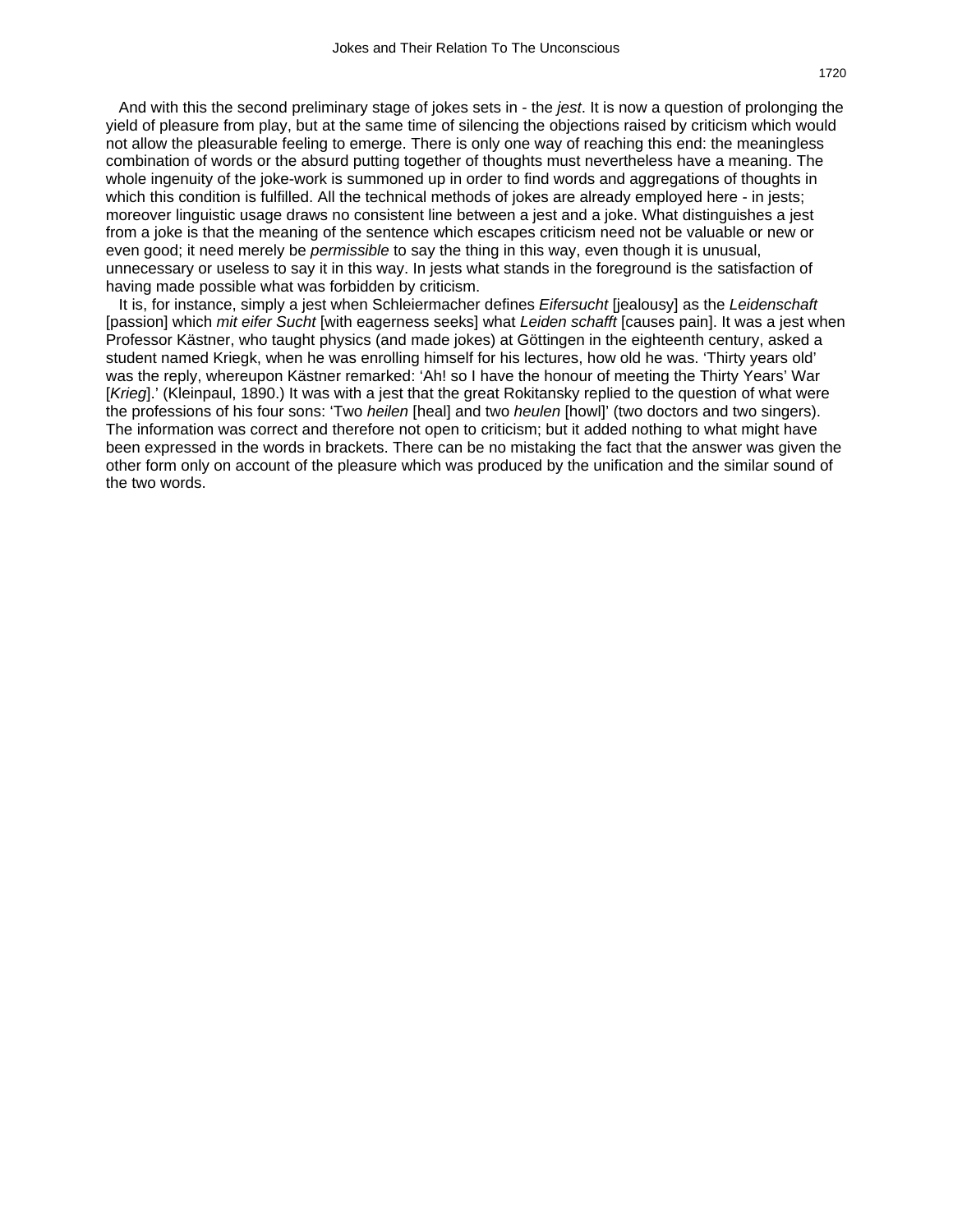And with this the second preliminary stage of jokes sets in - the *jest*. It is now a question of prolonging the yield of pleasure from play, but at the same time of silencing the objections raised by criticism which would not allow the pleasurable feeling to emerge. There is only one way of reaching this end: the meaningless combination of words or the absurd putting together of thoughts must nevertheless have a meaning. The whole ingenuity of the joke-work is summoned up in order to find words and aggregations of thoughts in which this condition is fulfilled. All the technical methods of jokes are already employed here - in jests; moreover linguistic usage draws no consistent line between a jest and a joke. What distinguishes a jest from a joke is that the meaning of the sentence which escapes criticism need not be valuable or new or even good; it need merely be *permissible* to say the thing in this way, even though it is unusual, unnecessary or useless to say it in this way. In jests what stands in the foreground is the satisfaction of having made possible what was forbidden by criticism.

It is, for instance, simply a jest when Schleiermacher defines *Eifersucht* [jealousy] as the *Leidenschaft* [passion] which *mit eifer Sucht* [with eagerness seeks] what *Leiden schafft* [causes pain]. It was a jest when Professor Kästner, who taught physics (and made jokes) at Göttingen in the eighteenth century, asked a student named Kriegk, when he was enrolling himself for his lectures, how old he was. 'Thirty years old' was the reply, whereupon Kästner remarked: 'Ah! so I have the honour of meeting the Thirty Years' War [*Krieg*].' (Kleinpaul, 1890.) It was with a jest that the great Rokitansky replied to the question of what were the professions of his four sons: 'Two *heilen* [heal] and two *heulen* [howl]' (two doctors and two singers). The information was correct and therefore not open to criticism; but it added nothing to what might have been expressed in the words in brackets. There can be no mistaking the fact that the answer was given the other form only on account of the pleasure which was produced by the unification and the similar sound of the two words.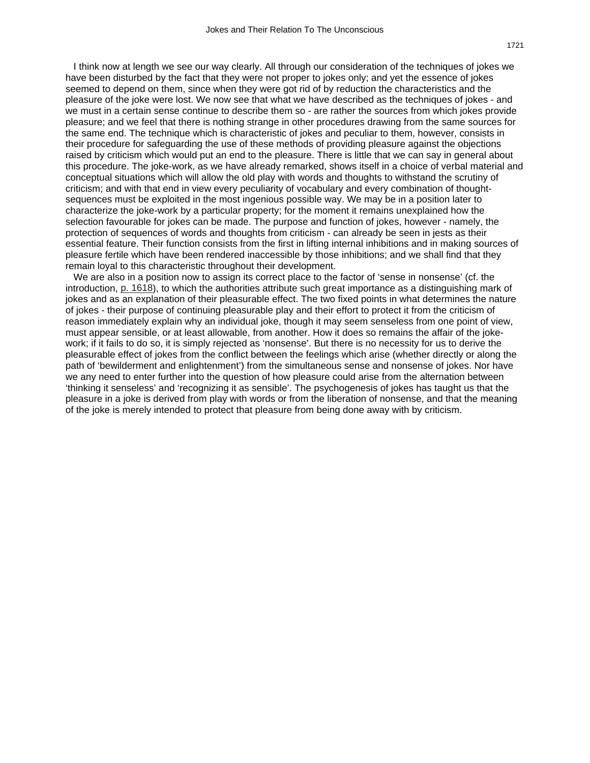I think now at length we see our way clearly. All through our consideration of the techniques of jokes we have been disturbed by the fact that they were not proper to jokes only; and yet the essence of jokes seemed to depend on them, since when they were got rid of by reduction the characteristics and the pleasure of the joke were lost. We now see that what we have described as the techniques of jokes - and we must in a certain sense continue to describe them so - are rather the sources from which jokes provide pleasure; and we feel that there is nothing strange in other procedures drawing from the same sources for the same end. The technique which is characteristic of jokes and peculiar to them, however, consists in their procedure for safeguarding the use of these methods of providing pleasure against the objections raised by criticism which would put an end to the pleasure. There is little that we can say in general about this procedure. The joke-work, as we have already remarked, shows itself in a choice of verbal material and conceptual situations which will allow the old play with words and thoughts to withstand the scrutiny of criticism; and with that end in view every peculiarity of vocabulary and every combination of thought-sequences must be exploited in the most ingenious possible way. We may be in a position later to characterize the joke-work by a particular property; for the moment it remains unexplained how the selection favourable for jokes can be made. The purpose and function of jokes, however - namely, the protection of sequences of words and thoughts from criticism - can already be seen in jests as their essential feature. Their function consists from the first in lifting internal inhibitions and in making sources of pleasure fertile which have been rendered inaccessible by those inhibitions; and we shall find that they remain loyal to this characteristic throughout their development.

We are also in a position now to assign its correct place to the factor of 'sense in nonsense' (cf. the introduction, p. 1618), to which the authorities attribute such great importance as a distinguishing mark of jokes and as an explanation of their pleasurable effect. The two fixed points in what determines the nature of jokes - their purpose of continuing pleasurable play and their effort to protect it from the criticism of reason immediately explain why an individual joke, though it may seem senseless from one point of view, must appear sensible, or at least allowable, from another. How it does so remains the affair of the joke-work; if it fails to do so, it is simply rejected as 'nonsense'. But there is no necessity for us to derive the pleasurable effect of jokes from the conflict between the feelings which arise (whether directly or along the path of 'bewilderment and enlightenment') from the simultaneous sense and nonsense of jokes. Nor have we any need to enter further into the question of how pleasure could arise from the alternation between 'thinking it senseless' and 'recognizing it as sensible'. The psychogenesis of jokes has taught us that the pleasure in a joke is derived from play with words or from the liberation of nonsense, and that the meaning of the joke is merely intended to protect that pleasure from being done away with by criticism.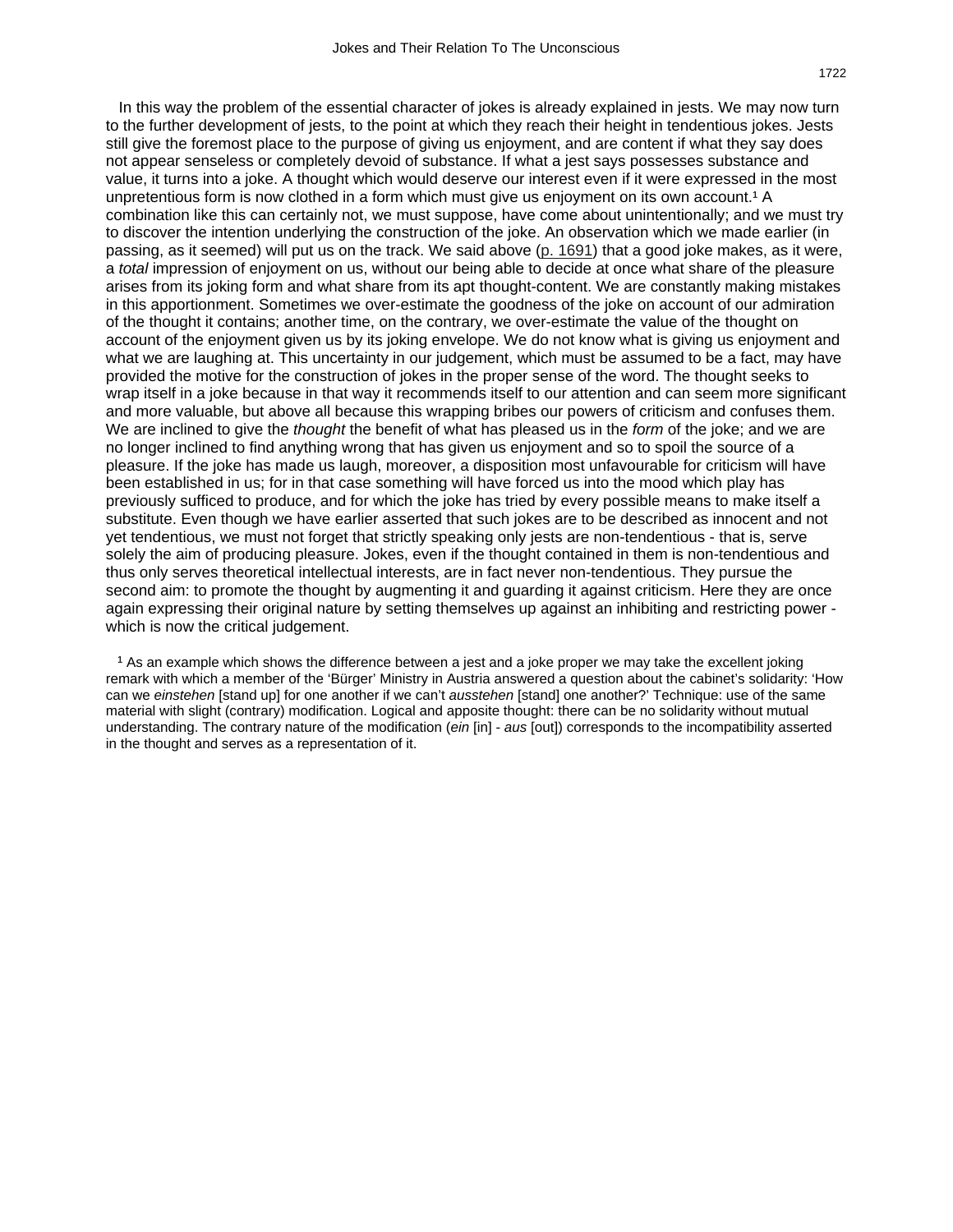In this way the problem of the essential character of jokes is already explained in jests. We may now turn to the further development of jests, to the point at which they reach their height in tendentious jokes. Jests still give the foremost place to the purpose of giving us enjoyment, and are content if what they say does not appear senseless or completely devoid of substance. If what a jest says possesses substance and value, it turns into a joke. A thought which would deserve our interest even if it were expressed in the most unpretentious form is now clothed in a form which must give us enjoyment on its own account.[1] A combination like this can certainly not, we must suppose, have come about unintentionally; and we must try to discover the intention underlying the construction of the joke. An observation which we made earlier (in passing, as it seemed) will put us on the track. We said above (p. 1691) that a good joke makes, as it were, a *total* impression of enjoyment on us, without our being able to decide at once what share of the pleasure arises from its joking form and what share from its apt thought-content. We are constantly making mistakes in this apportionment. Sometimes we over-estimate the goodness of the joke on account of our admiration of the thought it contains; another time, on the contrary, we over-estimate the value of the thought on account of the enjoyment given us by its joking envelope. We do not know what is giving us enjoyment and what we are laughing at. This uncertainty in our judgement, which must be assumed to be a fact, may have provided the motive for the construction of jokes in the proper sense of the word. The thought seeks to wrap itself in a joke because in that way it recommends itself to our attention and can seem more significant and more valuable, but above all because this wrapping bribes our powers of criticism and confuses them. We are inclined to give the *thought* the benefit of what has pleased us in the *form* of the joke; and we are no longer inclined to find anything wrong that has given us enjoyment and so to spoil the source of a pleasure. If the joke has made us laugh, moreover, a disposition most unfavourable for criticism will have been established in us; for in that case something will have forced us into the mood which play has previously sufficed to produce, and for which the joke has tried by every possible means to make itself a substitute. Even though we have earlier asserted that such jokes are to be described as innocent and not yet tendentious, we must not forget that strictly speaking only jests are non-tendentious - that is, serve solely the aim of producing pleasure. Jokes, even if the thought contained in them is non-tendentious and thus only serves theoretical intellectual interests, are in fact never non-tendentious. They pursue the second aim: to promote the thought by augmenting it and guarding it against criticism. Here they are once again expressing their original nature by setting themselves up against an inhibiting and restricting power - which is now the critical judgement.

[1] As an example which shows the difference between a jest and a joke proper we may take the excellent joking remark with which a member of the 'Bürger' Ministry in Austria answered a question about the cabinet's solidarity: 'How can we *einstehen* [stand up] for one another if we can't *ausstehen* [stand] one another?' Technique: use of the same material with slight (contrary) modification. Logical and apposite thought: there can be no solidarity without mutual understanding. The contrary nature of the modification (*ein* [in] - *aus* [out]) corresponds to the incompatibility asserted in the thought and serves as a representation of it.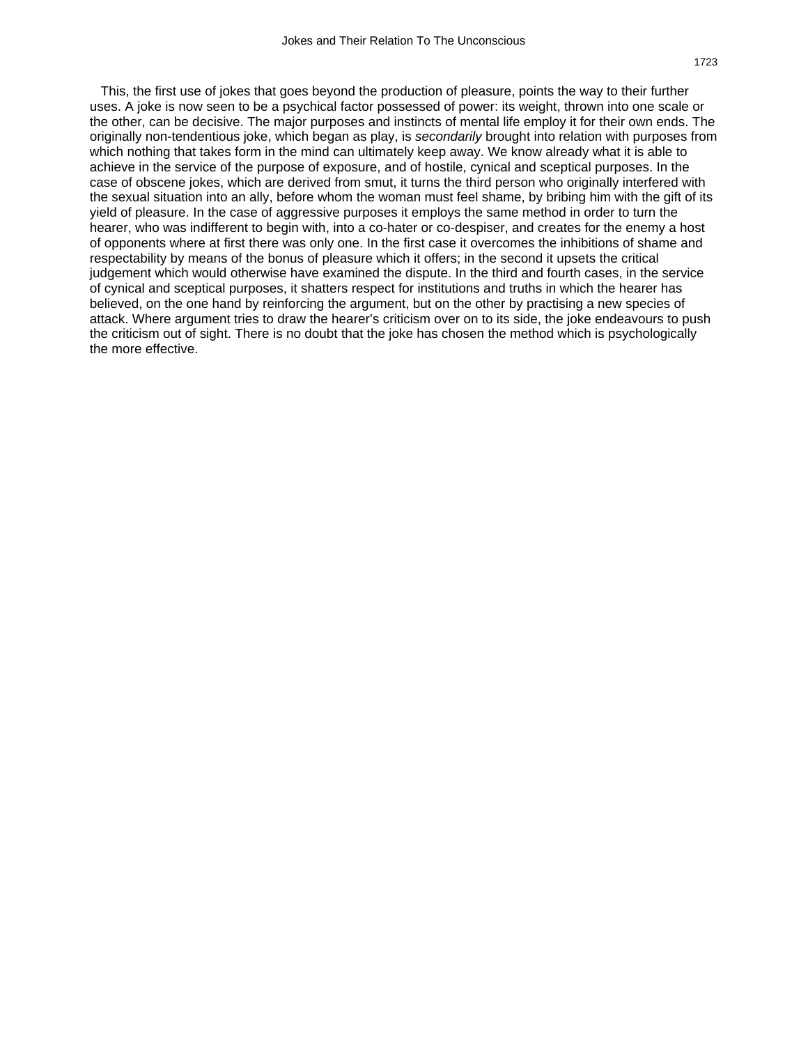This, the first use of jokes that goes beyond the production of pleasure, points the way to their further uses. A joke is now seen to be a psychical factor possessed of power: its weight, thrown into one scale or the other, can be decisive. The major purposes and instincts of mental life employ it for their own ends. The originally non-tendentious joke, which began as play, is *secondarily* brought into relation with purposes from which nothing that takes form in the mind can ultimately keep away. We know already what it is able to achieve in the service of the purpose of exposure, and of hostile, cynical and sceptical purposes. In the case of obscene jokes, which are derived from smut, it turns the third person who originally interfered with the sexual situation into an ally, before whom the woman must feel shame, by bribing him with the gift of its yield of pleasure. In the case of aggressive purposes it employs the same method in order to turn the hearer, who was indifferent to begin with, into a co-hater or co-despiser, and creates for the enemy a host of opponents where at first there was only one. In the first case it overcomes the inhibitions of shame and respectability by means of the bonus of pleasure which it offers; in the second it upsets the critical judgement which would otherwise have examined the dispute. In the third and fourth cases, in the service of cynical and sceptical purposes, it shatters respect for institutions and truths in which the hearer has believed, on the one hand by reinforcing the argument, but on the other by practising a new species of attack. Where argument tries to draw the hearer's criticism over on to its side, the joke endeavours to push the criticism out of sight. There is no doubt that the joke has chosen the method which is psychologically the more effective.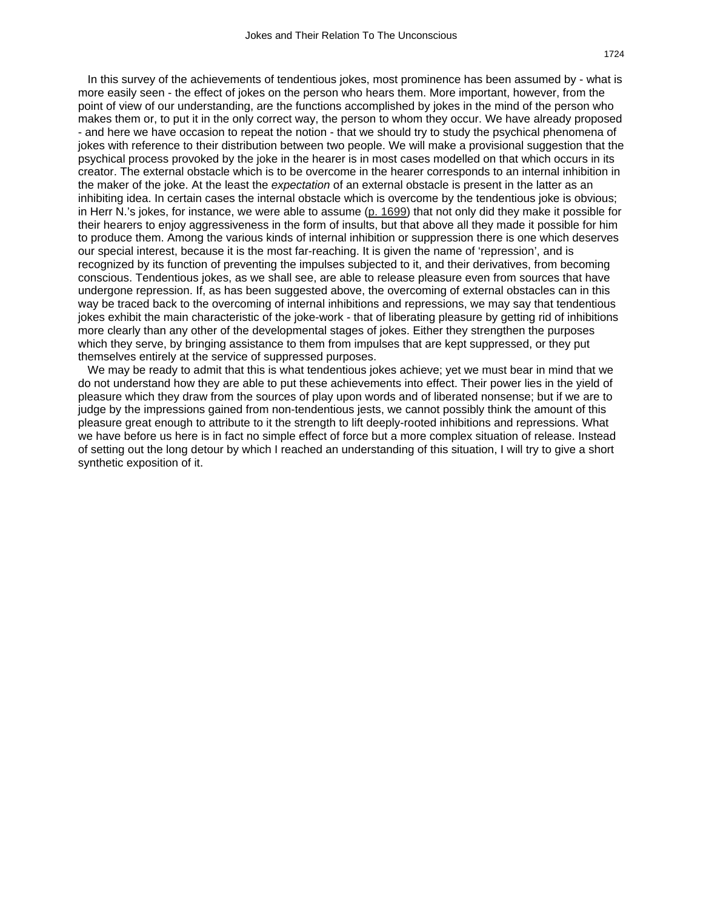In this survey of the achievements of tendentious jokes, most prominence has been assumed by - what is more easily seen - the effect of jokes on the person who hears them. More important, however, from the point of view of our understanding, are the functions accomplished by jokes in the mind of the person who makes them or, to put it in the only correct way, the person to whom they occur. We have already proposed - and here we have occasion to repeat the notion - that we should try to study the psychical phenomena of jokes with reference to their distribution between two people. We will make a provisional suggestion that the psychical process provoked by the joke in the hearer is in most cases modelled on that which occurs in its creator. The external obstacle which is to be overcome in the hearer corresponds to an internal inhibition in the maker of the joke. At the least the *expectation* of an external obstacle is present in the latter as an inhibiting idea. In certain cases the internal obstacle which is overcome by the tendentious joke is obvious; in Herr N.'s jokes, for instance, we were able to assume (p. 1699) that not only did they make it possible for their hearers to enjoy aggressiveness in the form of insults, but that above all they made it possible for him to produce them. Among the various kinds of internal inhibition or suppression there is one which deserves our special interest, because it is the most far-reaching. It is given the name of 'repression', and is recognized by its function of preventing the impulses subjected to it, and their derivatives, from becoming conscious. Tendentious jokes, as we shall see, are able to release pleasure even from sources that have undergone repression. If, as has been suggested above, the overcoming of external obstacles can in this way be traced back to the overcoming of internal inhibitions and repressions, we may say that tendentious jokes exhibit the main characteristic of the joke-work - that of liberating pleasure by getting rid of inhibitions more clearly than any other of the developmental stages of jokes. Either they strengthen the purposes which they serve, by bringing assistance to them from impulses that are kept suppressed, or they put themselves entirely at the service of suppressed purposes.

We may be ready to admit that this is what tendentious jokes achieve; yet we must bear in mind that we do not understand how they are able to put these achievements into effect. Their power lies in the yield of pleasure which they draw from the sources of play upon words and of liberated nonsense; but if we are to judge by the impressions gained from non-tendentious jests, we cannot possibly think the amount of this pleasure great enough to attribute to it the strength to lift deeply-rooted inhibitions and repressions. What we have before us here is in fact no simple effect of force but a more complex situation of release. Instead of setting out the long detour by which I reached an understanding of this situation, I will try to give a short synthetic exposition of it.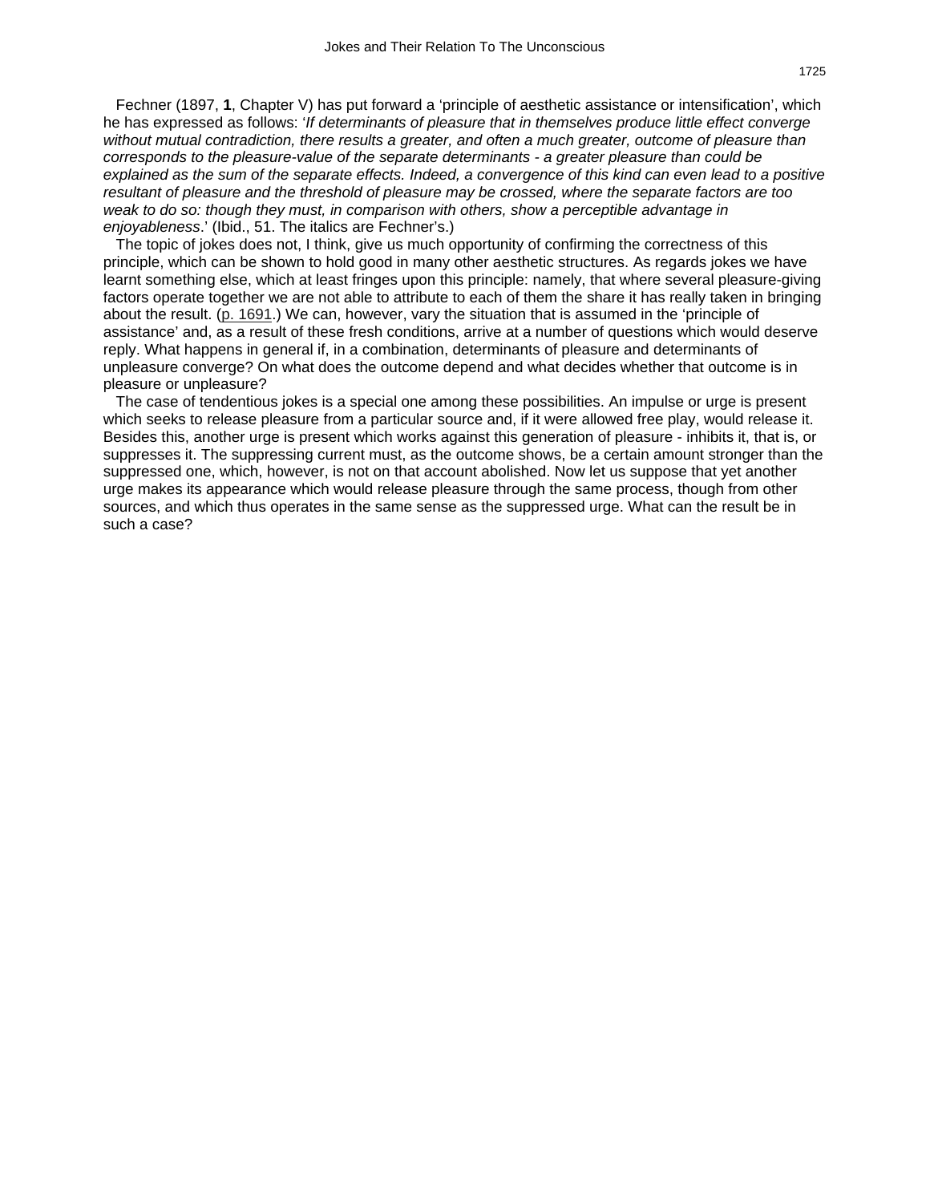Fechner (1897, **1**, Chapter V) has put forward a 'principle of aesthetic assistance or intensification', which he has expressed as follows: '*If determinants of pleasure that in themselves produce little effect converge without mutual contradiction, there results a greater, and often a much greater, outcome of pleasure than corresponds to the pleasure-value of the separate determinants - a greater pleasure than could be explained as the sum of the separate effects. Indeed, a convergence of this kind can even lead to a positive resultant of pleasure and the threshold of pleasure may be crossed, where the separate factors are too weak to do so: though they must, in comparison with others, show a perceptible advantage in enjoyableness*.' (Ibid., 51. The italics are Fechner's.)

The topic of jokes does not, I think, give us much opportunity of confirming the correctness of this principle, which can be shown to hold good in many other aesthetic structures. As regards jokes we have learnt something else, which at least fringes upon this principle: namely, that where several pleasure-giving factors operate together we are not able to attribute to each of them the share it has really taken in bringing about the result. (p. 1691.) We can, however, vary the situation that is assumed in the 'principle of assistance' and, as a result of these fresh conditions, arrive at a number of questions which would deserve reply. What happens in general if, in a combination, determinants of pleasure and determinants of unpleasure converge? On what does the outcome depend and what decides whether that outcome is in pleasure or unpleasure?

The case of tendentious jokes is a special one among these possibilities. An impulse or urge is present which seeks to release pleasure from a particular source and, if it were allowed free play, would release it. Besides this, another urge is present which works against this generation of pleasure - inhibits it, that is, or suppresses it. The suppressing current must, as the outcome shows, be a certain amount stronger than the suppressed one, which, however, is not on that account abolished. Now let us suppose that yet another urge makes its appearance which would release pleasure through the same process, though from other sources, and which thus operates in the same sense as the suppressed urge. What can the result be in such a case?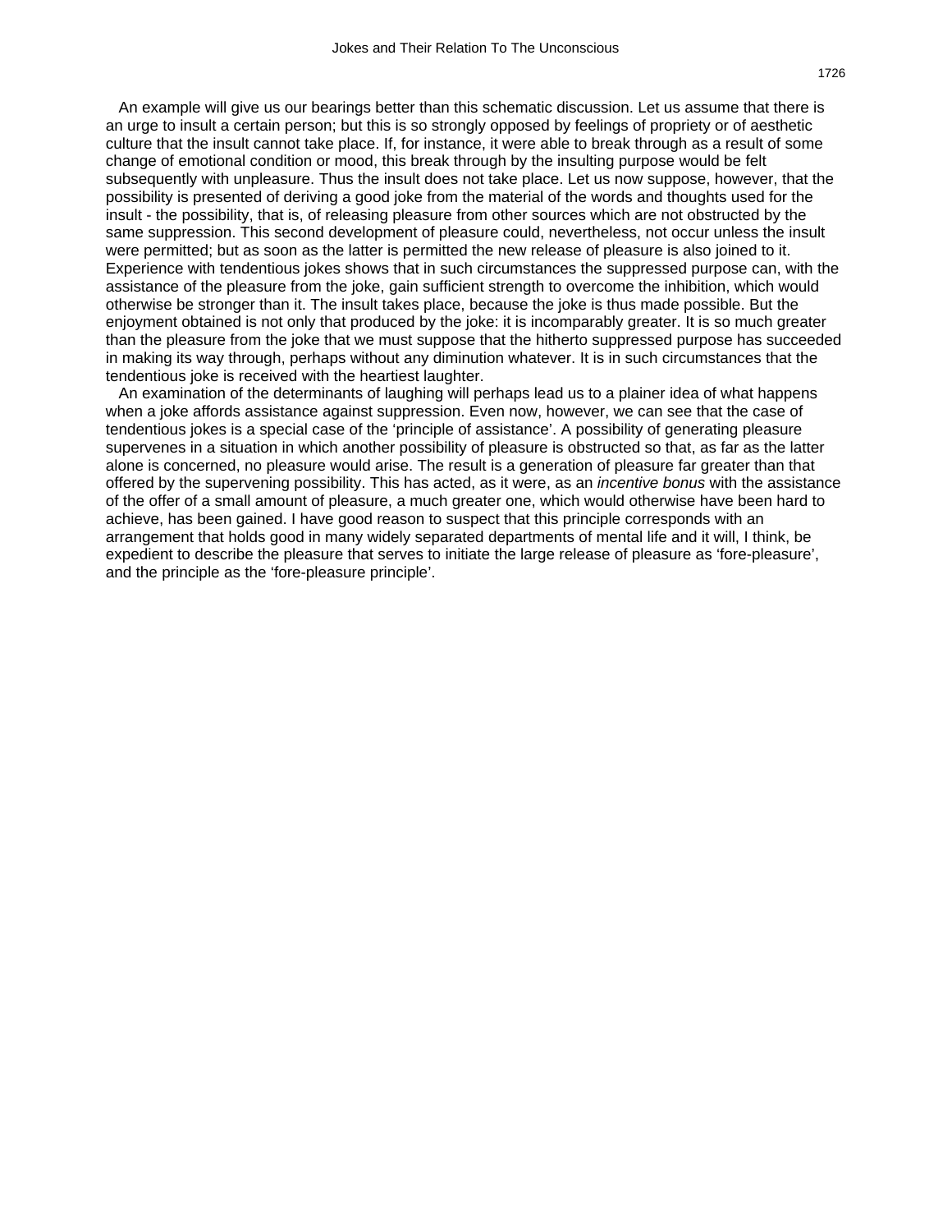An example will give us our bearings better than this schematic discussion. Let us assume that there is an urge to insult a certain person; but this is so strongly opposed by feelings of propriety or of aesthetic culture that the insult cannot take place. If, for instance, it were able to break through as a result of some change of emotional condition or mood, this break through by the insulting purpose would be felt subsequently with unpleasure. Thus the insult does not take place. Let us now suppose, however, that the possibility is presented of deriving a good joke from the material of the words and thoughts used for the insult - the possibility, that is, of releasing pleasure from other sources which are not obstructed by the same suppression. This second development of pleasure could, nevertheless, not occur unless the insult were permitted; but as soon as the latter is permitted the new release of pleasure is also joined to it. Experience with tendentious jokes shows that in such circumstances the suppressed purpose can, with the assistance of the pleasure from the joke, gain sufficient strength to overcome the inhibition, which would otherwise be stronger than it. The insult takes place, because the joke is thus made possible. But the enjoyment obtained is not only that produced by the joke: it is incomparably greater. It is so much greater than the pleasure from the joke that we must suppose that the hitherto suppressed purpose has succeeded in making its way through, perhaps without any diminution whatever. It is in such circumstances that the tendentious joke is received with the heartiest laughter.

An examination of the determinants of laughing will perhaps lead us to a plainer idea of what happens when a joke affords assistance against suppression. Even now, however, we can see that the case of tendentious jokes is a special case of the ‘principle of assistance’. A possibility of generating pleasure supervenes in a situation in which another possibility of pleasure is obstructed so that, as far as the latter alone is concerned, no pleasure would arise. The result is a generation of pleasure far greater than that offered by the supervening possibility. This has acted, as it were, as an *incentive bonus* with the assistance of the offer of a small amount of pleasure, a much greater one, which would otherwise have been hard to achieve, has been gained. I have good reason to suspect that this principle corresponds with an arrangement that holds good in many widely separated departments of mental life and it will, I think, be expedient to describe the pleasure that serves to initiate the large release of pleasure as ‘fore-pleasure’, and the principle as the ‘fore-pleasure principle’.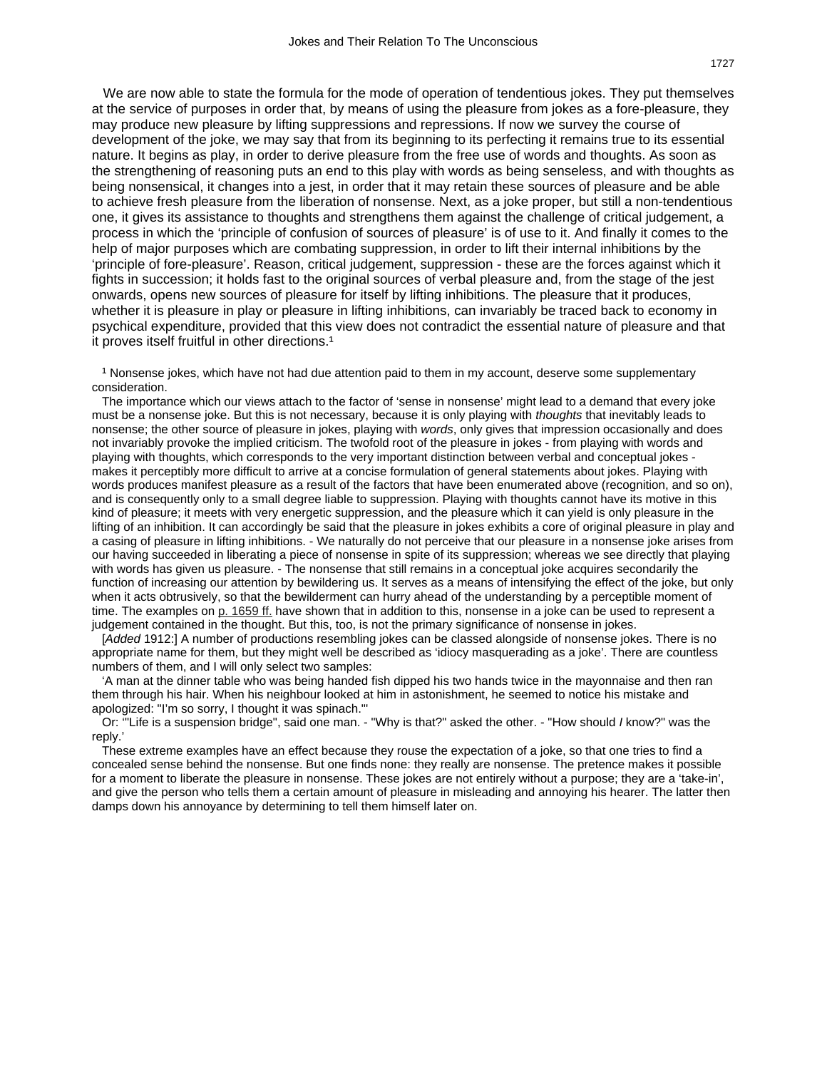We are now able to state the formula for the mode of operation of tendentious jokes. They put themselves at the service of purposes in order that, by means of using the pleasure from jokes as a fore-pleasure, they may produce new pleasure by lifting suppressions and repressions. If now we survey the course of development of the joke, we may say that from its beginning to its perfecting it remains true to its essential nature. It begins as play, in order to derive pleasure from the free use of words and thoughts. As soon as the strengthening of reasoning puts an end to this play with words as being senseless, and with thoughts as being nonsensical, it changes into a jest, in order that it may retain these sources of pleasure and be able to achieve fresh pleasure from the liberation of nonsense. Next, as a joke proper, but still a non-tendentious one, it gives its assistance to thoughts and strengthens them against the challenge of critical judgement, a process in which the 'principle of confusion of sources of pleasure' is of use to it. And finally it comes to the help of major purposes which are combating suppression, in order to lift their internal inhibitions by the 'principle of fore-pleasure'. Reason, critical judgement, suppression - these are the forces against which it fights in succession; it holds fast to the original sources of verbal pleasure and, from the stage of the jest onwards, opens new sources of pleasure for itself by lifting inhibitions. The pleasure that it produces, whether it is pleasure in play or pleasure in lifting inhibitions, can invariably be traced back to economy in psychical expenditure, provided that this view does not contradict the essential nature of pleasure and that it proves itself fruitful in other directions.[1]

[1] Nonsense jokes, which have not had due attention paid to them in my account, deserve some supplementary consideration.

The importance which our views attach to the factor of 'sense in nonsense' might lead to a demand that every joke must be a nonsense joke. But this is not necessary, because it is only playing with *thoughts* that inevitably leads to nonsense; the other source of pleasure in jokes, playing with *words*, only gives that impression occasionally and does not invariably provoke the implied criticism. The twofold root of the pleasure in jokes - from playing with words and playing with thoughts, which corresponds to the very important distinction between verbal and conceptual jokes - makes it perceptibly more difficult to arrive at a concise formulation of general statements about jokes. Playing with words produces manifest pleasure as a result of the factors that have been enumerated above (recognition, and so on), and is consequently only to a small degree liable to suppression. Playing with thoughts cannot have its motive in this kind of pleasure; it meets with very energetic suppression, and the pleasure which it can yield is only pleasure in the lifting of an inhibition. It can accordingly be said that the pleasure in jokes exhibits a core of original pleasure in play and a casing of pleasure in lifting inhibitions. - We naturally do not perceive that our pleasure in a nonsense joke arises from our having succeeded in liberating a piece of nonsense in spite of its suppression; whereas we see directly that playing with words has given us pleasure. - The nonsense that still remains in a conceptual joke acquires secondarily the function of increasing our attention by bewildering us. It serves as a means of intensifying the effect of the joke, but only when it acts obtrusively, so that the bewilderment can hurry ahead of the understanding by a perceptible moment of time. The examples on p. 1659 ff. have shown that in addition to this, nonsense in a joke can be used to represent a judgement contained in the thought. But this, too, is not the primary significance of nonsense in jokes.

[*Added* 1912:] A number of productions resembling jokes can be classed alongside of nonsense jokes. There is no appropriate name for them, but they might well be described as 'idiocy masquerading as a joke'. There are countless numbers of them, and I will only select two samples:

'A man at the dinner table who was being handed fish dipped his two hands twice in the mayonnaise and then ran them through his hair. When his neighbour looked at him in astonishment, he seemed to notice his mistake and apologized: "I'm so sorry, I thought it was spinach."'

Or: '"Life is a suspension bridge", said one man. - "Why is that?" asked the other. - "How should *I* know?" was the reply.'

These extreme examples have an effect because they rouse the expectation of a joke, so that one tries to find a concealed sense behind the nonsense. But one finds none: they really are nonsense. The pretence makes it possible for a moment to liberate the pleasure in nonsense. These jokes are not entirely without a purpose; they are a 'take-in', and give the person who tells them a certain amount of pleasure in misleading and annoying his hearer. The latter then damps down his annoyance by determining to tell them himself later on.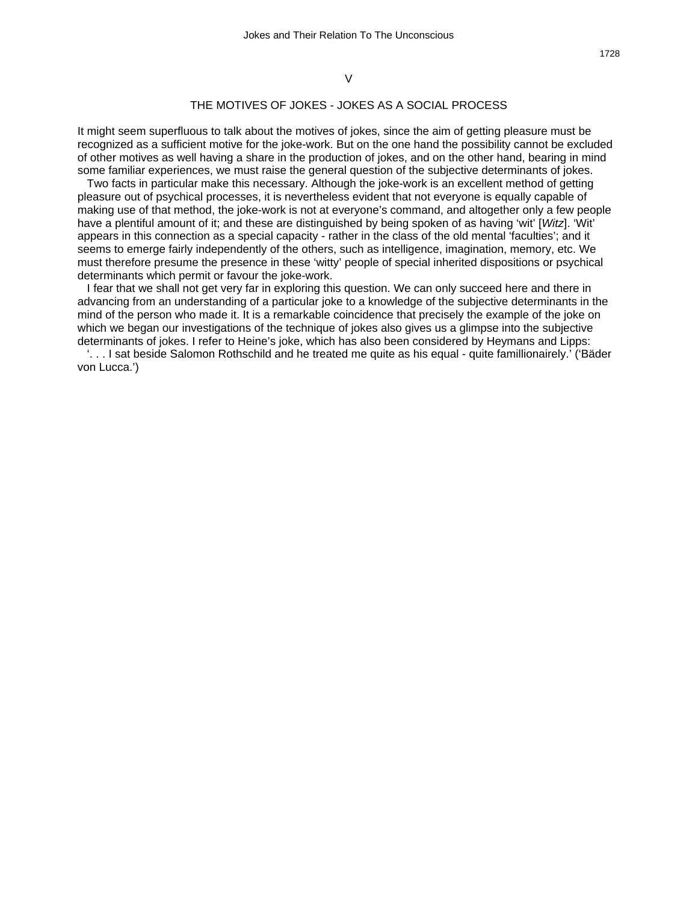## V

## THE MOTIVES OF JOKES - JOKES AS A SOCIAL PROCESS

It might seem superfluous to talk about the motives of jokes, since the aim of getting pleasure must be recognized as a sufficient motive for the joke-work. But on the one hand the possibility cannot be excluded of other motives as well having a share in the production of jokes, and on the other hand, bearing in mind some familiar experiences, we must raise the general question of the subjective determinants of jokes.

Two facts in particular make this necessary. Although the joke-work is an excellent method of getting pleasure out of psychical processes, it is nevertheless evident that not everyone is equally capable of making use of that method, the joke-work is not at everyone's command, and altogether only a few people have a plentiful amount of it; and these are distinguished by being spoken of as having 'wit' [*Witz*]. 'Wit' appears in this connection as a special capacity - rather in the class of the old mental 'faculties'; and it seems to emerge fairly independently of the others, such as intelligence, imagination, memory, etc. We must therefore presume the presence in these 'witty' people of special inherited dispositions or psychical determinants which permit or favour the joke-work.

I fear that we shall not get very far in exploring this question. We can only succeed here and there in advancing from an understanding of a particular joke to a knowledge of the subjective determinants in the mind of the person who made it. It is a remarkable coincidence that precisely the example of the joke on which we began our investigations of the technique of jokes also gives us a glimpse into the subjective determinants of jokes. I refer to Heine's joke, which has also been considered by Heymans and Lipps:

'. . . I sat beside Salomon Rothschild and he treated me quite as his equal - quite famillionairely.' ('Bäder von Lucca.')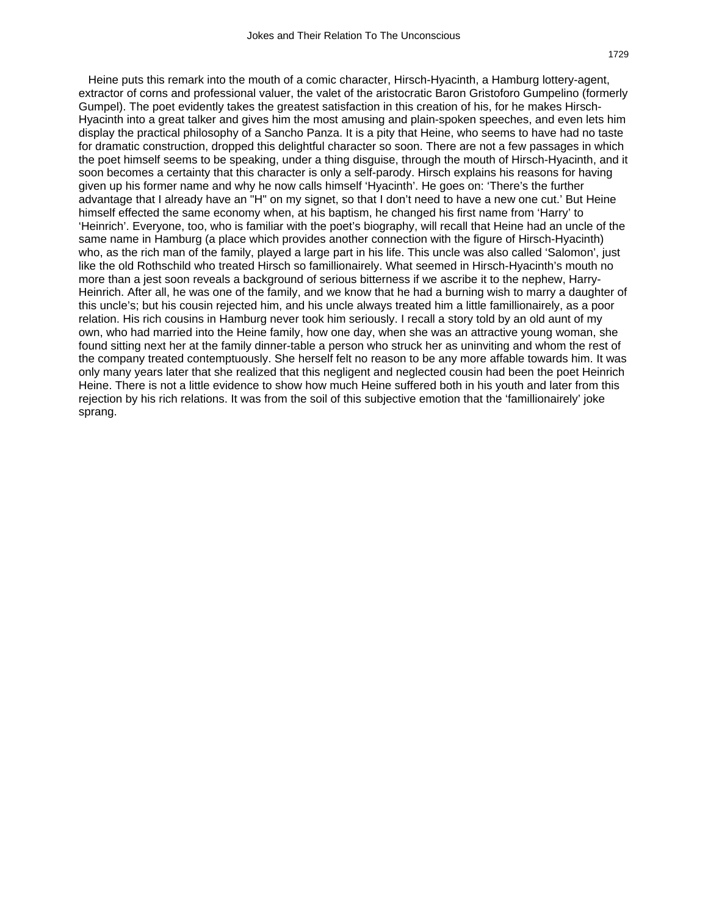Heine puts this remark into the mouth of a comic character, Hirsch-Hyacinth, a Hamburg lottery-agent, extractor of corns and professional valuer, the valet of the aristocratic Baron Gristoforo Gumpelino (formerly Gumpel). The poet evidently takes the greatest satisfaction in this creation of his, for he makes Hirsch-Hyacinth into a great talker and gives him the most amusing and plain-spoken speeches, and even lets him display the practical philosophy of a Sancho Panza. It is a pity that Heine, who seems to have had no taste for dramatic construction, dropped this delightful character so soon. There are not a few passages in which the poet himself seems to be speaking, under a thing disguise, through the mouth of Hirsch-Hyacinth, and it soon becomes a certainty that this character is only a self-parody. Hirsch explains his reasons for having given up his former name and why he now calls himself 'Hyacinth'. He goes on: 'There's the further advantage that I already have an "H" on my signet, so that I don't need to have a new one cut.' But Heine himself effected the same economy when, at his baptism, he changed his first name from 'Harry' to 'Heinrich'. Everyone, too, who is familiar with the poet's biography, will recall that Heine had an uncle of the same name in Hamburg (a place which provides another connection with the figure of Hirsch-Hyacinth) who, as the rich man of the family, played a large part in his life. This uncle was also called 'Salomon', just like the old Rothschild who treated Hirsch so famillionairely. What seemed in Hirsch-Hyacinth's mouth no more than a jest soon reveals a background of serious bitterness if we ascribe it to the nephew, Harry-Heinrich. After all, he was one of the family, and we know that he had a burning wish to marry a daughter of this uncle's; but his cousin rejected him, and his uncle always treated him a little famillionairely, as a poor relation. His rich cousins in Hamburg never took him seriously. I recall a story told by an old aunt of my own, who had married into the Heine family, how one day, when she was an attractive young woman, she found sitting next her at the family dinner-table a person who struck her as uninviting and whom the rest of the company treated contemptuously. She herself felt no reason to be any more affable towards him. It was only many years later that she realized that this negligent and neglected cousin had been the poet Heinrich Heine. There is not a little evidence to show how much Heine suffered both in his youth and later from this rejection by his rich relations. It was from the soil of this subjective emotion that the 'famillionairely' joke sprang.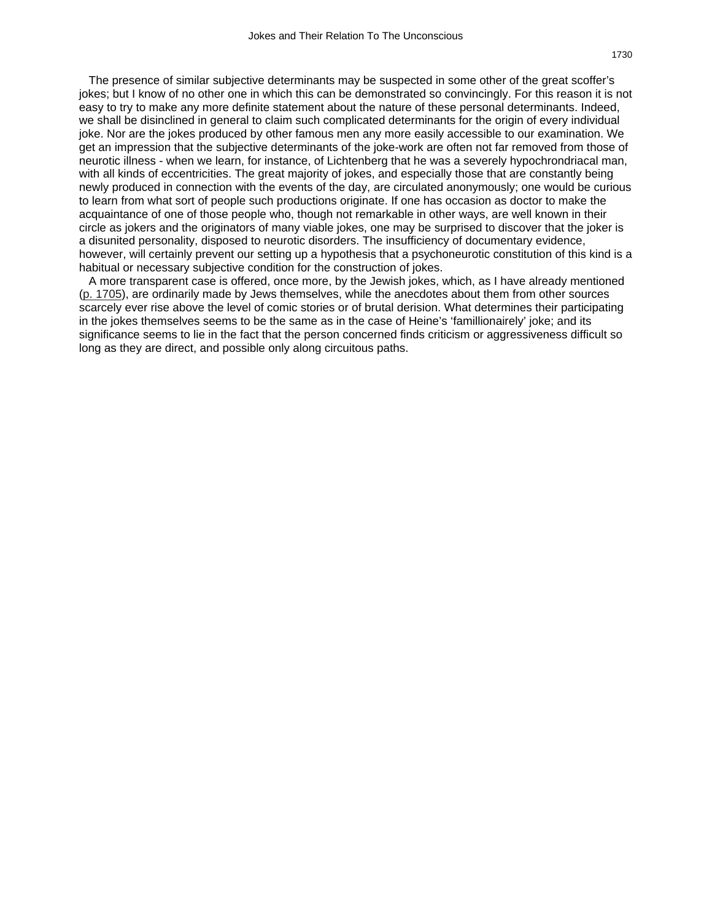The presence of similar subjective determinants may be suspected in some other of the great scoffer’s jokes; but I know of no other one in which this can be demonstrated so convincingly. For this reason it is not easy to try to make any more definite statement about the nature of these personal determinants. Indeed, we shall be disinclined in general to claim such complicated determinants for the origin of every individual joke. Nor are the jokes produced by other famous men any more easily accessible to our examination. We get an impression that the subjective determinants of the joke-work are often not far removed from those of neurotic illness - when we learn, for instance, of Lichtenberg that he was a severely hypochrondriacal man, with all kinds of eccentricities. The great majority of jokes, and especially those that are constantly being newly produced in connection with the events of the day, are circulated anonymously; one would be curious to learn from what sort of people such productions originate. If one has occasion as doctor to make the acquaintance of one of those people who, though not remarkable in other ways, are well known in their circle as jokers and the originators of many viable jokes, one may be surprised to discover that the joker is a disunited personality, disposed to neurotic disorders. The insufficiency of documentary evidence, however, will certainly prevent our setting up a hypothesis that a psychoneurotic constitution of this kind is a habitual or necessary subjective condition for the construction of jokes.

A more transparent case is offered, once more, by the Jewish jokes, which, as I have already mentioned (p. 1705), are ordinarily made by Jews themselves, while the anecdotes about them from other sources scarcely ever rise above the level of comic stories or of brutal derision. What determines their participating in the jokes themselves seems to be the same as in the case of Heine’s ‘famillionairely’ joke; and its significance seems to lie in the fact that the person concerned finds criticism or aggressiveness difficult so long as they are direct, and possible only along circuitous paths.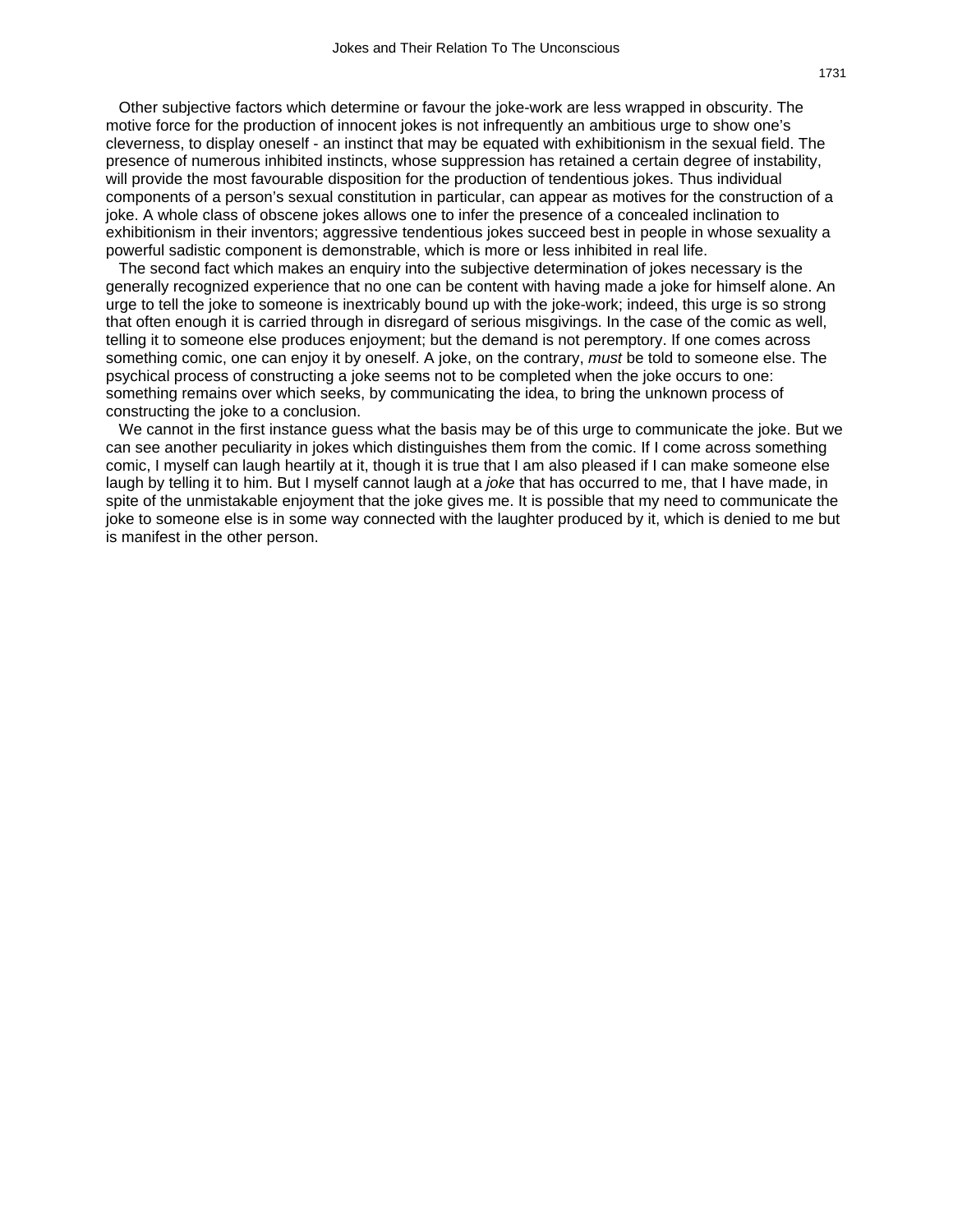Other subjective factors which determine or favour the joke-work are less wrapped in obscurity. The motive force for the production of innocent jokes is not infrequently an ambitious urge to show one's cleverness, to display oneself - an instinct that may be equated with exhibitionism in the sexual field. The presence of numerous inhibited instincts, whose suppression has retained a certain degree of instability, will provide the most favourable disposition for the production of tendentious jokes. Thus individual components of a person's sexual constitution in particular, can appear as motives for the construction of a joke. A whole class of obscene jokes allows one to infer the presence of a concealed inclination to exhibitionism in their inventors; aggressive tendentious jokes succeed best in people in whose sexuality a powerful sadistic component is demonstrable, which is more or less inhibited in real life.

The second fact which makes an enquiry into the subjective determination of jokes necessary is the generally recognized experience that no one can be content with having made a joke for himself alone. An urge to tell the joke to someone is inextricably bound up with the joke-work; indeed, this urge is so strong that often enough it is carried through in disregard of serious misgivings. In the case of the comic as well, telling it to someone else produces enjoyment; but the demand is not peremptory. If one comes across something comic, one can enjoy it by oneself. A joke, on the contrary, *must* be told to someone else. The psychical process of constructing a joke seems not to be completed when the joke occurs to one: something remains over which seeks, by communicating the idea, to bring the unknown process of constructing the joke to a conclusion.

We cannot in the first instance guess what the basis may be of this urge to communicate the joke. But we can see another peculiarity in jokes which distinguishes them from the comic. If I come across something comic, I myself can laugh heartily at it, though it is true that I am also pleased if I can make someone else laugh by telling it to him. But I myself cannot laugh at a *joke* that has occurred to me, that I have made, in spite of the unmistakable enjoyment that the joke gives me. It is possible that my need to communicate the joke to someone else is in some way connected with the laughter produced by it, which is denied to me but is manifest in the other person.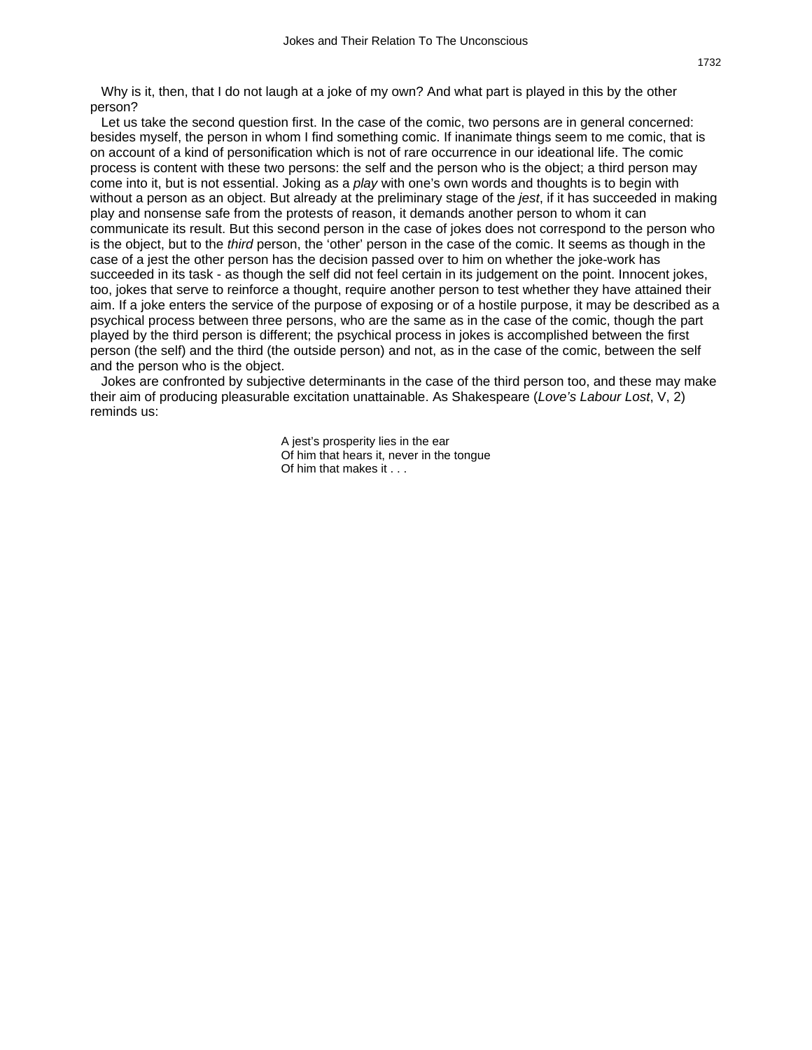Why is it, then, that I do not laugh at a joke of my own? And what part is played in this by the other person?

Let us take the second question first. In the case of the comic, two persons are in general concerned: besides myself, the person in whom I find something comic. If inanimate things seem to me comic, that is on account of a kind of personification which is not of rare occurrence in our ideational life. The comic process is content with these two persons: the self and the person who is the object; a third person may come into it, but is not essential. Joking as a *play* with one's own words and thoughts is to begin with without a person as an object. But already at the preliminary stage of the *jest*, if it has succeeded in making play and nonsense safe from the protests of reason, it demands another person to whom it can communicate its result. But this second person in the case of jokes does not correspond to the person who is the object, but to the *third* person, the 'other' person in the case of the comic. It seems as though in the case of a jest the other person has the decision passed over to him on whether the joke-work has succeeded in its task - as though the self did not feel certain in its judgement on the point. Innocent jokes, too, jokes that serve to reinforce a thought, require another person to test whether they have attained their aim. If a joke enters the service of the purpose of exposing or of a hostile purpose, it may be described as a psychical process between three persons, who are the same as in the case of the comic, though the part played by the third person is different; the psychical process in jokes is accomplished between the first person (the self) and the third (the outside person) and not, as in the case of the comic, between the self and the person who is the object.

Jokes are confronted by subjective determinants in the case of the third person too, and these may make their aim of producing pleasurable excitation unattainable. As Shakespeare (*Love's Labour Lost*, V, 2) reminds us:

> A jest's prosperity lies in the ear
> Of him that hears it, never in the tongue
> Of him that makes it . . .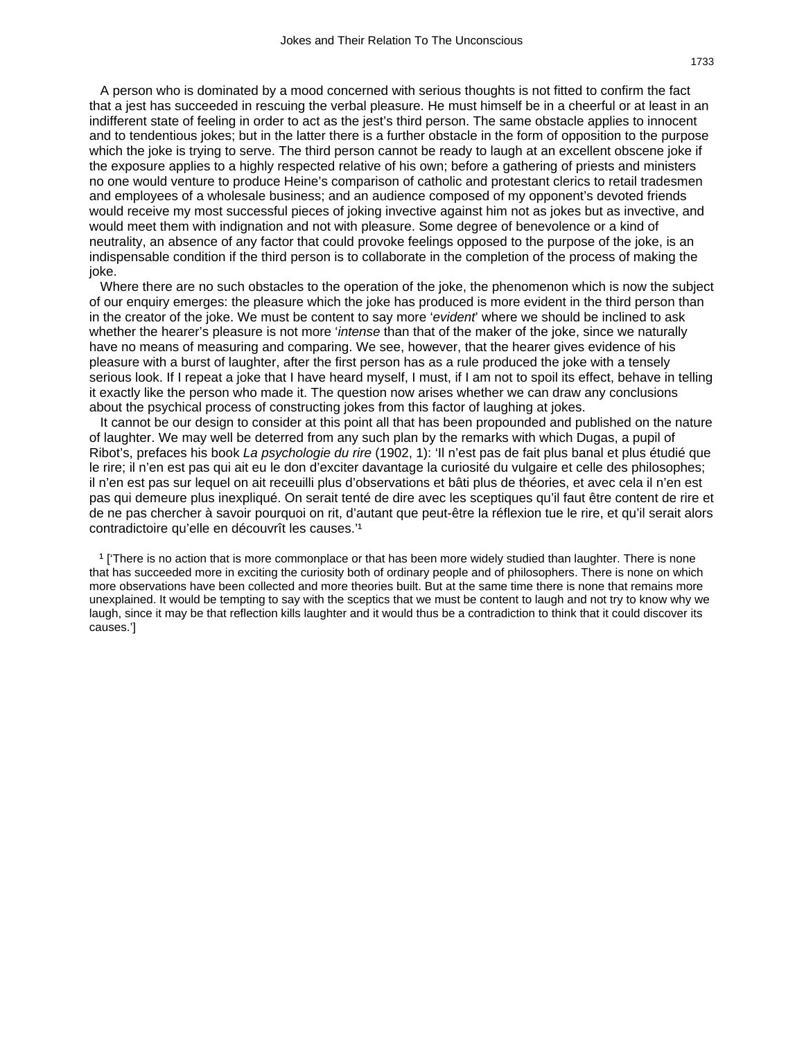A person who is dominated by a mood concerned with serious thoughts is not fitted to confirm the fact that a jest has succeeded in rescuing the verbal pleasure. He must himself be in a cheerful or at least in an indifferent state of feeling in order to act as the jest's third person. The same obstacle applies to innocent and to tendentious jokes; but in the latter there is a further obstacle in the form of opposition to the purpose which the joke is trying to serve. The third person cannot be ready to laugh at an excellent obscene joke if the exposure applies to a highly respected relative of his own; before a gathering of priests and ministers no one would venture to produce Heine's comparison of catholic and protestant clerics to retail tradesmen and employees of a wholesale business; and an audience composed of my opponent's devoted friends would receive my most successful pieces of joking invective against him not as jokes but as invective, and would meet them with indignation and not with pleasure. Some degree of benevolence or a kind of neutrality, an absence of any factor that could provoke feelings opposed to the purpose of the joke, is an indispensable condition if the third person is to collaborate in the completion of the process of making the joke.

Where there are no such obstacles to the operation of the joke, the phenomenon which is now the subject of our enquiry emerges: the pleasure which the joke has produced is more evident in the third person than in the creator of the joke. We must be content to say more '*evident*' where we should be inclined to ask whether the hearer's pleasure is not more '*intense* than that of the maker of the joke, since we naturally have no means of measuring and comparing. We see, however, that the hearer gives evidence of his pleasure with a burst of laughter, after the first person has as a rule produced the joke with a tensely serious look. If I repeat a joke that I have heard myself, I must, if I am not to spoil its effect, behave in telling it exactly like the person who made it. The question now arises whether we can draw any conclusions about the psychical process of constructing jokes from this factor of laughing at jokes.

It cannot be our design to consider at this point all that has been propounded and published on the nature of laughter. We may well be deterred from any such plan by the remarks with which Dugas, a pupil of Ribot's, prefaces his book *La psychologie du rire* (1902, 1): 'Il n'est pas de fait plus banal et plus étudié que le rire; il n'en est pas qui ait eu le don d'exciter davantage la curiosité du vulgaire et celle des philosophes; il n'en est pas sur lequel on ait receuilli plus d'observations et bâti plus de théories, et avec cela il n'en est pas qui demeure plus inexpliqué. On serait tenté de dire avec les sceptiques qu'il faut être content de rire et de ne pas chercher à savoir pourquoi on rit, d'autant que peut-être la réflexion tue le rire, et qu'il serait alors contradictoire qu'elle en découvrît les causes.'[1]

[1] ['There is no action that is more commonplace or that has been more widely studied than laughter. There is none that has succeeded more in exciting the curiosity both of ordinary people and of philosophers. There is none on which more observations have been collected and more theories built. But at the same time there is none that remains more unexplained. It would be tempting to say with the sceptics that we must be content to laugh and not try to know why we laugh, since it may be that reflection kills laughter and it would thus be a contradiction to think that it could discover its causes.']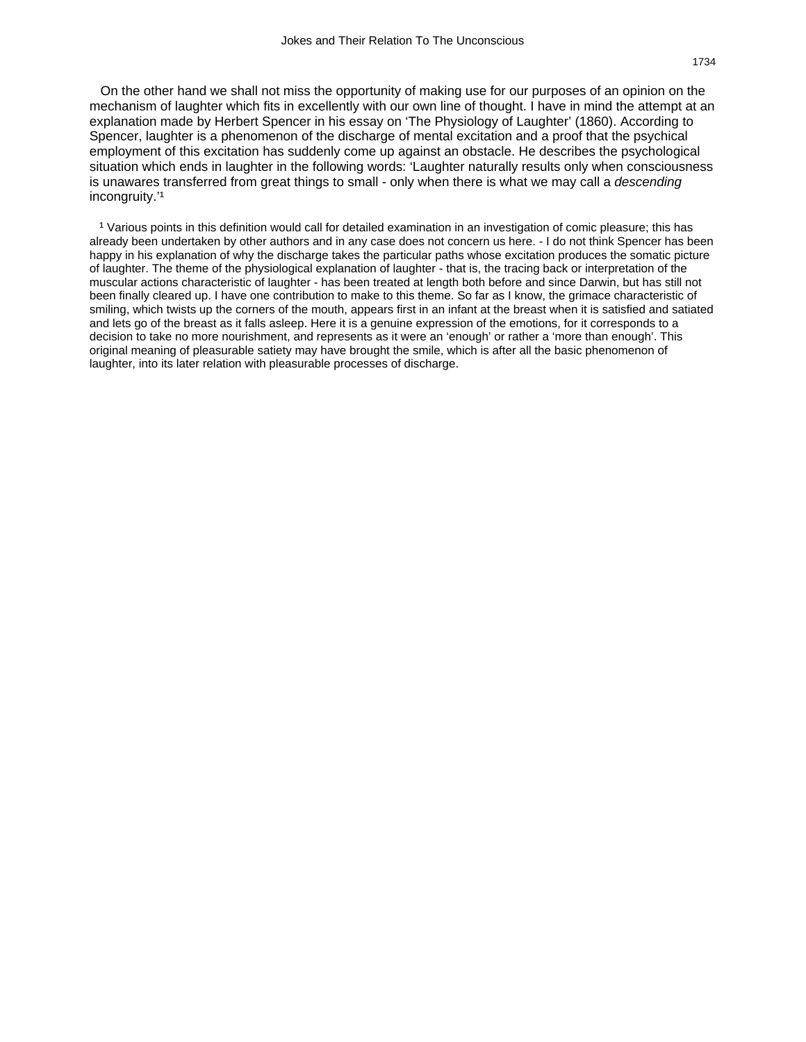On the other hand we shall not miss the opportunity of making use for our purposes of an opinion on the mechanism of laughter which fits in excellently with our own line of thought. I have in mind the attempt at an explanation made by Herbert Spencer in his essay on 'The Physiology of Laughter' (1860). According to Spencer, laughter is a phenomenon of the discharge of mental excitation and a proof that the psychical employment of this excitation has suddenly come up against an obstacle. He describes the psychological situation which ends in laughter in the following words: 'Laughter naturally results only when consciousness is unawares transferred from great things to small - only when there is what we may call a *descending* incongruity.'[1]

[1] Various points in this definition would call for detailed examination in an investigation of comic pleasure; this has already been undertaken by other authors and in any case does not concern us here. - I do not think Spencer has been happy in his explanation of why the discharge takes the particular paths whose excitation produces the somatic picture of laughter. The theme of the physiological explanation of laughter - that is, the tracing back or interpretation of the muscular actions characteristic of laughter - has been treated at length both before and since Darwin, but has still not been finally cleared up. I have one contribution to make to this theme. So far as I know, the grimace characteristic of smiling, which twists up the corners of the mouth, appears first in an infant at the breast when it is satisfied and satiated and lets go of the breast as it falls asleep. Here it is a genuine expression of the emotions, for it corresponds to a decision to take no more nourishment, and represents as it were an 'enough' or rather a 'more than enough'. This original meaning of pleasurable satiety may have brought the smile, which is after all the basic phenomenon of laughter, into its later relation with pleasurable processes of discharge.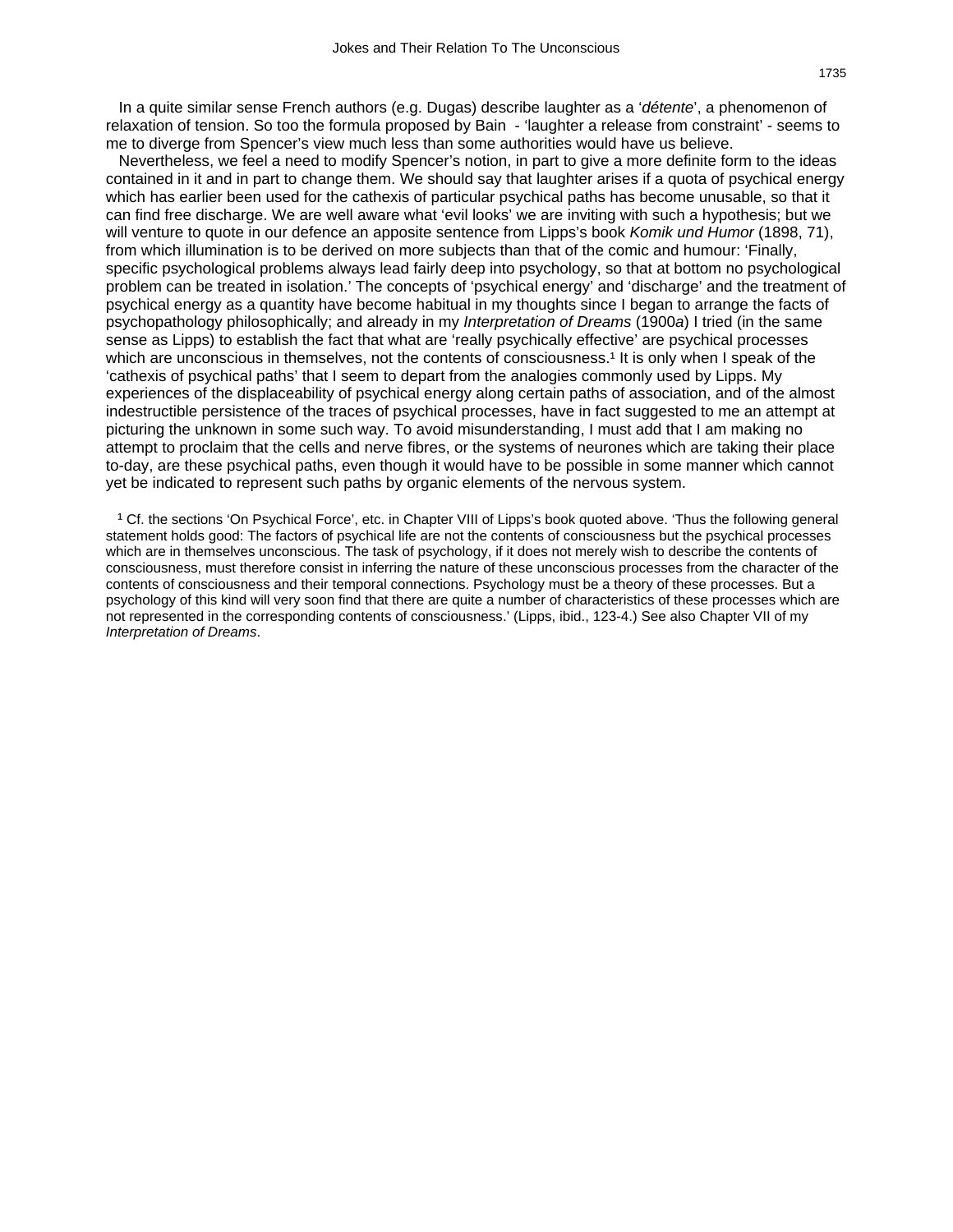In a quite similar sense French authors (e.g. Dugas) describe laughter as a '*détente*', a phenomenon of relaxation of tension. So too the formula proposed by Bain - 'laughter a release from constraint' - seems to me to diverge from Spencer's view much less than some authorities would have us believe.

Nevertheless, we feel a need to modify Spencer's notion, in part to give a more definite form to the ideas contained in it and in part to change them. We should say that laughter arises if a quota of psychical energy which has earlier been used for the cathexis of particular psychical paths has become unusable, so that it can find free discharge. We are well aware what 'evil looks' we are inviting with such a hypothesis; but we will venture to quote in our defence an apposite sentence from Lipps's book *Komik und Humor* (1898, 71), from which illumination is to be derived on more subjects than that of the comic and humour: 'Finally, specific psychological problems always lead fairly deep into psychology, so that at bottom no psychological problem can be treated in isolation.' The concepts of 'psychical energy' and 'discharge' and the treatment of psychical energy as a quantity have become habitual in my thoughts since I began to arrange the facts of psychopathology philosophically; and already in my *Interpretation of Dreams* (1900*a*) I tried (in the same sense as Lipps) to establish the fact that what are 'really psychically effective' are psychical processes which are unconscious in themselves, not the contents of consciousness.[1] It is only when I speak of the 'cathexis of psychical paths' that I seem to depart from the analogies commonly used by Lipps. My experiences of the displaceability of psychical energy along certain paths of association, and of the almost indestructible persistence of the traces of psychical processes, have in fact suggested to me an attempt at picturing the unknown in some such way. To avoid misunderstanding, I must add that I am making no attempt to proclaim that the cells and nerve fibres, or the systems of neurones which are taking their place to-day, are these psychical paths, even though it would have to be possible in some manner which cannot yet be indicated to represent such paths by organic elements of the nervous system.

[1] Cf. the sections 'On Psychical Force', etc. in Chapter VIII of Lipps's book quoted above. 'Thus the following general statement holds good: The factors of psychical life are not the contents of consciousness but the psychical processes which are in themselves unconscious. The task of psychology, if it does not merely wish to describe the contents of consciousness, must therefore consist in inferring the nature of these unconscious processes from the character of the contents of consciousness and their temporal connections. Psychology must be a theory of these processes. But a psychology of this kind will very soon find that there are quite a number of characteristics of these processes which are not represented in the corresponding contents of consciousness.' (Lipps, ibid., 123-4.) See also Chapter VII of my *Interpretation of Dreams*.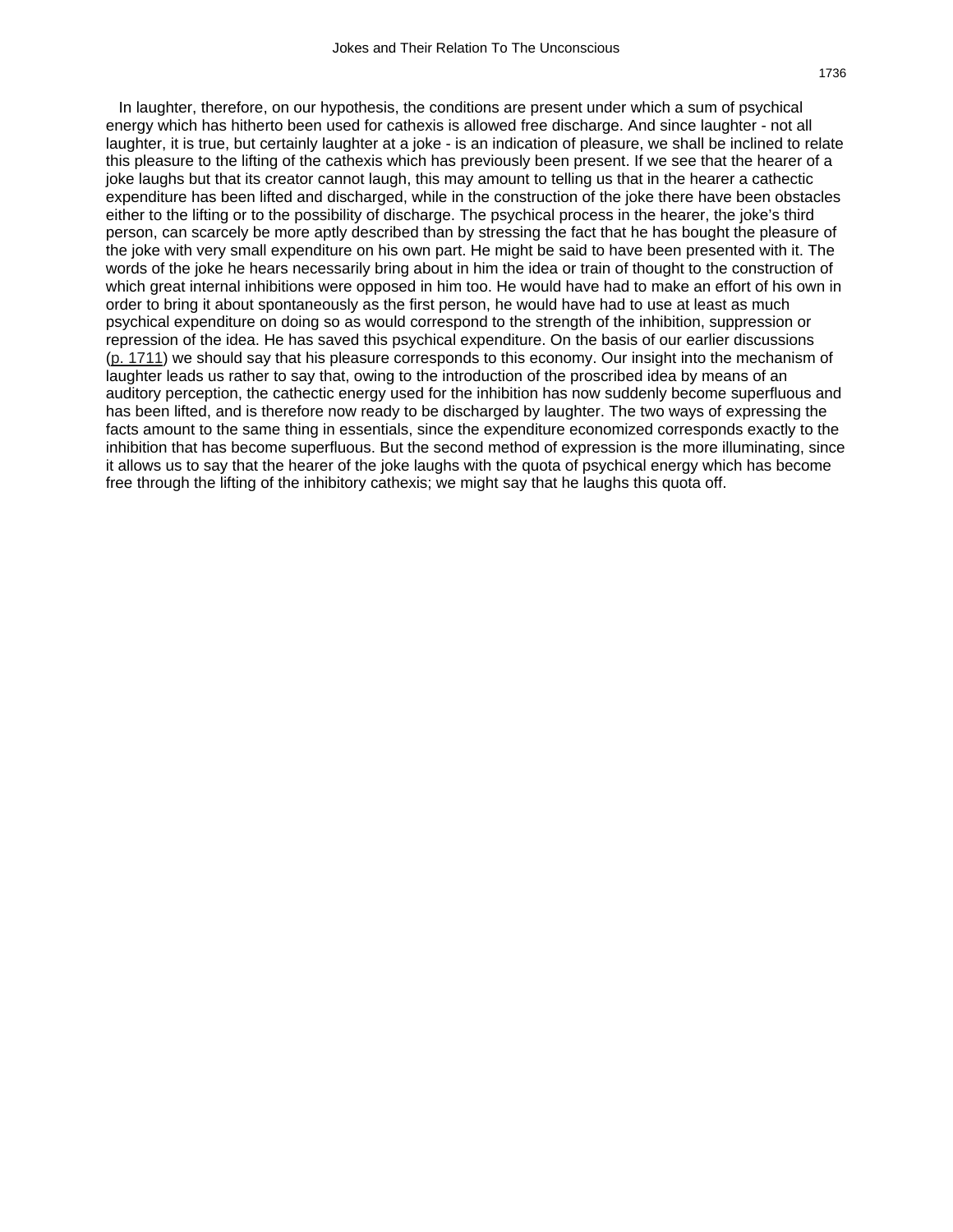In laughter, therefore, on our hypothesis, the conditions are present under which a sum of psychical energy which has hitherto been used for cathexis is allowed free discharge. And since laughter - not all laughter, it is true, but certainly laughter at a joke - is an indication of pleasure, we shall be inclined to relate this pleasure to the lifting of the cathexis which has previously been present. If we see that the hearer of a joke laughs but that its creator cannot laugh, this may amount to telling us that in the hearer a cathectic expenditure has been lifted and discharged, while in the construction of the joke there have been obstacles either to the lifting or to the possibility of discharge. The psychical process in the hearer, the joke's third person, can scarcely be more aptly described than by stressing the fact that he has bought the pleasure of the joke with very small expenditure on his own part. He might be said to have been presented with it. The words of the joke he hears necessarily bring about in him the idea or train of thought to the construction of which great internal inhibitions were opposed in him too. He would have had to make an effort of his own in order to bring it about spontaneously as the first person, he would have had to use at least as much psychical expenditure on doing so as would correspond to the strength of the inhibition, suppression or repression of the idea. He has saved this psychical expenditure. On the basis of our earlier discussions (p. 1711) we should say that his pleasure corresponds to this economy. Our insight into the mechanism of laughter leads us rather to say that, owing to the introduction of the proscribed idea by means of an auditory perception, the cathectic energy used for the inhibition has now suddenly become superfluous and has been lifted, and is therefore now ready to be discharged by laughter. The two ways of expressing the facts amount to the same thing in essentials, since the expenditure economized corresponds exactly to the inhibition that has become superfluous. But the second method of expression is the more illuminating, since it allows us to say that the hearer of the joke laughs with the quota of psychical energy which has become free through the lifting of the inhibitory cathexis; we might say that he laughs this quota off.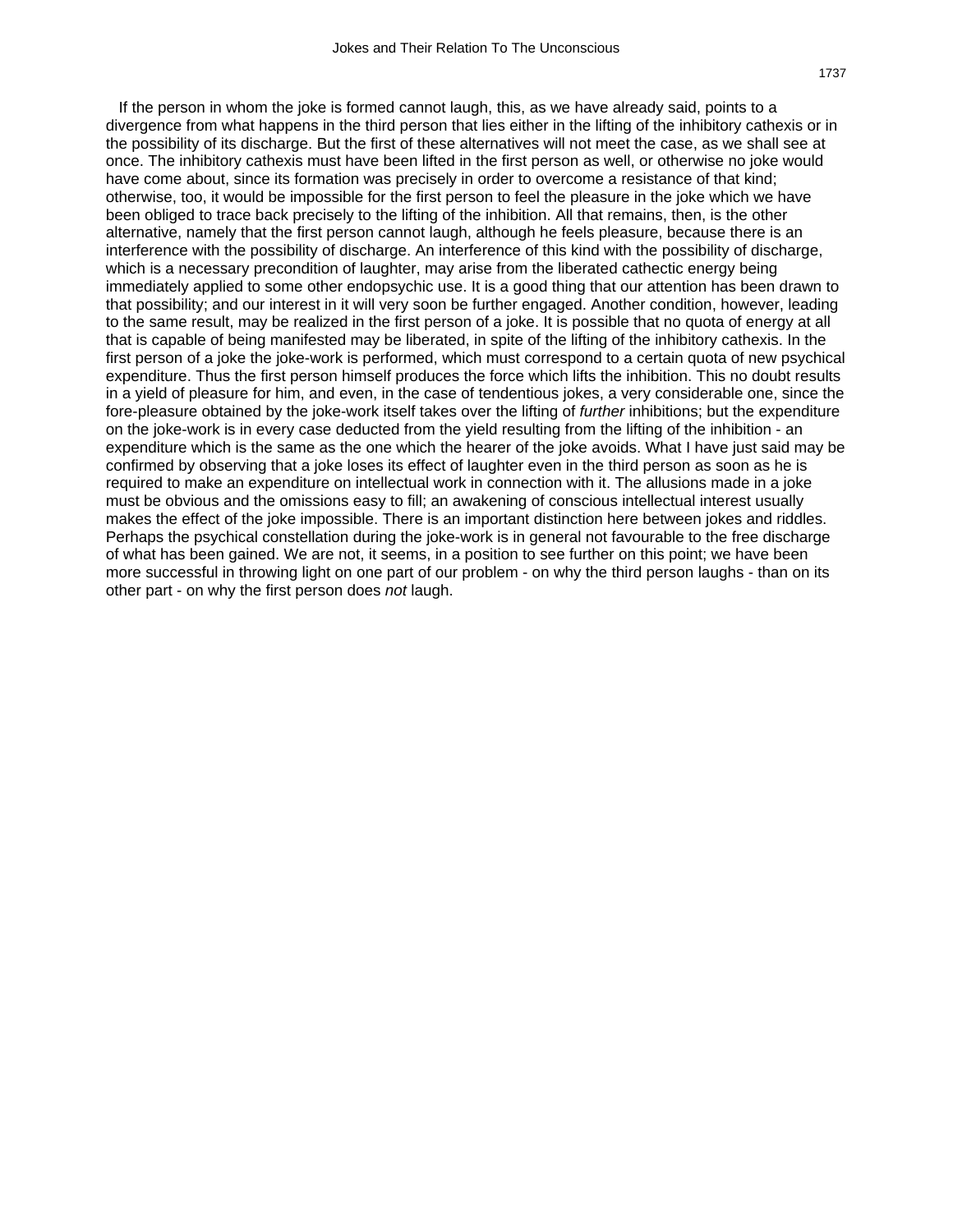If the person in whom the joke is formed cannot laugh, this, as we have already said, points to a divergence from what happens in the third person that lies either in the lifting of the inhibitory cathexis or in the possibility of its discharge. But the first of these alternatives will not meet the case, as we shall see at once. The inhibitory cathexis must have been lifted in the first person as well, or otherwise no joke would have come about, since its formation was precisely in order to overcome a resistance of that kind; otherwise, too, it would be impossible for the first person to feel the pleasure in the joke which we have been obliged to trace back precisely to the lifting of the inhibition. All that remains, then, is the other alternative, namely that the first person cannot laugh, although he feels pleasure, because there is an interference with the possibility of discharge. An interference of this kind with the possibility of discharge, which is a necessary precondition of laughter, may arise from the liberated cathectic energy being immediately applied to some other endopsychic use. It is a good thing that our attention has been drawn to that possibility; and our interest in it will very soon be further engaged. Another condition, however, leading to the same result, may be realized in the first person of a joke. It is possible that no quota of energy at all that is capable of being manifested may be liberated, in spite of the lifting of the inhibitory cathexis. In the first person of a joke the joke-work is performed, which must correspond to a certain quota of new psychical expenditure. Thus the first person himself produces the force which lifts the inhibition. This no doubt results in a yield of pleasure for him, and even, in the case of tendentious jokes, a very considerable one, since the fore-pleasure obtained by the joke-work itself takes over the lifting of *further* inhibitions; but the expenditure on the joke-work is in every case deducted from the yield resulting from the lifting of the inhibition - an expenditure which is the same as the one which the hearer of the joke avoids. What I have just said may be confirmed by observing that a joke loses its effect of laughter even in the third person as soon as he is required to make an expenditure on intellectual work in connection with it. The allusions made in a joke must be obvious and the omissions easy to fill; an awakening of conscious intellectual interest usually makes the effect of the joke impossible. There is an important distinction here between jokes and riddles. Perhaps the psychical constellation during the joke-work is in general not favourable to the free discharge of what has been gained. We are not, it seems, in a position to see further on this point; we have been more successful in throwing light on one part of our problem - on why the third person laughs - than on its other part - on why the first person does *not* laugh.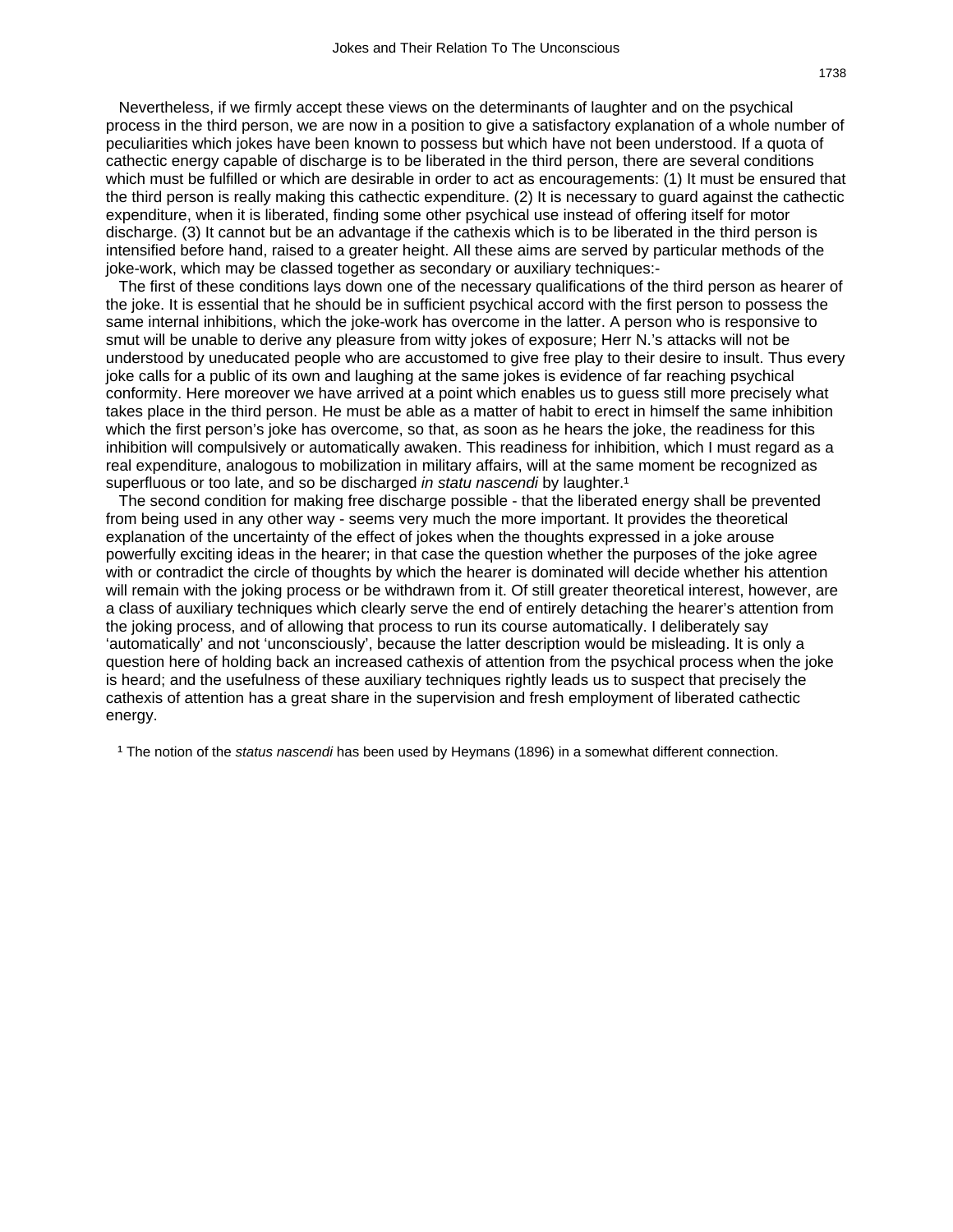Nevertheless, if we firmly accept these views on the determinants of laughter and on the psychical process in the third person, we are now in a position to give a satisfactory explanation of a whole number of peculiarities which jokes have been known to possess but which have not been understood. If a quota of cathectic energy capable of discharge is to be liberated in the third person, there are several conditions which must be fulfilled or which are desirable in order to act as encouragements: (1) It must be ensured that the third person is really making this cathectic expenditure. (2) It is necessary to guard against the cathectic expenditure, when it is liberated, finding some other psychical use instead of offering itself for motor discharge. (3) It cannot but be an advantage if the cathexis which is to be liberated in the third person is intensified before hand, raised to a greater height. All these aims are served by particular methods of the joke-work, which may be classed together as secondary or auxiliary techniques:-

The first of these conditions lays down one of the necessary qualifications of the third person as hearer of the joke. It is essential that he should be in sufficient psychical accord with the first person to possess the same internal inhibitions, which the joke-work has overcome in the latter. A person who is responsive to smut will be unable to derive any pleasure from witty jokes of exposure; Herr N.'s attacks will not be understood by uneducated people who are accustomed to give free play to their desire to insult. Thus every joke calls for a public of its own and laughing at the same jokes is evidence of far reaching psychical conformity. Here moreover we have arrived at a point which enables us to guess still more precisely what takes place in the third person. He must be able as a matter of habit to erect in himself the same inhibition which the first person's joke has overcome, so that, as soon as he hears the joke, the readiness for this inhibition will compulsively or automatically awaken. This readiness for inhibition, which I must regard as a real expenditure, analogous to mobilization in military affairs, will at the same moment be recognized as superfluous or too late, and so be discharged *in statu nascendi* by laughter.[1]

The second condition for making free discharge possible - that the liberated energy shall be prevented from being used in any other way - seems very much the more important. It provides the theoretical explanation of the uncertainty of the effect of jokes when the thoughts expressed in a joke arouse powerfully exciting ideas in the hearer; in that case the question whether the purposes of the joke agree with or contradict the circle of thoughts by which the hearer is dominated will decide whether his attention will remain with the joking process or be withdrawn from it. Of still greater theoretical interest, however, are a class of auxiliary techniques which clearly serve the end of entirely detaching the hearer's attention from the joking process, and of allowing that process to run its course automatically. I deliberately say 'automatically' and not 'unconsciously', because the latter description would be misleading. It is only a question here of holding back an increased cathexis of attention from the psychical process when the joke is heard; and the usefulness of these auxiliary techniques rightly leads us to suspect that precisely the cathexis of attention has a great share in the supervision and fresh employment of liberated cathectic energy.

[1] The notion of the *status nascendi* has been used by Heymans (1896) in a somewhat different connection.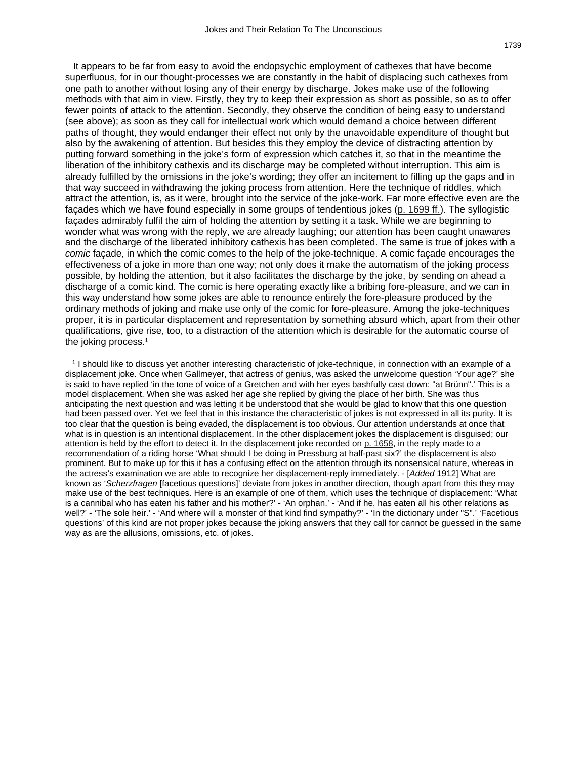It appears to be far from easy to avoid the endopsychic employment of cathexes that have become superfluous, for in our thought-processes we are constantly in the habit of displacing such cathexes from one path to another without losing any of their energy by discharge. Jokes make use of the following methods with that aim in view. Firstly, they try to keep their expression as short as possible, so as to offer fewer points of attack to the attention. Secondly, they observe the condition of being easy to understand (see above); as soon as they call for intellectual work which would demand a choice between different paths of thought, they would endanger their effect not only by the unavoidable expenditure of thought but also by the awakening of attention. But besides this they employ the device of distracting attention by putting forward something in the joke's form of expression which catches it, so that in the meantime the liberation of the inhibitory cathexis and its discharge may be completed without interruption. This aim is already fulfilled by the omissions in the joke's wording; they offer an incitement to filling up the gaps and in that way succeed in withdrawing the joking process from attention. Here the technique of riddles, which attract the attention, is, as it were, brought into the service of the joke-work. Far more effective even are the façades which we have found especially in some groups of tendentious jokes (p. 1699 ff.). The syllogistic façades admirably fulfil the aim of holding the attention by setting it a task. While we are beginning to wonder what was wrong with the reply, we are already laughing; our attention has been caught unawares and the discharge of the liberated inhibitory cathexis has been completed. The same is true of jokes with a *comic* façade, in which the comic comes to the help of the joke-technique. A comic façade encourages the effectiveness of a joke in more than one way; not only does it make the automatism of the joking process possible, by holding the attention, but it also facilitates the discharge by the joke, by sending on ahead a discharge of a comic kind. The comic is here operating exactly like a bribing fore-pleasure, and we can in this way understand how some jokes are able to renounce entirely the fore-pleasure produced by the ordinary methods of joking and make use only of the comic for fore-pleasure. Among the joke-techniques proper, it is in particular displacement and representation by something absurd which, apart from their other qualifications, give rise, too, to a distraction of the attention which is desirable for the automatic course of the joking process.[1]

[1] I should like to discuss yet another interesting characteristic of joke-technique, in connection with an example of a displacement joke. Once when Gallmeyer, that actress of genius, was asked the unwelcome question 'Your age?' she is said to have replied 'in the tone of voice of a Gretchen and with her eyes bashfully cast down: "at Brünn".' This is a model displacement. When she was asked her age she replied by giving the place of her birth. She was thus anticipating the next question and was letting it be understood that she would be glad to know that this one question had been passed over. Yet we feel that in this instance the characteristic of jokes is not expressed in all its purity. It is too clear that the question is being evaded, the displacement is too obvious. Our attention understands at once that what is in question is an intentional displacement. In the other displacement jokes the displacement is disguised; our attention is held by the effort to detect it. In the displacement joke recorded on p. 1658, in the reply made to a recommendation of a riding horse 'What should I be doing in Pressburg at half-past six?' the displacement is also prominent. But to make up for this it has a confusing effect on the attention through its nonsensical nature, whereas in the actress's examination we are able to recognize her displacement-reply immediately. - [*Added* 1912] What are known as '*Scherzfragen* [facetious questions]' deviate from jokes in another direction, though apart from this they may make use of the best techniques. Here is an example of one of them, which uses the technique of displacement: 'What is a cannibal who has eaten his father and his mother?' - 'An orphan.' - 'And if he, has eaten all his other relations as well?' - 'The sole heir.' - 'And where will a monster of that kind find sympathy?' - 'In the dictionary under "S".' 'Facetious questions' of this kind are not proper jokes because the joking answers that they call for cannot be guessed in the same way as are the allusions, omissions, etc. of jokes.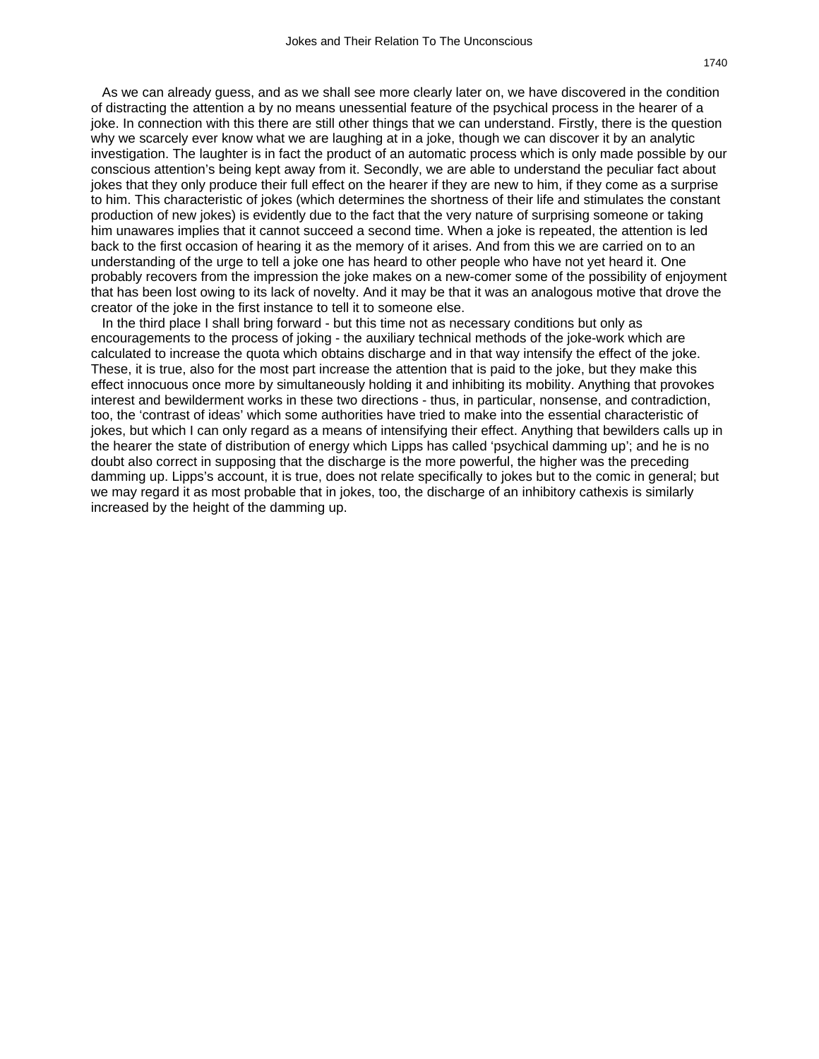As we can already guess, and as we shall see more clearly later on, we have discovered in the condition of distracting the attention a by no means unessential feature of the psychical process in the hearer of a joke. In connection with this there are still other things that we can understand. Firstly, there is the question why we scarcely ever know what we are laughing at in a joke, though we can discover it by an analytic investigation. The laughter is in fact the product of an automatic process which is only made possible by our conscious attention's being kept away from it. Secondly, we are able to understand the peculiar fact about jokes that they only produce their full effect on the hearer if they are new to him, if they come as a surprise to him. This characteristic of jokes (which determines the shortness of their life and stimulates the constant production of new jokes) is evidently due to the fact that the very nature of surprising someone or taking him unawares implies that it cannot succeed a second time. When a joke is repeated, the attention is led back to the first occasion of hearing it as the memory of it arises. And from this we are carried on to an understanding of the urge to tell a joke one has heard to other people who have not yet heard it. One probably recovers from the impression the joke makes on a new-comer some of the possibility of enjoyment that has been lost owing to its lack of novelty. And it may be that it was an analogous motive that drove the creator of the joke in the first instance to tell it to someone else.

In the third place I shall bring forward - but this time not as necessary conditions but only as encouragements to the process of joking - the auxiliary technical methods of the joke-work which are calculated to increase the quota which obtains discharge and in that way intensify the effect of the joke. These, it is true, also for the most part increase the attention that is paid to the joke, but they make this effect innocuous once more by simultaneously holding it and inhibiting its mobility. Anything that provokes interest and bewilderment works in these two directions - thus, in particular, nonsense, and contradiction, too, the 'contrast of ideas' which some authorities have tried to make into the essential characteristic of jokes, but which I can only regard as a means of intensifying their effect. Anything that bewilders calls up in the hearer the state of distribution of energy which Lipps has called 'psychical damming up'; and he is no doubt also correct in supposing that the discharge is the more powerful, the higher was the preceding damming up. Lipps's account, it is true, does not relate specifically to jokes but to the comic in general; but we may regard it as most probable that in jokes, too, the discharge of an inhibitory cathexis is similarly increased by the height of the damming up.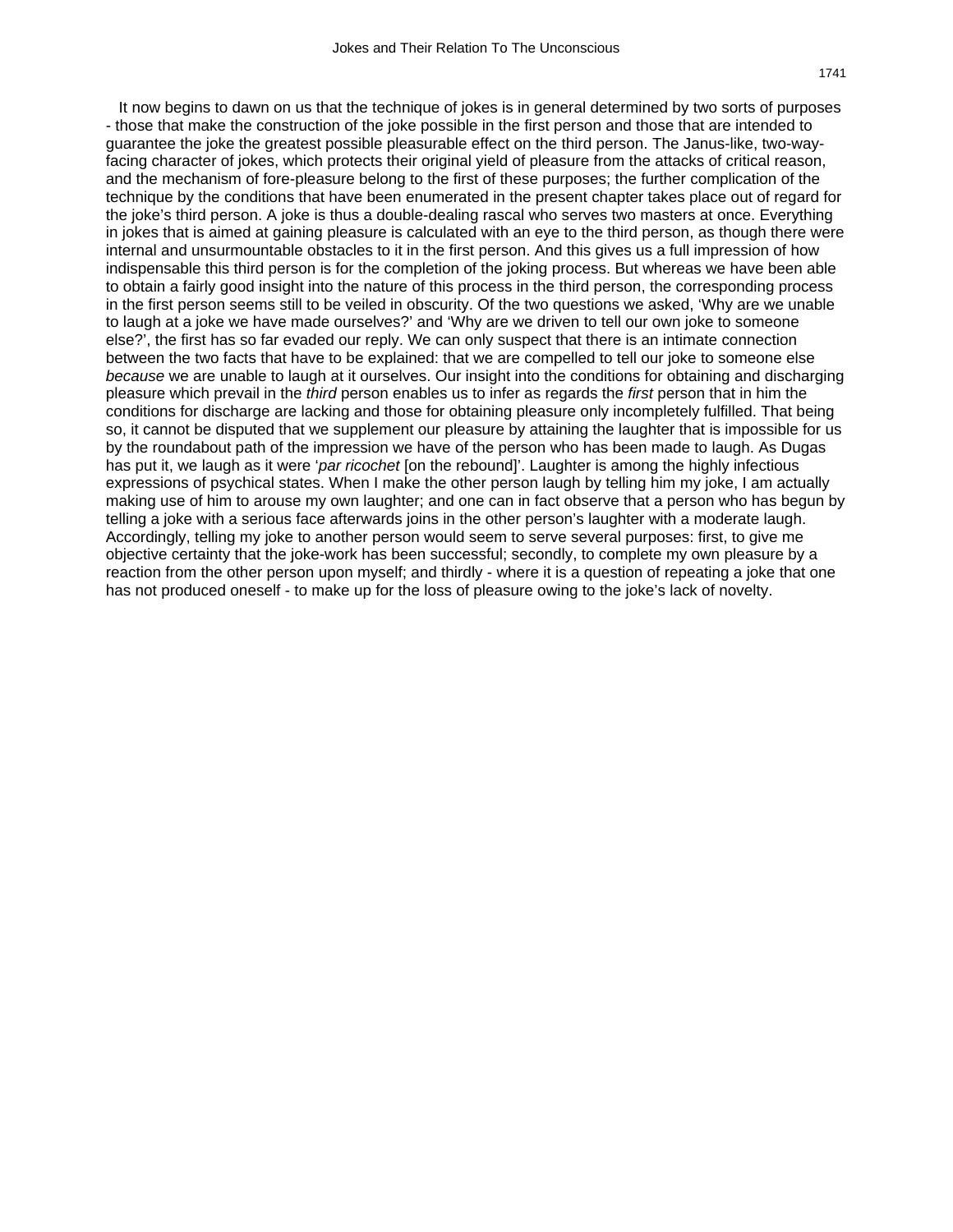It now begins to dawn on us that the technique of jokes is in general determined by two sorts of purposes - those that make the construction of the joke possible in the first person and those that are intended to guarantee the joke the greatest possible pleasurable effect on the third person. The Janus-like, two-way-facing character of jokes, which protects their original yield of pleasure from the attacks of critical reason, and the mechanism of fore-pleasure belong to the first of these purposes; the further complication of the technique by the conditions that have been enumerated in the present chapter takes place out of regard for the joke's third person. A joke is thus a double-dealing rascal who serves two masters at once. Everything in jokes that is aimed at gaining pleasure is calculated with an eye to the third person, as though there were internal and unsurmountable obstacles to it in the first person. And this gives us a full impression of how indispensable this third person is for the completion of the joking process. But whereas we have been able to obtain a fairly good insight into the nature of this process in the third person, the corresponding process in the first person seems still to be veiled in obscurity. Of the two questions we asked, 'Why are we unable to laugh at a joke we have made ourselves?' and 'Why are we driven to tell our own joke to someone else?', the first has so far evaded our reply. We can only suspect that there is an intimate connection between the two facts that have to be explained: that we are compelled to tell our joke to someone else *because* we are unable to laugh at it ourselves. Our insight into the conditions for obtaining and discharging pleasure which prevail in the *third* person enables us to infer as regards the *first* person that in him the conditions for discharge are lacking and those for obtaining pleasure only incompletely fulfilled. That being so, it cannot be disputed that we supplement our pleasure by attaining the laughter that is impossible for us by the roundabout path of the impression we have of the person who has been made to laugh. As Dugas has put it, we laugh as it were '*par ricochet* [on the rebound]'. Laughter is among the highly infectious expressions of psychical states. When I make the other person laugh by telling him my joke, I am actually making use of him to arouse my own laughter; and one can in fact observe that a person who has begun by telling a joke with a serious face afterwards joins in the other person's laughter with a moderate laugh. Accordingly, telling my joke to another person would seem to serve several purposes: first, to give me objective certainty that the joke-work has been successful; secondly, to complete my own pleasure by a reaction from the other person upon myself; and thirdly - where it is a question of repeating a joke that one has not produced oneself - to make up for the loss of pleasure owing to the joke's lack of novelty.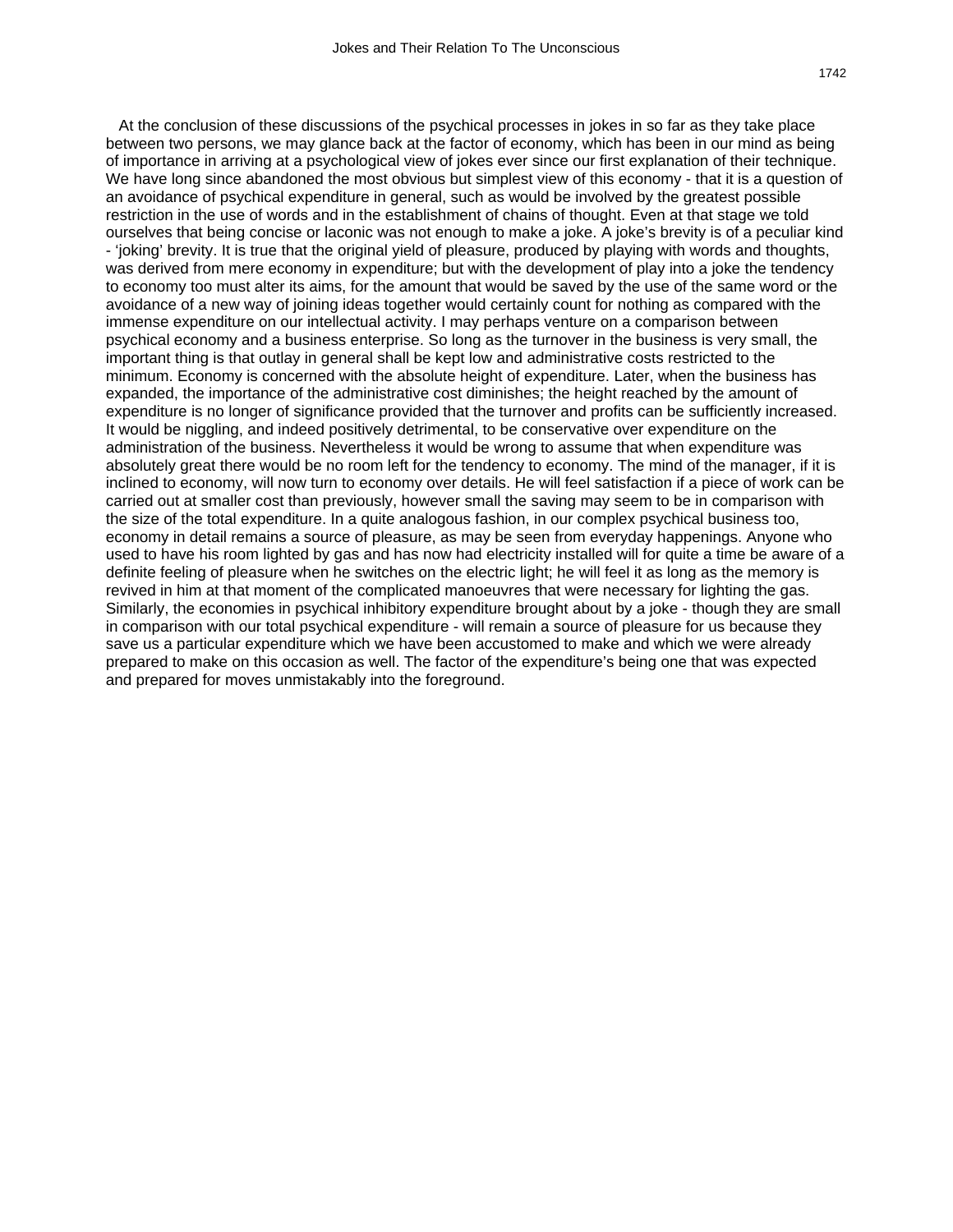At the conclusion of these discussions of the psychical processes in jokes in so far as they take place between two persons, we may glance back at the factor of economy, which has been in our mind as being of importance in arriving at a psychological view of jokes ever since our first explanation of their technique. We have long since abandoned the most obvious but simplest view of this economy - that it is a question of an avoidance of psychical expenditure in general, such as would be involved by the greatest possible restriction in the use of words and in the establishment of chains of thought. Even at that stage we told ourselves that being concise or laconic was not enough to make a joke. A joke's brevity is of a peculiar kind - 'joking' brevity. It is true that the original yield of pleasure, produced by playing with words and thoughts, was derived from mere economy in expenditure; but with the development of play into a joke the tendency to economy too must alter its aims, for the amount that would be saved by the use of the same word or the avoidance of a new way of joining ideas together would certainly count for nothing as compared with the immense expenditure on our intellectual activity. I may perhaps venture on a comparison between psychical economy and a business enterprise. So long as the turnover in the business is very small, the important thing is that outlay in general shall be kept low and administrative costs restricted to the minimum. Economy is concerned with the absolute height of expenditure. Later, when the business has expanded, the importance of the administrative cost diminishes; the height reached by the amount of expenditure is no longer of significance provided that the turnover and profits can be sufficiently increased. It would be niggling, and indeed positively detrimental, to be conservative over expenditure on the administration of the business. Nevertheless it would be wrong to assume that when expenditure was absolutely great there would be no room left for the tendency to economy. The mind of the manager, if it is inclined to economy, will now turn to economy over details. He will feel satisfaction if a piece of work can be carried out at smaller cost than previously, however small the saving may seem to be in comparison with the size of the total expenditure. In a quite analogous fashion, in our complex psychical business too, economy in detail remains a source of pleasure, as may be seen from everyday happenings. Anyone who used to have his room lighted by gas and has now had electricity installed will for quite a time be aware of a definite feeling of pleasure when he switches on the electric light; he will feel it as long as the memory is revived in him at that moment of the complicated manoeuvres that were necessary for lighting the gas. Similarly, the economies in psychical inhibitory expenditure brought about by a joke - though they are small in comparison with our total psychical expenditure - will remain a source of pleasure for us because they save us a particular expenditure which we have been accustomed to make and which we were already prepared to make on this occasion as well. The factor of the expenditure's being one that was expected and prepared for moves unmistakably into the foreground.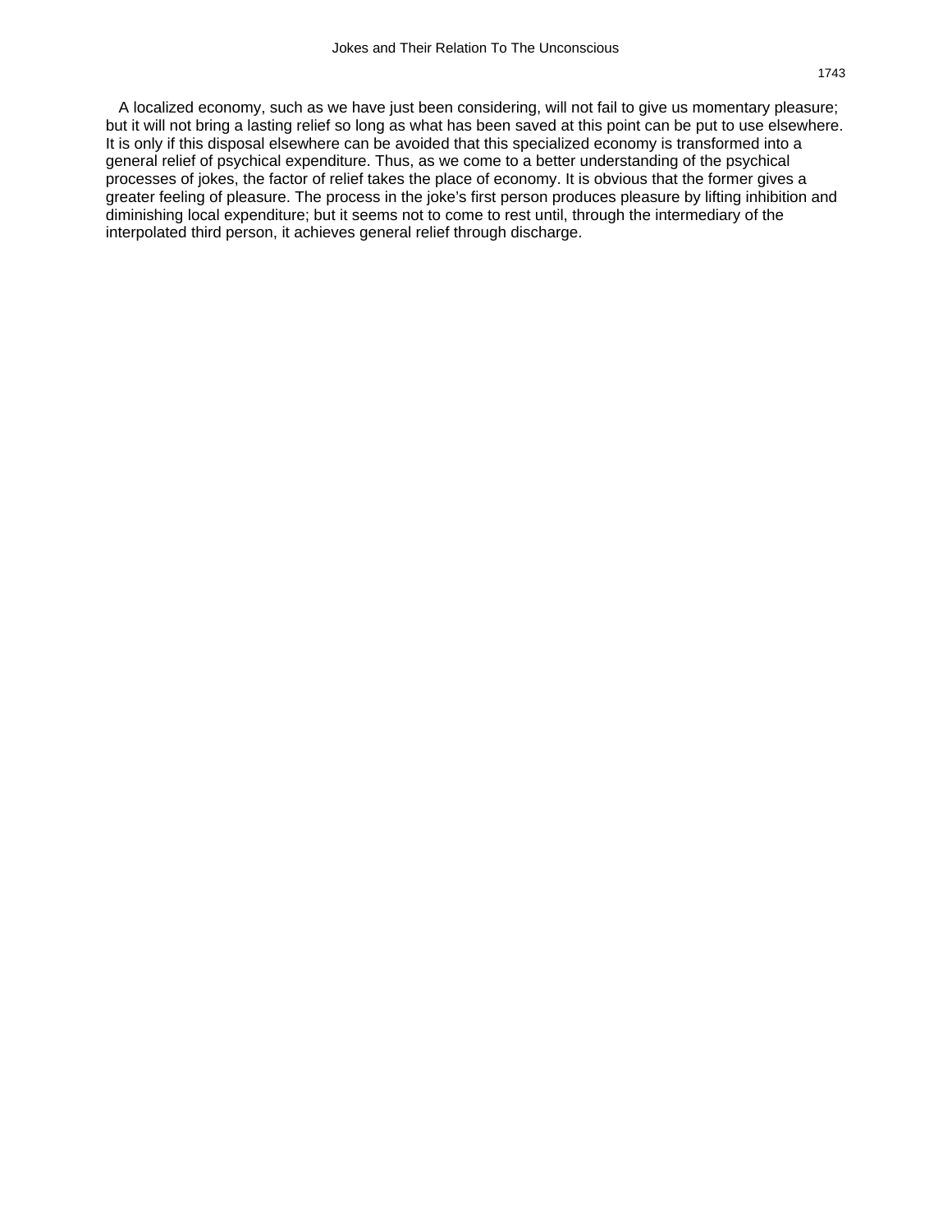A localized economy, such as we have just been considering, will not fail to give us momentary pleasure; but it will not bring a lasting relief so long as what has been saved at this point can be put to use elsewhere. It is only if this disposal elsewhere can be avoided that this specialized economy is transformed into a general relief of psychical expenditure. Thus, as we come to a better understanding of the psychical processes of jokes, the factor of relief takes the place of economy. It is obvious that the former gives a greater feeling of pleasure. The process in the joke's first person produces pleasure by lifting inhibition and diminishing local expenditure; but it seems not to come to rest until, through the intermediary of the interpolated third person, it achieves general relief through discharge.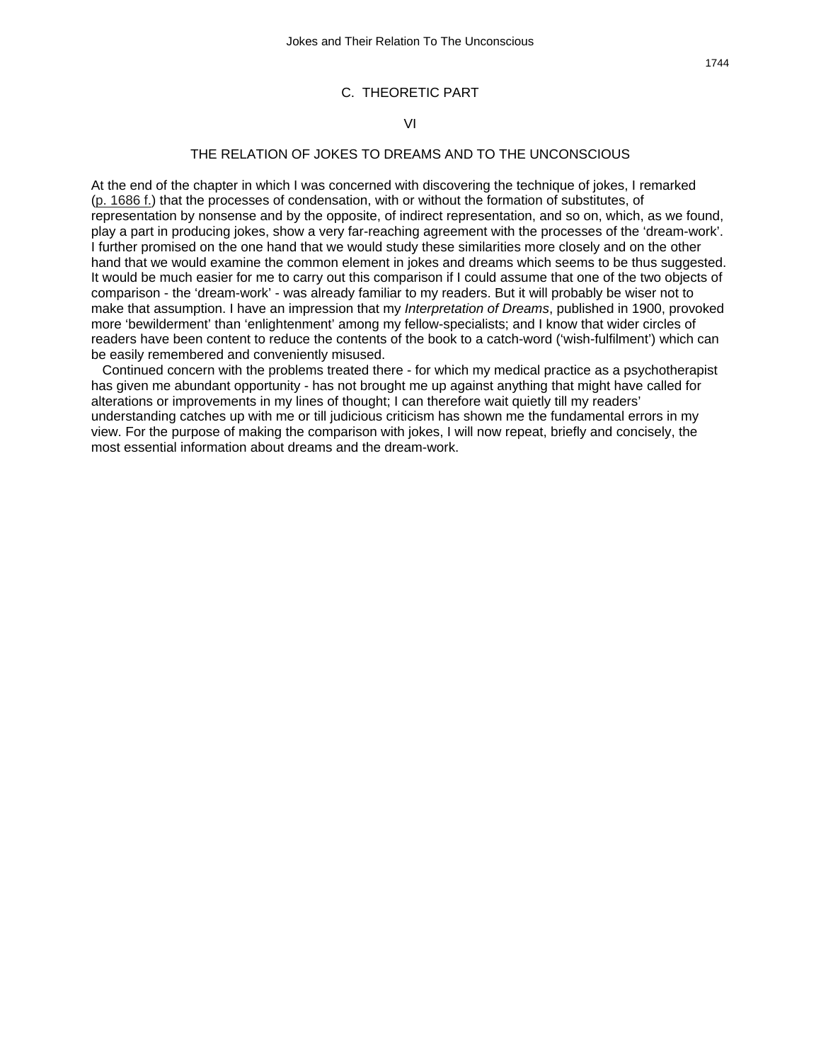## C. THEORETIC PART

### VI

### THE RELATION OF JOKES TO DREAMS AND TO THE UNCONSCIOUS

At the end of the chapter in which I was concerned with discovering the technique of jokes, I remarked (p. 1686 f.) that the processes of condensation, with or without the formation of substitutes, of representation by nonsense and by the opposite, of indirect representation, and so on, which, as we found, play a part in producing jokes, show a very far-reaching agreement with the processes of the 'dream-work'. I further promised on the one hand that we would study these similarities more closely and on the other hand that we would examine the common element in jokes and dreams which seems to be thus suggested. It would be much easier for me to carry out this comparison if I could assume that one of the two objects of comparison - the 'dream-work' - was already familiar to my readers. But it will probably be wiser not to make that assumption. I have an impression that my *Interpretation of Dreams*, published in 1900, provoked more 'bewilderment' than 'enlightenment' among my fellow-specialists; and I know that wider circles of readers have been content to reduce the contents of the book to a catch-word ('wish-fulfilment') which can be easily remembered and conveniently misused.

Continued concern with the problems treated there - for which my medical practice as a psychotherapist has given me abundant opportunity - has not brought me up against anything that might have called for alterations or improvements in my lines of thought; I can therefore wait quietly till my readers' understanding catches up with me or till judicious criticism has shown me the fundamental errors in my view. For the purpose of making the comparison with jokes, I will now repeat, briefly and concisely, the most essential information about dreams and the dream-work.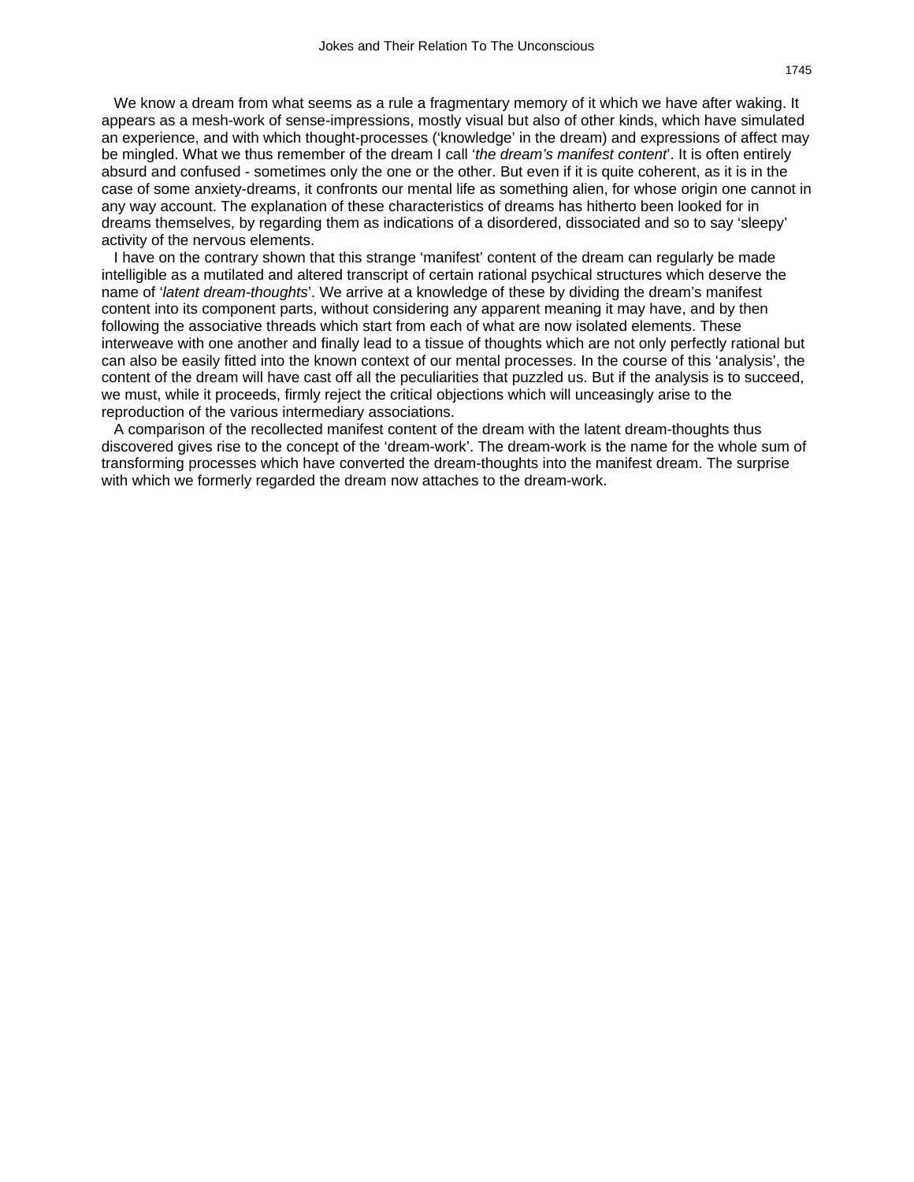We know a dream from what seems as a rule a fragmentary memory of it which we have after waking. It appears as a mesh-work of sense-impressions, mostly visual but also of other kinds, which have simulated an experience, and with which thought-processes ('knowledge' in the dream) and expressions of affect may be mingled. What we thus remember of the dream I call '*the dream's manifest content*'. It is often entirely absurd and confused - sometimes only the one or the other. But even if it is quite coherent, as it is in the case of some anxiety-dreams, it confronts our mental life as something alien, for whose origin one cannot in any way account. The explanation of these characteristics of dreams has hitherto been looked for in dreams themselves, by regarding them as indications of a disordered, dissociated and so to say 'sleepy' activity of the nervous elements.

I have on the contrary shown that this strange 'manifest' content of the dream can regularly be made intelligible as a mutilated and altered transcript of certain rational psychical structures which deserve the name of '*latent dream-thoughts*'. We arrive at a knowledge of these by dividing the dream's manifest content into its component parts, without considering any apparent meaning it may have, and by then following the associative threads which start from each of what are now isolated elements. These interweave with one another and finally lead to a tissue of thoughts which are not only perfectly rational but can also be easily fitted into the known context of our mental processes. In the course of this 'analysis', the content of the dream will have cast off all the peculiarities that puzzled us. But if the analysis is to succeed, we must, while it proceeds, firmly reject the critical objections which will unceasingly arise to the reproduction of the various intermediary associations.

A comparison of the recollected manifest content of the dream with the latent dream-thoughts thus discovered gives rise to the concept of the 'dream-work'. The dream-work is the name for the whole sum of transforming processes which have converted the dream-thoughts into the manifest dream. The surprise with which we formerly regarded the dream now attaches to the dream-work.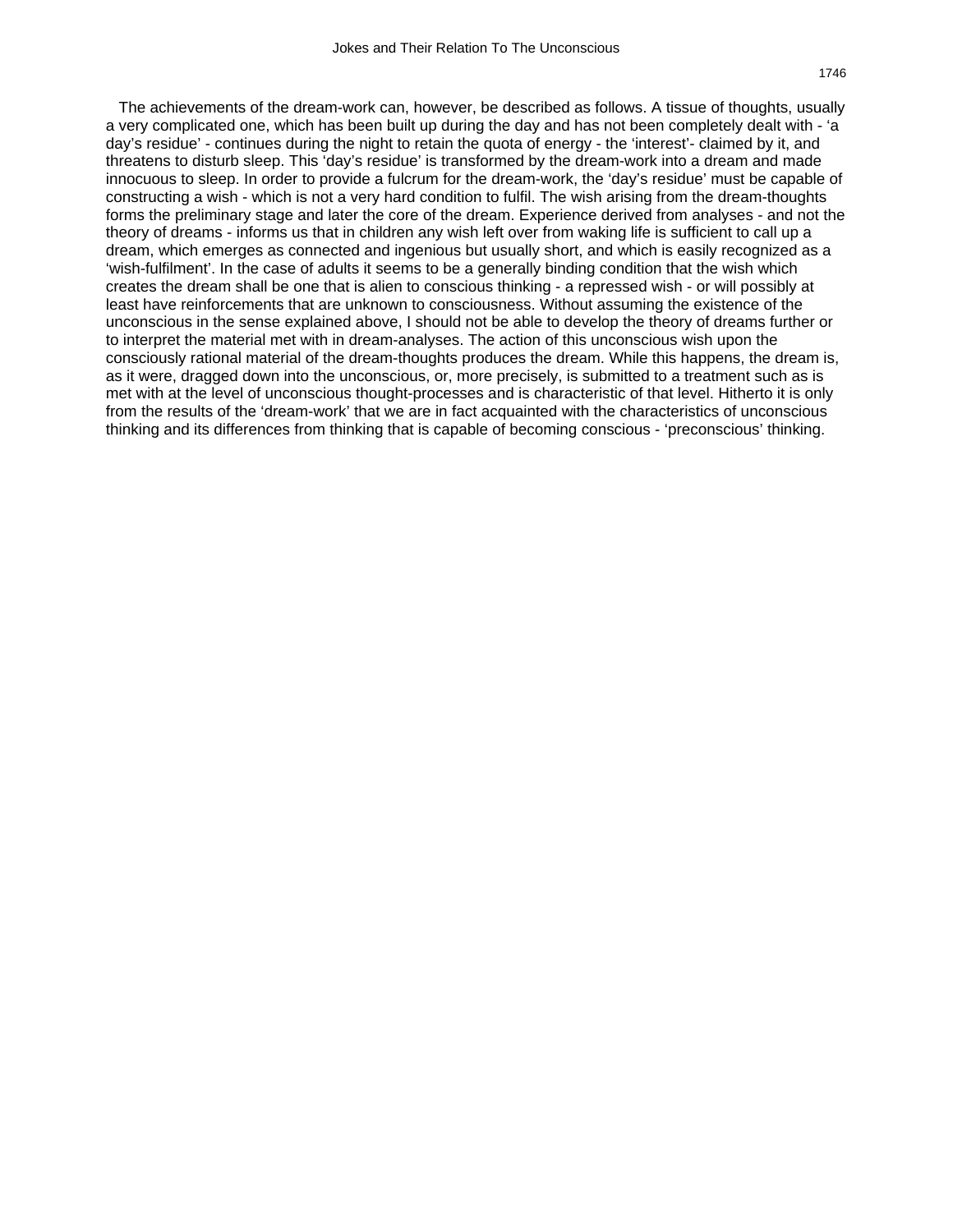The achievements of the dream-work can, however, be described as follows. A tissue of thoughts, usually a very complicated one, which has been built up during the day and has not been completely dealt with - ‘a day’s residue’ - continues during the night to retain the quota of energy - the ‘interest’- claimed by it, and threatens to disturb sleep. This ‘day’s residue’ is transformed by the dream-work into a dream and made innocuous to sleep. In order to provide a fulcrum for the dream-work, the ‘day’s residue’ must be capable of constructing a wish - which is not a very hard condition to fulfil. The wish arising from the dream-thoughts forms the preliminary stage and later the core of the dream. Experience derived from analyses - and not the theory of dreams - informs us that in children any wish left over from waking life is sufficient to call up a dream, which emerges as connected and ingenious but usually short, and which is easily recognized as a ‘wish-fulfilment’. In the case of adults it seems to be a generally binding condition that the wish which creates the dream shall be one that is alien to conscious thinking - a repressed wish - or will possibly at least have reinforcements that are unknown to consciousness. Without assuming the existence of the unconscious in the sense explained above, I should not be able to develop the theory of dreams further or to interpret the material met with in dream-analyses. The action of this unconscious wish upon the consciously rational material of the dream-thoughts produces the dream. While this happens, the dream is, as it were, dragged down into the unconscious, or, more precisely, is submitted to a treatment such as is met with at the level of unconscious thought-processes and is characteristic of that level. Hitherto it is only from the results of the ‘dream-work’ that we are in fact acquainted with the characteristics of unconscious thinking and its differences from thinking that is capable of becoming conscious - ‘preconscious’ thinking.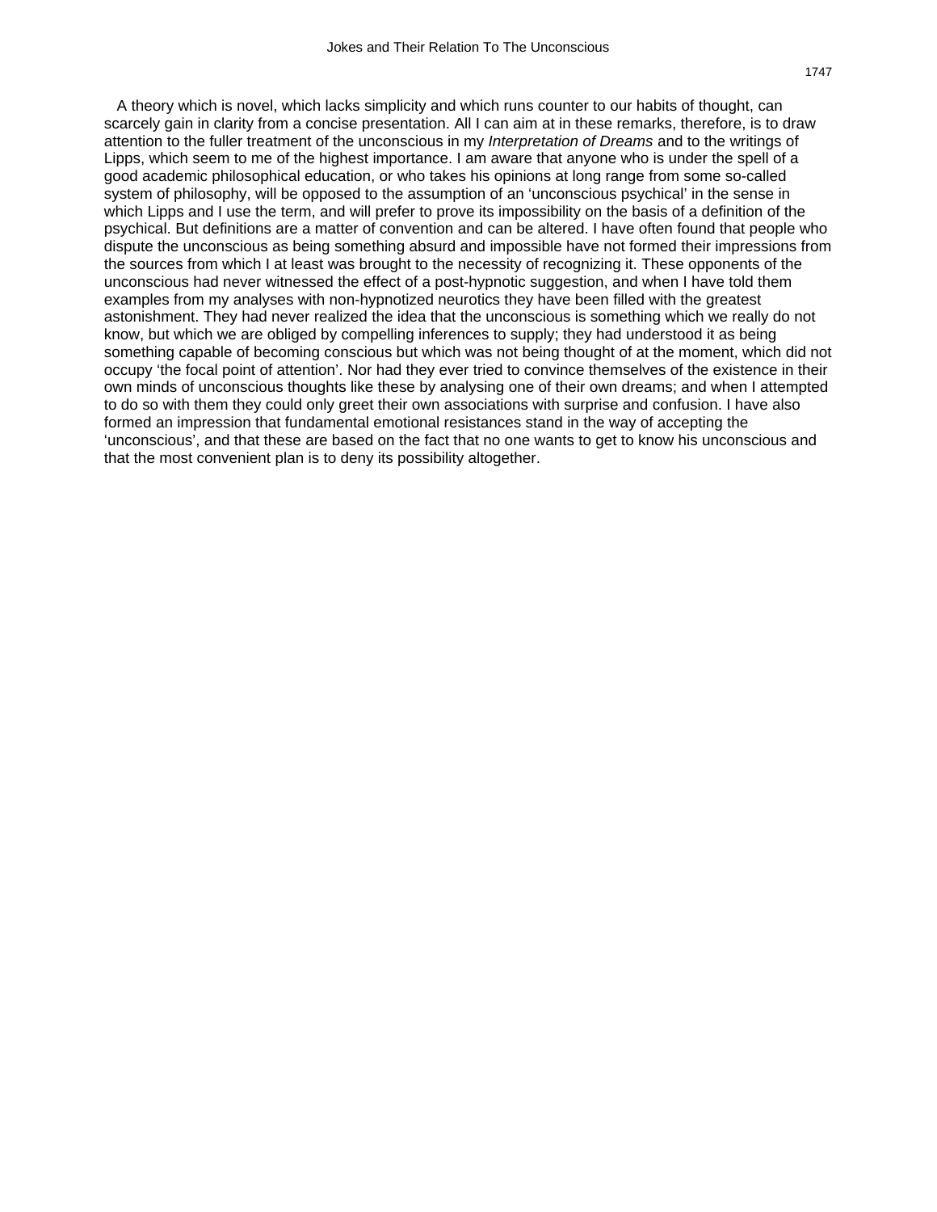A theory which is novel, which lacks simplicity and which runs counter to our habits of thought, can scarcely gain in clarity from a concise presentation. All I can aim at in these remarks, therefore, is to draw attention to the fuller treatment of the unconscious in my *Interpretation of Dreams* and to the writings of Lipps, which seem to me of the highest importance. I am aware that anyone who is under the spell of a good academic philosophical education, or who takes his opinions at long range from some so-called system of philosophy, will be opposed to the assumption of an 'unconscious psychical' in the sense in which Lipps and I use the term, and will prefer to prove its impossibility on the basis of a definition of the psychical. But definitions are a matter of convention and can be altered. I have often found that people who dispute the unconscious as being something absurd and impossible have not formed their impressions from the sources from which I at least was brought to the necessity of recognizing it. These opponents of the unconscious had never witnessed the effect of a post-hypnotic suggestion, and when I have told them examples from my analyses with non-hypnotized neurotics they have been filled with the greatest astonishment. They had never realized the idea that the unconscious is something which we really do not know, but which we are obliged by compelling inferences to supply; they had understood it as being something capable of becoming conscious but which was not being thought of at the moment, which did not occupy 'the focal point of attention'. Nor had they ever tried to convince themselves of the existence in their own minds of unconscious thoughts like these by analysing one of their own dreams; and when I attempted to do so with them they could only greet their own associations with surprise and confusion. I have also formed an impression that fundamental emotional resistances stand in the way of accepting the 'unconscious', and that these are based on the fact that no one wants to get to know his unconscious and that the most convenient plan is to deny its possibility altogether.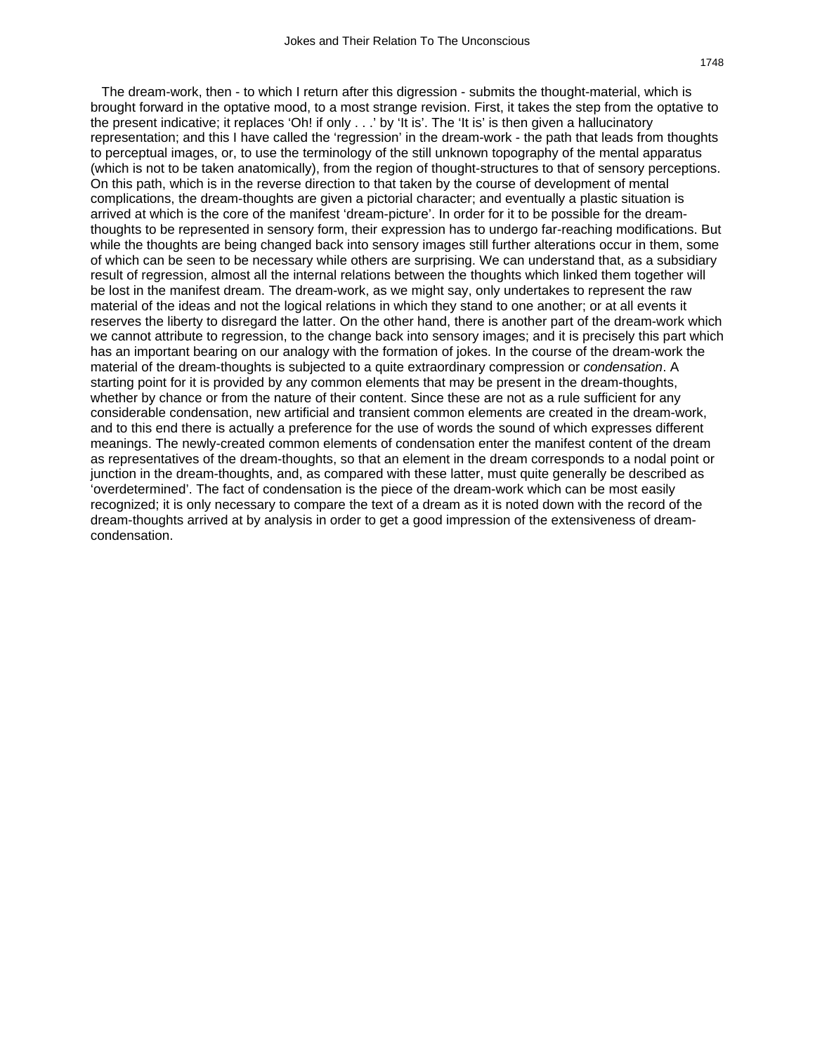The dream-work, then - to which I return after this digression - submits the thought-material, which is brought forward in the optative mood, to a most strange revision. First, it takes the step from the optative to the present indicative; it replaces 'Oh! if only . . .' by 'It is'. The 'It is' is then given a hallucinatory representation; and this I have called the 'regression' in the dream-work - the path that leads from thoughts to perceptual images, or, to use the terminology of the still unknown topography of the mental apparatus (which is not to be taken anatomically), from the region of thought-structures to that of sensory perceptions. On this path, which is in the reverse direction to that taken by the course of development of mental complications, the dream-thoughts are given a pictorial character; and eventually a plastic situation is arrived at which is the core of the manifest 'dream-picture'. In order for it to be possible for the dream-thoughts to be represented in sensory form, their expression has to undergo far-reaching modifications. But while the thoughts are being changed back into sensory images still further alterations occur in them, some of which can be seen to be necessary while others are surprising. We can understand that, as a subsidiary result of regression, almost all the internal relations between the thoughts which linked them together will be lost in the manifest dream. The dream-work, as we might say, only undertakes to represent the raw material of the ideas and not the logical relations in which they stand to one another; or at all events it reserves the liberty to disregard the latter. On the other hand, there is another part of the dream-work which we cannot attribute to regression, to the change back into sensory images; and it is precisely this part which has an important bearing on our analogy with the formation of jokes. In the course of the dream-work the material of the dream-thoughts is subjected to a quite extraordinary compression or *condensation*. A starting point for it is provided by any common elements that may be present in the dream-thoughts, whether by chance or from the nature of their content. Since these are not as a rule sufficient for any considerable condensation, new artificial and transient common elements are created in the dream-work, and to this end there is actually a preference for the use of words the sound of which expresses different meanings. The newly-created common elements of condensation enter the manifest content of the dream as representatives of the dream-thoughts, so that an element in the dream corresponds to a nodal point or junction in the dream-thoughts, and, as compared with these latter, must quite generally be described as 'overdetermined'. The fact of condensation is the piece of the dream-work which can be most easily recognized; it is only necessary to compare the text of a dream as it is noted down with the record of the dream-thoughts arrived at by analysis in order to get a good impression of the extensiveness of dream-condensation.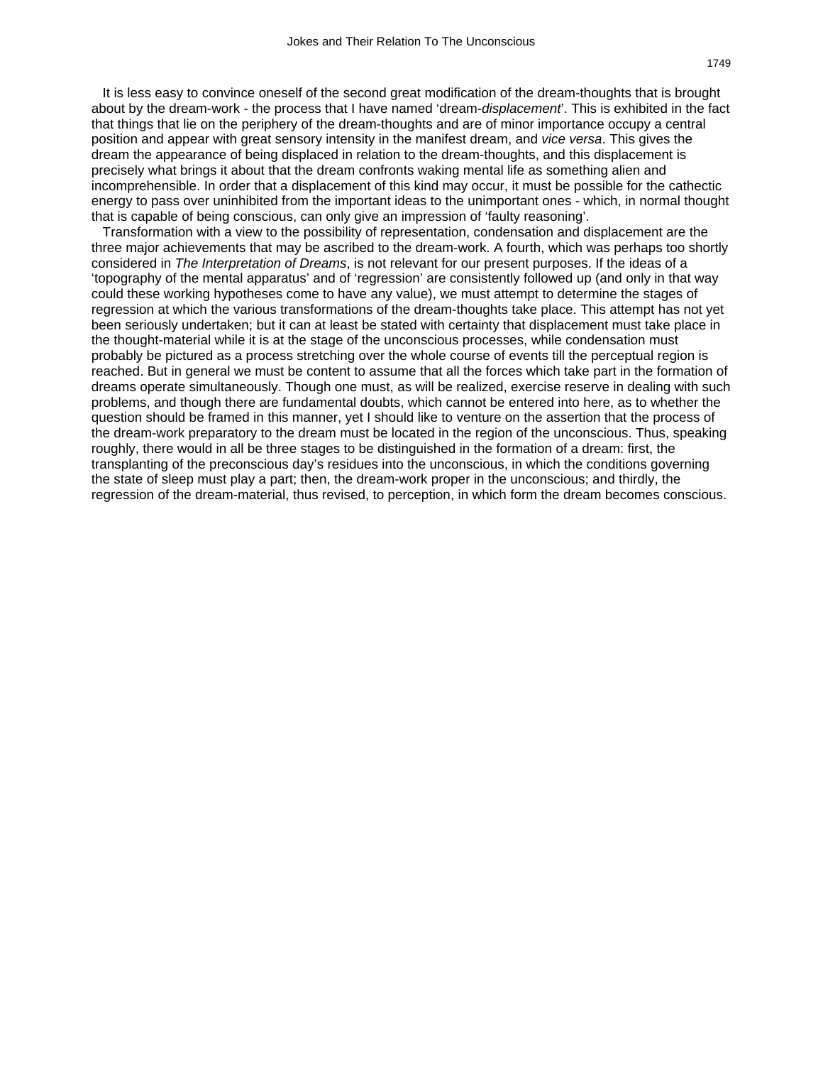It is less easy to convince oneself of the second great modification of the dream-thoughts that is brought about by the dream-work - the process that I have named 'dream-*displacement*'. This is exhibited in the fact that things that lie on the periphery of the dream-thoughts and are of minor importance occupy a central position and appear with great sensory intensity in the manifest dream, and *vice versa*. This gives the dream the appearance of being displaced in relation to the dream-thoughts, and this displacement is precisely what brings it about that the dream confronts waking mental life as something alien and incomprehensible. In order that a displacement of this kind may occur, it must be possible for the cathectic energy to pass over uninhibited from the important ideas to the unimportant ones - which, in normal thought that is capable of being conscious, can only give an impression of 'faulty reasoning'.

Transformation with a view to the possibility of representation, condensation and displacement are the three major achievements that may be ascribed to the dream-work. A fourth, which was perhaps too shortly considered in *The Interpretation of Dreams*, is not relevant for our present purposes. If the ideas of a 'topography of the mental apparatus' and of 'regression' are consistently followed up (and only in that way could these working hypotheses come to have any value), we must attempt to determine the stages of regression at which the various transformations of the dream-thoughts take place. This attempt has not yet been seriously undertaken; but it can at least be stated with certainty that displacement must take place in the thought-material while it is at the stage of the unconscious processes, while condensation must probably be pictured as a process stretching over the whole course of events till the perceptual region is reached. But in general we must be content to assume that all the forces which take part in the formation of dreams operate simultaneously. Though one must, as will be realized, exercise reserve in dealing with such problems, and though there are fundamental doubts, which cannot be entered into here, as to whether the question should be framed in this manner, yet I should like to venture on the assertion that the process of the dream-work preparatory to the dream must be located in the region of the unconscious. Thus, speaking roughly, there would in all be three stages to be distinguished in the formation of a dream: first, the transplanting of the preconscious day's residues into the unconscious, in which the conditions governing the state of sleep must play a part; then, the dream-work proper in the unconscious; and thirdly, the regression of the dream-material, thus revised, to perception, in which form the dream becomes conscious.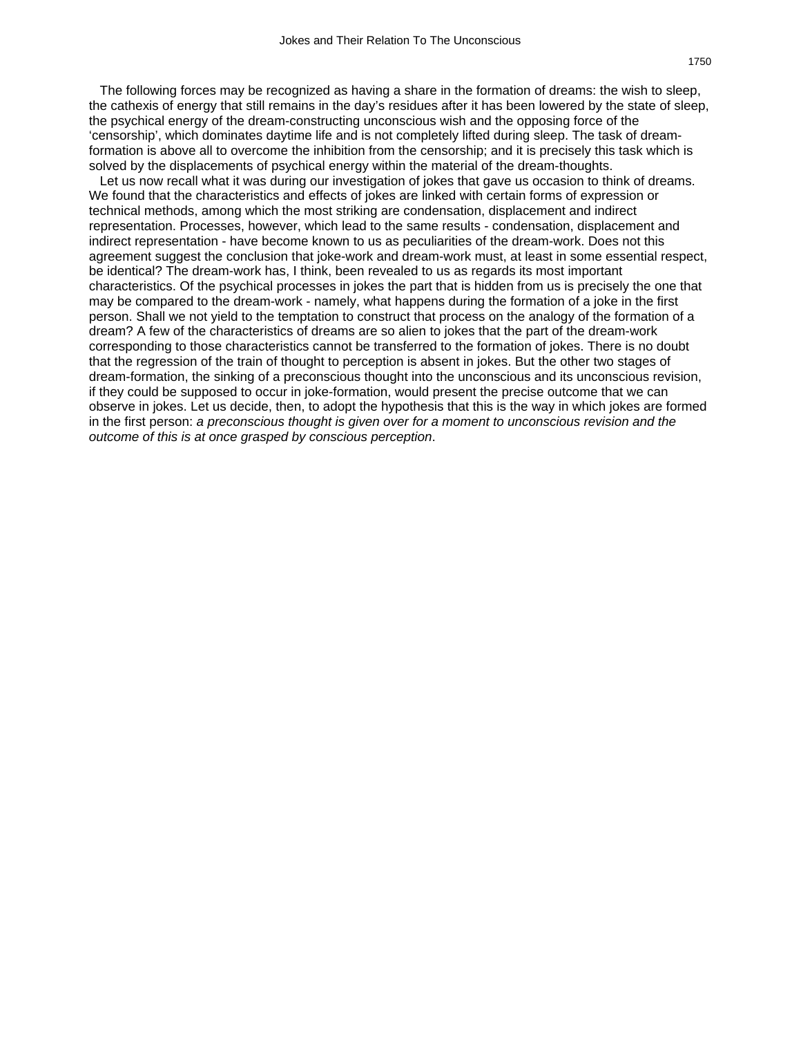The following forces may be recognized as having a share in the formation of dreams: the wish to sleep, the cathexis of energy that still remains in the day's residues after it has been lowered by the state of sleep, the psychical energy of the dream-constructing unconscious wish and the opposing force of the 'censorship', which dominates daytime life and is not completely lifted during sleep. The task of dream-formation is above all to overcome the inhibition from the censorship; and it is precisely this task which is solved by the displacements of psychical energy within the material of the dream-thoughts.

Let us now recall what it was during our investigation of jokes that gave us occasion to think of dreams. We found that the characteristics and effects of jokes are linked with certain forms of expression or technical methods, among which the most striking are condensation, displacement and indirect representation. Processes, however, which lead to the same results - condensation, displacement and indirect representation - have become known to us as peculiarities of the dream-work. Does not this agreement suggest the conclusion that joke-work and dream-work must, at least in some essential respect, be identical? The dream-work has, I think, been revealed to us as regards its most important characteristics. Of the psychical processes in jokes the part that is hidden from us is precisely the one that may be compared to the dream-work - namely, what happens during the formation of a joke in the first person. Shall we not yield to the temptation to construct that process on the analogy of the formation of a dream? A few of the characteristics of dreams are so alien to jokes that the part of the dream-work corresponding to those characteristics cannot be transferred to the formation of jokes. There is no doubt that the regression of the train of thought to perception is absent in jokes. But the other two stages of dream-formation, the sinking of a preconscious thought into the unconscious and its unconscious revision, if they could be supposed to occur in joke-formation, would present the precise outcome that we can observe in jokes. Let us decide, then, to adopt the hypothesis that this is the way in which jokes are formed in the first person: *a preconscious thought is given over for a moment to unconscious revision and the outcome of this is at once grasped by conscious perception*.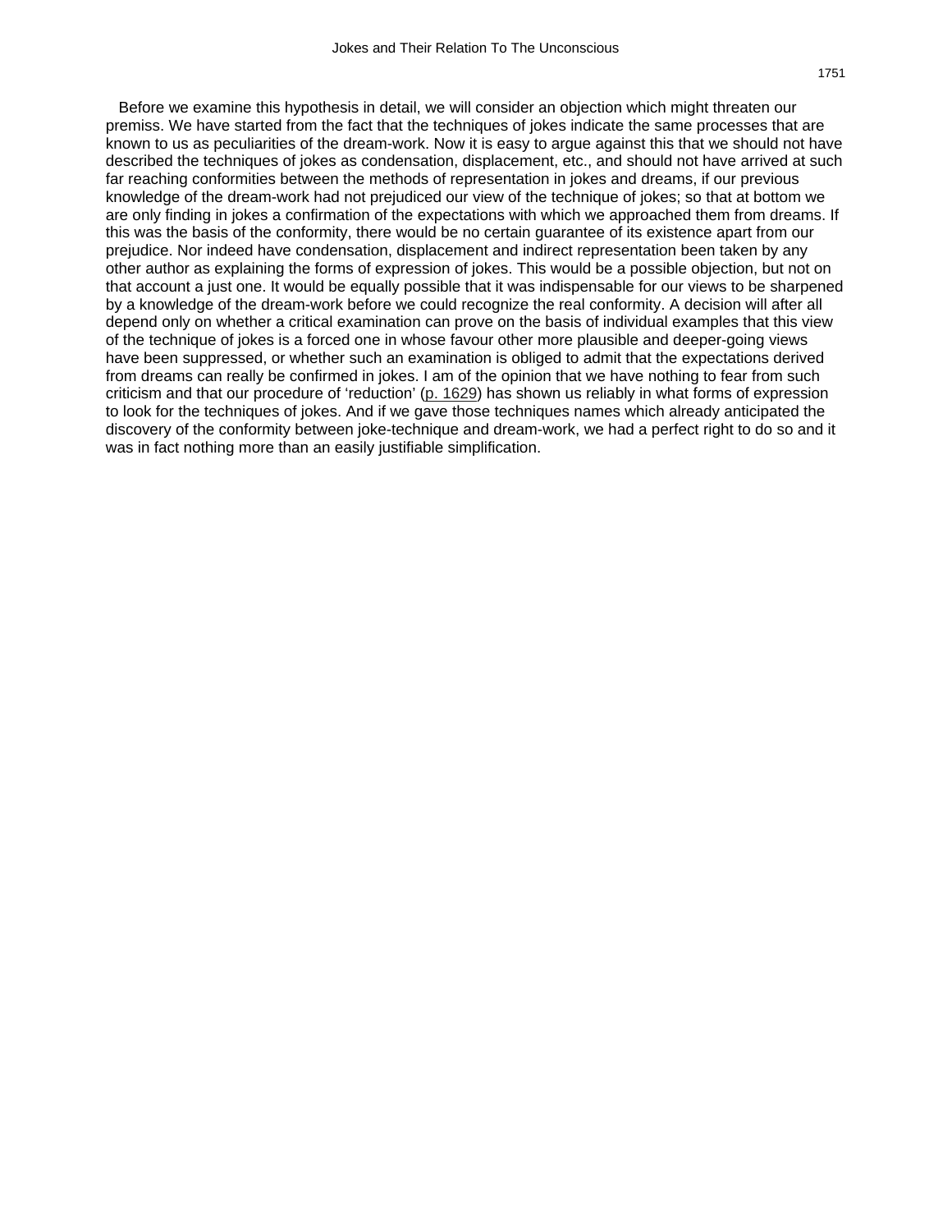Before we examine this hypothesis in detail, we will consider an objection which might threaten our premiss. We have started from the fact that the techniques of jokes indicate the same processes that are known to us as peculiarities of the dream-work. Now it is easy to argue against this that we should not have described the techniques of jokes as condensation, displacement, etc., and should not have arrived at such far reaching conformities between the methods of representation in jokes and dreams, if our previous knowledge of the dream-work had not prejudiced our view of the technique of jokes; so that at bottom we are only finding in jokes a confirmation of the expectations with which we approached them from dreams. If this was the basis of the conformity, there would be no certain guarantee of its existence apart from our prejudice. Nor indeed have condensation, displacement and indirect representation been taken by any other author as explaining the forms of expression of jokes. This would be a possible objection, but not on that account a just one. It would be equally possible that it was indispensable for our views to be sharpened by a knowledge of the dream-work before we could recognize the real conformity. A decision will after all depend only on whether a critical examination can prove on the basis of individual examples that this view of the technique of jokes is a forced one in whose favour other more plausible and deeper-going views have been suppressed, or whether such an examination is obliged to admit that the expectations derived from dreams can really be confirmed in jokes. I am of the opinion that we have nothing to fear from such criticism and that our procedure of 'reduction' (p. 1629) has shown us reliably in what forms of expression to look for the techniques of jokes. And if we gave those techniques names which already anticipated the discovery of the conformity between joke-technique and dream-work, we had a perfect right to do so and it was in fact nothing more than an easily justifiable simplification.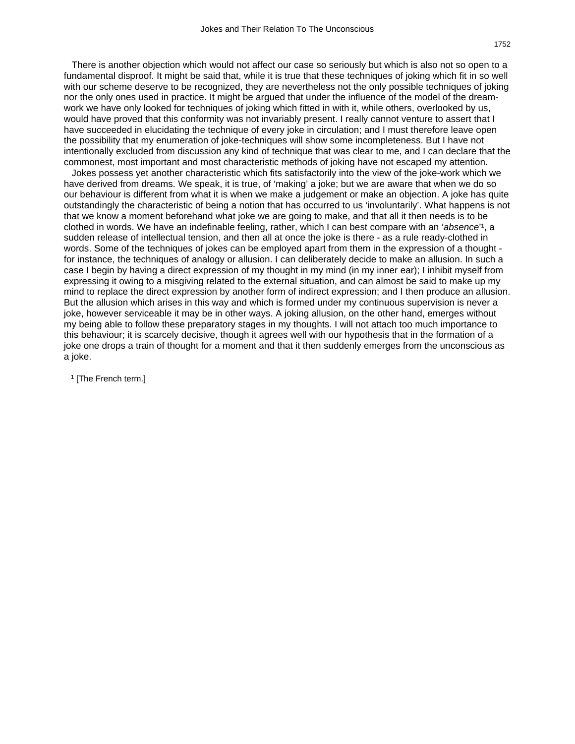There is another objection which would not affect our case so seriously but which is also not so open to a fundamental disproof. It might be said that, while it is true that these techniques of joking which fit in so well with our scheme deserve to be recognized, they are nevertheless not the only possible techniques of joking nor the only ones used in practice. It might be argued that under the influence of the model of the dream-work we have only looked for techniques of joking which fitted in with it, while others, overlooked by us, would have proved that this conformity was not invariably present. I really cannot venture to assert that I have succeeded in elucidating the technique of every joke in circulation; and I must therefore leave open the possibility that my enumeration of joke-techniques will show some incompleteness. But I have not intentionally excluded from discussion any kind of technique that was clear to me, and I can declare that the commonest, most important and most characteristic methods of joking have not escaped my attention.

Jokes possess yet another characteristic which fits satisfactorily into the view of the joke-work which we have derived from dreams. We speak, it is true, of 'making' a joke; but we are aware that when we do so our behaviour is different from what it is when we make a judgement or make an objection. A joke has quite outstandingly the characteristic of being a notion that has occurred to us 'involuntarily'. What happens is not that we know a moment beforehand what joke we are going to make, and that all it then needs is to be clothed in words. We have an indefinable feeling, rather, which I can best compare with an '*absence*'[1], a sudden release of intellectual tension, and then all at once the joke is there - as a rule ready-clothed in words. Some of the techniques of jokes can be employed apart from them in the expression of a thought - for instance, the techniques of analogy or allusion. I can deliberately decide to make an allusion. In such a case I begin by having a direct expression of my thought in my mind (in my inner ear); I inhibit myself from expressing it owing to a misgiving related to the external situation, and can almost be said to make up my mind to replace the direct expression by another form of indirect expression; and I then produce an allusion. But the allusion which arises in this way and which is formed under my continuous supervision is never a joke, however serviceable it may be in other ways. A joking allusion, on the other hand, emerges without my being able to follow these preparatory stages in my thoughts. I will not attach too much importance to this behaviour; it is scarcely decisive, though it agrees well with our hypothesis that in the formation of a joke one drops a train of thought for a moment and that it then suddenly emerges from the unconscious as a joke.

[1] [The French term.]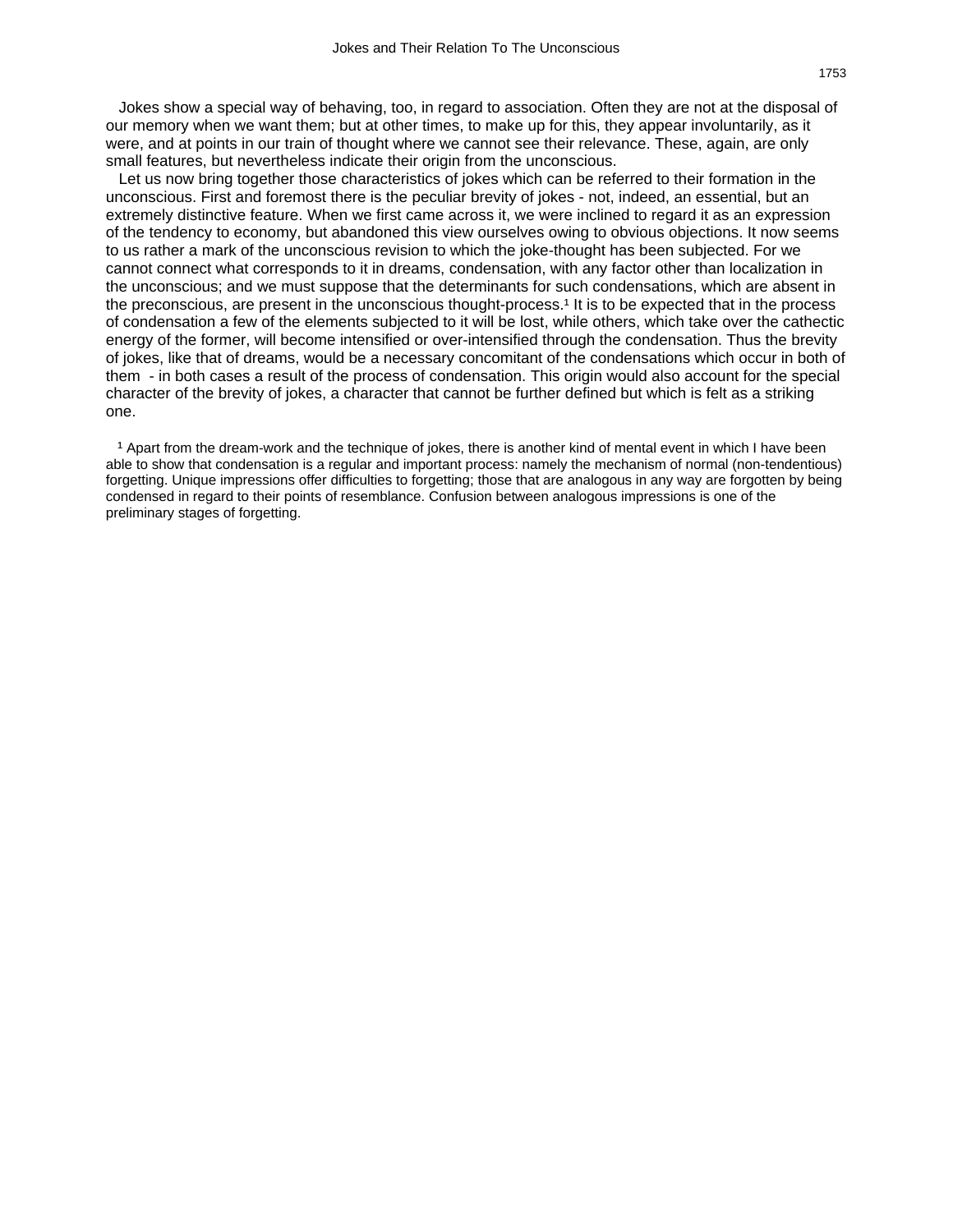Jokes show a special way of behaving, too, in regard to association. Often they are not at the disposal of our memory when we want them; but at other times, to make up for this, they appear involuntarily, as it were, and at points in our train of thought where we cannot see their relevance. These, again, are only small features, but nevertheless indicate their origin from the unconscious.

Let us now bring together those characteristics of jokes which can be referred to their formation in the unconscious. First and foremost there is the peculiar brevity of jokes - not, indeed, an essential, but an extremely distinctive feature. When we first came across it, we were inclined to regard it as an expression of the tendency to economy, but abandoned this view ourselves owing to obvious objections. It now seems to us rather a mark of the unconscious revision to which the joke-thought has been subjected. For we cannot connect what corresponds to it in dreams, condensation, with any factor other than localization in the unconscious; and we must suppose that the determinants for such condensations, which are absent in the preconscious, are present in the unconscious thought-process.[1] It is to be expected that in the process of condensation a few of the elements subjected to it will be lost, while others, which take over the cathectic energy of the former, will become intensified or over-intensified through the condensation. Thus the brevity of jokes, like that of dreams, would be a necessary concomitant of the condensations which occur in both of them - in both cases a result of the process of condensation. This origin would also account for the special character of the brevity of jokes, a character that cannot be further defined but which is felt as a striking one.

[1] Apart from the dream-work and the technique of jokes, there is another kind of mental event in which I have been able to show that condensation is a regular and important process: namely the mechanism of normal (non-tendentious) forgetting. Unique impressions offer difficulties to forgetting; those that are analogous in any way are forgotten by being condensed in regard to their points of resemblance. Confusion between analogous impressions is one of the preliminary stages of forgetting.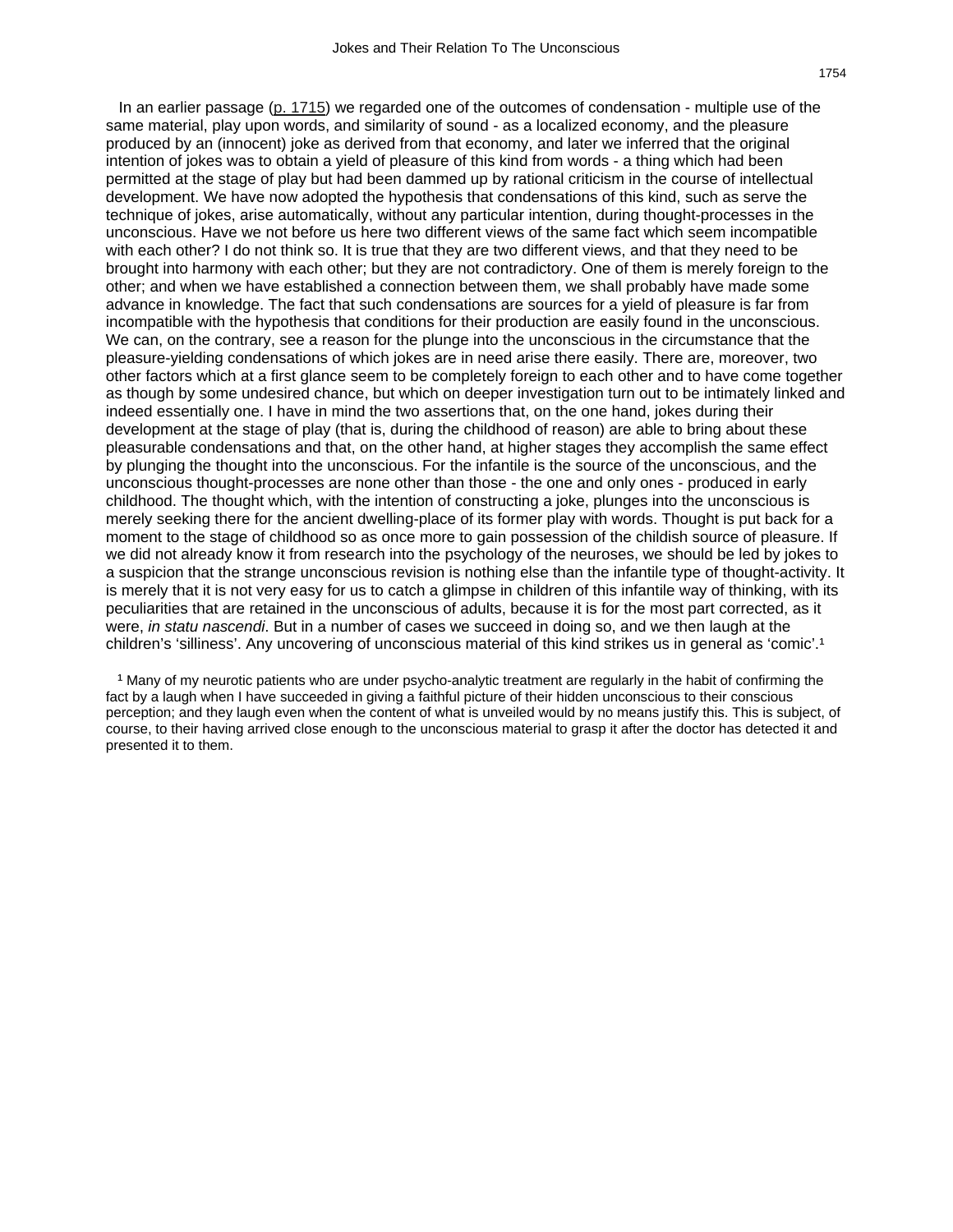In an earlier passage (p. 1715) we regarded one of the outcomes of condensation - multiple use of the same material, play upon words, and similarity of sound - as a localized economy, and the pleasure produced by an (innocent) joke as derived from that economy, and later we inferred that the original intention of jokes was to obtain a yield of pleasure of this kind from words - a thing which had been permitted at the stage of play but had been dammed up by rational criticism in the course of intellectual development. We have now adopted the hypothesis that condensations of this kind, such as serve the technique of jokes, arise automatically, without any particular intention, during thought-processes in the unconscious. Have we not before us here two different views of the same fact which seem incompatible with each other? I do not think so. It is true that they are two different views, and that they need to be brought into harmony with each other; but they are not contradictory. One of them is merely foreign to the other; and when we have established a connection between them, we shall probably have made some advance in knowledge. The fact that such condensations are sources for a yield of pleasure is far from incompatible with the hypothesis that conditions for their production are easily found in the unconscious. We can, on the contrary, see a reason for the plunge into the unconscious in the circumstance that the pleasure-yielding condensations of which jokes are in need arise there easily. There are, moreover, two other factors which at a first glance seem to be completely foreign to each other and to have come together as though by some undesired chance, but which on deeper investigation turn out to be intimately linked and indeed essentially one. I have in mind the two assertions that, on the one hand, jokes during their development at the stage of play (that is, during the childhood of reason) are able to bring about these pleasurable condensations and that, on the other hand, at higher stages they accomplish the same effect by plunging the thought into the unconscious. For the infantile is the source of the unconscious, and the unconscious thought-processes are none other than those - the one and only ones - produced in early childhood. The thought which, with the intention of constructing a joke, plunges into the unconscious is merely seeking there for the ancient dwelling-place of its former play with words. Thought is put back for a moment to the stage of childhood so as once more to gain possession of the childish source of pleasure. If we did not already know it from research into the psychology of the neuroses, we should be led by jokes to a suspicion that the strange unconscious revision is nothing else than the infantile type of thought-activity. It is merely that it is not very easy for us to catch a glimpse in children of this infantile way of thinking, with its peculiarities that are retained in the unconscious of adults, because it is for the most part corrected, as it were, *in statu nascendi*. But in a number of cases we succeed in doing so, and we then laugh at the children's 'silliness'. Any uncovering of unconscious material of this kind strikes us in general as 'comic'.[1]

[1] Many of my neurotic patients who are under psycho-analytic treatment are regularly in the habit of confirming the fact by a laugh when I have succeeded in giving a faithful picture of their hidden unconscious to their conscious perception; and they laugh even when the content of what is unveiled would by no means justify this. This is subject, of course, to their having arrived close enough to the unconscious material to grasp it after the doctor has detected it and presented it to them.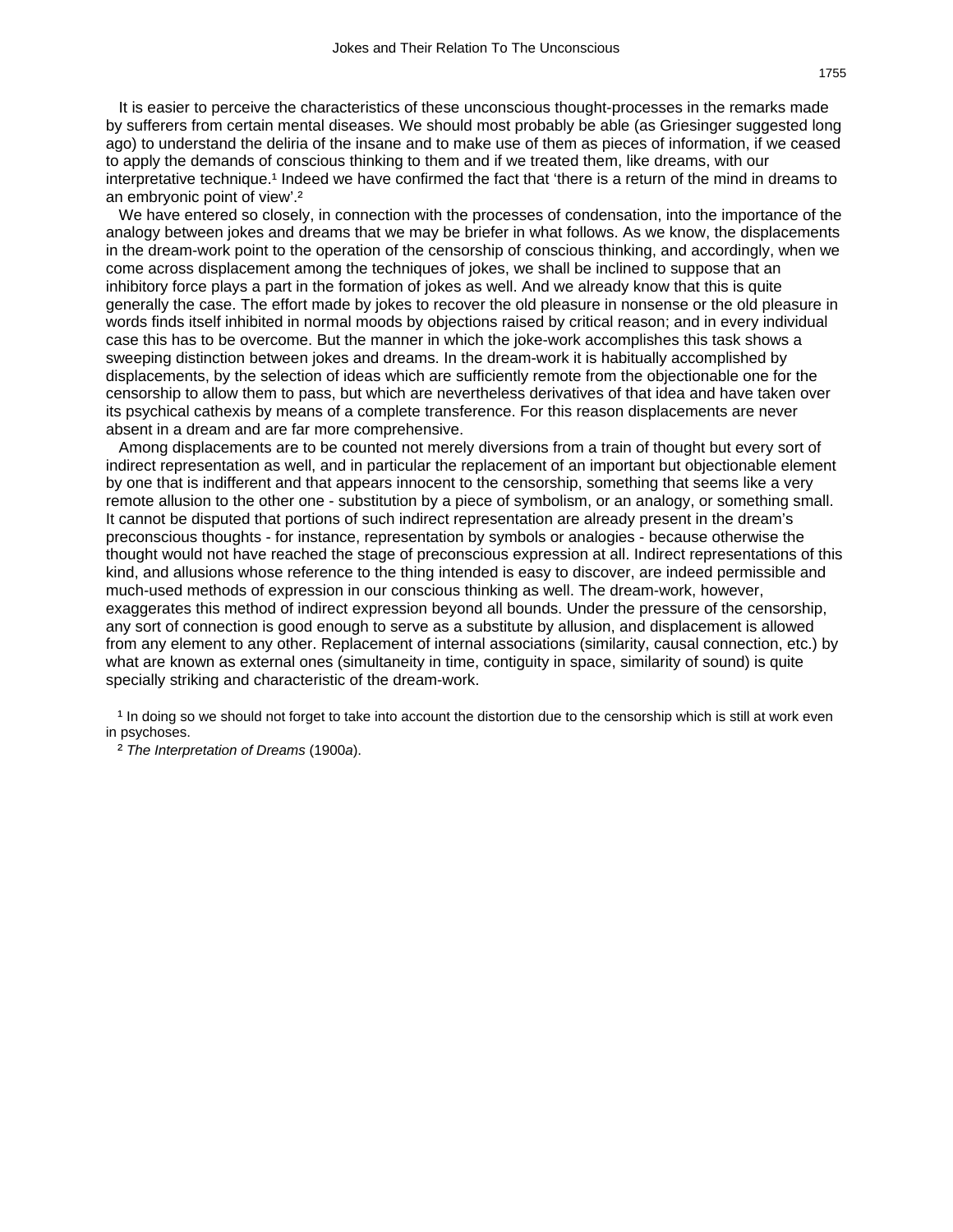It is easier to perceive the characteristics of these unconscious thought-processes in the remarks made by sufferers from certain mental diseases. We should most probably be able (as Griesinger suggested long ago) to understand the deliria of the insane and to make use of them as pieces of information, if we ceased to apply the demands of conscious thinking to them and if we treated them, like dreams, with our interpretative technique.[1] Indeed we have confirmed the fact that 'there is a return of the mind in dreams to an embryonic point of view'.[2]

We have entered so closely, in connection with the processes of condensation, into the importance of the analogy between jokes and dreams that we may be briefer in what follows. As we know, the displacements in the dream-work point to the operation of the censorship of conscious thinking, and accordingly, when we come across displacement among the techniques of jokes, we shall be inclined to suppose that an inhibitory force plays a part in the formation of jokes as well. And we already know that this is quite generally the case. The effort made by jokes to recover the old pleasure in nonsense or the old pleasure in words finds itself inhibited in normal moods by objections raised by critical reason; and in every individual case this has to be overcome. But the manner in which the joke-work accomplishes this task shows a sweeping distinction between jokes and dreams. In the dream-work it is habitually accomplished by displacements, by the selection of ideas which are sufficiently remote from the objectionable one for the censorship to allow them to pass, but which are nevertheless derivatives of that idea and have taken over its psychical cathexis by means of a complete transference. For this reason displacements are never absent in a dream and are far more comprehensive.

Among displacements are to be counted not merely diversions from a train of thought but every sort of indirect representation as well, and in particular the replacement of an important but objectionable element by one that is indifferent and that appears innocent to the censorship, something that seems like a very remote allusion to the other one - substitution by a piece of symbolism, or an analogy, or something small. It cannot be disputed that portions of such indirect representation are already present in the dream's preconscious thoughts - for instance, representation by symbols or analogies - because otherwise the thought would not have reached the stage of preconscious expression at all. Indirect representations of this kind, and allusions whose reference to the thing intended is easy to discover, are indeed permissible and much-used methods of expression in our conscious thinking as well. The dream-work, however, exaggerates this method of indirect expression beyond all bounds. Under the pressure of the censorship, any sort of connection is good enough to serve as a substitute by allusion, and displacement is allowed from any element to any other. Replacement of internal associations (similarity, causal connection, etc.) by what are known as external ones (simultaneity in time, contiguity in space, similarity of sound) is quite specially striking and characteristic of the dream-work.

[1] In doing so we should not forget to take into account the distortion due to the censorship which is still at work even in psychoses.

[2] *The Interpretation of Dreams* (1900*a*).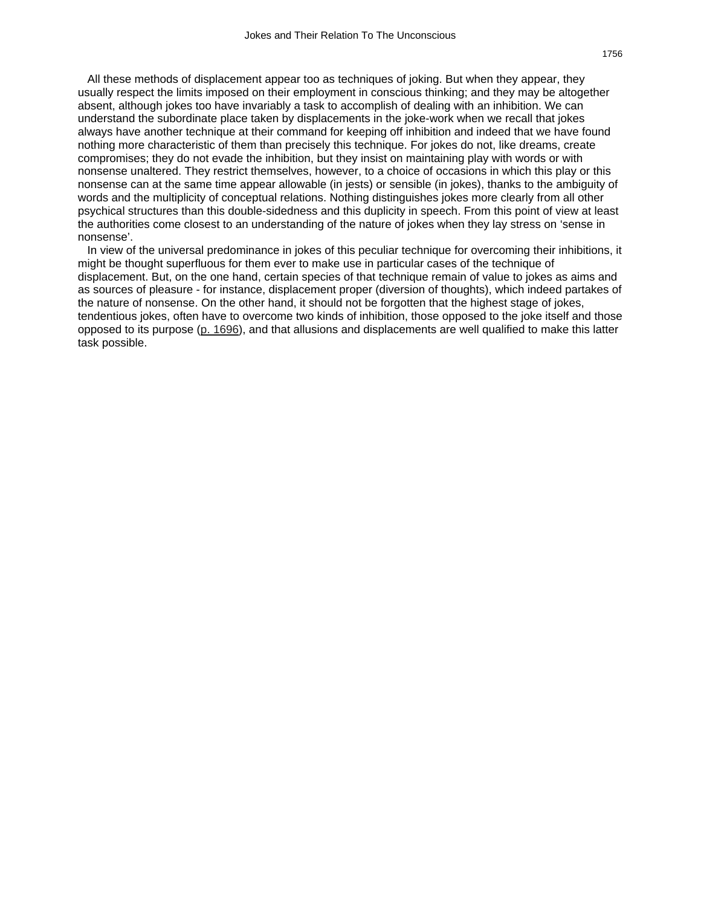All these methods of displacement appear too as techniques of joking. But when they appear, they usually respect the limits imposed on their employment in conscious thinking; and they may be altogether absent, although jokes too have invariably a task to accomplish of dealing with an inhibition. We can understand the subordinate place taken by displacements in the joke-work when we recall that jokes always have another technique at their command for keeping off inhibition and indeed that we have found nothing more characteristic of them than precisely this technique. For jokes do not, like dreams, create compromises; they do not evade the inhibition, but they insist on maintaining play with words or with nonsense unaltered. They restrict themselves, however, to a choice of occasions in which this play or this nonsense can at the same time appear allowable (in jests) or sensible (in jokes), thanks to the ambiguity of words and the multiplicity of conceptual relations. Nothing distinguishes jokes more clearly from all other psychical structures than this double-sidedness and this duplicity in speech. From this point of view at least the authorities come closest to an understanding of the nature of jokes when they lay stress on 'sense in nonsense'.

In view of the universal predominance in jokes of this peculiar technique for overcoming their inhibitions, it might be thought superfluous for them ever to make use in particular cases of the technique of displacement. But, on the one hand, certain species of that technique remain of value to jokes as aims and as sources of pleasure - for instance, displacement proper (diversion of thoughts), which indeed partakes of the nature of nonsense. On the other hand, it should not be forgotten that the highest stage of jokes, tendentious jokes, often have to overcome two kinds of inhibition, those opposed to the joke itself and those opposed to its purpose (p. 1696), and that allusions and displacements are well qualified to make this latter task possible.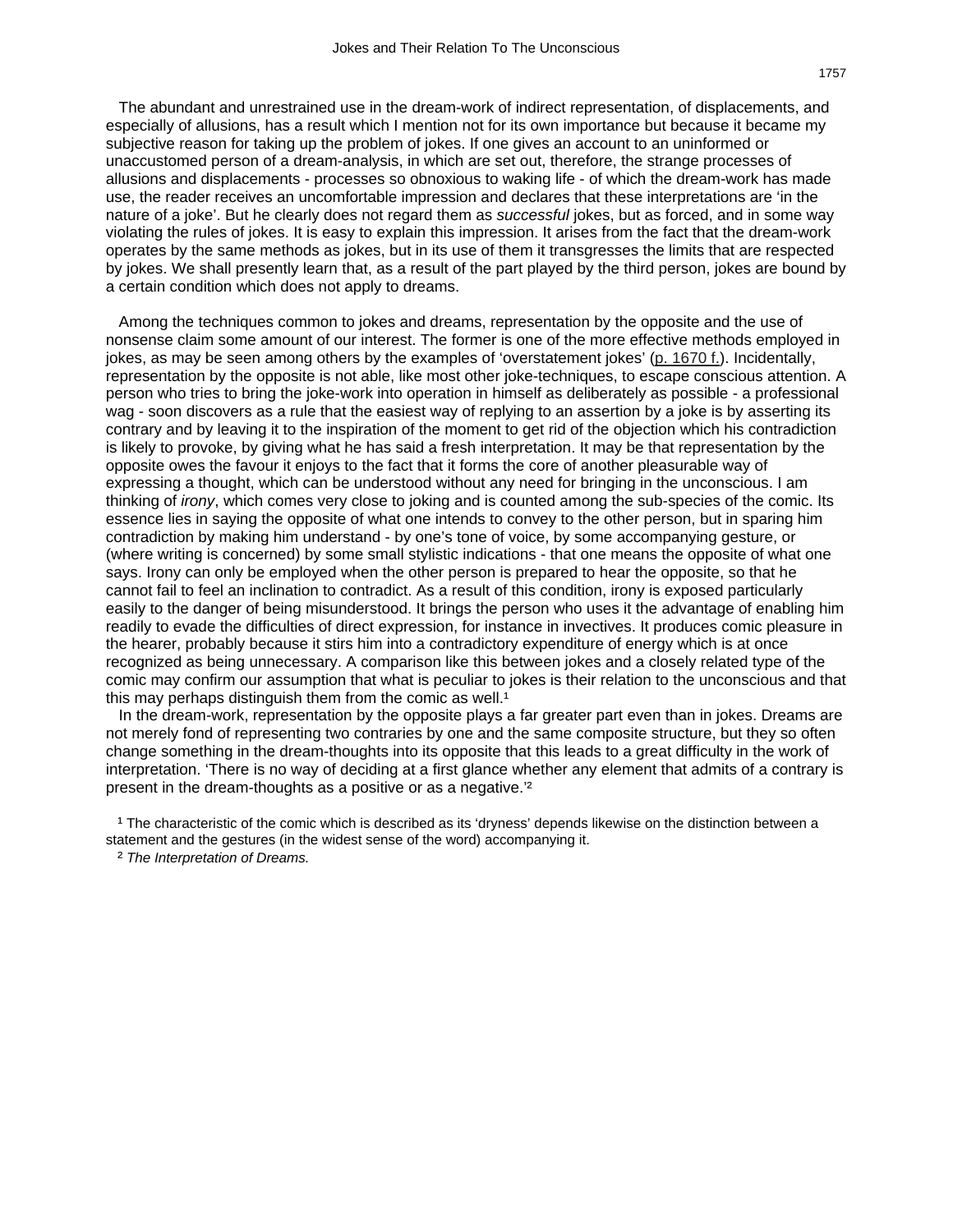The abundant and unrestrained use in the dream-work of indirect representation, of displacements, and especially of allusions, has a result which I mention not for its own importance but because it became my subjective reason for taking up the problem of jokes. If one gives an account to an uninformed or unaccustomed person of a dream-analysis, in which are set out, therefore, the strange processes of allusions and displacements - processes so obnoxious to waking life - of which the dream-work has made use, the reader receives an uncomfortable impression and declares that these interpretations are 'in the nature of a joke'. But he clearly does not regard them as *successful* jokes, but as forced, and in some way violating the rules of jokes. It is easy to explain this impression. It arises from the fact that the dream-work operates by the same methods as jokes, but in its use of them it transgresses the limits that are respected by jokes. We shall presently learn that, as a result of the part played by the third person, jokes are bound by a certain condition which does not apply to dreams.

Among the techniques common to jokes and dreams, representation by the opposite and the use of nonsense claim some amount of our interest. The former is one of the more effective methods employed in jokes, as may be seen among others by the examples of 'overstatement jokes' (p. 1670 f.). Incidentally, representation by the opposite is not able, like most other joke-techniques, to escape conscious attention. A person who tries to bring the joke-work into operation in himself as deliberately as possible - a professional wag - soon discovers as a rule that the easiest way of replying to an assertion by a joke is by asserting its contrary and by leaving it to the inspiration of the moment to get rid of the objection which his contradiction is likely to provoke, by giving what he has said a fresh interpretation. It may be that representation by the opposite owes the favour it enjoys to the fact that it forms the core of another pleasurable way of expressing a thought, which can be understood without any need for bringing in the unconscious. I am thinking of *irony*, which comes very close to joking and is counted among the sub-species of the comic. Its essence lies in saying the opposite of what one intends to convey to the other person, but in sparing him contradiction by making him understand - by one's tone of voice, by some accompanying gesture, or (where writing is concerned) by some small stylistic indications - that one means the opposite of what one says. Irony can only be employed when the other person is prepared to hear the opposite, so that he cannot fail to feel an inclination to contradict. As a result of this condition, irony is exposed particularly easily to the danger of being misunderstood. It brings the person who uses it the advantage of enabling him readily to evade the difficulties of direct expression, for instance in invectives. It produces comic pleasure in the hearer, probably because it stirs him into a contradictory expenditure of energy which is at once recognized as being unnecessary. A comparison like this between jokes and a closely related type of the comic may confirm our assumption that what is peculiar to jokes is their relation to the unconscious and that this may perhaps distinguish them from the comic as well.[1]

In the dream-work, representation by the opposite plays a far greater part even than in jokes. Dreams are not merely fond of representing two contraries by one and the same composite structure, but they so often change something in the dream-thoughts into its opposite that this leads to a great difficulty in the work of interpretation. 'There is no way of deciding at a first glance whether any element that admits of a contrary is present in the dream-thoughts as a positive or as a negative.'[2]

[1] The characteristic of the comic which is described as its 'dryness' depends likewise on the distinction between a statement and the gestures (in the widest sense of the word) accompanying it.

[2] *The Interpretation of Dreams.*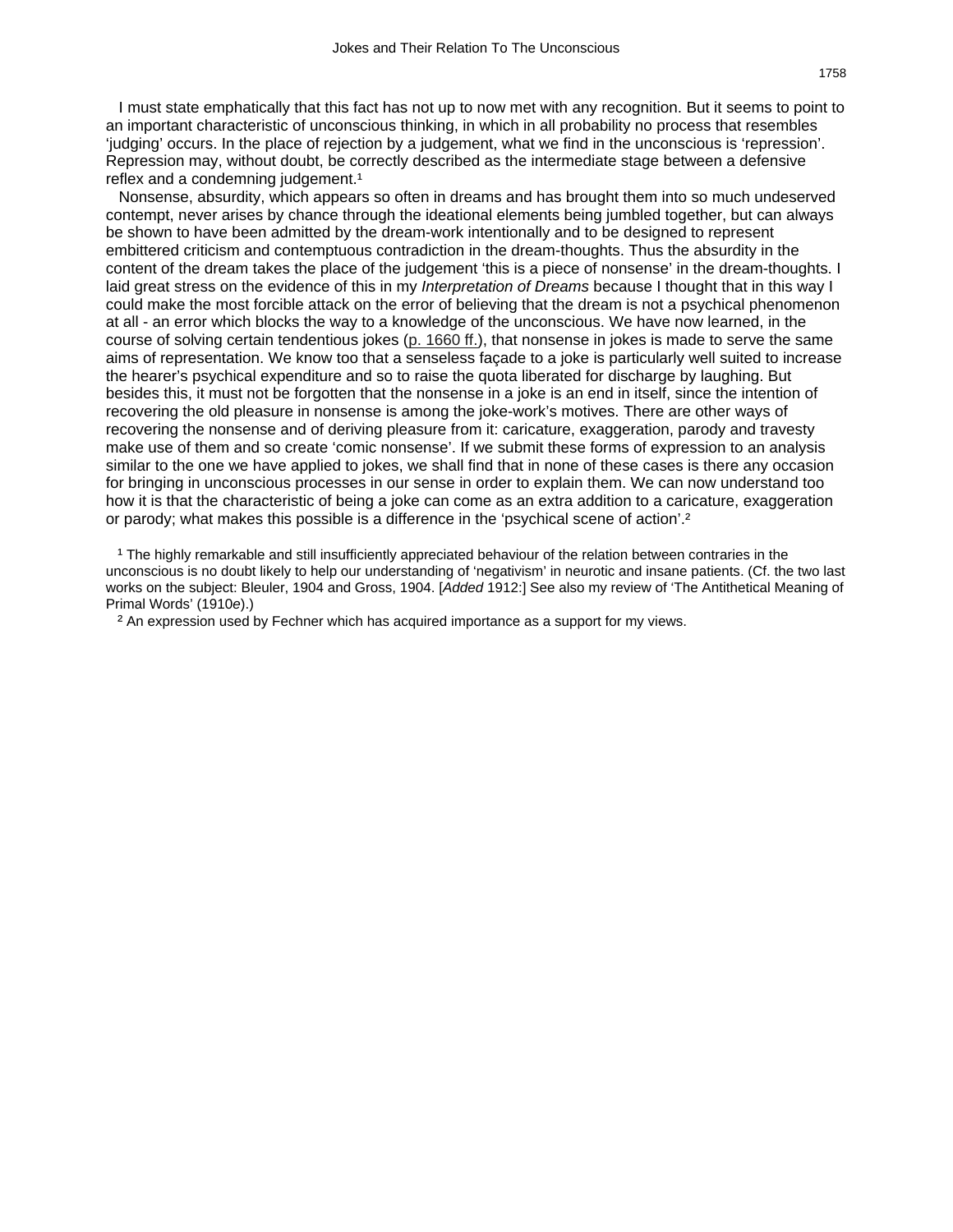I must state emphatically that this fact has not up to now met with any recognition. But it seems to point to an important characteristic of unconscious thinking, in which in all probability no process that resembles ‘judging’ occurs. In the place of rejection by a judgement, what we find in the unconscious is ‘repression’. Repression may, without doubt, be correctly described as the intermediate stage between a defensive reflex and a condemning judgement.[1]

Nonsense, absurdity, which appears so often in dreams and has brought them into so much undeserved contempt, never arises by chance through the ideational elements being jumbled together, but can always be shown to have been admitted by the dream-work intentionally and to be designed to represent embittered criticism and contemptuous contradiction in the dream-thoughts. Thus the absurdity in the content of the dream takes the place of the judgement ‘this is a piece of nonsense’ in the dream-thoughts. I laid great stress on the evidence of this in my *Interpretation of Dreams* because I thought that in this way I could make the most forcible attack on the error of believing that the dream is not a psychical phenomenon at all - an error which blocks the way to a knowledge of the unconscious. We have now learned, in the course of solving certain tendentious jokes (p. 1660 ff.), that nonsense in jokes is made to serve the same aims of representation. We know too that a senseless façade to a joke is particularly well suited to increase the hearer’s psychical expenditure and so to raise the quota liberated for discharge by laughing. But besides this, it must not be forgotten that the nonsense in a joke is an end in itself, since the intention of recovering the old pleasure in nonsense is among the joke-work’s motives. There are other ways of recovering the nonsense and of deriving pleasure from it: caricature, exaggeration, parody and travesty make use of them and so create ‘comic nonsense’. If we submit these forms of expression to an analysis similar to the one we have applied to jokes, we shall find that in none of these cases is there any occasion for bringing in unconscious processes in our sense in order to explain them. We can now understand too how it is that the characteristic of being a joke can come as an extra addition to a caricature, exaggeration or parody; what makes this possible is a difference in the ‘psychical scene of action’.[2]

[1] The highly remarkable and still insufficiently appreciated behaviour of the relation between contraries in the unconscious is no doubt likely to help our understanding of ‘negativism’ in neurotic and insane patients. (Cf. the two last works on the subject: Bleuler, 1904 and Gross, 1904. [*Added* 1912:] See also my review of ‘The Antithetical Meaning of Primal Words’ (1910*e*).)

[2] An expression used by Fechner which has acquired importance as a support for my views.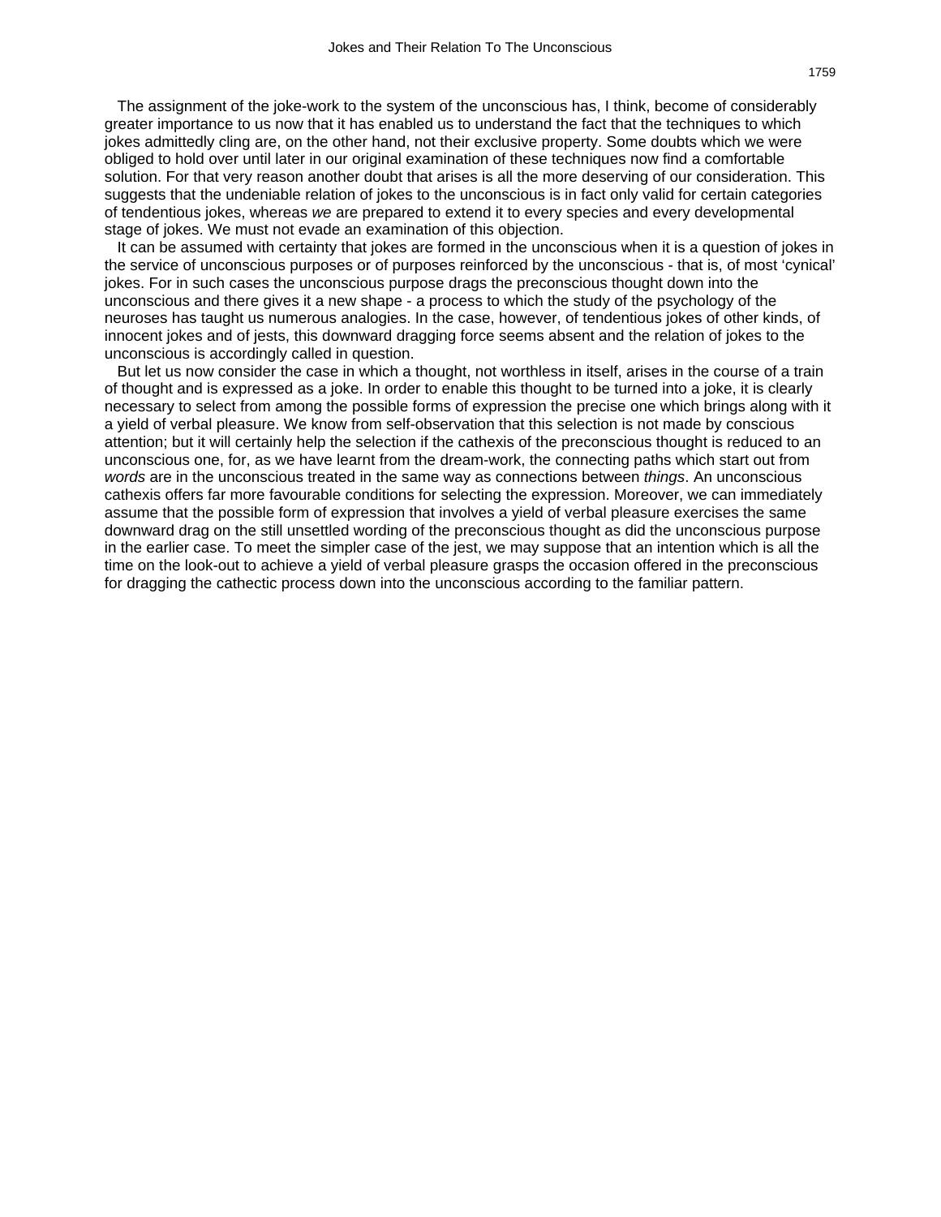The assignment of the joke-work to the system of the unconscious has, I think, become of considerably greater importance to us now that it has enabled us to understand the fact that the techniques to which jokes admittedly cling are, on the other hand, not their exclusive property. Some doubts which we were obliged to hold over until later in our original examination of these techniques now find a comfortable solution. For that very reason another doubt that arises is all the more deserving of our consideration. This suggests that the undeniable relation of jokes to the unconscious is in fact only valid for certain categories of tendentious jokes, whereas *we* are prepared to extend it to every species and every developmental stage of jokes. We must not evade an examination of this objection.

It can be assumed with certainty that jokes are formed in the unconscious when it is a question of jokes in the service of unconscious purposes or of purposes reinforced by the unconscious - that is, of most 'cynical' jokes. For in such cases the unconscious purpose drags the preconscious thought down into the unconscious and there gives it a new shape - a process to which the study of the psychology of the neuroses has taught us numerous analogies. In the case, however, of tendentious jokes of other kinds, of innocent jokes and of jests, this downward dragging force seems absent and the relation of jokes to the unconscious is accordingly called in question.

But let us now consider the case in which a thought, not worthless in itself, arises in the course of a train of thought and is expressed as a joke. In order to enable this thought to be turned into a joke, it is clearly necessary to select from among the possible forms of expression the precise one which brings along with it a yield of verbal pleasure. We know from self-observation that this selection is not made by conscious attention; but it will certainly help the selection if the cathexis of the preconscious thought is reduced to an unconscious one, for, as we have learnt from the dream-work, the connecting paths which start out from *words* are in the unconscious treated in the same way as connections between *things*. An unconscious cathexis offers far more favourable conditions for selecting the expression. Moreover, we can immediately assume that the possible form of expression that involves a yield of verbal pleasure exercises the same downward drag on the still unsettled wording of the preconscious thought as did the unconscious purpose in the earlier case. To meet the simpler case of the jest, we may suppose that an intention which is all the time on the look-out to achieve a yield of verbal pleasure grasps the occasion offered in the preconscious for dragging the cathectic process down into the unconscious according to the familiar pattern.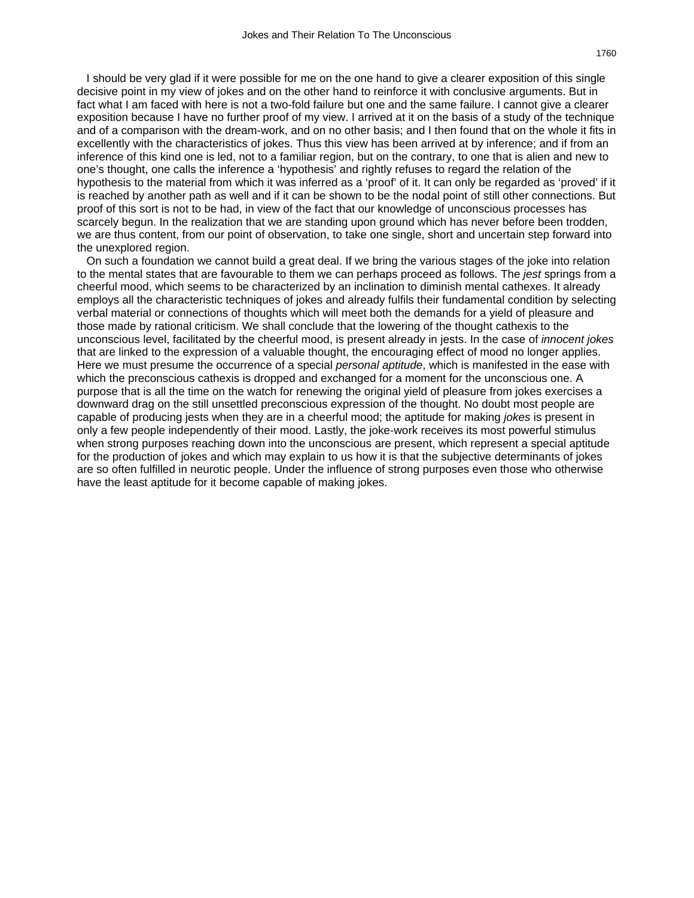I should be very glad if it were possible for me on the one hand to give a clearer exposition of this single decisive point in my view of jokes and on the other hand to reinforce it with conclusive arguments. But in fact what I am faced with here is not a two-fold failure but one and the same failure. I cannot give a clearer exposition because I have no further proof of my view. I arrived at it on the basis of a study of the technique and of a comparison with the dream-work, and on no other basis; and I then found that on the whole it fits in excellently with the characteristics of jokes. Thus this view has been arrived at by inference; and if from an inference of this kind one is led, not to a familiar region, but on the contrary, to one that is alien and new to one's thought, one calls the inference a 'hypothesis' and rightly refuses to regard the relation of the hypothesis to the material from which it was inferred as a 'proof' of it. It can only be regarded as 'proved' if it is reached by another path as well and if it can be shown to be the nodal point of still other connections. But proof of this sort is not to be had, in view of the fact that our knowledge of unconscious processes has scarcely begun. In the realization that we are standing upon ground which has never before been trodden, we are thus content, from our point of observation, to take one single, short and uncertain step forward into the unexplored region.

On such a foundation we cannot build a great deal. If we bring the various stages of the joke into relation to the mental states that are favourable to them we can perhaps proceed as follows. The *jest* springs from a cheerful mood, which seems to be characterized by an inclination to diminish mental cathexes. It already employs all the characteristic techniques of jokes and already fulfils their fundamental condition by selecting verbal material or connections of thoughts which will meet both the demands for a yield of pleasure and those made by rational criticism. We shall conclude that the lowering of the thought cathexis to the unconscious level, facilitated by the cheerful mood, is present already in jests. In the case of *innocent jokes* that are linked to the expression of a valuable thought, the encouraging effect of mood no longer applies. Here we must presume the occurrence of a special *personal aptitude*, which is manifested in the ease with which the preconscious cathexis is dropped and exchanged for a moment for the unconscious one. A purpose that is all the time on the watch for renewing the original yield of pleasure from jokes exercises a downward drag on the still unsettled preconscious expression of the thought. No doubt most people are capable of producing jests when they are in a cheerful mood; the aptitude for making *jokes* is present in only a few people independently of their mood. Lastly, the joke-work receives its most powerful stimulus when strong purposes reaching down into the unconscious are present, which represent a special aptitude for the production of jokes and which may explain to us how it is that the subjective determinants of jokes are so often fulfilled in neurotic people. Under the influence of strong purposes even those who otherwise have the least aptitude for it become capable of making jokes.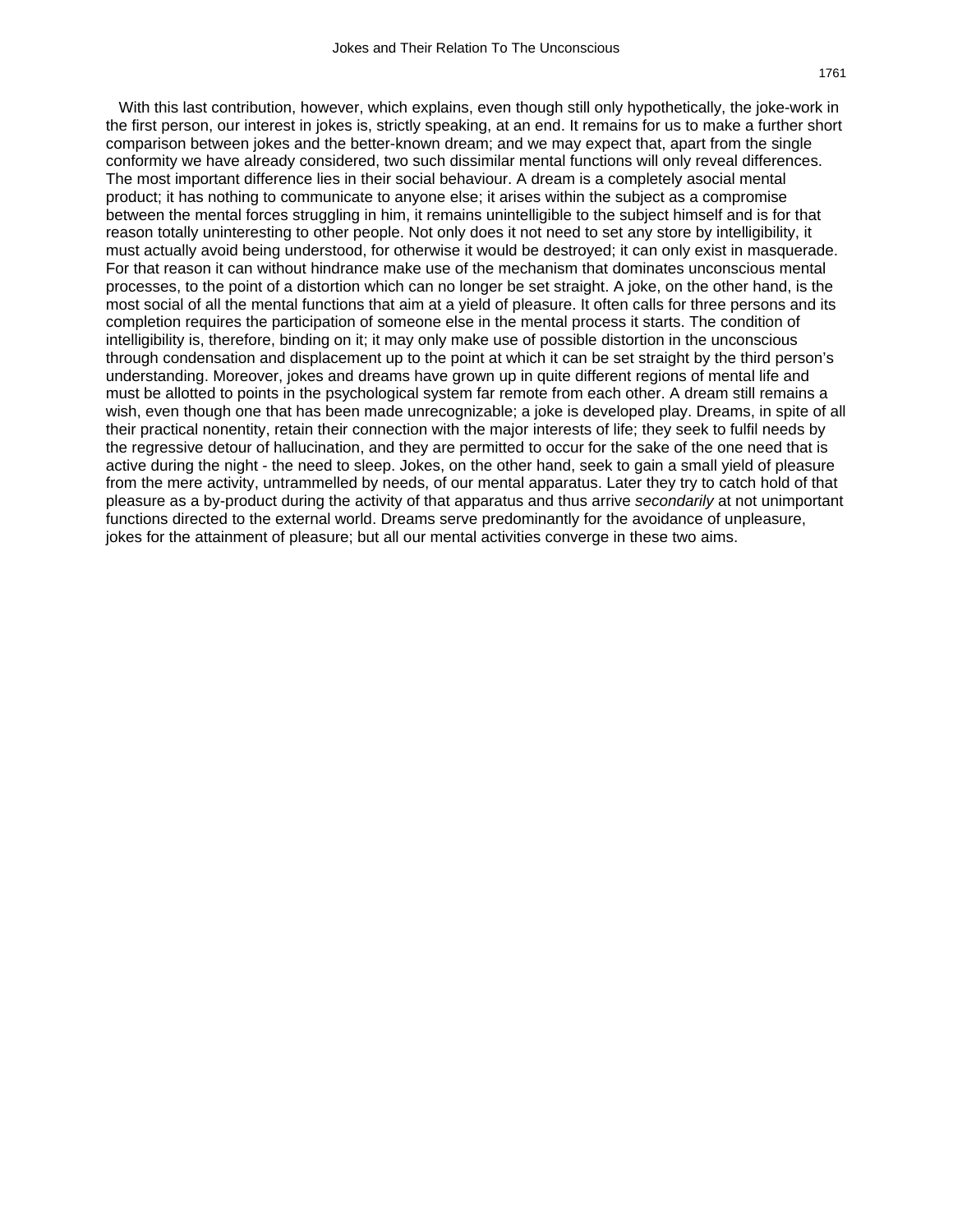With this last contribution, however, which explains, even though still only hypothetically, the joke-work in the first person, our interest in jokes is, strictly speaking, at an end. It remains for us to make a further short comparison between jokes and the better-known dream; and we may expect that, apart from the single conformity we have already considered, two such dissimilar mental functions will only reveal differences. The most important difference lies in their social behaviour. A dream is a completely asocial mental product; it has nothing to communicate to anyone else; it arises within the subject as a compromise between the mental forces struggling in him, it remains unintelligible to the subject himself and is for that reason totally uninteresting to other people. Not only does it not need to set any store by intelligibility, it must actually avoid being understood, for otherwise it would be destroyed; it can only exist in masquerade. For that reason it can without hindrance make use of the mechanism that dominates unconscious mental processes, to the point of a distortion which can no longer be set straight. A joke, on the other hand, is the most social of all the mental functions that aim at a yield of pleasure. It often calls for three persons and its completion requires the participation of someone else in the mental process it starts. The condition of intelligibility is, therefore, binding on it; it may only make use of possible distortion in the unconscious through condensation and displacement up to the point at which it can be set straight by the third person's understanding. Moreover, jokes and dreams have grown up in quite different regions of mental life and must be allotted to points in the psychological system far remote from each other. A dream still remains a wish, even though one that has been made unrecognizable; a joke is developed play. Dreams, in spite of all their practical nonentity, retain their connection with the major interests of life; they seek to fulfil needs by the regressive detour of hallucination, and they are permitted to occur for the sake of the one need that is active during the night - the need to sleep. Jokes, on the other hand, seek to gain a small yield of pleasure from the mere activity, untrammelled by needs, of our mental apparatus. Later they try to catch hold of that pleasure as a by-product during the activity of that apparatus and thus arrive *secondarily* at not unimportant functions directed to the external world. Dreams serve predominantly for the avoidance of unpleasure, jokes for the attainment of pleasure; but all our mental activities converge in these two aims.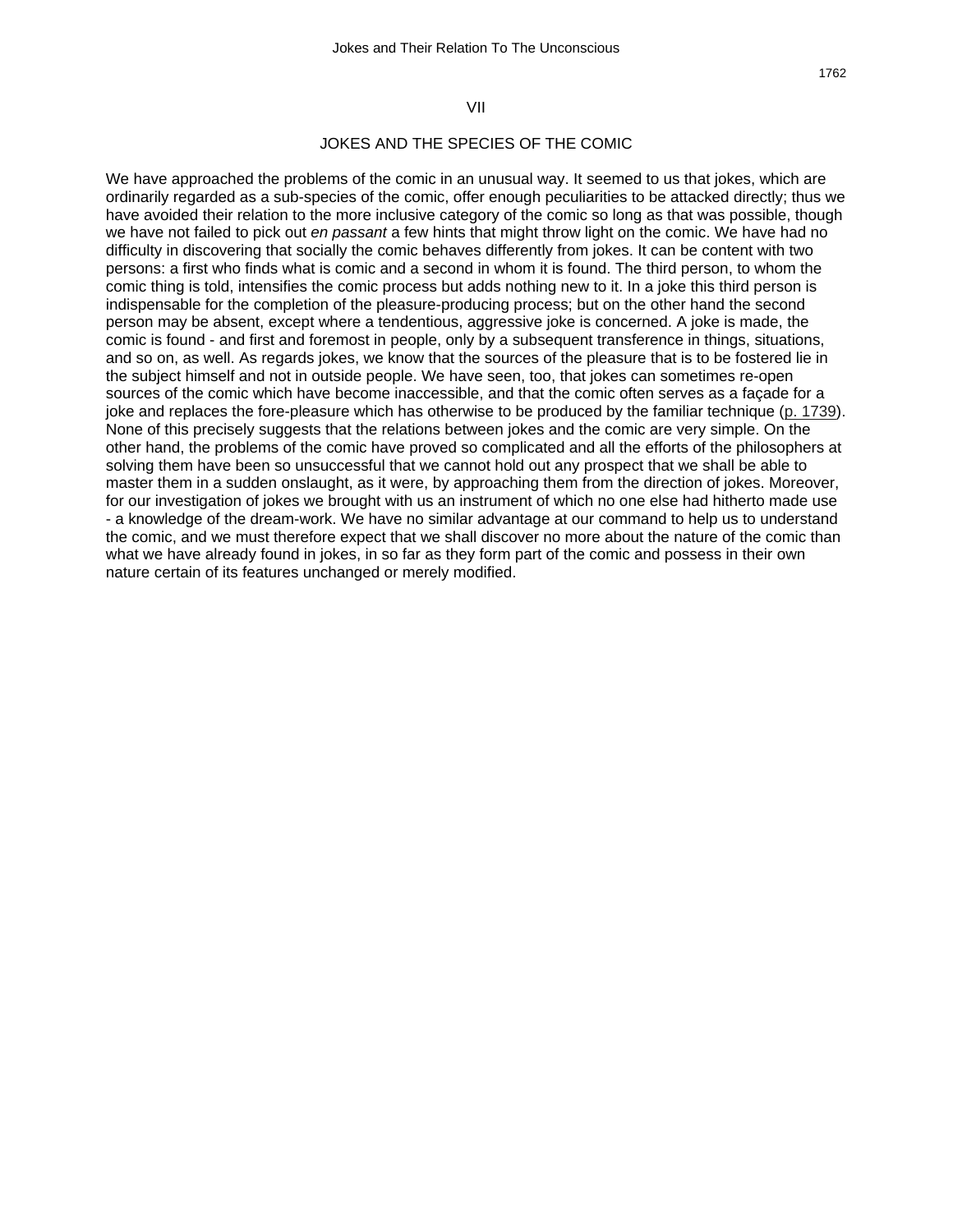# VII

## JOKES AND THE SPECIES OF THE COMIC

We have approached the problems of the comic in an unusual way. It seemed to us that jokes, which are ordinarily regarded as a sub-species of the comic, offer enough peculiarities to be attacked directly; thus we have avoided their relation to the more inclusive category of the comic so long as that was possible, though we have not failed to pick out *en passant* a few hints that might throw light on the comic. We have had no difficulty in discovering that socially the comic behaves differently from jokes. It can be content with two persons: a first who finds what is comic and a second in whom it is found. The third person, to whom the comic thing is told, intensifies the comic process but adds nothing new to it. In a joke this third person is indispensable for the completion of the pleasure-producing process; but on the other hand the second person may be absent, except where a tendentious, aggressive joke is concerned. A joke is made, the comic is found - and first and foremost in people, only by a subsequent transference in things, situations, and so on, as well. As regards jokes, we know that the sources of the pleasure that is to be fostered lie in the subject himself and not in outside people. We have seen, too, that jokes can sometimes re-open sources of the comic which have become inaccessible, and that the comic often serves as a façade for a joke and replaces the fore-pleasure which has otherwise to be produced by the familiar technique (p. 1739). None of this precisely suggests that the relations between jokes and the comic are very simple. On the other hand, the problems of the comic have proved so complicated and all the efforts of the philosophers at solving them have been so unsuccessful that we cannot hold out any prospect that we shall be able to master them in a sudden onslaught, as it were, by approaching them from the direction of jokes. Moreover, for our investigation of jokes we brought with us an instrument of which no one else had hitherto made use - a knowledge of the dream-work. We have no similar advantage at our command to help us to understand the comic, and we must therefore expect that we shall discover no more about the nature of the comic than what we have already found in jokes, in so far as they form part of the comic and possess in their own nature certain of its features unchanged or merely modified.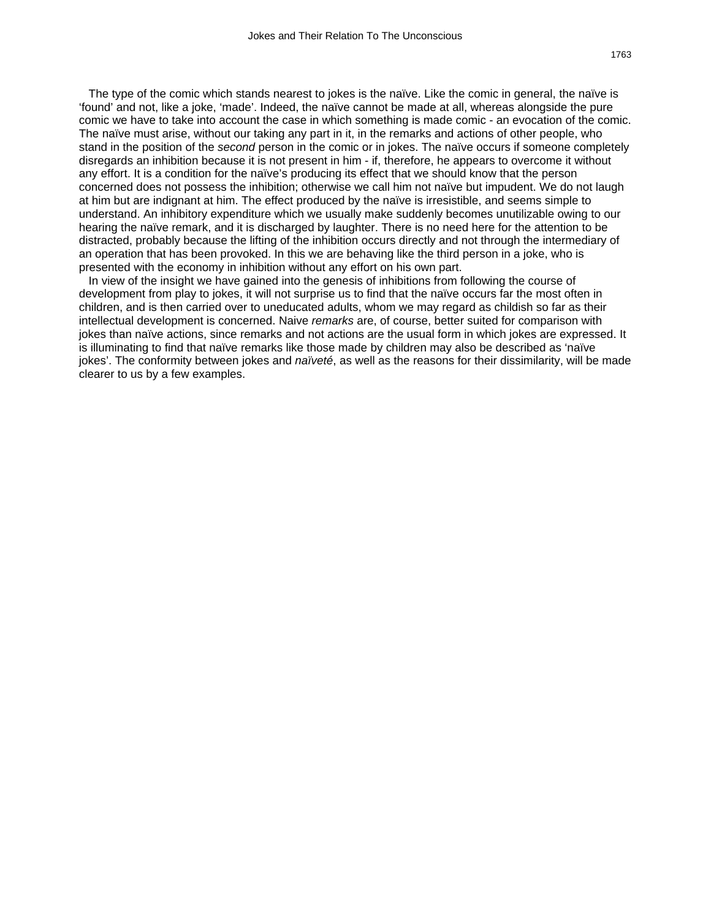The type of the comic which stands nearest to jokes is the naïve. Like the comic in general, the naïve is 'found' and not, like a joke, 'made'. Indeed, the naïve cannot be made at all, whereas alongside the pure comic we have to take into account the case in which something is made comic - an evocation of the comic. The naïve must arise, without our taking any part in it, in the remarks and actions of other people, who stand in the position of the *second* person in the comic or in jokes. The naïve occurs if someone completely disregards an inhibition because it is not present in him - if, therefore, he appears to overcome it without any effort. It is a condition for the naïve's producing its effect that we should know that the person concerned does not possess the inhibition; otherwise we call him not naïve but impudent. We do not laugh at him but are indignant at him. The effect produced by the naïve is irresistible, and seems simple to understand. An inhibitory expenditure which we usually make suddenly becomes unutilizable owing to our hearing the naïve remark, and it is discharged by laughter. There is no need here for the attention to be distracted, probably because the lifting of the inhibition occurs directly and not through the intermediary of an operation that has been provoked. In this we are behaving like the third person in a joke, who is presented with the economy in inhibition without any effort on his own part.

In view of the insight we have gained into the genesis of inhibitions from following the course of development from play to jokes, it will not surprise us to find that the naïve occurs far the most often in children, and is then carried over to uneducated adults, whom we may regard as childish so far as their intellectual development is concerned. Naive *remarks* are, of course, better suited for comparison with jokes than naïve actions, since remarks and not actions are the usual form in which jokes are expressed. It is illuminating to find that naïve remarks like those made by children may also be described as 'naïve jokes'. The conformity between jokes and *naïveté*, as well as the reasons for their dissimilarity, will be made clearer to us by a few examples.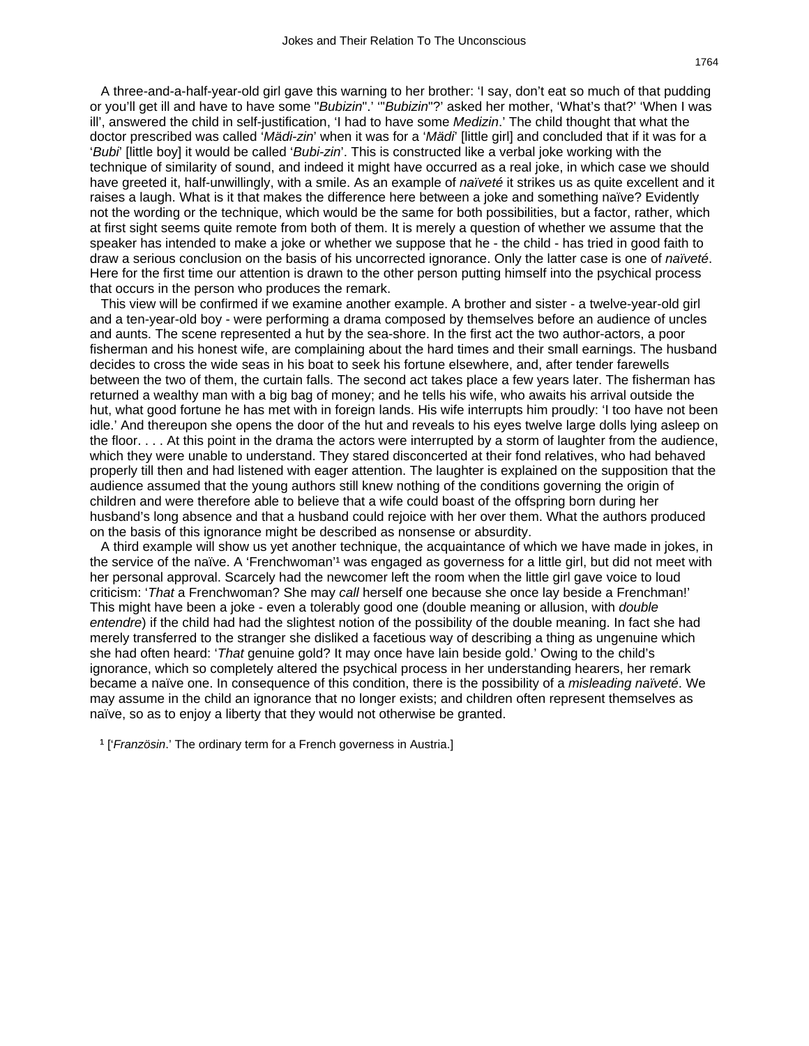A three-and-a-half-year-old girl gave this warning to her brother: 'I say, don't eat so much of that pudding or you'll get ill and have to have some "*Bubizin*".' '"*Bubizin*"?' asked her mother, 'What's that?' 'When I was ill', answered the child in self-justification, 'I had to have some *Medizin*.' The child thought that what the doctor prescribed was called '*Mädi-zin*' when it was for a '*Mädi*' [little girl] and concluded that if it was for a '*Bubi*' [little boy] it would be called '*Bubi-zin*'. This is constructed like a verbal joke working with the technique of similarity of sound, and indeed it might have occurred as a real joke, in which case we should have greeted it, half-unwillingly, with a smile. As an example of *naïveté* it strikes us as quite excellent and it raises a laugh. What is it that makes the difference here between a joke and something naïve? Evidently not the wording or the technique, which would be the same for both possibilities, but a factor, rather, which at first sight seems quite remote from both of them. It is merely a question of whether we assume that the speaker has intended to make a joke or whether we suppose that he - the child - has tried in good faith to draw a serious conclusion on the basis of his uncorrected ignorance. Only the latter case is one of *naïveté*. Here for the first time our attention is drawn to the other person putting himself into the psychical process that occurs in the person who produces the remark.

This view will be confirmed if we examine another example. A brother and sister - a twelve-year-old girl and a ten-year-old boy - were performing a drama composed by themselves before an audience of uncles and aunts. The scene represented a hut by the sea-shore. In the first act the two author-actors, a poor fisherman and his honest wife, are complaining about the hard times and their small earnings. The husband decides to cross the wide seas in his boat to seek his fortune elsewhere, and, after tender farewells between the two of them, the curtain falls. The second act takes place a few years later. The fisherman has returned a wealthy man with a big bag of money; and he tells his wife, who awaits his arrival outside the hut, what good fortune he has met with in foreign lands. His wife interrupts him proudly: 'I too have not been idle.' And thereupon she opens the door of the hut and reveals to his eyes twelve large dolls lying asleep on the floor. . . . At this point in the drama the actors were interrupted by a storm of laughter from the audience, which they were unable to understand. They stared disconcerted at their fond relatives, who had behaved properly till then and had listened with eager attention. The laughter is explained on the supposition that the audience assumed that the young authors still knew nothing of the conditions governing the origin of children and were therefore able to believe that a wife could boast of the offspring born during her husband's long absence and that a husband could rejoice with her over them. What the authors produced on the basis of this ignorance might be described as nonsense or absurdity.

A third example will show us yet another technique, the acquaintance of which we have made in jokes, in the service of the naïve. A 'Frenchwoman'[1] was engaged as governess for a little girl, but did not meet with her personal approval. Scarcely had the newcomer left the room when the little girl gave voice to loud criticism: '*That* a Frenchwoman? She may *call* herself one because she once lay beside a Frenchman!' This might have been a joke - even a tolerably good one (double meaning or allusion, with *double entendre*) if the child had had the slightest notion of the possibility of the double meaning. In fact she had merely transferred to the stranger she disliked a facetious way of describing a thing as ungenuine which she had often heard: '*That* genuine gold? It may once have lain beside gold.' Owing to the child's ignorance, which so completely altered the psychical process in her understanding hearers, her remark became a naïve one. In consequence of this condition, there is the possibility of a *misleading naïveté*. We may assume in the child an ignorance that no longer exists; and children often represent themselves as naïve, so as to enjoy a liberty that they would not otherwise be granted.

[1] ['*Französin*.' The ordinary term for a French governess in Austria.]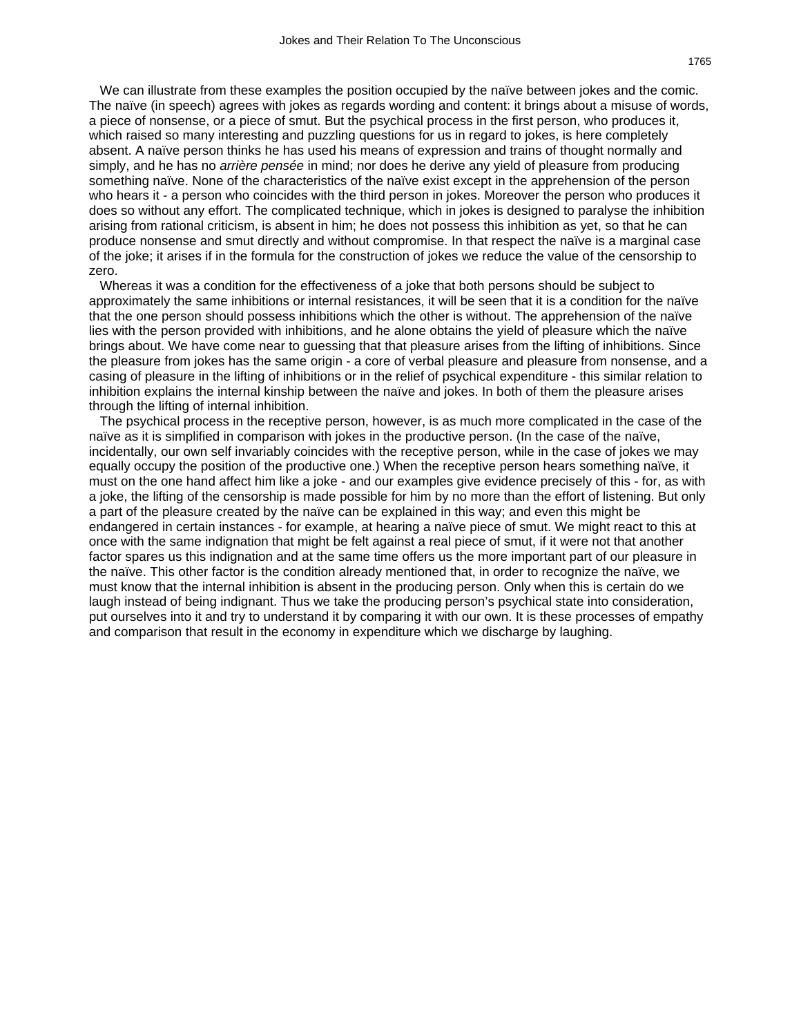We can illustrate from these examples the position occupied by the naïve between jokes and the comic. The naïve (in speech) agrees with jokes as regards wording and content: it brings about a misuse of words, a piece of nonsense, or a piece of smut. But the psychical process in the first person, who produces it, which raised so many interesting and puzzling questions for us in regard to jokes, is here completely absent. A naïve person thinks he has used his means of expression and trains of thought normally and simply, and he has no *arrière pensée* in mind; nor does he derive any yield of pleasure from producing something naïve. None of the characteristics of the naïve exist except in the apprehension of the person who hears it - a person who coincides with the third person in jokes. Moreover the person who produces it does so without any effort. The complicated technique, which in jokes is designed to paralyse the inhibition arising from rational criticism, is absent in him; he does not possess this inhibition as yet, so that he can produce nonsense and smut directly and without compromise. In that respect the naïve is a marginal case of the joke; it arises if in the formula for the construction of jokes we reduce the value of the censorship to zero.

Whereas it was a condition for the effectiveness of a joke that both persons should be subject to approximately the same inhibitions or internal resistances, it will be seen that it is a condition for the naïve that the one person should possess inhibitions which the other is without. The apprehension of the naïve lies with the person provided with inhibitions, and he alone obtains the yield of pleasure which the naïve brings about. We have come near to guessing that that pleasure arises from the lifting of inhibitions. Since the pleasure from jokes has the same origin - a core of verbal pleasure and pleasure from nonsense, and a casing of pleasure in the lifting of inhibitions or in the relief of psychical expenditure - this similar relation to inhibition explains the internal kinship between the naïve and jokes. In both of them the pleasure arises through the lifting of internal inhibition.

The psychical process in the receptive person, however, is as much more complicated in the case of the naïve as it is simplified in comparison with jokes in the productive person. (In the case of the naïve, incidentally, our own self invariably coincides with the receptive person, while in the case of jokes we may equally occupy the position of the productive one.) When the receptive person hears something naïve, it must on the one hand affect him like a joke - and our examples give evidence precisely of this - for, as with a joke, the lifting of the censorship is made possible for him by no more than the effort of listening. But only a part of the pleasure created by the naïve can be explained in this way; and even this might be endangered in certain instances - for example, at hearing a naïve piece of smut. We might react to this at once with the same indignation that might be felt against a real piece of smut, if it were not that another factor spares us this indignation and at the same time offers us the more important part of our pleasure in the naïve. This other factor is the condition already mentioned that, in order to recognize the naïve, we must know that the internal inhibition is absent in the producing person. Only when this is certain do we laugh instead of being indignant. Thus we take the producing person's psychical state into consideration, put ourselves into it and try to understand it by comparing it with our own. It is these processes of empathy and comparison that result in the economy in expenditure which we discharge by laughing.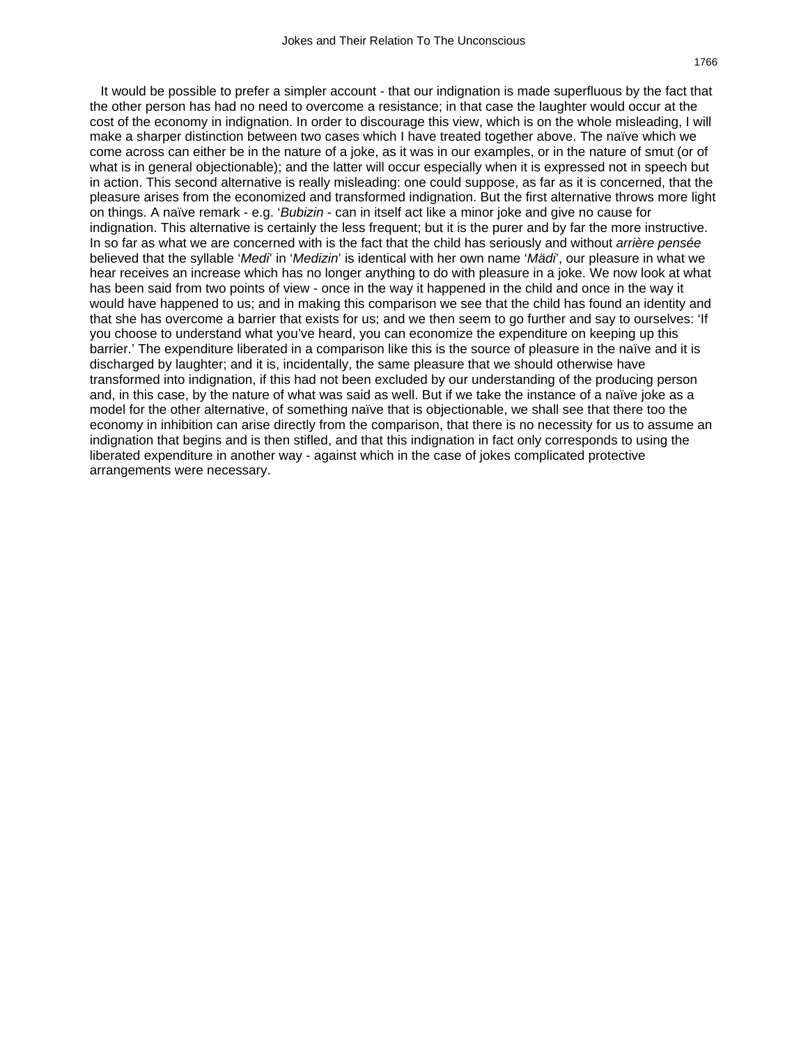It would be possible to prefer a simpler account - that our indignation is made superfluous by the fact that the other person has had no need to overcome a resistance; in that case the laughter would occur at the cost of the economy in indignation. In order to discourage this view, which is on the whole misleading, I will make a sharper distinction between two cases which I have treated together above. The naïve which we come across can either be in the nature of a joke, as it was in our examples, or in the nature of smut (or of what is in general objectionable); and the latter will occur especially when it is expressed not in speech but in action. This second alternative is really misleading: one could suppose, as far as it is concerned, that the pleasure arises from the economized and transformed indignation. But the first alternative throws more light on things. A naïve remark - e.g. '*Bubizin* - can in itself act like a minor joke and give no cause for indignation. This alternative is certainly the less frequent; but it is the purer and by far the more instructive. In so far as what we are concerned with is the fact that the child has seriously and without *arrière pensée* believed that the syllable '*Medi*' in '*Medizin*' is identical with her own name '*Mädi*', our pleasure in what we hear receives an increase which has no longer anything to do with pleasure in a joke. We now look at what has been said from two points of view - once in the way it happened in the child and once in the way it would have happened to us; and in making this comparison we see that the child has found an identity and that she has overcome a barrier that exists for us; and we then seem to go further and say to ourselves: 'If you choose to understand what you've heard, you can economize the expenditure on keeping up this barrier.' The expenditure liberated in a comparison like this is the source of pleasure in the naïve and it is discharged by laughter; and it is, incidentally, the same pleasure that we should otherwise have transformed into indignation, if this had not been excluded by our understanding of the producing person and, in this case, by the nature of what was said as well. But if we take the instance of a naïve joke as a model for the other alternative, of something naïve that is objectionable, we shall see that there too the economy in inhibition can arise directly from the comparison, that there is no necessity for us to assume an indignation that begins and is then stifled, and that this indignation in fact only corresponds to using the liberated expenditure in another way - against which in the case of jokes complicated protective arrangements were necessary.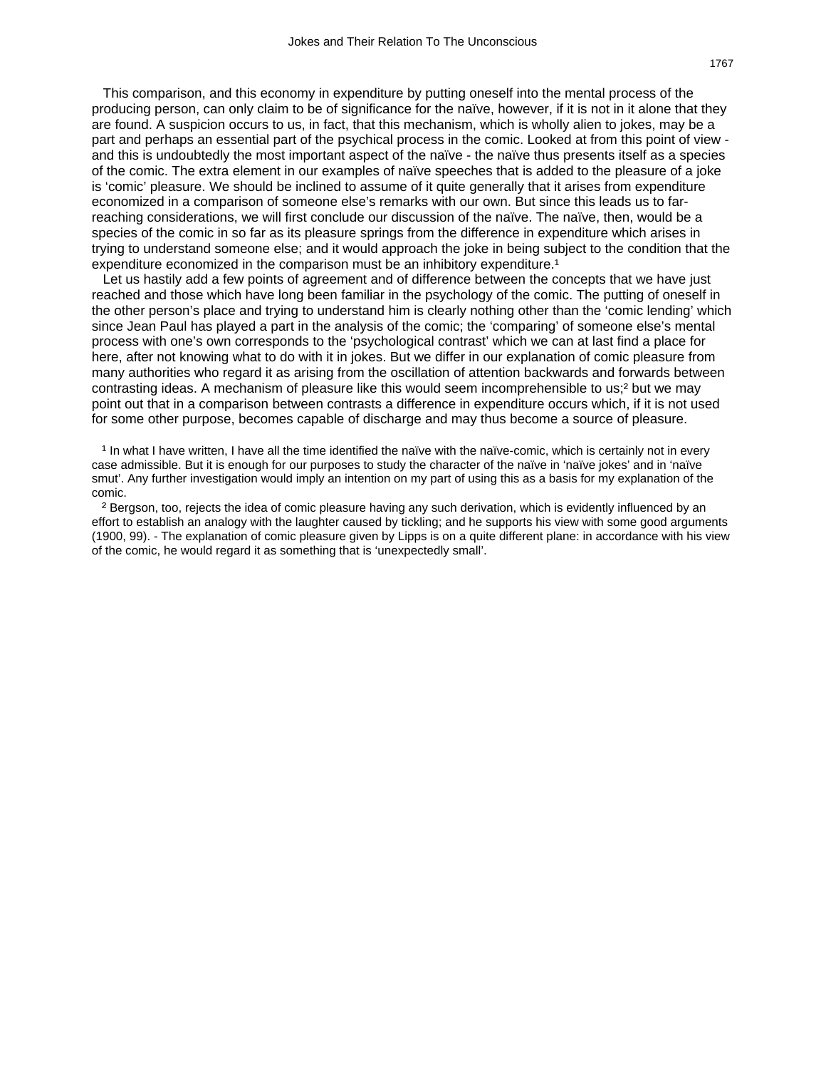This comparison, and this economy in expenditure by putting oneself into the mental process of the producing person, can only claim to be of significance for the naïve, however, if it is not in it alone that they are found. A suspicion occurs to us, in fact, that this mechanism, which is wholly alien to jokes, may be a part and perhaps an essential part of the psychical process in the comic. Looked at from this point of view - and this is undoubtedly the most important aspect of the naïve - the naïve thus presents itself as a species of the comic. The extra element in our examples of naïve speeches that is added to the pleasure of a joke is 'comic' pleasure. We should be inclined to assume of it quite generally that it arises from expenditure economized in a comparison of someone else's remarks with our own. But since this leads us to far-reaching considerations, we will first conclude our discussion of the naïve. The naïve, then, would be a species of the comic in so far as its pleasure springs from the difference in expenditure which arises in trying to understand someone else; and it would approach the joke in being subject to the condition that the expenditure economized in the comparison must be an inhibitory expenditure.[1]

Let us hastily add a few points of agreement and of difference between the concepts that we have just reached and those which have long been familiar in the psychology of the comic. The putting of oneself in the other person's place and trying to understand him is clearly nothing other than the 'comic lending' which since Jean Paul has played a part in the analysis of the comic; the 'comparing' of someone else's mental process with one's own corresponds to the 'psychological contrast' which we can at last find a place for here, after not knowing what to do with it in jokes. But we differ in our explanation of comic pleasure from many authorities who regard it as arising from the oscillation of attention backwards and forwards between contrasting ideas. A mechanism of pleasure like this would seem incomprehensible to us;[2] but we may point out that in a comparison between contrasts a difference in expenditure occurs which, if it is not used for some other purpose, becomes capable of discharge and may thus become a source of pleasure.

[1] In what I have written, I have all the time identified the naïve with the naïve-comic, which is certainly not in every case admissible. But it is enough for our purposes to study the character of the naïve in 'naïve jokes' and in 'naïve smut'. Any further investigation would imply an intention on my part of using this as a basis for my explanation of the comic.

[2] Bergson, too, rejects the idea of comic pleasure having any such derivation, which is evidently influenced by an effort to establish an analogy with the laughter caused by tickling; and he supports his view with some good arguments (1900, 99). - The explanation of comic pleasure given by Lipps is on a quite different plane: in accordance with his view of the comic, he would regard it as something that is 'unexpectedly small'.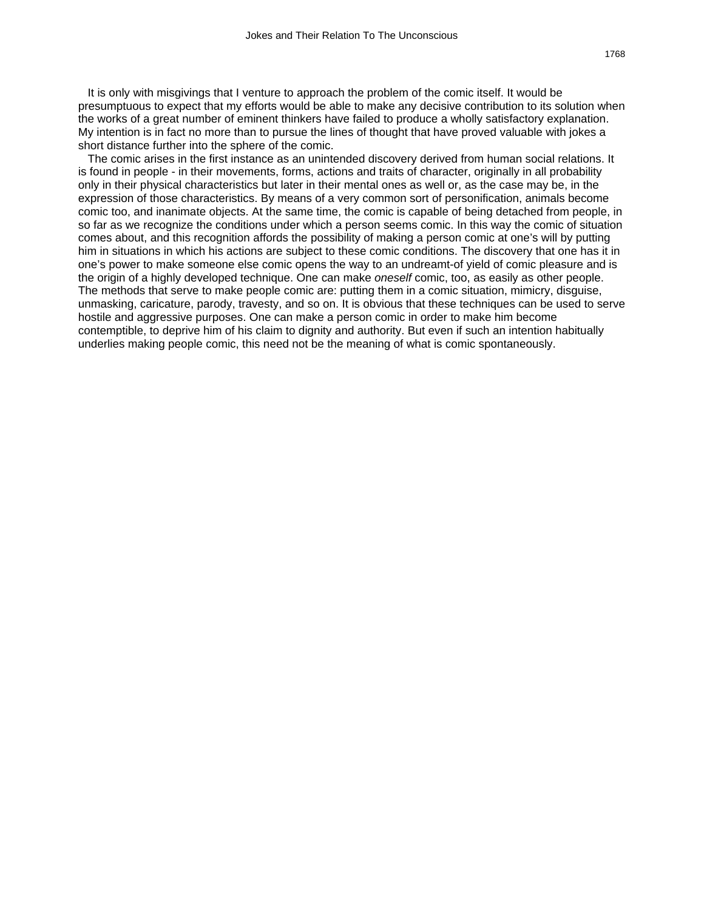It is only with misgivings that I venture to approach the problem of the comic itself. It would be presumptuous to expect that my efforts would be able to make any decisive contribution to its solution when the works of a great number of eminent thinkers have failed to produce a wholly satisfactory explanation. My intention is in fact no more than to pursue the lines of thought that have proved valuable with jokes a short distance further into the sphere of the comic.

The comic arises in the first instance as an unintended discovery derived from human social relations. It is found in people - in their movements, forms, actions and traits of character, originally in all probability only in their physical characteristics but later in their mental ones as well or, as the case may be, in the expression of those characteristics. By means of a very common sort of personification, animals become comic too, and inanimate objects. At the same time, the comic is capable of being detached from people, in so far as we recognize the conditions under which a person seems comic. In this way the comic of situation comes about, and this recognition affords the possibility of making a person comic at one's will by putting him in situations in which his actions are subject to these comic conditions. The discovery that one has it in one's power to make someone else comic opens the way to an undreamt-of yield of comic pleasure and is the origin of a highly developed technique. One can make *oneself* comic, too, as easily as other people. The methods that serve to make people comic are: putting them in a comic situation, mimicry, disguise, unmasking, caricature, parody, travesty, and so on. It is obvious that these techniques can be used to serve hostile and aggressive purposes. One can make a person comic in order to make him become contemptible, to deprive him of his claim to dignity and authority. But even if such an intention habitually underlies making people comic, this need not be the meaning of what is comic spontaneously.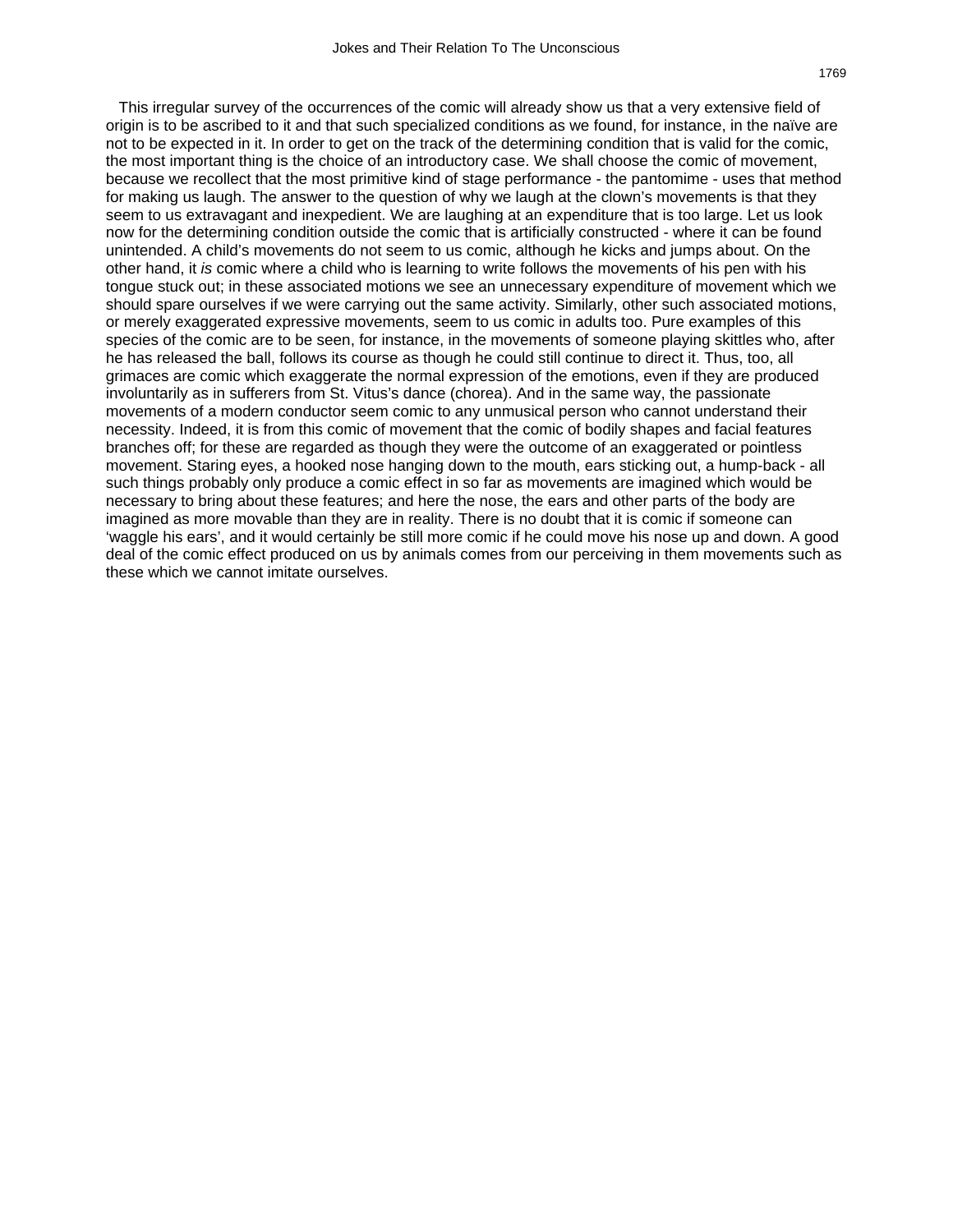This irregular survey of the occurrences of the comic will already show us that a very extensive field of origin is to be ascribed to it and that such specialized conditions as we found, for instance, in the naïve are not to be expected in it. In order to get on the track of the determining condition that is valid for the comic, the most important thing is the choice of an introductory case. We shall choose the comic of movement, because we recollect that the most primitive kind of stage performance - the pantomime - uses that method for making us laugh. The answer to the question of why we laugh at the clown's movements is that they seem to us extravagant and inexpedient. We are laughing at an expenditure that is too large. Let us look now for the determining condition outside the comic that is artificially constructed - where it can be found unintended. A child's movements do not seem to us comic, although he kicks and jumps about. On the other hand, it *is* comic where a child who is learning to write follows the movements of his pen with his tongue stuck out; in these associated motions we see an unnecessary expenditure of movement which we should spare ourselves if we were carrying out the same activity. Similarly, other such associated motions, or merely exaggerated expressive movements, seem to us comic in adults too. Pure examples of this species of the comic are to be seen, for instance, in the movements of someone playing skittles who, after he has released the ball, follows its course as though he could still continue to direct it. Thus, too, all grimaces are comic which exaggerate the normal expression of the emotions, even if they are produced involuntarily as in sufferers from St. Vitus's dance (chorea). And in the same way, the passionate movements of a modern conductor seem comic to any unmusical person who cannot understand their necessity. Indeed, it is from this comic of movement that the comic of bodily shapes and facial features branches off; for these are regarded as though they were the outcome of an exaggerated or pointless movement. Staring eyes, a hooked nose hanging down to the mouth, ears sticking out, a hump-back - all such things probably only produce a comic effect in so far as movements are imagined which would be necessary to bring about these features; and here the nose, the ears and other parts of the body are imagined as more movable than they are in reality. There is no doubt that it is comic if someone can 'waggle his ears', and it would certainly be still more comic if he could move his nose up and down. A good deal of the comic effect produced on us by animals comes from our perceiving in them movements such as these which we cannot imitate ourselves.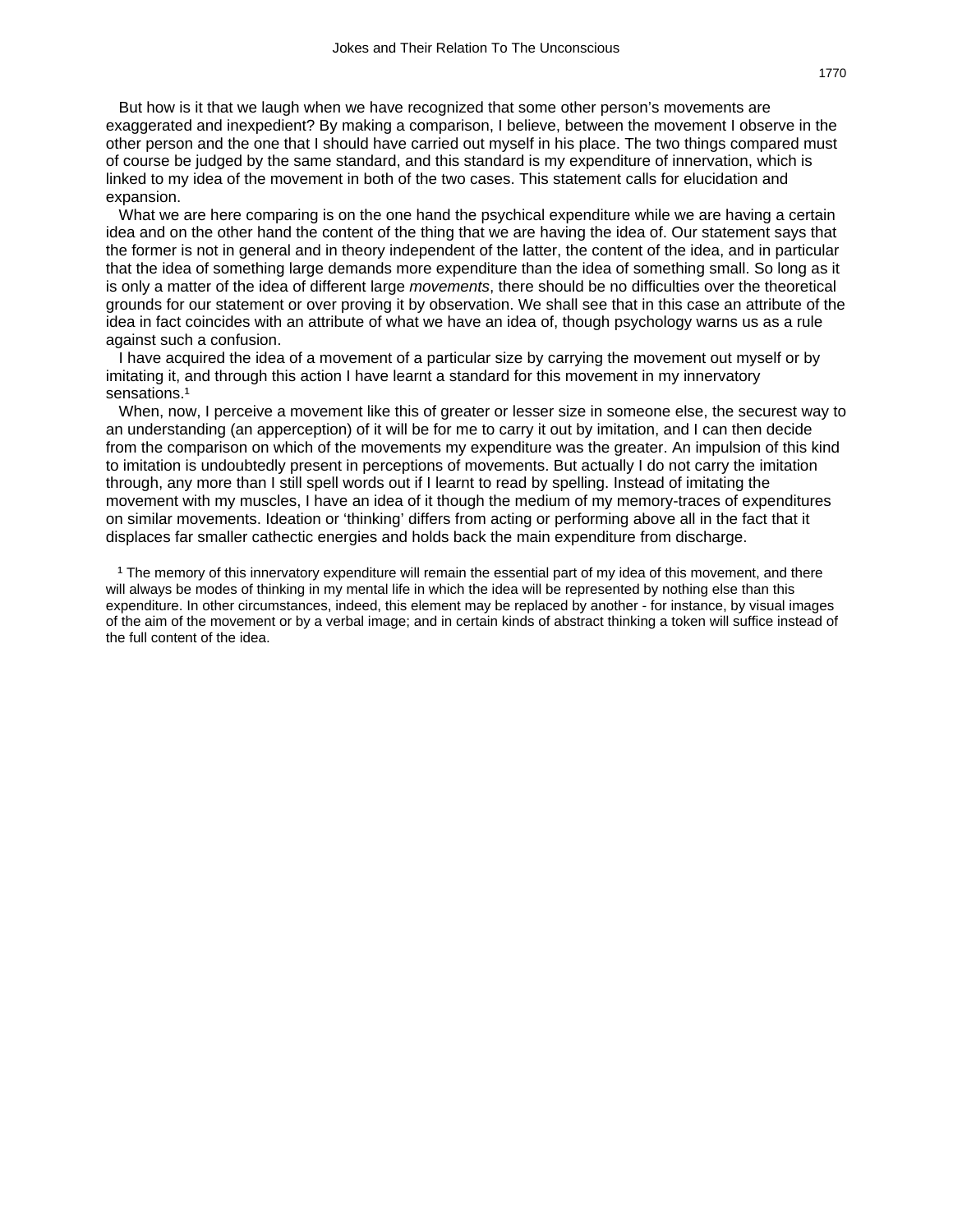But how is it that we laugh when we have recognized that some other person's movements are exaggerated and inexpedient? By making a comparison, I believe, between the movement I observe in the other person and the one that I should have carried out myself in his place. The two things compared must of course be judged by the same standard, and this standard is my expenditure of innervation, which is linked to my idea of the movement in both of the two cases. This statement calls for elucidation and expansion.

What we are here comparing is on the one hand the psychical expenditure while we are having a certain idea and on the other hand the content of the thing that we are having the idea of. Our statement says that the former is not in general and in theory independent of the latter, the content of the idea, and in particular that the idea of something large demands more expenditure than the idea of something small. So long as it is only a matter of the idea of different large *movements*, there should be no difficulties over the theoretical grounds for our statement or over proving it by observation. We shall see that in this case an attribute of the idea in fact coincides with an attribute of what we have an idea of, though psychology warns us as a rule against such a confusion.

I have acquired the idea of a movement of a particular size by carrying the movement out myself or by imitating it, and through this action I have learnt a standard for this movement in my innervatory sensations.[1]

When, now, I perceive a movement like this of greater or lesser size in someone else, the securest way to an understanding (an apperception) of it will be for me to carry it out by imitation, and I can then decide from the comparison on which of the movements my expenditure was the greater. An impulsion of this kind to imitation is undoubtedly present in perceptions of movements. But actually I do not carry the imitation through, any more than I still spell words out if I learnt to read by spelling. Instead of imitating the movement with my muscles, I have an idea of it though the medium of my memory-traces of expenditures on similar movements. Ideation or 'thinking' differs from acting or performing above all in the fact that it displaces far smaller cathectic energies and holds back the main expenditure from discharge.

[1] The memory of this innervatory expenditure will remain the essential part of my idea of this movement, and there will always be modes of thinking in my mental life in which the idea will be represented by nothing else than this expenditure. In other circumstances, indeed, this element may be replaced by another - for instance, by visual images of the aim of the movement or by a verbal image; and in certain kinds of abstract thinking a token will suffice instead of the full content of the idea.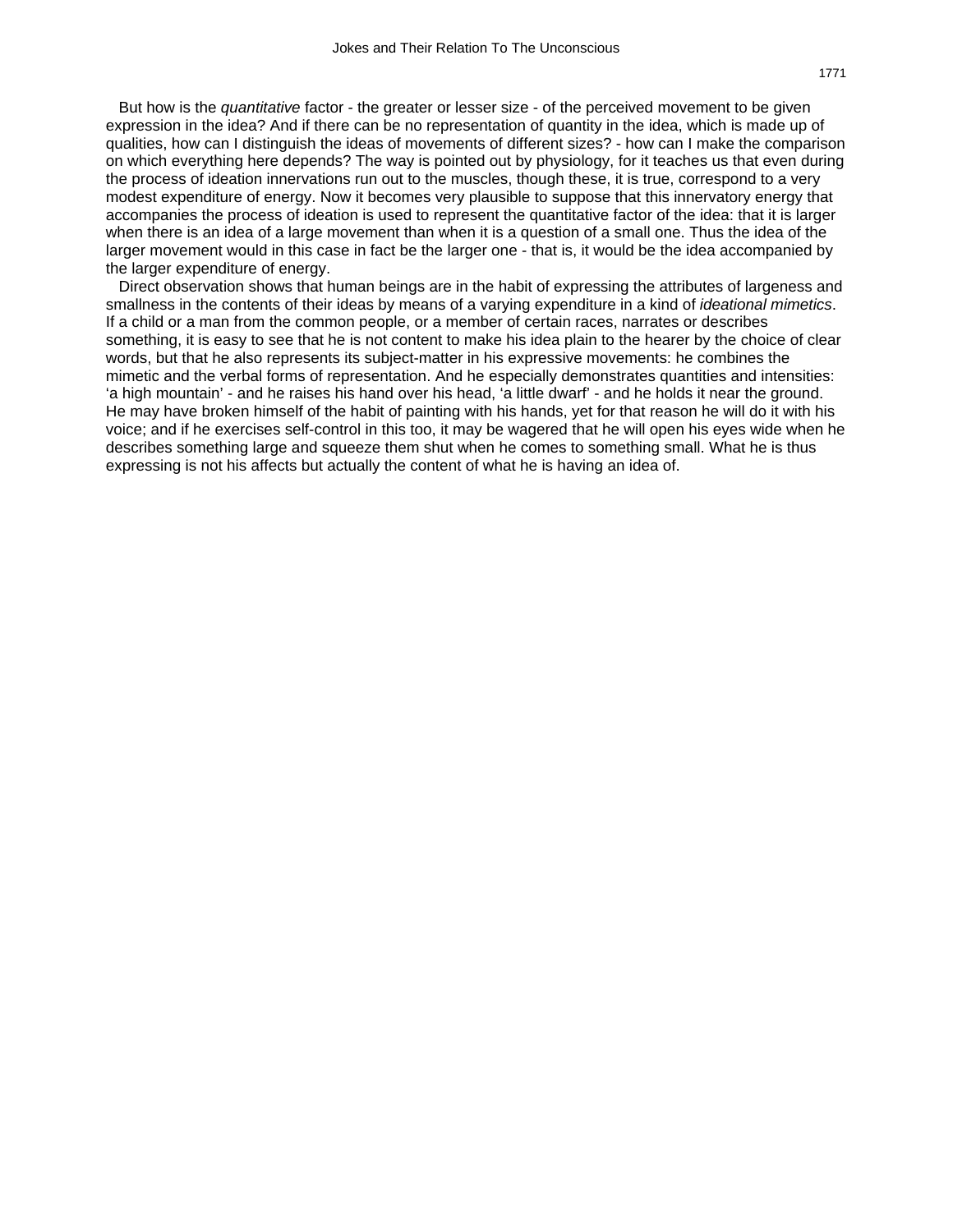But how is the *quantitative* factor - the greater or lesser size - of the perceived movement to be given expression in the idea? And if there can be no representation of quantity in the idea, which is made up of qualities, how can I distinguish the ideas of movements of different sizes? - how can I make the comparison on which everything here depends? The way is pointed out by physiology, for it teaches us that even during the process of ideation innervations run out to the muscles, though these, it is true, correspond to a very modest expenditure of energy. Now it becomes very plausible to suppose that this innervatory energy that accompanies the process of ideation is used to represent the quantitative factor of the idea: that it is larger when there is an idea of a large movement than when it is a question of a small one. Thus the idea of the larger movement would in this case in fact be the larger one - that is, it would be the idea accompanied by the larger expenditure of energy.

Direct observation shows that human beings are in the habit of expressing the attributes of largeness and smallness in the contents of their ideas by means of a varying expenditure in a kind of *ideational mimetics*. If a child or a man from the common people, or a member of certain races, narrates or describes something, it is easy to see that he is not content to make his idea plain to the hearer by the choice of clear words, but that he also represents its subject-matter in his expressive movements: he combines the mimetic and the verbal forms of representation. And he especially demonstrates quantities and intensities: 'a high mountain' - and he raises his hand over his head, 'a little dwarf' - and he holds it near the ground. He may have broken himself of the habit of painting with his hands, yet for that reason he will do it with his voice; and if he exercises self-control in this too, it may be wagered that he will open his eyes wide when he describes something large and squeeze them shut when he comes to something small. What he is thus expressing is not his affects but actually the content of what he is having an idea of.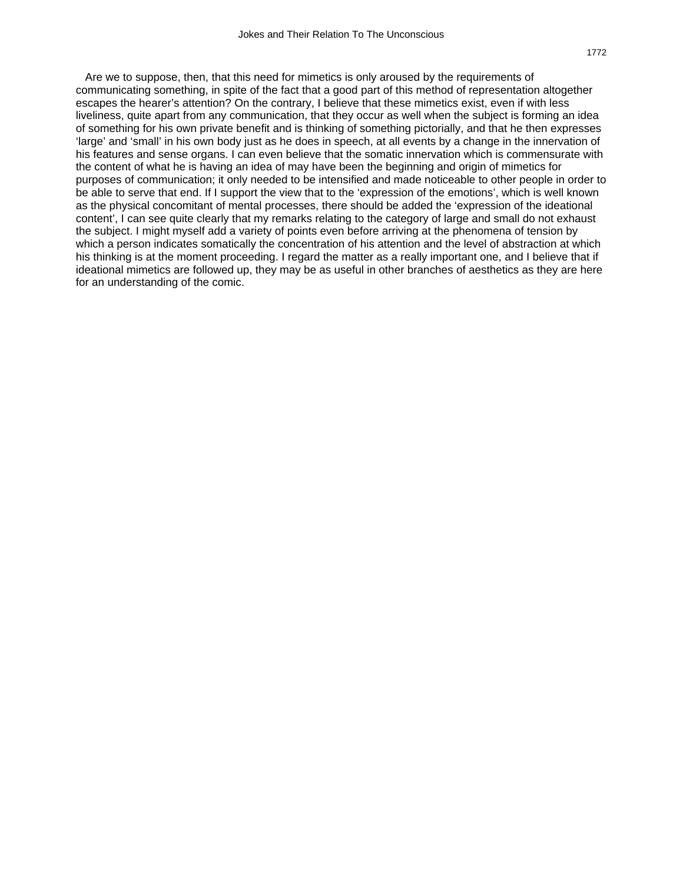Are we to suppose, then, that this need for mimetics is only aroused by the requirements of communicating something, in spite of the fact that a good part of this method of representation altogether escapes the hearer's attention? On the contrary, I believe that these mimetics exist, even if with less liveliness, quite apart from any communication, that they occur as well when the subject is forming an idea of something for his own private benefit and is thinking of something pictorially, and that he then expresses 'large' and 'small' in his own body just as he does in speech, at all events by a change in the innervation of his features and sense organs. I can even believe that the somatic innervation which is commensurate with the content of what he is having an idea of may have been the beginning and origin of mimetics for purposes of communication; it only needed to be intensified and made noticeable to other people in order to be able to serve that end. If I support the view that to the 'expression of the emotions', which is well known as the physical concomitant of mental processes, there should be added the 'expression of the ideational content', I can see quite clearly that my remarks relating to the category of large and small do not exhaust the subject. I might myself add a variety of points even before arriving at the phenomena of tension by which a person indicates somatically the concentration of his attention and the level of abstraction at which his thinking is at the moment proceeding. I regard the matter as a really important one, and I believe that if ideational mimetics are followed up, they may be as useful in other branches of aesthetics as they are here for an understanding of the comic.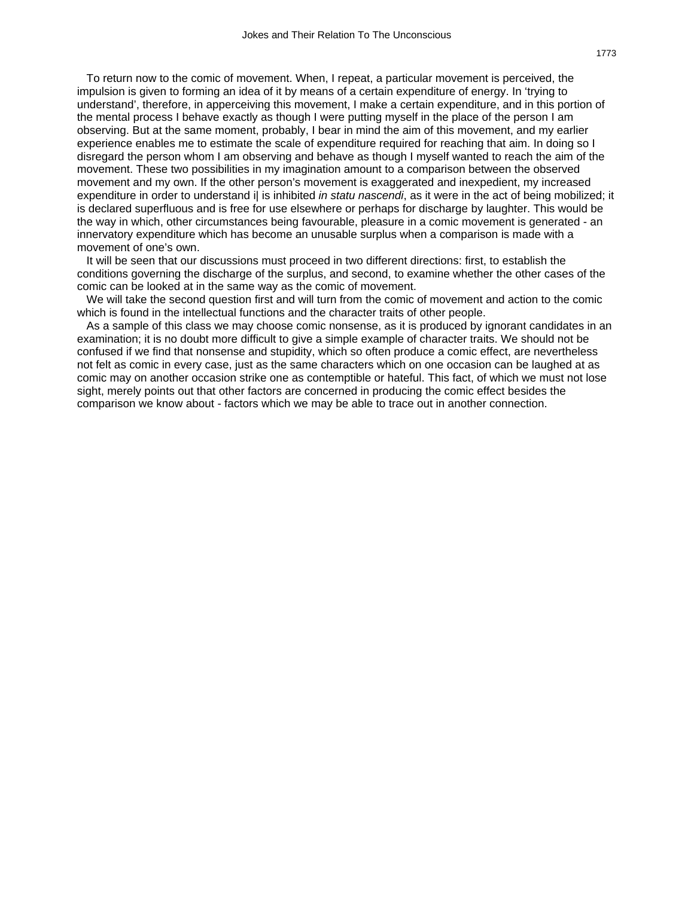To return now to the comic of movement. When, I repeat, a particular movement is perceived, the impulsion is given to forming an idea of it by means of a certain expenditure of energy. In 'trying to understand', therefore, in apperceiving this movement, I make a certain expenditure, and in this portion of the mental process I behave exactly as though I were putting myself in the place of the person I am observing. But at the same moment, probably, I bear in mind the aim of this movement, and my earlier experience enables me to estimate the scale of expenditure required for reaching that aim. In doing so I disregard the person whom I am observing and behave as though I myself wanted to reach the aim of the movement. These two possibilities in my imagination amount to a comparison between the observed movement and my own. If the other person's movement is exaggerated and inexpedient, my increased expenditure in order to understand i| is inhibited *in statu nascendi*, as it were in the act of being mobilized; it is declared superfluous and is free for use elsewhere or perhaps for discharge by laughter. This would be the way in which, other circumstances being favourable, pleasure in a comic movement is generated - an innervatory expenditure which has become an unusable surplus when a comparison is made with a movement of one's own.

It will be seen that our discussions must proceed in two different directions: first, to establish the conditions governing the discharge of the surplus, and second, to examine whether the other cases of the comic can be looked at in the same way as the comic of movement.

We will take the second question first and will turn from the comic of movement and action to the comic which is found in the intellectual functions and the character traits of other people.

As a sample of this class we may choose comic nonsense, as it is produced by ignorant candidates in an examination; it is no doubt more difficult to give a simple example of character traits. We should not be confused if we find that nonsense and stupidity, which so often produce a comic effect, are nevertheless not felt as comic in every case, just as the same characters which on one occasion can be laughed at as comic may on another occasion strike one as contemptible or hateful. This fact, of which we must not lose sight, merely points out that other factors are concerned in producing the comic effect besides the comparison we know about - factors which we may be able to trace out in another connection.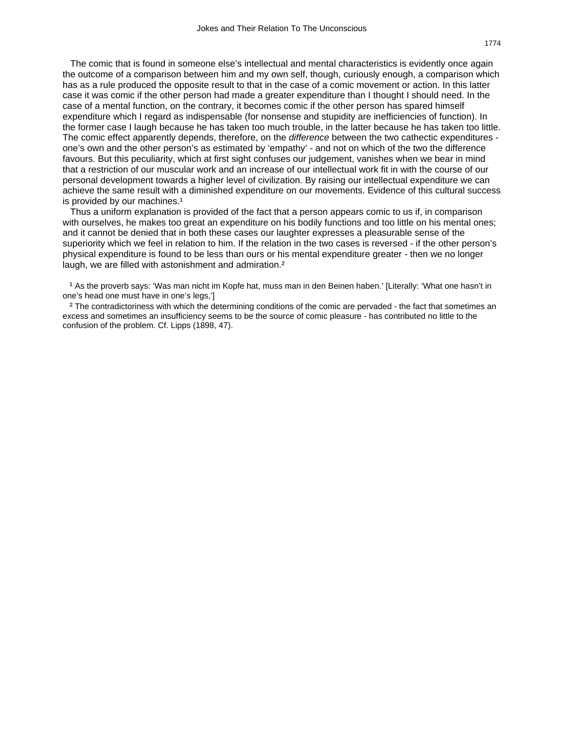The comic that is found in someone else's intellectual and mental characteristics is evidently once again the outcome of a comparison between him and my own self, though, curiously enough, a comparison which has as a rule produced the opposite result to that in the case of a comic movement or action. In this latter case it was comic if the other person had made a greater expenditure than I thought I should need. In the case of a mental function, on the contrary, it becomes comic if the other person has spared himself expenditure which I regard as indispensable (for nonsense and stupidity are inefficiencies of function). In the former case I laugh because he has taken too much trouble, in the latter because he has taken too little. The comic effect apparently depends, therefore, on the *difference* between the two cathectic expenditures - one's own and the other person's as estimated by 'empathy' - and not on which of the two the difference favours. But this peculiarity, which at first sight confuses our judgement, vanishes when we bear in mind that a restriction of our muscular work and an increase of our intellectual work fit in with the course of our personal development towards a higher level of civilization. By raising our intellectual expenditure we can achieve the same result with a diminished expenditure on our movements. Evidence of this cultural success is provided by our machines.[1]

Thus a uniform explanation is provided of the fact that a person appears comic to us if, in comparison with ourselves, he makes too great an expenditure on his bodily functions and too little on his mental ones; and it cannot be denied that in both these cases our laughter expresses a pleasurable sense of the superiority which we feel in relation to him. If the relation in the two cases is reversed - if the other person's physical expenditure is found to be less than ours or his mental expenditure greater - then we no longer laugh, we are filled with astonishment and admiration.[2]

[1] As the proverb says: 'Was man nicht im Kopfe hat, muss man in den Beinen haben.' [Literally: 'What one hasn't in one's head one must have in one's legs,']

[2] The contradictoriness with which the determining conditions of the comic are pervaded - the fact that sometimes an excess and sometimes an insufficiency seems to be the source of comic pleasure - has contributed no little to the confusion of the problem. Cf. Lipps (1898, 47).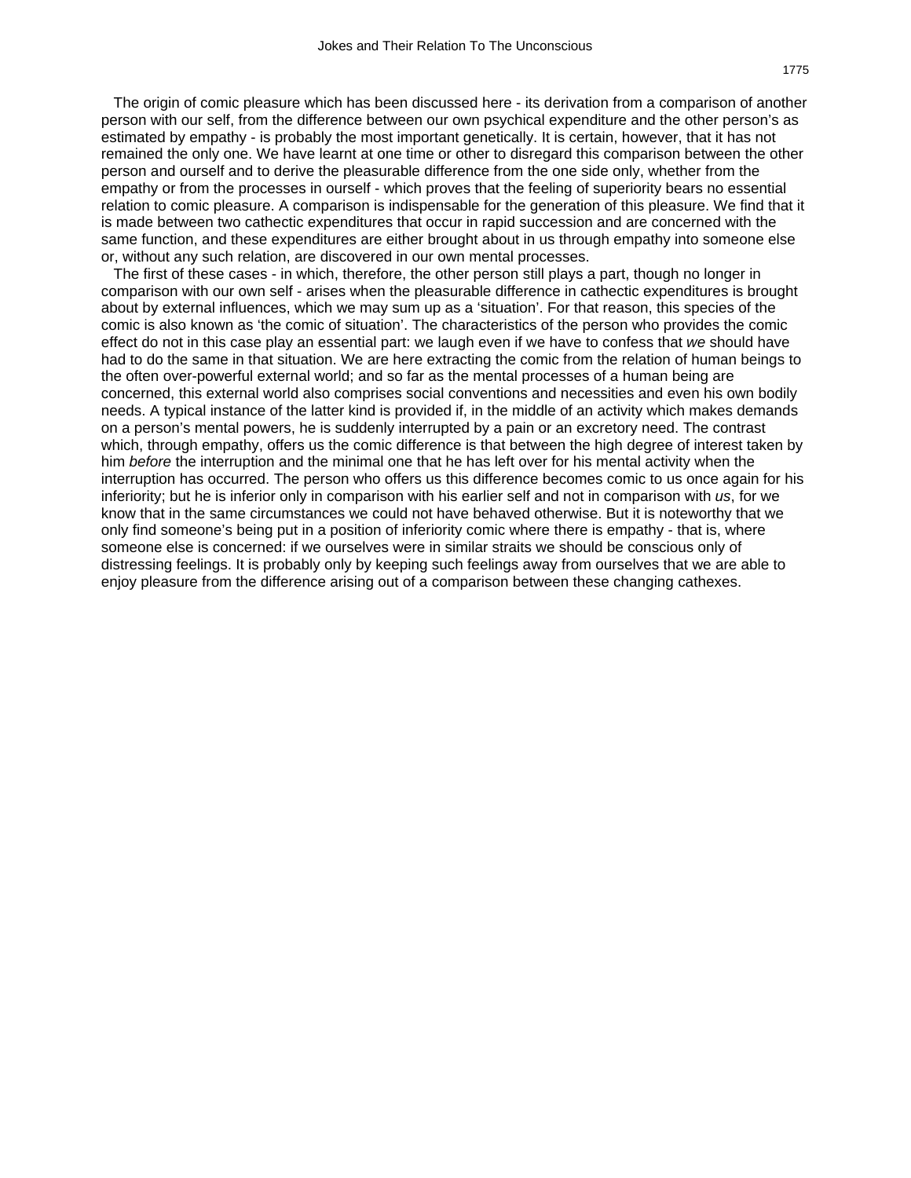The origin of comic pleasure which has been discussed here - its derivation from a comparison of another person with our self, from the difference between our own psychical expenditure and the other person's as estimated by empathy - is probably the most important genetically. It is certain, however, that it has not remained the only one. We have learnt at one time or other to disregard this comparison between the other person and ourself and to derive the pleasurable difference from the one side only, whether from the empathy or from the processes in ourself - which proves that the feeling of superiority bears no essential relation to comic pleasure. A comparison is indispensable for the generation of this pleasure. We find that it is made between two cathectic expenditures that occur in rapid succession and are concerned with the same function, and these expenditures are either brought about in us through empathy into someone else or, without any such relation, are discovered in our own mental processes.

The first of these cases - in which, therefore, the other person still plays a part, though no longer in comparison with our own self - arises when the pleasurable difference in cathectic expenditures is brought about by external influences, which we may sum up as a 'situation'. For that reason, this species of the comic is also known as 'the comic of situation'. The characteristics of the person who provides the comic effect do not in this case play an essential part: we laugh even if we have to confess that *we* should have had to do the same in that situation. We are here extracting the comic from the relation of human beings to the often over-powerful external world; and so far as the mental processes of a human being are concerned, this external world also comprises social conventions and necessities and even his own bodily needs. A typical instance of the latter kind is provided if, in the middle of an activity which makes demands on a person's mental powers, he is suddenly interrupted by a pain or an excretory need. The contrast which, through empathy, offers us the comic difference is that between the high degree of interest taken by him *before* the interruption and the minimal one that he has left over for his mental activity when the interruption has occurred. The person who offers us this difference becomes comic to us once again for his inferiority; but he is inferior only in comparison with his earlier self and not in comparison with *us*, for we know that in the same circumstances we could not have behaved otherwise. But it is noteworthy that we only find someone's being put in a position of inferiority comic where there is empathy - that is, where someone else is concerned: if we ourselves were in similar straits we should be conscious only of distressing feelings. It is probably only by keeping such feelings away from ourselves that we are able to enjoy pleasure from the difference arising out of a comparison between these changing cathexes.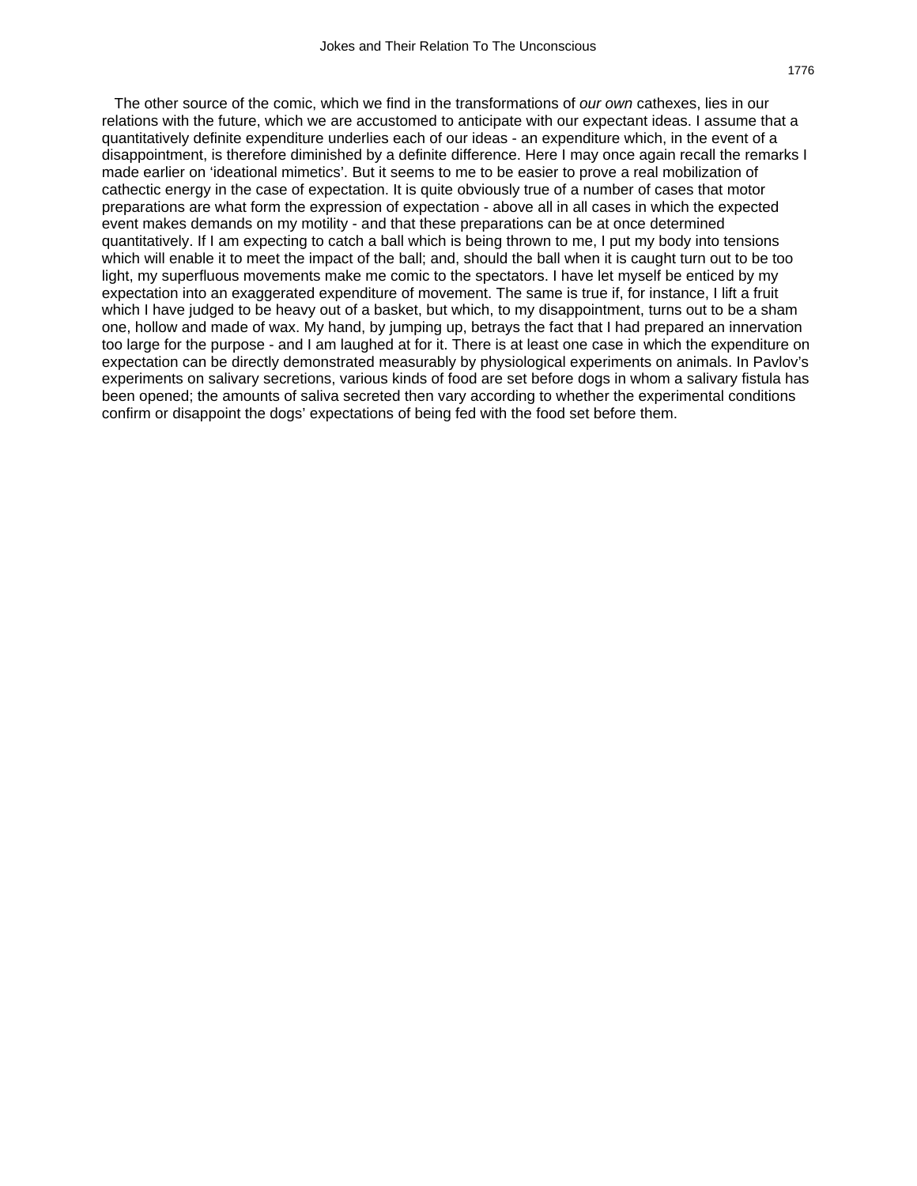The other source of the comic, which we find in the transformations of *our own* cathexes, lies in our relations with the future, which we are accustomed to anticipate with our expectant ideas. I assume that a quantitatively definite expenditure underlies each of our ideas - an expenditure which, in the event of a disappointment, is therefore diminished by a definite difference. Here I may once again recall the remarks I made earlier on 'ideational mimetics'. But it seems to me to be easier to prove a real mobilization of cathectic energy in the case of expectation. It is quite obviously true of a number of cases that motor preparations are what form the expression of expectation - above all in all cases in which the expected event makes demands on my motility - and that these preparations can be at once determined quantitatively. If I am expecting to catch a ball which is being thrown to me, I put my body into tensions which will enable it to meet the impact of the ball; and, should the ball when it is caught turn out to be too light, my superfluous movements make me comic to the spectators. I have let myself be enticed by my expectation into an exaggerated expenditure of movement. The same is true if, for instance, I lift a fruit which I have judged to be heavy out of a basket, but which, to my disappointment, turns out to be a sham one, hollow and made of wax. My hand, by jumping up, betrays the fact that I had prepared an innervation too large for the purpose - and I am laughed at for it. There is at least one case in which the expenditure on expectation can be directly demonstrated measurably by physiological experiments on animals. In Pavlov's experiments on salivary secretions, various kinds of food are set before dogs in whom a salivary fistula has been opened; the amounts of saliva secreted then vary according to whether the experimental conditions confirm or disappoint the dogs' expectations of being fed with the food set before them.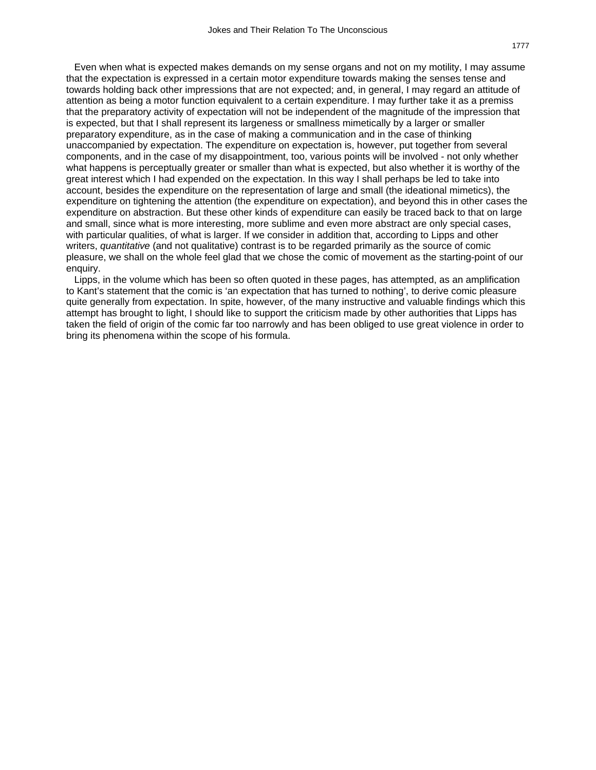Even when what is expected makes demands on my sense organs and not on my motility, I may assume that the expectation is expressed in a certain motor expenditure towards making the senses tense and towards holding back other impressions that are not expected; and, in general, I may regard an attitude of attention as being a motor function equivalent to a certain expenditure. I may further take it as a premiss that the preparatory activity of expectation will not be independent of the magnitude of the impression that is expected, but that I shall represent its largeness or smallness mimetically by a larger or smaller preparatory expenditure, as in the case of making a communication and in the case of thinking unaccompanied by expectation. The expenditure on expectation is, however, put together from several components, and in the case of my disappointment, too, various points will be involved - not only whether what happens is perceptually greater or smaller than what is expected, but also whether it is worthy of the great interest which I had expended on the expectation. In this way I shall perhaps be led to take into account, besides the expenditure on the representation of large and small (the ideational mimetics), the expenditure on tightening the attention (the expenditure on expectation), and beyond this in other cases the expenditure on abstraction. But these other kinds of expenditure can easily be traced back to that on large and small, since what is more interesting, more sublime and even more abstract are only special cases, with particular qualities, of what is larger. If we consider in addition that, according to Lipps and other writers, *quantitative* (and not qualitative) contrast is to be regarded primarily as the source of comic pleasure, we shall on the whole feel glad that we chose the comic of movement as the starting-point of our enquiry.

Lipps, in the volume which has been so often quoted in these pages, has attempted, as an amplification to Kant's statement that the comic is 'an expectation that has turned to nothing', to derive comic pleasure quite generally from expectation. In spite, however, of the many instructive and valuable findings which this attempt has brought to light, I should like to support the criticism made by other authorities that Lipps has taken the field of origin of the comic far too narrowly and has been obliged to use great violence in order to bring its phenomena within the scope of his formula.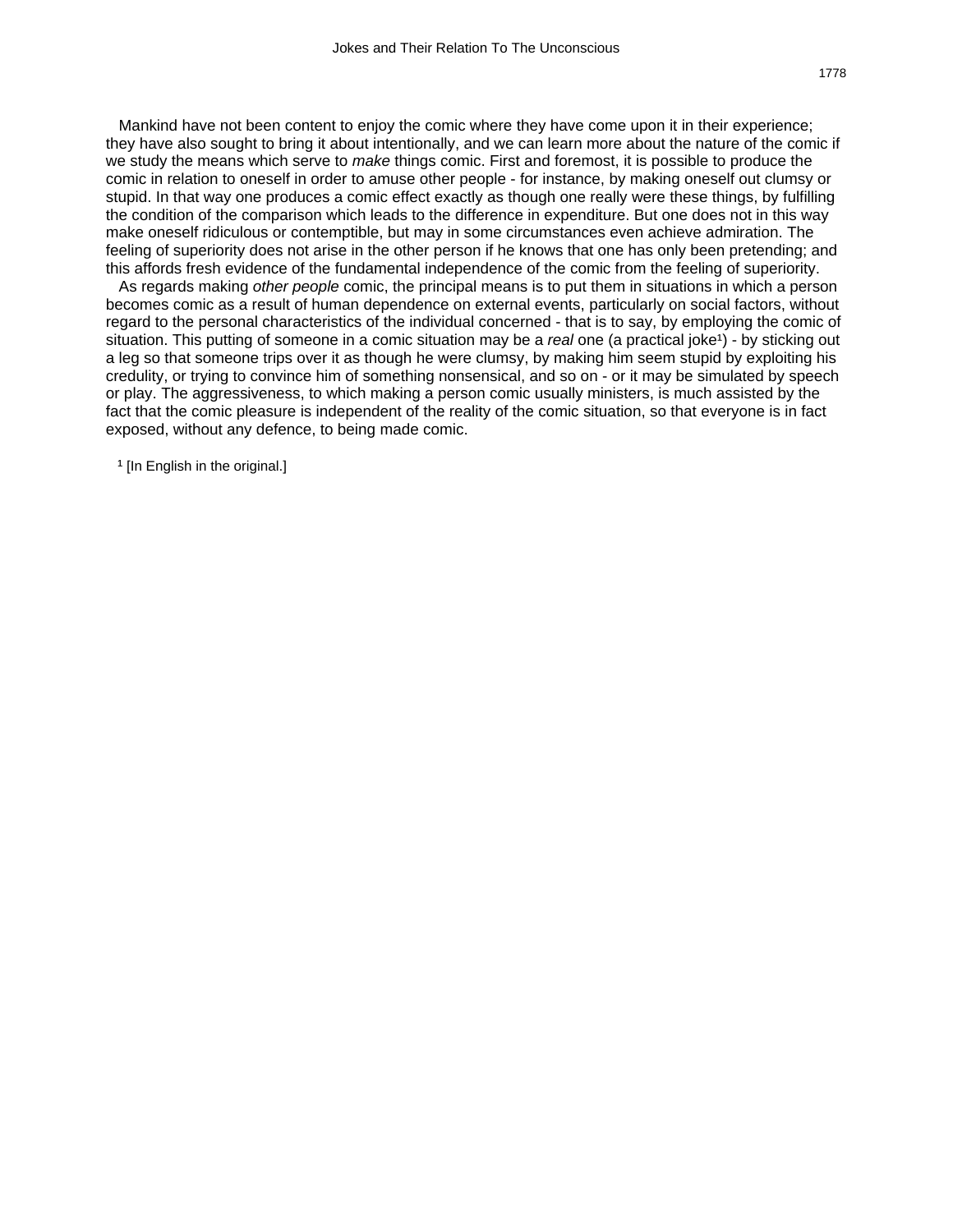Mankind have not been content to enjoy the comic where they have come upon it in their experience; they have also sought to bring it about intentionally, and we can learn more about the nature of the comic if we study the means which serve to *make* things comic. First and foremost, it is possible to produce the comic in relation to oneself in order to amuse other people - for instance, by making oneself out clumsy or stupid. In that way one produces a comic effect exactly as though one really were these things, by fulfilling the condition of the comparison which leads to the difference in expenditure. But one does not in this way make oneself ridiculous or contemptible, but may in some circumstances even achieve admiration. The feeling of superiority does not arise in the other person if he knows that one has only been pretending; and this affords fresh evidence of the fundamental independence of the comic from the feeling of superiority.

As regards making *other people* comic, the principal means is to put them in situations in which a person becomes comic as a result of human dependence on external events, particularly on social factors, without regard to the personal characteristics of the individual concerned - that is to say, by employing the comic of situation. This putting of someone in a comic situation may be a *real* one (a practical joke[1]) - by sticking out a leg so that someone trips over it as though he were clumsy, by making him seem stupid by exploiting his credulity, or trying to convince him of something nonsensical, and so on - or it may be simulated by speech or play. The aggressiveness, to which making a person comic usually ministers, is much assisted by the fact that the comic pleasure is independent of the reality of the comic situation, so that everyone is in fact exposed, without any defence, to being made comic.

[1] [In English in the original.]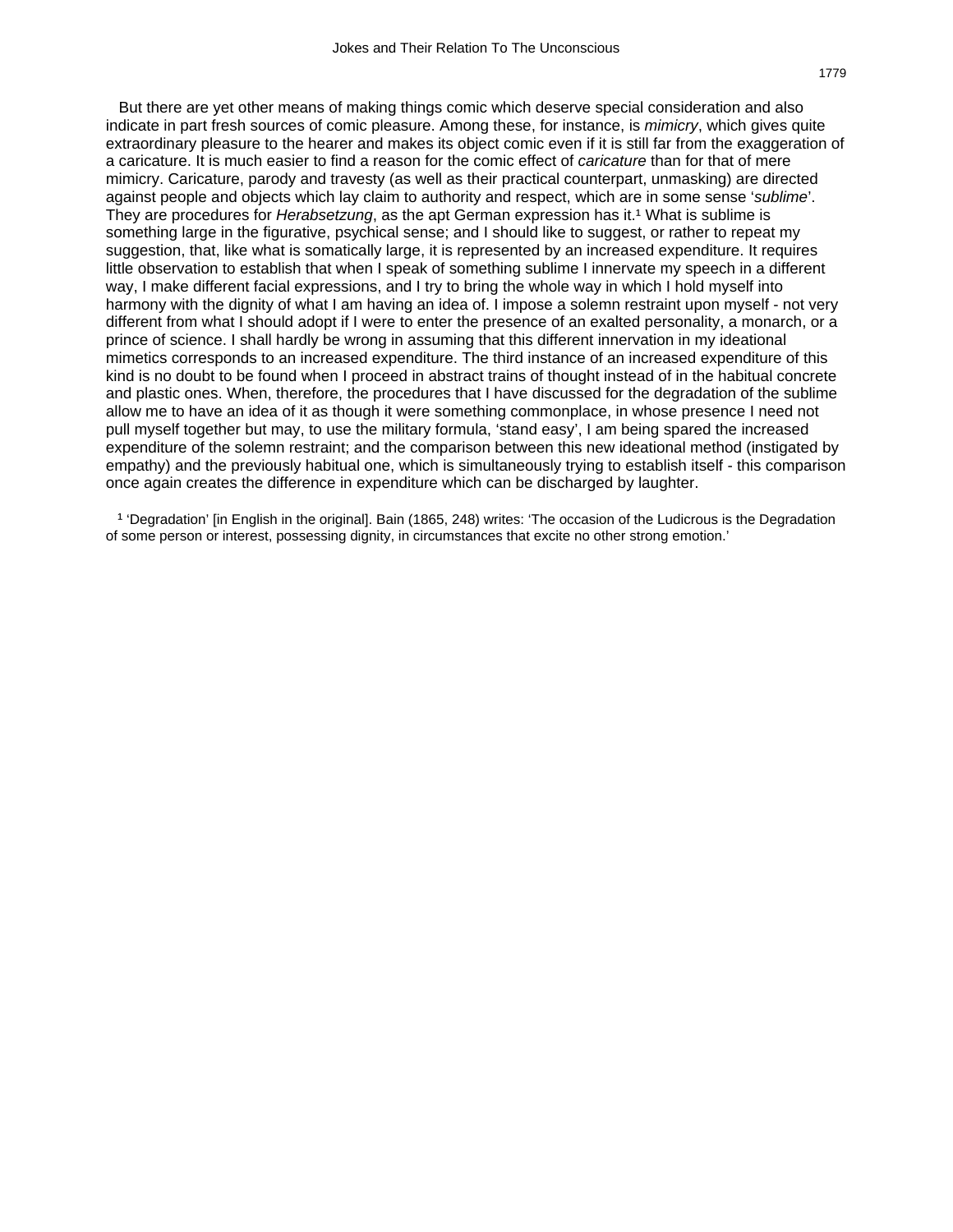But there are yet other means of making things comic which deserve special consideration and also indicate in part fresh sources of comic pleasure. Among these, for instance, is *mimicry*, which gives quite extraordinary pleasure to the hearer and makes its object comic even if it is still far from the exaggeration of a caricature. It is much easier to find a reason for the comic effect of *caricature* than for that of mere mimicry. Caricature, parody and travesty (as well as their practical counterpart, unmasking) are directed against people and objects which lay claim to authority and respect, which are in some sense '*sublime*'. They are procedures for *Herabsetzung*, as the apt German expression has it.[1] What is sublime is something large in the figurative, psychical sense; and I should like to suggest, or rather to repeat my suggestion, that, like what is somatically large, it is represented by an increased expenditure. It requires little observation to establish that when I speak of something sublime I innervate my speech in a different way, I make different facial expressions, and I try to bring the whole way in which I hold myself into harmony with the dignity of what I am having an idea of. I impose a solemn restraint upon myself - not very different from what I should adopt if I were to enter the presence of an exalted personality, a monarch, or a prince of science. I shall hardly be wrong in assuming that this different innervation in my ideational mimetics corresponds to an increased expenditure. The third instance of an increased expenditure of this kind is no doubt to be found when I proceed in abstract trains of thought instead of in the habitual concrete and plastic ones. When, therefore, the procedures that I have discussed for the degradation of the sublime allow me to have an idea of it as though it were something commonplace, in whose presence I need not pull myself together but may, to use the military formula, 'stand easy', I am being spared the increased expenditure of the solemn restraint; and the comparison between this new ideational method (instigated by empathy) and the previously habitual one, which is simultaneously trying to establish itself - this comparison once again creates the difference in expenditure which can be discharged by laughter.

[1] 'Degradation' [in English in the original]. Bain (1865, 248) writes: 'The occasion of the Ludicrous is the Degradation of some person or interest, possessing dignity, in circumstances that excite no other strong emotion.'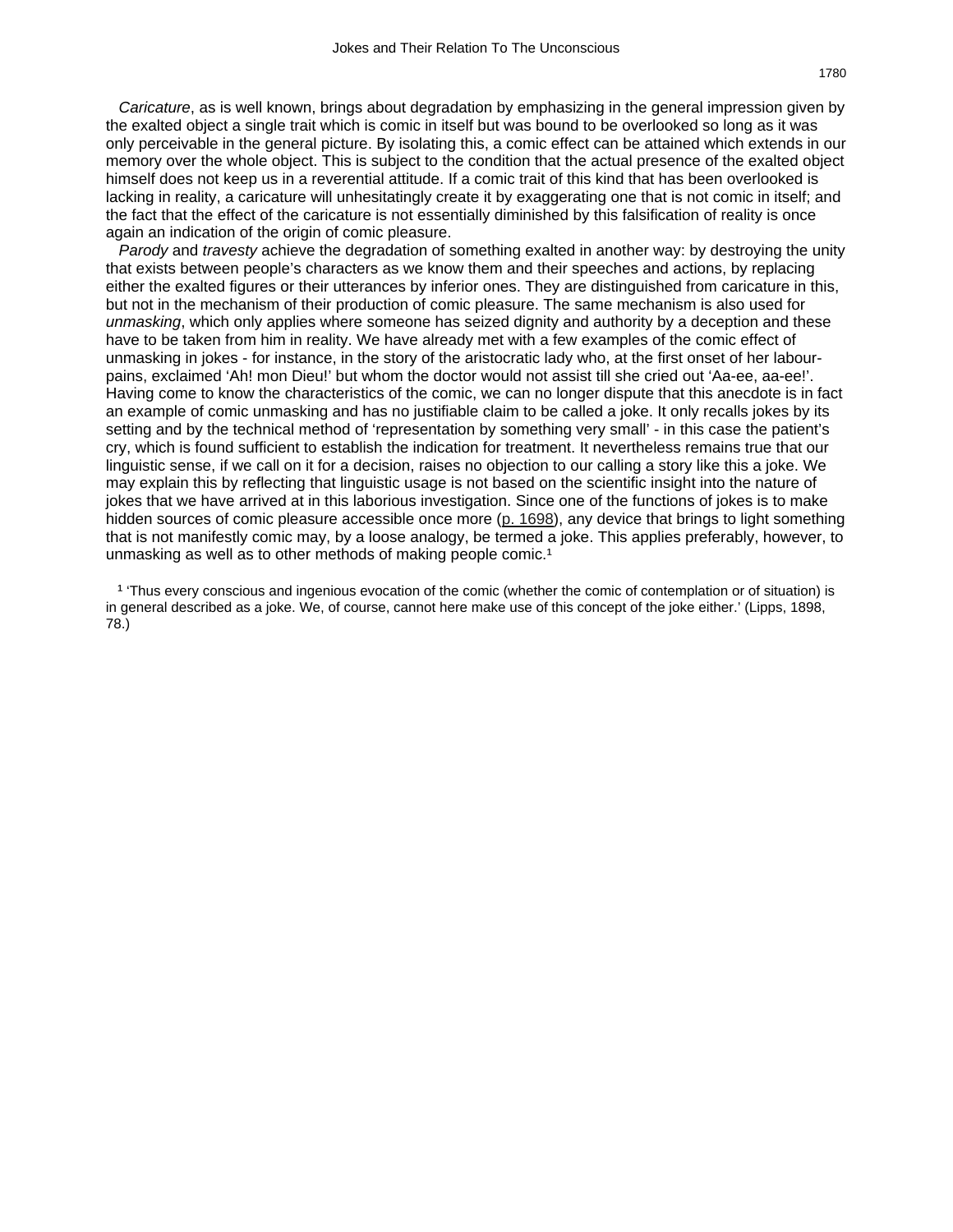*Caricature*, as is well known, brings about degradation by emphasizing in the general impression given by the exalted object a single trait which is comic in itself but was bound to be overlooked so long as it was only perceivable in the general picture. By isolating this, a comic effect can be attained which extends in our memory over the whole object. This is subject to the condition that the actual presence of the exalted object himself does not keep us in a reverential attitude. If a comic trait of this kind that has been overlooked is lacking in reality, a caricature will unhesitatingly create it by exaggerating one that is not comic in itself; and the fact that the effect of the caricature is not essentially diminished by this falsification of reality is once again an indication of the origin of comic pleasure.

*Parody* and *travesty* achieve the degradation of something exalted in another way: by destroying the unity that exists between people's characters as we know them and their speeches and actions, by replacing either the exalted figures or their utterances by inferior ones. They are distinguished from caricature in this, but not in the mechanism of their production of comic pleasure. The same mechanism is also used for *unmasking*, which only applies where someone has seized dignity and authority by a deception and these have to be taken from him in reality. We have already met with a few examples of the comic effect of unmasking in jokes - for instance, in the story of the aristocratic lady who, at the first onset of her labour-pains, exclaimed 'Ah! mon Dieu!' but whom the doctor would not assist till she cried out 'Aa-ee, aa-ee!'. Having come to know the characteristics of the comic, we can no longer dispute that this anecdote is in fact an example of comic unmasking and has no justifiable claim to be called a joke. It only recalls jokes by its setting and by the technical method of 'representation by something very small' - in this case the patient's cry, which is found sufficient to establish the indication for treatment. It nevertheless remains true that our linguistic sense, if we call on it for a decision, raises no objection to our calling a story like this a joke. We may explain this by reflecting that linguistic usage is not based on the scientific insight into the nature of jokes that we have arrived at in this laborious investigation. Since one of the functions of jokes is to make hidden sources of comic pleasure accessible once more (p. 1698), any device that brings to light something that is not manifestly comic may, by a loose analogy, be termed a joke. This applies preferably, however, to unmasking as well as to other methods of making people comic.[1]

[1] 'Thus every conscious and ingenious evocation of the comic (whether the comic of contemplation or of situation) is in general described as a joke. We, of course, cannot here make use of this concept of the joke either.' (Lipps, 1898, 78.)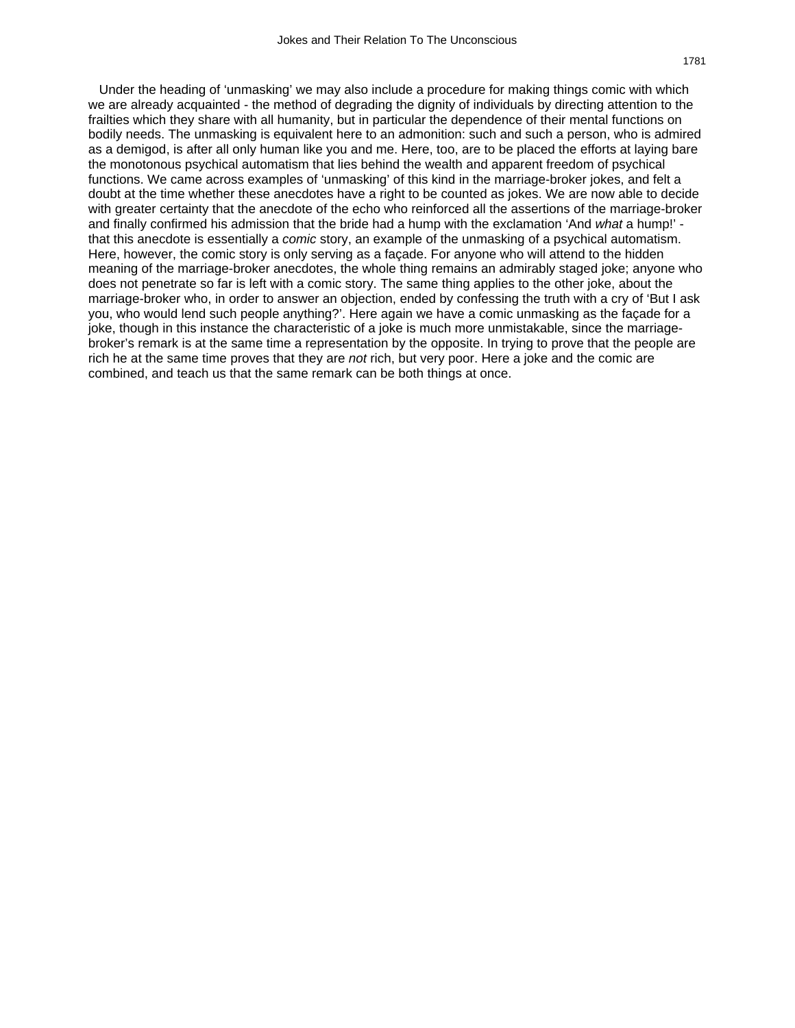Under the heading of ‘unmasking’ we may also include a procedure for making things comic with which we are already acquainted - the method of degrading the dignity of individuals by directing attention to the frailties which they share with all humanity, but in particular the dependence of their mental functions on bodily needs. The unmasking is equivalent here to an admonition: such and such a person, who is admired as a demigod, is after all only human like you and me. Here, too, are to be placed the efforts at laying bare the monotonous psychical automatism that lies behind the wealth and apparent freedom of psychical functions. We came across examples of ‘unmasking’ of this kind in the marriage-broker jokes, and felt a doubt at the time whether these anecdotes have a right to be counted as jokes. We are now able to decide with greater certainty that the anecdote of the echo who reinforced all the assertions of the marriage-broker and finally confirmed his admission that the bride had a hump with the exclamation ‘And *what* a hump!’ - that this anecdote is essentially a *comic* story, an example of the unmasking of a psychical automatism. Here, however, the comic story is only serving as a façade. For anyone who will attend to the hidden meaning of the marriage-broker anecdotes, the whole thing remains an admirably staged joke; anyone who does not penetrate so far is left with a comic story. The same thing applies to the other joke, about the marriage-broker who, in order to answer an objection, ended by confessing the truth with a cry of ‘But I ask you, who would lend such people anything?’. Here again we have a comic unmasking as the façade for a joke, though in this instance the characteristic of a joke is much more unmistakable, since the marriage-broker’s remark is at the same time a representation by the opposite. In trying to prove that the people are rich he at the same time proves that they are *not* rich, but very poor. Here a joke and the comic are combined, and teach us that the same remark can be both things at once.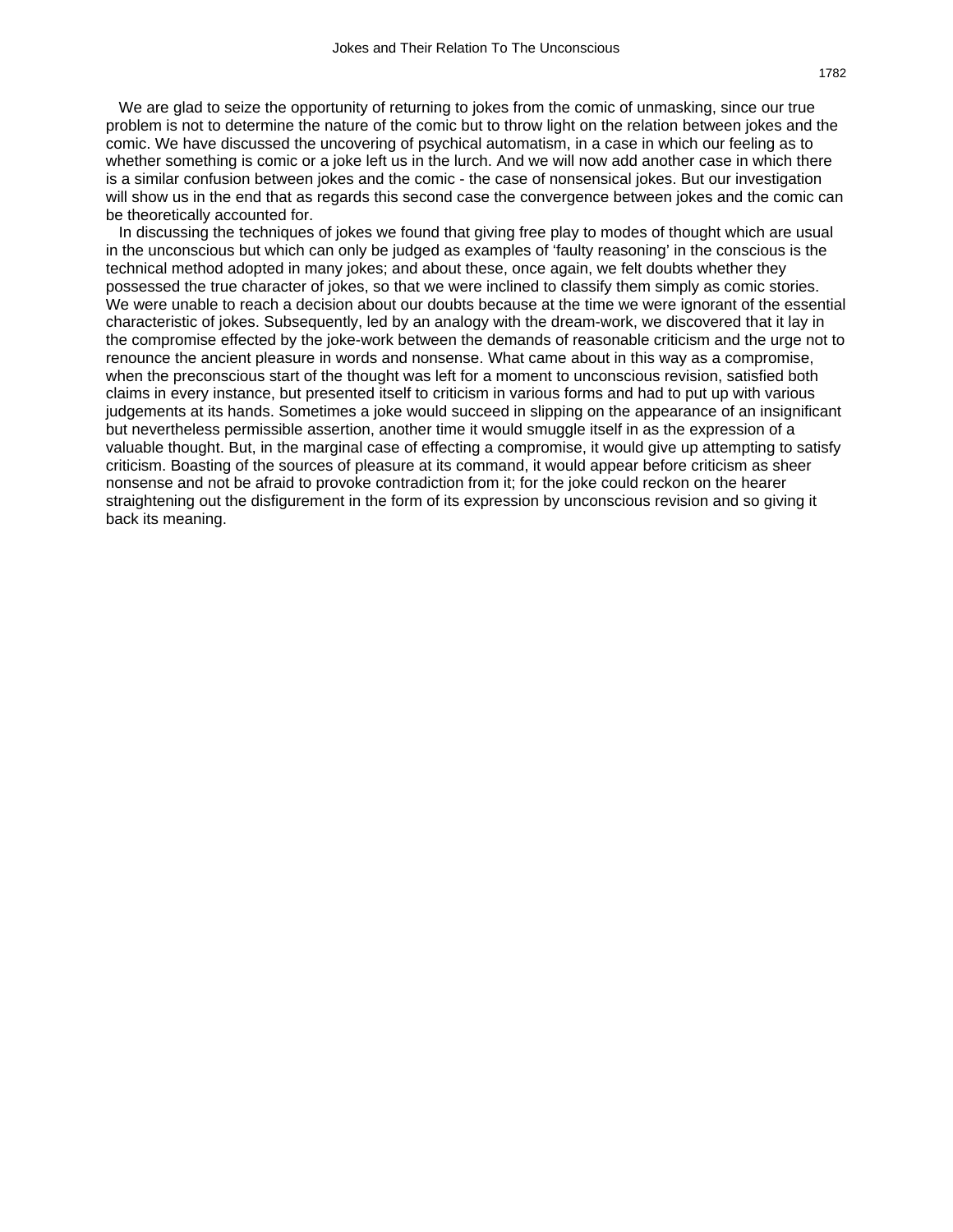We are glad to seize the opportunity of returning to jokes from the comic of unmasking, since our true problem is not to determine the nature of the comic but to throw light on the relation between jokes and the comic. We have discussed the uncovering of psychical automatism, in a case in which our feeling as to whether something is comic or a joke left us in the lurch. And we will now add another case in which there is a similar confusion between jokes and the comic - the case of nonsensical jokes. But our investigation will show us in the end that as regards this second case the convergence between jokes and the comic can be theoretically accounted for.

In discussing the techniques of jokes we found that giving free play to modes of thought which are usual in the unconscious but which can only be judged as examples of 'faulty reasoning' in the conscious is the technical method adopted in many jokes; and about these, once again, we felt doubts whether they possessed the true character of jokes, so that we were inclined to classify them simply as comic stories. We were unable to reach a decision about our doubts because at the time we were ignorant of the essential characteristic of jokes. Subsequently, led by an analogy with the dream-work, we discovered that it lay in the compromise effected by the joke-work between the demands of reasonable criticism and the urge not to renounce the ancient pleasure in words and nonsense. What came about in this way as a compromise, when the preconscious start of the thought was left for a moment to unconscious revision, satisfied both claims in every instance, but presented itself to criticism in various forms and had to put up with various judgements at its hands. Sometimes a joke would succeed in slipping on the appearance of an insignificant but nevertheless permissible assertion, another time it would smuggle itself in as the expression of a valuable thought. But, in the marginal case of effecting a compromise, it would give up attempting to satisfy criticism. Boasting of the sources of pleasure at its command, it would appear before criticism as sheer nonsense and not be afraid to provoke contradiction from it; for the joke could reckon on the hearer straightening out the disfigurement in the form of its expression by unconscious revision and so giving it back its meaning.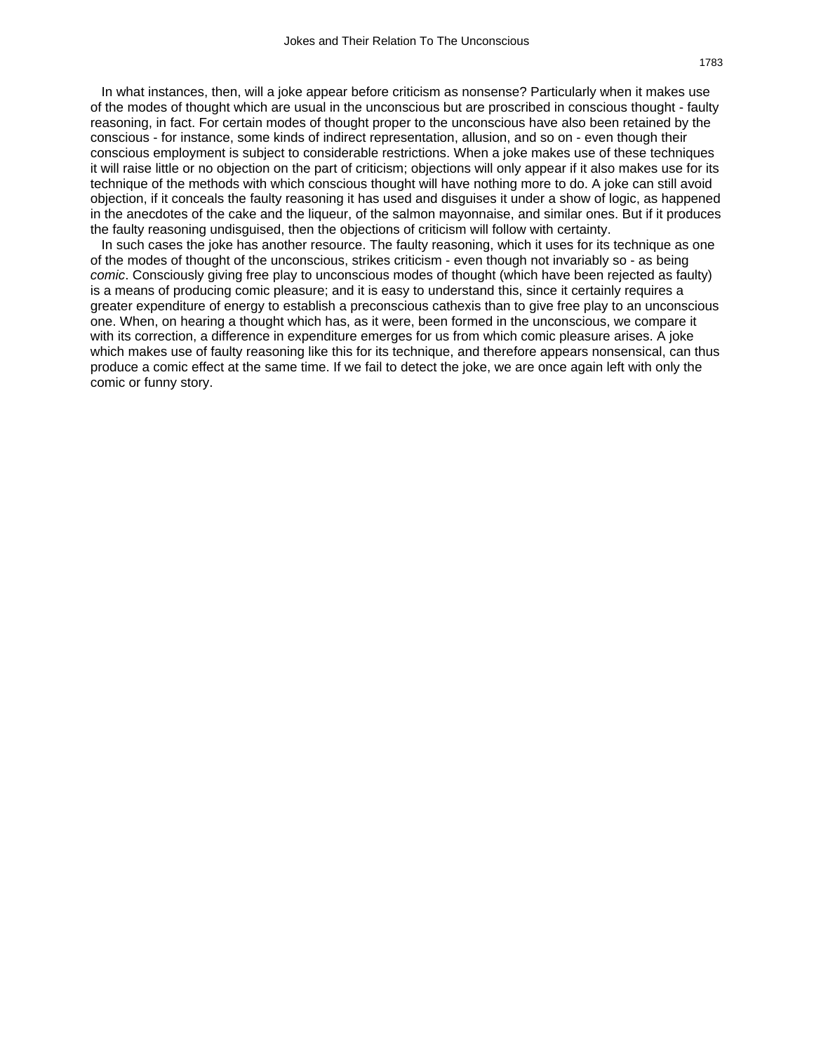In what instances, then, will a joke appear before criticism as nonsense? Particularly when it makes use of the modes of thought which are usual in the unconscious but are proscribed in conscious thought - faulty reasoning, in fact. For certain modes of thought proper to the unconscious have also been retained by the conscious - for instance, some kinds of indirect representation, allusion, and so on - even though their conscious employment is subject to considerable restrictions. When a joke makes use of these techniques it will raise little or no objection on the part of criticism; objections will only appear if it also makes use for its technique of the methods with which conscious thought will have nothing more to do. A joke can still avoid objection, if it conceals the faulty reasoning it has used and disguises it under a show of logic, as happened in the anecdotes of the cake and the liqueur, of the salmon mayonnaise, and similar ones. But if it produces the faulty reasoning undisguised, then the objections of criticism will follow with certainty.

In such cases the joke has another resource. The faulty reasoning, which it uses for its technique as one of the modes of thought of the unconscious, strikes criticism - even though not invariably so - as being *comic*. Consciously giving free play to unconscious modes of thought (which have been rejected as faulty) is a means of producing comic pleasure; and it is easy to understand this, since it certainly requires a greater expenditure of energy to establish a preconscious cathexis than to give free play to an unconscious one. When, on hearing a thought which has, as it were, been formed in the unconscious, we compare it with its correction, a difference in expenditure emerges for us from which comic pleasure arises. A joke which makes use of faulty reasoning like this for its technique, and therefore appears nonsensical, can thus produce a comic effect at the same time. If we fail to detect the joke, we are once again left with only the comic or funny story.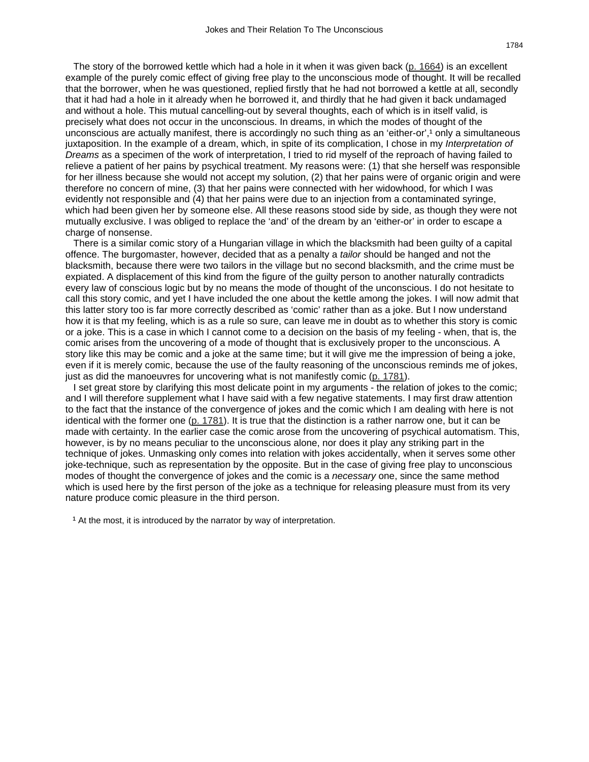The story of the borrowed kettle which had a hole in it when it was given back (p. 1664) is an excellent example of the purely comic effect of giving free play to the unconscious mode of thought. It will be recalled that the borrower, when he was questioned, replied firstly that he had not borrowed a kettle at all, secondly that it had had a hole in it already when he borrowed it, and thirdly that he had given it back undamaged and without a hole. This mutual cancelling-out by several thoughts, each of which is in itself valid, is precisely what does not occur in the unconscious. In dreams, in which the modes of thought of the unconscious are actually manifest, there is accordingly no such thing as an 'either-or',[1] only a simultaneous juxtaposition. In the example of a dream, which, in spite of its complication, I chose in my *Interpretation of Dreams* as a specimen of the work of interpretation, I tried to rid myself of the reproach of having failed to relieve a patient of her pains by psychical treatment. My reasons were: (1) that she herself was responsible for her illness because she would not accept my solution, (2) that her pains were of organic origin and were therefore no concern of mine, (3) that her pains were connected with her widowhood, for which I was evidently not responsible and (4) that her pains were due to an injection from a contaminated syringe, which had been given her by someone else. All these reasons stood side by side, as though they were not mutually exclusive. I was obliged to replace the 'and' of the dream by an 'either-or' in order to escape a charge of nonsense.

There is a similar comic story of a Hungarian village in which the blacksmith had been guilty of a capital offence. The burgomaster, however, decided that as a penalty a *tailor* should be hanged and not the blacksmith, because there were two tailors in the village but no second blacksmith, and the crime must be expiated. A displacement of this kind from the figure of the guilty person to another naturally contradicts every law of conscious logic but by no means the mode of thought of the unconscious. I do not hesitate to call this story comic, and yet I have included the one about the kettle among the jokes. I will now admit that this latter story too is far more correctly described as 'comic' rather than as a joke. But I now understand how it is that my feeling, which is as a rule so sure, can leave me in doubt as to whether this story is comic or a joke. This is a case in which I cannot come to a decision on the basis of my feeling - when, that is, the comic arises from the uncovering of a mode of thought that is exclusively proper to the unconscious. A story like this may be comic and a joke at the same time; but it will give me the impression of being a joke, even if it is merely comic, because the use of the faulty reasoning of the unconscious reminds me of jokes, just as did the manoeuvres for uncovering what is not manifestly comic (p. 1781).

I set great store by clarifying this most delicate point in my arguments - the relation of jokes to the comic; and I will therefore supplement what I have said with a few negative statements. I may first draw attention to the fact that the instance of the convergence of jokes and the comic which I am dealing with here is not identical with the former one (p. 1781). It is true that the distinction is a rather narrow one, but it can be made with certainty. In the earlier case the comic arose from the uncovering of psychical automatism. This, however, is by no means peculiar to the unconscious alone, nor does it play any striking part in the technique of jokes. Unmasking only comes into relation with jokes accidentally, when it serves some other joke-technique, such as representation by the opposite. But in the case of giving free play to unconscious modes of thought the convergence of jokes and the comic is a *necessary* one, since the same method which is used here by the first person of the joke as a technique for releasing pleasure must from its very nature produce comic pleasure in the third person.

[1] At the most, it is introduced by the narrator by way of interpretation.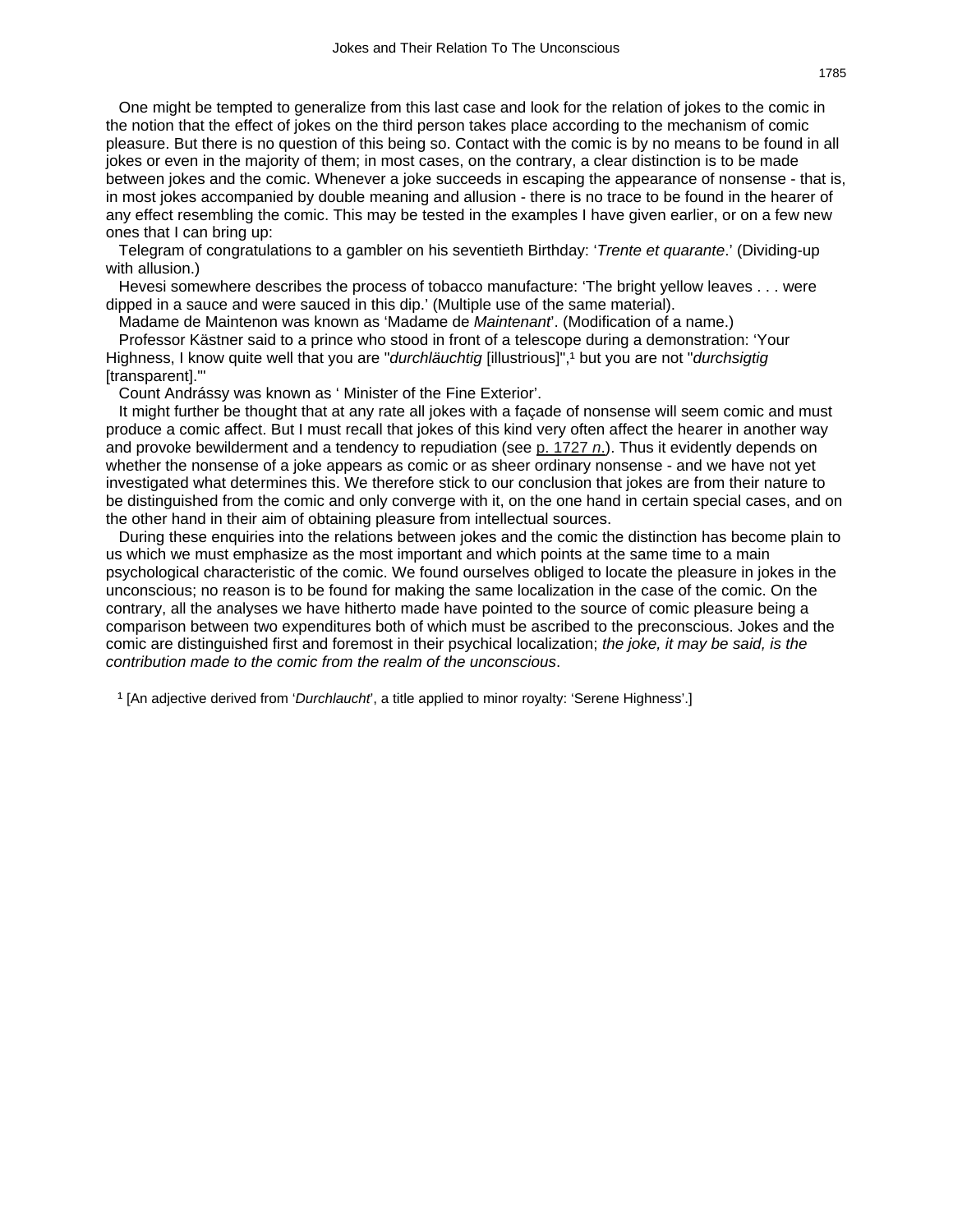One might be tempted to generalize from this last case and look for the relation of jokes to the comic in the notion that the effect of jokes on the third person takes place according to the mechanism of comic pleasure. But there is no question of this being so. Contact with the comic is by no means to be found in all jokes or even in the majority of them; in most cases, on the contrary, a clear distinction is to be made between jokes and the comic. Whenever a joke succeeds in escaping the appearance of nonsense - that is, in most jokes accompanied by double meaning and allusion - there is no trace to be found in the hearer of any effect resembling the comic. This may be tested in the examples I have given earlier, or on a few new ones that I can bring up:

Telegram of congratulations to a gambler on his seventieth Birthday: '*Trente et quarante*.' (Dividing-up with allusion.)

Hevesi somewhere describes the process of tobacco manufacture: 'The bright yellow leaves . . . were dipped in a sauce and were sauced in this dip.' (Multiple use of the same material).

Madame de Maintenon was known as 'Madame de *Maintenant*'. (Modification of a name.)

Professor Kästner said to a prince who stood in front of a telescope during a demonstration: 'Your Highness, I know quite well that you are "*durchläuchtig* [illustrious]",[1] but you are not "*durchsigtig* [transparent]."'

Count Andrássy was known as ' Minister of the Fine Exterior'.

It might further be thought that at any rate all jokes with a façade of nonsense will seem comic and must produce a comic affect. But I must recall that jokes of this kind very often affect the hearer in another way and provoke bewilderment and a tendency to repudiation (see p. 1727 *n*.). Thus it evidently depends on whether the nonsense of a joke appears as comic or as sheer ordinary nonsense - and we have not yet investigated what determines this. We therefore stick to our conclusion that jokes are from their nature to be distinguished from the comic and only converge with it, on the one hand in certain special cases, and on the other hand in their aim of obtaining pleasure from intellectual sources.

During these enquiries into the relations between jokes and the comic the distinction has become plain to us which we must emphasize as the most important and which points at the same time to a main psychological characteristic of the comic. We found ourselves obliged to locate the pleasure in jokes in the unconscious; no reason is to be found for making the same localization in the case of the comic. On the contrary, all the analyses we have hitherto made have pointed to the source of comic pleasure being a comparison between two expenditures both of which must be ascribed to the preconscious. Jokes and the comic are distinguished first and foremost in their psychical localization; *the joke, it may be said, is the contribution made to the comic from the realm of the unconscious*.

[1] [An adjective derived from '*Durchlaucht*', a title applied to minor royalty: 'Serene Highness'.]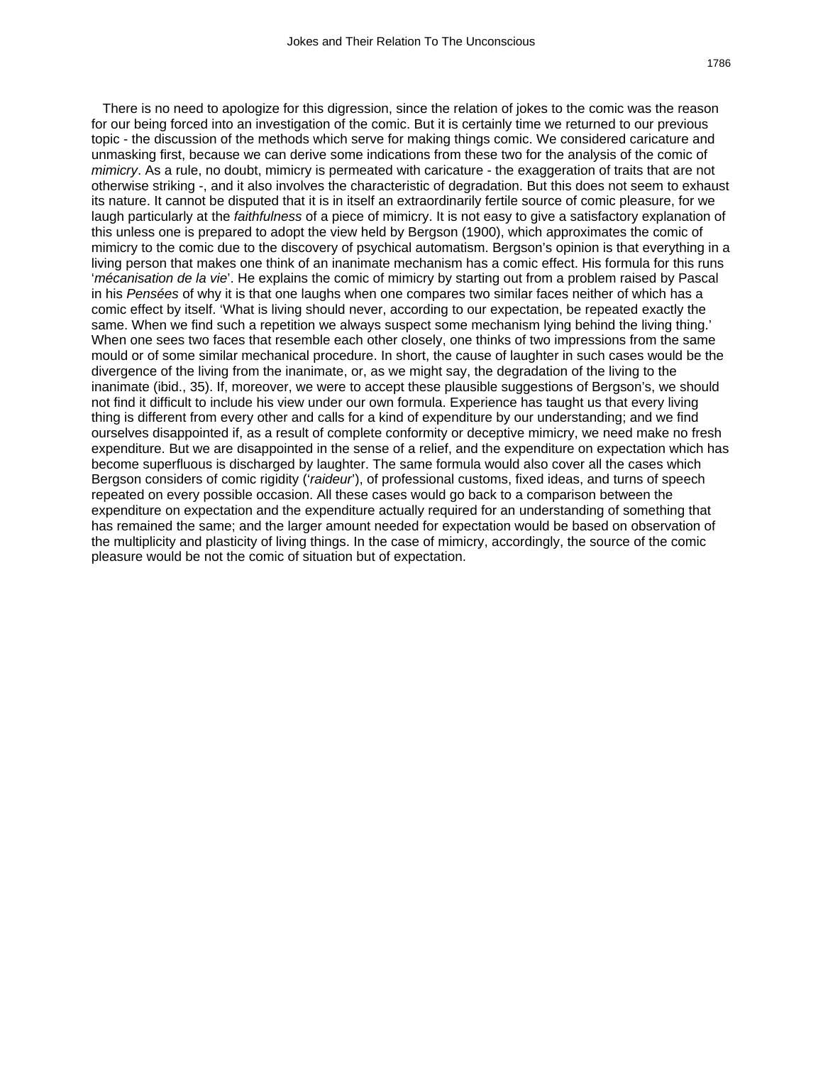There is no need to apologize for this digression, since the relation of jokes to the comic was the reason for our being forced into an investigation of the comic. But it is certainly time we returned to our previous topic - the discussion of the methods which serve for making things comic. We considered caricature and unmasking first, because we can derive some indications from these two for the analysis of the comic of *mimicry*. As a rule, no doubt, mimicry is permeated with caricature - the exaggeration of traits that are not otherwise striking -, and it also involves the characteristic of degradation. But this does not seem to exhaust its nature. It cannot be disputed that it is in itself an extraordinarily fertile source of comic pleasure, for we laugh particularly at the *faithfulness* of a piece of mimicry. It is not easy to give a satisfactory explanation of this unless one is prepared to adopt the view held by Bergson (1900), which approximates the comic of mimicry to the comic due to the discovery of psychical automatism. Bergson's opinion is that everything in a living person that makes one think of an inanimate mechanism has a comic effect. His formula for this runs '*mécanisation de la vie*'. He explains the comic of mimicry by starting out from a problem raised by Pascal in his *Pensées* of why it is that one laughs when one compares two similar faces neither of which has a comic effect by itself. 'What is living should never, according to our expectation, be repeated exactly the same. When we find such a repetition we always suspect some mechanism lying behind the living thing.' When one sees two faces that resemble each other closely, one thinks of two impressions from the same mould or of some similar mechanical procedure. In short, the cause of laughter in such cases would be the divergence of the living from the inanimate, or, as we might say, the degradation of the living to the inanimate (ibid., 35). If, moreover, we were to accept these plausible suggestions of Bergson's, we should not find it difficult to include his view under our own formula. Experience has taught us that every living thing is different from every other and calls for a kind of expenditure by our understanding; and we find ourselves disappointed if, as a result of complete conformity or deceptive mimicry, we need make no fresh expenditure. But we are disappointed in the sense of a relief, and the expenditure on expectation which has become superfluous is discharged by laughter. The same formula would also cover all the cases which Bergson considers of comic rigidity ('*raideur*'), of professional customs, fixed ideas, and turns of speech repeated on every possible occasion. All these cases would go back to a comparison between the expenditure on expectation and the expenditure actually required for an understanding of something that has remained the same; and the larger amount needed for expectation would be based on observation of the multiplicity and plasticity of living things. In the case of mimicry, accordingly, the source of the comic pleasure would be not the comic of situation but of expectation.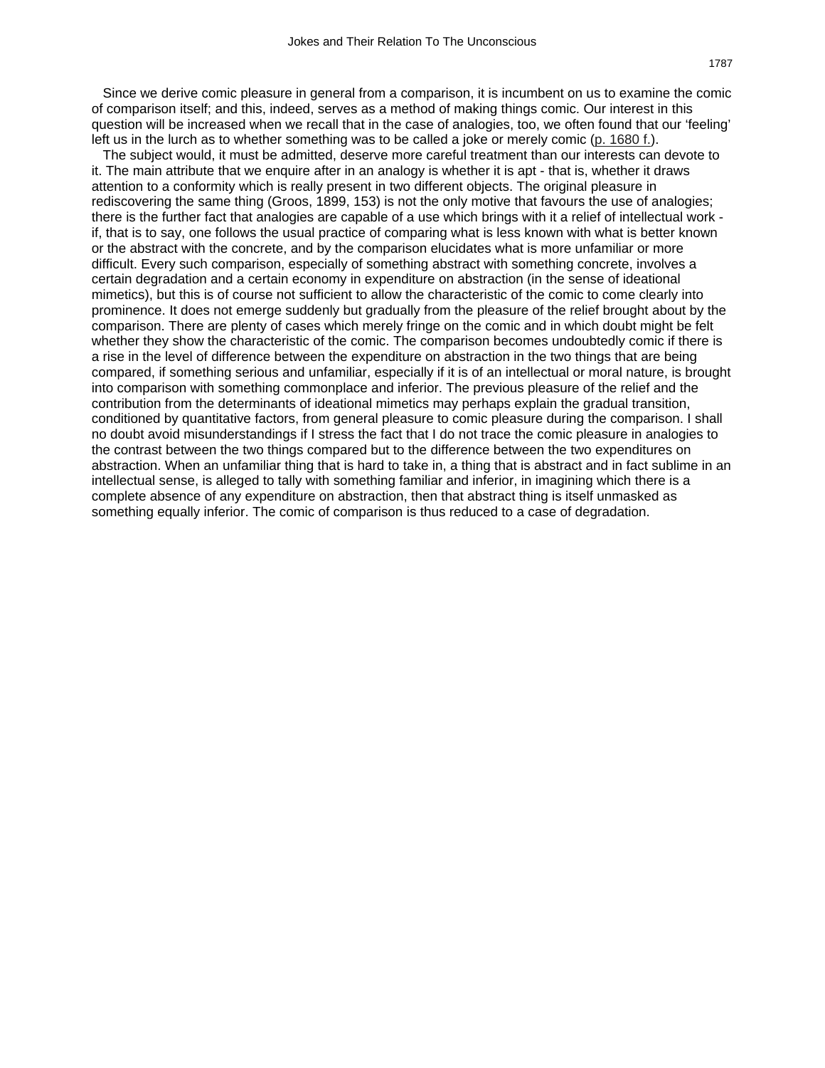Since we derive comic pleasure in general from a comparison, it is incumbent on us to examine the comic of comparison itself; and this, indeed, serves as a method of making things comic. Our interest in this question will be increased when we recall that in the case of analogies, too, we often found that our 'feeling' left us in the lurch as to whether something was to be called a joke or merely comic (p. 1680 f.).

The subject would, it must be admitted, deserve more careful treatment than our interests can devote to it. The main attribute that we enquire after in an analogy is whether it is apt - that is, whether it draws attention to a conformity which is really present in two different objects. The original pleasure in rediscovering the same thing (Groos, 1899, 153) is not the only motive that favours the use of analogies; there is the further fact that analogies are capable of a use which brings with it a relief of intellectual work - if, that is to say, one follows the usual practice of comparing what is less known with what is better known or the abstract with the concrete, and by the comparison elucidates what is more unfamiliar or more difficult. Every such comparison, especially of something abstract with something concrete, involves a certain degradation and a certain economy in expenditure on abstraction (in the sense of ideational mimetics), but this is of course not sufficient to allow the characteristic of the comic to come clearly into prominence. It does not emerge suddenly but gradually from the pleasure of the relief brought about by the comparison. There are plenty of cases which merely fringe on the comic and in which doubt might be felt whether they show the characteristic of the comic. The comparison becomes undoubtedly comic if there is a rise in the level of difference between the expenditure on abstraction in the two things that are being compared, if something serious and unfamiliar, especially if it is of an intellectual or moral nature, is brought into comparison with something commonplace and inferior. The previous pleasure of the relief and the contribution from the determinants of ideational mimetics may perhaps explain the gradual transition, conditioned by quantitative factors, from general pleasure to comic pleasure during the comparison. I shall no doubt avoid misunderstandings if I stress the fact that I do not trace the comic pleasure in analogies to the contrast between the two things compared but to the difference between the two expenditures on abstraction. When an unfamiliar thing that is hard to take in, a thing that is abstract and in fact sublime in an intellectual sense, is alleged to tally with something familiar and inferior, in imagining which there is a complete absence of any expenditure on abstraction, then that abstract thing is itself unmasked as something equally inferior. The comic of comparison is thus reduced to a case of degradation.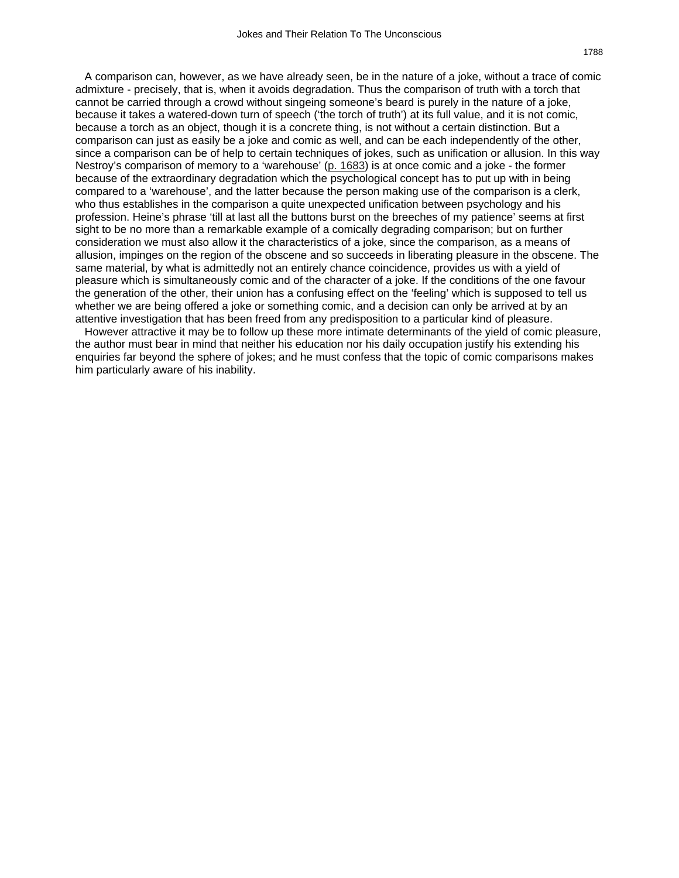A comparison can, however, as we have already seen, be in the nature of a joke, without a trace of comic admixture - precisely, that is, when it avoids degradation. Thus the comparison of truth with a torch that cannot be carried through a crowd without singeing someone's beard is purely in the nature of a joke, because it takes a watered-down turn of speech ('the torch of truth') at its full value, and it is not comic, because a torch as an object, though it is a concrete thing, is not without a certain distinction. But a comparison can just as easily be a joke and comic as well, and can be each independently of the other, since a comparison can be of help to certain techniques of jokes, such as unification or allusion. In this way Nestroy's comparison of memory to a 'warehouse' (p. 1683) is at once comic and a joke - the former because of the extraordinary degradation which the psychological concept has to put up with in being compared to a 'warehouse', and the latter because the person making use of the comparison is a clerk, who thus establishes in the comparison a quite unexpected unification between psychology and his profession. Heine's phrase 'till at last all the buttons burst on the breeches of my patience' seems at first sight to be no more than a remarkable example of a comically degrading comparison; but on further consideration we must also allow it the characteristics of a joke, since the comparison, as a means of allusion, impinges on the region of the obscene and so succeeds in liberating pleasure in the obscene. The same material, by what is admittedly not an entirely chance coincidence, provides us with a yield of pleasure which is simultaneously comic and of the character of a joke. If the conditions of the one favour the generation of the other, their union has a confusing effect on the 'feeling' which is supposed to tell us whether we are being offered a joke or something comic, and a decision can only be arrived at by an attentive investigation that has been freed from any predisposition to a particular kind of pleasure.

However attractive it may be to follow up these more intimate determinants of the yield of comic pleasure, the author must bear in mind that neither his education nor his daily occupation justify his extending his enquiries far beyond the sphere of jokes; and he must confess that the topic of comic comparisons makes him particularly aware of his inability.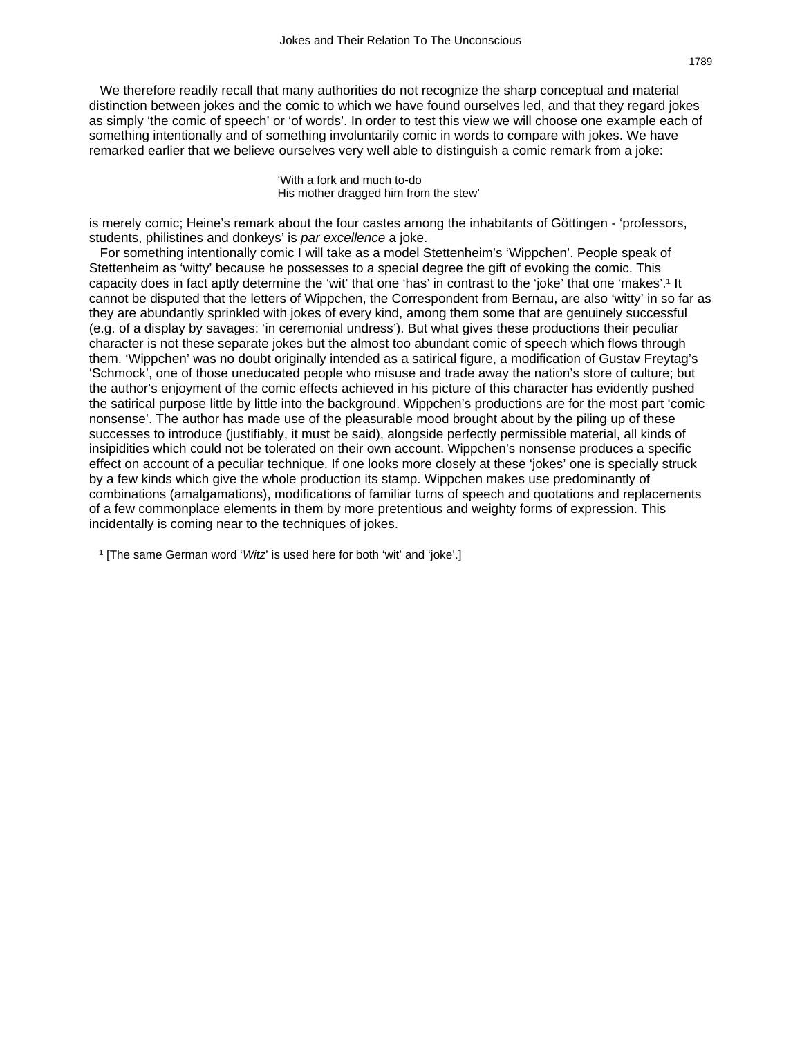We therefore readily recall that many authorities do not recognize the sharp conceptual and material distinction between jokes and the comic to which we have found ourselves led, and that they regard jokes as simply 'the comic of speech' or 'of words'. In order to test this view we will choose one example each of something intentionally and of something involuntarily comic in words to compare with jokes. We have remarked earlier that we believe ourselves very well able to distinguish a comic remark from a joke:

> 'With a fork and much to-do
> His mother dragged him from the stew'

is merely comic; Heine's remark about the four castes among the inhabitants of Göttingen - 'professors, students, philistines and donkeys' is *par excellence* a joke.

For something intentionally comic I will take as a model Stettenheim's 'Wippchen'. People speak of Stettenheim as 'witty' because he possesses to a special degree the gift of evoking the comic. This capacity does in fact aptly determine the 'wit' that one 'has' in contrast to the 'joke' that one 'makes'.[1] It cannot be disputed that the letters of Wippchen, the Correspondent from Bernau, are also 'witty' in so far as they are abundantly sprinkled with jokes of every kind, among them some that are genuinely successful (e.g. of a display by savages: 'in ceremonial undress'). But what gives these productions their peculiar character is not these separate jokes but the almost too abundant comic of speech which flows through them. 'Wippchen' was no doubt originally intended as a satirical figure, a modification of Gustav Freytag's 'Schmock', one of those uneducated people who misuse and trade away the nation's store of culture; but the author's enjoyment of the comic effects achieved in his picture of this character has evidently pushed the satirical purpose little by little into the background. Wippchen's productions are for the most part 'comic nonsense'. The author has made use of the pleasurable mood brought about by the piling up of these successes to introduce (justifiably, it must be said), alongside perfectly permissible material, all kinds of insipidities which could not be tolerated on their own account. Wippchen's nonsense produces a specific effect on account of a peculiar technique. If one looks more closely at these 'jokes' one is specially struck by a few kinds which give the whole production its stamp. Wippchen makes use predominantly of combinations (amalgamations), modifications of familiar turns of speech and quotations and replacements of a few commonplace elements in them by more pretentious and weighty forms of expression. This incidentally is coming near to the techniques of jokes.

[1] [The same German word '*Witz*' is used here for both 'wit' and 'joke'.]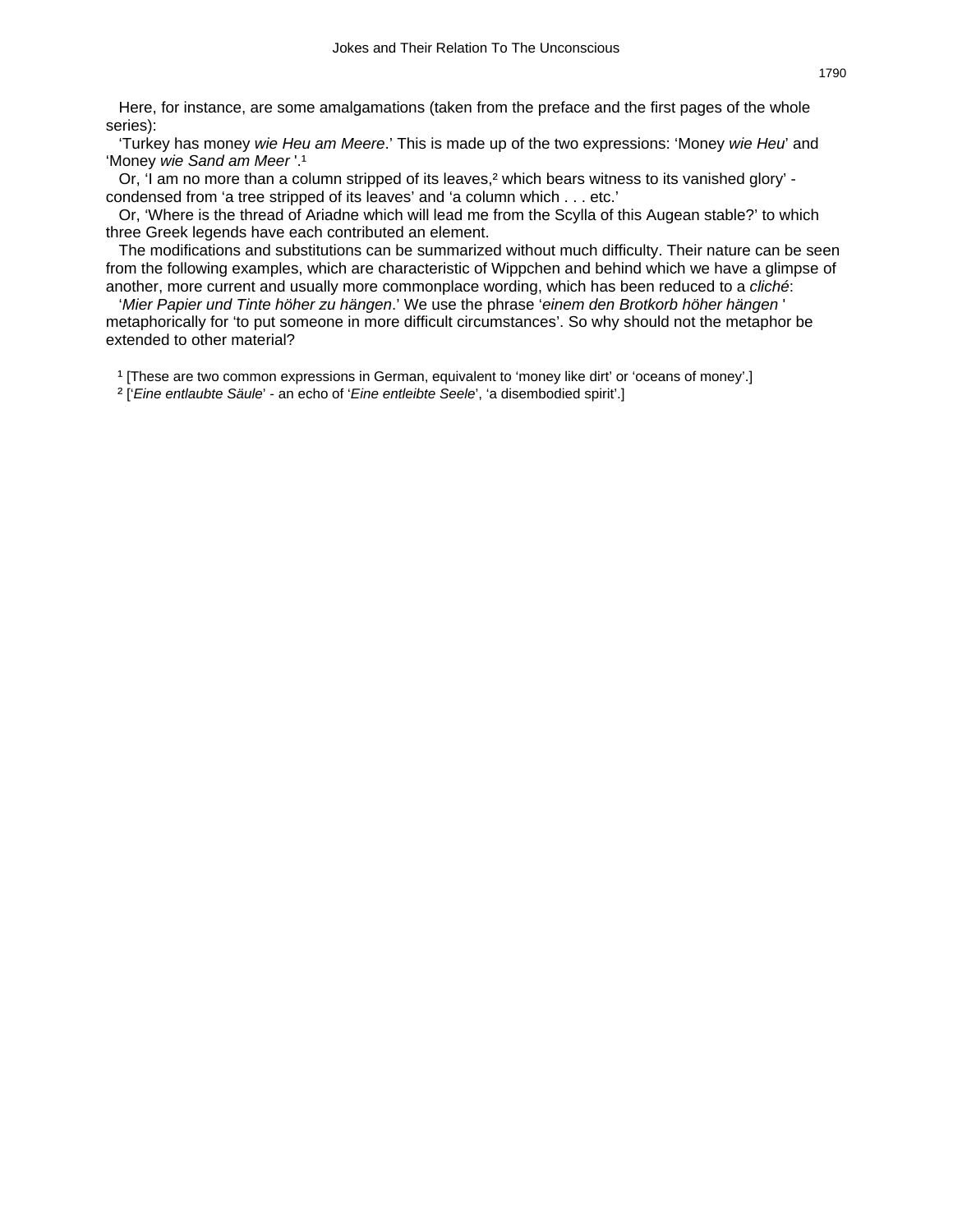Here, for instance, are some amalgamations (taken from the preface and the first pages of the whole series):

'Turkey has money *wie Heu am Meere*.' This is made up of the two expressions: 'Money *wie Heu*' and 'Money *wie Sand am Meer* '.[1]

Or, 'I am no more than a column stripped of its leaves,[2] which bears witness to its vanished glory' - condensed from 'a tree stripped of its leaves' and 'a column which . . . etc.'

Or, 'Where is the thread of Ariadne which will lead me from the Scylla of this Augean stable?' to which three Greek legends have each contributed an element.

The modifications and substitutions can be summarized without much difficulty. Their nature can be seen from the following examples, which are characteristic of Wippchen and behind which we have a glimpse of another, more current and usually more commonplace wording, which has been reduced to a *cliché*:

'*Mier Papier und Tinte höher zu hängen*.' We use the phrase '*einem den Brotkorb höher hängen* ' metaphorically for 'to put someone in more difficult circumstances'. So why should not the metaphor be extended to other material?

[1] [These are two common expressions in German, equivalent to 'money like dirt' or 'oceans of money'.]

[2] ['*Eine entlaubte Säule*' - an echo of '*Eine entleibte Seele*', 'a disembodied spirit'.]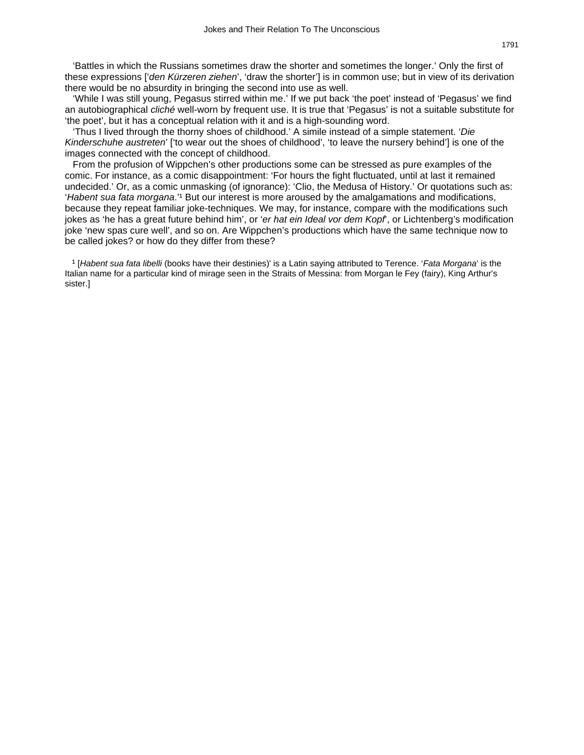'Battles in which the Russians sometimes draw the shorter and sometimes the longer.' Only the first of these expressions ['*den Kürzeren ziehen*', 'draw the shorter'] is in common use; but in view of its derivation there would be no absurdity in bringing the second into use as well.

'While I was still young, Pegasus stirred within me.' If we put back 'the poet' instead of 'Pegasus' we find an autobiographical *cliché* well-worn by frequent use. It is true that 'Pegasus' is not a suitable substitute for 'the poet', but it has a conceptual relation with it and is a high-sounding word.

'Thus I lived through the thorny shoes of childhood.' A simile instead of a simple statement. '*Die Kinderschuhe austreten*' ['to wear out the shoes of childhood', 'to leave the nursery behind'] is one of the images connected with the concept of childhood.

From the profusion of Wippchen's other productions some can be stressed as pure examples of the comic. For instance, as a comic disappointment: 'For hours the fight fluctuated, until at last it remained undecided.' Or, as a comic unmasking (of ignorance): 'Clio, the Medusa of History.' Or quotations such as: '*Habent sua fata morgana*.'[1] But our interest is more aroused by the amalgamations and modifications, because they repeat familiar joke-techniques. We may, for instance, compare with the modifications such jokes as 'he has a great future behind him', or '*er hat ein Ideal vor dem Kopf*', or Lichtenberg's modification joke 'new spas cure well', and so on. Are Wippchen's productions which have the same technique now to be called jokes? or how do they differ from these?

[1] [*Habent sua fata libelli* (books have their destinies)' is a Latin saying attributed to Terence. '*Fata Morgana*' is the Italian name for a particular kind of mirage seen in the Straits of Messina: from Morgan le Fey (fairy), King Arthur's sister.]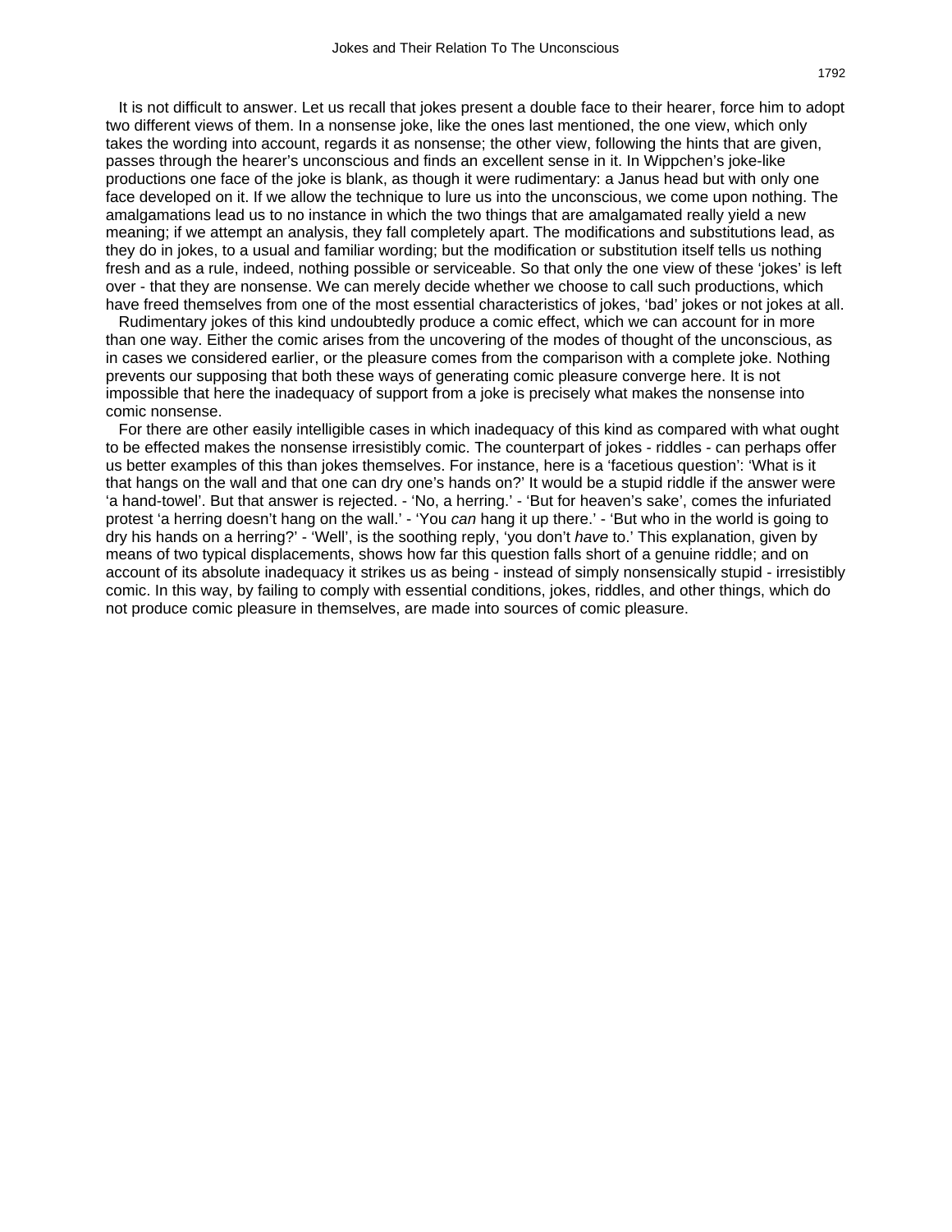It is not difficult to answer. Let us recall that jokes present a double face to their hearer, force him to adopt two different views of them. In a nonsense joke, like the ones last mentioned, the one view, which only takes the wording into account, regards it as nonsense; the other view, following the hints that are given, passes through the hearer's unconscious and finds an excellent sense in it. In Wippchen's joke-like productions one face of the joke is blank, as though it were rudimentary: a Janus head but with only one face developed on it. If we allow the technique to lure us into the unconscious, we come upon nothing. The amalgamations lead us to no instance in which the two things that are amalgamated really yield a new meaning; if we attempt an analysis, they fall completely apart. The modifications and substitutions lead, as they do in jokes, to a usual and familiar wording; but the modification or substitution itself tells us nothing fresh and as a rule, indeed, nothing possible or serviceable. So that only the one view of these 'jokes' is left over - that they are nonsense. We can merely decide whether we choose to call such productions, which have freed themselves from one of the most essential characteristics of jokes, 'bad' jokes or not jokes at all.

Rudimentary jokes of this kind undoubtedly produce a comic effect, which we can account for in more than one way. Either the comic arises from the uncovering of the modes of thought of the unconscious, as in cases we considered earlier, or the pleasure comes from the comparison with a complete joke. Nothing prevents our supposing that both these ways of generating comic pleasure converge here. It is not impossible that here the inadequacy of support from a joke is precisely what makes the nonsense into comic nonsense.

For there are other easily intelligible cases in which inadequacy of this kind as compared with what ought to be effected makes the nonsense irresistibly comic. The counterpart of jokes - riddles - can perhaps offer us better examples of this than jokes themselves. For instance, here is a 'facetious question': 'What is it that hangs on the wall and that one can dry one's hands on?' It would be a stupid riddle if the answer were 'a hand-towel'. But that answer is rejected. - 'No, a herring.' - 'But for heaven's sake', comes the infuriated protest 'a herring doesn't hang on the wall.' - 'You *can* hang it up there.' - 'But who in the world is going to dry his hands on a herring?' - 'Well', is the soothing reply, 'you don't *have* to.' This explanation, given by means of two typical displacements, shows how far this question falls short of a genuine riddle; and on account of its absolute inadequacy it strikes us as being - instead of simply nonsensically stupid - irresistibly comic. In this way, by failing to comply with essential conditions, jokes, riddles, and other things, which do not produce comic pleasure in themselves, are made into sources of comic pleasure.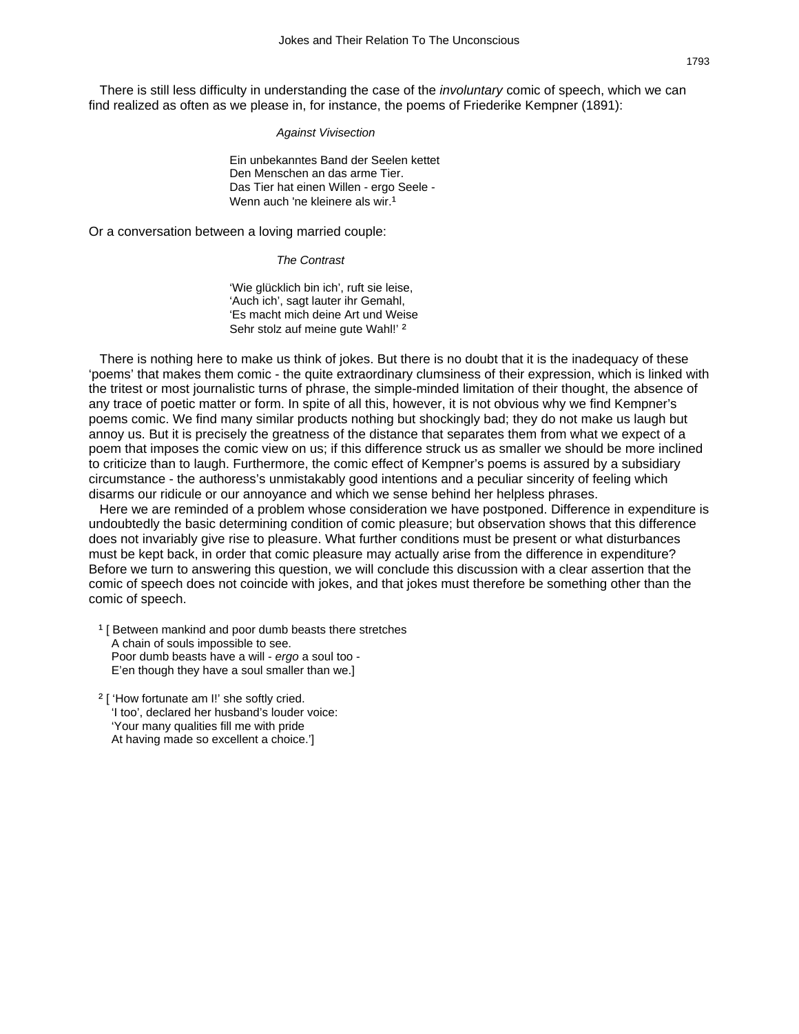There is still less difficulty in understanding the case of the *involuntary* comic of speech, which we can find realized as often as we please in, for instance, the poems of Friederike Kempner (1891):

*Against Vivisection*

Ein unbekanntes Band der Seelen kettet  
Den Menschen an das arme Tier.  
Das Tier hat einen Willen - ergo Seele -  
Wenn auch 'ne kleinere als wir.[1]

Or a conversation between a loving married couple:

*The Contrast*

'Wie glücklich bin ich', ruft sie leise,  
'Auch ich', sagt lauter ihr Gemahl,  
'Es macht mich deine Art und Weise  
Sehr stolz auf meine gute Wahl!' [2]

There is nothing here to make us think of jokes. But there is no doubt that it is the inadequacy of these 'poems' that makes them comic - the quite extraordinary clumsiness of their expression, which is linked with the tritest or most journalistic turns of phrase, the simple-minded limitation of their thought, the absence of any trace of poetic matter or form. In spite of all this, however, it is not obvious why we find Kempner's poems comic. We find many similar products nothing but shockingly bad; they do not make us laugh but annoy us. But it is precisely the greatness of the distance that separates them from what we expect of a poem that imposes the comic view on us; if this difference struck us as smaller we should be more inclined to criticize than to laugh. Furthermore, the comic effect of Kempner's poems is assured by a subsidiary circumstance - the authoress's unmistakably good intentions and a peculiar sincerity of feeling which disarms our ridicule or our annoyance and which we sense behind her helpless phrases.

Here we are reminded of a problem whose consideration we have postponed. Difference in expenditure is undoubtedly the basic determining condition of comic pleasure; but observation shows that this difference does not invariably give rise to pleasure. What further conditions must be present or what disturbances must be kept back, in order that comic pleasure may actually arise from the difference in expenditure? Before we turn to answering this question, we will conclude this discussion with a clear assertion that the comic of speech does not coincide with jokes, and that jokes must therefore be something other than the comic of speech.

[1] [ Between mankind and poor dumb beasts there stretches  
A chain of souls impossible to see.  
Poor dumb beasts have a will - *ergo* a soul too -  
E'en though they have a soul smaller than we.]

[2] [ 'How fortunate am I!' she softly cried.  
'I too', declared her husband's louder voice:  
'Your many qualities fill me with pride  
At having made so excellent a choice.']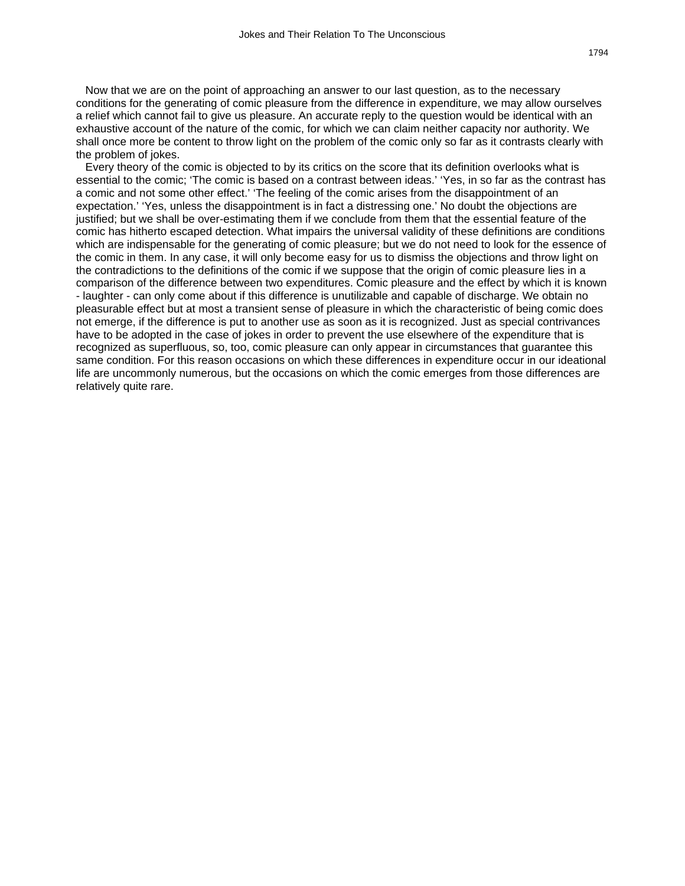Now that we are on the point of approaching an answer to our last question, as to the necessary conditions for the generating of comic pleasure from the difference in expenditure, we may allow ourselves a relief which cannot fail to give us pleasure. An accurate reply to the question would be identical with an exhaustive account of the nature of the comic, for which we can claim neither capacity nor authority. We shall once more be content to throw light on the problem of the comic only so far as it contrasts clearly with the problem of jokes.

Every theory of the comic is objected to by its critics on the score that its definition overlooks what is essential to the comic; 'The comic is based on a contrast between ideas.' 'Yes, in so far as the contrast has a comic and not some other effect.' 'The feeling of the comic arises from the disappointment of an expectation.' 'Yes, unless the disappointment is in fact a distressing one.' No doubt the objections are justified; but we shall be over-estimating them if we conclude from them that the essential feature of the comic has hitherto escaped detection. What impairs the universal validity of these definitions are conditions which are indispensable for the generating of comic pleasure; but we do not need to look for the essence of the comic in them. In any case, it will only become easy for us to dismiss the objections and throw light on the contradictions to the definitions of the comic if we suppose that the origin of comic pleasure lies in a comparison of the difference between two expenditures. Comic pleasure and the effect by which it is known - laughter - can only come about if this difference is unutilizable and capable of discharge. We obtain no pleasurable effect but at most a transient sense of pleasure in which the characteristic of being comic does not emerge, if the difference is put to another use as soon as it is recognized. Just as special contrivances have to be adopted in the case of jokes in order to prevent the use elsewhere of the expenditure that is recognized as superfluous, so, too, comic pleasure can only appear in circumstances that guarantee this same condition. For this reason occasions on which these differences in expenditure occur in our ideational life are uncommonly numerous, but the occasions on which the comic emerges from those differences are relatively quite rare.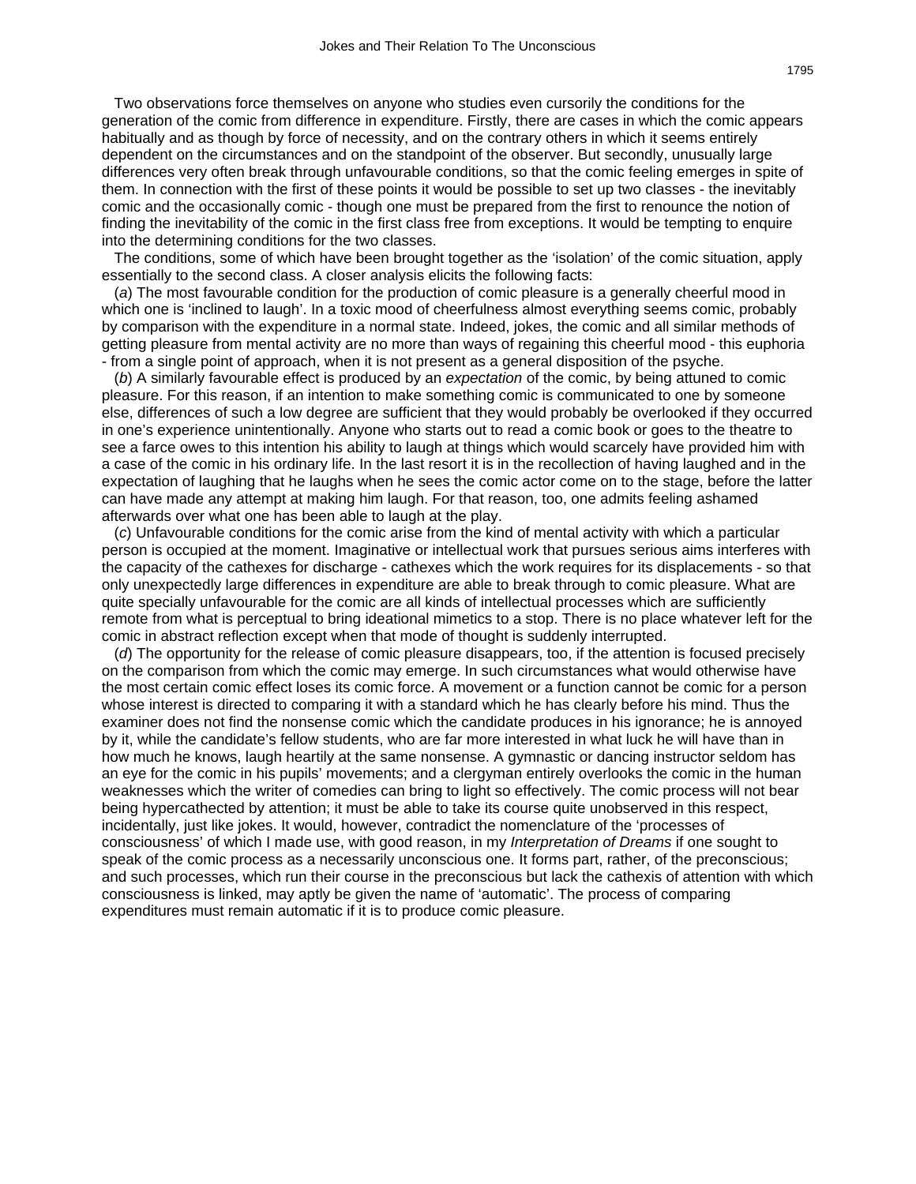Two observations force themselves on anyone who studies even cursorily the conditions for the generation of the comic from difference in expenditure. Firstly, there are cases in which the comic appears habitually and as though by force of necessity, and on the contrary others in which it seems entirely dependent on the circumstances and on the standpoint of the observer. But secondly, unusually large differences very often break through unfavourable conditions, so that the comic feeling emerges in spite of them. In connection with the first of these points it would be possible to set up two classes - the inevitably comic and the occasionally comic - though one must be prepared from the first to renounce the notion of finding the inevitability of the comic in the first class free from exceptions. It would be tempting to enquire into the determining conditions for the two classes.

The conditions, some of which have been brought together as the 'isolation' of the comic situation, apply essentially to the second class. A closer analysis elicits the following facts:

(*a*) The most favourable condition for the production of comic pleasure is a generally cheerful mood in which one is 'inclined to laugh'. In a toxic mood of cheerfulness almost everything seems comic, probably by comparison with the expenditure in a normal state. Indeed, jokes, the comic and all similar methods of getting pleasure from mental activity are no more than ways of regaining this cheerful mood - this euphoria - from a single point of approach, when it is not present as a general disposition of the psyche.

(*b*) A similarly favourable effect is produced by an *expectation* of the comic, by being attuned to comic pleasure. For this reason, if an intention to make something comic is communicated to one by someone else, differences of such a low degree are sufficient that they would probably be overlooked if they occurred in one's experience unintentionally. Anyone who starts out to read a comic book or goes to the theatre to see a farce owes to this intention his ability to laugh at things which would scarcely have provided him with a case of the comic in his ordinary life. In the last resort it is in the recollection of having laughed and in the expectation of laughing that he laughs when he sees the comic actor come on to the stage, before the latter can have made any attempt at making him laugh. For that reason, too, one admits feeling ashamed afterwards over what one has been able to laugh at the play.

(*c*) Unfavourable conditions for the comic arise from the kind of mental activity with which a particular person is occupied at the moment. Imaginative or intellectual work that pursues serious aims interferes with the capacity of the cathexes for discharge - cathexes which the work requires for its displacements - so that only unexpectedly large differences in expenditure are able to break through to comic pleasure. What are quite specially unfavourable for the comic are all kinds of intellectual processes which are sufficiently remote from what is perceptual to bring ideational mimetics to a stop. There is no place whatever left for the comic in abstract reflection except when that mode of thought is suddenly interrupted.

(*d*) The opportunity for the release of comic pleasure disappears, too, if the attention is focused precisely on the comparison from which the comic may emerge. In such circumstances what would otherwise have the most certain comic effect loses its comic force. A movement or a function cannot be comic for a person whose interest is directed to comparing it with a standard which he has clearly before his mind. Thus the examiner does not find the nonsense comic which the candidate produces in his ignorance; he is annoyed by it, while the candidate's fellow students, who are far more interested in what luck he will have than in how much he knows, laugh heartily at the same nonsense. A gymnastic or dancing instructor seldom has an eye for the comic in his pupils' movements; and a clergyman entirely overlooks the comic in the human weaknesses which the writer of comedies can bring to light so effectively. The comic process will not bear being hypercathected by attention; it must be able to take its course quite unobserved in this respect, incidentally, just like jokes. It would, however, contradict the nomenclature of the 'processes of consciousness' of which I made use, with good reason, in my *Interpretation of Dreams* if one sought to speak of the comic process as a necessarily unconscious one. It forms part, rather, of the preconscious; and such processes, which run their course in the preconscious but lack the cathexis of attention with which consciousness is linked, may aptly be given the name of 'automatic'. The process of comparing expenditures must remain automatic if it is to produce comic pleasure.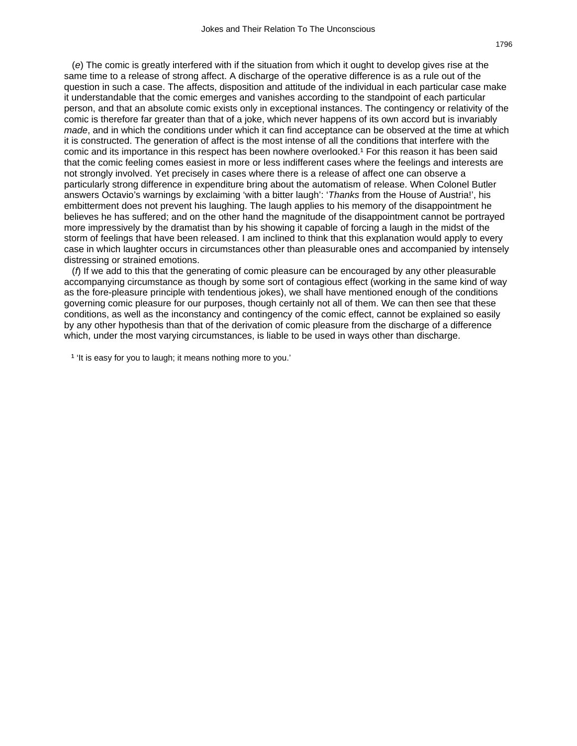(*e*) The comic is greatly interfered with if the situation from which it ought to develop gives rise at the same time to a release of strong affect. A discharge of the operative difference is as a rule out of the question in such a case. The affects, disposition and attitude of the individual in each particular case make it understandable that the comic emerges and vanishes according to the standpoint of each particular person, and that an absolute comic exists only in exceptional instances. The contingency or relativity of the comic is therefore far greater than that of a joke, which never happens of its own accord but is invariably *made*, and in which the conditions under which it can find acceptance can be observed at the time at which it is constructed. The generation of affect is the most intense of all the conditions that interfere with the comic and its importance in this respect has been nowhere overlooked.[1] For this reason it has been said that the comic feeling comes easiest in more or less indifferent cases where the feelings and interests are not strongly involved. Yet precisely in cases where there is a release of affect one can observe a particularly strong difference in expenditure bring about the automatism of release. When Colonel Butler answers Octavio's warnings by exclaiming 'with a bitter laugh': '*Thanks* from the House of Austria!', his embitterment does not prevent his laughing. The laugh applies to his memory of the disappointment he believes he has suffered; and on the other hand the magnitude of the disappointment cannot be portrayed more impressively by the dramatist than by his showing it capable of forcing a laugh in the midst of the storm of feelings that have been released. I am inclined to think that this explanation would apply to every case in which laughter occurs in circumstances other than pleasurable ones and accompanied by intensely distressing or strained emotions.

(*f*) If we add to this that the generating of comic pleasure can be encouraged by any other pleasurable accompanying circumstance as though by some sort of contagious effect (working in the same kind of way as the fore-pleasure principle with tendentious jokes), we shall have mentioned enough of the conditions governing comic pleasure for our purposes, though certainly not all of them. We can then see that these conditions, as well as the inconstancy and contingency of the comic effect, cannot be explained so easily by any other hypothesis than that of the derivation of comic pleasure from the discharge of a difference which, under the most varying circumstances, is liable to be used in ways other than discharge.

[1] 'It is easy for you to laugh; it means nothing more to you.'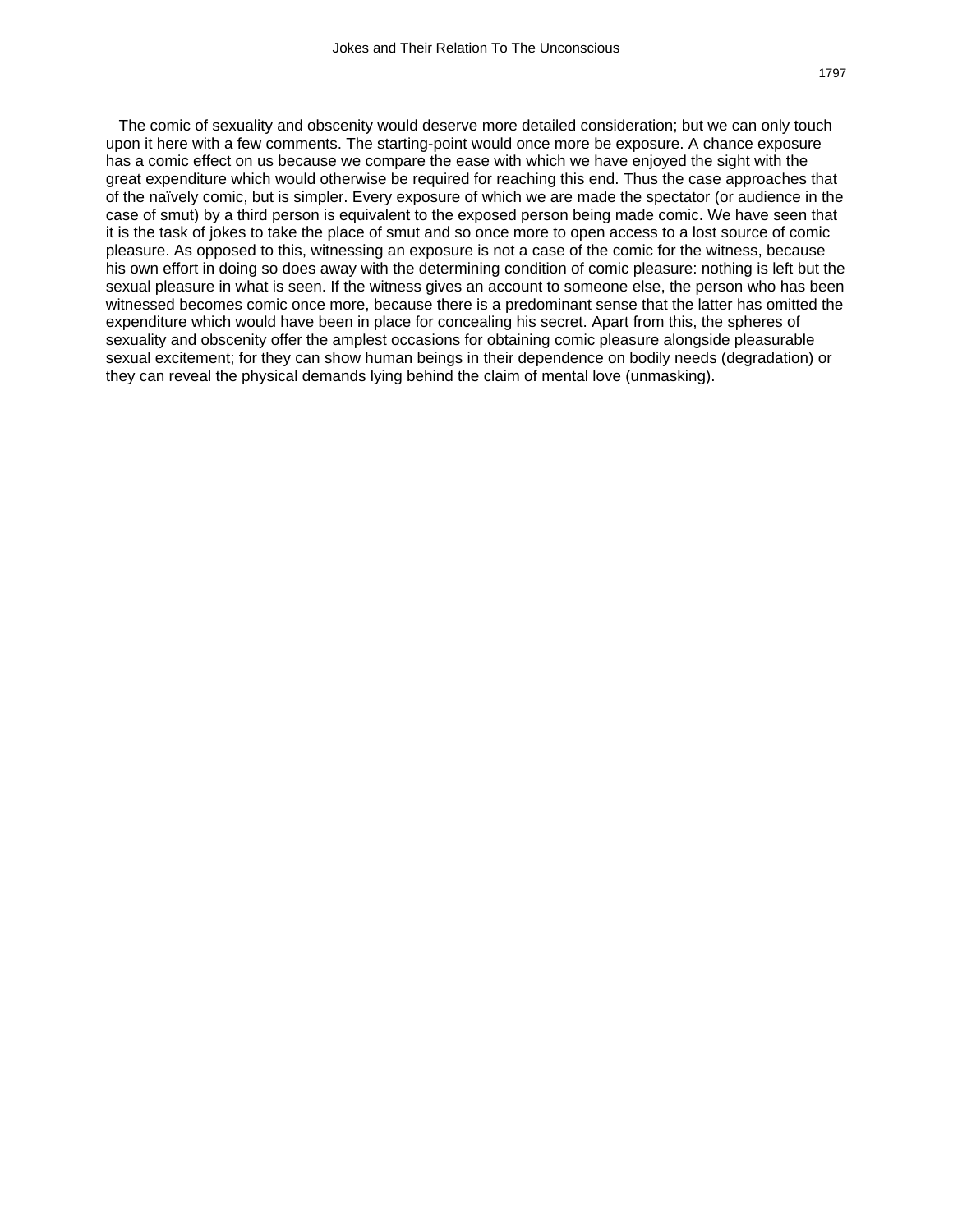The comic of sexuality and obscenity would deserve more detailed consideration; but we can only touch upon it here with a few comments. The starting-point would once more be exposure. A chance exposure has a comic effect on us because we compare the ease with which we have enjoyed the sight with the great expenditure which would otherwise be required for reaching this end. Thus the case approaches that of the naïvely comic, but is simpler. Every exposure of which we are made the spectator (or audience in the case of smut) by a third person is equivalent to the exposed person being made comic. We have seen that it is the task of jokes to take the place of smut and so once more to open access to a lost source of comic pleasure. As opposed to this, witnessing an exposure is not a case of the comic for the witness, because his own effort in doing so does away with the determining condition of comic pleasure: nothing is left but the sexual pleasure in what is seen. If the witness gives an account to someone else, the person who has been witnessed becomes comic once more, because there is a predominant sense that the latter has omitted the expenditure which would have been in place for concealing his secret. Apart from this, the spheres of sexuality and obscenity offer the amplest occasions for obtaining comic pleasure alongside pleasurable sexual excitement; for they can show human beings in their dependence on bodily needs (degradation) or they can reveal the physical demands lying behind the claim of mental love (unmasking).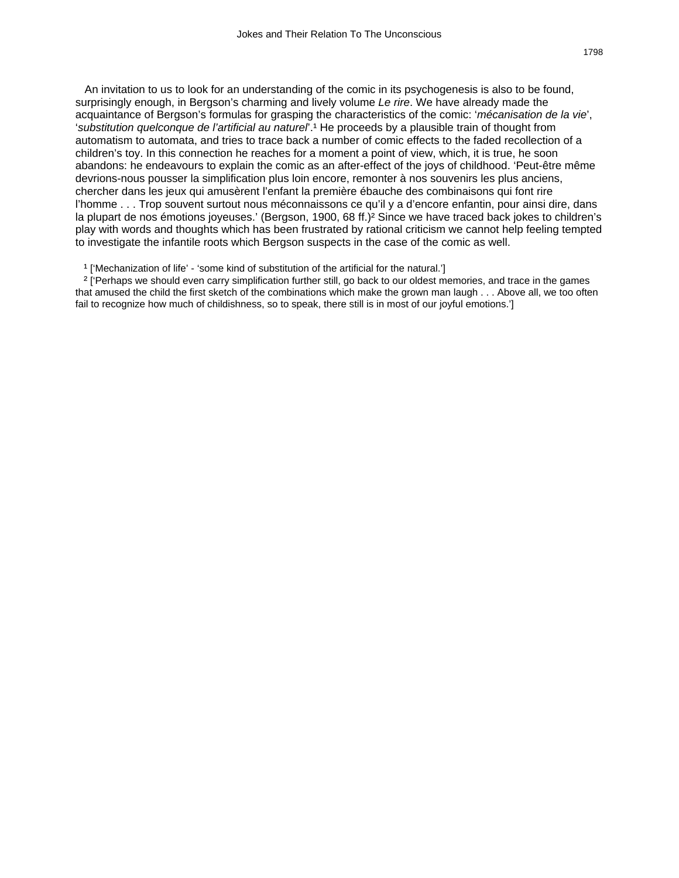An invitation to us to look for an understanding of the comic in its psychogenesis is also to be found, surprisingly enough, in Bergson's charming and lively volume *Le rire*. We have already made the acquaintance of Bergson's formulas for grasping the characteristics of the comic: '*mécanisation de la vie*', '*substitution quelconque de l'artificial au naturel*'.[1] He proceeds by a plausible train of thought from automatism to automata, and tries to trace back a number of comic effects to the faded recollection of a children's toy. In this connection he reaches for a moment a point of view, which, it is true, he soon abandons: he endeavours to explain the comic as an after-effect of the joys of childhood. 'Peut-être même devrions-nous pousser la simplification plus loin encore, remonter à nos souvenirs les plus anciens, chercher dans les jeux qui amusèrent l'enfant la première ébauche des combinaisons qui font rire l'homme . . . Trop souvent surtout nous méconnaissons ce qu'il y a d'encore enfantin, pour ainsi dire, dans la plupart de nos émotions joyeuses.' (Bergson, 1900, 68 ff.)[2] Since we have traced back jokes to children's play with words and thoughts which has been frustrated by rational criticism we cannot help feeling tempted to investigate the infantile roots which Bergson suspects in the case of the comic as well.

[1] ['Mechanization of life' - 'some kind of substitution of the artificial for the natural.']

[2] ['Perhaps we should even carry simplification further still, go back to our oldest memories, and trace in the games that amused the child the first sketch of the combinations which make the grown man laugh . . . Above all, we too often fail to recognize how much of childishness, so to speak, there still is in most of our joyful emotions.']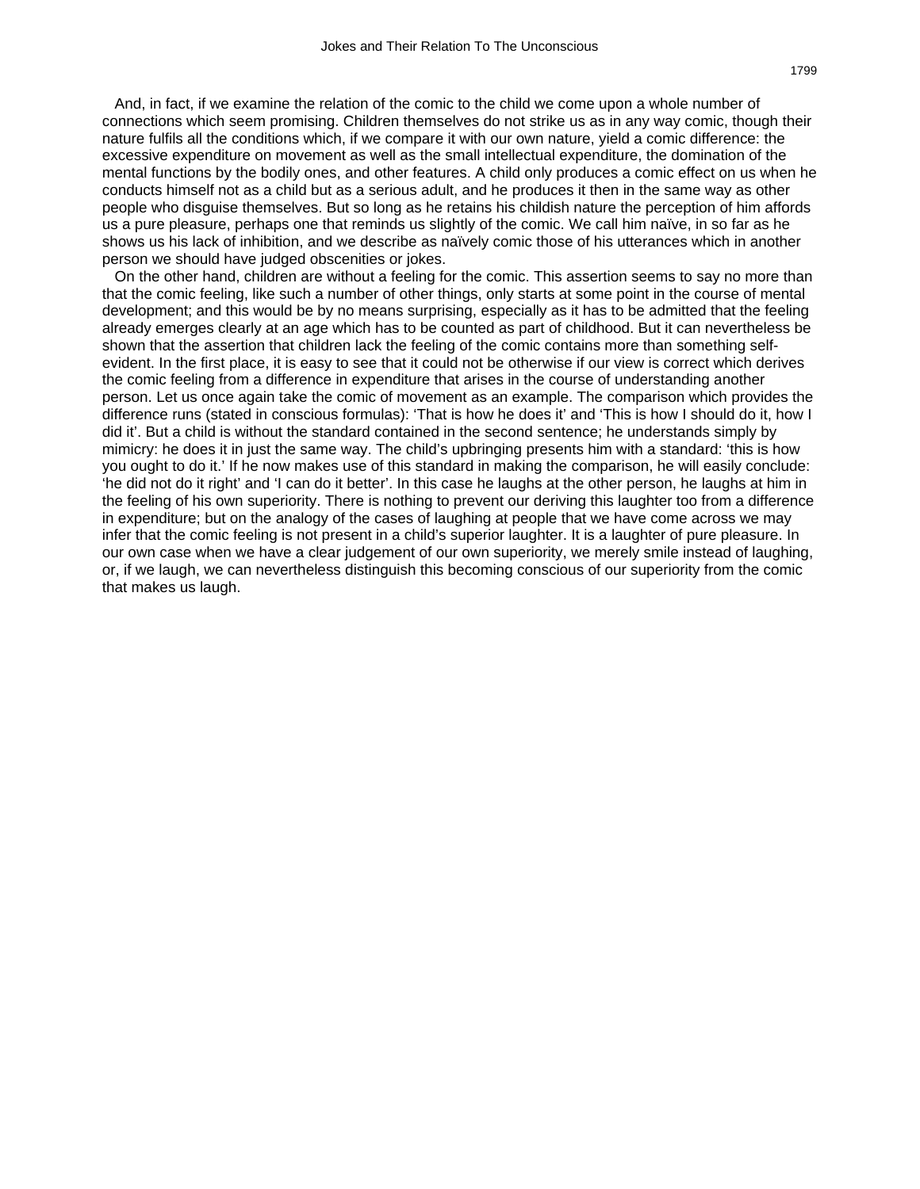And, in fact, if we examine the relation of the comic to the child we come upon a whole number of connections which seem promising. Children themselves do not strike us as in any way comic, though their nature fulfils all the conditions which, if we compare it with our own nature, yield a comic difference: the excessive expenditure on movement as well as the small intellectual expenditure, the domination of the mental functions by the bodily ones, and other features. A child only produces a comic effect on us when he conducts himself not as a child but as a serious adult, and he produces it then in the same way as other people who disguise themselves. But so long as he retains his childish nature the perception of him affords us a pure pleasure, perhaps one that reminds us slightly of the comic. We call him naïve, in so far as he shows us his lack of inhibition, and we describe as naïvely comic those of his utterances which in another person we should have judged obscenities or jokes.

On the other hand, children are without a feeling for the comic. This assertion seems to say no more than that the comic feeling, like such a number of other things, only starts at some point in the course of mental development; and this would be by no means surprising, especially as it has to be admitted that the feeling already emerges clearly at an age which has to be counted as part of childhood. But it can nevertheless be shown that the assertion that children lack the feeling of the comic contains more than something self-evident. In the first place, it is easy to see that it could not be otherwise if our view is correct which derives the comic feeling from a difference in expenditure that arises in the course of understanding another person. Let us once again take the comic of movement as an example. The comparison which provides the difference runs (stated in conscious formulas): 'That is how he does it' and 'This is how I should do it, how I did it'. But a child is without the standard contained in the second sentence; he understands simply by mimicry: he does it in just the same way. The child's upbringing presents him with a standard: 'this is how you ought to do it.' If he now makes use of this standard in making the comparison, he will easily conclude: 'he did not do it right' and 'I can do it better'. In this case he laughs at the other person, he laughs at him in the feeling of his own superiority. There is nothing to prevent our deriving this laughter too from a difference in expenditure; but on the analogy of the cases of laughing at people that we have come across we may infer that the comic feeling is not present in a child's superior laughter. It is a laughter of pure pleasure. In our own case when we have a clear judgement of our own superiority, we merely smile instead of laughing, or, if we laugh, we can nevertheless distinguish this becoming conscious of our superiority from the comic that makes us laugh.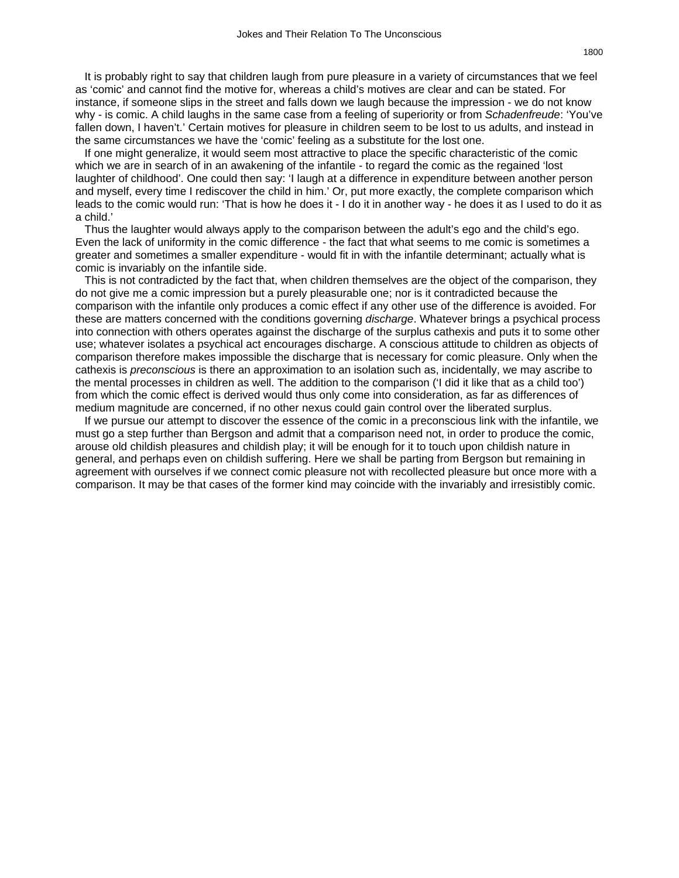It is probably right to say that children laugh from pure pleasure in a variety of circumstances that we feel as ‘comic’ and cannot find the motive for, whereas a child’s motives are clear and can be stated. For instance, if someone slips in the street and falls down we laugh because the impression - we do not know why - is comic. A child laughs in the same case from a feeling of superiority or from *Schadenfreude*: ‘You’ve fallen down, I haven’t.’ Certain motives for pleasure in children seem to be lost to us adults, and instead in the same circumstances we have the ‘comic’ feeling as a substitute for the lost one.

If one might generalize, it would seem most attractive to place the specific characteristic of the comic which we are in search of in an awakening of the infantile - to regard the comic as the regained ‘lost laughter of childhood’. One could then say: ‘I laugh at a difference in expenditure between another person and myself, every time I rediscover the child in him.’ Or, put more exactly, the complete comparison which leads to the comic would run: ‘That is how he does it - I do it in another way - he does it as I used to do it as a child.’

Thus the laughter would always apply to the comparison between the adult’s ego and the child’s ego. Even the lack of uniformity in the comic difference - the fact that what seems to me comic is sometimes a greater and sometimes a smaller expenditure - would fit in with the infantile determinant; actually what is comic is invariably on the infantile side.

This is not contradicted by the fact that, when children themselves are the object of the comparison, they do not give me a comic impression but a purely pleasurable one; nor is it contradicted because the comparison with the infantile only produces a comic effect if any other use of the difference is avoided. For these are matters concerned with the conditions governing *discharge*. Whatever brings a psychical process into connection with others operates against the discharge of the surplus cathexis and puts it to some other use; whatever isolates a psychical act encourages discharge. A conscious attitude to children as objects of comparison therefore makes impossible the discharge that is necessary for comic pleasure. Only when the cathexis is *preconscious* is there an approximation to an isolation such as, incidentally, we may ascribe to the mental processes in children as well. The addition to the comparison (‘I did it like that as a child too’) from which the comic effect is derived would thus only come into consideration, as far as differences of medium magnitude are concerned, if no other nexus could gain control over the liberated surplus.

If we pursue our attempt to discover the essence of the comic in a preconscious link with the infantile, we must go a step further than Bergson and admit that a comparison need not, in order to produce the comic, arouse old childish pleasures and childish play; it will be enough for it to touch upon childish nature in general, and perhaps even on childish suffering. Here we shall be parting from Bergson but remaining in agreement with ourselves if we connect comic pleasure not with recollected pleasure but once more with a comparison. It may be that cases of the former kind may coincide with the invariably and irresistibly comic.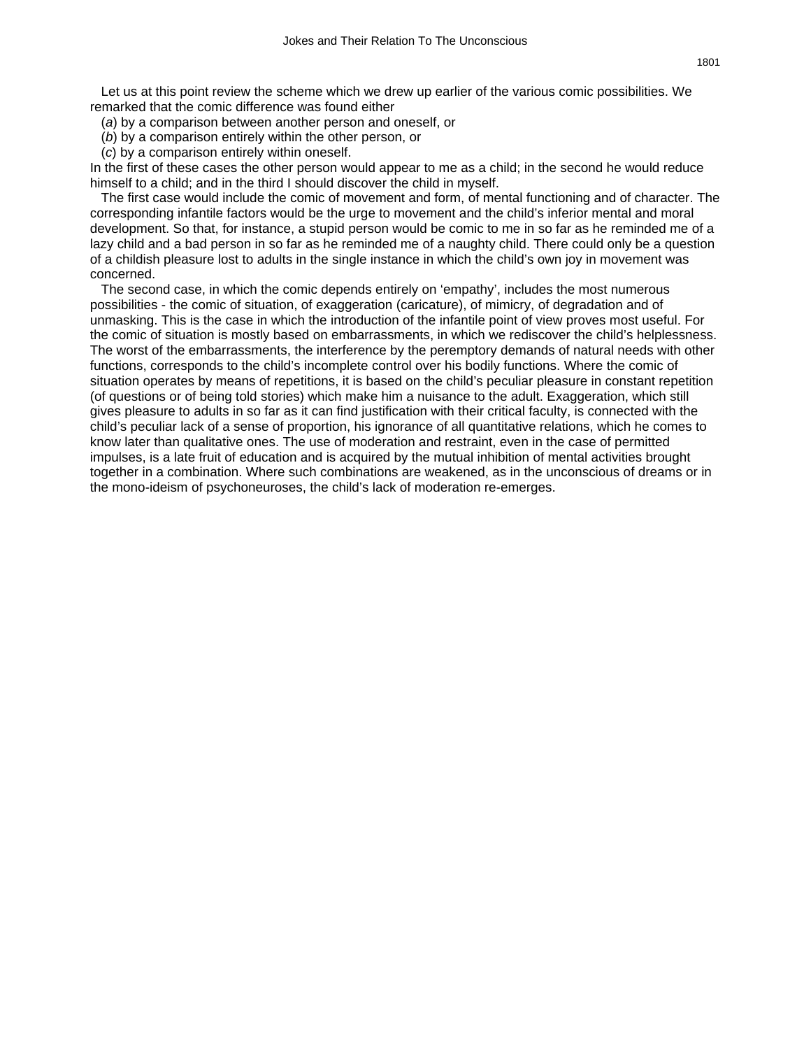Let us at this point review the scheme which we drew up earlier of the various comic possibilities. We remarked that the comic difference was found either

(*a*) by a comparison between another person and oneself, or

(*b*) by a comparison entirely within the other person, or

(*c*) by a comparison entirely within oneself.

In the first of these cases the other person would appear to me as a child; in the second he would reduce himself to a child; and in the third I should discover the child in myself.

The first case would include the comic of movement and form, of mental functioning and of character. The corresponding infantile factors would be the urge to movement and the child's inferior mental and moral development. So that, for instance, a stupid person would be comic to me in so far as he reminded me of a lazy child and a bad person in so far as he reminded me of a naughty child. There could only be a question of a childish pleasure lost to adults in the single instance in which the child's own joy in movement was concerned.

The second case, in which the comic depends entirely on 'empathy', includes the most numerous possibilities - the comic of situation, of exaggeration (caricature), of mimicry, of degradation and of unmasking. This is the case in which the introduction of the infantile point of view proves most useful. For the comic of situation is mostly based on embarrassments, in which we rediscover the child's helplessness. The worst of the embarrassments, the interference by the peremptory demands of natural needs with other functions, corresponds to the child's incomplete control over his bodily functions. Where the comic of situation operates by means of repetitions, it is based on the child's peculiar pleasure in constant repetition (of questions or of being told stories) which make him a nuisance to the adult. Exaggeration, which still gives pleasure to adults in so far as it can find justification with their critical faculty, is connected with the child's peculiar lack of a sense of proportion, his ignorance of all quantitative relations, which he comes to know later than qualitative ones. The use of moderation and restraint, even in the case of permitted impulses, is a late fruit of education and is acquired by the mutual inhibition of mental activities brought together in a combination. Where such combinations are weakened, as in the unconscious of dreams or in the mono-ideism of psychoneuroses, the child's lack of moderation re-emerges.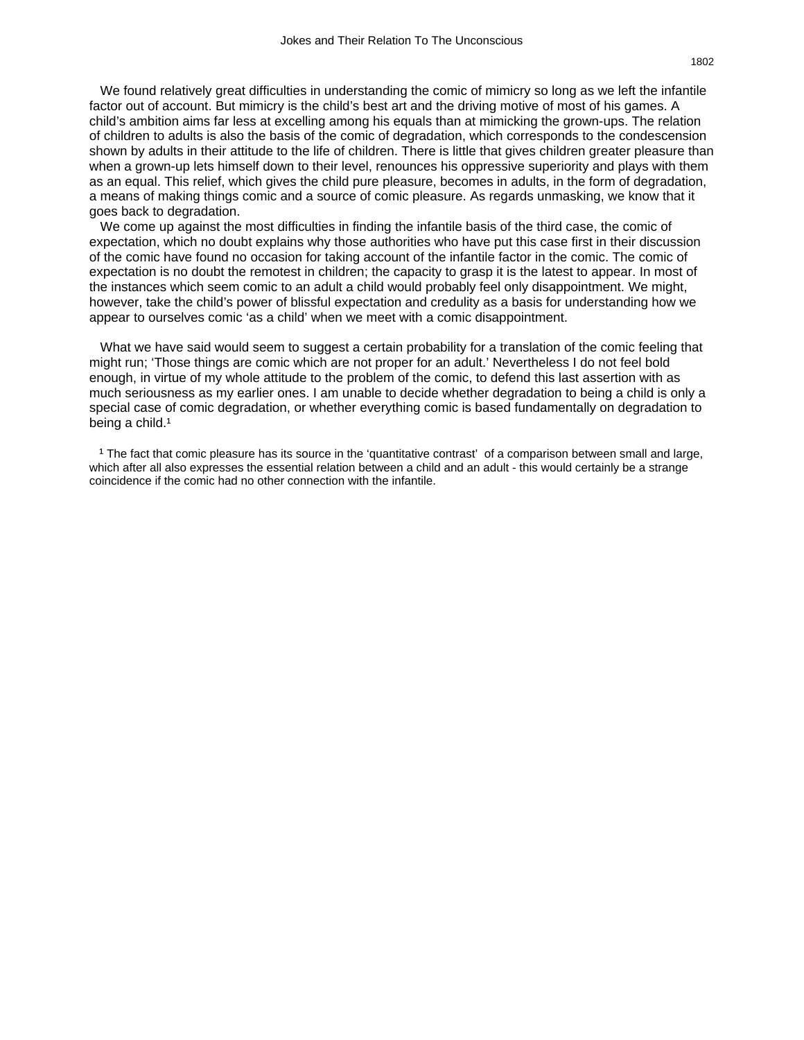We found relatively great difficulties in understanding the comic of mimicry so long as we left the infantile factor out of account. But mimicry is the child's best art and the driving motive of most of his games. A child's ambition aims far less at excelling among his equals than at mimicking the grown-ups. The relation of children to adults is also the basis of the comic of degradation, which corresponds to the condescension shown by adults in their attitude to the life of children. There is little that gives children greater pleasure than when a grown-up lets himself down to their level, renounces his oppressive superiority and plays with them as an equal. This relief, which gives the child pure pleasure, becomes in adults, in the form of degradation, a means of making things comic and a source of comic pleasure. As regards unmasking, we know that it goes back to degradation.

We come up against the most difficulties in finding the infantile basis of the third case, the comic of expectation, which no doubt explains why those authorities who have put this case first in their discussion of the comic have found no occasion for taking account of the infantile factor in the comic. The comic of expectation is no doubt the remotest in children; the capacity to grasp it is the latest to appear. In most of the instances which seem comic to an adult a child would probably feel only disappointment. We might, however, take the child's power of blissful expectation and credulity as a basis for understanding how we appear to ourselves comic 'as a child' when we meet with a comic disappointment.

What we have said would seem to suggest a certain probability for a translation of the comic feeling that might run; 'Those things are comic which are not proper for an adult.' Nevertheless I do not feel bold enough, in virtue of my whole attitude to the problem of the comic, to defend this last assertion with as much seriousness as my earlier ones. I am unable to decide whether degradation to being a child is only a special case of comic degradation, or whether everything comic is based fundamentally on degradation to being a child.[1]

[1] The fact that comic pleasure has its source in the 'quantitative contrast' of a comparison between small and large, which after all also expresses the essential relation between a child and an adult - this would certainly be a strange coincidence if the comic had no other connection with the infantile.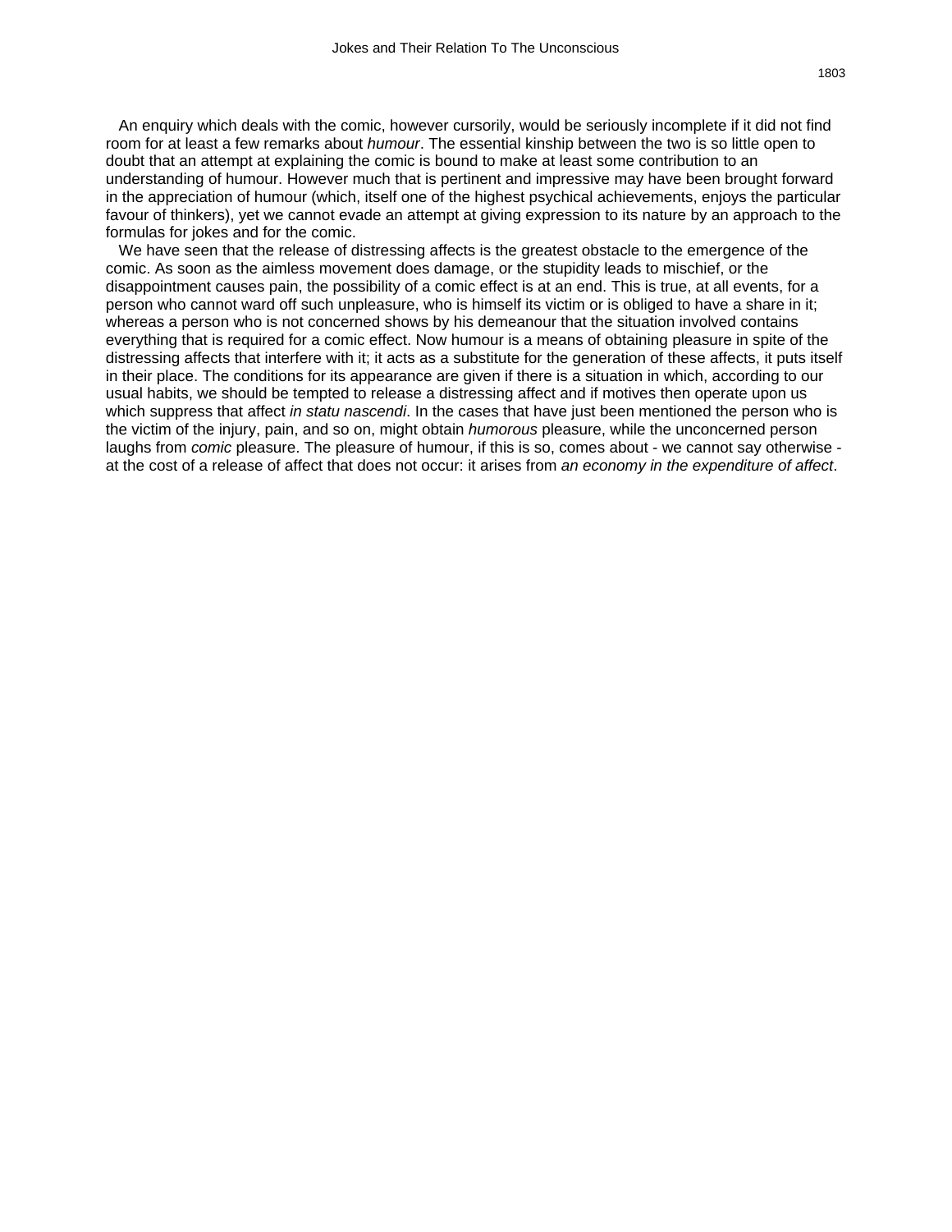An enquiry which deals with the comic, however cursorily, would be seriously incomplete if it did not find room for at least a few remarks about *humour*. The essential kinship between the two is so little open to doubt that an attempt at explaining the comic is bound to make at least some contribution to an understanding of humour. However much that is pertinent and impressive may have been brought forward in the appreciation of humour (which, itself one of the highest psychical achievements, enjoys the particular favour of thinkers), yet we cannot evade an attempt at giving expression to its nature by an approach to the formulas for jokes and for the comic.

We have seen that the release of distressing affects is the greatest obstacle to the emergence of the comic. As soon as the aimless movement does damage, or the stupidity leads to mischief, or the disappointment causes pain, the possibility of a comic effect is at an end. This is true, at all events, for a person who cannot ward off such unpleasure, who is himself its victim or is obliged to have a share in it; whereas a person who is not concerned shows by his demeanour that the situation involved contains everything that is required for a comic effect. Now humour is a means of obtaining pleasure in spite of the distressing affects that interfere with it; it acts as a substitute for the generation of these affects, it puts itself in their place. The conditions for its appearance are given if there is a situation in which, according to our usual habits, we should be tempted to release a distressing affect and if motives then operate upon us which suppress that affect *in statu nascendi*. In the cases that have just been mentioned the person who is the victim of the injury, pain, and so on, might obtain *humorous* pleasure, while the unconcerned person laughs from *comic* pleasure. The pleasure of humour, if this is so, comes about - we cannot say otherwise - at the cost of a release of affect that does not occur: it arises from *an economy in the expenditure of affect*.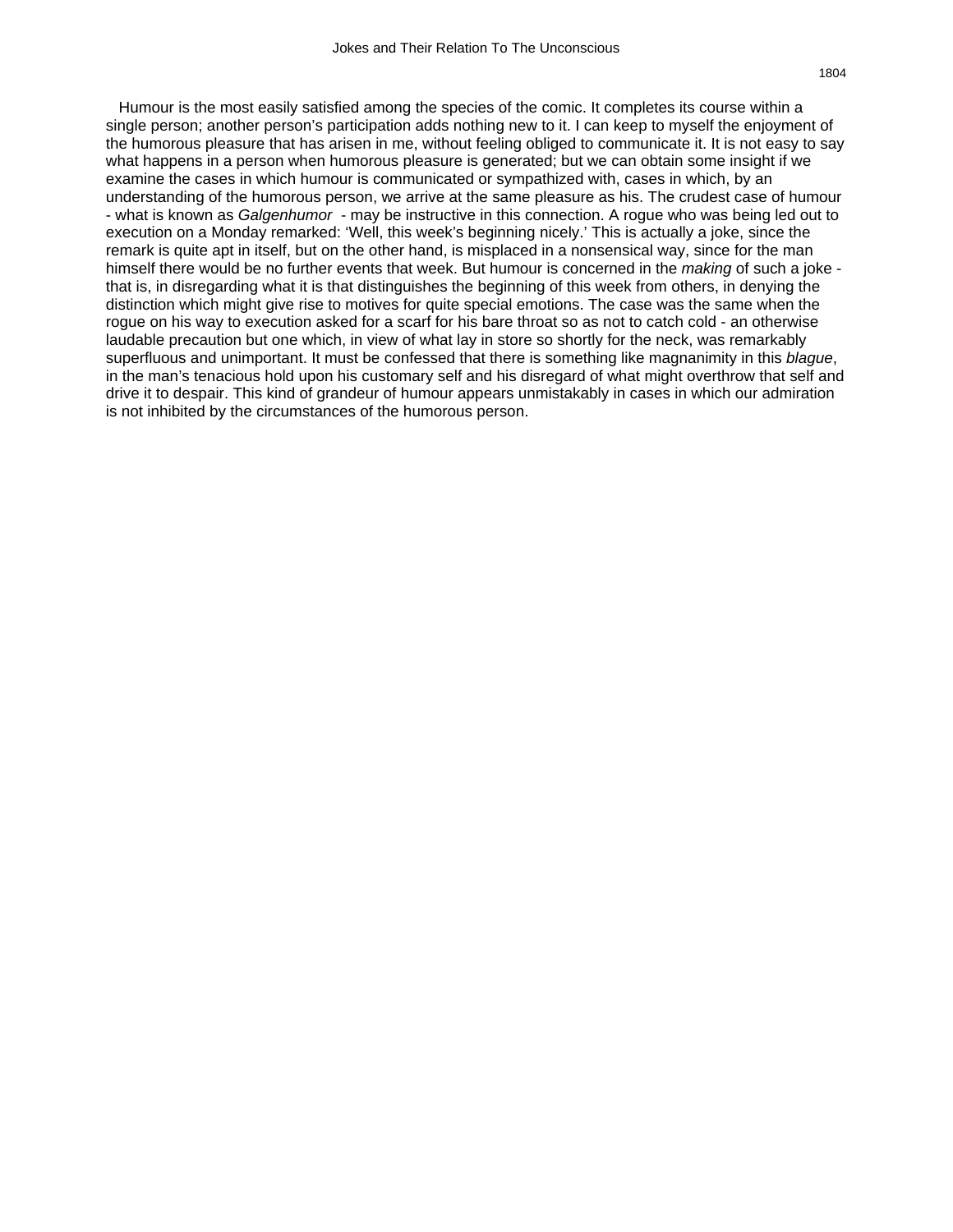Humour is the most easily satisfied among the species of the comic. It completes its course within a single person; another person's participation adds nothing new to it. I can keep to myself the enjoyment of the humorous pleasure that has arisen in me, without feeling obliged to communicate it. It is not easy to say what happens in a person when humorous pleasure is generated; but we can obtain some insight if we examine the cases in which humour is communicated or sympathized with, cases in which, by an understanding of the humorous person, we arrive at the same pleasure as his. The crudest case of humour - what is known as *Galgenhumor* - may be instructive in this connection. A rogue who was being led out to execution on a Monday remarked: 'Well, this week's beginning nicely.' This is actually a joke, since the remark is quite apt in itself, but on the other hand, is misplaced in a nonsensical way, since for the man himself there would be no further events that week. But humour is concerned in the *making* of such a joke - that is, in disregarding what it is that distinguishes the beginning of this week from others, in denying the distinction which might give rise to motives for quite special emotions. The case was the same when the rogue on his way to execution asked for a scarf for his bare throat so as not to catch cold - an otherwise laudable precaution but one which, in view of what lay in store so shortly for the neck, was remarkably superfluous and unimportant. It must be confessed that there is something like magnanimity in this *blague*, in the man's tenacious hold upon his customary self and his disregard of what might overthrow that self and drive it to despair. This kind of grandeur of humour appears unmistakably in cases in which our admiration is not inhibited by the circumstances of the humorous person.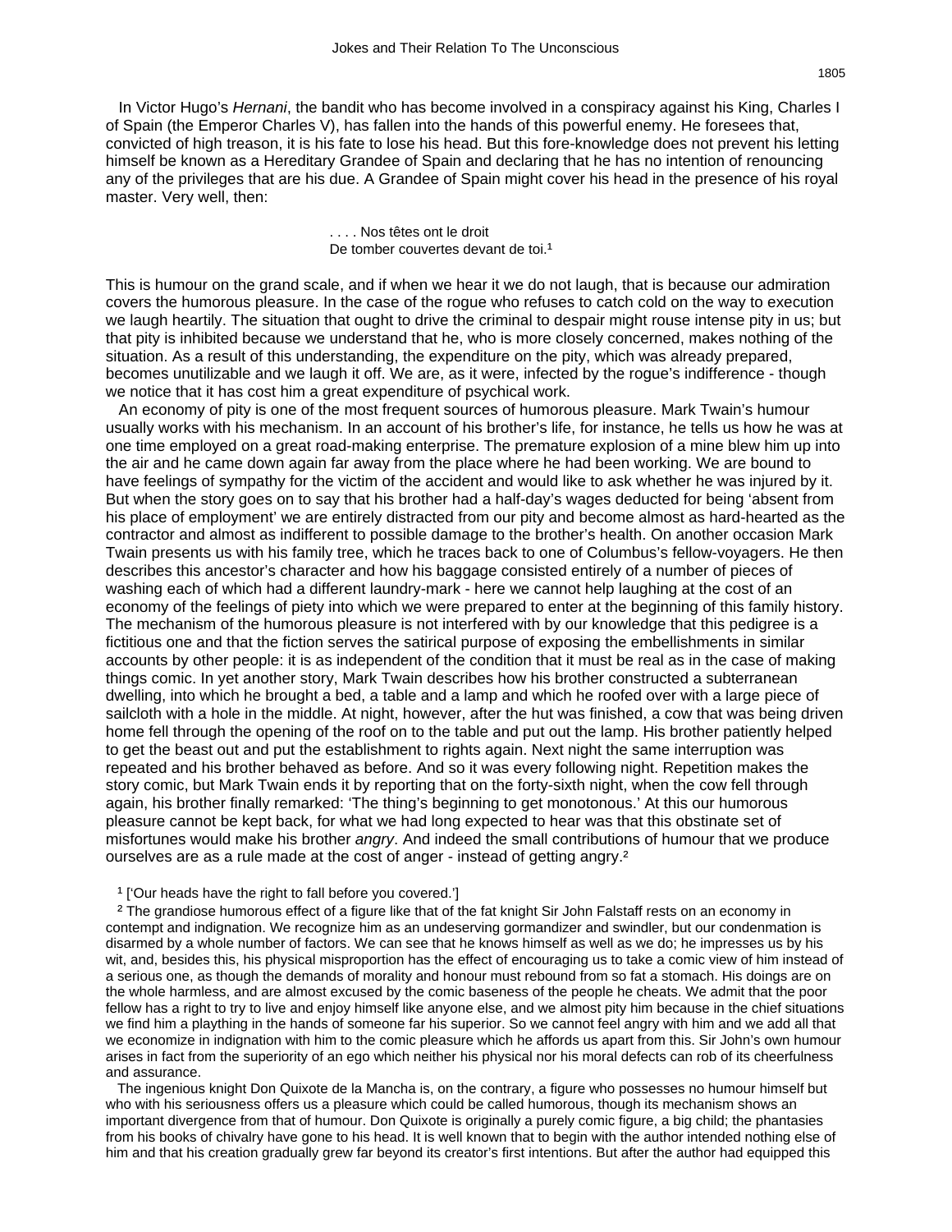In Victor Hugo's *Hernani*, the bandit who has become involved in a conspiracy against his King, Charles I of Spain (the Emperor Charles V), has fallen into the hands of this powerful enemy. He foresees that, convicted of high treason, it is his fate to lose his head. But this fore-knowledge does not prevent his letting himself be known as a Hereditary Grandee of Spain and declaring that he has no intention of renouncing any of the privileges that are his due. A Grandee of Spain might cover his head in the presence of his royal master. Very well, then:

> . . . . Nos têtes ont le droit
> De tomber couvertes devant de toi.[1]

This is humour on the grand scale, and if when we hear it we do not laugh, that is because our admiration covers the humorous pleasure. In the case of the rogue who refuses to catch cold on the way to execution we laugh heartily. The situation that ought to drive the criminal to despair might rouse intense pity in us; but that pity is inhibited because we understand that he, who is more closely concerned, makes nothing of the situation. As a result of this understanding, the expenditure on the pity, which was already prepared, becomes unutilizable and we laugh it off. We are, as it were, infected by the rogue's indifference - though we notice that it has cost him a great expenditure of psychical work.

An economy of pity is one of the most frequent sources of humorous pleasure. Mark Twain's humour usually works with his mechanism. In an account of his brother's life, for instance, he tells us how he was at one time employed on a great road-making enterprise. The premature explosion of a mine blew him up into the air and he came down again far away from the place where he had been working. We are bound to have feelings of sympathy for the victim of the accident and would like to ask whether he was injured by it. But when the story goes on to say that his brother had a half-day's wages deducted for being 'absent from his place of employment' we are entirely distracted from our pity and become almost as hard-hearted as the contractor and almost as indifferent to possible damage to the brother's health. On another occasion Mark Twain presents us with his family tree, which he traces back to one of Columbus's fellow-voyagers. He then describes this ancestor's character and how his baggage consisted entirely of a number of pieces of washing each of which had a different laundry-mark - here we cannot help laughing at the cost of an economy of the feelings of piety into which we were prepared to enter at the beginning of this family history. The mechanism of the humorous pleasure is not interfered with by our knowledge that this pedigree is a fictitious one and that the fiction serves the satirical purpose of exposing the embellishments in similar accounts by other people: it is as independent of the condition that it must be real as in the case of making things comic. In yet another story, Mark Twain describes how his brother constructed a subterranean dwelling, into which he brought a bed, a table and a lamp and which he roofed over with a large piece of sailcloth with a hole in the middle. At night, however, after the hut was finished, a cow that was being driven home fell through the opening of the roof on to the table and put out the lamp. His brother patiently helped to get the beast out and put the establishment to rights again. Next night the same interruption was repeated and his brother behaved as before. And so it was every following night. Repetition makes the story comic, but Mark Twain ends it by reporting that on the forty-sixth night, when the cow fell through again, his brother finally remarked: 'The thing's beginning to get monotonous.' At this our humorous pleasure cannot be kept back, for what we had long expected to hear was that this obstinate set of misfortunes would make his brother *angry*. And indeed the small contributions of humour that we produce ourselves are as a rule made at the cost of anger - instead of getting angry.[2]

[1] ['Our heads have the right to fall before you covered.']

[2] The grandiose humorous effect of a figure like that of the fat knight Sir John Falstaff rests on an economy in contempt and indignation. We recognize him as an undeserving gormandizer and swindler, but our condemnation is disarmed by a whole number of factors. We can see that he knows himself as well as we do; he impresses us by his wit, and, besides this, his physical misproportion has the effect of encouraging us to take a comic view of him instead of a serious one, as though the demands of morality and honour must rebound from so fat a stomach. His doings are on the whole harmless, and are almost excused by the comic baseness of the people he cheats. We admit that the poor fellow has a right to try to live and enjoy himself like anyone else, and we almost pity him because in the chief situations we find him a plaything in the hands of someone far his superior. So we cannot feel angry with him and we add all that we economize in indignation with him to the comic pleasure which he affords us apart from this. Sir John's own humour arises in fact from the superiority of an ego which neither his physical nor his moral defects can rob of its cheerfulness and assurance.

The ingenious knight Don Quixote de la Mancha is, on the contrary, a figure who possesses no humour himself but who with his seriousness offers us a pleasure which could be called humorous, though its mechanism shows an important divergence from that of humour. Don Quixote is originally a purely comic figure, a big child; the phantasies from his books of chivalry have gone to his head. It is well known that to begin with the author intended nothing else of him and that his creation gradually grew far beyond its creator's first intentions. But after the author had equipped this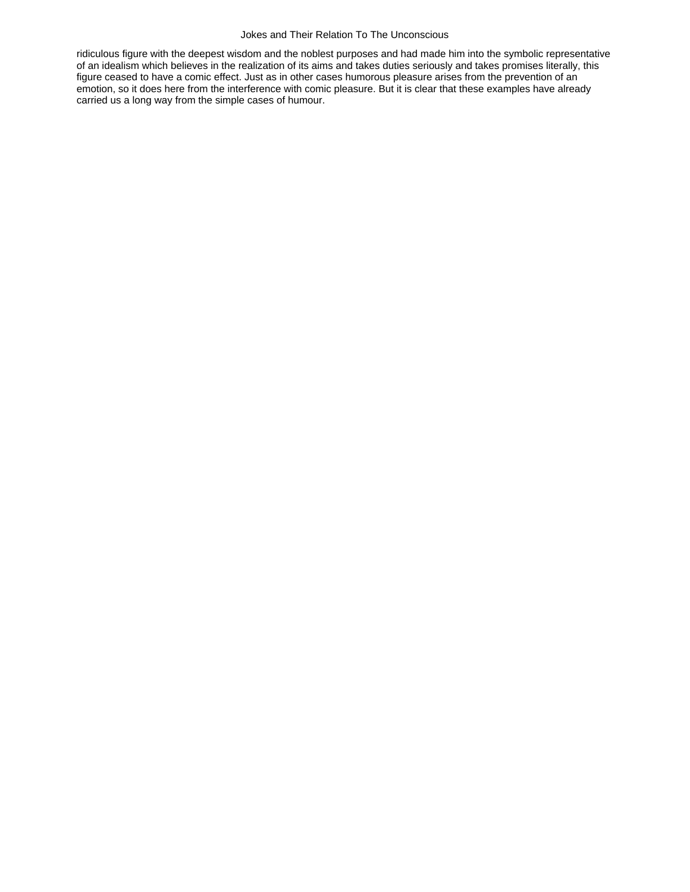ridiculous figure with the deepest wisdom and the noblest purposes and had made him into the symbolic representative of an idealism which believes in the realization of its aims and takes duties seriously and takes promises literally, this figure ceased to have a comic effect. Just as in other cases humorous pleasure arises from the prevention of an emotion, so it does here from the interference with comic pleasure. But it is clear that these examples have already carried us a long way from the simple cases of humour.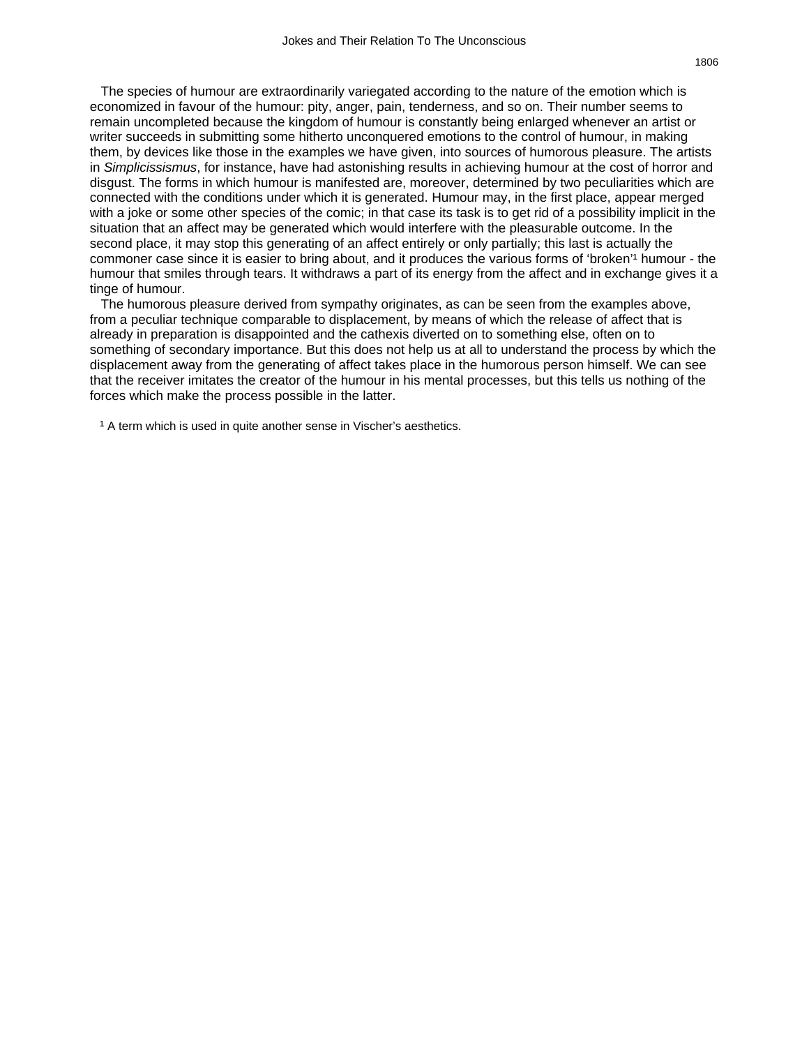The species of humour are extraordinarily variegated according to the nature of the emotion which is economized in favour of the humour: pity, anger, pain, tenderness, and so on. Their number seems to remain uncompleted because the kingdom of humour is constantly being enlarged whenever an artist or writer succeeds in submitting some hitherto unconquered emotions to the control of humour, in making them, by devices like those in the examples we have given, into sources of humorous pleasure. The artists in *Simplicissismus*, for instance, have had astonishing results in achieving humour at the cost of horror and disgust. The forms in which humour is manifested are, moreover, determined by two peculiarities which are connected with the conditions under which it is generated. Humour may, in the first place, appear merged with a joke or some other species of the comic; in that case its task is to get rid of a possibility implicit in the situation that an affect may be generated which would interfere with the pleasurable outcome. In the second place, it may stop this generating of an affect entirely or only partially; this last is actually the commoner case since it is easier to bring about, and it produces the various forms of 'broken'[1] humour - the humour that smiles through tears. It withdraws a part of its energy from the affect and in exchange gives it a tinge of humour.

The humorous pleasure derived from sympathy originates, as can be seen from the examples above, from a peculiar technique comparable to displacement, by means of which the release of affect that is already in preparation is disappointed and the cathexis diverted on to something else, often on to something of secondary importance. But this does not help us at all to understand the process by which the displacement away from the generating of affect takes place in the humorous person himself. We can see that the receiver imitates the creator of the humour in his mental processes, but this tells us nothing of the forces which make the process possible in the latter.

[1] A term which is used in quite another sense in Vischer's aesthetics.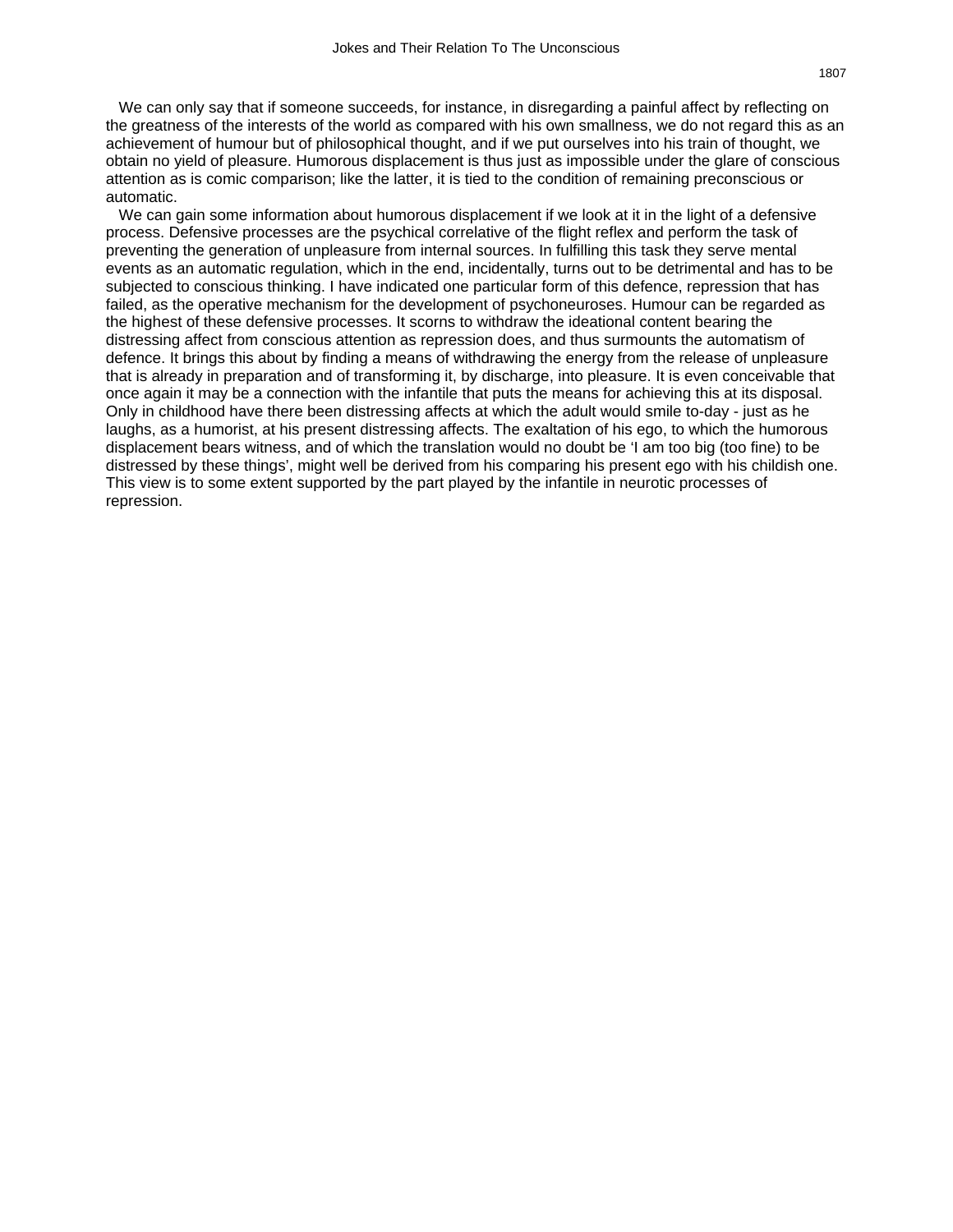We can only say that if someone succeeds, for instance, in disregarding a painful affect by reflecting on the greatness of the interests of the world as compared with his own smallness, we do not regard this as an achievement of humour but of philosophical thought, and if we put ourselves into his train of thought, we obtain no yield of pleasure. Humorous displacement is thus just as impossible under the glare of conscious attention as is comic comparison; like the latter, it is tied to the condition of remaining preconscious or automatic.

We can gain some information about humorous displacement if we look at it in the light of a defensive process. Defensive processes are the psychical correlative of the flight reflex and perform the task of preventing the generation of unpleasure from internal sources. In fulfilling this task they serve mental events as an automatic regulation, which in the end, incidentally, turns out to be detrimental and has to be subjected to conscious thinking. I have indicated one particular form of this defence, repression that has failed, as the operative mechanism for the development of psychoneuroses. Humour can be regarded as the highest of these defensive processes. It scorns to withdraw the ideational content bearing the distressing affect from conscious attention as repression does, and thus surmounts the automatism of defence. It brings this about by finding a means of withdrawing the energy from the release of unpleasure that is already in preparation and of transforming it, by discharge, into pleasure. It is even conceivable that once again it may be a connection with the infantile that puts the means for achieving this at its disposal. Only in childhood have there been distressing affects at which the adult would smile to-day - just as he laughs, as a humorist, at his present distressing affects. The exaltation of his ego, to which the humorous displacement bears witness, and of which the translation would no doubt be ‘I am too big (too fine) to be distressed by these things’, might well be derived from his comparing his present ego with his childish one. This view is to some extent supported by the part played by the infantile in neurotic processes of repression.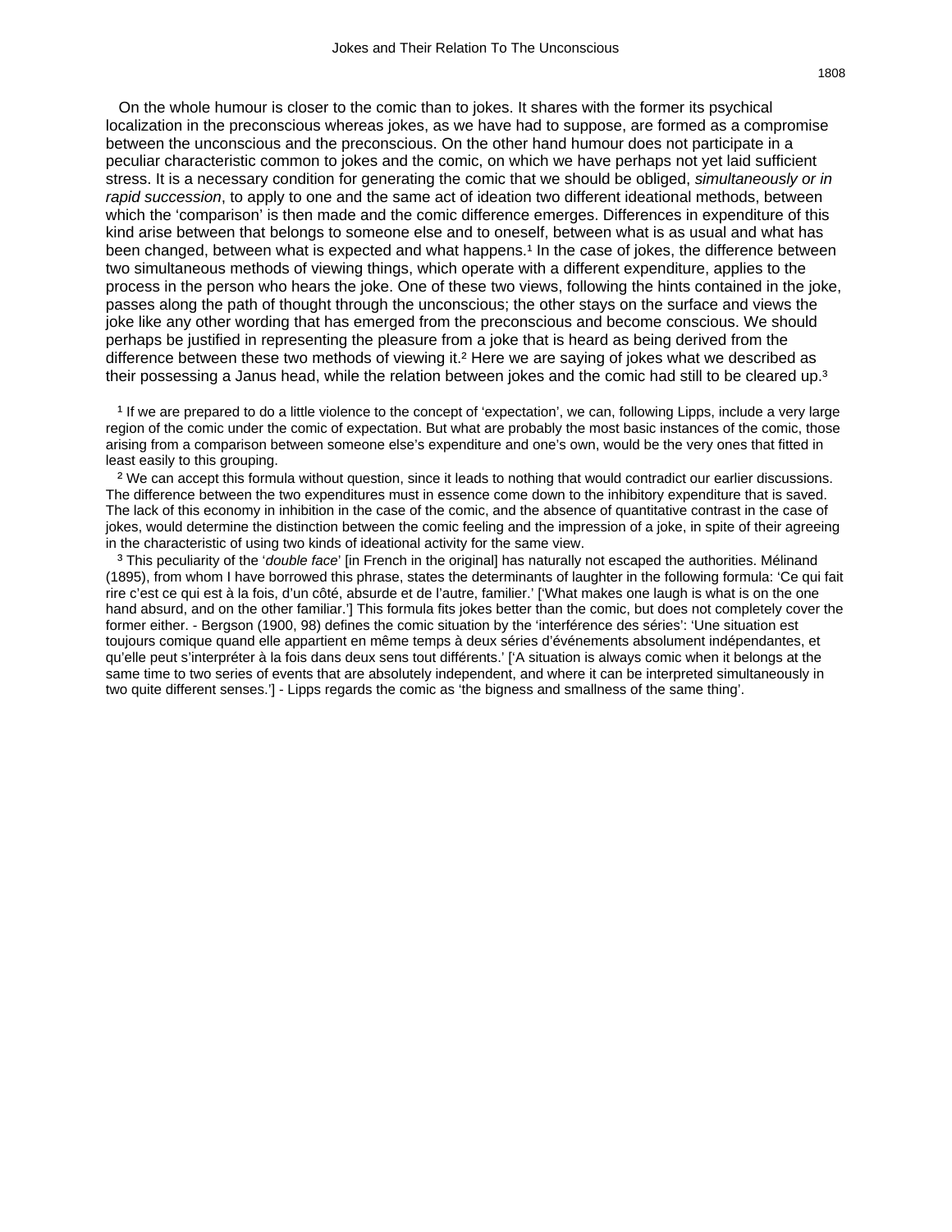On the whole humour is closer to the comic than to jokes. It shares with the former its psychical localization in the preconscious whereas jokes, as we have had to suppose, are formed as a compromise between the unconscious and the preconscious. On the other hand humour does not participate in a peculiar characteristic common to jokes and the comic, on which we have perhaps not yet laid sufficient stress. It is a necessary condition for generating the comic that we should be obliged, *simultaneously or in rapid succession*, to apply to one and the same act of ideation two different ideational methods, between which the 'comparison' is then made and the comic difference emerges. Differences in expenditure of this kind arise between that belongs to someone else and to oneself, between what is as usual and what has been changed, between what is expected and what happens.[1] In the case of jokes, the difference between two simultaneous methods of viewing things, which operate with a different expenditure, applies to the process in the person who hears the joke. One of these two views, following the hints contained in the joke, passes along the path of thought through the unconscious; the other stays on the surface and views the joke like any other wording that has emerged from the preconscious and become conscious. We should perhaps be justified in representing the pleasure from a joke that is heard as being derived from the difference between these two methods of viewing it.[2] Here we are saying of jokes what we described as their possessing a Janus head, while the relation between jokes and the comic had still to be cleared up.[3]

[1] If we are prepared to do a little violence to the concept of 'expectation', we can, following Lipps, include a very large region of the comic under the comic of expectation. But what are probably the most basic instances of the comic, those arising from a comparison between someone else's expenditure and one's own, would be the very ones that fitted in least easily to this grouping.

[2] We can accept this formula without question, since it leads to nothing that would contradict our earlier discussions. The difference between the two expenditures must in essence come down to the inhibitory expenditure that is saved. The lack of this economy in inhibition in the case of the comic, and the absence of quantitative contrast in the case of jokes, would determine the distinction between the comic feeling and the impression of a joke, in spite of their agreeing in the characteristic of using two kinds of ideational activity for the same view.

[3] This peculiarity of the '*double face*' [in French in the original] has naturally not escaped the authorities. Mélinand (1895), from whom I have borrowed this phrase, states the determinants of laughter in the following formula: 'Ce qui fait rire c'est ce qui est à la fois, d'un côté, absurde et de l'autre, familier.' ['What makes one laugh is what is on the one hand absurd, and on the other familiar.'] This formula fits jokes better than the comic, but does not completely cover the former either. - Bergson (1900, 98) defines the comic situation by the 'interférence des séries': 'Une situation est toujours comique quand elle appartient en même temps à deux séries d'événements absolument indépendantes, et qu'elle peut s'interpréter à la fois dans deux sens tout différents.' ['A situation is always comic when it belongs at the same time to two series of events that are absolutely independent, and where it can be interpreted simultaneously in two quite different senses.'] - Lipps regards the comic as 'the bigness and smallness of the same thing'.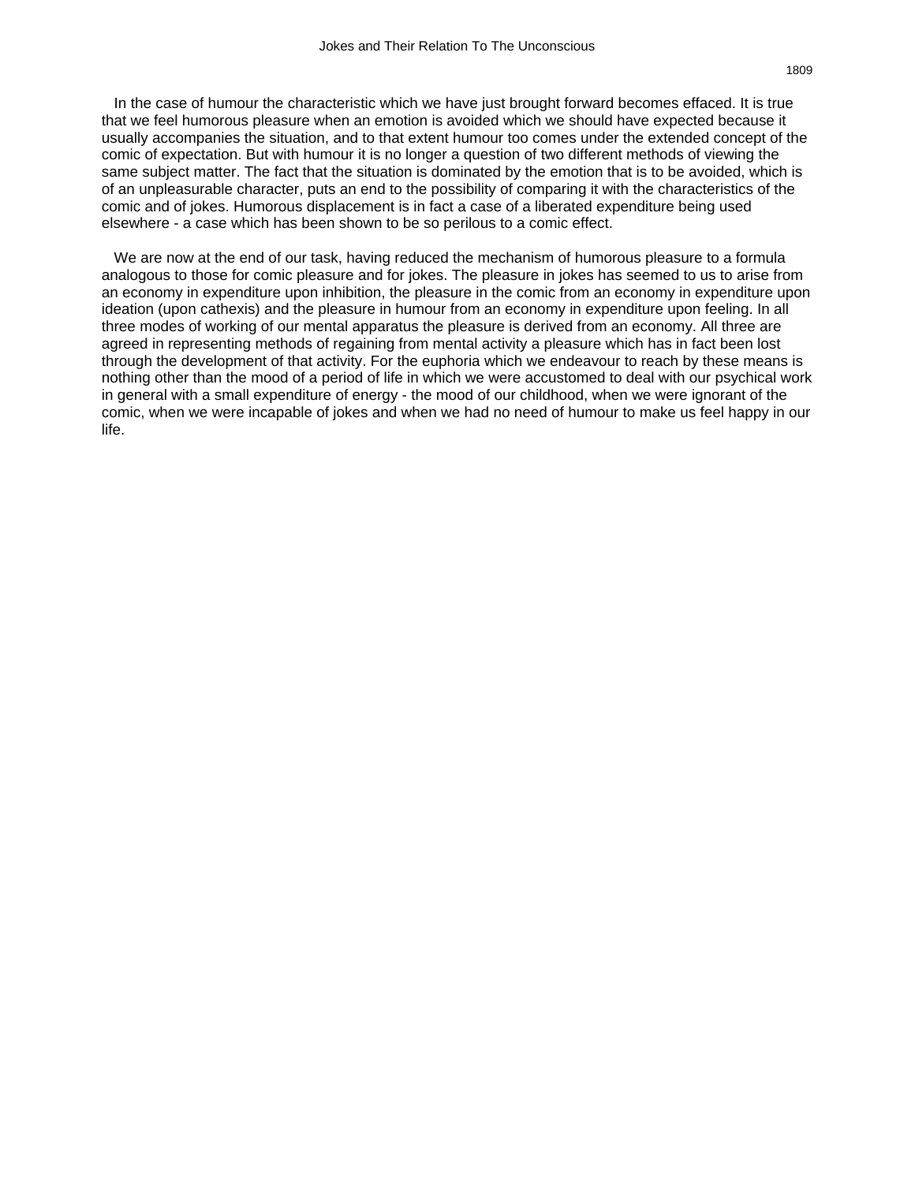In the case of humour the characteristic which we have just brought forward becomes effaced. It is true that we feel humorous pleasure when an emotion is avoided which we should have expected because it usually accompanies the situation, and to that extent humour too comes under the extended concept of the comic of expectation. But with humour it is no longer a question of two different methods of viewing the same subject matter. The fact that the situation is dominated by the emotion that is to be avoided, which is of an unpleasurable character, puts an end to the possibility of comparing it with the characteristics of the comic and of jokes. Humorous displacement is in fact a case of a liberated expenditure being used elsewhere - a case which has been shown to be so perilous to a comic effect.

We are now at the end of our task, having reduced the mechanism of humorous pleasure to a formula analogous to those for comic pleasure and for jokes. The pleasure in jokes has seemed to us to arise from an economy in expenditure upon inhibition, the pleasure in the comic from an economy in expenditure upon ideation (upon cathexis) and the pleasure in humour from an economy in expenditure upon feeling. In all three modes of working of our mental apparatus the pleasure is derived from an economy. All three are agreed in representing methods of regaining from mental activity a pleasure which has in fact been lost through the development of that activity. For the euphoria which we endeavour to reach by these means is nothing other than the mood of a period of life in which we were accustomed to deal with our psychical work in general with a small expenditure of energy - the mood of our childhood, when we were ignorant of the comic, when we were incapable of jokes and when we had no need of humour to make us feel happy in our life.